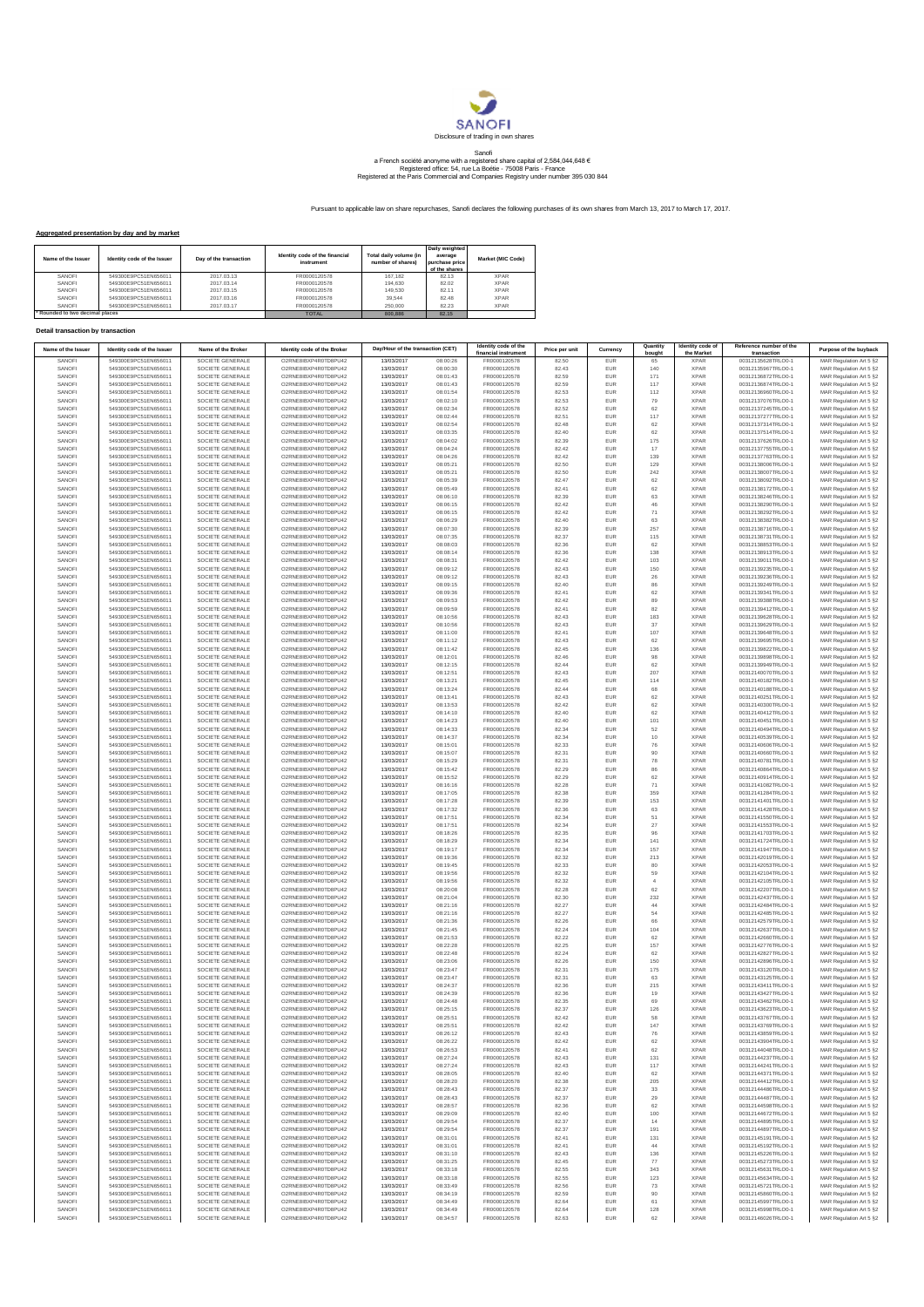SANOFI

Disclosure of trading in own shares

Sanofi
a French société anonyme with a registered share capital of 2,584,044,648 €
Registered office: 54, rue La Boétie - 75008 Paris - France
Registered at the Paris Commercial and Companies Registry under number 395 030 844

Pursuant to applicable law on share repurchases, Sanofi declares the following purchases of its own shares from March 13, 2017 to March 17, 2017.

**Aggregated presentation by day and by market**

| Name of the Issuer | Identity code of the Issuer | Day of the transaction | Identity code of the financial instrument | Total daily volume (in number of shares) | Daily weighted average purchase price of the shares | Market (MIC Code) |
|---|---|---|---|---|---|---|
| SANOFI | 549300E9PC51EN656011 | 2017.03.13 | FR0000120578 | 167,182 | 82.13 | XPAR |
| SANOFI | 549300E9PC51EN656011 | 2017.03.14 | FR0000120578 | 194,630 | 82.02 | XPAR |
| SANOFI | 549300E9PC51EN656011 | 2017.03.15 | FR0000120578 | 149,530 | 82.11 | XPAR |
| SANOFI | 549300E9PC51EN656011 | 2017.03.16 | FR0000120578 | 39,544 | 82.48 | XPAR |
| SANOFI | 549300E9PC51EN656011 | 2017.03.17 | FR0000120578 | 250,000 | 82.23 | XPAR |
| * Rounded to two decimal places | | | TOTAL | 800,886 | 82.15 | |

**Detail transaction by transaction**

| Name of the Issuer | Identity code of the Issuer | Name of the Broker | Identity code of the Broker | Day/Hour of the transaction (CET) | | Identity code of the financial instrument | Price per unit | Currency | Quantity bought | Identity code of the Market | Reference number of the transaction | Purpose of the buyback |
|---|---|---|---|---|---|---|---|---|---|---|---|---|
| SANOFI | 549300E9PC51EN656011 | SOCIETE GENERALE | O2RNE8IBXP4R0TD8PU42 | 13/03/2017 | 08:00:26 | FR0000120578 | 82.50 | EUR | 65 | XPAR | 00312135628TRLO0-1 | MAR Regulation Art 5 §2 |
| SANOFI | 549300E9PC51EN656011 | SOCIETE GENERALE | O2RNE8IBXP4R0TD8PU42 | 13/03/2017 | 08:00:30 | FR0000120578 | 82.43 | EUR | 140 | XPAR | 00312135667TRLO0-1 | MAR Regulation Art 5 §2 |
| SANOFI | 549300E9PC51EN656011 | SOCIETE GENERALE | O2RNE8IBXP4R0TD8PU42 | 13/03/2017 | 08:01:43 | FR0000120578 | 82.59 | EUR | 171 | XPAR | 00312136872TRLO0-1 | MAR Regulation Art 5 §2 |
| SANOFI | 549300E9PC51EN656011 | SOCIETE GENERALE | O2RNE8IBXP4R0TD8PU42 | 13/03/2017 | 08:01:43 | FR0000120578 | 82.59 | EUR | 117 | XPAR | 00312136874TRLO0-1 | MAR Regulation Art 5 §2 |
| SANOFI | 549300E9PC51EN656011 | SOCIETE GENERALE | O2RNE8IBXP4R0TD8PU42 | 13/03/2017 | 08:01:54 | FR0000120578 | 82.53 | EUR | 112 | XPAR | 00312136960TRLO0-1 | MAR Regulation Art 5 §2 |
| SANOFI | 549300E9PC51EN656011 | SOCIETE GENERALE | O2RNE8IBXP4R0TD8PU42 | 13/03/2017 | 08:02:10 | FR0000120578 | 82.53 | EUR | 79 | XPAR | 00312137076TRLO0-1 | MAR Regulation Art 5 §2 |
| SANOFI | 549300E9PC51EN656011 | SOCIETE GENERALE | O2RNE8IBXP4R0TD8PU42 | 13/03/2017 | 08:02:34 | FR0000120578 | 82.52 | EUR | 62 | XPAR | 00312137245TRLO0-1 | MAR Regulation Art 5 §2 |
| SANOFI | 549300E9PC51EN656011 | SOCIETE GENERALE | O2RNE8IBXP4R0TD8PU42 | 13/03/2017 | 08:02:44 | FR0000120578 | 82.51 | EUR | 117 | XPAR | 00312137277TRLO0-1 | MAR Regulation Art 5 §2 |
| SANOFI | 549300E9PC51EN656011 | SOCIETE GENERALE | O2RNE8IBXP4R0TD8PU42 | 13/03/2017 | 08:02:54 | FR0000120578 | 82.48 | EUR | 62 | XPAR | 00312137314TRLO0-1 | MAR Regulation Art 5 §2 |
| SANOFI | 549300E9PC51EN656011 | SOCIETE GENERALE | O2RNE8IBXP4R0TD8PU42 | 13/03/2017 | 08:03:35 | FR0000120578 | 82.40 | EUR | 62 | XPAR | 00312137514TRLO0-1 | MAR Regulation Art 5 §2 |
| SANOFI | 549300E9PC51EN656011 | SOCIETE GENERALE | O2RNE8IBXP4R0TD8PU42 | 13/03/2017 | 08:04:02 | FR0000120578 | 82.39 | EUR | 175 | XPAR | 00312137626TRLO0-1 | MAR Regulation Art 5 §2 |
| SANOFI | 549300E9PC51EN656011 | SOCIETE GENERALE | O2RNE8IBXP4R0TD8PU42 | 13/03/2017 | 08:04:24 | FR0000120578 | 82.42 | EUR | 17 | XPAR | 00312137755TRLO0-1 | MAR Regulation Art 5 §2 |
| SANOFI | 549300E9PC51EN656011 | SOCIETE GENERALE | O2RNE8IBXP4R0TD8PU42 | 13/03/2017 | 08:04:26 | FR0000120578 | 82.42 | EUR | 139 | XPAR | 00312137763TRLO0-1 | MAR Regulation Art 5 §2 |
| SANOFI | 549300E9PC51EN656011 | SOCIETE GENERALE | O2RNE8IBXP4R0TD8PU42 | 13/03/2017 | 08:05:21 | FR0000120578 | 82.50 | EUR | 129 | XPAR | 00312138006TRLO0-1 | MAR Regulation Art 5 §2 |
| SANOFI | 549300E9PC51EN656011 | SOCIETE GENERALE | O2RNE8IBXP4R0TD8PU42 | 13/03/2017 | 08:05:21 | FR0000120578 | 82.50 | EUR | 242 | XPAR | 00312138007TRLO0-1 | MAR Regulation Art 5 §2 |
| SANOFI | 549300E9PC51EN656011 | SOCIETE GENERALE | O2RNE8IBXP4R0TD8PU42 | 13/03/2017 | 08:05:39 | FR0000120578 | 82.47 | EUR | 62 | XPAR | 00312138092TRLO0-1 | MAR Regulation Art 5 §2 |
| SANOFI | 549300E9PC51EN656011 | SOCIETE GENERALE | O2RNE8IBXP4R0TD8PU42 | 13/03/2017 | 08:05:49 | FR0000120578 | 82.41 | EUR | 62 | XPAR | 00312138172TRLO0-1 | MAR Regulation Art 5 §2 |
| SANOFI | 549300E9PC51EN656011 | SOCIETE GENERALE | O2RNE8IBXP4R0TD8PU42 | 13/03/2017 | 08:06:10 | FR0000120578 | 82.39 | EUR | 63 | XPAR | 00312138246TRLO0-1 | MAR Regulation Art 5 §2 |
| SANOFI | 549300E9PC51EN656011 | SOCIETE GENERALE | O2RNE8IBXP4R0TD8PU42 | 13/03/2017 | 08:06:15 | FR0000120578 | 82.42 | EUR | 46 | XPAR | 00312138290TRLO0-1 | MAR Regulation Art 5 §2 |
| SANOFI | 549300E9PC51EN656011 | SOCIETE GENERALE | O2RNE8IBXP4R0TD8PU42 | 13/03/2017 | 08:06:15 | FR0000120578 | 82.42 | EUR | 71 | XPAR | 00312138292TRLO0-1 | MAR Regulation Art 5 §2 |
| SANOFI | 549300E9PC51EN656011 | SOCIETE GENERALE | O2RNE8IBXP4R0TD8PU42 | 13/03/2017 | 08:06:29 | FR0000120578 | 82.40 | EUR | 63 | XPAR | 00312138382TRLO0-1 | MAR Regulation Art 5 §2 |
| SANOFI | 549300E9PC51EN656011 | SOCIETE GENERALE | O2RNE8IBXP4R0TD8PU42 | 13/03/2017 | 08:07:30 | FR0000120578 | 82.39 | EUR | 257 | XPAR | 00312138716TRLO0-1 | MAR Regulation Art 5 §2 |
| SANOFI | 549300E9PC51EN656011 | SOCIETE GENERALE | O2RNE8IBXP4R0TD8PU42 | 13/03/2017 | 08:07:35 | FR0000120578 | 82.37 | EUR | 115 | XPAR | 00312138731TRLO0-1 | MAR Regulation Art 5 §2 |
| SANOFI | 549300E9PC51EN656011 | SOCIETE GENERALE | O2RNE8IBXP4R0TD8PU42 | 13/03/2017 | 08:08:03 | FR0000120578 | 82.36 | EUR | 62 | XPAR | 00312138853TRLO0-1 | MAR Regulation Art 5 §2 |
| SANOFI | 549300E9PC51EN656011 | SOCIETE GENERALE | O2RNE8IBXP4R0TD8PU42 | 13/03/2017 | 08:08:14 | FR0000120578 | 82.36 | EUR | 138 | XPAR | 00312138913TRLO0-1 | MAR Regulation Art 5 §2 |
| SANOFI | 549300E9PC51EN656011 | SOCIETE GENERALE | O2RNE8IBXP4R0TD8PU42 | 13/03/2017 | 08:08:31 | FR0000120578 | 82.42 | EUR | 103 | XPAR | 00312139011TRLO0-1 | MAR Regulation Art 5 §2 |
| SANOFI | 549300E9PC51EN656011 | SOCIETE GENERALE | O2RNE8IBXP4R0TD8PU42 | 13/03/2017 | 08:09:12 | FR0000120578 | 82.43 | EUR | 150 | XPAR | 00312139235TRLO0-1 | MAR Regulation Art 5 §2 |
| SANOFI | 549300E9PC51EN656011 | SOCIETE GENERALE | O2RNE8IBXP4R0TD8PU42 | 13/03/2017 | 08:09:12 | FR0000120578 | 82.43 | EUR | 26 | XPAR | 00312139236TRLO0-1 | MAR Regulation Art 5 §2 |
| SANOFI | 549300E9PC51EN656011 | SOCIETE GENERALE | O2RNE8IBXP4R0TD8PU42 | 13/03/2017 | 08:09:15 | FR0000120578 | 82.40 | EUR | 86 | XPAR | 00312139249TRLO0-1 | MAR Regulation Art 5 §2 |
| SANOFI | 549300E9PC51EN656011 | SOCIETE GENERALE | O2RNE8IBXP4R0TD8PU42 | 13/03/2017 | 08:09:36 | FR0000120578 | 82.41 | EUR | 62 | XPAR | 00312139341TRLO0-1 | MAR Regulation Art 5 §2 |
| SANOFI | 549300E9PC51EN656011 | SOCIETE GENERALE | O2RNE8IBXP4R0TD8PU42 | 13/03/2017 | 08:09:53 | FR0000120578 | 82.42 | EUR | 89 | XPAR | 00312139398TRLO0-1 | MAR Regulation Art 5 §2 |
| SANOFI | 549300E9PC51EN656011 | SOCIETE GENERALE | O2RNE8IBXP4R0TD8PU42 | 13/03/2017 | 08:09:59 | FR0000120578 | 82.41 | EUR | 82 | XPAR | 00312139412TRLO0-1 | MAR Regulation Art 5 §2 |
| SANOFI | 549300E9PC51EN656011 | SOCIETE GENERALE | O2RNE8IBXP4R0TD8PU42 | 13/03/2017 | 08:10:56 | FR0000120578 | 82.43 | EUR | 183 | XPAR | 00312139628TRLO0-1 | MAR Regulation Art 5 §2 |
| SANOFI | 549300E9PC51EN656011 | SOCIETE GENERALE | O2RNE8IBXP4R0TD8PU42 | 13/03/2017 | 08:10:56 | FR0000120578 | 82.43 | EUR | 37 | XPAR | 00312139629TRLO0-1 | MAR Regulation Art 5 §2 |
| SANOFI | 549300E9PC51EN656011 | SOCIETE GENERALE | O2RNE8IBXP4R0TD8PU42 | 13/03/2017 | 08:11:00 | FR0000120578 | 82.41 | EUR | 107 | XPAR | 00312139648TRLO0-1 | MAR Regulation Art 5 §2 |
| SANOFI | 549300E9PC51EN656011 | SOCIETE GENERALE | O2RNE8IBXP4R0TD8PU42 | 13/03/2017 | 08:11:12 | FR0000120578 | 82.43 | EUR | 62 | XPAR | 00312139695TRLO0-1 | MAR Regulation Art 5 §2 |
| SANOFI | 549300E9PC51EN656011 | SOCIETE GENERALE | O2RNE8IBXP4R0TD8PU42 | 13/03/2017 | 08:11:42 | FR0000120578 | 82.45 | EUR | 136 | XPAR | 00312139822TRLO0-1 | MAR Regulation Art 5 §2 |
| SANOFI | 549300E9PC51EN656011 | SOCIETE GENERALE | O2RNE8IBXP4R0TD8PU42 | 13/03/2017 | 08:12:01 | FR0000120578 | 82.46 | EUR | 98 | XPAR | 00312139898TRLO0-1 | MAR Regulation Art 5 §2 |
| SANOFI | 549300E9PC51EN656011 | SOCIETE GENERALE | O2RNE8IBXP4R0TD8PU42 | 13/03/2017 | 08:12:15 | FR0000120578 | 82.44 | EUR | 62 | XPAR | 00312139949TRLO0-1 | MAR Regulation Art 5 §2 |
| SANOFI | 549300E9PC51EN656011 | SOCIETE GENERALE | O2RNE8IBXP4R0TD8PU42 | 13/03/2017 | 08:12:51 | FR0000120578 | 82.43 | EUR | 207 | XPAR | 00312140070TRLO0-1 | MAR Regulation Art 5 §2 |
| SANOFI | 549300E9PC51EN656011 | SOCIETE GENERALE | O2RNE8IBXP4R0TD8PU42 | 13/03/2017 | 08:13:21 | FR0000120578 | 82.45 | EUR | 114 | XPAR | 00312140182TRLO0-1 | MAR Regulation Art 5 §2 |
| SANOFI | 549300E9PC51EN656011 | SOCIETE GENERALE | O2RNE8IBXP4R0TD8PU42 | 13/03/2017 | 08:13:24 | FR0000120578 | 82.44 | EUR | 68 | XPAR | 00312140188TRLO0-1 | MAR Regulation Art 5 §2 |
| SANOFI | 549300E9PC51EN656011 | SOCIETE GENERALE | O2RNE8IBXP4R0TD8PU42 | 13/03/2017 | 08:13:41 | FR0000120578 | 82.43 | EUR | 62 | XPAR | 00312140251TRLO0-1 | MAR Regulation Art 5 §2 |
| SANOFI | 549300E9PC51EN656011 | SOCIETE GENERALE | O2RNE8IBXP4R0TD8PU42 | 13/03/2017 | 08:13:53 | FR0000120578 | 82.42 | EUR | 62 | XPAR | 00312140306TRLO0-1 | MAR Regulation Art 5 §2 |
| SANOFI | 549300E9PC51EN656011 | SOCIETE GENERALE | O2RNE8IBXP4R0TD8PU42 | 13/03/2017 | 08:14:10 | FR0000120578 | 82.40 | EUR | 62 | XPAR | 00312140412TRLO0-1 | MAR Regulation Art 5 §2 |
| SANOFI | 549300E9PC51EN656011 | SOCIETE GENERALE | O2RNE8IBXP4R0TD8PU42 | 13/03/2017 | 08:14:23 | FR0000120578 | 82.40 | EUR | 101 | XPAR | 00312140451TRLO0-1 | MAR Regulation Art 5 §2 |
| SANOFI | 549300E9PC51EN656011 | SOCIETE GENERALE | O2RNE8IBXP4R0TD8PU42 | 13/03/2017 | 08:14:33 | FR0000120578 | 82.34 | EUR | 52 | XPAR | 00312140494TRLO0-1 | MAR Regulation Art 5 §2 |
| SANOFI | 549300E9PC51EN656011 | SOCIETE GENERALE | O2RNE8IBXP4R0TD8PU42 | 13/03/2017 | 08:14:37 | FR0000120578 | 82.34 | EUR | 10 | XPAR | 00312140539TRLO0-1 | MAR Regulation Art 5 §2 |
| SANOFI | 549300E9PC51EN656011 | SOCIETE GENERALE | O2RNE8IBXP4R0TD8PU42 | 13/03/2017 | 08:15:01 | FR0000120578 | 82.33 | EUR | 76 | XPAR | 00312140606TRLO0-1 | MAR Regulation Art 5 §2 |
| SANOFI | 549300E9PC51EN656011 | SOCIETE GENERALE | O2RNE8IBXP4R0TD8PU42 | 13/03/2017 | 08:15:07 | FR0000120578 | 82.31 | EUR | 90 | XPAR | 00312140660TRLO0-1 | MAR Regulation Art 5 §2 |
| SANOFI | 549300E9PC51EN656011 | SOCIETE GENERALE | O2RNE8IBXP4R0TD8PU42 | 13/03/2017 | 08:15:29 | FR0000120578 | 82.31 | EUR | 78 | XPAR | 00312140781TRLO0-1 | MAR Regulation Art 5 §2 |
| SANOFI | 549300E9PC51EN656011 | SOCIETE GENERALE | O2RNE8IBXP4R0TD8PU42 | 13/03/2017 | 08:15:42 | FR0000120578 | 82.29 | EUR | 86 | XPAR | 00312140864TRLO0-1 | MAR Regulation Art 5 §2 |
| SANOFI | 549300E9PC51EN656011 | SOCIETE GENERALE | O2RNE8IBXP4R0TD8PU42 | 13/03/2017 | 08:15:52 | FR0000120578 | 82.29 | EUR | 62 | XPAR | 00312140914TRLO0-1 | MAR Regulation Art 5 §2 |
| SANOFI | 549300E9PC51EN656011 | SOCIETE GENERALE | O2RNE8IBXP4R0TD8PU42 | 13/03/2017 | 08:16:16 | FR0000120578 | 82.28 | EUR | 71 | XPAR | 00312141082TRLO0-1 | MAR Regulation Art 5 §2 |
| SANOFI | 549300E9PC51EN656011 | SOCIETE GENERALE | O2RNE8IBXP4R0TD8PU42 | 13/03/2017 | 08:17:05 | FR0000120578 | 82.38 | EUR | 359 | XPAR | 00312141284TRLO0-1 | MAR Regulation Art 5 §2 |
| SANOFI | 549300E9PC51EN656011 | SOCIETE GENERALE | O2RNE8IBXP4R0TD8PU42 | 13/03/2017 | 08:17:28 | FR0000120578 | 82.39 | EUR | 153 | XPAR | 00312141401TRLO0-1 | MAR Regulation Art 5 §2 |
| SANOFI | 549300E9PC51EN656011 | SOCIETE GENERALE | O2RNE8IBXP4R0TD8PU42 | 13/03/2017 | 08:17:32 | FR0000120578 | 82.36 | EUR | 63 | XPAR | 00312141428TRLO0-1 | MAR Regulation Art 5 §2 |
| SANOFI | 549300E9PC51EN656011 | SOCIETE GENERALE | O2RNE8IBXP4R0TD8PU42 | 13/03/2017 | 08:17:51 | FR0000120578 | 82.34 | EUR | 51 | XPAR | 00312141550TRLO0-1 | MAR Regulation Art 5 §2 |
| SANOFI | 549300E9PC51EN656011 | SOCIETE GENERALE | O2RNE8IBXP4R0TD8PU42 | 13/03/2017 | 08:17:51 | FR0000120578 | 82.34 | EUR | 27 | XPAR | 00312141553TRLO0-1 | MAR Regulation Art 5 §2 |
| SANOFI | 549300E9PC51EN656011 | SOCIETE GENERALE | O2RNE8IBXP4R0TD8PU42 | 13/03/2017 | 08:18:26 | FR0000120578 | 82.35 | EUR | 96 | XPAR | 00312141703TRLO0-1 | MAR Regulation Art 5 §2 |
| SANOFI | 549300E9PC51EN656011 | SOCIETE GENERALE | O2RNE8IBXP4R0TD8PU42 | 13/03/2017 | 08:18:29 | FR0000120578 | 82.34 | EUR | 141 | XPAR | 00312141724TRLO0-1 | MAR Regulation Art 5 §2 |
| SANOFI | 549300E9PC51EN656011 | SOCIETE GENERALE | O2RNE8IBXP4R0TD8PU42 | 13/03/2017 | 08:19:17 | FR0000120578 | 82.34 | EUR | 157 | XPAR | 00312141947TRLO0-1 | MAR Regulation Art 5 §2 |
| SANOFI | 549300E9PC51EN656011 | SOCIETE GENERALE | O2RNE8IBXP4R0TD8PU42 | 13/03/2017 | 08:19:36 | FR0000120578 | 82.32 | EUR | 213 | XPAR | 00312142019TRLO0-1 | MAR Regulation Art 5 §2 |
| SANOFI | 549300E9PC51EN656011 | SOCIETE GENERALE | O2RNE8IBXP4R0TD8PU42 | 13/03/2017 | 08:19:45 | FR0000120578 | 82.33 | EUR | 80 | XPAR | 00312142053TRLO0-1 | MAR Regulation Art 5 §2 |
| SANOFI | 549300E9PC51EN656011 | SOCIETE GENERALE | O2RNE8IBXP4R0TD8PU42 | 13/03/2017 | 08:19:56 | FR0000120578 | 82.32 | EUR | 59 | XPAR | 00312142104TRLO0-1 | MAR Regulation Art 5 §2 |
| SANOFI | 549300E9PC51EN656011 | SOCIETE GENERALE | O2RNE8IBXP4R0TD8PU42 | 13/03/2017 | 08:19:56 | FR0000120578 | 82.32 | EUR | 4 | XPAR | 00312142105TRLO0-1 | MAR Regulation Art 5 §2 |
| SANOFI | 549300E9PC51EN656011 | SOCIETE GENERALE | O2RNE8IBXP4R0TD8PU42 | 13/03/2017 | 08:20:06 | FR0000120578 | 82.28 | EUR | 62 | XPAR | 00312142207TRLO0-1 | MAR Regulation Art 5 §2 |
| SANOFI | 549300E9PC51EN656011 | SOCIETE GENERALE | O2RNE8IBXP4R0TD8PU42 | 13/03/2017 | 08:21:04 | FR0000120578 | 82.30 | EUR | 232 | XPAR | 00312142437TRLO0-1 | MAR Regulation Art 5 §2 |
| SANOFI | 549300E9PC51EN656011 | SOCIETE GENERALE | O2RNE8IBXP4R0TD8PU42 | 13/03/2017 | 08:21:16 | FR0000120578 | 82.27 | EUR | 44 | XPAR | 00312142484TRLO0-1 | MAR Regulation Art 5 §2 |
| SANOFI | 549300E9PC51EN656011 | SOCIETE GENERALE | O2RNE8IBXP4R0TD8PU42 | 13/03/2017 | 08:21:16 | FR0000120578 | 82.27 | EUR | 54 | XPAR | 00312142485TRLO0-1 | MAR Regulation Art 5 §2 |
| SANOFI | 549300E9PC51EN656011 | SOCIETE GENERALE | O2RNE8IBXP4R0TD8PU42 | 13/03/2017 | 08:21:36 | FR0000120578 | 82.26 | EUR | 66 | XPAR | 00312142579TRLO0-1 | MAR Regulation Art 5 §2 |
| SANOFI | 549300E9PC51EN656011 | SOCIETE GENERALE | O2RNE8IBXP4R0TD8PU42 | 13/03/2017 | 08:21:45 | FR0000120578 | 82.24 | EUR | 104 | XPAR | 00312142637TRLO0-1 | MAR Regulation Art 5 §2 |
| SANOFI | 549300E9PC51EN656011 | SOCIETE GENERALE | O2RNE8IBXP4R0TD8PU42 | 13/03/2017 | 08:21:53 | FR0000120578 | 82.22 | EUR | 62 | XPAR | 00312142660TRLO0-1 | MAR Regulation Art 5 §2 |
| SANOFI | 549300E9PC51EN656011 | SOCIETE GENERALE | O2RNE8IBXP4R0TD8PU42 | 13/03/2017 | 08:22:28 | FR0000120578 | 82.25 | EUR | 157 | XPAR | 00312142776TRLO0-1 | MAR Regulation Art 5 §2 |
| SANOFI | 549300E9PC51EN656011 | SOCIETE GENERALE | O2RNE8IBXP4R0TD8PU42 | 13/03/2017 | 08:22:48 | FR0000120578 | 82.24 | EUR | 62 | XPAR | 00312142827TRLO0-1 | MAR Regulation Art 5 §2 |
| SANOFI | 549300E9PC51EN656011 | SOCIETE GENERALE | O2RNE8IBXP4R0TD8PU42 | 13/03/2017 | 08:23:06 | FR0000120578 | 82.26 | EUR | 150 | XPAR | 00312142896TRLO0-1 | MAR Regulation Art 5 §2 |
| SANOFI | 549300E9PC51EN656011 | SOCIETE GENERALE | O2RNE8IBXP4R0TD8PU42 | 13/03/2017 | 08:23:47 | FR0000120578 | 82.31 | EUR | 175 | XPAR | 00312143120TRLO0-1 | MAR Regulation Art 5 §2 |
| SANOFI | 549300E9PC51EN656011 | SOCIETE GENERALE | O2RNE8IBXP4R0TD8PU42 | 13/03/2017 | 08:23:47 | FR0000120578 | 82.31 | EUR | 63 | XPAR | 00312143125TRLO0-1 | MAR Regulation Art 5 §2 |
| SANOFI | 549300E9PC51EN656011 | SOCIETE GENERALE | O2RNE8IBXP4R0TD8PU42 | 13/03/2017 | 08:24:37 | FR0000120578 | 82.36 | EUR | 215 | XPAR | 00312143411TRLO0-1 | MAR Regulation Art 5 §2 |
| SANOFI | 549300E9PC51EN656011 | SOCIETE GENERALE | O2RNE8IBXP4R0TD8PU42 | 13/03/2017 | 08:24:39 | FR0000120578 | 82.36 | EUR | 19 | XPAR | 00312143427TRLO0-1 | MAR Regulation Art 5 §2 |
| SANOFI | 549300E9PC51EN656011 | SOCIETE GENERALE | O2RNE8IBXP4R0TD8PU42 | 13/03/2017 | 08:24:48 | FR0000120578 | 82.35 | EUR | 69 | XPAR | 00312143462TRLO0-1 | MAR Regulation Art 5 §2 |
| SANOFI | 549300E9PC51EN656011 | SOCIETE GENERALE | O2RNE8IBXP4R0TD8PU42 | 13/03/2017 | 08:25:15 | FR0000120578 | 82.37 | EUR | 126 | XPAR | 00312143625TRLO0-1 | MAR Regulation Art 5 §2 |
| SANOFI | 549300E9PC51EN656011 | SOCIETE GENERALE | O2RNE8IBXP4R0TD8PU42 | 13/03/2017 | 08:25:51 | FR0000120578 | 82.42 | EUR | 56 | XPAR | 00312143767TRLO0-1 | MAR Regulation Art 5 §2 |
| SANOFI | 549300E9PC51EN656011 | SOCIETE GENERALE | O2RNE8IBXP4R0TD8PU42 | 13/03/2017 | 08:25:51 | FR0000120578 | 82.42 | EUR | 147 | XPAR | 00312143769TRLO0-1 | MAR Regulation Art 5 §2 |
| SANOFI | 549300E9PC51EN656011 | SOCIETE GENERALE | O2RNE8IBXP4R0TD8PU42 | 13/03/2017 | 08:26:12 | FR0000120578 | 82.43 | EUR | 76 | XPAR | 00312143859TRLO0-1 | MAR Regulation Art 5 §2 |
| SANOFI | 549300E9PC51EN656011 | SOCIETE GENERALE | O2RNE8IBXP4R0TD8PU42 | 13/03/2017 | 08:26:22 | FR0000120578 | 82.42 | EUR | 62 | XPAR | 00312143904TRLO0-1 | MAR Regulation Art 5 §2 |
| SANOFI | 549300E9PC51EN656011 | SOCIETE GENERALE | O2RNE8IBXP4R0TD8PU42 | 13/03/2017 | 08:26:53 | FR0000120578 | 82.41 | EUR | 62 | XPAR | 00312144048TRLO0-1 | MAR Regulation Art 5 §2 |
| SANOFI | 549300E9PC51EN656011 | SOCIETE GENERALE | O2RNE8IBXP4R0TD8PU42 | 13/03/2017 | 08:27:24 | FR0000120578 | 82.43 | EUR | 131 | XPAR | 00312144237TRLO0-1 | MAR Regulation Art 5 §2 |
| SANOFI | 549300E9PC51EN656011 | SOCIETE GENERALE | O2RNE8IBXP4R0TD8PU42 | 13/03/2017 | 08:27:24 | FR0000120578 | 82.43 | EUR | 117 | XPAR | 00312144241TRLO0-1 | MAR Regulation Art 5 §2 |
| SANOFI | 549300E9PC51EN656011 | SOCIETE GENERALE | O2RNE8IBXP4R0TD8PU42 | 13/03/2017 | 08:28:05 | FR0000120578 | 82.40 | EUR | 62 | XPAR | 00312144371TRLO0-1 | MAR Regulation Art 5 §2 |
| SANOFI | 549300E9PC51EN656011 | SOCIETE GENERALE | O2RNE8IBXP4R0TD8PU42 | 13/03/2017 | 08:28:20 | FR0000120578 | 82.38 | EUR | 205 | XPAR | 00312144412TRLO0-1 | MAR Regulation Art 5 §2 |
| SANOFI | 549300E9PC51EN656011 | SOCIETE GENERALE | O2RNE8IBXP4R0TD8PU42 | 13/03/2017 | 08:28:43 | FR0000120578 | 82.37 | EUR | 33 | XPAR | 00312144486TRLO0-1 | MAR Regulation Art 5 §2 |
| SANOFI | 549300E9PC51EN656011 | SOCIETE GENERALE | O2RNE8IBXP4R0TD8PU42 | 13/03/2017 | 08:28:43 | FR0000120578 | 82.37 | EUR | 29 | XPAR | 00312144487TRLO0-1 | MAR Regulation Art 5 §2 |
| SANOFI | 549300E9PC51EN656011 | SOCIETE GENERALE | O2RNE8IBXP4R0TD8PU42 | 13/03/2017 | 08:28:57 | FR0000120578 | 82.36 | EUR | 62 | XPAR | 00312144598TRLO0-1 | MAR Regulation Art 5 §2 |
| SANOFI | 549300E9PC51EN656011 | SOCIETE GENERALE | O2RNE8IBXP4R0TD8PU42 | 13/03/2017 | 08:29:09 | FR0000120578 | 82.40 | EUR | 100 | XPAR | 00312144672TRLO0-1 | MAR Regulation Art 5 §2 |
| SANOFI | 549300E9PC51EN656011 | SOCIETE GENERALE | O2RNE8IBXP4R0TD8PU42 | 13/03/2017 | 08:29:54 | FR0000120578 | 82.37 | EUR | 14 | XPAR | 00312144895TRLO0-1 | MAR Regulation Art 5 §2 |
| SANOFI | 549300E9PC51EN656011 | SOCIETE GENERALE | O2RNE8IBXP4R0TD8PU42 | 13/03/2017 | 08:29:54 | FR0000120578 | 82.37 | EUR | 191 | XPAR | 00312144897TRLO0-1 | MAR Regulation Art 5 §2 |
| SANOFI | 549300E9PC51EN656011 | SOCIETE GENERALE | O2RNE8IBXP4R0TD8PU42 | 13/03/2017 | 08:31:01 | FR0000120578 | 82.41 | EUR | 131 | XPAR | 00312145191TRLO0-1 | MAR Regulation Art 5 §2 |
| SANOFI | 549300E9PC51EN656011 | SOCIETE GENERALE | O2RNE8IBXP4R0TD8PU42 | 13/03/2017 | 08:31:01 | FR0000120578 | 82.41 | EUR | 44 | XPAR | 00312145192TRLO0-1 | MAR Regulation Art 5 §2 |
| SANOFI | 549300E9PC51EN656011 | SOCIETE GENERALE | O2RNE8IBXP4R0TD8PU42 | 13/03/2017 | 08:31:10 | FR0000120578 | 82.43 | EUR | 136 | XPAR | 00312145226TRLO0-1 | MAR Regulation Art 5 §2 |
| SANOFI | 549300E9PC51EN656011 | SOCIETE GENERALE | O2RNE8IBXP4R0TD8PU42 | 13/03/2017 | 08:31:25 | FR0000120578 | 82.45 | EUR | 77 | XPAR | 00312145273TRLO0-1 | MAR Regulation Art 5 §2 |
| SANOFI | 549300E9PC51EN656011 | SOCIETE GENERALE | O2RNE8IBXP4R0TD8PU42 | 13/03/2017 | 08:33:18 | FR0000120578 | 82.55 | EUR | 343 | XPAR | 00312145631TRLO0-1 | MAR Regulation Art 5 §2 |
| SANOFI | 549300E9PC51EN656011 | SOCIETE GENERALE | O2RNE8IBXP4R0TD8PU42 | 13/03/2017 | 08:33:18 | FR0000120578 | 82.55 | EUR | 123 | XPAR | 00312145634TRLO0-1 | MAR Regulation Art 5 §2 |
| SANOFI | 549300E9PC51EN656011 | SOCIETE GENERALE | O2RNE8IBXP4R0TD8PU42 | 13/03/2017 | 08:33:49 | FR0000120578 | 82.56 | EUR | 73 | XPAR | 00312145721TRLO0-1 | MAR Regulation Art 5 §2 |
| SANOFI | 549300E9PC51EN656011 | SOCIETE GENERALE | O2RNE8IBXP4R0TD8PU42 | 13/03/2017 | 08:34:19 | FR0000120578 | 82.59 | EUR | 90 | XPAR | 00312145880TRLO0-1 | MAR Regulation Art 5 §2 |
| SANOFI | 549300E9PC51EN656011 | SOCIETE GENERALE | O2RNE8IBXP4R0TD8PU42 | 13/03/2017 | 08:34:49 | FR0000120578 | 82.64 | EUR | 61 | XPAR | 00312145997TRLO0-1 | MAR Regulation Art 5 §2 |
| SANOFI | 549300E9PC51EN656011 | SOCIETE GENERALE | O2RNE8IBXP4R0TD8PU42 | 13/03/2017 | 08:34:49 | FR0000120578 | 82.64 | EUR | 128 | XPAR | 00312145998TRLO0-1 | MAR Regulation Art 5 §2 |
| SANOFI | 549300E9PC51EN656011 | SOCIETE GENERALE | O2RNE8IBXP4R0TD8PU42 | 13/03/2017 | 08:34:57 | FR0000120578 | 82.63 | EUR | 62 | XPAR | 00312146026TRLO0-1 | MAR Regulation Art 5 §2 |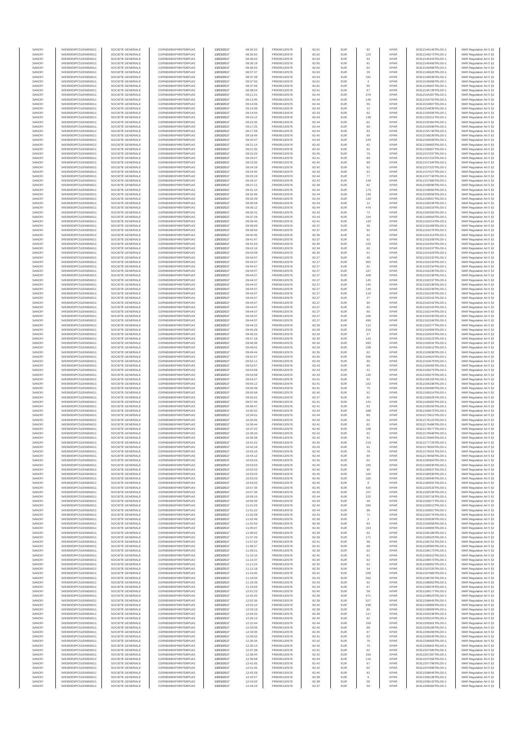| | | | | | | | | | | | | |
|---|---|---|---|---|---|---|---|---|---|---|---|---|
| SANOFI | 549300E9PC51EN656011 | SOCIETE GENERALE | O2RNE8IBXP4R0TD8PU42 | 13/03/2017 | 08:35:22 | FR0000120578 | 82.61 | EUR | 92 | XPAR | 00312146140TRLO0-1 | MAR Regulation Art 5 §2 |
| SANOFI | 549300E9PC51EN656011 | SOCIETE GENERALE | O2RNE8IBXP4R0TD8PU42 | 13/03/2017 | 08:35:50 | FR0000120578 | 82.62 | EUR | 123 | XPAR | 00312146273TRLO0-1 | MAR Regulation Art 5 §2 |
| SANOFI | 549300E9PC51EN656011 | SOCIETE GENERALE | O2RNE8IBXP4R0TD8PU42 | 13/03/2017 | 08:36:03 | FR0000120578 | 82.63 | EUR | 62 | XPAR | 00312146343TRLO0-1 | MAR Regulation Art 5 §2 |
| SANOFI | 549300E9PC51EN656011 | SOCIETE GENERALE | O2RNE8IBXP4R0TD8PU42 | 13/03/2017 | 08:36:19 | FR0000120578 | 82.65 | EUR | 91 | XPAR | 00312146406TRLO0-1 | MAR Regulation Art 5 §2 |
| SANOFI | 549300E9PC51EN656011 | SOCIETE GENERALE | O2RNE8IBXP4R0TD8PU42 | 13/03/2017 | 08:36:33 | FR0000120578 | 82.62 | EUR | 62 | XPAR | 00312146468TRLO0-1 | MAR Regulation Art 5 §2 |
| SANOFI | 549300E9PC51EN656011 | SOCIETE GENERALE | O2RNE8IBXP4R0TD8PU42 | 13/03/2017 | 08:37:37 | FR0000120578 | 82.63 | EUR | 29 | XPAR | 00312146626TRLO0-1 | MAR Regulation Art 5 §2 |
| SANOFI | 549300E9PC51EN656011 | SOCIETE GENERALE | O2RNE8IBXP4R0TD8PU42 | 13/03/2017 | 08:37:39 | FR0000120578 | 82.63 | EUR | 191 | XPAR | 00312146636TRLO0-1 | MAR Regulation Art 5 §2 |
| SANOFI | 549300E9PC51EN656011 | SOCIETE GENERALE | O2RNE8IBXP4R0TD8PU42 | 13/03/2017 | 08:37:56 | FR0000120578 | 82.61 | EUR | 4 | XPAR | 00312146668TRLO0-1 | MAR Regulation Art 5 §2 |
| SANOFI | 549300E9PC51EN656011 | SOCIETE GENERALE | O2RNE8IBXP4R0TD8PU42 | 13/03/2017 | 08:37:56 | FR0000120578 | 82.61 | EUR | 95 | XPAR | 00312146697TRLO0-1 | MAR Regulation Art 5 §2 |
| SANOFI | 549300E9PC51EN656011 | SOCIETE GENERALE | O2RNE8IBXP4R0TD8PU42 | 13/03/2017 | 08:38:04 | FR0000120578 | 82.61 | EUR | 67 | XPAR | 00312146728TRLO0-1 | MAR Regulation Art 5 §2 |
| SANOFI | 549300E9PC51EN656011 | SOCIETE GENERALE | O2RNE8IBXP4R0TD8PU42 | 13/03/2017 | 09:11:21 | FR0000120578 | 82.44 | EUR | 376 | XPAR | 00312154287TRLO0-1 | MAR Regulation Art 5 §2 |
| SANOFI | 549300E9PC51EN656011 | SOCIETE GENERALE | O2RNE8IBXP4R0TD8PU42 | 13/03/2017 | 09:13:45 | FR0000120578 | 82.44 | EUR | 146 | XPAR | 00312154755TRLO0-1 | MAR Regulation Art 5 §2 |
| SANOFI | 549300E9PC51EN656011 | SOCIETE GENERALE | O2RNE8IBXP4R0TD8PU42 | 13/03/2017 | 09:14:06 | FR0000120578 | 82.44 | EUR | 56 | XPAR | 00312154807TRLO0-1 | MAR Regulation Art 5 §2 |
| SANOFI | 549300E9PC51EN656011 | SOCIETE GENERALE | O2RNE8IBXP4R0TD8PU42 | 13/03/2017 | 09:14:09 | FR0000120578 | 82.44 | EUR | 12 | XPAR | 00312154839TRLO0-1 | MAR Regulation Art 5 §2 |
| SANOFI | 549300E9PC51EN656011 | SOCIETE GENERALE | O2RNE8IBXP4R0TD8PU42 | 13/03/2017 | 09:14:50 | FR0000120578 | 82.43 | EUR | 62 | XPAR | 00312155006TRLO0-1 | MAR Regulation Art 5 §2 |
| SANOFI | 549300E9PC51EN656011 | SOCIETE GENERALE | O2RNE8IBXP4R0TD8PU42 | 13/03/2017 | 09:16:12 | FR0000120578 | 82.44 | EUR | 138 | XPAR | 00312155311TRLO0-1 | MAR Regulation Art 5 §2 |
| SANOFI | 549300E9PC51EN656011 | SOCIETE GENERALE | O2RNE8IBXP4R0TD8PU42 | 13/03/2017 | 09:16:35 | FR0000120578 | 82.44 | EUR | 62 | XPAR | 00312155394TRLO0-1 | MAR Regulation Art 5 §2 |
| SANOFI | 549300E9PC51EN656011 | SOCIETE GENERALE | O2RNE8IBXP4R0TD8PU42 | 13/03/2017 | 09:17:25 | FR0000120578 | 82.44 | EUR | 69 | XPAR | 00312155598TRLO0-1 | MAR Regulation Art 5 §2 |
| SANOFI | 549300E9PC51EN656011 | SOCIETE GENERALE | O2RNE8IBXP4R0TD8PU42 | 13/03/2017 | 09:17:58 | FR0000120578 | 82.44 | EUR | 93 | XPAR | 00312155730TRLO0-1 | MAR Regulation Art 5 §2 |
| SANOFI | 549300E9PC51EN656011 | SOCIETE GENERALE | O2RNE8IBXP4R0TD8PU42 | 13/03/2017 | 09:18:49 | FR0000120578 | 82.40 | EUR | 66 | XPAR | 00312156039TRLO0-1 | MAR Regulation Art 5 §2 |
| SANOFI | 549300E9PC51EN656011 | SOCIETE GENERALE | O2RNE8IBXP4R0TD8PU42 | 13/03/2017 | 09:20:47 | FR0000120578 | 82.44 | EUR | 225 | XPAR | 00312156508TRLO0-1 | MAR Regulation Art 5 §2 |
| SANOFI | 549300E9PC51EN656011 | SOCIETE GENERALE | O2RNE8IBXP4R0TD8PU42 | 13/03/2017 | 09:21:14 | FR0000120578 | 82.42 | EUR | 62 | XPAR | 00312156663TRLO0-1 | MAR Regulation Art 5 §2 |
| SANOFI | 549300E9PC51EN656011 | SOCIETE GENERALE | O2RNE8IBXP4R0TD8PU42 | 13/03/2017 | 09:21:35 | FR0000120578 | 82.42 | EUR | 62 | XPAR | 00312156807TRLO0-1 | MAR Regulation Art 5 §2 |
| SANOFI | 549300E9PC51EN656011 | SOCIETE GENERALE | O2RNE8IBXP4R0TD8PU42 | 13/03/2017 | 09:22:20 | FR0000120578 | 82.40 | EUR | 79 | XPAR | 00312157037TRLO0-1 | MAR Regulation Art 5 §2 |
| SANOFI | 549300E9PC51EN656011 | SOCIETE GENERALE | O2RNE8IBXP4R0TD8PU42 | 13/03/2017 | 09:23:07 | FR0000120578 | 82.41 | EUR | 89 | XPAR | 00312157215TRLO0-1 | MAR Regulation Art 5 §2 |
| SANOFI | 549300E9PC51EN656011 | SOCIETE GENERALE | O2RNE8IBXP4R0TD8PU42 | 13/03/2017 | 09:23:35 | FR0000120578 | 82.40 | EUR | 89 | XPAR | 00312157340TRLO0-1 | MAR Regulation Art 5 §2 |
| SANOFI | 549300E9PC51EN656011 | SOCIETE GENERALE | O2RNE8IBXP4R0TD8PU42 | 13/03/2017 | 09:24:18 | FR0000120578 | 82.42 | EUR | 62 | XPAR | 00312157522TRLO0-1 | MAR Regulation Art 5 §2 |
| SANOFI | 549300E9PC51EN656011 | SOCIETE GENERALE | O2RNE8IBXP4R0TD8PU42 | 13/03/2017 | 09:24:40 | FR0000120578 | 82.43 | EUR | 62 | XPAR | 00312157627TRLO0-1 | MAR Regulation Art 5 §2 |
| SANOFI | 549300E9PC51EN656011 | SOCIETE GENERALE | O2RNE8IBXP4R0TD8PU42 | 13/03/2017 | 09:25:19 | FR0000120578 | 82.44 | EUR | 77 | XPAR | 00312157746TRLO0-1 | MAR Regulation Art 5 §2 |
| SANOFI | 549300E9PC51EN656011 | SOCIETE GENERALE | O2RNE8IBXP4R0TD8PU42 | 13/03/2017 | 09:26:37 | FR0000120578 | 82.42 | EUR | 149 | XPAR | 00312157985TRLO0-1 | MAR Regulation Art 5 §2 |
| SANOFI | 549300E9PC51EN656011 | SOCIETE GENERALE | O2RNE8IBXP4R0TD8PU42 | 13/03/2017 | 09:27:11 | FR0000120578 | 82.39 | EUR | 62 | XPAR | 00312158096TRLO0-1 | MAR Regulation Art 5 §2 |
| SANOFI | 549300E9PC51EN656011 | SOCIETE GENERALE | O2RNE8IBXP4R0TD8PU42 | 13/03/2017 | 09:31:10 | FR0000120578 | 82.44 | EUR | 173 | XPAR | 00312159060TRLO0-1 | MAR Regulation Art 5 §2 |
| SANOFI | 549300E9PC51EN656011 | SOCIETE GENERALE | O2RNE8IBXP4R0TD8PU42 | 13/03/2017 | 09:32:49 | FR0000120578 | 82.44 | EUR | 148 | XPAR | 00312159556TRLO0-1 | MAR Regulation Art 5 §2 |
| SANOFI | 549300E9PC51EN656011 | SOCIETE GENERALE | O2RNE8IBXP4R0TD8PU42 | 13/03/2017 | 09:32:49 | FR0000120578 | 82.44 | EUR | 134 | XPAR | 00312159557TRLO0-1 | MAR Regulation Art 5 §2 |
| SANOFI | 549300E9PC51EN656011 | SOCIETE GENERALE | O2RNE8IBXP4R0TD8PU42 | 13/03/2017 | 09:35:59 | FR0000120578 | 82.44 | EUR | 12 | XPAR | 00312160239TRLO0-1 | MAR Regulation Art 5 §2 |
| SANOFI | 549300E9PC51EN656011 | SOCIETE GENERALE | O2RNE8IBXP4R0TD8PU42 | 13/03/2017 | 09:36:12 | FR0000120578 | 82.44 | EUR | 478 | XPAR | 00312160319TRLO0-1 | MAR Regulation Art 5 §2 |
| SANOFI | 549300E9PC51EN656011 | SOCIETE GENERALE | O2RNE8IBXP4R0TD8PU42 | 13/03/2017 | 09:36:31 | FR0000120578 | 82.43 | EUR | 72 | XPAR | 00312160393TRLO0-1 | MAR Regulation Art 5 §2 |
| SANOFI | 549300E9PC51EN656011 | SOCIETE GENERALE | O2RNE8IBXP4R0TD8PU42 | 13/03/2017 | 09:37:29 | FR0000120578 | 82.43 | EUR | 104 | XPAR | 00312160604TRLO0-1 | MAR Regulation Art 5 §2 |
| SANOFI | 549300E9PC51EN656011 | SOCIETE GENERALE | O2RNE8IBXP4R0TD8PU42 | 13/03/2017 | 09:39:40 | FR0000120578 | 82.41 | EUR | 132 | XPAR | 00312161014TRLO0-1 | MAR Regulation Art 5 §2 |
| SANOFI | 549300E9PC51EN656011 | SOCIETE GENERALE | O2RNE8IBXP4R0TD8PU42 | 13/03/2017 | 09:39:50 | FR0000120578 | 82.37 | EUR | 39 | XPAR | 00312161068TRLO0-1 | MAR Regulation Art 5 §2 |
| SANOFI | 549300E9PC51EN656011 | SOCIETE GENERALE | O2RNE8IBXP4R0TD8PU42 | 13/03/2017 | 09:39:50 | FR0000120578 | 82.37 | EUR | 92 | XPAR | 00312161070TRLO0-1 | MAR Regulation Art 5 §2 |
| SANOFI | 549300E9PC51EN656011 | SOCIETE GENERALE | O2RNE8IBXP4R0TD8PU42 | 13/03/2017 | 09:40:45 | FR0000120578 | 82.36 | EUR | 62 | XPAR | 00312161313TRLO0-1 | MAR Regulation Art 5 §2 |
| SANOFI | 549300E9PC51EN656011 | SOCIETE GENERALE | O2RNE8IBXP4R0TD8PU42 | 13/03/2017 | 09:41:47 | FR0000120578 | 82.37 | EUR | 62 | XPAR | 00312161508TRLO0-1 | MAR Regulation Art 5 §2 |
| SANOFI | 549300E9PC51EN656011 | SOCIETE GENERALE | O2RNE8IBXP4R0TD8PU42 | 13/03/2017 | 09:41:53 | FR0000120578 | 82.35 | EUR | 102 | XPAR | 00312161554TRLO0-1 | MAR Regulation Art 5 §2 |
| SANOFI | 549300E9PC51EN656011 | SOCIETE GENERALE | O2RNE8IBXP4R0TD8PU42 | 13/03/2017 | 09:42:10 | FR0000120578 | 82.34 | EUR | 60 | XPAR | 00312161637TRLO0-1 | MAR Regulation Art 5 §2 |
| SANOFI | 549300E9PC51EN656011 | SOCIETE GENERALE | O2RNE8IBXP4R0TD8PU42 | 13/03/2017 | 09:43:08 | FR0000120578 | 82.30 | EUR | 61 | XPAR | 00312161929TRLO0-1 | MAR Regulation Art 5 §2 |
| SANOFI | 549300E9PC51EN656011 | SOCIETE GENERALE | O2RNE8IBXP4R0TD8PU42 | 13/03/2017 | 09:44:07 | FR0000120578 | 82.27 | EUR | 46 | XPAR | 00312162232TRLO0-1 | MAR Regulation Art 5 §2 |
| SANOFI | 549300E9PC51EN656011 | SOCIETE GENERALE | O2RNE8IBXP4R0TD8PU42 | 13/03/2017 | 09:44:07 | FR0000120578 | 82.27 | EUR | 362 | XPAR | 00312162233TRLO0-1 | MAR Regulation Art 5 §2 |
| SANOFI | 549300E9PC51EN656011 | SOCIETE GENERALE | O2RNE8IBXP4R0TD8PU42 | 13/03/2017 | 09:44:07 | FR0000120578 | 82.27 | EUR | 62 | XPAR | 00312162234TRLO0-1 | MAR Regulation Art 5 §2 |
| SANOFI | 549300E9PC51EN656011 | SOCIETE GENERALE | O2RNE8IBXP4R0TD8PU42 | 13/03/2017 | 09:44:07 | FR0000120578 | 82.27 | EUR | 197 | XPAR | 00312162235TRLO0-1 | MAR Regulation Art 5 §2 |
| SANOFI | 549300E9PC51EN656011 | SOCIETE GENERALE | O2RNE8IBXP4R0TD8PU42 | 13/03/2017 | 09:44:07 | FR0000120578 | 82.27 | EUR | 408 | XPAR | 00312162236TRLO0-1 | MAR Regulation Art 5 §2 |
| SANOFI | 549300E9PC51EN656011 | SOCIETE GENERALE | O2RNE8IBXP4R0TD8PU42 | 13/03/2017 | 09:44:07 | FR0000120578 | 82.27 | EUR | 145 | XPAR | 00312162237TRLO0-1 | MAR Regulation Art 5 §2 |
| SANOFI | 549300E9PC51EN656011 | SOCIETE GENERALE | O2RNE8IBXP4R0TD8PU42 | 13/03/2017 | 09:44:07 | FR0000120578 | 82.27 | EUR | 145 | XPAR | 00312162238TRLO0-1 | MAR Regulation Art 5 §2 |
| SANOFI | 549300E9PC51EN656011 | SOCIETE GENERALE | O2RNE8IBXP4R0TD8PU42 | 13/03/2017 | 09:44:07 | FR0000120578 | 82.27 | EUR | 145 | XPAR | 00312162239TRLO0-1 | MAR Regulation Art 5 §2 |
| SANOFI | 549300E9PC51EN656011 | SOCIETE GENERALE | O2RNE8IBXP4R0TD8PU42 | 13/03/2017 | 09:44:07 | FR0000120578 | 82.27 | EUR | 118 | XPAR | 00312162240TRLO0-1 | MAR Regulation Art 5 §2 |
| SANOFI | 549300E9PC51EN656011 | SOCIETE GENERALE | O2RNE8IBXP4R0TD8PU42 | 13/03/2017 | 09:44:07 | FR0000120578 | 82.27 | EUR | 27 | XPAR | 00312162241TRLO0-1 | MAR Regulation Art 5 §2 |
| SANOFI | 549300E9PC51EN656011 | SOCIETE GENERALE | O2RNE8IBXP4R0TD8PU42 | 13/03/2017 | 09:44:07 | FR0000120578 | 82.27 | EUR | 90 | XPAR | 00312162242TRLO0-1 | MAR Regulation Art 5 §2 |
| SANOFI | 549300E9PC51EN656011 | SOCIETE GENERALE | O2RNE8IBXP4R0TD8PU42 | 13/03/2017 | 09:44:07 | FR0000120578 | 82.27 | EUR | 92 | XPAR | 00312162243TRLO0-1 | MAR Regulation Art 5 §2 |
| SANOFI | 549300E9PC51EN656011 | SOCIETE GENERALE | O2RNE8IBXP4R0TD8PU42 | 13/03/2017 | 09:44:07 | FR0000120578 | 82.27 | EUR | 60 | XPAR | 00312162244TRLO0-1 | MAR Regulation Art 5 §2 |
| SANOFI | 549300E9PC51EN656011 | SOCIETE GENERALE | O2RNE8IBXP4R0TD8PU42 | 13/03/2017 | 09:44:07 | FR0000120578 | 82.27 | EUR | 166 | XPAR | 00312162245TRLO0-1 | MAR Regulation Art 5 §2 |
| SANOFI | 549300E9PC51EN656011 | SOCIETE GENERALE | O2RNE8IBXP4R0TD8PU42 | 13/03/2017 | 09:44:07 | FR0000120578 | 82.27 | EUR | 499 | XPAR | 00312162246TRLO0-1 | MAR Regulation Art 5 §2 |
| SANOFI | 549300E9PC51EN656011 | SOCIETE GENERALE | O2RNE8IBXP4R0TD8PU42 | 13/03/2017 | 09:44:15 | FR0000120578 | 82.28 | EUR | 110 | XPAR | 00312162277TRLO0-1 | MAR Regulation Art 5 §2 |
| SANOFI | 549300E9PC51EN656011 | SOCIETE GENERALE | O2RNE8IBXP4R0TD8PU42 | 13/03/2017 | 09:45:26 | FR0000120578 | 82.28 | EUR | 218 | XPAR | 00312162669TRLO0-1 | MAR Regulation Art 5 §2 |
| SANOFI | 549300E9PC51EN656011 | SOCIETE GENERALE | O2RNE8IBXP4R0TD8PU42 | 13/03/2017 | 09:46:23 | FR0000120578 | 82.29 | EUR | 57 | XPAR | 00312162924TRLO0-1 | MAR Regulation Art 5 §2 |
| SANOFI | 549300E9PC51EN656011 | SOCIETE GENERALE | O2RNE8IBXP4R0TD8PU42 | 13/03/2017 | 09:47:18 | FR0000120578 | 82.30 | EUR | 142 | XPAR | 00312163223TRLO0-1 | MAR Regulation Art 5 §2 |
| SANOFI | 549300E9PC51EN656011 | SOCIETE GENERALE | O2RNE8IBXP4R0TD8PU42 | 13/03/2017 | 09:48:36 | FR0000120578 | 82.32 | EUR | 265 | XPAR | 00312163531TRLO0-1 | MAR Regulation Art 5 §2 |
| SANOFI | 549300E9PC51EN656011 | SOCIETE GENERALE | O2RNE8IBXP4R0TD8PU42 | 13/03/2017 | 09:49:01 | FR0000120578 | 82.34 | EUR | 108 | XPAR | 00312163612TRLO0-1 | MAR Regulation Art 5 §2 |
| SANOFI | 549300E9PC51EN656011 | SOCIETE GENERALE | O2RNE8IBXP4R0TD8PU42 | 13/03/2017 | 09:49:44 | FR0000120578 | 82.35 | EUR | 62 | XPAR | 00312163838TRLO0-1 | MAR Regulation Art 5 §2 |
| SANOFI | 549300E9PC51EN656011 | SOCIETE GENERALE | O2RNE8IBXP4R0TD8PU42 | 13/03/2017 | 09:51:57 | FR0000120578 | 82.40 | EUR | 395 | XPAR | 00312164624TRLO0-1 | MAR Regulation Art 5 §2 |
| SANOFI | 549300E9PC51EN656011 | SOCIETE GENERALE | O2RNE8IBXP4R0TD8PU42 | 13/03/2017 | 09:52:11 | FR0000120578 | 82.43 | EUR | 80 | XPAR | 00312164679TRLO0-1 | MAR Regulation Art 5 §2 |
| SANOFI | 549300E9PC51EN656011 | SOCIETE GENERALE | O2RNE8IBXP4R0TD8PU42 | 13/03/2017 | 09:53:57 | FR0000120578 | 82.43 | EUR | 85 | XPAR | 00312165065TRLO0-1 | MAR Regulation Art 5 §2 |
| SANOFI | 549300E9PC51EN656011 | SOCIETE GENERALE | O2RNE8IBXP4R0TD8PU42 | 13/03/2017 | 09:53:58 | FR0000120578 | 82.43 | EUR | 41 | XPAR | 00312165073TRLO0-1 | MAR Regulation Art 5 §2 |
| SANOFI | 549300E9PC51EN656011 | SOCIETE GENERALE | O2RNE8IBXP4R0TD8PU42 | 13/03/2017 | 09:53:58 | FR0000120578 | 82.43 | EUR | 145 | XPAR | 00312165075TRLO0-1 | MAR Regulation Art 5 §2 |
| SANOFI | 549300E9PC51EN656011 | SOCIETE GENERALE | O2RNE8IBXP4R0TD8PU42 | 13/03/2017 | 09:54:27 | FR0000120578 | 82.41 | EUR | 62 | XPAR | 00312165155TRLO0-1 | MAR Regulation Art 5 §2 |
| SANOFI | 549300E9PC51EN656011 | SOCIETE GENERALE | O2RNE8IBXP4R0TD8PU42 | 13/03/2017 | 09:55:12 | FR0000120578 | 82.41 | EUR | 162 | XPAR | 00312165338TRLO0-1 | MAR Regulation Art 5 §2 |
| SANOFI | 549300E9PC51EN656011 | SOCIETE GENERALE | O2RNE8IBXP4R0TD8PU42 | 13/03/2017 | 09:55:48 | FR0000120578 | 82.41 | EUR | 75 | XPAR | 00312165480TRLO0-1 | MAR Regulation Art 5 §2 |
| SANOFI | 549300E9PC51EN656011 | SOCIETE GENERALE | O2RNE8IBXP4R0TD8PU42 | 13/03/2017 | 09:55:58 | FR0000120578 | 82.40 | EUR | 62 | XPAR | 00312165514TRLO0-1 | MAR Regulation Art 5 §2 |
| SANOFI | 549300E9PC51EN656011 | SOCIETE GENERALE | O2RNE8IBXP4R0TD8PU42 | 13/03/2017 | 09:56:22 | FR0000120578 | 82.37 | EUR | 92 | XPAR | 00312165625TRLO0-1 | MAR Regulation Art 5 §2 |
| SANOFI | 549300E9PC51EN656011 | SOCIETE GENERALE | O2RNE8IBXP4R0TD8PU42 | 13/03/2017 | 09:57:40 | FR0000120578 | 82.41 | EUR | 141 | XPAR | 00312165993TRLO0-1 | MAR Regulation Art 5 §2 |
| SANOFI | 549300E9PC51EN656011 | SOCIETE GENERALE | O2RNE8IBXP4R0TD8PU42 | 13/03/2017 | 09:58:47 | FR0000120578 | 82.41 | EUR | 93 | XPAR | 00312166250TRLO0-1 | MAR Regulation Art 5 §2 |
| SANOFI | 549300E9PC51EN656011 | SOCIETE GENERALE | O2RNE8IBXP4R0TD8PU42 | 13/03/2017 | 10:00:32 | FR0000120578 | 82.44 | EUR | 288 | XPAR | 00312166573TRLO0-1 | MAR Regulation Art 5 §2 |
| SANOFI | 549300E9PC51EN656011 | SOCIETE GENERALE | O2RNE8IBXP4R0TD8PU42 | 13/03/2017 | 10:34:01 | FR0000120578 | 82.44 | EUR | 80 | XPAR | 00312175812TRLO0-1 | MAR Regulation Art 5 §2 |
| SANOFI | 549300E9PC51EN656011 | SOCIETE GENERALE | O2RNE8IBXP4R0TD8PU42 | 13/03/2017 | 10:35:05 | FR0000120578 | 82.43 | EUR | 64 | XPAR | 00312176122TRLO0-1 | MAR Regulation Art 5 §2 |
| SANOFI | 549300E9PC51EN656011 | SOCIETE GENERALE | O2RNE8IBXP4R0TD8PU42 | 13/03/2017 | 10:36:44 | FR0000120578 | 82.41 | EUR | 62 | XPAR | 00312176486TRLO0-1 | MAR Regulation Art 5 §2 |
| SANOFI | 549300E9PC51EN656011 | SOCIETE GENERALE | O2RNE8IBXP4R0TD8PU42 | 13/03/2017 | 10:37:02 | FR0000120578 | 82.40 | EUR | 108 | XPAR | 00312176577TRLO0-1 | MAR Regulation Art 5 §2 |
| SANOFI | 549300E9PC51EN656011 | SOCIETE GENERALE | O2RNE8IBXP4R0TD8PU42 | 13/03/2017 | 10:38:34 | FR0000120578 | 82.42 | EUR | 62 | XPAR | 00312176948TRLO0-1 | MAR Regulation Art 5 §2 |
| SANOFI | 549300E9PC51EN656011 | SOCIETE GENERALE | O2RNE8IBXP4R0TD8PU42 | 13/03/2017 | 10:38:39 | FR0000120578 | 82.42 | EUR | 91 | XPAR | 00312176984TRLO0-1 | MAR Regulation Art 5 §2 |
| SANOFI | 549300E9PC51EN656011 | SOCIETE GENERALE | O2RNE8IBXP4R0TD8PU42 | 13/03/2017 | 10:41:22 | FR0000120578 | 82.45 | EUR | 219 | XPAR | 00312177720TRLO0-1 | MAR Regulation Art 5 §2 |
| SANOFI | 549300E9PC51EN656011 | SOCIETE GENERALE | O2RNE8IBXP4R0TD8PU42 | 13/03/2017 | 10:42:18 | FR0000120578 | 82.43 | EUR | 62 | XPAR | 00312178004TRLO0-1 | MAR Regulation Art 5 §2 |
| SANOFI | 549300E9PC51EN656011 | SOCIETE GENERALE | O2RNE8IBXP4R0TD8PU42 | 13/03/2017 | 10:43:10 | FR0000120578 | 82.42 | EUR | 78 | XPAR | 00312178201TRLO0-1 | MAR Regulation Art 5 §2 |
| SANOFI | 549300E9PC51EN656011 | SOCIETE GENERALE | O2RNE8IBXP4R0TD8PU42 | 13/03/2017 | 10:44:12 | FR0000120578 | 82.44 | EUR | 84 | XPAR | 00312178558TRLO0-1 | MAR Regulation Art 5 §2 |
| SANOFI | 549300E9PC51EN656011 | SOCIETE GENERALE | O2RNE8IBXP4R0TD8PU42 | 13/03/2017 | 10:53:03 | FR0000120578 | 82.45 | EUR | 62 | XPAR | 00312180904TRLO0-1 | MAR Regulation Art 5 §2 |
| SANOFI | 549300E9PC51EN656011 | SOCIETE GENERALE | O2RNE8IBXP4R0TD8PU42 | 13/03/2017 | 10:53:03 | FR0000120578 | 82.45 | EUR | 100 | XPAR | 00312180935TRLO0-1 | MAR Regulation Art 5 §2 |
| SANOFI | 549300E9PC51EN656011 | SOCIETE GENERALE | O2RNE8IBXP4R0TD8PU42 | 13/03/2017 | 10:53:03 | FR0000120578 | 82.45 | EUR | 90 | XPAR | 00312180937TRLO0-1 | MAR Regulation Art 5 §2 |
| SANOFI | 549300E9PC51EN656011 | SOCIETE GENERALE | O2RNE8IBXP4R0TD8PU42 | 13/03/2017 | 10:53:03 | FR0000120578 | 82.45 | EUR | 100 | XPAR | 00312180939TRLO0-1 | MAR Regulation Art 5 §2 |
| SANOFI | 549300E9PC51EN656011 | SOCIETE GENERALE | O2RNE8IBXP4R0TD8PU42 | 13/03/2017 | 10:53:03 | FR0000120578 | 82.45 | EUR | 165 | XPAR | 00312180940TRLO0-1 | MAR Regulation Art 5 §2 |
| SANOFI | 549300E9PC51EN656011 | SOCIETE GENERALE | O2RNE8IBXP4R0TD8PU42 | 13/03/2017 | 10:53:03 | FR0000120578 | 82.45 | EUR | 8 | XPAR | 00312180941TRLO0-1 | MAR Regulation Art 5 §2 |
| SANOFI | 549300E9PC51EN656011 | SOCIETE GENERALE | O2RNE8IBXP4R0TD8PU42 | 13/03/2017 | 10:57:36 | FR0000120578 | 82.45 | EUR | 420 | XPAR | 00312182533TRLO0-1 | MAR Regulation Art 5 §2 |
| SANOFI | 549300E9PC51EN656011 | SOCIETE GENERALE | O2RNE8IBXP4R0TD8PU42 | 13/03/2017 | 10:57:36 | FR0000120578 | 82.45 | EUR | 157 | XPAR | 00312182535TRLO0-1 | MAR Regulation Art 5 §2 |
| SANOFI | 549300E9PC51EN656011 | SOCIETE GENERALE | O2RNE8IBXP4R0TD8PU42 | 13/03/2017 | 10:58:15 | FR0000120578 | 82.44 | EUR | 225 | XPAR | 00312182718TRLO0-1 | MAR Regulation Art 5 §2 |
| SANOFI | 549300E9PC51EN656011 | SOCIETE GENERALE | O2RNE8IBXP4R0TD8PU42 | 13/03/2017 | 10:59:39 | FR0000120578 | 82.44 | EUR | 49 | XPAR | 00312183077TRLO0-1 | MAR Regulation Art 5 §2 |
| SANOFI | 549300E9PC51EN656011 | SOCIETE GENERALE | O2RNE8IBXP4R0TD8PU42 | 13/03/2017 | 11:01:03 | FR0000120578 | 82.45 | EUR | 265 | XPAR | 00312183512TRLO0-1 | MAR Regulation Art 5 §2 |
| SANOFI | 549300E9PC51EN656011 | SOCIETE GENERALE | O2RNE8IBXP4R0TD8PU42 | 13/03/2017 | 11:01:22 | FR0000120578 | 82.44 | EUR | 88 | XPAR | 00312183567TRLO0-1 | MAR Regulation Art 5 §2 |
| SANOFI | 549300E9PC51EN656011 | SOCIETE GENERALE | O2RNE8IBXP4R0TD8PU42 | 13/03/2017 | 11:02:28 | FR0000120578 | 82.43 | EUR | 72 | XPAR | 00312183776TRLO0-1 | MAR Regulation Art 5 §2 |
| SANOFI | 549300E9PC51EN656011 | SOCIETE GENERALE | O2RNE8IBXP4R0TD8PU42 | 13/03/2017 | 11:02:46 | FR0000120578 | 82.39 | EUR | 2 | XPAR | 00312183939TRLO0-1 | MAR Regulation Art 5 §2 |
| SANOFI | 549300E9PC51EN656011 | SOCIETE GENERALE | O2RNE8IBXP4R0TD8PU42 | 13/03/2017 | 11:02:50 | FR0000120578 | 82.39 | EUR | 63 | XPAR | 00312183958TRLO0-1 | MAR Regulation Art 5 §2 |
| SANOFI | 549300E9PC51EN656011 | SOCIETE GENERALE | O2RNE8IBXP4R0TD8PU42 | 13/03/2017 | 11:05:07 | FR0000120578 | 82.40 | EUR | 153 | XPAR | 00312184865TRLO0-1 | MAR Regulation Art 5 §2 |
| SANOFI | 549300E9PC51EN656011 | SOCIETE GENERALE | O2RNE8IBXP4R0TD8PU42 | 13/03/2017 | 11:06:02 | FR0000120578 | 82.39 | EUR | 62 | XPAR | 00312185188TRLO0-1 | MAR Regulation Art 5 §2 |
| SANOFI | 549300E9PC51EN656011 | SOCIETE GENERALE | O2RNE8IBXP4R0TD8PU42 | 13/03/2017 | 11:07:20 | FR0000120578 | 82.39 | EUR | 171 | XPAR | 00312185523TRLO0-1 | MAR Regulation Art 5 §2 |
| SANOFI | 549300E9PC51EN656011 | SOCIETE GENERALE | O2RNE8IBXP4R0TD8PU42 | 13/03/2017 | 11:07:53 | FR0000120578 | 82.41 | EUR | 96 | XPAR | 00312185751TRLO0-1 | MAR Regulation Art 5 §2 |
| SANOFI | 549300E9PC51EN656011 | SOCIETE GENERALE | O2RNE8IBXP4R0TD8PU42 | 13/03/2017 | 11:08:37 | FR0000120578 | 82.41 | EUR | 68 | XPAR | 00312185984TRLO0-1 | MAR Regulation Art 5 §2 |
| SANOFI | 549300E9PC51EN656011 | SOCIETE GENERALE | O2RNE8IBXP4R0TD8PU42 | 13/03/2017 | 11:09:21 | FR0000120578 | 82.39 | EUR | 62 | XPAR | 00312186173TRLO0-1 | MAR Regulation Art 5 §2 |
| SANOFI | 549300E9PC51EN656011 | SOCIETE GENERALE | O2RNE8IBXP4R0TD8PU42 | 13/03/2017 | 11:10:10 | FR0000120578 | 82.40 | EUR | 91 | XPAR | 00312186312TRLO0-1 | MAR Regulation Art 5 §2 |
| SANOFI | 549300E9PC51EN656011 | SOCIETE GENERALE | O2RNE8IBXP4R0TD8PU42 | 13/03/2017 | 11:10:37 | FR0000120578 | 82.35 | EUR | 62 | XPAR | 00312186573TRLO0-1 | MAR Regulation Art 5 §2 |
| SANOFI | 549300E9PC51EN656011 | SOCIETE GENERALE | O2RNE8IBXP4R0TD8PU42 | 13/03/2017 | 11:11:24 | FR0000120578 | 82.35 | EUR | 62 | XPAR | 00312186852TRLO0-1 | MAR Regulation Art 5 §2 |
| SANOFI | 549300E9PC51EN656011 | SOCIETE GENERALE | O2RNE8IBXP4R0TD8PU42 | 13/03/2017 | 11:12:18 | FR0000120578 | 82.35 | EUR | 54 | XPAR | 00312187026TRLO0-1 | MAR Regulation Art 5 §2 |
| SANOFI | 549300E9PC51EN656011 | SOCIETE GENERALE | O2RNE8IBXP4R0TD8PU42 | 13/03/2017 | 11:15:45 | FR0000120578 | 82.41 | EUR | 206 | XPAR | 00312187980TRLO0-1 | MAR Regulation Art 5 §2 |
| SANOFI | 549300E9PC51EN656011 | SOCIETE GENERALE | O2RNE8IBXP4R0TD8PU42 | 13/03/2017 | 11:18:00 | FR0000120578 | 82.43 | EUR | 262 | XPAR | 00312188782TRLO0-1 | MAR Regulation Art 5 §2 |
| SANOFI | 549300E9PC51EN656011 | SOCIETE GENERALE | O2RNE8IBXP4R0TD8PU42 | 13/03/2017 | 11:18:39 | FR0000120578 | 82.43 | EUR | 62 | XPAR | 00312188953TRLO0-1 | MAR Regulation Art 5 §2 |
| SANOFI | 549300E9PC51EN656011 | SOCIETE GENERALE | O2RNE8IBXP4R0TD8PU42 | 13/03/2017 | 11:19:09 | FR0000120578 | 82.44 | EUR | 67 | XPAR | 00312189078TRLO0-1 | MAR Regulation Art 5 §2 |
| SANOFI | 549300E9PC51EN656011 | SOCIETE GENERALE | O2RNE8IBXP4R0TD8PU42 | 13/03/2017 | 12:01:23 | FR0000120578 | 82.40 | EUR | 58 | XPAR | 00312199177TRLO0-1 | MAR Regulation Art 5 §2 |
| SANOFI | 549300E9PC51EN656011 | SOCIETE GENERALE | O2RNE8IBXP4R0TD8PU42 | 13/03/2017 | 12:02:20 | FR0000120578 | 82.39 | EUR | 471 | XPAR | 00312199523TRLO0-1 | MAR Regulation Art 5 §2 |
| SANOFI | 549300E9PC51EN656011 | SOCIETE GENERALE | O2RNE8IBXP4R0TD8PU42 | 13/03/2017 | 12:02:30 | FR0000120578 | 82.39 | EUR | 527 | XPAR | 00312199645TRLO0-1 | MAR Regulation Art 5 §2 |
| SANOFI | 549300E9PC51EN656011 | SOCIETE GENERALE | O2RNE8IBXP4R0TD8PU42 | 13/03/2017 | 12:03:15 | FR0000120578 | 82.40 | EUR | 538 | XPAR | 00312199869TRLO0-1 | MAR Regulation Art 5 §2 |
| SANOFI | 549300E9PC51EN656011 | SOCIETE GENERALE | O2RNE8IBXP4R0TD8PU42 | 13/03/2017 | 12:03:19 | FR0000120578 | 82.39 | EUR | 80 | XPAR | 00312199909TRLO0-1 | MAR Regulation Art 5 §2 |
| SANOFI | 549300E9PC51EN656011 | SOCIETE GENERALE | O2RNE8IBXP4R0TD8PU42 | 13/03/2017 | 12:04:33 | FR0000120578 | 82.39 | EUR | 117 | XPAR | 00312200238TRLO0-1 | MAR Regulation Art 5 §2 |
| SANOFI | 549300E9PC51EN656011 | SOCIETE GENERALE | O2RNE8IBXP4R0TD8PU42 | 13/03/2017 | 12:28:14 | FR0000120578 | 82.40 | EUR | 62 | XPAR | 00312205224TRLO0-1 | MAR Regulation Art 5 §2 |
| SANOFI | 549300E9PC51EN656011 | SOCIETE GENERALE | O2RNE8IBXP4R0TD8PU42 | 13/03/2017 | 12:31:44 | FR0000120578 | 82.44 | EUR | 159 | XPAR | 00312205901TRLO0-1 | MAR Regulation Art 5 §2 |
| SANOFI | 549300E9PC51EN656011 | SOCIETE GENERALE | O2RNE8IBXP4R0TD8PU42 | 13/03/2017 | 12:33:09 | FR0000120578 | 82.45 | EUR | 88 | XPAR | 00312206189TRLO0-1 | MAR Regulation Art 5 §2 |
| SANOFI | 549300E9PC51EN656011 | SOCIETE GENERALE | O2RNE8IBXP4R0TD8PU42 | 13/03/2017 | 12:33:35 | FR0000120578 | 82.45 | EUR | 67 | XPAR | 00312206306TRLO0-1 | MAR Regulation Art 5 §2 |
| SANOFI | 549300E9PC51EN656011 | SOCIETE GENERALE | O2RNE8IBXP4R0TD8PU42 | 13/03/2017 | 12:35:02 | FR0000120578 | 82.41 | EUR | 62 | XPAR | 00312206545TRLO0-1 | MAR Regulation Art 5 §2 |
| SANOFI | 549300E9PC51EN656011 | SOCIETE GENERALE | O2RNE8IBXP4R0TD8PU42 | 13/03/2017 | 12:35:34 | FR0000120578 | 82.42 | EUR | 76 | XPAR | 00312206683TRLO0-1 | MAR Regulation Art 5 §2 |
| SANOFI | 549300E9PC51EN656011 | SOCIETE GENERALE | O2RNE8IBXP4R0TD8PU42 | 13/03/2017 | 12:36:14 | FR0000120578 | 82.42 | EUR | 75 | XPAR | 00312206841TRLO0-1 | MAR Regulation Art 5 §2 |
| SANOFI | 549300E9PC51EN656011 | SOCIETE GENERALE | O2RNE8IBXP4R0TD8PU42 | 13/03/2017 | 12:37:38 | FR0000120578 | 82.41 | EUR | 62 | XPAR | 00312207095TRLO0-1 | MAR Regulation Art 5 §2 |
| SANOFI | 549300E9PC51EN656011 | SOCIETE GENERALE | O2RNE8IBXP4R0TD8PU42 | 13/03/2017 | 12:38:44 | FR0000120578 | 82.42 | EUR | 156 | XPAR | 00312207287TRLO0-1 | MAR Regulation Art 5 §2 |
| SANOFI | 549300E9PC51EN656011 | SOCIETE GENERALE | O2RNE8IBXP4R0TD8PU42 | 13/03/2017 | 12:39:58 | FR0000120578 | 82.44 | EUR | 116 | XPAR | 00312207566TRLO0-1 | MAR Regulation Art 5 §2 |
| SANOFI | 549300E9PC51EN656011 | SOCIETE GENERALE | O2RNE8IBXP4R0TD8PU42 | 13/03/2017 | 12:41:05 | FR0000120578 | 82.42 | EUR | 67 | XPAR | 00312207798TRLO0-1 | MAR Regulation Art 5 §2 |
| SANOFI | 549300E9PC51EN656011 | SOCIETE GENERALE | O2RNE8IBXP4R0TD8PU42 | 13/03/2017 | 12:41:45 | FR0000120578 | 82.42 | EUR | 62 | XPAR | 00312207896TRLO0-1 | MAR Regulation Art 5 §2 |
| SANOFI | 549300E9PC51EN656011 | SOCIETE GENERALE | O2RNE8IBXP4R0TD8PU42 | 13/03/2017 | 12:42:29 | FR0000120578 | 82.40 | EUR | 62 | XPAR | 00312208049TRLO0-1 | MAR Regulation Art 5 §2 |
| SANOFI | 549300E9PC51EN656011 | SOCIETE GENERALE | O2RNE8IBXP4R0TD8PU42 | 13/03/2017 | 12:42:57 | FR0000120578 | 82.38 | EUR | 6 | XPAR | 00312208139TRLO0-1 | MAR Regulation Art 5 §2 |
| SANOFI | 549300E9PC51EN656011 | SOCIETE GENERALE | O2RNE8IBXP4R0TD8PU42 | 13/03/2017 | 12:43:00 | FR0000120578 | 82.38 | EUR | 56 | XPAR | 00312208142TRLO0-1 | MAR Regulation Art 5 §2 |
| SANOFI | 549300E9PC51EN656011 | SOCIETE GENERALE | O2RNE8IBXP4R0TD8PU42 | 13/03/2017 | 12:44:15 | FR0000120578 | 82.37 | EUR | 56 | XPAR | 00312208384TRLO0-1 | MAR Regulation Art 5 §2 |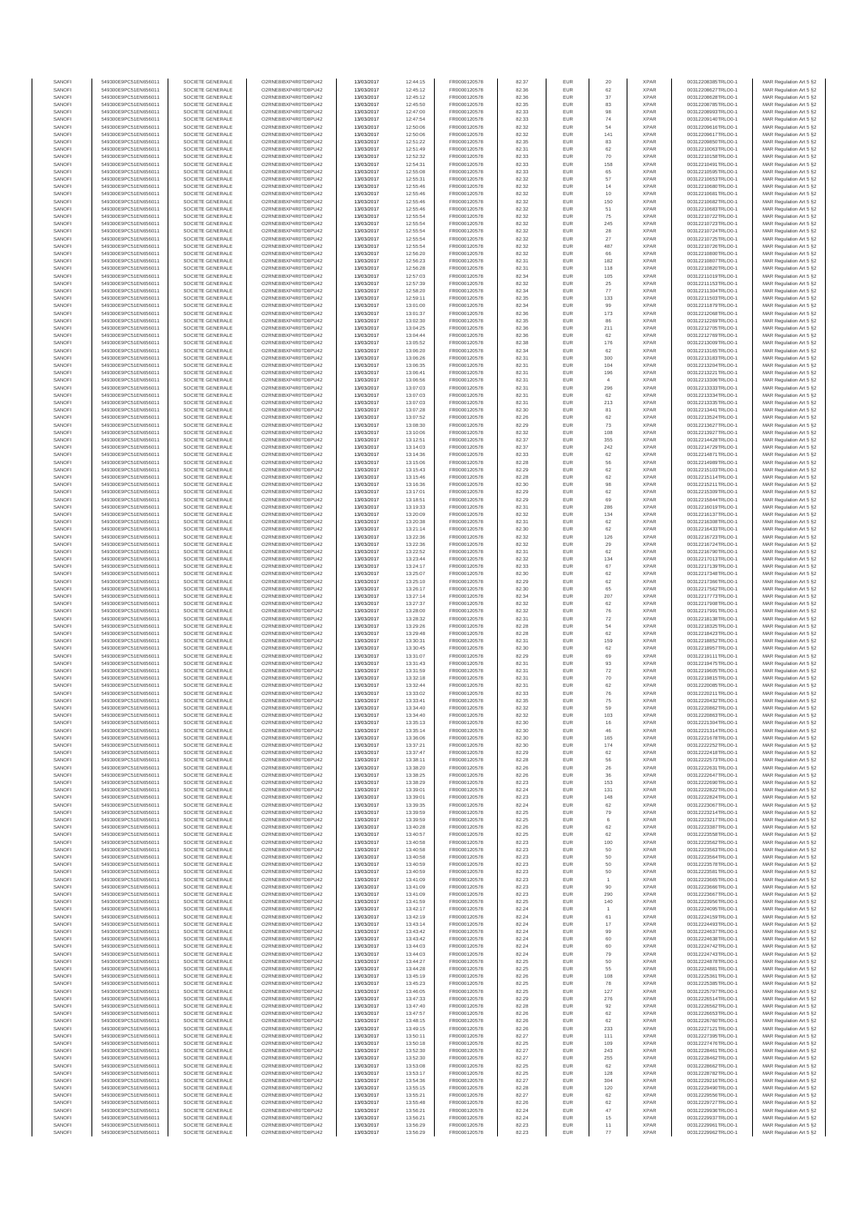| SANOFI | 549300E9PC51EN656011 | SOCIETE GENERALE | O2RNE8IBXP4R0TD8PU42 | 13/03/2017 | 12:44:15 | FR0000120578 | 82.37 | EUR | 20 | XPAR | 00312208385TRLO0-1 | MAR Regulation Art 5 §2 |
|---|---|---|---|---|---|---|---|---|---|---|---|---|
| SANOFI | 549300E9PC51EN656011 | SOCIETE GENERALE | O2RNE8IBXP4R0TD8PU42 | 13/03/2017 | 12:45:12 | FR0000120578 | 82.36 | EUR | 62 | XPAR | 00312208627TRLO0-1 | MAR Regulation Art 5 §2 |
| SANOFI | 549300E9PC51EN656011 | SOCIETE GENERALE | O2RNE8IBXP4R0TD8PU42 | 13/03/2017 | 12:45:12 | FR0000120578 | 82.36 | EUR | 37 | XPAR | 00312208628TRLO0-1 | MAR Regulation Art 5 §2 |
| SANOFI | 549300E9PC51EN656011 | SOCIETE GENERALE | O2RNE8IBXP4R0TD8PU42 | 13/03/2017 | 12:45:50 | FR0000120578 | 82.35 | EUR | 83 | XPAR | 00312208785TRLO0-1 | MAR Regulation Art 5 §2 |
| SANOFI | 549300E9PC51EN656011 | SOCIETE GENERALE | O2RNE8IBXP4R0TD8PU42 | 13/03/2017 | 12:47:00 | FR0000120578 | 82.33 | EUR | 98 | XPAR | 00312208993TRLO0-1 | MAR Regulation Art 5 §2 |
| SANOFI | 549300E9PC51EN656011 | SOCIETE GENERALE | O2RNE8IBXP4R0TD8PU42 | 13/03/2017 | 12:47:54 | FR0000120578 | 82.33 | EUR | 74 | XPAR | 00312209140TRLO0-1 | MAR Regulation Art 5 §2 |
| SANOFI | 549300E9PC51EN656011 | SOCIETE GENERALE | O2RNE8IBXP4R0TD8PU42 | 13/03/2017 | 12:50:06 | FR0000120578 | 82.32 | EUR | 54 | XPAR | 00312209616TRLO0-1 | MAR Regulation Art 5 §2 |
| SANOFI | 549300E9PC51EN656011 | SOCIETE GENERALE | O2RNE8IBXP4R0TD8PU42 | 13/03/2017 | 12:50:06 | FR0000120578 | 82.32 | EUR | 141 | XPAR | 00312209617TRLO0-1 | MAR Regulation Art 5 §2 |
| SANOFI | 549300E9PC51EN656011 | SOCIETE GENERALE | O2RNE8IBXP4R0TD8PU42 | 13/03/2017 | 12:51:22 | FR0000120578 | 82.35 | EUR | 83 | XPAR | 00312209850TRLO0-1 | MAR Regulation Art 5 §2 |
| SANOFI | 549300E9PC51EN656011 | SOCIETE GENERALE | O2RNE8IBXP4R0TD8PU42 | 13/03/2017 | 12:51:49 | FR0000120578 | 82.31 | EUR | 62 | XPAR | 00312210063TRLO0-1 | MAR Regulation Art 5 §2 |
| SANOFI | 549300E9PC51EN656011 | SOCIETE GENERALE | O2RNE8IBXP4R0TD8PU42 | 13/03/2017 | 12:52:32 | FR0000120578 | 82.33 | EUR | 70 | XPAR | 00312210158TRLO0-1 | MAR Regulation Art 5 §2 |
| SANOFI | 549300E9PC51EN656011 | SOCIETE GENERALE | O2RNE8IBXP4R0TD8PU42 | 13/03/2017 | 12:54:31 | FR0000120578 | 82.33 | EUR | 158 | XPAR | 00312210491TRLO0-1 | MAR Regulation Art 5 §2 |
| SANOFI | 549300E9PC51EN656011 | SOCIETE GENERALE | O2RNE8IBXP4R0TD8PU42 | 13/03/2017 | 12:55:08 | FR0000120578 | 82.33 | EUR | 65 | XPAR | 00312210595TRLO0-1 | MAR Regulation Art 5 §2 |
| SANOFI | 549300E9PC51EN656011 | SOCIETE GENERALE | O2RNE8IBXP4R0TD8PU42 | 13/03/2017 | 12:55:31 | FR0000120578 | 82.32 | EUR | 57 | XPAR | 00312210653TRLO0-1 | MAR Regulation Art 5 §2 |
| SANOFI | 549300E9PC51EN656011 | SOCIETE GENERALE | O2RNE8IBXP4R0TD8PU42 | 13/03/2017 | 12:55:46 | FR0000120578 | 82.32 | EUR | 14 | XPAR | 00312210680TRLO0-1 | MAR Regulation Art 5 §2 |
| SANOFI | 549300E9PC51EN656011 | SOCIETE GENERALE | O2RNE8IBXP4R0TD8PU42 | 13/03/2017 | 12:55:46 | FR0000120578 | 82.32 | EUR | 10 | XPAR | 00312210681TRLO0-1 | MAR Regulation Art 5 §2 |
| SANOFI | 549300E9PC51EN656011 | SOCIETE GENERALE | O2RNE8IBXP4R0TD8PU42 | 13/03/2017 | 12:55:46 | FR0000120578 | 82.32 | EUR | 150 | XPAR | 00312210682TRLO0-1 | MAR Regulation Art 5 §2 |
| SANOFI | 549300E9PC51EN656011 | SOCIETE GENERALE | O2RNE8IBXP4R0TD8PU42 | 13/03/2017 | 12:55:46 | FR0000120578 | 82.32 | EUR | 51 | XPAR | 00312210683TRLO0-1 | MAR Regulation Art 5 §2 |
| SANOFI | 549300E9PC51EN656011 | SOCIETE GENERALE | O2RNE8IBXP4R0TD8PU42 | 13/03/2017 | 12:55:54 | FR0000120578 | 82.32 | EUR | 75 | XPAR | 00312210722TRLO0-1 | MAR Regulation Art 5 §2 |
| SANOFI | 549300E9PC51EN656011 | SOCIETE GENERALE | O2RNE8IBXP4R0TD8PU42 | 13/03/2017 | 12:55:54 | FR0000120578 | 82.32 | EUR | 245 | XPAR | 00312210723TRLO0-1 | MAR Regulation Art 5 §2 |
| SANOFI | 549300E9PC51EN656011 | SOCIETE GENERALE | O2RNE8IBXP4R0TD8PU42 | 13/03/2017 | 12:55:54 | FR0000120578 | 82.32 | EUR | 28 | XPAR | 00312210724TRLO0-1 | MAR Regulation Art 5 §2 |
| SANOFI | 549300E9PC51EN656011 | SOCIETE GENERALE | O2RNE8IBXP4R0TD8PU42 | 13/03/2017 | 12:55:54 | FR0000120578 | 82.32 | EUR | 27 | XPAR | 00312210725TRLO0-1 | MAR Regulation Art 5 §2 |
| SANOFI | 549300E9PC51EN656011 | SOCIETE GENERALE | O2RNE8IBXP4R0TD8PU42 | 13/03/2017 | 12:55:54 | FR0000120578 | 82.32 | EUR | 487 | XPAR | 00312210726TRLO0-1 | MAR Regulation Art 5 §2 |
| SANOFI | 549300E9PC51EN656011 | SOCIETE GENERALE | O2RNE8IBXP4R0TD8PU42 | 13/03/2017 | 12:56:20 | FR0000120578 | 82.32 | EUR | 66 | XPAR | 00312210800TRLO0-1 | MAR Regulation Art 5 §2 |
| SANOFI | 549300E9PC51EN656011 | SOCIETE GENERALE | O2RNE8IBXP4R0TD8PU42 | 13/03/2017 | 12:56:23 | FR0000120578 | 82.31 | EUR | 182 | XPAR | 00312210807TRLO0-1 | MAR Regulation Art 5 §2 |
| SANOFI | 549300E9PC51EN656011 | SOCIETE GENERALE | O2RNE8IBXP4R0TD8PU42 | 13/03/2017 | 12:56:28 | FR0000120578 | 82.31 | EUR | 118 | XPAR | 00312210820TRLO0-1 | MAR Regulation Art 5 §2 |
| SANOFI | 549300E9PC51EN656011 | SOCIETE GENERALE | O2RNE8IBXP4R0TD8PU42 | 13/03/2017 | 12:57:03 | FR0000120578 | 82.34 | EUR | 105 | XPAR | 00312211019TRLO0-1 | MAR Regulation Art 5 §2 |
| SANOFI | 549300E9PC51EN656011 | SOCIETE GENERALE | O2RNE8IBXP4R0TD8PU42 | 13/03/2017 | 12:57:39 | FR0000120578 | 82.32 | EUR | 25 | XPAR | 00312211157TRLO0-1 | MAR Regulation Art 5 §2 |
| SANOFI | 549300E9PC51EN656011 | SOCIETE GENERALE | O2RNE8IBXP4R0TD8PU42 | 13/03/2017 | 12:58:20 | FR0000120578 | 82.34 | EUR | 77 | XPAR | 00312211304TRLO0-1 | MAR Regulation Art 5 §2 |
| SANOFI | 549300E9PC51EN656011 | SOCIETE GENERALE | O2RNE8IBXP4R0TD8PU42 | 13/03/2017 | 12:59:11 | FR0000120578 | 82.35 | EUR | 133 | XPAR | 00312211503TRLO0-1 | MAR Regulation Art 5 §2 |
| SANOFI | 549300E9PC51EN656011 | SOCIETE GENERALE | O2RNE8IBXP4R0TD8PU42 | 13/03/2017 | 13:01:00 | FR0000120578 | 82.34 | EUR | 99 | XPAR | 00312211879TRLO0-1 | MAR Regulation Art 5 §2 |
| SANOFI | 549300E9PC51EN656011 | SOCIETE GENERALE | O2RNE8IBXP4R0TD8PU42 | 13/03/2017 | 13:01:37 | FR0000120578 | 82.36 | EUR | 173 | XPAR | 00312212068TRLO0-1 | MAR Regulation Art 5 §2 |
| SANOFI | 549300E9PC51EN656011 | SOCIETE GENERALE | O2RNE8IBXP4R0TD8PU42 | 13/03/2017 | 13:02:30 | FR0000120578 | 82.35 | EUR | 86 | XPAR | 00312212269TRLO0-1 | MAR Regulation Art 5 §2 |
| SANOFI | 549300E9PC51EN656011 | SOCIETE GENERALE | O2RNE8IBXP4R0TD8PU42 | 13/03/2017 | 13:04:25 | FR0000120578 | 82.36 | EUR | 211 | XPAR | 00312212705TRLO0-1 | MAR Regulation Art 5 §2 |
| SANOFI | 549300E9PC51EN656011 | SOCIETE GENERALE | O2RNE8IBXP4R0TD8PU42 | 13/03/2017 | 13:04:44 | FR0000120578 | 82.36 | EUR | 62 | XPAR | 00312212769TRLO0-1 | MAR Regulation Art 5 §2 |
| SANOFI | 549300E9PC51EN656011 | SOCIETE GENERALE | O2RNE8IBXP4R0TD8PU42 | 13/03/2017 | 13:05:52 | FR0000120578 | 82.38 | EUR | 176 | XPAR | 00312213009TRLO0-1 | MAR Regulation Art 5 §2 |
| SANOFI | 549300E9PC51EN656011 | SOCIETE GENERALE | O2RNE8IBXP4R0TD8PU42 | 13/03/2017 | 13:06:20 | FR0000120578 | 82.34 | EUR | 62 | XPAR | 00312213165TRLO0-1 | MAR Regulation Art 5 §2 |
| SANOFI | 549300E9PC51EN656011 | SOCIETE GENERALE | O2RNE8IBXP4R0TD8PU42 | 13/03/2017 | 13:06:26 | FR0000120578 | 82.31 | EUR | 300 | XPAR | 00312213183TRLO0-1 | MAR Regulation Art 5 §2 |
| SANOFI | 549300E9PC51EN656011 | SOCIETE GENERALE | O2RNE8IBXP4R0TD8PU42 | 13/03/2017 | 13:06:35 | FR0000120578 | 82.31 | EUR | 104 | XPAR | 00312213204TRLO0-1 | MAR Regulation Art 5 §2 |
| SANOFI | 549300E9PC51EN656011 | SOCIETE GENERALE | O2RNE8IBXP4R0TD8PU42 | 13/03/2017 | 13:06:41 | FR0000120578 | 82.31 | EUR | 196 | XPAR | 00312213221TRLO0-1 | MAR Regulation Art 5 §2 |
| SANOFI | 549300E9PC51EN656011 | SOCIETE GENERALE | O2RNE8IBXP4R0TD8PU42 | 13/03/2017 | 13:06:56 | FR0000120578 | 82.31 | EUR | 4 | XPAR | 00312213306TRLO0-1 | MAR Regulation Art 5 §2 |
| SANOFI | 549300E9PC51EN656011 | SOCIETE GENERALE | O2RNE8IBXP4R0TD8PU42 | 13/03/2017 | 13:07:03 | FR0000120578 | 82.31 | EUR | 296 | XPAR | 00312213333TRLO0-1 | MAR Regulation Art 5 §2 |
| SANOFI | 549300E9PC51EN656011 | SOCIETE GENERALE | O2RNE8IBXP4R0TD8PU42 | 13/03/2017 | 13:07:03 | FR0000120578 | 82.31 | EUR | 62 | XPAR | 00312213334TRLO0-1 | MAR Regulation Art 5 §2 |
| SANOFI | 549300E9PC51EN656011 | SOCIETE GENERALE | O2RNE8IBXP4R0TD8PU42 | 13/03/2017 | 13:07:03 | FR0000120578 | 82.31 | EUR | 213 | XPAR | 00312213335TRLO0-1 | MAR Regulation Art 5 §2 |
| SANOFI | 549300E9PC51EN656011 | SOCIETE GENERALE | O2RNE8IBXP4R0TD8PU42 | 13/03/2017 | 13:07:28 | FR0000120578 | 82.30 | EUR | 81 | XPAR | 00312213441TRLO0-1 | MAR Regulation Art 5 §2 |
| SANOFI | 549300E9PC51EN656011 | SOCIETE GENERALE | O2RNE8IBXP4R0TD8PU42 | 13/03/2017 | 13:07:52 | FR0000120578 | 82.26 | EUR | 62 | XPAR | 00312213524TRLO0-1 | MAR Regulation Art 5 §2 |
| SANOFI | 549300E9PC51EN656011 | SOCIETE GENERALE | O2RNE8IBXP4R0TD8PU42 | 13/03/2017 | 13:08:30 | FR0000120578 | 82.29 | EUR | 73 | XPAR | 00312213627TRLO0-1 | MAR Regulation Art 5 §2 |
| SANOFI | 549300E9PC51EN656011 | SOCIETE GENERALE | O2RNE8IBXP4R0TD8PU42 | 13/03/2017 | 13:10:06 | FR0000120578 | 82.32 | EUR | 108 | XPAR | 00312213927TRLO0-1 | MAR Regulation Art 5 §2 |
| SANOFI | 549300E9PC51EN656011 | SOCIETE GENERALE | O2RNE8IBXP4R0TD8PU42 | 13/03/2017 | 13:12:51 | FR0000120578 | 82.37 | EUR | 355 | XPAR | 00312214428TRLO0-1 | MAR Regulation Art 5 §2 |
| SANOFI | 549300E9PC51EN656011 | SOCIETE GENERALE | O2RNE8IBXP4R0TD8PU42 | 13/03/2017 | 13:14:03 | FR0000120578 | 82.37 | EUR | 242 | XPAR | 00312214729TRLO0-1 | MAR Regulation Art 5 §2 |
| SANOFI | 549300E9PC51EN656011 | SOCIETE GENERALE | O2RNE8IBXP4R0TD8PU42 | 13/03/2017 | 13:14:36 | FR0000120578 | 82.33 | EUR | 62 | XPAR | 00312214871TRLO0-1 | MAR Regulation Art 5 §2 |
| SANOFI | 549300E9PC51EN656011 | SOCIETE GENERALE | O2RNE8IBXP4R0TD8PU42 | 13/03/2017 | 13:15:06 | FR0000120578 | 82.28 | EUR | 56 | XPAR | 00312214989TRLO0-1 | MAR Regulation Art 5 §2 |
| SANOFI | 549300E9PC51EN656011 | SOCIETE GENERALE | O2RNE8IBXP4R0TD8PU42 | 13/03/2017 | 13:15:43 | FR0000120578 | 82.29 | EUR | 62 | XPAR | 00312215103TRLO0-1 | MAR Regulation Art 5 §2 |
| SANOFI | 549300E9PC51EN656011 | SOCIETE GENERALE | O2RNE8IBXP4R0TD8PU42 | 13/03/2017 | 13:15:46 | FR0000120578 | 82.28 | EUR | 62 | XPAR | 00312215114TRLO0-1 | MAR Regulation Art 5 §2 |
| SANOFI | 549300E9PC51EN656011 | SOCIETE GENERALE | O2RNE8IBXP4R0TD8PU42 | 13/03/2017 | 13:16:36 | FR0000120578 | 82.30 | EUR | 98 | XPAR | 00312215211TRLO0-1 | MAR Regulation Art 5 §2 |
| SANOFI | 549300E9PC51EN656011 | SOCIETE GENERALE | O2RNE8IBXP4R0TD8PU42 | 13/03/2017 | 13:17:01 | FR0000120578 | 82.29 | EUR | 62 | XPAR | 00312215309TRLO0-1 | MAR Regulation Art 5 §2 |
| SANOFI | 549300E9PC51EN656011 | SOCIETE GENERALE | O2RNE8IBXP4R0TD8PU42 | 13/03/2017 | 13:18:51 | FR0000120578 | 82.29 | EUR | 69 | XPAR | 00312215844TRLO0-1 | MAR Regulation Art 5 §2 |
| SANOFI | 549300E9PC51EN656011 | SOCIETE GENERALE | O2RNE8IBXP4R0TD8PU42 | 13/03/2017 | 13:19:33 | FR0000120578 | 82.31 | EUR | 286 | XPAR | 00312216019TRLO0-1 | MAR Regulation Art 5 §2 |
| SANOFI | 549300E9PC51EN656011 | SOCIETE GENERALE | O2RNE8IBXP4R0TD8PU42 | 13/03/2017 | 13:20:09 | FR0000120578 | 82.32 | EUR | 134 | XPAR | 00312216137TRLO0-1 | MAR Regulation Art 5 §2 |
| SANOFI | 549300E9PC51EN656011 | SOCIETE GENERALE | O2RNE8IBXP4R0TD8PU42 | 13/03/2017 | 13:20:38 | FR0000120578 | 82.31 | EUR | 62 | XPAR | 00312216308TRLO0-1 | MAR Regulation Art 5 §2 |
| SANOFI | 549300E9PC51EN656011 | SOCIETE GENERALE | O2RNE8IBXP4R0TD8PU42 | 13/03/2017 | 13:21:14 | FR0000120578 | 82.30 | EUR | 62 | XPAR | 00312216433TRLO0-1 | MAR Regulation Art 5 §2 |
| SANOFI | 549300E9PC51EN656011 | SOCIETE GENERALE | O2RNE8IBXP4R0TD8PU42 | 13/03/2017 | 13:22:36 | FR0000120578 | 82.32 | EUR | 126 | XPAR | 00312216723TRLO0-1 | MAR Regulation Art 5 §2 |
| SANOFI | 549300E9PC51EN656011 | SOCIETE GENERALE | O2RNE8IBXP4R0TD8PU42 | 13/03/2017 | 13:22:36 | FR0000120578 | 82.32 | EUR | 29 | XPAR | 00312216724TRLO0-1 | MAR Regulation Art 5 §2 |
| SANOFI | 549300E9PC51EN656011 | SOCIETE GENERALE | O2RNE8IBXP4R0TD8PU42 | 13/03/2017 | 13:22:52 | FR0000120578 | 82.31 | EUR | 62 | XPAR | 00312216790TRLO0-1 | MAR Regulation Art 5 §2 |
| SANOFI | 549300E9PC51EN656011 | SOCIETE GENERALE | O2RNE8IBXP4R0TD8PU42 | 13/03/2017 | 13:23:44 | FR0000120578 | 82.32 | EUR | 134 | XPAR | 00312217013TRLO0-1 | MAR Regulation Art 5 §2 |
| SANOFI | 549300E9PC51EN656011 | SOCIETE GENERALE | O2RNE8IBXP4R0TD8PU42 | 13/03/2017 | 13:24:17 | FR0000120578 | 82.33 | EUR | 67 | XPAR | 00312217139TRLO0-1 | MAR Regulation Art 5 §2 |
| SANOFI | 549300E9PC51EN656011 | SOCIETE GENERALE | O2RNE8IBXP4R0TD8PU42 | 13/03/2017 | 13:25:07 | FR0000120578 | 82.30 | EUR | 62 | XPAR | 00312217348TRLO0-1 | MAR Regulation Art 5 §2 |
| SANOFI | 549300E9PC51EN656011 | SOCIETE GENERALE | O2RNE8IBXP4R0TD8PU42 | 13/03/2017 | 13:25:10 | FR0000120578 | 82.29 | EUR | 62 | XPAR | 00312217366TRLO0-1 | MAR Regulation Art 5 §2 |
| SANOFI | 549300E9PC51EN656011 | SOCIETE GENERALE | O2RNE8IBXP4R0TD8PU42 | 13/03/2017 | 13:26:17 | FR0000120578 | 82.30 | EUR | 65 | XPAR | 00312217562TRLO0-1 | MAR Regulation Art 5 §2 |
| SANOFI | 549300E9PC51EN656011 | SOCIETE GENERALE | O2RNE8IBXP4R0TD8PU42 | 13/03/2017 | 13:27:14 | FR0000120578 | 82.34 | EUR | 207 | XPAR | 00312217773TRLO0-1 | MAR Regulation Art 5 §2 |
| SANOFI | 549300E9PC51EN656011 | SOCIETE GENERALE | O2RNE8IBXP4R0TD8PU42 | 13/03/2017 | 13:27:37 | FR0000120578 | 82.32 | EUR | 62 | XPAR | 00312217908TRLO0-1 | MAR Regulation Art 5 §2 |
| SANOFI | 549300E9PC51EN656011 | SOCIETE GENERALE | O2RNE8IBXP4R0TD8PU42 | 13/03/2017 | 13:28:00 | FR0000120578 | 82.32 | EUR | 76 | XPAR | 00312217991TRLO0-1 | MAR Regulation Art 5 §2 |
| SANOFI | 549300E9PC51EN656011 | SOCIETE GENERALE | O2RNE8IBXP4R0TD8PU42 | 13/03/2017 | 13:28:32 | FR0000120578 | 82.31 | EUR | 72 | XPAR | 00312218138TRLO0-1 | MAR Regulation Art 5 §2 |
| SANOFI | 549300E9PC51EN656011 | SOCIETE GENERALE | O2RNE8IBXP4R0TD8PU42 | 13/03/2017 | 13:29:26 | FR0000120578 | 82.28 | EUR | 54 | XPAR | 00312218325TRLO0-1 | MAR Regulation Art 5 §2 |
| SANOFI | 549300E9PC51EN656011 | SOCIETE GENERALE | O2RNE8IBXP4R0TD8PU42 | 13/03/2017 | 13:29:48 | FR0000120578 | 82.28 | EUR | 62 | XPAR | 00312218423TRLO0-1 | MAR Regulation Art 5 §2 |
| SANOFI | 549300E9PC51EN656011 | SOCIETE GENERALE | O2RNE8IBXP4R0TD8PU42 | 13/03/2017 | 13:30:31 | FR0000120578 | 82.31 | EUR | 159 | XPAR | 00312218652TRLO0-1 | MAR Regulation Art 5 §2 |
| SANOFI | 549300E9PC51EN656011 | SOCIETE GENERALE | O2RNE8IBXP4R0TD8PU42 | 13/03/2017 | 13:30:45 | FR0000120578 | 82.30 | EUR | 62 | XPAR | 00312218957TRLO0-1 | MAR Regulation Art 5 §2 |
| SANOFI | 549300E9PC51EN656011 | SOCIETE GENERALE | O2RNE8IBXP4R0TD8PU42 | 13/03/2017 | 13:31:07 | FR0000120578 | 82.29 | EUR | 69 | XPAR | 00312219111TRLO0-1 | MAR Regulation Art 5 §2 |
| SANOFI | 549300E9PC51EN656011 | SOCIETE GENERALE | O2RNE8IBXP4R0TD8PU42 | 13/03/2017 | 13:31:43 | FR0000120578 | 82.31 | EUR | 93 | XPAR | 00312219475TRLO0-1 | MAR Regulation Art 5 §2 |
| SANOFI | 549300E9PC51EN656011 | SOCIETE GENERALE | O2RNE8IBXP4R0TD8PU42 | 13/03/2017 | 13:31:59 | FR0000120578 | 82.31 | EUR | 72 | XPAR | 00312219605TRLO0-1 | MAR Regulation Art 5 §2 |
| SANOFI | 549300E9PC51EN656011 | SOCIETE GENERALE | O2RNE8IBXP4R0TD8PU42 | 13/03/2017 | 13:32:18 | FR0000120578 | 82.31 | EUR | 70 | XPAR | 00312219815TRLO0-1 | MAR Regulation Art 5 §2 |
| SANOFI | 549300E9PC51EN656011 | SOCIETE GENERALE | O2RNE8IBXP4R0TD8PU42 | 13/03/2017 | 13:32:44 | FR0000120578 | 82.31 | EUR | 62 | XPAR | 00312220085TRLO0-1 | MAR Regulation Art 5 §2 |
| SANOFI | 549300E9PC51EN656011 | SOCIETE GENERALE | O2RNE8IBXP4R0TD8PU42 | 13/03/2017 | 13:33:02 | FR0000120578 | 82.33 | EUR | 76 | XPAR | 00312220211TRLO0-1 | MAR Regulation Art 5 §2 |
| SANOFI | 549300E9PC51EN656011 | SOCIETE GENERALE | O2RNE8IBXP4R0TD8PU42 | 13/03/2017 | 13:33:41 | FR0000120578 | 82.35 | EUR | 75 | XPAR | 00312220432TRLO0-1 | MAR Regulation Art 5 §2 |
| SANOFI | 549300E9PC51EN656011 | SOCIETE GENERALE | O2RNE8IBXP4R0TD8PU42 | 13/03/2017 | 13:34:40 | FR0000120578 | 82.32 | EUR | 59 | XPAR | 00312220862TRLO0-1 | MAR Regulation Art 5 §2 |
| SANOFI | 549300E9PC51EN656011 | SOCIETE GENERALE | O2RNE8IBXP4R0TD8PU42 | 13/03/2017 | 13:34:40 | FR0000120578 | 82.32 | EUR | 103 | XPAR | 00312220863TRLO0-1 | MAR Regulation Art 5 §2 |
| SANOFI | 549300E9PC51EN656011 | SOCIETE GENERALE | O2RNE8IBXP4R0TD8PU42 | 13/03/2017 | 13:35:13 | FR0000120578 | 82.30 | EUR | 16 | XPAR | 00312221104TRLO0-1 | MAR Regulation Art 5 §2 |
| SANOFI | 549300E9PC51EN656011 | SOCIETE GENERALE | O2RNE8IBXP4R0TD8PU42 | 13/03/2017 | 13:35:14 | FR0000120578 | 82.30 | EUR | 46 | XPAR | 00312221314TRLO0-1 | MAR Regulation Art 5 §2 |
| SANOFI | 549300E9PC51EN656011 | SOCIETE GENERALE | O2RNE8IBXP4R0TD8PU42 | 13/03/2017 | 13:36:06 | FR0000120578 | 82.30 | EUR | 165 | XPAR | 00312221678TRLO0-1 | MAR Regulation Art 5 §2 |
| SANOFI | 549300E9PC51EN656011 | SOCIETE GENERALE | O2RNE8IBXP4R0TD8PU42 | 13/03/2017 | 13:37:21 | FR0000120578 | 82.30 | EUR | 174 | XPAR | 00312222527TRLO0-1 | MAR Regulation Art 5 §2 |
| SANOFI | 549300E9PC51EN656011 | SOCIETE GENERALE | O2RNE8IBXP4R0TD8PU42 | 13/03/2017 | 13:37:47 | FR0000120578 | 82.29 | EUR | 62 | XPAR | 00312222418TRLO0-1 | MAR Regulation Art 5 §2 |
| SANOFI | 549300E9PC51EN656011 | SOCIETE GENERALE | O2RNE8IBXP4R0TD8PU42 | 13/03/2017 | 13:38:11 | FR0000120578 | 82.28 | EUR | 56 | XPAR | 00312222573TRLO0-1 | MAR Regulation Art 5 §2 |
| SANOFI | 549300E9PC51EN656011 | SOCIETE GENERALE | O2RNE8IBXP4R0TD8PU42 | 13/03/2017 | 13:38:20 | FR0000120578 | 82.26 | EUR | 26 | XPAR | 00312222631TRLO0-1 | MAR Regulation Art 5 §2 |
| SANOFI | 549300E9PC51EN656011 | SOCIETE GENERALE | O2RNE8IBXP4R0TD8PU42 | 13/03/2017 | 13:38:25 | FR0000120578 | 82.26 | EUR | 36 | XPAR | 00312222647TRLO0-1 | MAR Regulation Art 5 §2 |
| SANOFI | 549300E9PC51EN656011 | SOCIETE GENERALE | O2RNE8IBXP4R0TD8PU42 | 13/03/2017 | 13:38:29 | FR0000120578 | 82.23 | EUR | 153 | XPAR | 00312222690TRLO0-1 | MAR Regulation Art 5 §2 |
| SANOFI | 549300E9PC51EN656011 | SOCIETE GENERALE | O2RNE8IBXP4R0TD8PU42 | 13/03/2017 | 13:39:01 | FR0000120578 | 82.24 | EUR | 131 | XPAR | 00312222822TRLO0-1 | MAR Regulation Art 5 §2 |
| SANOFI | 549300E9PC51EN656011 | SOCIETE GENERALE | O2RNE8IBXP4R0TD8PU42 | 13/03/2017 | 13:39:01 | FR0000120578 | 82.23 | EUR | 148 | XPAR | 00312222824TRLO0-1 | MAR Regulation Art 5 §2 |
| SANOFI | 549300E9PC51EN656011 | SOCIETE GENERALE | O2RNE8IBXP4R0TD8PU42 | 13/03/2017 | 13:39:05 | FR0000120578 | 82.24 | EUR | 62 | XPAR | 00312222907TRLO0-1 | MAR Regulation Art 5 §2 |
| SANOFI | 549300E9PC51EN656011 | SOCIETE GENERALE | O2RNE8IBXP4R0TD8PU42 | 13/03/2017 | 13:39:59 | FR0000120578 | 82.25 | EUR | 79 | XPAR | 00312223214TRLO0-1 | MAR Regulation Art 5 §2 |
| SANOFI | 549300E9PC51EN656011 | SOCIETE GENERALE | O2RNE8IBXP4R0TD8PU42 | 13/03/2017 | 13:39:59 | FR0000120578 | 82.25 | EUR | 6 | XPAR | 00312223217TRLO0-1 | MAR Regulation Art 5 §2 |
| SANOFI | 549300E9PC51EN656011 | SOCIETE GENERALE | O2RNE8IBXP4R0TD8PU42 | 13/03/2017 | 13:40:28 | FR0000120578 | 82.26 | EUR | 62 | XPAR | 00312223367TRLO0-1 | MAR Regulation Art 5 §2 |
| SANOFI | 549300E9PC51EN656011 | SOCIETE GENERALE | O2RNE8IBXP4R0TD8PU42 | 13/03/2017 | 13:40:57 | FR0000120578 | 82.25 | EUR | 62 | XPAR | 00312223558TRLO0-1 | MAR Regulation Art 5 §2 |
| SANOFI | 549300E9PC51EN656011 | SOCIETE GENERALE | O2RNE8IBXP4R0TD8PU42 | 13/03/2017 | 13:40:58 | FR0000120578 | 82.23 | EUR | 100 | XPAR | 00312223562TRLO0-1 | MAR Regulation Art 5 §2 |
| SANOFI | 549300E9PC51EN656011 | SOCIETE GENERALE | O2RNE8IBXP4R0TD8PU42 | 13/03/2017 | 13:40:58 | FR0000120578 | 82.23 | EUR | 50 | XPAR | 00312223563TRLO0-1 | MAR Regulation Art 5 §2 |
| SANOFI | 549300E9PC51EN656011 | SOCIETE GENERALE | O2RNE8IBXP4R0TD8PU42 | 13/03/2017 | 13:40:58 | FR0000120578 | 82.23 | EUR | 50 | XPAR | 00312223564TRLO0-1 | MAR Regulation Art 5 §2 |
| SANOFI | 549300E9PC51EN656011 | SOCIETE GENERALE | O2RNE8IBXP4R0TD8PU42 | 13/03/2017 | 13:40:59 | FR0000120578 | 82.23 | EUR | 50 | XPAR | 00312223578TRLO0-1 | MAR Regulation Art 5 §2 |
| SANOFI | 549300E9PC51EN656011 | SOCIETE GENERALE | O2RNE8IBXP4R0TD8PU42 | 13/03/2017 | 13:40:59 | FR0000120578 | 82.23 | EUR | 50 | XPAR | 00312223581TRLO0-1 | MAR Regulation Art 5 §2 |
| SANOFI | 549300E9PC51EN656011 | SOCIETE GENERALE | O2RNE8IBXP4R0TD8PU42 | 13/03/2017 | 13:41:09 | FR0000120578 | 82.23 | EUR | 1 | XPAR | 00312223665TRLO0-1 | MAR Regulation Art 5 §2 |
| SANOFI | 549300E9PC51EN656011 | SOCIETE GENERALE | O2RNE8IBXP4R0TD8PU42 | 13/03/2017 | 13:41:09 | FR0000120578 | 82.23 | EUR | 90 | XPAR | 00312223666TRLO0-1 | MAR Regulation Art 5 §2 |
| SANOFI | 549300E9PC51EN656011 | SOCIETE GENERALE | O2RNE8IBXP4R0TD8PU42 | 13/03/2017 | 13:41:09 | FR0000120578 | 82.23 | EUR | 290 | XPAR | 00312223667TRLO0-1 | MAR Regulation Art 5 §2 |
| SANOFI | 549300E9PC51EN656011 | SOCIETE GENERALE | O2RNE8IBXP4R0TD8PU42 | 13/03/2017 | 13:41:59 | FR0000120578 | 82.25 | EUR | 140 | XPAR | 00312223956TRLO0-1 | MAR Regulation Art 5 §2 |
| SANOFI | 549300E9PC51EN656011 | SOCIETE GENERALE | O2RNE8IBXP4R0TD8PU42 | 13/03/2017 | 13:42:17 | FR0000120578 | 82.24 | EUR | 1 | XPAR | 00312224095TRLO0-1 | MAR Regulation Art 5 §2 |
| SANOFI | 549300E9PC51EN656011 | SOCIETE GENERALE | O2RNE8IBXP4R0TD8PU42 | 13/03/2017 | 13:42:19 | FR0000120578 | 82.24 | EUR | 61 | XPAR | 00312224159TRLO0-1 | MAR Regulation Art 5 §2 |
| SANOFI | 549300E9PC51EN656011 | SOCIETE GENERALE | O2RNE8IBXP4R0TD8PU42 | 13/03/2017 | 13:43:14 | FR0000120578 | 82.24 | EUR | 17 | XPAR | 00312224493TRLO0-1 | MAR Regulation Art 5 §2 |
| SANOFI | 549300E9PC51EN656011 | SOCIETE GENERALE | O2RNE8IBXP4R0TD8PU42 | 13/03/2017 | 13:43:42 | FR0000120578 | 82.24 | EUR | 99 | XPAR | 00312224637TRLO0-1 | MAR Regulation Art 5 §2 |
| SANOFI | 549300E9PC51EN656011 | SOCIETE GENERALE | O2RNE8IBXP4R0TD8PU42 | 13/03/2017 | 13:43:42 | FR0000120578 | 82.24 | EUR | 60 | XPAR | 00312224638TRLO0-1 | MAR Regulation Art 5 §2 |
| SANOFI | 549300E9PC51EN656011 | SOCIETE GENERALE | O2RNE8IBXP4R0TD8PU42 | 13/03/2017 | 13:44:03 | FR0000120578 | 82.24 | EUR | 60 | XPAR | 00312224742TRLO0-1 | MAR Regulation Art 5 §2 |
| SANOFI | 549300E9PC51EN656011 | SOCIETE GENERALE | O2RNE8IBXP4R0TD8PU42 | 13/03/2017 | 13:44:03 | FR0000120578 | 82.24 | EUR | 79 | XPAR | 00312224743TRLO0-1 | MAR Regulation Art 5 §2 |
| SANOFI | 549300E9PC51EN656011 | SOCIETE GENERALE | O2RNE8IBXP4R0TD8PU42 | 13/03/2017 | 13:44:27 | FR0000120578 | 82.25 | EUR | 50 | XPAR | 00312224876TRLO0-1 | MAR Regulation Art 5 §2 |
| SANOFI | 549300E9PC51EN656011 | SOCIETE GENERALE | O2RNE8IBXP4R0TD8PU42 | 13/03/2017 | 13:44:28 | FR0000120578 | 82.25 | EUR | 55 | XPAR | 00312224881TRLO0-1 | MAR Regulation Art 5 §2 |
| SANOFI | 549300E9PC51EN656011 | SOCIETE GENERALE | O2RNE8IBXP4R0TD8PU42 | 13/03/2017 | 13:45:19 | FR0000120578 | 82.26 | EUR | 108 | XPAR | 00312225361TRLO0-1 | MAR Regulation Art 5 §2 |
| SANOFI | 549300E9PC51EN656011 | SOCIETE GENERALE | O2RNE8IBXP4R0TD8PU42 | 13/03/2017 | 13:45:23 | FR0000120578 | 82.25 | EUR | 78 | XPAR | 00312225385TRLO0-1 | MAR Regulation Art 5 §2 |
| SANOFI | 549300E9PC51EN656011 | SOCIETE GENERALE | O2RNE8IBXP4R0TD8PU42 | 13/03/2017 | 13:46:05 | FR0000120578 | 82.25 | EUR | 127 | XPAR | 00312225797TRLO0-1 | MAR Regulation Art 5 §2 |
| SANOFI | 549300E9PC51EN656011 | SOCIETE GENERALE | O2RNE8IBXP4R0TD8PU42 | 13/03/2017 | 13:47:33 | FR0000120578 | 82.29 | EUR | 276 | XPAR | 00312226514TRLO0-1 | MAR Regulation Art 5 §2 |
| SANOFI | 549300E9PC51EN656011 | SOCIETE GENERALE | O2RNE8IBXP4R0TD8PU42 | 13/03/2017 | 13:47:40 | FR0000120578 | 82.28 | EUR | 92 | XPAR | 00312226562TRLO0-1 | MAR Regulation Art 5 §2 |
| SANOFI | 549300E9PC51EN656011 | SOCIETE GENERALE | O2RNE8IBXP4R0TD8PU42 | 13/03/2017 | 13:47:57 | FR0000120578 | 82.26 | EUR | 62 | XPAR | 00312226653TRLO0-1 | MAR Regulation Art 5 §2 |
| SANOFI | 549300E9PC51EN656011 | SOCIETE GENERALE | O2RNE8IBXP4R0TD8PU42 | 13/03/2017 | 13:48:15 | FR0000120578 | 82.26 | EUR | 62 | XPAR | 00312226760TRLO0-1 | MAR Regulation Art 5 §2 |
| SANOFI | 549300E9PC51EN656011 | SOCIETE GENERALE | O2RNE8IBXP4R0TD8PU42 | 13/03/2017 | 13:49:15 | FR0000120578 | 82.26 | EUR | 233 | XPAR | 00312227121TRLO0-1 | MAR Regulation Art 5 §2 |
| SANOFI | 549300E9PC51EN656011 | SOCIETE GENERALE | O2RNE8IBXP4R0TD8PU42 | 13/03/2017 | 13:50:11 | FR0000120578 | 82.27 | EUR | 111 | XPAR | 00312227395TRLO0-1 | MAR Regulation Art 5 §2 |
| SANOFI | 549300E9PC51EN656011 | SOCIETE GENERALE | O2RNE8IBXP4R0TD8PU42 | 13/03/2017 | 13:50:18 | FR0000120578 | 82.25 | EUR | 109 | XPAR | 00312227476TRLO0-1 | MAR Regulation Art 5 §2 |
| SANOFI | 549300E9PC51EN656011 | SOCIETE GENERALE | O2RNE8IBXP4R0TD8PU42 | 13/03/2017 | 13:52:30 | FR0000120578 | 82.27 | EUR | 243 | XPAR | 00312228461TRLO0-1 | MAR Regulation Art 5 §2 |
| SANOFI | 549300E9PC51EN656011 | SOCIETE GENERALE | O2RNE8IBXP4R0TD8PU42 | 13/03/2017 | 13:52:30 | FR0000120578 | 82.27 | EUR | 255 | XPAR | 00312228462TRLO0-1 | MAR Regulation Art 5 §2 |
| SANOFI | 549300E9PC51EN656011 | SOCIETE GENERALE | O2RNE8IBXP4R0TD8PU42 | 13/03/2017 | 13:53:08 | FR0000120578 | 82.25 | EUR | 62 | XPAR | 00312228662TRLO0-1 | MAR Regulation Art 5 §2 |
| SANOFI | 549300E9PC51EN656011 | SOCIETE GENERALE | O2RNE8IBXP4R0TD8PU42 | 13/03/2017 | 13:53:17 | FR0000120578 | 82.25 | EUR | 128 | XPAR | 00312228782TRLO0-1 | MAR Regulation Art 5 §2 |
| SANOFI | 549300E9PC51EN656011 | SOCIETE GENERALE | O2RNE8IBXP4R0TD8PU42 | 13/03/2017 | 13:54:36 | FR0000120578 | 82.27 | EUR | 304 | XPAR | 00312229216TRLO0-1 | MAR Regulation Art 5 §2 |
| SANOFI | 549300E9PC51EN656011 | SOCIETE GENERALE | O2RNE8IBXP4R0TD8PU42 | 13/03/2017 | 13:55:15 | FR0000120578 | 82.28 | EUR | 120 | XPAR | 00312229449TRLO0-1 | MAR Regulation Art 5 §2 |
| SANOFI | 549300E9PC51EN656011 | SOCIETE GENERALE | O2RNE8IBXP4R0TD8PU42 | 13/03/2017 | 13:55:21 | FR0000120578 | 82.27 | EUR | 62 | XPAR | 00312229556TRLO0-1 | MAR Regulation Art 5 §2 |
| SANOFI | 549300E9PC51EN656011 | SOCIETE GENERALE | O2RNE8IBXP4R0TD8PU42 | 13/03/2017 | 13:55:48 | FR0000120578 | 82.26 | EUR | 62 | XPAR | 00312229727TRLO0-1 | MAR Regulation Art 5 §2 |
| SANOFI | 549300E9PC51EN656011 | SOCIETE GENERALE | O2RNE8IBXP4R0TD8PU42 | 13/03/2017 | 13:56:21 | FR0000120578 | 82.24 | EUR | 47 | XPAR | 00312229936TRLO0-1 | MAR Regulation Art 5 §2 |
| SANOFI | 549300E9PC51EN656011 | SOCIETE GENERALE | O2RNE8IBXP4R0TD8PU42 | 13/03/2017 | 13:56:21 | FR0000120578 | 82.24 | EUR | 15 | XPAR | 00312229937TRLO0-1 | MAR Regulation Art 5 §2 |
| SANOFI | 549300E9PC51EN656011 | SOCIETE GENERALE | O2RNE8IBXP4R0TD8PU42 | 13/03/2017 | 13:56:29 | FR0000120578 | 82.23 | EUR | 11 | XPAR | 00312229961TRLO0-1 | MAR Regulation Art 5 §2 |
| SANOFI | 549300E9PC51EN656011 | SOCIETE GENERALE | O2RNE8IBXP4R0TD8PU42 | 13/03/2017 | 13:56:29 | FR0000120578 | 82.23 | EUR | 77 | XPAR | 00312229962TRLO0-1 | MAR Regulation Art 5 §2 |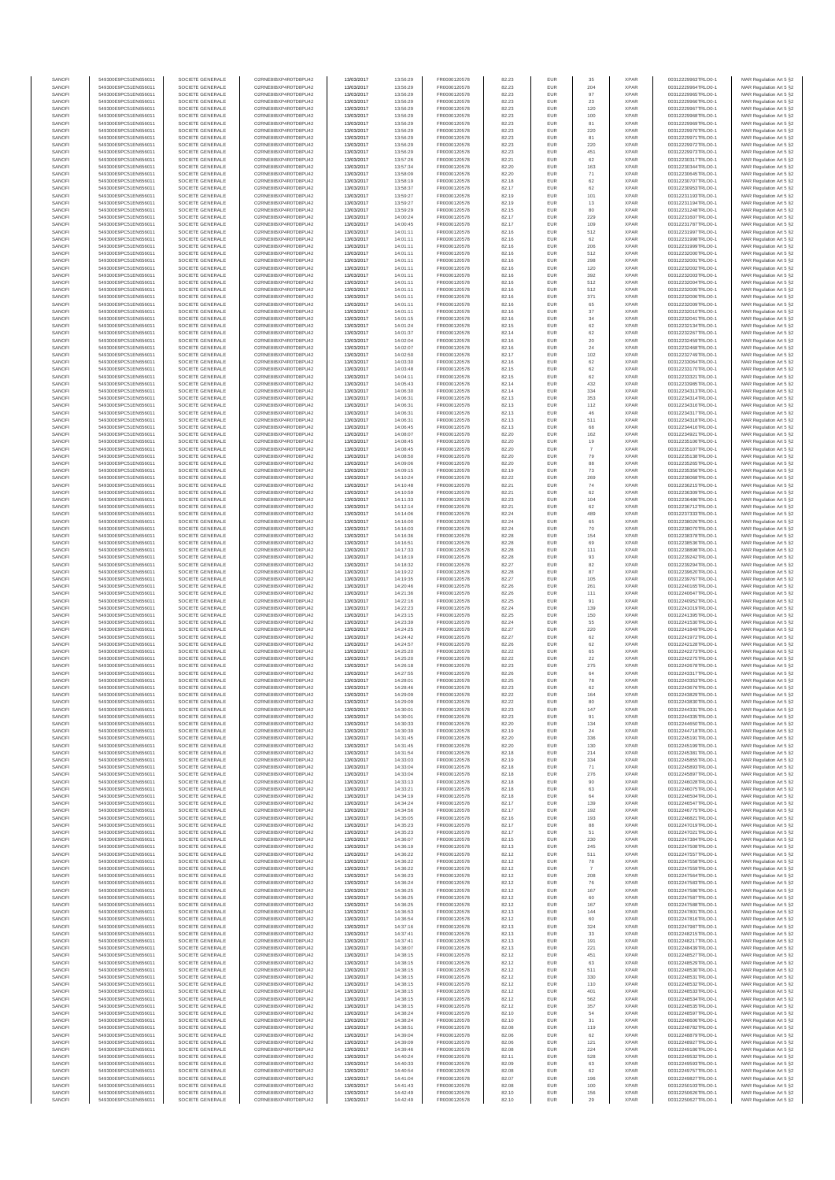| SANOFI | 549300E9PC51EN656011 | SOCIETE GENERALE | O2RNE8IBXP4R0TD8PU42 | 13/03/2017 | 13:56:29 | FR0000120578 | 82.23 | EUR | 35 | XPAR | 00312229963TRLO0-1 | MAR Regulation Art 5 §2 |
|---|---|---|---|---|---|---|---|---|---|---|---|---|
| SANOFI | 549300E9PC51EN656011 | SOCIETE GENERALE | O2RNE8IBXP4R0TD8PU42 | 13/03/2017 | 13:56:29 | FR0000120578 | 82.23 | EUR | 204 | XPAR | 00312229964TRLO0-1 | MAR Regulation Art 5 §2 |
| SANOFI | 549300E9PC51EN656011 | SOCIETE GENERALE | O2RNE8IBXP4R0TD8PU42 | 13/03/2017 | 13:56:29 | FR0000120578 | 82.23 | EUR | 97 | XPAR | 00312229965TRLO0-1 | MAR Regulation Art 5 §2 |
| SANOFI | 549300E9PC51EN656011 | SOCIETE GENERALE | O2RNE8IBXP4R0TD8PU42 | 13/03/2017 | 13:56:29 | FR0000120578 | 82.23 | EUR | 23 | XPAR | 00312229966TRLO0-1 | MAR Regulation Art 5 §2 |
| SANOFI | 549300E9PC51EN656011 | SOCIETE GENERALE | O2RNE8IBXP4R0TD8PU42 | 13/03/2017 | 13:56:29 | FR0000120578 | 82.23 | EUR | 120 | XPAR | 00312229967TRLO0-1 | MAR Regulation Art 5 §2 |
| SANOFI | 549300E9PC51EN656011 | SOCIETE GENERALE | O2RNE8IBXP4R0TD8PU42 | 13/03/2017 | 13:56:29 | FR0000120578 | 82.23 | EUR | 100 | XPAR | 00312229968TRLO0-1 | MAR Regulation Art 5 §2 |
| SANOFI | 549300E9PC51EN656011 | SOCIETE GENERALE | O2RNE8IBXP4R0TD8PU42 | 13/03/2017 | 13:56:29 | FR0000120578 | 82.23 | EUR | 81 | XPAR | 00312229969TRLO0-1 | MAR Regulation Art 5 §2 |
| SANOFI | 549300E9PC51EN656011 | SOCIETE GENERALE | O2RNE8IBXP4R0TD8PU42 | 13/03/2017 | 13:56:29 | FR0000120578 | 82.23 | EUR | 220 | XPAR | 00312229970TRLO0-1 | MAR Regulation Art 5 §2 |
| SANOFI | 549300E9PC51EN656011 | SOCIETE GENERALE | O2RNE8IBXP4R0TD8PU42 | 13/03/2017 | 13:56:29 | FR0000120578 | 82.23 | EUR | 81 | XPAR | 00312229971TRLO0-1 | MAR Regulation Art 5 §2 |
| SANOFI | 549300E9PC51EN656011 | SOCIETE GENERALE | O2RNE8IBXP4R0TD8PU42 | 13/03/2017 | 13:56:29 | FR0000120578 | 82.23 | EUR | 220 | XPAR | 00312229972TRLO0-1 | MAR Regulation Art 5 §2 |
| SANOFI | 549300E9PC51EN656011 | SOCIETE GENERALE | O2RNE8IBXP4R0TD8PU42 | 13/03/2017 | 13:56:29 | FR0000120578 | 82.23 | EUR | 451 | XPAR | 00312229973TRLO0-1 | MAR Regulation Art 5 §2 |
| SANOFI | 549300E9PC51EN656011 | SOCIETE GENERALE | O2RNE8IBXP4R0TD8PU42 | 13/03/2017 | 13:57:26 | FR0000120578 | 82.21 | EUR | 62 | XPAR | 00312230317TRLO0-1 | MAR Regulation Art 5 §2 |
| SANOFI | 549300E9PC51EN656011 | SOCIETE GENERALE | O2RNE8IBXP4R0TD8PU42 | 13/03/2017 | 13:57:34 | FR0000120578 | 82.20 | EUR | 163 | XPAR | 00312230344TRLO0-1 | MAR Regulation Art 5 §2 |
| SANOFI | 549300E9PC51EN656011 | SOCIETE GENERALE | O2RNE8IBXP4R0TD8PU42 | 13/03/2017 | 13:58:09 | FR0000120578 | 82.20 | EUR | 71 | XPAR | 00312230645TRLO0-1 | MAR Regulation Art 5 §2 |
| SANOFI | 549300E9PC51EN656011 | SOCIETE GENERALE | O2RNE8IBXP4R0TD8PU42 | 13/03/2017 | 13:58:19 | FR0000120578 | 82.18 | EUR | 62 | XPAR | 00312230707TRLO0-1 | MAR Regulation Art 5 §2 |
| SANOFI | 549300E9PC51EN656011 | SOCIETE GENERALE | O2RNE8IBXP4R0TD8PU42 | 13/03/2017 | 13:58:37 | FR0000120578 | 82.17 | EUR | 62 | XPAR | 00312230953TRLO0-1 | MAR Regulation Art 5 §2 |
| SANOFI | 549300E9PC51EN656011 | SOCIETE GENERALE | O2RNE8IBXP4R0TD8PU42 | 13/03/2017 | 13:59:27 | FR0000120578 | 82.19 | EUR | 101 | XPAR | 00312231193TRLO0-1 | MAR Regulation Art 5 §2 |
| SANOFI | 549300E9PC51EN656011 | SOCIETE GENERALE | O2RNE8IBXP4R0TD8PU42 | 13/03/2017 | 13:59:27 | FR0000120578 | 82.19 | EUR | 13 | XPAR | 00312231194TRLO0-1 | MAR Regulation Art 5 §2 |
| SANOFI | 549300E9PC51EN656011 | SOCIETE GENERALE | O2RNE8IBXP4R0TD8PU42 | 13/03/2017 | 13:59:29 | FR0000120578 | 82.15 | EUR | 80 | XPAR | 00312231248TRLO0-1 | MAR Regulation Art 5 §2 |
| SANOFI | 549300E9PC51EN656011 | SOCIETE GENERALE | O2RNE8IBXP4R0TD8PU42 | 13/03/2017 | 14:00:24 | FR0000120578 | 82.17 | EUR | 229 | XPAR | 00312231607TRLO0-1 | MAR Regulation Art 5 §2 |
| SANOFI | 549300E9PC51EN656011 | SOCIETE GENERALE | O2RNE8IBXP4R0TD8PU42 | 13/03/2017 | 14:00:45 | FR0000120578 | 82.17 | EUR | 109 | XPAR | 00312231787TRLO0-1 | MAR Regulation Art 5 §2 |
| SANOFI | 549300E9PC51EN656011 | SOCIETE GENERALE | O2RNE8IBXP4R0TD8PU42 | 13/03/2017 | 14:01:11 | FR0000120578 | 82.16 | EUR | 512 | XPAR | 00312231997TRLO0-1 | MAR Regulation Art 5 §2 |
| SANOFI | 549300E9PC51EN656011 | SOCIETE GENERALE | O2RNE8IBXP4R0TD8PU42 | 13/03/2017 | 14:01:11 | FR0000120578 | 82.16 | EUR | 62 | XPAR | 00312231998TRLO0-1 | MAR Regulation Art 5 §2 |
| SANOFI | 549300E9PC51EN656011 | SOCIETE GENERALE | O2RNE8IBXP4R0TD8PU42 | 13/03/2017 | 14:01:11 | FR0000120578 | 82.16 | EUR | 206 | XPAR | 00312231999TRLO0-1 | MAR Regulation Art 5 §2 |
| SANOFI | 549300E9PC51EN656011 | SOCIETE GENERALE | O2RNE8IBXP4R0TD8PU42 | 13/03/2017 | 14:01:11 | FR0000120578 | 82.16 | EUR | 512 | XPAR | 00312232000TRLO0-1 | MAR Regulation Art 5 §2 |
| SANOFI | 549300E9PC51EN656011 | SOCIETE GENERALE | O2RNE8IBXP4R0TD8PU42 | 13/03/2017 | 14:01:11 | FR0000120578 | 82.16 | EUR | 298 | XPAR | 00312232001TRLO0-1 | MAR Regulation Art 5 §2 |
| SANOFI | 549300E9PC51EN656011 | SOCIETE GENERALE | O2RNE8IBXP4R0TD8PU42 | 13/03/2017 | 14:01:11 | FR0000120578 | 82.16 | EUR | 120 | XPAR | 00312232002TRLO0-1 | MAR Regulation Art 5 §2 |
| SANOFI | 549300E9PC51EN656011 | SOCIETE GENERALE | O2RNE8IBXP4R0TD8PU42 | 13/03/2017 | 14:01:11 | FR0000120578 | 82.16 | EUR | 392 | XPAR | 00312232003TRLO0-1 | MAR Regulation Art 5 §2 |
| SANOFI | 549300E9PC51EN656011 | SOCIETE GENERALE | O2RNE8IBXP4R0TD8PU42 | 13/03/2017 | 14:01:11 | FR0000120578 | 82.16 | EUR | 512 | XPAR | 00312232004TRLO0-1 | MAR Regulation Art 5 §2 |
| SANOFI | 549300E9PC51EN656011 | SOCIETE GENERALE | O2RNE8IBXP4R0TD8PU42 | 13/03/2017 | 14:01:11 | FR0000120578 | 82.16 | EUR | 512 | XPAR | 00312232005TRLO0-1 | MAR Regulation Art 5 §2 |
| SANOFI | 549300E9PC51EN656011 | SOCIETE GENERALE | O2RNE8IBXP4R0TD8PU42 | 13/03/2017 | 14:01:11 | FR0000120578 | 82.16 | EUR | 371 | XPAR | 00312232006TRLO0-1 | MAR Regulation Art 5 §2 |
| SANOFI | 549300E9PC51EN656011 | SOCIETE GENERALE | O2RNE8IBXP4R0TD8PU42 | 13/03/2017 | 14:01:11 | FR0000120578 | 82.16 | EUR | 65 | XPAR | 00312232009TRLO0-1 | MAR Regulation Art 5 §2 |
| SANOFI | 549300E9PC51EN656011 | SOCIETE GENERALE | O2RNE8IBXP4R0TD8PU42 | 13/03/2017 | 14:01:11 | FR0000120578 | 82.16 | EUR | 37 | XPAR | 00312232010TRLO0-1 | MAR Regulation Art 5 §2 |
| SANOFI | 549300E9PC51EN656011 | SOCIETE GENERALE | O2RNE8IBXP4R0TD8PU42 | 13/03/2017 | 14:01:15 | FR0000120578 | 82.16 | EUR | 34 | XPAR | 00312232041TRLO0-1 | MAR Regulation Art 5 §2 |
| SANOFI | 549300E9PC51EN656011 | SOCIETE GENERALE | O2RNE8IBXP4R0TD8PU42 | 13/03/2017 | 14:01:24 | FR0000120578 | 82.15 | EUR | 62 | XPAR | 00312232134TRLO0-1 | MAR Regulation Art 5 §2 |
| SANOFI | 549300E9PC51EN656011 | SOCIETE GENERALE | O2RNE8IBXP4R0TD8PU42 | 13/03/2017 | 14:01:37 | FR0000120578 | 82.14 | EUR | 62 | XPAR | 00312232267TRLO0-1 | MAR Regulation Art 5 §2 |
| SANOFI | 549300E9PC51EN656011 | SOCIETE GENERALE | O2RNE8IBXP4R0TD8PU42 | 13/03/2017 | 14:02:04 | FR0000120578 | 82.16 | EUR | 20 | XPAR | 00312232459TRLO0-1 | MAR Regulation Art 5 §2 |
| SANOFI | 549300E9PC51EN656011 | SOCIETE GENERALE | O2RNE8IBXP4R0TD8PU42 | 13/03/2017 | 14:02:07 | FR0000120578 | 82.16 | EUR | 24 | XPAR | 00312232468TRLO0-1 | MAR Regulation Art 5 §2 |
| SANOFI | 549300E9PC51EN656011 | SOCIETE GENERALE | O2RNE8IBXP4R0TD8PU42 | 13/03/2017 | 14:02:50 | FR0000120578 | 82.17 | EUR | 102 | XPAR | 00312232749TRLO0-1 | MAR Regulation Art 5 §2 |
| SANOFI | 549300E9PC51EN656011 | SOCIETE GENERALE | O2RNE8IBXP4R0TD8PU42 | 13/03/2017 | 14:03:30 | FR0000120578 | 82.16 | EUR | 62 | XPAR | 00312233064TRLO0-1 | MAR Regulation Art 5 §2 |
| SANOFI | 549300E9PC51EN656011 | SOCIETE GENERALE | O2RNE8IBXP4R0TD8PU42 | 13/03/2017 | 14:03:48 | FR0000120578 | 82.15 | EUR | 62 | XPAR | 00312233170TRLO0-1 | MAR Regulation Art 5 §2 |
| SANOFI | 549300E9PC51EN656011 | SOCIETE GENERALE | O2RNE8IBXP4R0TD8PU42 | 13/03/2017 | 14:04:11 | FR0000120578 | 82.15 | EUR | 62 | XPAR | 00312233321TRLO0-1 | MAR Regulation Art 5 §2 |
| SANOFI | 549300E9PC51EN656011 | SOCIETE GENERALE | O2RNE8IBXP4R0TD8PU42 | 13/03/2017 | 14:05:43 | FR0000120578 | 82.14 | EUR | 432 | XPAR | 00312233985TRLO0-1 | MAR Regulation Art 5 §2 |
| SANOFI | 549300E9PC51EN656011 | SOCIETE GENERALE | O2RNE8IBXP4R0TD8PU42 | 13/03/2017 | 14:06:30 | FR0000120578 | 82.14 | EUR | 334 | XPAR | 00312234313TRLO0-1 | MAR Regulation Art 5 §2 |
| SANOFI | 549300E9PC51EN656011 | SOCIETE GENERALE | O2RNE8IBXP4R0TD8PU42 | 13/03/2017 | 14:06:31 | FR0000120578 | 82.13 | EUR | 353 | XPAR | 00312234314TRLO0-1 | MAR Regulation Art 5 §2 |
| SANOFI | 549300E9PC51EN656011 | SOCIETE GENERALE | O2RNE8IBXP4R0TD8PU42 | 13/03/2017 | 14:06:31 | FR0000120578 | 82.13 | EUR | 112 | XPAR | 00312234316TRLO0-1 | MAR Regulation Art 5 §2 |
| SANOFI | 549300E9PC51EN656011 | SOCIETE GENERALE | O2RNE8IBXP4R0TD8PU42 | 13/03/2017 | 14:06:31 | FR0000120578 | 82.13 | EUR | 46 | XPAR | 00312234317TRLO0-1 | MAR Regulation Art 5 §2 |
| SANOFI | 549300E9PC51EN656011 | SOCIETE GENERALE | O2RNE8IBXP4R0TD8PU42 | 13/03/2017 | 14:06:31 | FR0000120578 | 82.13 | EUR | 511 | XPAR | 00312234318TRLO0-1 | MAR Regulation Art 5 §2 |
| SANOFI | 549300E9PC51EN656011 | SOCIETE GENERALE | O2RNE8IBXP4R0TD8PU42 | 13/03/2017 | 14:06:45 | FR0000120578 | 82.13 | EUR | 68 | XPAR | 00312234416TRLO0-1 | MAR Regulation Art 5 §2 |
| SANOFI | 549300E9PC51EN656011 | SOCIETE GENERALE | O2RNE8IBXP4R0TD8PU42 | 13/03/2017 | 14:08:07 | FR0000120578 | 82.20 | EUR | 162 | XPAR | 00312234921TRLO0-1 | MAR Regulation Art 5 §2 |
| SANOFI | 549300E9PC51EN656011 | SOCIETE GENERALE | O2RNE8IBXP4R0TD8PU42 | 13/03/2017 | 14:08:45 | FR0000120578 | 82.20 | EUR | 19 | XPAR | 00312235106TRLO0-1 | MAR Regulation Art 5 §2 |
| SANOFI | 549300E9PC51EN656011 | SOCIETE GENERALE | O2RNE8IBXP4R0TD8PU42 | 13/03/2017 | 14:08:45 | FR0000120578 | 82.20 | EUR | 7 | XPAR | 00312235107TRLO0-1 | MAR Regulation Art 5 §2 |
| SANOFI | 549300E9PC51EN656011 | SOCIETE GENERALE | O2RNE8IBXP4R0TD8PU42 | 13/03/2017 | 14:08:50 | FR0000120578 | 82.20 | EUR | 79 | XPAR | 00312235138TRLO0-1 | MAR Regulation Art 5 §2 |
| SANOFI | 549300E9PC51EN656011 | SOCIETE GENERALE | O2RNE8IBXP4R0TD8PU42 | 13/03/2017 | 14:09:06 | FR0000120578 | 82.20 | EUR | 88 | XPAR | 00312235285TRLO0-1 | MAR Regulation Art 5 §2 |
| SANOFI | 549300E9PC51EN656011 | SOCIETE GENERALE | O2RNE8IBXP4R0TD8PU42 | 13/03/2017 | 14:09:15 | FR0000120578 | 82.19 | EUR | 73 | XPAR | 00312235356TRLO0-1 | MAR Regulation Art 5 §2 |
| SANOFI | 549300E9PC51EN656011 | SOCIETE GENERALE | O2RNE8IBXP4R0TD8PU42 | 13/03/2017 | 14:10:24 | FR0000120578 | 82.22 | EUR | 269 | XPAR | 00312236068TRLO0-1 | MAR Regulation Art 5 §2 |
| SANOFI | 549300E9PC51EN656011 | SOCIETE GENERALE | O2RNE8IBXP4R0TD8PU42 | 13/03/2017 | 14:10:48 | FR0000120578 | 82.21 | EUR | 74 | XPAR | 00312236215TRLO0-1 | MAR Regulation Art 5 §2 |
| SANOFI | 549300E9PC51EN656011 | SOCIETE GENERALE | O2RNE8IBXP4R0TD8PU42 | 13/03/2017 | 14:10:59 | FR0000120578 | 82.21 | EUR | 62 | XPAR | 00312236309TRLO0-1 | MAR Regulation Art 5 §2 |
| SANOFI | 549300E9PC51EN656011 | SOCIETE GENERALE | O2RNE8IBXP4R0TD8PU42 | 13/03/2017 | 14:11:33 | FR0000120578 | 82.23 | EUR | 104 | XPAR | 00312236498TRLO0-1 | MAR Regulation Art 5 §2 |
| SANOFI | 549300E9PC51EN656011 | SOCIETE GENERALE | O2RNE8IBXP4R0TD8PU42 | 13/03/2017 | 14:12:14 | FR0000120578 | 82.21 | EUR | 62 | XPAR | 00312236712TRLO0-1 | MAR Regulation Art 5 §2 |
| SANOFI | 549300E9PC51EN656011 | SOCIETE GENERALE | O2RNE8IBXP4R0TD8PU42 | 13/03/2017 | 14:14:06 | FR0000120578 | 82.24 | EUR | 489 | XPAR | 00312237333TRLO0-1 | MAR Regulation Art 5 §2 |
| SANOFI | 549300E9PC51EN656011 | SOCIETE GENERALE | O2RNE8IBXP4R0TD8PU42 | 13/03/2017 | 14:16:00 | FR0000120578 | 82.24 | EUR | 65 | XPAR | 00312238026TRLO0-1 | MAR Regulation Art 5 §2 |
| SANOFI | 549300E9PC51EN656011 | SOCIETE GENERALE | O2RNE8IBXP4R0TD8PU42 | 13/03/2017 | 14:16:03 | FR0000120578 | 82.24 | EUR | 70 | XPAR | 00312238070TRLO0-1 | MAR Regulation Art 5 §2 |
| SANOFI | 549300E9PC51EN656011 | SOCIETE GENERALE | O2RNE8IBXP4R0TD8PU42 | 13/03/2017 | 14:16:36 | FR0000120578 | 82.28 | EUR | 154 | XPAR | 00312238378TRLO0-1 | MAR Regulation Art 5 §2 |
| SANOFI | 549300E9PC51EN656011 | SOCIETE GENERALE | O2RNE8IBXP4R0TD8PU42 | 13/03/2017 | 14:16:51 | FR0000120578 | 82.28 | EUR | 69 | XPAR | 00312238536TRLO0-1 | MAR Regulation Art 5 §2 |
| SANOFI | 549300E9PC51EN656011 | SOCIETE GENERALE | O2RNE8IBXP4R0TD8PU42 | 13/03/2017 | 14:17:33 | FR0000120578 | 82.28 | EUR | 111 | XPAR | 00312238868TRLO0-1 | MAR Regulation Art 5 §2 |
| SANOFI | 549300E9PC51EN656011 | SOCIETE GENERALE | O2RNE8IBXP4R0TD8PU42 | 13/03/2017 | 14:18:19 | FR0000120578 | 82.28 | EUR | 93 | XPAR | 00312239242TRLO0-1 | MAR Regulation Art 5 §2 |
| SANOFI | 549300E9PC51EN656011 | SOCIETE GENERALE | O2RNE8IBXP4R0TD8PU42 | 13/03/2017 | 14:18:32 | FR0000120578 | 82.27 | EUR | 82 | XPAR | 00312239294TRLO0-1 | MAR Regulation Art 5 §2 |
| SANOFI | 549300E9PC51EN656011 | SOCIETE GENERALE | O2RNE8IBXP4R0TD8PU42 | 13/03/2017 | 14:19:22 | FR0000120578 | 82.28 | EUR | 87 | XPAR | 00312239620TRLO0-1 | MAR Regulation Art 5 §2 |
| SANOFI | 549300E9PC51EN656011 | SOCIETE GENERALE | O2RNE8IBXP4R0TD8PU42 | 13/03/2017 | 14:19:35 | FR0000120578 | 82.27 | EUR | 105 | XPAR | 00312239767TRLO0-1 | MAR Regulation Art 5 §2 |
| SANOFI | 549300E9PC51EN656011 | SOCIETE GENERALE | O2RNE8IBXP4R0TD8PU42 | 13/03/2017 | 14:20:46 | FR0000120578 | 82.26 | EUR | 261 | XPAR | 00312240165TRLO0-1 | MAR Regulation Art 5 §2 |
| SANOFI | 549300E9PC51EN656011 | SOCIETE GENERALE | O2RNE8IBXP4R0TD8PU42 | 13/03/2017 | 14:21:36 | FR0000120578 | 82.26 | EUR | 111 | XPAR | 00312240647TRLO0-1 | MAR Regulation Art 5 §2 |
| SANOFI | 549300E9PC51EN656011 | SOCIETE GENERALE | O2RNE8IBXP4R0TD8PU42 | 13/03/2017 | 14:22:16 | FR0000120578 | 82.25 | EUR | 91 | XPAR | 00312240952TRLO0-1 | MAR Regulation Art 5 §2 |
| SANOFI | 549300E9PC51EN656011 | SOCIETE GENERALE | O2RNE8IBXP4R0TD8PU42 | 13/03/2017 | 14:22:23 | FR0000120578 | 82.24 | EUR | 139 | XPAR | 00312241019TRLO0-1 | MAR Regulation Art 5 §2 |
| SANOFI | 549300E9PC51EN656011 | SOCIETE GENERALE | O2RNE8IBXP4R0TD8PU42 | 13/03/2017 | 14:23:15 | FR0000120578 | 82.25 | EUR | 150 | XPAR | 00312241395TRLO0-1 | MAR Regulation Art 5 §2 |
| SANOFI | 549300E9PC51EN656011 | SOCIETE GENERALE | O2RNE8IBXP4R0TD8PU42 | 13/03/2017 | 14:23:39 | FR0000120578 | 82.24 | EUR | 55 | XPAR | 00312241530TRLO0-1 | MAR Regulation Art 5 §2 |
| SANOFI | 549300E9PC51EN656011 | SOCIETE GENERALE | O2RNE8IBXP4R0TD8PU42 | 13/03/2017 | 14:24:25 | FR0000120578 | 82.27 | EUR | 220 | XPAR | 00312241849TRLO0-1 | MAR Regulation Art 5 §2 |
| SANOFI | 549300E9PC51EN656011 | SOCIETE GENERALE | O2RNE8IBXP4R0TD8PU42 | 13/03/2017 | 14:24:42 | FR0000120578 | 82.27 | EUR | 62 | XPAR | 00312241972TRLO0-1 | MAR Regulation Art 5 §2 |
| SANOFI | 549300E9PC51EN656011 | SOCIETE GENERALE | O2RNE8IBXP4R0TD8PU42 | 13/03/2017 | 14:24:57 | FR0000120578 | 82.26 | EUR | 62 | XPAR | 00312242128TRLO0-1 | MAR Regulation Art 5 §2 |
| SANOFI | 549300E9PC51EN656011 | SOCIETE GENERALE | O2RNE8IBXP4R0TD8PU42 | 13/03/2017 | 14:25:20 | FR0000120578 | 82.22 | EUR | 65 | XPAR | 00312242273TRLO0-1 | MAR Regulation Art 5 §2 |
| SANOFI | 549300E9PC51EN656011 | SOCIETE GENERALE | O2RNE8IBXP4R0TD8PU42 | 13/03/2017 | 14:25:20 | FR0000120578 | 82.22 | EUR | 22 | XPAR | 00312242275TRLO0-1 | MAR Regulation Art 5 §2 |
| SANOFI | 549300E9PC51EN656011 | SOCIETE GENERALE | O2RNE8IBXP4R0TD8PU42 | 13/03/2017 | 14:26:18 | FR0000120578 | 82.23 | EUR | 275 | XPAR | 00312242678TRLO0-1 | MAR Regulation Art 5 §2 |
| SANOFI | 549300E9PC51EN656011 | SOCIETE GENERALE | O2RNE8IBXP4R0TD8PU42 | 13/03/2017 | 14:27:55 | FR0000120578 | 82.26 | EUR | 84 | XPAR | 00312243317TRLO0-1 | MAR Regulation Art 5 §2 |
| SANOFI | 549300E9PC51EN656011 | SOCIETE GENERALE | O2RNE8IBXP4R0TD8PU42 | 13/03/2017 | 14:28:01 | FR0000120578 | 82.25 | EUR | 78 | XPAR | 00312243353TRLO0-1 | MAR Regulation Art 5 §2 |
| SANOFI | 549300E9PC51EN656011 | SOCIETE GENERALE | O2RNE8IBXP4R0TD8PU42 | 13/03/2017 | 14:28:46 | FR0000120578 | 82.23 | EUR | 62 | XPAR | 00312243676TRLO0-1 | MAR Regulation Art 5 §2 |
| SANOFI | 549300E9PC51EN656011 | SOCIETE GENERALE | O2RNE8IBXP4R0TD8PU42 | 13/03/2017 | 14:29:09 | FR0000120578 | 82.22 | EUR | 164 | XPAR | 00312243829TRLO0-1 | MAR Regulation Art 5 §2 |
| SANOFI | 549300E9PC51EN656011 | SOCIETE GENERALE | O2RNE8IBXP4R0TD8PU42 | 13/03/2017 | 14:29:09 | FR0000120578 | 82.22 | EUR | 80 | XPAR | 00312243830TRLO0-1 | MAR Regulation Art 5 §2 |
| SANOFI | 549300E9PC51EN656011 | SOCIETE GENERALE | O2RNE8IBXP4R0TD8PU42 | 13/03/2017 | 14:30:01 | FR0000120578 | 82.23 | EUR | 147 | XPAR | 00312244331TRLO0-1 | MAR Regulation Art 5 §2 |
| SANOFI | 549300E9PC51EN656011 | SOCIETE GENERALE | O2RNE8IBXP4R0TD8PU42 | 13/03/2017 | 14:30:01 | FR0000120578 | 82.23 | EUR | 91 | XPAR | 00312244335TRLO0-1 | MAR Regulation Art 5 §2 |
| SANOFI | 549300E9PC51EN656011 | SOCIETE GENERALE | O2RNE8IBXP4R0TD8PU42 | 13/03/2017 | 14:30:33 | FR0000120578 | 82.20 | EUR | 134 | XPAR | 00312244650TRLO0-1 | MAR Regulation Art 5 §2 |
| SANOFI | 549300E9PC51EN656011 | SOCIETE GENERALE | O2RNE8IBXP4R0TD8PU42 | 13/03/2017 | 14:30:39 | FR0000120578 | 82.19 | EUR | 24 | XPAR | 00312244718TRLO0-1 | MAR Regulation Art 5 §2 |
| SANOFI | 549300E9PC51EN656011 | SOCIETE GENERALE | O2RNE8IBXP4R0TD8PU42 | 13/03/2017 | 14:31:45 | FR0000120578 | 82.20 | EUR | 336 | XPAR | 00312245191TRLO0-1 | MAR Regulation Art 5 §2 |
| SANOFI | 549300E9PC51EN656011 | SOCIETE GENERALE | O2RNE8IBXP4R0TD8PU42 | 13/03/2017 | 14:31:45 | FR0000120578 | 82.20 | EUR | 130 | XPAR | 00312245199TRLO0-1 | MAR Regulation Art 5 §2 |
| SANOFI | 549300E9PC51EN656011 | SOCIETE GENERALE | O2RNE8IBXP4R0TD8PU42 | 13/03/2017 | 14:31:54 | FR0000120578 | 82.18 | EUR | 214 | XPAR | 00312245381TRLO0-1 | MAR Regulation Art 5 §2 |
| SANOFI | 549300E9PC51EN656011 | SOCIETE GENERALE | O2RNE8IBXP4R0TD8PU42 | 13/03/2017 | 14:33:03 | FR0000120578 | 82.19 | EUR | 334 | XPAR | 00312245855TRLO0-1 | MAR Regulation Art 5 §2 |
| SANOFI | 549300E9PC51EN656011 | SOCIETE GENERALE | O2RNE8IBXP4R0TD8PU42 | 13/03/2017 | 14:33:04 | FR0000120578 | 82.18 | EUR | 71 | XPAR | 00312245860TRLO0-1 | MAR Regulation Art 5 §2 |
| SANOFI | 549300E9PC51EN656011 | SOCIETE GENERALE | O2RNE8IBXP4R0TD8PU42 | 13/03/2017 | 14:33:04 | FR0000120578 | 82.18 | EUR | 276 | XPAR | 00312245897TRLO0-1 | MAR Regulation Art 5 §2 |
| SANOFI | 549300E9PC51EN656011 | SOCIETE GENERALE | O2RNE8IBXP4R0TD8PU42 | 13/03/2017 | 14:33:13 | FR0000120578 | 82.18 | EUR | 90 | XPAR | 00312246028TRLO0-1 | MAR Regulation Art 5 §2 |
| SANOFI | 549300E9PC51EN656011 | SOCIETE GENERALE | O2RNE8IBXP4R0TD8PU42 | 13/03/2017 | 14:33:21 | FR0000120578 | 82.18 | EUR | 63 | XPAR | 00312246075TRLO0-1 | MAR Regulation Art 5 §2 |
| SANOFI | 549300E9PC51EN656011 | SOCIETE GENERALE | O2RNE8IBXP4R0TD8PU42 | 13/03/2017 | 14:34:19 | FR0000120578 | 82.18 | EUR | 84 | XPAR | 00312246504TRLO0-1 | MAR Regulation Art 5 §2 |
| SANOFI | 549300E9PC51EN656011 | SOCIETE GENERALE | O2RNE8IBXP4R0TD8PU42 | 13/03/2017 | 14:34:24 | FR0000120578 | 82.17 | EUR | 139 | XPAR | 00312246547TRLO0-1 | MAR Regulation Art 5 §2 |
| SANOFI | 549300E9PC51EN656011 | SOCIETE GENERALE | O2RNE8IBXP4R0TD8PU42 | 13/03/2017 | 14:34:56 | FR0000120578 | 82.17 | EUR | 192 | XPAR | 00312246775TRLO0-1 | MAR Regulation Art 5 §2 |
| SANOFI | 549300E9PC51EN656011 | SOCIETE GENERALE | O2RNE8IBXP4R0TD8PU42 | 13/03/2017 | 14:35:05 | FR0000120578 | 82.16 | EUR | 193 | XPAR | 00312246821TRLO0-1 | MAR Regulation Art 5 §2 |
| SANOFI | 549300E9PC51EN656011 | SOCIETE GENERALE | O2RNE8IBXP4R0TD8PU42 | 13/03/2017 | 14:35:23 | FR0000120578 | 82.17 | EUR | 88 | XPAR | 00312247019TRLO0-1 | MAR Regulation Art 5 §2 |
| SANOFI | 549300E9PC51EN656011 | SOCIETE GENERALE | O2RNE8IBXP4R0TD8PU42 | 13/03/2017 | 14:35:23 | FR0000120578 | 82.17 | EUR | 51 | XPAR | 00312247021TRLO0-1 | MAR Regulation Art 5 §2 |
| SANOFI | 549300E9PC51EN656011 | SOCIETE GENERALE | O2RNE8IBXP4R0TD8PU42 | 13/03/2017 | 14:36:07 | FR0000120578 | 82.15 | EUR | 230 | XPAR | 00312247394TRLO0-1 | MAR Regulation Art 5 §2 |
| SANOFI | 549300E9PC51EN656011 | SOCIETE GENERALE | O2RNE8IBXP4R0TD8PU42 | 13/03/2017 | 14:36:19 | FR0000120578 | 82.13 | EUR | 245 | XPAR | 00312247508TRLO0-1 | MAR Regulation Art 5 §2 |
| SANOFI | 549300E9PC51EN656011 | SOCIETE GENERALE | O2RNE8IBXP4R0TD8PU42 | 13/03/2017 | 14:36:22 | FR0000120578 | 82.12 | EUR | 511 | XPAR | 00312247557TRLO0-1 | MAR Regulation Art 5 §2 |
| SANOFI | 549300E9PC51EN656011 | SOCIETE GENERALE | O2RNE8IBXP4R0TD8PU42 | 13/03/2017 | 14:36:22 | FR0000120578 | 82.12 | EUR | 78 | XPAR | 00312247558TRLO0-1 | MAR Regulation Art 5 §2 |
| SANOFI | 549300E9PC51EN656011 | SOCIETE GENERALE | O2RNE8IBXP4R0TD8PU42 | 13/03/2017 | 14:36:22 | FR0000120578 | 82.12 | EUR | 7 | XPAR | 00312247559TRLO0-1 | MAR Regulation Art 5 §2 |
| SANOFI | 549300E9PC51EN656011 | SOCIETE GENERALE | O2RNE8IBXP4R0TD8PU42 | 13/03/2017 | 14:36:23 | FR0000120578 | 82.12 | EUR | 208 | XPAR | 00312247564TRLO0-1 | MAR Regulation Art 5 §2 |
| SANOFI | 549300E9PC51EN656011 | SOCIETE GENERALE | O2RNE8IBXP4R0TD8PU42 | 13/03/2017 | 14:36:24 | FR0000120578 | 82.12 | EUR | 76 | XPAR | 00312247583TRLO0-1 | MAR Regulation Art 5 §2 |
| SANOFI | 549300E9PC51EN656011 | SOCIETE GENERALE | O2RNE8IBXP4R0TD8PU42 | 13/03/2017 | 14:36:25 | FR0000120578 | 82.12 | EUR | 167 | XPAR | 00312247586TRLO0-1 | MAR Regulation Art 5 §2 |
| SANOFI | 549300E9PC51EN656011 | SOCIETE GENERALE | O2RNE8IBXP4R0TD8PU42 | 13/03/2017 | 14:36:25 | FR0000120578 | 82.12 | EUR | 60 | XPAR | 00312247587TRLO0-1 | MAR Regulation Art 5 §2 |
| SANOFI | 549300E9PC51EN656011 | SOCIETE GENERALE | O2RNE8IBXP4R0TD8PU42 | 13/03/2017 | 14:36:25 | FR0000120578 | 82.12 | EUR | 167 | XPAR | 00312247588TRLO0-1 | MAR Regulation Art 5 §2 |
| SANOFI | 549300E9PC51EN656011 | SOCIETE GENERALE | O2RNE8IBXP4R0TD8PU42 | 13/03/2017 | 14:36:53 | FR0000120578 | 82.13 | EUR | 144 | XPAR | 00312247801TRLO0-1 | MAR Regulation Art 5 §2 |
| SANOFI | 549300E9PC51EN656011 | SOCIETE GENERALE | O2RNE8IBXP4R0TD8PU42 | 13/03/2017 | 14:36:54 | FR0000120578 | 82.12 | EUR | 60 | XPAR | 00312247816TRLO0-1 | MAR Regulation Art 5 §2 |
| SANOFI | 549300E9PC51EN656011 | SOCIETE GENERALE | O2RNE8IBXP4R0TD8PU42 | 13/03/2017 | 14:37:16 | FR0000120578 | 82.13 | EUR | 324 | XPAR | 00312247987TRLO0-1 | MAR Regulation Art 5 §2 |
| SANOFI | 549300E9PC51EN656011 | SOCIETE GENERALE | O2RNE8IBXP4R0TD8PU42 | 13/03/2017 | 14:37:41 | FR0000120578 | 82.13 | EUR | 33 | XPAR | 00312248215TRLO0-1 | MAR Regulation Art 5 §2 |
| SANOFI | 549300E9PC51EN656011 | SOCIETE GENERALE | O2RNE8IBXP4R0TD8PU42 | 13/03/2017 | 14:37:41 | FR0000120578 | 82.13 | EUR | 191 | XPAR | 00312248217TRLO0-1 | MAR Regulation Art 5 §2 |
| SANOFI | 549300E9PC51EN656011 | SOCIETE GENERALE | O2RNE8IBXP4R0TD8PU42 | 13/03/2017 | 14:38:07 | FR0000120578 | 82.13 | EUR | 221 | XPAR | 00312248439TRLO0-1 | MAR Regulation Art 5 §2 |
| SANOFI | 549300E9PC51EN656011 | SOCIETE GENERALE | O2RNE8IBXP4R0TD8PU42 | 13/03/2017 | 14:38:15 | FR0000120578 | 82.12 | EUR | 451 | XPAR | 00312248527TRLO0-1 | MAR Regulation Art 5 §2 |
| SANOFI | 549300E9PC51EN656011 | SOCIETE GENERALE | O2RNE8IBXP4R0TD8PU42 | 13/03/2017 | 14:38:15 | FR0000120578 | 82.12 | EUR | 63 | XPAR | 00312248529TRLO0-1 | MAR Regulation Art 5 §2 |
| SANOFI | 549300E9PC51EN656011 | SOCIETE GENERALE | O2RNE8IBXP4R0TD8PU42 | 13/03/2017 | 14:38:15 | FR0000120578 | 82.12 | EUR | 511 | XPAR | 00312248530TRLO0-1 | MAR Regulation Art 5 §2 |
| SANOFI | 549300E9PC51EN656011 | SOCIETE GENERALE | O2RNE8IBXP4R0TD8PU42 | 13/03/2017 | 14:38:15 | FR0000120578 | 82.12 | EUR | 330 | XPAR | 00312248531TRLO0-1 | MAR Regulation Art 5 §2 |
| SANOFI | 549300E9PC51EN656011 | SOCIETE GENERALE | O2RNE8IBXP4R0TD8PU42 | 13/03/2017 | 14:38:15 | FR0000120578 | 82.12 | EUR | 110 | XPAR | 00312248532TRLO0-1 | MAR Regulation Art 5 §2 |
| SANOFI | 549300E9PC51EN656011 | SOCIETE GENERALE | O2RNE8IBXP4R0TD8PU42 | 13/03/2017 | 14:38:15 | FR0000120578 | 82.12 | EUR | 401 | XPAR | 00312248533TRLO0-1 | MAR Regulation Art 5 §2 |
| SANOFI | 549300E9PC51EN656011 | SOCIETE GENERALE | O2RNE8IBXP4R0TD8PU42 | 13/03/2017 | 14:38:15 | FR0000120578 | 82.12 | EUR | 562 | XPAR | 00312248534TRLO0-1 | MAR Regulation Art 5 §2 |
| SANOFI | 549300E9PC51EN656011 | SOCIETE GENERALE | O2RNE8IBXP4R0TD8PU42 | 13/03/2017 | 14:38:15 | FR0000120578 | 82.12 | EUR | 357 | XPAR | 00312248535TRLO0-1 | MAR Regulation Art 5 §2 |
| SANOFI | 549300E9PC51EN656011 | SOCIETE GENERALE | O2RNE8IBXP4R0TD8PU42 | 13/03/2017 | 14:38:24 | FR0000120578 | 82.10 | EUR | 54 | XPAR | 00312248597TRLO0-1 | MAR Regulation Art 5 §2 |
| SANOFI | 549300E9PC51EN656011 | SOCIETE GENERALE | O2RNE8IBXP4R0TD8PU42 | 13/03/2017 | 14:38:24 | FR0000120578 | 82.10 | EUR | 31 | XPAR | 00312248606TRLO0-1 | MAR Regulation Art 5 §2 |
| SANOFI | 549300E9PC51EN656011 | SOCIETE GENERALE | O2RNE8IBXP4R0TD8PU42 | 13/03/2017 | 14:38:51 | FR0000120578 | 82.08 | EUR | 119 | XPAR | 00312248782TRLO0-1 | MAR Regulation Art 5 §2 |
| SANOFI | 549300E9PC51EN656011 | SOCIETE GENERALE | O2RNE8IBXP4R0TD8PU42 | 13/03/2017 | 14:39:04 | FR0000120578 | 82.06 | EUR | 62 | XPAR | 00312248879TRLO0-1 | MAR Regulation Art 5 §2 |
| SANOFI | 549300E9PC51EN656011 | SOCIETE GENERALE | O2RNE8IBXP4R0TD8PU42 | 13/03/2017 | 14:39:09 | FR0000120578 | 82.06 | EUR | 121 | XPAR | 00312248927TRLO0-1 | MAR Regulation Art 5 §2 |
| SANOFI | 549300E9PC51EN656011 | SOCIETE GENERALE | O2RNE8IBXP4R0TD8PU42 | 13/03/2017 | 14:39:46 | FR0000120578 | 82.08 | EUR | 224 | XPAR | 00312249186TRLO0-1 | MAR Regulation Art 5 §2 |
| SANOFI | 549300E9PC51EN656011 | SOCIETE GENERALE | O2RNE8IBXP4R0TD8PU42 | 13/03/2017 | 14:40:24 | FR0000120578 | 82.11 | EUR | 528 | XPAR | 00312249532TRLO0-1 | MAR Regulation Art 5 §2 |
| SANOFI | 549300E9PC51EN656011 | SOCIETE GENERALE | O2RNE8IBXP4R0TD8PU42 | 13/03/2017 | 14:40:33 | FR0000120578 | 82.09 | EUR | 63 | XPAR | 00312249593TRLO0-1 | MAR Regulation Art 5 §2 |
| SANOFI | 549300E9PC51EN656011 | SOCIETE GENERALE | O2RNE8IBXP4R0TD8PU42 | 13/03/2017 | 14:40:54 | FR0000120578 | 82.08 | EUR | 62 | XPAR | 00312249757TRLO0-1 | MAR Regulation Art 5 §2 |
| SANOFI | 549300E9PC51EN656011 | SOCIETE GENERALE | O2RNE8IBXP4R0TD8PU42 | 13/03/2017 | 14:41:04 | FR0000120578 | 82.07 | EUR | 196 | XPAR | 00312249827TRLO0-1 | MAR Regulation Art 5 §2 |
| SANOFI | 549300E9PC51EN656011 | SOCIETE GENERALE | O2RNE8IBXP4R0TD8PU42 | 13/03/2017 | 14:41:43 | FR0000120578 | 82.08 | EUR | 100 | XPAR | 00312250103TRLO0-1 | MAR Regulation Art 5 §2 |
| SANOFI | 549300E9PC51EN656011 | SOCIETE GENERALE | O2RNE8IBXP4R0TD8PU42 | 13/03/2017 | 14:42:49 | FR0000120578 | 82.10 | EUR | 156 | XPAR | 00312250626TRLO0-1 | MAR Regulation Art 5 §2 |
| SANOFI | 549300E9PC51EN656011 | SOCIETE GENERALE | O2RNE8IBXP4R0TD8PU42 | 13/03/2017 | 14:42:49 | FR0000120578 | 82.10 | EUR | 29 | XPAR | 00312250627TRLO0-1 | MAR Regulation Art 5 §2 |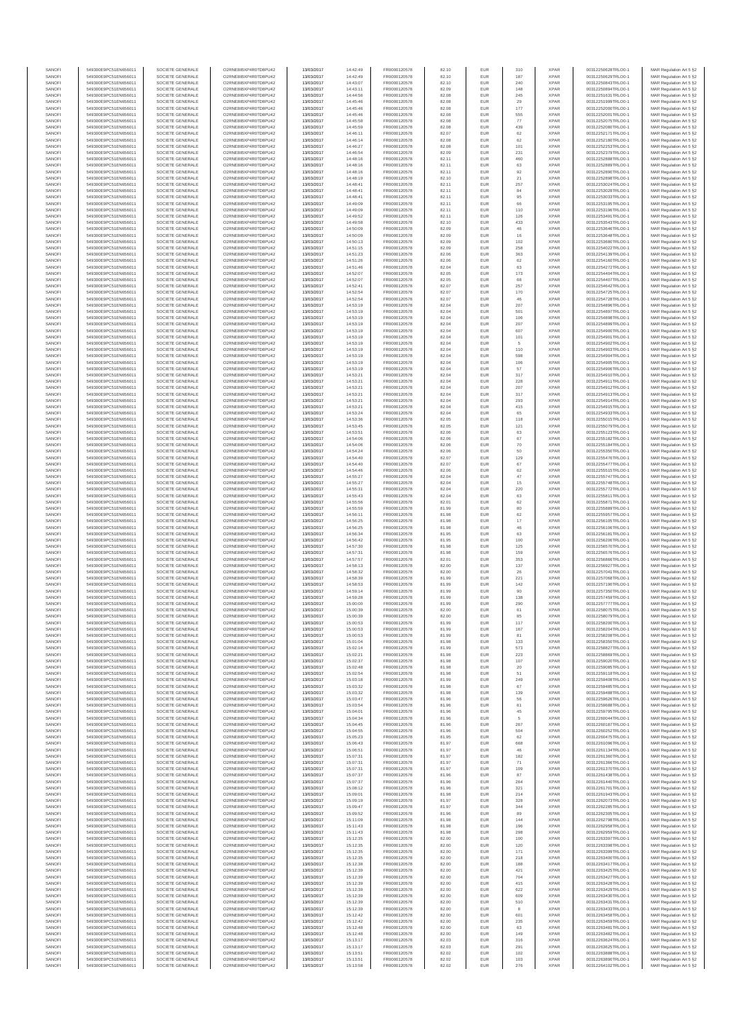| SANOFI | 549300E9PC51EN656011 | SOCIETE GENERALE | O2RNE8IBXP4R0TD8PU42 | 13/03/2017 | 14:42:49 | FR0000120578 | 82.10 | EUR | 310 | XPAR | 00312250628TRLO0-1 | MAR Regulation Art 5 §2 |
|---|---|---|---|---|---|---|---|---|---|---|---|---|
| SANOFI | 549300E9PC51EN656011 | SOCIETE GENERALE | O2RNE8IBXP4R0TD8PU42 | 13/03/2017 | 14:42:49 | FR0000120578 | 82.10 | EUR | 187 | XPAR | 00312250629TRLO0-1 | MAR Regulation Art 5 §2 |
| SANOFI | 549300E9PC51EN656011 | SOCIETE GENERALE | O2RNE8IBXP4R0TD8PU42 | 13/03/2017 | 14:43:07 | FR0000120578 | 82.10 | EUR | 240 | XPAR | 00312250843TRLO0-1 | MAR Regulation Art 5 §2 |
| SANOFI | 549300E9PC51EN656011 | SOCIETE GENERALE | O2RNE8IBXP4R0TD8PU42 | 13/03/2017 | 14:43:11 | FR0000120578 | 82.09 | EUR | 148 | XPAR | 00312250894TRLO0-1 | MAR Regulation Art 5 §2 |
| SANOFI | 549300E9PC51EN656011 | SOCIETE GENERALE | O2RNE8IBXP4R0TD8PU42 | 13/03/2017 | 14:44:56 | FR0000120578 | 82.08 | EUR | 245 | XPAR | 00312251631TRLO0-1 | MAR Regulation Art 5 §2 |
| SANOFI | 549300E9PC51EN656011 | SOCIETE GENERALE | O2RNE8IBXP4R0TD8PU42 | 13/03/2017 | 14:45:46 | FR0000120578 | 82.08 | EUR | 29 | XPAR | 00312251999TRLO0-1 | MAR Regulation Art 5 §2 |
| SANOFI | 549300E9PC51EN656011 | SOCIETE GENERALE | O2RNE8IBXP4R0TD8PU42 | 13/03/2017 | 14:45:46 | FR0000120578 | 82.08 | EUR | 177 | XPAR | 00312252000TRLO0-1 | MAR Regulation Art 5 §2 |
| SANOFI | 549300E9PC51EN656011 | SOCIETE GENERALE | O2RNE8IBXP4R0TD8PU42 | 13/03/2017 | 14:45:46 | FR0000120578 | 82.08 | EUR | 555 | XPAR | 00312252001TRLO0-1 | MAR Regulation Art 5 §2 |
| SANOFI | 549300E9PC51EN656011 | SOCIETE GENERALE | O2RNE8IBXP4R0TD8PU42 | 13/03/2017 | 14:45:58 | FR0000120578 | 82.08 | EUR | 77 | XPAR | 00312252075TRLO0-1 | MAR Regulation Art 5 §2 |
| SANOFI | 549300E9PC51EN656011 | SOCIETE GENERALE | O2RNE8IBXP4R0TD8PU42 | 13/03/2017 | 14:45:59 | FR0000120578 | 82.08 | EUR | 439 | XPAR | 00312252080TRLO0-1 | MAR Regulation Art 5 §2 |
| SANOFI | 549300E9PC51EN656011 | SOCIETE GENERALE | O2RNE8IBXP4R0TD8PU42 | 13/03/2017 | 14:46:11 | FR0000120578 | 82.07 | EUR | 62 | XPAR | 00312252171TRLO0-1 | MAR Regulation Art 5 §2 |
| SANOFI | 549300E9PC51EN656011 | SOCIETE GENERALE | O2RNE8IBXP4R0TD8PU42 | 13/03/2017 | 14:46:14 | FR0000120578 | 82.08 | EUR | 62 | XPAR | 00312252180TRLO0-1 | MAR Regulation Art 5 §2 |
| SANOFI | 549300E9PC51EN656011 | SOCIETE GENERALE | O2RNE8IBXP4R0TD8PU42 | 13/03/2017 | 14:46:27 | FR0000120578 | 82.08 | EUR | 101 | XPAR | 00312252253TRLO0-1 | MAR Regulation Art 5 §2 |
| SANOFI | 549300E9PC51EN656011 | SOCIETE GENERALE | O2RNE8IBXP4R0TD8PU42 | 13/03/2017 | 14:46:54 | FR0000120578 | 82.09 | EUR | 231 | XPAR | 00312252379TRLO0-1 | MAR Regulation Art 5 §2 |
| SANOFI | 549300E9PC51EN656011 | SOCIETE GENERALE | O2RNE8IBXP4R0TD8PU42 | 13/03/2017 | 14:48:16 | FR0000120578 | 82.11 | EUR | 460 | XPAR | 00312252888TRLO0-1 | MAR Regulation Art 5 §2 |
| SANOFI | 549300E9PC51EN656011 | SOCIETE GENERALE | O2RNE8IBXP4R0TD8PU42 | 13/03/2017 | 14:48:16 | FR0000120578 | 82.11 | EUR | 63 | XPAR | 00312252889TRLO0-1 | MAR Regulation Art 5 §2 |
| SANOFI | 549300E9PC51EN656011 | SOCIETE GENERALE | O2RNE8IBXP4R0TD8PU42 | 13/03/2017 | 14:48:16 | FR0000120578 | 82.11 | EUR | 92 | XPAR | 00312252890TRLO0-1 | MAR Regulation Art 5 §2 |
| SANOFI | 549300E9PC51EN656011 | SOCIETE GENERALE | O2RNE8IBXP4R0TD8PU42 | 13/03/2017 | 14:48:19 | FR0000120578 | 82.10 | EUR | 21 | XPAR | 00312252898TRLO0-1 | MAR Regulation Art 5 §2 |
| SANOFI | 549300E9PC51EN656011 | SOCIETE GENERALE | O2RNE8IBXP4R0TD8PU42 | 13/03/2017 | 14:48:41 | FR0000120578 | 82.11 | EUR | 257 | XPAR | 00312253024TRLO0-1 | MAR Regulation Art 5 §2 |
| SANOFI | 549300E9PC51EN656011 | SOCIETE GENERALE | O2RNE8IBXP4R0TD8PU42 | 13/03/2017 | 14:48:41 | FR0000120578 | 82.11 | EUR | 84 | XPAR | 00312253026TRLO0-1 | MAR Regulation Art 5 §2 |
| SANOFI | 549300E9PC51EN656011 | SOCIETE GENERALE | O2RNE8IBXP4R0TD8PU42 | 13/03/2017 | 14:48:41 | FR0000120578 | 82.11 | EUR | 95 | XPAR | 00312253033TRLO0-1 | MAR Regulation Art 5 §2 |
| SANOFI | 549300E9PC51EN656011 | SOCIETE GENERALE | O2RNE8IBXP4R0TD8PU42 | 13/03/2017 | 14:49:09 | FR0000120578 | 82.11 | EUR | 66 | XPAR | 00312253195TRLO0-1 | MAR Regulation Art 5 §2 |
| SANOFI | 549300E9PC51EN656011 | SOCIETE GENERALE | O2RNE8IBXP4R0TD8PU42 | 13/03/2017 | 14:49:09 | FR0000120578 | 82.11 | EUR | 110 | XPAR | 00312253196TRLO0-1 | MAR Regulation Art 5 §2 |
| SANOFI | 549300E9PC51EN656011 | SOCIETE GENERALE | O2RNE8IBXP4R0TD8PU42 | 13/03/2017 | 14:49:52 | FR0000120578 | 82.11 | EUR | 126 | XPAR | 00312253491TRLO0-1 | MAR Regulation Art 5 §2 |
| SANOFI | 549300E9PC51EN656011 | SOCIETE GENERALE | O2RNE8IBXP4R0TD8PU42 | 13/03/2017 | 14:49:58 | FR0000120578 | 82.10 | EUR | 433 | XPAR | 00312253543TRLO0-1 | MAR Regulation Art 5 §2 |
| SANOFI | 549300E9PC51EN656011 | SOCIETE GENERALE | O2RNE8IBXP4R0TD8PU42 | 13/03/2017 | 14:50:09 | FR0000120578 | 82.09 | EUR | 46 | XPAR | 00312253646TRLO0-1 | MAR Regulation Art 5 §2 |
| SANOFI | 549300E9PC51EN656011 | SOCIETE GENERALE | O2RNE8IBXP4R0TD8PU42 | 13/03/2017 | 14:50:09 | FR0000120578 | 82.09 | EUR | 16 | XPAR | 00312253648TRLO0-1 | MAR Regulation Art 5 §2 |
| SANOFI | 549300E9PC51EN656011 | SOCIETE GENERALE | O2RNE8IBXP4R0TD8PU42 | 13/03/2017 | 14:50:13 | FR0000120578 | 82.09 | EUR | 102 | XPAR | 00312253680TRLO0-1 | MAR Regulation Art 5 §2 |
| SANOFI | 549300E9PC51EN656011 | SOCIETE GENERALE | O2RNE8IBXP4R0TD8PU42 | 13/03/2017 | 14:51:15 | FR0000120578 | 82.09 | EUR | 258 | XPAR | 00312254022TRLO0-1 | MAR Regulation Art 5 §2 |
| SANOFI | 549300E9PC51EN656011 | SOCIETE GENERALE | O2RNE8IBXP4R0TD8PU42 | 13/03/2017 | 14:51:23 | FR0000120578 | 82.06 | EUR | 363 | XPAR | 00312254139TRLO0-1 | MAR Regulation Art 5 §2 |
| SANOFI | 549300E9PC51EN656011 | SOCIETE GENERALE | O2RNE8IBXP4R0TD8PU42 | 13/03/2017 | 14:51:26 | FR0000120578 | 82.06 | EUR | 62 | XPAR | 00312254166TRLO0-1 | MAR Regulation Art 5 §2 |
| SANOFI | 549300E9PC51EN656011 | SOCIETE GENERALE | O2RNE8IBXP4R0TD8PU42 | 13/03/2017 | 14:51:46 | FR0000120578 | 82.04 | EUR | 63 | XPAR | 00312254272TRLO0-1 | MAR Regulation Art 5 §2 |
| SANOFI | 549300E9PC51EN656011 | SOCIETE GENERALE | O2RNE8IBXP4R0TD8PU42 | 13/03/2017 | 14:52:07 | FR0000120578 | 82.05 | EUR | 173 | XPAR | 00312254404TRLO0-1 | MAR Regulation Art 5 §2 |
| SANOFI | 549300E9PC51EN656011 | SOCIETE GENERALE | O2RNE8IBXP4R0TD8PU42 | 13/03/2017 | 14:52:07 | FR0000120578 | 82.05 | EUR | 66 | XPAR | 00312254407TRLO0-1 | MAR Regulation Art 5 §2 |
| SANOFI | 549300E9PC51EN656011 | SOCIETE GENERALE | O2RNE8IBXP4R0TD8PU42 | 13/03/2017 | 14:52:41 | FR0000120578 | 82.07 | EUR | 257 | XPAR | 00312254642TRLO0-1 | MAR Regulation Art 5 §2 |
| SANOFI | 549300E9PC51EN656011 | SOCIETE GENERALE | O2RNE8IBXP4R0TD8PU42 | 13/03/2017 | 14:52:54 | FR0000120578 | 82.07 | EUR | 170 | XPAR | 00312254725TRLO0-1 | MAR Regulation Art 5 §2 |
| SANOFI | 549300E9PC51EN656011 | SOCIETE GENERALE | O2RNE8IBXP4R0TD8PU42 | 13/03/2017 | 14:52:54 | FR0000120578 | 82.07 | EUR | 46 | XPAR | 00312254728TRLO0-1 | MAR Regulation Art 5 §2 |
| SANOFI | 549300E9PC51EN656011 | SOCIETE GENERALE | O2RNE8IBXP4R0TD8PU42 | 13/03/2017 | 14:53:19 | FR0000120578 | 82.04 | EUR | 207 | XPAR | 00312254896TRLO0-1 | MAR Regulation Art 5 §2 |
| SANOFI | 549300E9PC51EN656011 | SOCIETE GENERALE | O2RNE8IBXP4R0TD8PU42 | 13/03/2017 | 14:53:19 | FR0000120578 | 82.04 | EUR | 501 | XPAR | 00312254897TRLO0-1 | MAR Regulation Art 5 §2 |
| SANOFI | 549300E9PC51EN656011 | SOCIETE GENERALE | O2RNE8IBXP4R0TD8PU42 | 13/03/2017 | 14:53:19 | FR0000120578 | 82.04 | EUR | 106 | XPAR | 00312254898TRLO0-1 | MAR Regulation Art 5 §2 |
| SANOFI | 549300E9PC51EN656011 | SOCIETE GENERALE | O2RNE8IBXP4R0TD8PU42 | 13/03/2017 | 14:53:19 | FR0000120578 | 82.04 | EUR | 207 | XPAR | 00312254899TRLO0-1 | MAR Regulation Art 5 §2 |
| SANOFI | 549300E9PC51EN656011 | SOCIETE GENERALE | O2RNE8IBXP4R0TD8PU42 | 13/03/2017 | 14:53:19 | FR0000120578 | 82.04 | EUR | 607 | XPAR | 00312254900TRLO0-1 | MAR Regulation Art 5 §2 |
| SANOFI | 549300E9PC51EN656011 | SOCIETE GENERALE | O2RNE8IBXP4R0TD8PU42 | 13/03/2017 | 14:53:19 | FR0000120578 | 82.04 | EUR | 101 | XPAR | 00312254901TRLO0-1 | MAR Regulation Art 5 §2 |
| SANOFI | 549300E9PC51EN656011 | SOCIETE GENERALE | O2RNE8IBXP4R0TD8PU42 | 13/03/2017 | 14:53:19 | FR0000120578 | 82.04 | EUR | 5 | XPAR | 00312254902TRLO0-1 | MAR Regulation Art 5 §2 |
| SANOFI | 549300E9PC51EN656011 | SOCIETE GENERALE | O2RNE8IBXP4R0TD8PU42 | 13/03/2017 | 14:53:19 | FR0000120578 | 82.04 | EUR | 110 | XPAR | 00312254903TRLO0-1 | MAR Regulation Art 5 §2 |
| SANOFI | 549300E9PC51EN656011 | SOCIETE GENERALE | O2RNE8IBXP4R0TD8PU42 | 13/03/2017 | 14:53:19 | FR0000120578 | 82.04 | EUR | 598 | XPAR | 00312254904TRLO0-1 | MAR Regulation Art 5 §2 |
| SANOFI | 549300E9PC51EN656011 | SOCIETE GENERALE | O2RNE8IBXP4R0TD8PU42 | 13/03/2017 | 14:53:19 | FR0000120578 | 82.04 | EUR | 106 | XPAR | 00312254905TRLO0-1 | MAR Regulation Art 5 §2 |
| SANOFI | 549300E9PC51EN656011 | SOCIETE GENERALE | O2RNE8IBXP4R0TD8PU42 | 13/03/2017 | 14:53:19 | FR0000120578 | 82.04 | EUR | 57 | XPAR | 00312254906TRLO0-1 | MAR Regulation Art 5 §2 |
| SANOFI | 549300E9PC51EN656011 | SOCIETE GENERALE | O2RNE8IBXP4R0TD8PU42 | 13/03/2017 | 14:53:21 | FR0000120578 | 82.04 | EUR | 317 | XPAR | 00312254910TRLO0-1 | MAR Regulation Art 5 §2 |
| SANOFI | 549300E9PC51EN656011 | SOCIETE GENERALE | O2RNE8IBXP4R0TD8PU42 | 13/03/2017 | 14:53:21 | FR0000120578 | 82.04 | EUR | 228 | XPAR | 00312254911TRLO0-1 | MAR Regulation Art 5 §2 |
| SANOFI | 549300E9PC51EN656011 | SOCIETE GENERALE | O2RNE8IBXP4R0TD8PU42 | 13/03/2017 | 14:53:21 | FR0000120578 | 82.04 | EUR | 207 | XPAR | 00312254912TRLO0-1 | MAR Regulation Art 5 §2 |
| SANOFI | 549300E9PC51EN656011 | SOCIETE GENERALE | O2RNE8IBXP4R0TD8PU42 | 13/03/2017 | 14:53:21 | FR0000120578 | 82.04 | EUR | 317 | XPAR | 00312254913TRLO0-1 | MAR Regulation Art 5 §2 |
| SANOFI | 549300E9PC51EN656011 | SOCIETE GENERALE | O2RNE8IBXP4R0TD8PU42 | 13/03/2017 | 14:53:21 | FR0000120578 | 82.04 | EUR | 293 | XPAR | 00312254914TRLO0-1 | MAR Regulation Art 5 §2 |
| SANOFI | 549300E9PC51EN656011 | SOCIETE GENERALE | O2RNE8IBXP4R0TD8PU42 | 13/03/2017 | 14:53:21 | FR0000120578 | 82.04 | EUR | 415 | XPAR | 00312254915TRLO0-1 | MAR Regulation Art 5 §2 |
| SANOFI | 549300E9PC51EN656011 | SOCIETE GENERALE | O2RNE8IBXP4R0TD8PU42 | 13/03/2017 | 14:53:24 | FR0000120578 | 82.04 | EUR | 65 | XPAR | 00312254923TRLO0-1 | MAR Regulation Art 5 §2 |
| SANOFI | 549300E9PC51EN656011 | SOCIETE GENERALE | O2RNE8IBXP4R0TD8PU42 | 13/03/2017 | 14:53:36 | FR0000120578 | 82.05 | EUR | 118 | XPAR | 00312255015TRLO0-1 | MAR Regulation Art 5 §2 |
| SANOFI | 549300E9PC51EN656011 | SOCIETE GENERALE | O2RNE8IBXP4R0TD8PU42 | 13/03/2017 | 14:53:45 | FR0000120578 | 82.05 | EUR | 121 | XPAR | 00312255079TRLO0-1 | MAR Regulation Art 5 §2 |
| SANOFI | 549300E9PC51EN656011 | SOCIETE GENERALE | O2RNE8IBXP4R0TD8PU42 | 13/03/2017 | 14:53:51 | FR0000120578 | 82.06 | EUR | 63 | XPAR | 00312255123TRLO0-1 | MAR Regulation Art 5 §2 |
| SANOFI | 549300E9PC51EN656011 | SOCIETE GENERALE | O2RNE8IBXP4R0TD8PU42 | 13/03/2017 | 14:54:06 | FR0000120578 | 82.06 | EUR | 67 | XPAR | 00312255182TRLO0-1 | MAR Regulation Art 5 §2 |
| SANOFI | 549300E9PC51EN656011 | SOCIETE GENERALE | O2RNE8IBXP4R0TD8PU42 | 13/03/2017 | 14:54:06 | FR0000120578 | 82.06 | EUR | 70 | XPAR | 00312255184TRLO0-1 | MAR Regulation Art 5 §2 |
| SANOFI | 549300E9PC51EN656011 | SOCIETE GENERALE | O2RNE8IBXP4R0TD8PU42 | 13/03/2017 | 14:54:24 | FR0000120578 | 82.06 | EUR | 50 | XPAR | 00312255350TRLO0-1 | MAR Regulation Art 5 §2 |
| SANOFI | 549300E9PC51EN656011 | SOCIETE GENERALE | O2RNE8IBXP4R0TD8PU42 | 13/03/2017 | 14:54:40 | FR0000120578 | 82.07 | EUR | 129 | XPAR | 00312255476TRLO0-1 | MAR Regulation Art 5 §2 |
| SANOFI | 549300E9PC51EN656011 | SOCIETE GENERALE | O2RNE8IBXP4R0TD8PU42 | 13/03/2017 | 14:54:40 | FR0000120578 | 82.07 | EUR | 67 | XPAR | 00312255477TRLO0-1 | MAR Regulation Art 5 §2 |
| SANOFI | 549300E9PC51EN656011 | SOCIETE GENERALE | O2RNE8IBXP4R0TD8PU42 | 13/03/2017 | 14:54:46 | FR0000120578 | 82.06 | EUR | 62 | XPAR | 00312255515TRLO0-1 | MAR Regulation Art 5 §2 |
| SANOFI | 549300E9PC51EN656011 | SOCIETE GENERALE | O2RNE8IBXP4R0TD8PU42 | 13/03/2017 | 14:55:27 | FR0000120578 | 82.04 | EUR | 47 | XPAR | 00312255747TRLO0-1 | MAR Regulation Art 5 §2 |
| SANOFI | 549300E9PC51EN656011 | SOCIETE GENERALE | O2RNE8IBXP4R0TD8PU42 | 13/03/2017 | 14:55:27 | FR0000120578 | 82.04 | EUR | 15 | XPAR | 00312255748TRLO0-1 | MAR Regulation Art 5 §2 |
| SANOFI | 549300E9PC51EN656011 | SOCIETE GENERALE | O2RNE8IBXP4R0TD8PU42 | 13/03/2017 | 14:55:31 | FR0000120578 | 82.04 | EUR | 220 | XPAR | 00312255772TRLO0-1 | MAR Regulation Art 5 §2 |
| SANOFI | 549300E9PC51EN656011 | SOCIETE GENERALE | O2RNE8IBXP4R0TD8PU42 | 13/03/2017 | 14:55:43 | FR0000120578 | 82.04 | EUR | 63 | XPAR | 00312255811TRLO0-1 | MAR Regulation Art 5 §2 |
| SANOFI | 549300E9PC51EN656011 | SOCIETE GENERALE | O2RNE8IBXP4R0TD8PU42 | 13/03/2017 | 14:55:56 | FR0000120578 | 82.01 | EUR | 62 | XPAR | 00312255871TRLO0-1 | MAR Regulation Art 5 §2 |
| SANOFI | 549300E9PC51EN656011 | SOCIETE GENERALE | O2RNE8IBXP4R0TD8PU42 | 13/03/2017 | 14:55:59 | FR0000120578 | 81.99 | EUR | 80 | XPAR | 00312255889TRLO0-1 | MAR Regulation Art 5 §2 |
| SANOFI | 549300E9PC51EN656011 | SOCIETE GENERALE | O2RNE8IBXP4R0TD8PU42 | 13/03/2017 | 14:56:11 | FR0000120578 | 81.98 | EUR | 62 | XPAR | 00312255957TRLO0-1 | MAR Regulation Art 5 §2 |
| SANOFI | 549300E9PC51EN656011 | SOCIETE GENERALE | O2RNE8IBXP4R0TD8PU42 | 13/03/2017 | 14:56:25 | FR0000120578 | 81.98 | EUR | 17 | XPAR | 00312256105TRLO0-1 | MAR Regulation Art 5 §2 |
| SANOFI | 549300E9PC51EN656011 | SOCIETE GENERALE | O2RNE8IBXP4R0TD8PU42 | 13/03/2017 | 14:56:25 | FR0000120578 | 81.98 | EUR | 46 | XPAR | 00312256106TRLO0-1 | MAR Regulation Art 5 §2 |
| SANOFI | 549300E9PC51EN656011 | SOCIETE GENERALE | O2RNE8IBXP4R0TD8PU42 | 13/03/2017 | 14:56:34 | FR0000120578 | 81.95 | EUR | 63 | XPAR | 00312256181TRLO0-1 | MAR Regulation Art 5 §2 |
| SANOFI | 549300E9PC51EN656011 | SOCIETE GENERALE | O2RNE8IBXP4R0TD8PU42 | 13/03/2017 | 14:56:42 | FR0000120578 | 81.95 | EUR | 100 | XPAR | 00312256209TRLO0-1 | MAR Regulation Art 5 §2 |
| SANOFI | 549300E9PC51EN656011 | SOCIETE GENERALE | O2RNE8IBXP4R0TD8PU42 | 13/03/2017 | 14:57:30 | FR0000120578 | 81.98 | EUR | 125 | XPAR | 00312256570TRLO0-1 | MAR Regulation Art 5 §2 |
| SANOFI | 549300E9PC51EN656011 | SOCIETE GENERALE | O2RNE8IBXP4R0TD8PU42 | 13/03/2017 | 14:57:31 | FR0000120578 | 81.98 | EUR | 159 | XPAR | 00312256576TRLO0-1 | MAR Regulation Art 5 §2 |
| SANOFI | 549300E9PC51EN656011 | SOCIETE GENERALE | O2RNE8IBXP4R0TD8PU42 | 13/03/2017 | 14:57:57 | FR0000120578 | 82.01 | EUR | 353 | XPAR | 00312256886TRLO0-1 | MAR Regulation Art 5 §2 |
| SANOFI | 549300E9PC51EN656011 | SOCIETE GENERALE | O2RNE8IBXP4R0TD8PU42 | 13/03/2017 | 14:58:13 | FR0000120578 | 82.00 | EUR | 137 | XPAR | 00312256927TRLO0-1 | MAR Regulation Art 5 §2 |
| SANOFI | 549300E9PC51EN656011 | SOCIETE GENERALE | O2RNE8IBXP4R0TD8PU42 | 13/03/2017 | 14:58:32 | FR0000120578 | 82.00 | EUR | 26 | XPAR | 00312257041TRLO0-1 | MAR Regulation Art 5 §2 |
| SANOFI | 549300E9PC51EN656011 | SOCIETE GENERALE | O2RNE8IBXP4R0TD8PU42 | 13/03/2017 | 14:58:39 | FR0000120578 | 81.99 | EUR | 221 | XPAR | 00312257068TRLO0-1 | MAR Regulation Art 5 §2 |
| SANOFI | 549300E9PC51EN656011 | SOCIETE GENERALE | O2RNE8IBXP4R0TD8PU42 | 13/03/2017 | 14:58:53 | FR0000120578 | 81.99 | EUR | 142 | XPAR | 00312257190TRLO0-1 | MAR Regulation Art 5 §2 |
| SANOFI | 549300E9PC51EN656011 | SOCIETE GENERALE | O2RNE8IBXP4R0TD8PU42 | 13/03/2017 | 14:59:14 | FR0000120578 | 81.99 | EUR | 90 | XPAR | 00312257350TRLO0-1 | MAR Regulation Art 5 §2 |
| SANOFI | 549300E9PC51EN656011 | SOCIETE GENERALE | O2RNE8IBXP4R0TD8PU42 | 13/03/2017 | 14:59:28 | FR0000120578 | 81.99 | EUR | 138 | XPAR | 00312257458TRLO0-1 | MAR Regulation Art 5 §2 |
| SANOFI | 549300E9PC51EN656011 | SOCIETE GENERALE | O2RNE8IBXP4R0TD8PU42 | 13/03/2017 | 15:00:00 | FR0000120578 | 81.99 | EUR | 290 | XPAR | 00312257777TRLO0-1 | MAR Regulation Art 5 §2 |
| SANOFI | 549300E9PC51EN656011 | SOCIETE GENERALE | O2RNE8IBXP4R0TD8PU42 | 13/03/2017 | 15:00:39 | FR0000120578 | 82.00 | EUR | 61 | XPAR | 00312258075TRLO0-1 | MAR Regulation Art 5 §2 |
| SANOFI | 549300E9PC51EN656011 | SOCIETE GENERALE | O2RNE8IBXP4R0TD8PU42 | 13/03/2017 | 15:00:39 | FR0000120578 | 82.00 | EUR | 85 | XPAR | 00312258079TRLO0-1 | MAR Regulation Art 5 §2 |
| SANOFI | 549300E9PC51EN656011 | SOCIETE GENERALE | O2RNE8IBXP4R0TD8PU42 | 13/03/2017 | 15:00:53 | FR0000120578 | 81.99 | EUR | 117 | XPAR | 00312258200TRLO0-1 | MAR Regulation Art 5 §2 |
| SANOFI | 549300E9PC51EN656011 | SOCIETE GENERALE | O2RNE8IBXP4R0TD8PU42 | 13/03/2017 | 15:00:53 | FR0000120578 | 81.99 | EUR | 167 | XPAR | 00312258204TRLO0-1 | MAR Regulation Art 5 §2 |
| SANOFI | 549300E9PC51EN656011 | SOCIETE GENERALE | O2RNE8IBXP4R0TD8PU42 | 13/03/2017 | 15:00:53 | FR0000120578 | 81.99 | EUR | 81 | XPAR | 00312258205TRLO0-1 | MAR Regulation Art 5 §2 |
| SANOFI | 549300E9PC51EN656011 | SOCIETE GENERALE | O2RNE8IBXP4R0TD8PU42 | 13/03/2017 | 15:01:04 | FR0000120578 | 81.98 | EUR | 133 | XPAR | 00312258350TRLO0-1 | MAR Regulation Art 5 §2 |
| SANOFI | 549300E9PC51EN656011 | SOCIETE GENERALE | O2RNE8IBXP4R0TD8PU42 | 13/03/2017 | 15:02:14 | FR0000120578 | 81.99 | EUR | 573 | XPAR | 00312258827TRLO0-1 | MAR Regulation Art 5 §2 |
| SANOFI | 549300E9PC51EN656011 | SOCIETE GENERALE | O2RNE8IBXP4R0TD8PU42 | 13/03/2017 | 15:02:21 | FR0000120578 | 81.98 | EUR | 223 | XPAR | 00312258869TRLO0-1 | MAR Regulation Art 5 §2 |
| SANOFI | 549300E9PC51EN656011 | SOCIETE GENERALE | O2RNE8IBXP4R0TD8PU42 | 13/03/2017 | 15:02:37 | FR0000120578 | 81.98 | EUR | 107 | XPAR | 00312259020TRLO0-1 | MAR Regulation Art 5 §2 |
| SANOFI | 549300E9PC51EN656011 | SOCIETE GENERALE | O2RNE8IBXP4R0TD8PU42 | 13/03/2017 | 15:02:48 | FR0000120578 | 81.98 | EUR | 20 | XPAR | 00312259085TRLO0-1 | MAR Regulation Art 5 §2 |
| SANOFI | 549300E9PC51EN656011 | SOCIETE GENERALE | O2RNE8IBXP4R0TD8PU42 | 13/03/2017 | 15:02:54 | FR0000120578 | 81.98 | EUR | 51 | XPAR | 00312259118TRLO0-1 | MAR Regulation Art 5 §2 |
| SANOFI | 549300E9PC51EN656011 | SOCIETE GENERALE | O2RNE8IBXP4R0TD8PU42 | 13/03/2017 | 15:03:18 | FR0000120578 | 81.99 | EUR | 249 | XPAR | 00312259408TRLO0-1 | MAR Regulation Art 5 §2 |
| SANOFI | 549300E9PC51EN656011 | SOCIETE GENERALE | O2RNE8IBXP4R0TD8PU42 | 13/03/2017 | 15:03:32 | FR0000120578 | 81.98 | EUR | 67 | XPAR | 00312259485TRLO0-1 | MAR Regulation Art 5 §2 |
| SANOFI | 549300E9PC51EN656011 | SOCIETE GENERALE | O2RNE8IBXP4R0TD8PU42 | 13/03/2017 | 15:03:32 | FR0000120578 | 81.98 | EUR | 139 | XPAR | 00312259488TRLO0-1 | MAR Regulation Art 5 §2 |
| SANOFI | 549300E9PC51EN656011 | SOCIETE GENERALE | O2RNE8IBXP4R0TD8PU42 | 13/03/2017 | 15:03:47 | FR0000120578 | 81.96 | EUR | 56 | XPAR | 00312259626TRLO0-1 | MAR Regulation Art 5 §2 |
| SANOFI | 549300E9PC51EN656011 | SOCIETE GENERALE | O2RNE8IBXP4R0TD8PU42 | 13/03/2017 | 15:03:54 | FR0000120578 | 81.96 | EUR | 61 | XPAR | 00312259688TRLO0-1 | MAR Regulation Art 5 §2 |
| SANOFI | 549300E9PC51EN656011 | SOCIETE GENERALE | O2RNE8IBXP4R0TD8PU42 | 13/03/2017 | 15:04:01 | FR0000120578 | 81.96 | EUR | 45 | XPAR | 00312259795TRLO0-1 | MAR Regulation Art 5 §2 |
| SANOFI | 549300E9PC51EN656011 | SOCIETE GENERALE | O2RNE8IBXP4R0TD8PU42 | 13/03/2017 | 15:04:34 | FR0000120578 | 81.96 | EUR | 5 | XPAR | 00312260044TRLO0-1 | MAR Regulation Art 5 §2 |
| SANOFI | 549300E9PC51EN656011 | SOCIETE GENERALE | O2RNE8IBXP4R0TD8PU42 | 13/03/2017 | 15:04:45 | FR0000120578 | 81.96 | EUR | 267 | XPAR | 00312260187TRLO0-1 | MAR Regulation Art 5 §2 |
| SANOFI | 549300E9PC51EN656011 | SOCIETE GENERALE | O2RNE8IBXP4R0TD8PU42 | 13/03/2017 | 15:04:55 | FR0000120578 | 81.96 | EUR | 504 | XPAR | 00312260252TRLO0-1 | MAR Regulation Art 5 §2 |
| SANOFI | 549300E9PC51EN656011 | SOCIETE GENERALE | O2RNE8IBXP4R0TD8PU42 | 13/03/2017 | 15:05:23 | FR0000120578 | 81.95 | EUR | 62 | XPAR | 00312260475TRLO0-1 | MAR Regulation Art 5 §2 |
| SANOFI | 549300E9PC51EN656011 | SOCIETE GENERALE | O2RNE8IBXP4R0TD8PU42 | 13/03/2017 | 15:06:43 | FR0000120578 | 81.97 | EUR | 668 | XPAR | 00312261096TRLO0-1 | MAR Regulation Art 5 §2 |
| SANOFI | 549300E9PC51EN656011 | SOCIETE GENERALE | O2RNE8IBXP4R0TD8PU42 | 13/03/2017 | 15:06:51 | FR0000120578 | 81.97 | EUR | 46 | XPAR | 00312261134TRLO0-1 | MAR Regulation Art 5 §2 |
| SANOFI | 549300E9PC51EN656011 | SOCIETE GENERALE | O2RNE8IBXP4R0TD8PU42 | 13/03/2017 | 15:07:31 | FR0000120578 | 81.97 | EUR | 182 | XPAR | 00312261360TRLO0-1 | MAR Regulation Art 5 §2 |
| SANOFI | 549300E9PC51EN656011 | SOCIETE GENERALE | O2RNE8IBXP4R0TD8PU42 | 13/03/2017 | 15:07:31 | FR0000120578 | 81.97 | EUR | 71 | XPAR | 00312261366TRLO0-1 | MAR Regulation Art 5 §2 |
| SANOFI | 549300E9PC51EN656011 | SOCIETE GENERALE | O2RNE8IBXP4R0TD8PU42 | 13/03/2017 | 15:07:31 | FR0000120578 | 81.97 | EUR | 109 | XPAR | 00312261370TRLO0-1 | MAR Regulation Art 5 §2 |
| SANOFI | 549300E9PC51EN656011 | SOCIETE GENERALE | O2RNE8IBXP4R0TD8PU42 | 13/03/2017 | 15:07:37 | FR0000120578 | 81.96 | EUR | 87 | XPAR | 00312261438TRLO0-1 | MAR Regulation Art 5 §2 |
| SANOFI | 549300E9PC51EN656011 | SOCIETE GENERALE | O2RNE8IBXP4R0TD8PU42 | 13/03/2017 | 15:07:37 | FR0000120578 | 81.96 | EUR | 264 | XPAR | 00312261440TRLO0-1 | MAR Regulation Art 5 §2 |
| SANOFI | 549300E9PC51EN656011 | SOCIETE GENERALE | O2RNE8IBXP4R0TD8PU42 | 13/03/2017 | 15:08:12 | FR0000120578 | 81.96 | EUR | 321 | XPAR | 00312261701TRLO0-1 | MAR Regulation Art 5 §2 |
| SANOFI | 549300E9PC51EN656011 | SOCIETE GENERALE | O2RNE8IBXP4R0TD8PU42 | 13/03/2017 | 15:09:01 | FR0000120578 | 81.98 | EUR | 214 | XPAR | 00312261943TRLO0-1 | MAR Regulation Art 5 §2 |
| SANOFI | 549300E9PC51EN656011 | SOCIETE GENERALE | O2RNE8IBXP4R0TD8PU42 | 13/03/2017 | 15:09:19 | FR0000120578 | 81.97 | EUR | 328 | XPAR | 00312262073TRLO0-1 | MAR Regulation Art 5 §2 |
| SANOFI | 549300E9PC51EN656011 | SOCIETE GENERALE | O2RNE8IBXP4R0TD8PU42 | 13/03/2017 | 15:09:47 | FR0000120578 | 81.97 | EUR | 344 | XPAR | 00312262285TRLO0-1 | MAR Regulation Art 5 §2 |
| SANOFI | 549300E9PC51EN656011 | SOCIETE GENERALE | O2RNE8IBXP4R0TD8PU42 | 13/03/2017 | 15:09:52 | FR0000120578 | 81.96 | EUR | 89 | XPAR | 00312262305TRLO0-1 | MAR Regulation Art 5 §2 |
| SANOFI | 549300E9PC51EN656011 | SOCIETE GENERALE | O2RNE8IBXP4R0TD8PU42 | 13/03/2017 | 15:11:09 | FR0000120578 | 81.98 | EUR | 144 | XPAR | 00312262798TRLO0-1 | MAR Regulation Art 5 §2 |
| SANOFI | 549300E9PC51EN656011 | SOCIETE GENERALE | O2RNE8IBXP4R0TD8PU42 | 13/03/2017 | 15:11:43 | FR0000120578 | 81.98 | EUR | 196 | XPAR | 00312262958TRLO0-1 | MAR Regulation Art 5 §2 |
| SANOFI | 549300E9PC51EN656011 | SOCIETE GENERALE | O2RNE8IBXP4R0TD8PU42 | 13/03/2017 | 15:11:43 | FR0000120578 | 81.98 | EUR | 298 | XPAR | 00312262959TRLO0-1 | MAR Regulation Art 5 §2 |
| SANOFI | 549300E9PC51EN656011 | SOCIETE GENERALE | O2RNE8IBXP4R0TD8PU42 | 13/03/2017 | 15:12:35 | FR0000120578 | 82.00 | EUR | 100 | XPAR | 00312263397TRLO0-1 | MAR Regulation Art 5 §2 |
| SANOFI | 549300E9PC51EN656011 | SOCIETE GENERALE | O2RNE8IBXP4R0TD8PU42 | 13/03/2017 | 15:12:35 | FR0000120578 | 82.00 | EUR | 120 | XPAR | 00312263398TRLO0-1 | MAR Regulation Art 5 §2 |
| SANOFI | 549300E9PC51EN656011 | SOCIETE GENERALE | O2RNE8IBXP4R0TD8PU42 | 13/03/2017 | 15:12:35 | FR0000120578 | 82.00 | EUR | 171 | XPAR | 00312263399TRLO0-1 | MAR Regulation Art 5 §2 |
| SANOFI | 549300E9PC51EN656011 | SOCIETE GENERALE | O2RNE8IBXP4R0TD8PU42 | 13/03/2017 | 15:12:35 | FR0000120578 | 82.00 | EUR | 218 | XPAR | 00312263400TRLO0-1 | MAR Regulation Art 5 §2 |
| SANOFI | 549300E9PC51EN656011 | SOCIETE GENERALE | O2RNE8IBXP4R0TD8PU42 | 13/03/2017 | 15:12:38 | FR0000120578 | 82.00 | EUR | 188 | XPAR | 00312263417TRLO0-1 | MAR Regulation Art 5 §2 |
| SANOFI | 549300E9PC51EN656011 | SOCIETE GENERALE | O2RNE8IBXP4R0TD8PU42 | 13/03/2017 | 15:12:39 | FR0000120578 | 82.00 | EUR | 421 | XPAR | 00312263425TRLO0-1 | MAR Regulation Art 5 §2 |
| SANOFI | 549300E9PC51EN656011 | SOCIETE GENERALE | O2RNE8IBXP4R0TD8PU42 | 13/03/2017 | 15:12:39 | FR0000120578 | 82.00 | EUR | 704 | XPAR | 00312263427TRLO0-1 | MAR Regulation Art 5 §2 |
| SANOFI | 549300E9PC51EN656011 | SOCIETE GENERALE | O2RNE8IBXP4R0TD8PU42 | 13/03/2017 | 15:12:39 | FR0000120578 | 82.00 | EUR | 415 | XPAR | 00312263428TRLO0-1 | MAR Regulation Art 5 §2 |
| SANOFI | 549300E9PC51EN656011 | SOCIETE GENERALE | O2RNE8IBXP4R0TD8PU42 | 13/03/2017 | 15:12:39 | FR0000120578 | 82.00 | EUR | 622 | XPAR | 00312263429TRLO0-1 | MAR Regulation Art 5 §2 |
| SANOFI | 549300E9PC51EN656011 | SOCIETE GENERALE | O2RNE8IBXP4R0TD8PU42 | 13/03/2017 | 15:12:39 | FR0000120578 | 82.00 | EUR | 609 | XPAR | 00312263430TRLO0-1 | MAR Regulation Art 5 §2 |
| SANOFI | 549300E9PC51EN656011 | SOCIETE GENERALE | O2RNE8IBXP4R0TD8PU42 | 13/03/2017 | 15:12:39 | FR0000120578 | 82.00 | EUR | 510 | XPAR | 00312263431TRLO0-1 | MAR Regulation Art 5 §2 |
| SANOFI | 549300E9PC51EN656011 | SOCIETE GENERALE | O2RNE8IBXP4R0TD8PU42 | 13/03/2017 | 15:12:39 | FR0000120578 | 82.00 | EUR | 8 | XPAR | 00312263433TRLO0-1 | MAR Regulation Art 5 §2 |
| SANOFI | 549300E9PC51EN656011 | SOCIETE GENERALE | O2RNE8IBXP4R0TD8PU42 | 13/03/2017 | 15:12:42 | FR0000120578 | 82.00 | EUR | 601 | XPAR | 00312263458TRLO0-1 | MAR Regulation Art 5 §2 |
| SANOFI | 549300E9PC51EN656011 | SOCIETE GENERALE | O2RNE8IBXP4R0TD8PU42 | 13/03/2017 | 15:12:42 | FR0000120578 | 82.00 | EUR | 235 | XPAR | 00312263459TRLO0-1 | MAR Regulation Art 5 §2 |
| SANOFI | 549300E9PC51EN656011 | SOCIETE GENERALE | O2RNE8IBXP4R0TD8PU42 | 13/03/2017 | 15:12:48 | FR0000120578 | 82.00 | EUR | 63 | XPAR | 00312263481TRLO0-1 | MAR Regulation Art 5 §2 |
| SANOFI | 549300E9PC51EN656011 | SOCIETE GENERALE | O2RNE8IBXP4R0TD8PU42 | 13/03/2017 | 15:12:48 | FR0000120578 | 82.00 | EUR | 149 | XPAR | 00312263482TRLO0-1 | MAR Regulation Art 5 §2 |
| SANOFI | 549300E9PC51EN656011 | SOCIETE GENERALE | O2RNE8IBXP4R0TD8PU42 | 13/03/2017 | 15:13:17 | FR0000120578 | 82.03 | EUR | 316 | XPAR | 00312263624TRLO0-1 | MAR Regulation Art 5 §2 |
| SANOFI | 549300E9PC51EN656011 | SOCIETE GENERALE | O2RNE8IBXP4R0TD8PU42 | 13/03/2017 | 15:13:17 | FR0000120578 | 82.03 | EUR | 291 | XPAR | 00312263625TRLO0-1 | MAR Regulation Art 5 §2 |
| SANOFI | 549300E9PC51EN656011 | SOCIETE GENERALE | O2RNE8IBXP4R0TD8PU42 | 13/03/2017 | 15:13:51 | FR0000120578 | 82.02 | EUR | 102 | XPAR | 00312263888TRLO0-1 | MAR Regulation Art 5 §2 |
| SANOFI | 549300E9PC51EN656011 | SOCIETE GENERALE | O2RNE8IBXP4R0TD8PU42 | 13/03/2017 | 15:13:51 | FR0000120578 | 82.02 | EUR | 103 | XPAR | 00312263890TRLO0-1 | MAR Regulation Art 5 §2 |
| SANOFI | 549300E9PC51EN656011 | SOCIETE GENERALE | O2RNE8IBXP4R0TD8PU42 | 13/03/2017 | 15:13:58 | FR0000120578 | 82.02 | EUR | 276 | XPAR | 00312264102TRLO0-1 | MAR Regulation Art 5 §2 |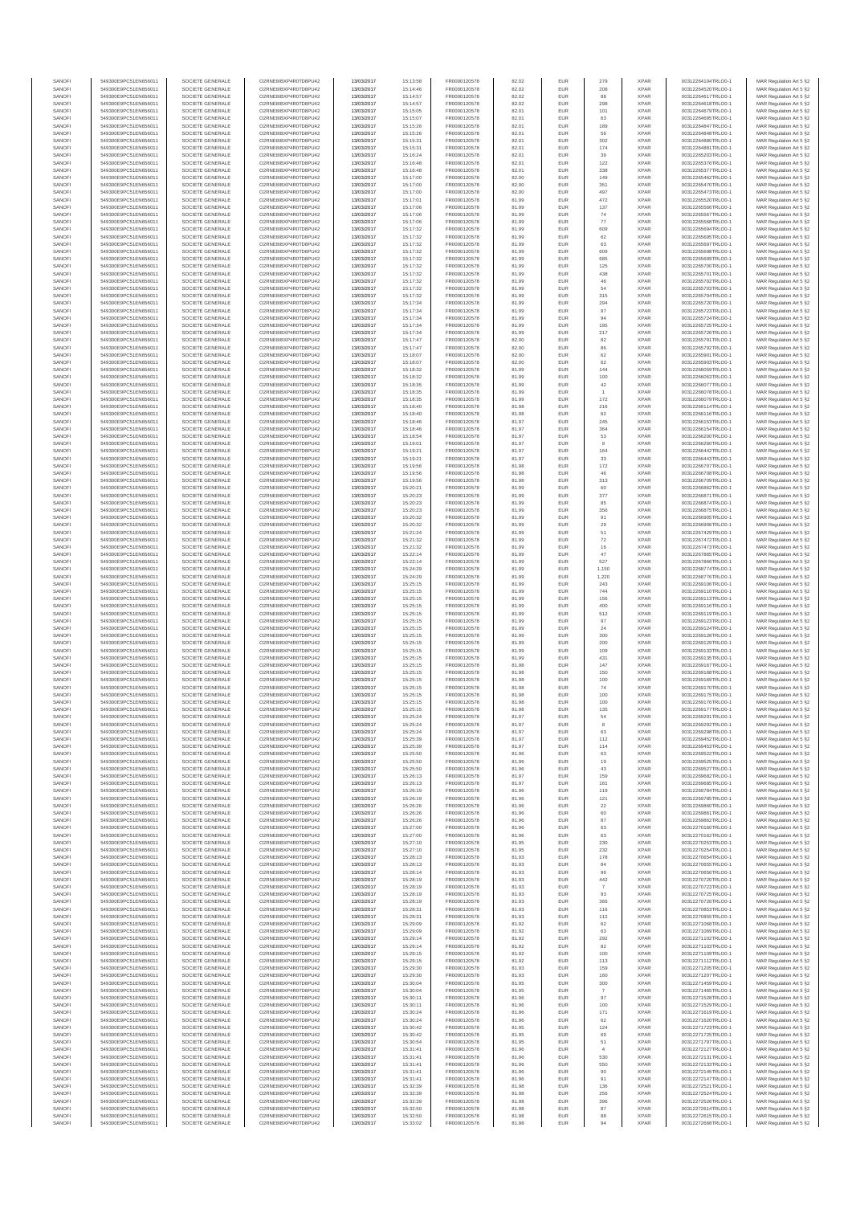| SANOFI | 549300E9PC51EN656011 | SOCIETE GENERALE | O2RNE8IBXP4R0TD8PU42 | 13/03/2017 | 15:13:58 | FR0000120578 | 82.02 | EUR | 279 | XPAR | 00312264104TRLO0-1 | MAR Regulation Art 5 §2 |
|---|---|---|---|---|---|---|---|---|---|---|---|---|
| SANOFI | 549300E9PC51EN656011 | SOCIETE GENERALE | O2RNE8IBXP4R0TD8PU42 | 13/03/2017 | 15:14:46 | FR0000120578 | 82.02 | EUR | 208 | XPAR | 00312264520TRLO0-1 | MAR Regulation Art 5 §2 |
| SANOFI | 549300E9PC51EN656011 | SOCIETE GENERALE | O2RNE8IBXP4R0TD8PU42 | 13/03/2017 | 15:14:57 | FR0000120578 | 82.02 | EUR | 88 | XPAR | 00312264617TRLO0-1 | MAR Regulation Art 5 §2 |
| SANOFI | 549300E9PC51EN656011 | SOCIETE GENERALE | O2RNE8IBXP4R0TD8PU42 | 13/03/2017 | 15:14:57 | FR0000120578 | 82.02 | EUR | 298 | XPAR | 00312264618TRLO0-1 | MAR Regulation Art 5 §2 |
| SANOFI | 549300E9PC51EN656011 | SOCIETE GENERALE | O2RNE8IBXP4R0TD8PU42 | 13/03/2017 | 15:15:05 | FR0000120578 | 82.01 | EUR | 101 | XPAR | 00312264679TRLO0-1 | MAR Regulation Art 5 §2 |
| SANOFI | 549300E9PC51EN656011 | SOCIETE GENERALE | O2RNE8IBXP4R0TD8PU42 | 13/03/2017 | 15:15:07 | FR0000120578 | 82.01 | EUR | 63 | XPAR | 00312264695TRLO0-1 | MAR Regulation Art 5 §2 |
| SANOFI | 549300E9PC51EN656011 | SOCIETE GENERALE | O2RNE8IBXP4R0TD8PU42 | 13/03/2017 | 15:15:26 | FR0000120578 | 82.01 | EUR | 189 | XPAR | 00312264847TRLO0-1 | MAR Regulation Art 5 §2 |
| SANOFI | 549300E9PC51EN656011 | SOCIETE GENERALE | O2RNE8IBXP4R0TD8PU42 | 13/03/2017 | 15:15:26 | FR0000120578 | 82.01 | EUR | 56 | XPAR | 00312264848TRLO0-1 | MAR Regulation Art 5 §2 |
| SANOFI | 549300E9PC51EN656011 | SOCIETE GENERALE | O2RNE8IBXP4R0TD8PU42 | 13/03/2017 | 15:15:31 | FR0000120578 | 82.01 | EUR | 302 | XPAR | 00312264880TRLO0-1 | MAR Regulation Art 5 §2 |
| SANOFI | 549300E9PC51EN656011 | SOCIETE GENERALE | O2RNE8IBXP4R0TD8PU42 | 13/03/2017 | 15:15:31 | FR0000120578 | 82.01 | EUR | 174 | XPAR | 00312264881TRLO0-1 | MAR Regulation Art 5 §2 |
| SANOFI | 549300E9PC51EN656011 | SOCIETE GENERALE | O2RNE8IBXP4R0TD8PU42 | 13/03/2017 | 15:16:24 | FR0000120578 | 82.01 | EUR | 39 | XPAR | 00312265203TRLO0-1 | MAR Regulation Art 5 §2 |
| SANOFI | 549300E9PC51EN656011 | SOCIETE GENERALE | O2RNE8IBXP4R0TD8PU42 | 13/03/2017 | 15:16:48 | FR0000120578 | 82.01 | EUR | 122 | XPAR | 00312265376TRLO0-1 | MAR Regulation Art 5 §2 |
| SANOFI | 549300E9PC51EN656011 | SOCIETE GENERALE | O2RNE8IBXP4R0TD8PU42 | 13/03/2017 | 15:16:48 | FR0000120578 | 82.01 | EUR | 338 | XPAR | 00312265377TRLO0-1 | MAR Regulation Art 5 §2 |
| SANOFI | 549300E9PC51EN656011 | SOCIETE GENERALE | O2RNE8IBXP4R0TD8PU42 | 13/03/2017 | 15:17:00 | FR0000120578 | 82.00 | EUR | 149 | XPAR | 00312265462TRLO0-1 | MAR Regulation Art 5 §2 |
| SANOFI | 549300E9PC51EN656011 | SOCIETE GENERALE | O2RNE8IBXP4R0TD8PU42 | 13/03/2017 | 15:17:00 | FR0000120578 | 82.00 | EUR | 351 | XPAR | 00312265470TRLO0-1 | MAR Regulation Art 5 §2 |
| SANOFI | 549300E9PC51EN656011 | SOCIETE GENERALE | O2RNE8IBXP4R0TD8PU42 | 13/03/2017 | 15:17:00 | FR0000120578 | 82.00 | EUR | 497 | XPAR | 00312265473TRLO0-1 | MAR Regulation Art 5 §2 |
| SANOFI | 549300E9PC51EN656011 | SOCIETE GENERALE | O2RNE8IBXP4R0TD8PU42 | 13/03/2017 | 15:17:01 | FR0000120578 | 81.99 | EUR | 472 | XPAR | 00312265528TRLO0-1 | MAR Regulation Art 5 §2 |
| SANOFI | 549300E9PC51EN656011 | SOCIETE GENERALE | O2RNE8IBXP4R0TD8PU42 | 13/03/2017 | 15:17:06 | FR0000120578 | 81.99 | EUR | 137 | XPAR | 00312265566TRLO0-1 | MAR Regulation Art 5 §2 |
| SANOFI | 549300E9PC51EN656011 | SOCIETE GENERALE | O2RNE8IBXP4R0TD8PU42 | 13/03/2017 | 15:17:06 | FR0000120578 | 81.99 | EUR | 74 | XPAR | 00312265567TRLO0-1 | MAR Regulation Art 5 §2 |
| SANOFI | 549300E9PC51EN656011 | SOCIETE GENERALE | O2RNE8IBXP4R0TD8PU42 | 13/03/2017 | 15:17:06 | FR0000120578 | 81.99 | EUR | 77 | XPAR | 00312265568TRLO0-1 | MAR Regulation Art 5 §2 |
| SANOFI | 549300E9PC51EN656011 | SOCIETE GENERALE | O2RNE8IBXP4R0TD8PU42 | 13/03/2017 | 15:17:32 | FR0000120578 | 81.99 | EUR | 609 | XPAR | 00312265694TRLO0-1 | MAR Regulation Art 5 §2 |
| SANOFI | 549300E9PC51EN656011 | SOCIETE GENERALE | O2RNE8IBXP4R0TD8PU42 | 13/03/2017 | 15:17:32 | FR0000120578 | 81.99 | EUR | 62 | XPAR | 00312265695TRLO0-1 | MAR Regulation Art 5 §2 |
| SANOFI | 549300E9PC51EN656011 | SOCIETE GENERALE | O2RNE8IBXP4R0TD8PU42 | 13/03/2017 | 15:17:32 | FR0000120578 | 81.99 | EUR | 63 | XPAR | 00312265697TRLO0-1 | MAR Regulation Art 5 §2 |
| SANOFI | 549300E9PC51EN656011 | SOCIETE GENERALE | O2RNE8IBXP4R0TD8PU42 | 13/03/2017 | 15:17:32 | FR0000120578 | 81.99 | EUR | 609 | XPAR | 00312265698TRLO0-1 | MAR Regulation Art 5 §2 |
| SANOFI | 549300E9PC51EN656011 | SOCIETE GENERALE | O2RNE8IBXP4R0TD8PU42 | 13/03/2017 | 15:17:32 | FR0000120578 | 81.99 | EUR | 685 | XPAR | 00312265699TRLO0-1 | MAR Regulation Art 5 §2 |
| SANOFI | 549300E9PC51EN656011 | SOCIETE GENERALE | O2RNE8IBXP4R0TD8PU42 | 13/03/2017 | 15:17:32 | FR0000120578 | 81.99 | EUR | 125 | XPAR | 00312265700TRLO0-1 | MAR Regulation Art 5 §2 |
| SANOFI | 549300E9PC51EN656011 | SOCIETE GENERALE | O2RNE8IBXP4R0TD8PU42 | 13/03/2017 | 15:17:32 | FR0000120578 | 81.99 | EUR | 438 | XPAR | 00312265701TRLO0-1 | MAR Regulation Art 5 §2 |
| SANOFI | 549300E9PC51EN656011 | SOCIETE GENERALE | O2RNE8IBXP4R0TD8PU42 | 13/03/2017 | 15:17:32 | FR0000120578 | 81.99 | EUR | 46 | XPAR | 00312265702TRLO0-1 | MAR Regulation Art 5 §2 |
| SANOFI | 549300E9PC51EN656011 | SOCIETE GENERALE | O2RNE8IBXP4R0TD8PU42 | 13/03/2017 | 15:17:32 | FR0000120578 | 81.99 | EUR | 54 | XPAR | 00312265703TRLO0-1 | MAR Regulation Art 5 §2 |
| SANOFI | 549300E9PC51EN656011 | SOCIETE GENERALE | O2RNE8IBXP4R0TD8PU42 | 13/03/2017 | 15:17:32 | FR0000120578 | 81.99 | EUR | 315 | XPAR | 00312265704TRLO0-1 | MAR Regulation Art 5 §2 |
| SANOFI | 549300E9PC51EN656011 | SOCIETE GENERALE | O2RNE8IBXP4R0TD8PU42 | 13/03/2017 | 15:17:34 | FR0000120578 | 81.99 | EUR | 294 | XPAR | 00312265720TRLO0-1 | MAR Regulation Art 5 §2 |
| SANOFI | 549300E9PC51EN656011 | SOCIETE GENERALE | O2RNE8IBXP4R0TD8PU42 | 13/03/2017 | 15:17:34 | FR0000120578 | 81.99 | EUR | 97 | XPAR | 00312265723TRLO0-1 | MAR Regulation Art 5 §2 |
| SANOFI | 549300E9PC51EN656011 | SOCIETE GENERALE | O2RNE8IBXP4R0TD8PU42 | 13/03/2017 | 15:17:34 | FR0000120578 | 81.99 | EUR | 94 | XPAR | 00312265724TRLO0-1 | MAR Regulation Art 5 §2 |
| SANOFI | 549300E9PC51EN656011 | SOCIETE GENERALE | O2RNE8IBXP4R0TD8PU42 | 13/03/2017 | 15:17:34 | FR0000120578 | 81.99 | EUR | 195 | XPAR | 00312265725TRLO0-1 | MAR Regulation Art 5 §2 |
| SANOFI | 549300E9PC51EN656011 | SOCIETE GENERALE | O2RNE8IBXP4R0TD8PU42 | 13/03/2017 | 15:17:34 | FR0000120578 | 81.99 | EUR | 217 | XPAR | 00312265726TRLO0-1 | MAR Regulation Art 5 §2 |
| SANOFI | 549300E9PC51EN656011 | SOCIETE GENERALE | O2RNE8IBXP4R0TD8PU42 | 13/03/2017 | 15:17:47 | FR0000120578 | 82.00 | EUR | 82 | XPAR | 00312265791TRLO0-1 | MAR Regulation Art 5 §2 |
| SANOFI | 549300E9PC51EN656011 | SOCIETE GENERALE | O2RNE8IBXP4R0TD8PU42 | 13/03/2017 | 15:17:47 | FR0000120578 | 82.00 | EUR | 86 | XPAR | 00312265792TRLO0-1 | MAR Regulation Art 5 §2 |
| SANOFI | 549300E9PC51EN656011 | SOCIETE GENERALE | O2RNE8IBXP4R0TD8PU42 | 13/03/2017 | 15:18:07 | FR0000120578 | 82.00 | EUR | 62 | XPAR | 00312265901TRLO0-1 | MAR Regulation Art 5 §2 |
| SANOFI | 549300E9PC51EN656011 | SOCIETE GENERALE | O2RNE8IBXP4R0TD8PU42 | 13/03/2017 | 15:18:07 | FR0000120578 | 82.00 | EUR | 62 | XPAR | 00312265903TRLO0-1 | MAR Regulation Art 5 §2 |
| SANOFI | 549300E9PC51EN656011 | SOCIETE GENERALE | O2RNE8IBXP4R0TD8PU42 | 13/03/2017 | 15:18:32 | FR0000120578 | 81.99 | EUR | 144 | XPAR | 00312266059TRLO0-1 | MAR Regulation Art 5 §2 |
| SANOFI | 549300E9PC51EN656011 | SOCIETE GENERALE | O2RNE8IBXP4R0TD8PU42 | 13/03/2017 | 15:18:32 | FR0000120578 | 81.99 | EUR | 100 | XPAR | 00312266063TRLO0-1 | MAR Regulation Art 5 §2 |
| SANOFI | 549300E9PC51EN656011 | SOCIETE GENERALE | O2RNE8IBXP4R0TD8PU42 | 13/03/2017 | 15:18:35 | FR0000120578 | 81.99 | EUR | 42 | XPAR | 00312266077TRLO0-1 | MAR Regulation Art 5 §2 |
| SANOFI | 549300E9PC51EN656011 | SOCIETE GENERALE | O2RNE8IBXP4R0TD8PU42 | 13/03/2017 | 15:18:35 | FR0000120578 | 81.99 | EUR | 1 | XPAR | 00312266078TRLO0-1 | MAR Regulation Art 5 §2 |
| SANOFI | 549300E9PC51EN656011 | SOCIETE GENERALE | O2RNE8IBXP4R0TD8PU42 | 13/03/2017 | 15:18:35 | FR0000120578 | 81.99 | EUR | 172 | XPAR | 00312266079TRLO0-1 | MAR Regulation Art 5 §2 |
| SANOFI | 549300E9PC51EN656011 | SOCIETE GENERALE | O2RNE8IBXP4R0TD8PU42 | 13/03/2017 | 15:18:40 | FR0000120578 | 81.98 | EUR | 216 | XPAR | 00312266114TRLO0-1 | MAR Regulation Art 5 §2 |
| SANOFI | 549300E9PC51EN656011 | SOCIETE GENERALE | O2RNE8IBXP4R0TD8PU42 | 13/03/2017 | 15:18:40 | FR0000120578 | 81.98 | EUR | 62 | XPAR | 00312266115TRLO0-1 | MAR Regulation Art 5 §2 |
| SANOFI | 549300E9PC51EN656011 | SOCIETE GENERALE | O2RNE8IBXP4R0TD8PU42 | 13/03/2017 | 15:18:46 | FR0000120578 | 81.97 | EUR | 245 | XPAR | 00312266153TRLO0-1 | MAR Regulation Art 5 §2 |
| SANOFI | 549300E9PC51EN656011 | SOCIETE GENERALE | O2RNE8IBXP4R0TD8PU42 | 13/03/2017 | 15:18:46 | FR0000120578 | 81.97 | EUR | 364 | XPAR | 00312266154TRLO0-1 | MAR Regulation Art 5 §2 |
| SANOFI | 549300E9PC51EN656011 | SOCIETE GENERALE | O2RNE8IBXP4R0TD8PU42 | 13/03/2017 | 15:18:54 | FR0000120578 | 81.97 | EUR | 53 | XPAR | 00312266200TRLO0-1 | MAR Regulation Art 5 §2 |
| SANOFI | 549300E9PC51EN656011 | SOCIETE GENERALE | O2RNE8IBXP4R0TD8PU42 | 13/03/2017 | 15:19:01 | FR0000120578 | 81.97 | EUR | 9 | XPAR | 00312266260TRLO0-1 | MAR Regulation Art 5 §2 |
| SANOFI | 549300E9PC51EN656011 | SOCIETE GENERALE | O2RNE8IBXP4R0TD8PU42 | 13/03/2017 | 15:19:21 | FR0000120578 | 81.97 | EUR | 164 | XPAR | 00312266442TRLO0-1 | MAR Regulation Art 5 §2 |
| SANOFI | 549300E9PC51EN656011 | SOCIETE GENERALE | O2RNE8IBXP4R0TD8PU42 | 13/03/2017 | 15:19:21 | FR0000120578 | 81.97 | EUR | 33 | XPAR | 00312266443TRLO0-1 | MAR Regulation Art 5 §2 |
| SANOFI | 549300E9PC51EN656011 | SOCIETE GENERALE | O2RNE8IBXP4R0TD8PU42 | 13/03/2017 | 15:19:56 | FR0000120578 | 81.98 | EUR | 172 | XPAR | 00312266707TRLO0-1 | MAR Regulation Art 5 §2 |
| SANOFI | 549300E9PC51EN656011 | SOCIETE GENERALE | O2RNE8IBXP4R0TD8PU42 | 13/03/2017 | 15:19:56 | FR0000120578 | 81.98 | EUR | 46 | XPAR | 00312266708TRLO0-1 | MAR Regulation Art 5 §2 |
| SANOFI | 549300E9PC51EN656011 | SOCIETE GENERALE | O2RNE8IBXP4R0TD8PU42 | 13/03/2017 | 15:19:56 | FR0000120578 | 81.98 | EUR | 313 | XPAR | 00312266709TRLO0-1 | MAR Regulation Art 5 §2 |
| SANOFI | 549300E9PC51EN656011 | SOCIETE GENERALE | O2RNE8IBXP4R0TD8PU42 | 13/03/2017 | 15:20:21 | FR0000120578 | 81.99 | EUR | 60 | XPAR | 00312266862TRLO0-1 | MAR Regulation Art 5 §2 |
| SANOFI | 549300E9PC51EN656011 | SOCIETE GENERALE | O2RNE8IBXP4R0TD8PU42 | 13/03/2017 | 15:20:23 | FR0000120578 | 81.99 | EUR | 377 | XPAR | 00312266871TRLO0-1 | MAR Regulation Art 5 §2 |
| SANOFI | 549300E9PC51EN656011 | SOCIETE GENERALE | O2RNE8IBXP4R0TD8PU42 | 13/03/2017 | 15:20:23 | FR0000120578 | 81.99 | EUR | 85 | XPAR | 00312266874TRLO0-1 | MAR Regulation Art 5 §2 |
| SANOFI | 549300E9PC51EN656011 | SOCIETE GENERALE | O2RNE8IBXP4R0TD8PU42 | 13/03/2017 | 15:20:23 | FR0000120578 | 81.99 | EUR | 356 | XPAR | 00312266875TRLO0-1 | MAR Regulation Art 5 §2 |
| SANOFI | 549300E9PC51EN656011 | SOCIETE GENERALE | O2RNE8IBXP4R0TD8PU42 | 13/03/2017 | 15:20:32 | FR0000120578 | 81.99 | EUR | 91 | XPAR | 00312266905TRLO0-1 | MAR Regulation Art 5 §2 |
| SANOFI | 549300E9PC51EN656011 | SOCIETE GENERALE | O2RNE8IBXP4R0TD8PU42 | 13/03/2017 | 15:20:32 | FR0000120578 | 81.99 | EUR | 29 | XPAR | 00312266906TRLO0-1 | MAR Regulation Art 5 §2 |
| SANOFI | 549300E9PC51EN656011 | SOCIETE GENERALE | O2RNE8IBXP4R0TD8PU42 | 13/03/2017 | 15:21:24 | FR0000120578 | 81.99 | EUR | 51 | XPAR | 00312267429TRLO0-1 | MAR Regulation Art 5 §2 |
| SANOFI | 549300E9PC51EN656011 | SOCIETE GENERALE | O2RNE8IBXP4R0TD8PU42 | 13/03/2017 | 15:21:32 | FR0000120578 | 81.99 | EUR | 72 | XPAR | 00312267472TRLO0-1 | MAR Regulation Art 5 §2 |
| SANOFI | 549300E9PC51EN656011 | SOCIETE GENERALE | O2RNE8IBXP4R0TD8PU42 | 13/03/2017 | 15:21:32 | FR0000120578 | 81.99 | EUR | 16 | XPAR | 00312267473TRLO0-1 | MAR Regulation Art 5 §2 |
| SANOFI | 549300E9PC51EN656011 | SOCIETE GENERALE | O2RNE8IBXP4R0TD8PU42 | 13/03/2017 | 15:22:14 | FR0000120578 | 81.99 | EUR | 47 | XPAR | 00312267885TRLO0-1 | MAR Regulation Art 5 §2 |
| SANOFI | 549300E9PC51EN656011 | SOCIETE GENERALE | O2RNE8IBXP4R0TD8PU42 | 13/03/2017 | 15:22:14 | FR0000120578 | 81.99 | EUR | 527 | XPAR | 00312267886TRLO0-1 | MAR Regulation Art 5 §2 |
| SANOFI | 549300E9PC51EN656011 | SOCIETE GENERALE | O2RNE8IBXP4R0TD8PU42 | 13/03/2017 | 15:24:29 | FR0000120578 | 81.99 | EUR | 1,150 | XPAR | 00312268774TRLO0-1 | MAR Regulation Art 5 §2 |
| SANOFI | 549300E9PC51EN656011 | SOCIETE GENERALE | O2RNE8IBXP4R0TD8PU42 | 13/03/2017 | 15:24:29 | FR0000120578 | 81.99 | EUR | 1,220 | XPAR | 00312268776TRLO0-1 | MAR Regulation Art 5 §2 |
| SANOFI | 549300E9PC51EN656011 | SOCIETE GENERALE | O2RNE8IBXP4R0TD8PU42 | 13/03/2017 | 15:25:15 | FR0000120578 | 81.99 | EUR | 243 | XPAR | 00312269108TRLO0-1 | MAR Regulation Art 5 §2 |
| SANOFI | 549300E9PC51EN656011 | SOCIETE GENERALE | O2RNE8IBXP4R0TD8PU42 | 13/03/2017 | 15:25:15 | FR0000120578 | 81.99 | EUR | 744 | XPAR | 00312269110TRLO0-1 | MAR Regulation Art 5 §2 |
| SANOFI | 549300E9PC51EN656011 | SOCIETE GENERALE | O2RNE8IBXP4R0TD8PU42 | 13/03/2017 | 15:25:15 | FR0000120578 | 81.99 | EUR | 156 | XPAR | 00312269113TRLO0-1 | MAR Regulation Art 5 §2 |
| SANOFI | 549300E9PC51EN656011 | SOCIETE GENERALE | O2RNE8IBXP4R0TD8PU42 | 13/03/2017 | 15:25:15 | FR0000120578 | 81.99 | EUR | 400 | XPAR | 00312269116TRLO0-1 | MAR Regulation Art 5 §2 |
| SANOFI | 549300E9PC51EN656011 | SOCIETE GENERALE | O2RNE8IBXP4R0TD8PU42 | 13/03/2017 | 15:25:15 | FR0000120578 | 81.99 | EUR | 512 | XPAR | 00312269119TRLO0-1 | MAR Regulation Art 5 §2 |
| SANOFI | 549300E9PC51EN656011 | SOCIETE GENERALE | O2RNE8IBXP4R0TD8PU42 | 13/03/2017 | 15:25:15 | FR0000120578 | 81.99 | EUR | 97 | XPAR | 00312269123TRLO0-1 | MAR Regulation Art 5 §2 |
| SANOFI | 549300E9PC51EN656011 | SOCIETE GENERALE | O2RNE8IBXP4R0TD8PU42 | 13/03/2017 | 15:25:15 | FR0000120578 | 81.99 | EUR | 24 | XPAR | 00312269124TRLO0-1 | MAR Regulation Art 5 §2 |
| SANOFI | 549300E9PC51EN656011 | SOCIETE GENERALE | O2RNE8IBXP4R0TD8PU42 | 13/03/2017 | 15:25:15 | FR0000120578 | 81.99 | EUR | 300 | XPAR | 00312269128TRLO0-1 | MAR Regulation Art 5 §2 |
| SANOFI | 549300E9PC51EN656011 | SOCIETE GENERALE | O2RNE8IBXP4R0TD8PU42 | 13/03/2017 | 15:25:15 | FR0000120578 | 81.99 | EUR | 200 | XPAR | 00312269129TRLO0-1 | MAR Regulation Art 5 §2 |
| SANOFI | 549300E9PC51EN656011 | SOCIETE GENERALE | O2RNE8IBXP4R0TD8PU42 | 13/03/2017 | 15:25:15 | FR0000120578 | 81.99 | EUR | 109 | XPAR | 00312269133TRLO0-1 | MAR Regulation Art 5 §2 |
| SANOFI | 549300E9PC51EN656011 | SOCIETE GENERALE | O2RNE8IBXP4R0TD8PU42 | 13/03/2017 | 15:25:15 | FR0000120578 | 81.99 | EUR | 431 | XPAR | 00312269135TRLO0-1 | MAR Regulation Art 5 §2 |
| SANOFI | 549300E9PC51EN656011 | SOCIETE GENERALE | O2RNE8IBXP4R0TD8PU42 | 13/03/2017 | 15:25:15 | FR0000120578 | 81.98 | EUR | 147 | XPAR | 00312269167TRLO0-1 | MAR Regulation Art 5 §2 |
| SANOFI | 549300E9PC51EN656011 | SOCIETE GENERALE | O2RNE8IBXP4R0TD8PU42 | 13/03/2017 | 15:25:15 | FR0000120578 | 81.98 | EUR | 150 | XPAR | 00312269168TRLO0-1 | MAR Regulation Art 5 §2 |
| SANOFI | 549300E9PC51EN656011 | SOCIETE GENERALE | O2RNE8IBXP4R0TD8PU42 | 13/03/2017 | 15:25:15 | FR0000120578 | 81.98 | EUR | 100 | XPAR | 00312269169TRLO0-1 | MAR Regulation Art 5 §2 |
| SANOFI | 549300E9PC51EN656011 | SOCIETE GENERALE | O2RNE8IBXP4R0TD8PU42 | 13/03/2017 | 15:25:15 | FR0000120578 | 81.98 | EUR | 74 | XPAR | 00312269170TRLO0-1 | MAR Regulation Art 5 §2 |
| SANOFI | 549300E9PC51EN656011 | SOCIETE GENERALE | O2RNE8IBXP4R0TD8PU42 | 13/03/2017 | 15:25:15 | FR0000120578 | 81.98 | EUR | 100 | XPAR | 00312269175TRLO0-1 | MAR Regulation Art 5 §2 |
| SANOFI | 549300E9PC51EN656011 | SOCIETE GENERALE | O2RNE8IBXP4R0TD8PU42 | 13/03/2017 | 15:25:15 | FR0000120578 | 81.98 | EUR | 100 | XPAR | 00312269176TRLO0-1 | MAR Regulation Art 5 §2 |
| SANOFI | 549300E9PC51EN656011 | SOCIETE GENERALE | O2RNE8IBXP4R0TD8PU42 | 13/03/2017 | 15:25:15 | FR0000120578 | 81.98 | EUR | 135 | XPAR | 00312269177TRLO0-1 | MAR Regulation Art 5 §2 |
| SANOFI | 549300E9PC51EN656011 | SOCIETE GENERALE | O2RNE8IBXP4R0TD8PU42 | 13/03/2017 | 15:25:24 | FR0000120578 | 81.97 | EUR | 54 | XPAR | 00312269291TRLO0-1 | MAR Regulation Art 5 §2 |
| SANOFI | 549300E9PC51EN656011 | SOCIETE GENERALE | O2RNE8IBXP4R0TD8PU42 | 13/03/2017 | 15:25:24 | FR0000120578 | 81.97 | EUR | 8 | XPAR | 00312269292TRLO0-1 | MAR Regulation Art 5 §2 |
| SANOFI | 549300E9PC51EN656011 | SOCIETE GENERALE | O2RNE8IBXP4R0TD8PU42 | 13/03/2017 | 15:25:24 | FR0000120578 | 81.97 | EUR | 63 | XPAR | 00312269298TRLO0-1 | MAR Regulation Art 5 §2 |
| SANOFI | 549300E9PC51EN656011 | SOCIETE GENERALE | O2RNE8IBXP4R0TD8PU42 | 13/03/2017 | 15:25:39 | FR0000120578 | 81.97 | EUR | 112 | XPAR | 00312269452TRLO0-1 | MAR Regulation Art 5 §2 |
| SANOFI | 549300E9PC51EN656011 | SOCIETE GENERALE | O2RNE8IBXP4R0TD8PU42 | 13/03/2017 | 15:25:39 | FR0000120578 | 81.97 | EUR | 114 | XPAR | 00312269453TRLO0-1 | MAR Regulation Art 5 §2 |
| SANOFI | 549300E9PC51EN656011 | SOCIETE GENERALE | O2RNE8IBXP4R0TD8PU42 | 13/03/2017 | 15:25:50 | FR0000120578 | 81.96 | EUR | 63 | XPAR | 00312269522TRLO0-1 | MAR Regulation Art 5 §2 |
| SANOFI | 549300E9PC51EN656011 | SOCIETE GENERALE | O2RNE8IBXP4R0TD8PU42 | 13/03/2017 | 15:25:50 | FR0000120578 | 81.96 | EUR | 19 | XPAR | 00312269525TRLO0-1 | MAR Regulation Art 5 §2 |
| SANOFI | 549300E9PC51EN656011 | SOCIETE GENERALE | O2RNE8IBXP4R0TD8PU42 | 13/03/2017 | 15:25:50 | FR0000120578 | 81.96 | EUR | 43 | XPAR | 00312269527TRLO0-1 | MAR Regulation Art 5 §2 |
| SANOFI | 549300E9PC51EN656011 | SOCIETE GENERALE | O2RNE8IBXP4R0TD8PU42 | 13/03/2017 | 15:26:13 | FR0000120578 | 81.97 | EUR | 159 | XPAR | 00312269682TRLO0-1 | MAR Regulation Art 5 §2 |
| SANOFI | 549300E9PC51EN656011 | SOCIETE GENERALE | O2RNE8IBXP4R0TD8PU42 | 13/03/2017 | 15:26:13 | FR0000120578 | 81.97 | EUR | 161 | XPAR | 00312269685TRLO0-1 | MAR Regulation Art 5 §2 |
| SANOFI | 549300E9PC51EN656011 | SOCIETE GENERALE | O2RNE8IBXP4R0TD8PU42 | 13/03/2017 | 15:26:19 | FR0000120578 | 81.96 | EUR | 119 | XPAR | 00312269784TRLO0-1 | MAR Regulation Art 5 §2 |
| SANOFI | 549300E9PC51EN656011 | SOCIETE GENERALE | O2RNE8IBXP4R0TD8PU42 | 13/03/2017 | 15:26:19 | FR0000120578 | 81.96 | EUR | 121 | XPAR | 00312269785TRLO0-1 | MAR Regulation Art 5 §2 |
| SANOFI | 549300E9PC51EN656011 | SOCIETE GENERALE | O2RNE8IBXP4R0TD8PU42 | 13/03/2017 | 15:26:26 | FR0000120578 | 81.96 | EUR | 22 | XPAR | 00312269860TRLO0-1 | MAR Regulation Art 5 §2 |
| SANOFI | 549300E9PC51EN656011 | SOCIETE GENERALE | O2RNE8IBXP4R0TD8PU42 | 13/03/2017 | 15:26:26 | FR0000120578 | 81.96 | EUR | 60 | XPAR | 00312269861TRLO0-1 | MAR Regulation Art 5 §2 |
| SANOFI | 549300E9PC51EN656011 | SOCIETE GENERALE | O2RNE8IBXP4R0TD8PU42 | 13/03/2017 | 15:26:26 | FR0000120578 | 81.96 | EUR | 87 | XPAR | 00312269862TRLO0-1 | MAR Regulation Art 5 §2 |
| SANOFI | 549300E9PC51EN656011 | SOCIETE GENERALE | O2RNE8IBXP4R0TD8PU42 | 13/03/2017 | 15:27:00 | FR0000120578 | 81.96 | EUR | 63 | XPAR | 00312270160TRLO0-1 | MAR Regulation Art 5 §2 |
| SANOFI | 549300E9PC51EN656011 | SOCIETE GENERALE | O2RNE8IBXP4R0TD8PU42 | 13/03/2017 | 15:27:00 | FR0000120578 | 81.96 | EUR | 63 | XPAR | 00312270162TRLO0-1 | MAR Regulation Art 5 §2 |
| SANOFI | 549300E9PC51EN656011 | SOCIETE GENERALE | O2RNE8IBXP4R0TD8PU42 | 13/03/2017 | 15:27:10 | FR0000120578 | 81.95 | EUR | 230 | XPAR | 00312270253TRLO0-1 | MAR Regulation Art 5 §2 |
| SANOFI | 549300E9PC51EN656011 | SOCIETE GENERALE | O2RNE8IBXP4R0TD8PU42 | 13/03/2017 | 15:27:10 | FR0000120578 | 81.95 | EUR | 232 | XPAR | 00312270254TRLO0-1 | MAR Regulation Art 5 §2 |
| SANOFI | 549300E9PC51EN656011 | SOCIETE GENERALE | O2RNE8IBXP4R0TD8PU42 | 13/03/2017 | 15:28:13 | FR0000120578 | 81.93 | EUR | 178 | XPAR | 00312270654TRLO0-1 | MAR Regulation Art 5 §2 |
| SANOFI | 549300E9PC51EN656011 | SOCIETE GENERALE | O2RNE8IBXP4R0TD8PU42 | 13/03/2017 | 15:28:13 | FR0000120578 | 81.93 | EUR | 84 | XPAR | 00312270655TRLO0-1 | MAR Regulation Art 5 §2 |
| SANOFI | 549300E9PC51EN656011 | SOCIETE GENERALE | O2RNE8IBXP4R0TD8PU42 | 13/03/2017 | 15:28:14 | FR0000120578 | 81.93 | EUR | 96 | XPAR | 00312270656TRLO0-1 | MAR Regulation Art 5 §2 |
| SANOFI | 549300E9PC51EN656011 | SOCIETE GENERALE | O2RNE8IBXP4R0TD8PU42 | 13/03/2017 | 15:28:19 | FR0000120578 | 81.93 | EUR | 442 | XPAR | 00312270720TRLO0-1 | MAR Regulation Art 5 §2 |
| SANOFI | 549300E9PC51EN656011 | SOCIETE GENERALE | O2RNE8IBXP4R0TD8PU42 | 13/03/2017 | 15:28:19 | FR0000120578 | 81.93 | EUR | 7 | XPAR | 00312270723TRLO0-1 | MAR Regulation Art 5 §2 |
| SANOFI | 549300E9PC51EN656011 | SOCIETE GENERALE | O2RNE8IBXP4R0TD8PU42 | 13/03/2017 | 15:28:19 | FR0000120578 | 81.93 | EUR | 93 | XPAR | 00312270725TRLO0-1 | MAR Regulation Art 5 §2 |
| SANOFI | 549300E9PC51EN656011 | SOCIETE GENERALE | O2RNE8IBXP4R0TD8PU42 | 13/03/2017 | 15:28:19 | FR0000120578 | 81.93 | EUR | 366 | XPAR | 00312270726TRLO0-1 | MAR Regulation Art 5 §2 |
| SANOFI | 549300E9PC51EN656011 | SOCIETE GENERALE | O2RNE8IBXP4R0TD8PU42 | 13/03/2017 | 15:28:31 | FR0000120578 | 81.93 | EUR | 116 | XPAR | 00312270853TRLO0-1 | MAR Regulation Art 5 §2 |
| SANOFI | 549300E9PC51EN656011 | SOCIETE GENERALE | O2RNE8IBXP4R0TD8PU42 | 13/03/2017 | 15:28:31 | FR0000120578 | 81.93 | EUR | 112 | XPAR | 00312270855TRLO0-1 | MAR Regulation Art 5 §2 |
| SANOFI | 549300E9PC51EN656011 | SOCIETE GENERALE | O2RNE8IBXP4R0TD8PU42 | 13/03/2017 | 15:29:09 | FR0000120578 | 81.92 | EUR | 62 | XPAR | 00312271068TRLO0-1 | MAR Regulation Art 5 §2 |
| SANOFI | 549300E9PC51EN656011 | SOCIETE GENERALE | O2RNE8IBXP4R0TD8PU42 | 13/03/2017 | 15:29:09 | FR0000120578 | 81.92 | EUR | 63 | XPAR | 00312271069TRLO0-1 | MAR Regulation Art 5 §2 |
| SANOFI | 549300E9PC51EN656011 | SOCIETE GENERALE | O2RNE8IBXP4R0TD8PU42 | 13/03/2017 | 15:29:14 | FR0000120578 | 81.92 | EUR | 292 | XPAR | 00312271102TRLO0-1 | MAR Regulation Art 5 §2 |
| SANOFI | 549300E9PC51EN656011 | SOCIETE GENERALE | O2RNE8IBXP4R0TD8PU42 | 13/03/2017 | 15:29:14 | FR0000120578 | 81.92 | EUR | 82 | XPAR | 00312271103TRLO0-1 | MAR Regulation Art 5 §2 |
| SANOFI | 549300E9PC51EN656011 | SOCIETE GENERALE | O2RNE8IBXP4R0TD8PU42 | 13/03/2017 | 15:29:15 | FR0000120578 | 81.92 | EUR | 100 | XPAR | 00312271109TRLO0-1 | MAR Regulation Art 5 §2 |
| SANOFI | 549300E9PC51EN656011 | SOCIETE GENERALE | O2RNE8IBXP4R0TD8PU42 | 13/03/2017 | 15:29:15 | FR0000120578 | 81.92 | EUR | 113 | XPAR | 00312271112TRLO0-1 | MAR Regulation Art 5 §2 |
| SANOFI | 549300E9PC51EN656011 | SOCIETE GENERALE | O2RNE8IBXP4R0TD8PU42 | 13/03/2017 | 15:29:30 | FR0000120578 | 81.93 | EUR | 159 | XPAR | 00312271205TRLO0-1 | MAR Regulation Art 5 §2 |
| SANOFI | 549300E9PC51EN656011 | SOCIETE GENERALE | O2RNE8IBXP4R0TD8PU42 | 13/03/2017 | 15:29:30 | FR0000120578 | 81.93 | EUR | 160 | XPAR | 00312271207TRLO0-1 | MAR Regulation Art 5 §2 |
| SANOFI | 549300E9PC51EN656011 | SOCIETE GENERALE | O2RNE8IBXP4R0TD8PU42 | 13/03/2017 | 15:30:04 | FR0000120578 | 81.95 | EUR | 300 | XPAR | 00312271459TRLO0-1 | MAR Regulation Art 5 §2 |
| SANOFI | 549300E9PC51EN656011 | SOCIETE GENERALE | O2RNE8IBXP4R0TD8PU42 | 13/03/2017 | 15:30:04 | FR0000120578 | 81.95 | EUR | 7 | XPAR | 00312271465TRLO0-1 | MAR Regulation Art 5 §2 |
| SANOFI | 549300E9PC51EN656011 | SOCIETE GENERALE | O2RNE8IBXP4R0TD8PU42 | 13/03/2017 | 15:30:11 | FR0000120578 | 81.96 | EUR | 97 | XPAR | 00312271528TRLO0-1 | MAR Regulation Art 5 §2 |
| SANOFI | 549300E9PC51EN656011 | SOCIETE GENERALE | O2RNE8IBXP4R0TD8PU42 | 13/03/2017 | 15:30:11 | FR0000120578 | 81.96 | EUR | 100 | XPAR | 00312271529TRLO0-1 | MAR Regulation Art 5 §2 |
| SANOFI | 549300E9PC51EN656011 | SOCIETE GENERALE | O2RNE8IBXP4R0TD8PU42 | 13/03/2017 | 15:30:24 | FR0000120578 | 81.96 | EUR | 171 | XPAR | 00312271619TRLO0-1 | MAR Regulation Art 5 §2 |
| SANOFI | 549300E9PC51EN656011 | SOCIETE GENERALE | O2RNE8IBXP4R0TD8PU42 | 13/03/2017 | 15:30:24 | FR0000120578 | 81.96 | EUR | 62 | XPAR | 00312271620TRLO0-1 | MAR Regulation Art 5 §2 |
| SANOFI | 549300E9PC51EN656011 | SOCIETE GENERALE | O2RNE8IBXP4R0TD8PU42 | 13/03/2017 | 15:30:42 | FR0000120578 | 81.95 | EUR | 124 | XPAR | 00312271723TRLO0-1 | MAR Regulation Art 5 §2 |
| SANOFI | 549300E9PC51EN656011 | SOCIETE GENERALE | O2RNE8IBXP4R0TD8PU42 | 13/03/2017 | 15:30:42 | FR0000120578 | 81.95 | EUR | 69 | XPAR | 00312271725TRLO0-1 | MAR Regulation Art 5 §2 |
| SANOFI | 549300E9PC51EN656011 | SOCIETE GENERALE | O2RNE8IBXP4R0TD8PU42 | 13/03/2017 | 15:30:54 | FR0000120578 | 81.95 | EUR | 51 | XPAR | 00312271797TRLO0-1 | MAR Regulation Art 5 §2 |
| SANOFI | 549300E9PC51EN656011 | SOCIETE GENERALE | O2RNE8IBXP4R0TD8PU42 | 13/03/2017 | 15:31:41 | FR0000120578 | 81.96 | EUR | 4 | XPAR | 00312272127TRLO0-1 | MAR Regulation Art 5 §2 |
| SANOFI | 549300E9PC51EN656011 | SOCIETE GENERALE | O2RNE8IBXP4R0TD8PU42 | 13/03/2017 | 15:31:41 | FR0000120578 | 81.96 | EUR | 530 | XPAR | 00312272131TRLO0-1 | MAR Regulation Art 5 §2 |
| SANOFI | 549300E9PC51EN656011 | SOCIETE GENERALE | O2RNE8IBXP4R0TD8PU42 | 13/03/2017 | 15:31:41 | FR0000120578 | 81.96 | EUR | 550 | XPAR | 00312272133TRLO0-1 | MAR Regulation Art 5 §2 |
| SANOFI | 549300E9PC51EN656011 | SOCIETE GENERALE | O2RNE8IBXP4R0TD8PU42 | 13/03/2017 | 15:31:41 | FR0000120578 | 81.96 | EUR | 90 | XPAR | 00312272145TRLO0-1 | MAR Regulation Art 5 §2 |
| SANOFI | 549300E9PC51EN656011 | SOCIETE GENERALE | O2RNE8IBXP4R0TD8PU42 | 13/03/2017 | 15:31:41 | FR0000120578 | 81.96 | EUR | 91 | XPAR | 00312272147TRLO0-1 | MAR Regulation Art 5 §2 |
| SANOFI | 549300E9PC51EN656011 | SOCIETE GENERALE | O2RNE8IBXP4R0TD8PU42 | 13/03/2017 | 15:32:39 | FR0000120578 | 81.98 | EUR | 136 | XPAR | 00312272521TRLO0-1 | MAR Regulation Art 5 §2 |
| SANOFI | 549300E9PC51EN656011 | SOCIETE GENERALE | O2RNE8IBXP4R0TD8PU42 | 13/03/2017 | 15:32:39 | FR0000120578 | 81.98 | EUR | 256 | XPAR | 00312272524TRLO0-1 | MAR Regulation Art 5 §2 |
| SANOFI | 549300E9PC51EN656011 | SOCIETE GENERALE | O2RNE8IBXP4R0TD8PU42 | 13/03/2017 | 15:32:39 | FR0000120578 | 81.98 | EUR | 396 | XPAR | 00312272526TRLO0-1 | MAR Regulation Art 5 §2 |
| SANOFI | 549300E9PC51EN656011 | SOCIETE GENERALE | O2RNE8IBXP4R0TD8PU42 | 13/03/2017 | 15:32:50 | FR0000120578 | 81.98 | EUR | 87 | XPAR | 00312272614TRLO0-1 | MAR Regulation Art 5 §2 |
| SANOFI | 549300E9PC51EN656011 | SOCIETE GENERALE | O2RNE8IBXP4R0TD8PU42 | 13/03/2017 | 15:32:50 | FR0000120578 | 81.98 | EUR | 88 | XPAR | 00312272615TRLO0-1 | MAR Regulation Art 5 §2 |
| SANOFI | 549300E9PC51EN656011 | SOCIETE GENERALE | O2RNE8IBXP4R0TD8PU42 | 13/03/2017 | 15:33:02 | FR0000120578 | 81.98 | EUR | 94 | XPAR | 00312272688TRLO0-1 | MAR Regulation Art 5 §2 |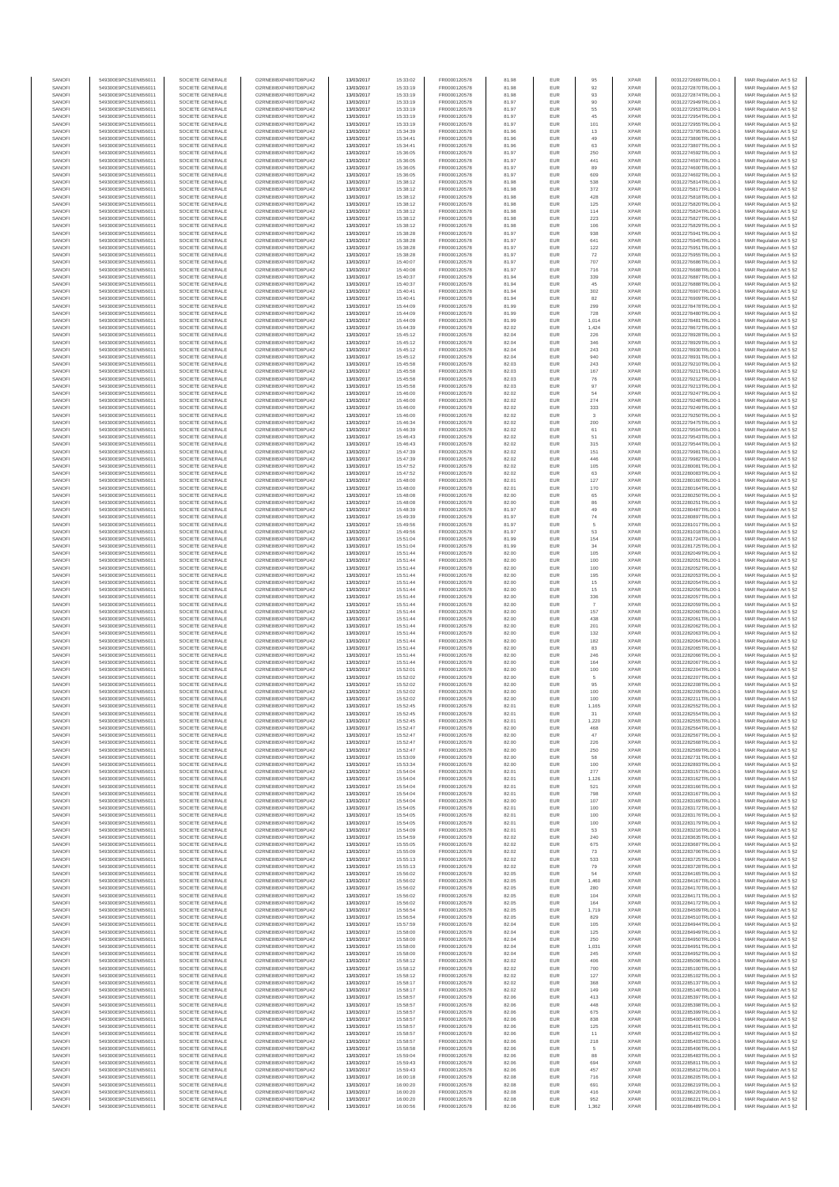| SANOFI | 549300E9PC51EN656011 | SOCIETE GENERALE | O2RNE8IBXP4R0TD8PU42 | 13/03/2017 | 15:33:02 | FR0000120578 | 81.98 | EUR | 95 | XPAR | 00312272669TRLO0-1 | MAR Regulation Art 5 §2 |
|---|---|---|---|---|---|---|---|---|---|---|---|---|
| SANOFI | 549300E9PC51EN656011 | SOCIETE GENERALE | O2RNE8IBXP4R0TD8PU42 | 13/03/2017 | 15:33:19 | FR0000120578 | 81.98 | EUR | 92 | XPAR | 00312272878TRLO0-1 | MAR Regulation Art 5 §2 |
| SANOFI | 549300E9PC51EN656011 | SOCIETE GENERALE | O2RNE8IBXP4R0TD8PU42 | 13/03/2017 | 15:33:19 | FR0000120578 | 81.98 | EUR | 93 | XPAR | 00312272874TRLO0-1 | MAR Regulation Art 5 §2 |
| SANOFI | 549300E9PC51EN656011 | SOCIETE GENERALE | O2RNE8IBXP4R0TD8PU42 | 13/03/2017 | 15:33:19 | FR0000120578 | 81.97 | EUR | 90 | XPAR | 00312272949TRLO0-1 | MAR Regulation Art 5 §2 |
| SANOFI | 549300E9PC51EN656011 | SOCIETE GENERALE | O2RNE8IBXP4R0TD8PU42 | 13/03/2017 | 15:33:19 | FR0000120578 | 81.97 | EUR | 55 | XPAR | 00312272953TRLO0-1 | MAR Regulation Art 5 §2 |
| SANOFI | 549300E9PC51EN656011 | SOCIETE GENERALE | O2RNE8IBXP4R0TD8PU42 | 13/03/2017 | 15:33:19 | FR0000120578 | 81.97 | EUR | 45 | XPAR | 00312272954TRLO0-1 | MAR Regulation Art 5 §2 |
| SANOFI | 549300E9PC51EN656011 | SOCIETE GENERALE | O2RNE8IBXP4R0TD8PU42 | 13/03/2017 | 15:33:19 | FR0000120578 | 81.97 | EUR | 101 | XPAR | 00312272955TRLO0-1 | MAR Regulation Art 5 §2 |
| SANOFI | 549300E9PC51EN656011 | SOCIETE GENERALE | O2RNE8IBXP4R0TD8PU42 | 13/03/2017 | 15:34:39 | FR0000120578 | 81.96 | EUR | 13 | XPAR | 00312273795TRLO0-1 | MAR Regulation Art 5 §2 |
| SANOFI | 549300E9PC51EN656011 | SOCIETE GENERALE | O2RNE8IBXP4R0TD8PU42 | 13/03/2017 | 15:34:41 | FR0000120578 | 81.96 | EUR | 49 | XPAR | 00312273806TRLO0-1 | MAR Regulation Art 5 §2 |
| SANOFI | 549300E9PC51EN656011 | SOCIETE GENERALE | O2RNE8IBXP4R0TD8PU42 | 13/03/2017 | 15:34:41 | FR0000120578 | 81.96 | EUR | 63 | XPAR | 00312273807TRLO0-1 | MAR Regulation Art 5 §2 |
| SANOFI | 549300E9PC51EN656011 | SOCIETE GENERALE | O2RNE8IBXP4R0TD8PU42 | 13/03/2017 | 15:36:05 | FR0000120578 | 81.97 | EUR | 250 | XPAR | 00312274592TRLO0-1 | MAR Regulation Art 5 §2 |
| SANOFI | 549300E9PC51EN656011 | SOCIETE GENERALE | O2RNE8IBXP4R0TD8PU42 | 13/03/2017 | 15:36:05 | FR0000120578 | 81.97 | EUR | 441 | XPAR | 00312274597TRLO0-1 | MAR Regulation Art 5 §2 |
| SANOFI | 549300E9PC51EN656011 | SOCIETE GENERALE | O2RNE8IBXP4R0TD8PU42 | 13/03/2017 | 15:36:05 | FR0000120578 | 81.97 | EUR | 89 | XPAR | 00312274600TRLO0-1 | MAR Regulation Art 5 §2 |
| SANOFI | 549300E9PC51EN656011 | SOCIETE GENERALE | O2RNE8IBXP4R0TD8PU42 | 13/03/2017 | 15:36:05 | FR0000120578 | 81.97 | EUR | 609 | XPAR | 00312274602TRLO0-1 | MAR Regulation Art 5 §2 |
| SANOFI | 549300E9PC51EN656011 | SOCIETE GENERALE | O2RNE8IBXP4R0TD8PU42 | 13/03/2017 | 15:38:12 | FR0000120578 | 81.98 | EUR | 538 | XPAR | 00312275814TRLO0-1 | MAR Regulation Art 5 §2 |
| SANOFI | 549300E9PC51EN656011 | SOCIETE GENERALE | O2RNE8IBXP4R0TD8PU42 | 13/03/2017 | 15:38:12 | FR0000120578 | 81.98 | EUR | 372 | XPAR | 00312275817TRLO0-1 | MAR Regulation Art 5 §2 |
| SANOFI | 549300E9PC51EN656011 | SOCIETE GENERALE | O2RNE8IBXP4R0TD8PU42 | 13/03/2017 | 15:38:12 | FR0000120578 | 81.98 | EUR | 428 | XPAR | 00312275818TRLO0-1 | MAR Regulation Art 5 §2 |
| SANOFI | 549300E9PC51EN656011 | SOCIETE GENERALE | O2RNE8IBXP4R0TD8PU42 | 13/03/2017 | 15:38:12 | FR0000120578 | 81.98 | EUR | 125 | XPAR | 00312275820TRLO0-1 | MAR Regulation Art 5 §2 |
| SANOFI | 549300E9PC51EN656011 | SOCIETE GENERALE | O2RNE8IBXP4R0TD8PU42 | 13/03/2017 | 15:38:12 | FR0000120578 | 81.98 | EUR | 114 | XPAR | 00312275824TRLO0-1 | MAR Regulation Art 5 §2 |
| SANOFI | 549300E9PC51EN656011 | SOCIETE GENERALE | O2RNE8IBXP4R0TD8PU42 | 13/03/2017 | 15:38:12 | FR0000120578 | 81.98 | EUR | 223 | XPAR | 00312275827TRLO0-1 | MAR Regulation Art 5 §2 |
| SANOFI | 549300E9PC51EN656011 | SOCIETE GENERALE | O2RNE8IBXP4R0TD8PU42 | 13/03/2017 | 15:38:12 | FR0000120578 | 81.98 | EUR | 106 | XPAR | 00312275829TRLO0-1 | MAR Regulation Art 5 §2 |
| SANOFI | 549300E9PC51EN656011 | SOCIETE GENERALE | O2RNE8IBXP4R0TD8PU42 | 13/03/2017 | 15:38:28 | FR0000120578 | 81.97 | EUR | 938 | XPAR | 00312275941TRLO0-1 | MAR Regulation Art 5 §2 |
| SANOFI | 549300E9PC51EN656011 | SOCIETE GENERALE | O2RNE8IBXP4R0TD8PU42 | 13/03/2017 | 15:38:28 | FR0000120578 | 81.97 | EUR | 641 | XPAR | 00312275945TRLO0-1 | MAR Regulation Art 5 §2 |
| SANOFI | 549300E9PC51EN656011 | SOCIETE GENERALE | O2RNE8IBXP4R0TD8PU42 | 13/03/2017 | 15:38:28 | FR0000120578 | 81.97 | EUR | 122 | XPAR | 00312275951TRLO0-1 | MAR Regulation Art 5 §2 |
| SANOFI | 549300E9PC51EN656011 | SOCIETE GENERALE | O2RNE8IBXP4R0TD8PU42 | 13/03/2017 | 15:38:28 | FR0000120578 | 81.97 | EUR | 72 | XPAR | 00312275955TRLO0-1 | MAR Regulation Art 5 §2 |
| SANOFI | 549300E9PC51EN656011 | SOCIETE GENERALE | O2RNE8IBXP4R0TD8PU42 | 13/03/2017 | 15:40:07 | FR0000120578 | 81.97 | EUR | 707 | XPAR | 00312276686TRLO0-1 | MAR Regulation Art 5 §2 |
| SANOFI | 549300E9PC51EN656011 | SOCIETE GENERALE | O2RNE8IBXP4R0TD8PU42 | 13/03/2017 | 15:40:08 | FR0000120578 | 81.97 | EUR | 716 | XPAR | 00312276688TRLO0-1 | MAR Regulation Art 5 §2 |
| SANOFI | 549300E9PC51EN656011 | SOCIETE GENERALE | O2RNE8IBXP4R0TD8PU42 | 13/03/2017 | 15:40:37 | FR0000120578 | 81.94 | EUR | 339 | XPAR | 00312276887TRLO0-1 | MAR Regulation Art 5 §2 |
| SANOFI | 549300E9PC51EN656011 | SOCIETE GENERALE | O2RNE8IBXP4R0TD8PU42 | 13/03/2017 | 15:40:37 | FR0000120578 | 81.94 | EUR | 45 | XPAR | 00312276888TRLO0-1 | MAR Regulation Art 5 §2 |
| SANOFI | 549300E9PC51EN656011 | SOCIETE GENERALE | O2RNE8IBXP4R0TD8PU42 | 13/03/2017 | 15:40:41 | FR0000120578 | 81.94 | EUR | 302 | XPAR | 00312276907TRLO0-1 | MAR Regulation Art 5 §2 |
| SANOFI | 549300E9PC51EN656011 | SOCIETE GENERALE | O2RNE8IBXP4R0TD8PU42 | 13/03/2017 | 15:40:41 | FR0000120578 | 81.94 | EUR | 82 | XPAR | 00312276909TRLO0-1 | MAR Regulation Art 5 §2 |
| SANOFI | 549300E9PC51EN656011 | SOCIETE GENERALE | O2RNE8IBXP4R0TD8PU42 | 13/03/2017 | 15:44:09 | FR0000120578 | 81.99 | EUR | 299 | XPAR | 00312278478TRLO0-1 | MAR Regulation Art 5 §2 |
| SANOFI | 549300E9PC51EN656011 | SOCIETE GENERALE | O2RNE8IBXP4R0TD8PU42 | 13/03/2017 | 15:44:09 | FR0000120578 | 81.99 | EUR | 728 | XPAR | 00312278480TRLO0-1 | MAR Regulation Art 5 §2 |
| SANOFI | 549300E9PC51EN656011 | SOCIETE GENERALE | O2RNE8IBXP4R0TD8PU42 | 13/03/2017 | 15:44:09 | FR0000120578 | 81.99 | EUR | 1,014 | XPAR | 00312278481TRLO0-1 | MAR Regulation Art 5 §2 |
| SANOFI | 549300E9PC51EN656011 | SOCIETE GENERALE | O2RNE8IBXP4R0TD8PU42 | 13/03/2017 | 15:44:39 | FR0000120578 | 82.02 | EUR | 1,424 | XPAR | 00312278672TRLO0-1 | MAR Regulation Art 5 §2 |
| SANOFI | 549300E9PC51EN656011 | SOCIETE GENERALE | O2RNE8IBXP4R0TD8PU42 | 13/03/2017 | 15:45:12 | FR0000120578 | 82.04 | EUR | 226 | XPAR | 00312278928TRLO0-1 | MAR Regulation Art 5 §2 |
| SANOFI | 549300E9PC51EN656011 | SOCIETE GENERALE | O2RNE8IBXP4R0TD8PU42 | 13/03/2017 | 15:45:12 | FR0000120578 | 82.04 | EUR | 346 | XPAR | 00312278929TRLO0-1 | MAR Regulation Art 5 §2 |
| SANOFI | 549300E9PC51EN656011 | SOCIETE GENERALE | O2RNE8IBXP4R0TD8PU42 | 13/03/2017 | 15:45:12 | FR0000120578 | 82.04 | EUR | 243 | XPAR | 00312278930TRLO0-1 | MAR Regulation Art 5 §2 |
| SANOFI | 549300E9PC51EN656011 | SOCIETE GENERALE | O2RNE8IBXP4R0TD8PU42 | 13/03/2017 | 15:45:12 | FR0000120578 | 82.04 | EUR | 940 | XPAR | 00312278931TRLO0-1 | MAR Regulation Art 5 §2 |
| SANOFI | 549300E9PC51EN656011 | SOCIETE GENERALE | O2RNE8IBXP4R0TD8PU42 | 13/03/2017 | 15:45:58 | FR0000120578 | 82.03 | EUR | 243 | XPAR | 00312279210TRLO0-1 | MAR Regulation Art 5 §2 |
| SANOFI | 549300E9PC51EN656011 | SOCIETE GENERALE | O2RNE8IBXP4R0TD8PU42 | 13/03/2017 | 15:45:58 | FR0000120578 | 82.03 | EUR | 167 | XPAR | 00312279211TRLO0-1 | MAR Regulation Art 5 §2 |
| SANOFI | 549300E9PC51EN656011 | SOCIETE GENERALE | O2RNE8IBXP4R0TD8PU42 | 13/03/2017 | 15:45:58 | FR0000120578 | 82.03 | EUR | 76 | XPAR | 00312279212TRLO0-1 | MAR Regulation Art 5 §2 |
| SANOFI | 549300E9PC51EN656011 | SOCIETE GENERALE | O2RNE8IBXP4R0TD8PU42 | 13/03/2017 | 15:45:58 | FR0000120578 | 82.03 | EUR | 97 | XPAR | 00312279213TRLO0-1 | MAR Regulation Art 5 §2 |
| SANOFI | 549300E9PC51EN656011 | SOCIETE GENERALE | O2RNE8IBXP4R0TD8PU42 | 13/03/2017 | 15:46:00 | FR0000120578 | 82.02 | EUR | 54 | XPAR | 00312279247TRLO0-1 | MAR Regulation Art 5 §2 |
| SANOFI | 549300E9PC51EN656011 | SOCIETE GENERALE | O2RNE8IBXP4R0TD8PU42 | 13/03/2017 | 15:46:00 | FR0000120578 | 82.02 | EUR | 274 | XPAR | 00312279248TRLO0-1 | MAR Regulation Art 5 §2 |
| SANOFI | 549300E9PC51EN656011 | SOCIETE GENERALE | O2RNE8IBXP4R0TD8PU42 | 13/03/2017 | 15:46:00 | FR0000120578 | 82.02 | EUR | 333 | XPAR | 00312279249TRLO0-1 | MAR Regulation Art 5 §2 |
| SANOFI | 549300E9PC51EN656011 | SOCIETE GENERALE | O2RNE8IBXP4R0TD8PU42 | 13/03/2017 | 15:46:00 | FR0000120578 | 82.02 | EUR | 3 | XPAR | 00312279250TRLO0-1 | MAR Regulation Art 5 §2 |
| SANOFI | 549300E9PC51EN656011 | SOCIETE GENERALE | O2RNE8IBXP4R0TD8PU42 | 13/03/2017 | 15:46:34 | FR0000120578 | 82.02 | EUR | 200 | XPAR | 00312279475TRLO0-1 | MAR Regulation Art 5 §2 |
| SANOFI | 549300E9PC51EN656011 | SOCIETE GENERALE | O2RNE8IBXP4R0TD8PU42 | 13/03/2017 | 15:46:39 | FR0000120578 | 82.02 | EUR | 61 | XPAR | 00312279504TRLO0-1 | MAR Regulation Art 5 §2 |
| SANOFI | 549300E9PC51EN656011 | SOCIETE GENERALE | O2RNE8IBXP4R0TD8PU42 | 13/03/2017 | 15:46:43 | FR0000120578 | 82.02 | EUR | 51 | XPAR | 00312279543TRLO0-1 | MAR Regulation Art 5 §2 |
| SANOFI | 549300E9PC51EN656011 | SOCIETE GENERALE | O2RNE8IBXP4R0TD8PU42 | 13/03/2017 | 15:46:43 | FR0000120578 | 82.02 | EUR | 315 | XPAR | 00312279544TRLO0-1 | MAR Regulation Art 5 §2 |
| SANOFI | 549300E9PC51EN656011 | SOCIETE GENERALE | O2RNE8IBXP4R0TD8PU42 | 13/03/2017 | 15:47:39 | FR0000120578 | 82.02 | EUR | 151 | XPAR | 00312279981TRLO0-1 | MAR Regulation Art 5 §2 |
| SANOFI | 549300E9PC51EN656011 | SOCIETE GENERALE | O2RNE8IBXP4R0TD8PU42 | 13/03/2017 | 15:47:39 | FR0000120578 | 82.02 | EUR | 446 | XPAR | 00312279982TRLO0-1 | MAR Regulation Art 5 §2 |
| SANOFI | 549300E9PC51EN656011 | SOCIETE GENERALE | O2RNE8IBXP4R0TD8PU42 | 13/03/2017 | 15:47:52 | FR0000120578 | 82.02 | EUR | 105 | XPAR | 00312280081TRLO0-1 | MAR Regulation Art 5 §2 |
| SANOFI | 549300E9PC51EN656011 | SOCIETE GENERALE | O2RNE8IBXP4R0TD8PU42 | 13/03/2017 | 15:47:52 | FR0000120578 | 82.02 | EUR | 63 | XPAR | 00312280083TRLO0-1 | MAR Regulation Art 5 §2 |
| SANOFI | 549300E9PC51EN656011 | SOCIETE GENERALE | O2RNE8IBXP4R0TD8PU42 | 13/03/2017 | 15:48:00 | FR0000120578 | 82.01 | EUR | 127 | XPAR | 00312280160TRLO0-1 | MAR Regulation Art 5 §2 |
| SANOFI | 549300E9PC51EN656011 | SOCIETE GENERALE | O2RNE8IBXP4R0TD8PU42 | 13/03/2017 | 15:48:00 | FR0000120578 | 82.01 | EUR | 170 | XPAR | 00312280164TRLO0-1 | MAR Regulation Art 5 §2 |
| SANOFI | 549300E9PC51EN656011 | SOCIETE GENERALE | O2RNE8IBXP4R0TD8PU42 | 13/03/2017 | 15:48:08 | FR0000120578 | 82.00 | EUR | 65 | XPAR | 00312280250TRLO0-1 | MAR Regulation Art 5 §2 |
| SANOFI | 549300E9PC51EN656011 | SOCIETE GENERALE | O2RNE8IBXP4R0TD8PU42 | 13/03/2017 | 15:48:08 | FR0000120578 | 82.00 | EUR | 86 | XPAR | 00312280251TRLO0-1 | MAR Regulation Art 5 §2 |
| SANOFI | 549300E9PC51EN656011 | SOCIETE GENERALE | O2RNE8IBXP4R0TD8PU42 | 13/03/2017 | 15:48:39 | FR0000120578 | 81.97 | EUR | 49 | XPAR | 00312280493TRLO0-1 | MAR Regulation Art 5 §2 |
| SANOFI | 549300E9PC51EN656011 | SOCIETE GENERALE | O2RNE8IBXP4R0TD8PU42 | 13/03/2017 | 15:49:39 | FR0000120578 | 81.97 | EUR | 74 | XPAR | 00312280897TRLO0-1 | MAR Regulation Art 5 §2 |
| SANOFI | 549300E9PC51EN656011 | SOCIETE GENERALE | O2RNE8IBXP4R0TD8PU42 | 13/03/2017 | 15:49:56 | FR0000120578 | 81.97 | EUR | 5 | XPAR | 00312281017TRLO0-1 | MAR Regulation Art 5 §2 |
| SANOFI | 549300E9PC51EN656011 | SOCIETE GENERALE | O2RNE8IBXP4R0TD8PU42 | 13/03/2017 | 15:49:56 | FR0000120578 | 81.97 | EUR | 53 | XPAR | 00312281018TRLO0-1 | MAR Regulation Art 5 §2 |
| SANOFI | 549300E9PC51EN656011 | SOCIETE GENERALE | O2RNE8IBXP4R0TD8PU42 | 13/03/2017 | 15:51:04 | FR0000120578 | 81.99 | EUR | 154 | XPAR | 00312281724TRLO0-1 | MAR Regulation Art 5 §2 |
| SANOFI | 549300E9PC51EN656011 | SOCIETE GENERALE | O2RNE8IBXP4R0TD8PU42 | 13/03/2017 | 15:51:04 | FR0000120578 | 81.99 | EUR | 34 | XPAR | 00312281725TRLO0-1 | MAR Regulation Art 5 §2 |
| SANOFI | 549300E9PC51EN656011 | SOCIETE GENERALE | O2RNE8IBXP4R0TD8PU42 | 13/03/2017 | 15:51:44 | FR0000120578 | 82.00 | EUR | 105 | XPAR | 00312282049TRLO0-1 | MAR Regulation Art 5 §2 |
| SANOFI | 549300E9PC51EN656011 | SOCIETE GENERALE | O2RNE8IBXP4R0TD8PU42 | 13/03/2017 | 15:51:44 | FR0000120578 | 82.00 | EUR | 100 | XPAR | 00312282051TRLO0-1 | MAR Regulation Art 5 §2 |
| SANOFI | 549300E9PC51EN656011 | SOCIETE GENERALE | O2RNE8IBXP4R0TD8PU42 | 13/03/2017 | 15:51:44 | FR0000120578 | 82.00 | EUR | 100 | XPAR | 00312282052TRLO0-1 | MAR Regulation Art 5 §2 |
| SANOFI | 549300E9PC51EN656011 | SOCIETE GENERALE | O2RNE8IBXP4R0TD8PU42 | 13/03/2017 | 15:51:44 | FR0000120578 | 82.00 | EUR | 195 | XPAR | 00312282053TRLO0-1 | MAR Regulation Art 5 §2 |
| SANOFI | 549300E9PC51EN656011 | SOCIETE GENERALE | O2RNE8IBXP4R0TD8PU42 | 13/03/2017 | 15:51:44 | FR0000120578 | 82.00 | EUR | 15 | XPAR | 00312282054TRLO0-1 | MAR Regulation Art 5 §2 |
| SANOFI | 549300E9PC51EN656011 | SOCIETE GENERALE | O2RNE8IBXP4R0TD8PU42 | 13/03/2017 | 15:51:44 | FR0000120578 | 82.00 | EUR | 15 | XPAR | 00312282056TRLO0-1 | MAR Regulation Art 5 §2 |
| SANOFI | 549300E9PC51EN656011 | SOCIETE GENERALE | O2RNE8IBXP4R0TD8PU42 | 13/03/2017 | 15:51:44 | FR0000120578 | 82.00 | EUR | 336 | XPAR | 00312282057TRLO0-1 | MAR Regulation Art 5 §2 |
| SANOFI | 549300E9PC51EN656011 | SOCIETE GENERALE | O2RNE8IBXP4R0TD8PU42 | 13/03/2017 | 15:51:44 | FR0000120578 | 82.00 | EUR | 7 | XPAR | 00312282059TRLO0-1 | MAR Regulation Art 5 §2 |
| SANOFI | 549300E9PC51EN656011 | SOCIETE GENERALE | O2RNE8IBXP4R0TD8PU42 | 13/03/2017 | 15:51:44 | FR0000120578 | 82.00 | EUR | 157 | XPAR | 00312282060TRLO0-1 | MAR Regulation Art 5 §2 |
| SANOFI | 549300E9PC51EN656011 | SOCIETE GENERALE | O2RNE8IBXP4R0TD8PU42 | 13/03/2017 | 15:51:44 | FR0000120578 | 82.00 | EUR | 438 | XPAR | 00312282061TRLO0-1 | MAR Regulation Art 5 §2 |
| SANOFI | 549300E9PC51EN656011 | SOCIETE GENERALE | O2RNE8IBXP4R0TD8PU42 | 13/03/2017 | 15:51:44 | FR0000120578 | 82.00 | EUR | 201 | XPAR | 00312282062TRLO0-1 | MAR Regulation Art 5 §2 |
| SANOFI | 549300E9PC51EN656011 | SOCIETE GENERALE | O2RNE8IBXP4R0TD8PU42 | 13/03/2017 | 15:51:44 | FR0000120578 | 82.00 | EUR | 132 | XPAR | 00312282063TRLO0-1 | MAR Regulation Art 5 §2 |
| SANOFI | 549300E9PC51EN656011 | SOCIETE GENERALE | O2RNE8IBXP4R0TD8PU42 | 13/03/2017 | 15:51:44 | FR0000120578 | 82.00 | EUR | 182 | XPAR | 00312282064TRLO0-1 | MAR Regulation Art 5 §2 |
| SANOFI | 549300E9PC51EN656011 | SOCIETE GENERALE | O2RNE8IBXP4R0TD8PU42 | 13/03/2017 | 15:51:44 | FR0000120578 | 82.00 | EUR | 83 | XPAR | 00312282065TRLO0-1 | MAR Regulation Art 5 §2 |
| SANOFI | 549300E9PC51EN656011 | SOCIETE GENERALE | O2RNE8IBXP4R0TD8PU42 | 13/03/2017 | 15:51:44 | FR0000120578 | 82.00 | EUR | 246 | XPAR | 00312282066TRLO0-1 | MAR Regulation Art 5 §2 |
| SANOFI | 549300E9PC51EN656011 | SOCIETE GENERALE | O2RNE8IBXP4R0TD8PU42 | 13/03/2017 | 15:51:44 | FR0000120578 | 82.00 | EUR | 164 | XPAR | 00312282067TRLO0-1 | MAR Regulation Art 5 §2 |
| SANOFI | 549300E9PC51EN656011 | SOCIETE GENERALE | O2RNE8IBXP4R0TD8PU42 | 13/03/2017 | 15:52:01 | FR0000120578 | 82.00 | EUR | 100 | XPAR | 00312282204TRLO0-1 | MAR Regulation Art 5 §2 |
| SANOFI | 549300E9PC51EN656011 | SOCIETE GENERALE | O2RNE8IBXP4R0TD8PU42 | 13/03/2017 | 15:52:02 | FR0000120578 | 82.00 | EUR | 5 | XPAR | 00312282207TRLO0-1 | MAR Regulation Art 5 §2 |
| SANOFI | 549300E9PC51EN656011 | SOCIETE GENERALE | O2RNE8IBXP4R0TD8PU42 | 13/03/2017 | 15:52:02 | FR0000120578 | 82.00 | EUR | 95 | XPAR | 00312282208TRLO0-1 | MAR Regulation Art 5 §2 |
| SANOFI | 549300E9PC51EN656011 | SOCIETE GENERALE | O2RNE8IBXP4R0TD8PU42 | 13/03/2017 | 15:52:02 | FR0000120578 | 82.00 | EUR | 100 | XPAR | 00312282209TRLO0-1 | MAR Regulation Art 5 §2 |
| SANOFI | 549300E9PC51EN656011 | SOCIETE GENERALE | O2RNE8IBXP4R0TD8PU42 | 13/03/2017 | 15:52:02 | FR0000120578 | 82.00 | EUR | 100 | XPAR | 00312282211TRLO0-1 | MAR Regulation Art 5 §2 |
| SANOFI | 549300E9PC51EN656011 | SOCIETE GENERALE | O2RNE8IBXP4R0TD8PU42 | 13/03/2017 | 15:52:45 | FR0000120578 | 82.01 | EUR | 1,165 | XPAR | 00312282552TRLO0-1 | MAR Regulation Art 5 §2 |
| SANOFI | 549300E9PC51EN656011 | SOCIETE GENERALE | O2RNE8IBXP4R0TD8PU42 | 13/03/2017 | 15:52:45 | FR0000120578 | 82.01 | EUR | 31 | XPAR | 00312282554TRLO0-1 | MAR Regulation Art 5 §2 |
| SANOFI | 549300E9PC51EN656011 | SOCIETE GENERALE | O2RNE8IBXP4R0TD8PU42 | 13/03/2017 | 15:52:45 | FR0000120578 | 82.01 | EUR | 1,220 | XPAR | 00312282555TRLO0-1 | MAR Regulation Art 5 §2 |
| SANOFI | 549300E9PC51EN656011 | SOCIETE GENERALE | O2RNE8IBXP4R0TD8PU42 | 13/03/2017 | 15:52:47 | FR0000120578 | 82.00 | EUR | 468 | XPAR | 00312282564TRLO0-1 | MAR Regulation Art 5 §2 |
| SANOFI | 549300E9PC51EN656011 | SOCIETE GENERALE | O2RNE8IBXP4R0TD8PU42 | 13/03/2017 | 15:52:47 | FR0000120578 | 82.00 | EUR | 47 | XPAR | 00312282567TRLO0-1 | MAR Regulation Art 5 §2 |
| SANOFI | 549300E9PC51EN656011 | SOCIETE GENERALE | O2RNE8IBXP4R0TD8PU42 | 13/03/2017 | 15:52:47 | FR0000120578 | 82.00 | EUR | 226 | XPAR | 00312282568TRLO0-1 | MAR Regulation Art 5 §2 |
| SANOFI | 549300E9PC51EN656011 | SOCIETE GENERALE | O2RNE8IBXP4R0TD8PU42 | 13/03/2017 | 15:52:47 | FR0000120578 | 82.00 | EUR | 250 | XPAR | 00312282569TRLO0-1 | MAR Regulation Art 5 §2 |
| SANOFI | 549300E9PC51EN656011 | SOCIETE GENERALE | O2RNE8IBXP4R0TD8PU42 | 13/03/2017 | 15:53:09 | FR0000120578 | 82.00 | EUR | 58 | XPAR | 00312282731TRLO0-1 | MAR Regulation Art 5 §2 |
| SANOFI | 549300E9PC51EN656011 | SOCIETE GENERALE | O2RNE8IBXP4R0TD8PU42 | 13/03/2017 | 15:53:34 | FR0000120578 | 82.00 | EUR | 100 | XPAR | 00312282893TRLO0-1 | MAR Regulation Art 5 §2 |
| SANOFI | 549300E9PC51EN656011 | SOCIETE GENERALE | O2RNE8IBXP4R0TD8PU42 | 13/03/2017 | 15:54:04 | FR0000120578 | 82.01 | EUR | 277 | XPAR | 00312283157TRLO0-1 | MAR Regulation Art 5 §2 |
| SANOFI | 549300E9PC51EN656011 | SOCIETE GENERALE | O2RNE8IBXP4R0TD8PU42 | 13/03/2017 | 15:54:04 | FR0000120578 | 82.01 | EUR | 1,126 | XPAR | 00312283162TRLO0-1 | MAR Regulation Art 5 §2 |
| SANOFI | 549300E9PC51EN656011 | SOCIETE GENERALE | O2RNE8IBXP4R0TD8PU42 | 13/03/2017 | 15:54:04 | FR0000120578 | 82.01 | EUR | 521 | XPAR | 00312283166TRLO0-1 | MAR Regulation Art 5 §2 |
| SANOFI | 549300E9PC51EN656011 | SOCIETE GENERALE | O2RNE8IBXP4R0TD8PU42 | 13/03/2017 | 15:54:04 | FR0000120578 | 82.01 | EUR | 798 | XPAR | 00312283167TRLO0-1 | MAR Regulation Art 5 §2 |
| SANOFI | 549300E9PC51EN656011 | SOCIETE GENERALE | O2RNE8IBXP4R0TD8PU42 | 13/03/2017 | 15:54:04 | FR0000120578 | 82.00 | EUR | 107 | XPAR | 00312283169TRLO0-1 | MAR Regulation Art 5 §2 |
| SANOFI | 549300E9PC51EN656011 | SOCIETE GENERALE | O2RNE8IBXP4R0TD8PU42 | 13/03/2017 | 15:54:05 | FR0000120578 | 82.01 | EUR | 100 | XPAR | 00312283172TRLO0-1 | MAR Regulation Art 5 §2 |
| SANOFI | 549300E9PC51EN656011 | SOCIETE GENERALE | O2RNE8IBXP4R0TD8PU42 | 13/03/2017 | 15:54:05 | FR0000120578 | 82.01 | EUR | 100 | XPAR | 00312283176TRLO0-1 | MAR Regulation Art 5 §2 |
| SANOFI | 549300E9PC51EN656011 | SOCIETE GENERALE | O2RNE8IBXP4R0TD8PU42 | 13/03/2017 | 15:54:05 | FR0000120578 | 82.01 | EUR | 100 | XPAR | 00312283179TRLO0-1 | MAR Regulation Art 5 §2 |
| SANOFI | 549300E9PC51EN656011 | SOCIETE GENERALE | O2RNE8IBXP4R0TD8PU42 | 13/03/2017 | 15:54:09 | FR0000120578 | 82.01 | EUR | 53 | XPAR | 00312283216TRLO0-1 | MAR Regulation Art 5 §2 |
| SANOFI | 549300E9PC51EN656011 | SOCIETE GENERALE | O2RNE8IBXP4R0TD8PU42 | 13/03/2017 | 15:54:59 | FR0000120578 | 82.02 | EUR | 240 | XPAR | 00312283635TRLO0-1 | MAR Regulation Art 5 §2 |
| SANOFI | 549300E9PC51EN656011 | SOCIETE GENERALE | O2RNE8IBXP4R0TD8PU42 | 13/03/2017 | 15:55:05 | FR0000120578 | 82.02 | EUR | 675 | XPAR | 00312283687TRLO0-1 | MAR Regulation Art 5 §2 |
| SANOFI | 549300E9PC51EN656011 | SOCIETE GENERALE | O2RNE8IBXP4R0TD8PU42 | 13/03/2017 | 15:55:09 | FR0000120578 | 82.02 | EUR | 73 | XPAR | 00312283706TRLO0-1 | MAR Regulation Art 5 §2 |
| SANOFI | 549300E9PC51EN656011 | SOCIETE GENERALE | O2RNE8IBXP4R0TD8PU42 | 13/03/2017 | 15:55:13 | FR0000120578 | 82.02 | EUR | 533 | XPAR | 00312283725TRLO0-1 | MAR Regulation Art 5 §2 |
| SANOFI | 549300E9PC51EN656011 | SOCIETE GENERALE | O2RNE8IBXP4R0TD8PU42 | 13/03/2017 | 15:55:13 | FR0000120578 | 82.02 | EUR | 79 | XPAR | 00312283728TRLO0-1 | MAR Regulation Art 5 §2 |
| SANOFI | 549300E9PC51EN656011 | SOCIETE GENERALE | O2RNE8IBXP4R0TD8PU42 | 13/03/2017 | 15:56:02 | FR0000120578 | 82.05 | EUR | 54 | XPAR | 00312284165TRLO0-1 | MAR Regulation Art 5 §2 |
| SANOFI | 549300E9PC51EN656011 | SOCIETE GENERALE | O2RNE8IBXP4R0TD8PU42 | 13/03/2017 | 15:56:02 | FR0000120578 | 82.05 | EUR | 1,460 | XPAR | 00312284167TRLO0-1 | MAR Regulation Art 5 §2 |
| SANOFI | 549300E9PC51EN656011 | SOCIETE GENERALE | O2RNE8IBXP4R0TD8PU42 | 13/03/2017 | 15:56:02 | FR0000120578 | 82.05 | EUR | 280 | XPAR | 00312284170TRLO0-1 | MAR Regulation Art 5 §2 |
| SANOFI | 549300E9PC51EN656011 | SOCIETE GENERALE | O2RNE8IBXP4R0TD8PU42 | 13/03/2017 | 15:56:02 | FR0000120578 | 82.05 | EUR | 104 | XPAR | 00312284171TRLO0-1 | MAR Regulation Art 5 §2 |
| SANOFI | 549300E9PC51EN656011 | SOCIETE GENERALE | O2RNE8IBXP4R0TD8PU42 | 13/03/2017 | 15:56:02 | FR0000120578 | 82.05 | EUR | 164 | XPAR | 00312284172TRLO0-1 | MAR Regulation Art 5 §2 |
| SANOFI | 549300E9PC51EN656011 | SOCIETE GENERALE | O2RNE8IBXP4R0TD8PU42 | 13/03/2017 | 15:56:54 | FR0000120578 | 82.05 | EUR | 1,719 | XPAR | 00312284509TRLO0-1 | MAR Regulation Art 5 §2 |
| SANOFI | 549300E9PC51EN656011 | SOCIETE GENERALE | O2RNE8IBXP4R0TD8PU42 | 13/03/2017 | 15:56:54 | FR0000120578 | 82.05 | EUR | 829 | XPAR | 00312284510TRLO0-1 | MAR Regulation Art 5 §2 |
| SANOFI | 549300E9PC51EN656011 | SOCIETE GENERALE | O2RNE8IBXP4R0TD8PU42 | 13/03/2017 | 15:57:59 | FR0000120578 | 82.04 | EUR | 105 | XPAR | 00312284944TRLO0-1 | MAR Regulation Art 5 §2 |
| SANOFI | 549300E9PC51EN656011 | SOCIETE GENERALE | O2RNE8IBXP4R0TD8PU42 | 13/03/2017 | 15:58:00 | FR0000120578 | 82.04 | EUR | 125 | XPAR | 00312284949TRLO0-1 | MAR Regulation Art 5 §2 |
| SANOFI | 549300E9PC51EN656011 | SOCIETE GENERALE | O2RNE8IBXP4R0TD8PU42 | 13/03/2017 | 15:58:00 | FR0000120578 | 82.04 | EUR | 250 | XPAR | 00312284950TRLO0-1 | MAR Regulation Art 5 §2 |
| SANOFI | 549300E9PC51EN656011 | SOCIETE GENERALE | O2RNE8IBXP4R0TD8PU42 | 13/03/2017 | 15:58:00 | FR0000120578 | 82.04 | EUR | 1,031 | XPAR | 00312284951TRLO0-1 | MAR Regulation Art 5 §2 |
| SANOFI | 549300E9PC51EN656011 | SOCIETE GENERALE | O2RNE8IBXP4R0TD8PU42 | 13/03/2017 | 15:58:00 | FR0000120578 | 82.04 | EUR | 245 | XPAR | 00312284952TRLO0-1 | MAR Regulation Art 5 §2 |
| SANOFI | 549300E9PC51EN656011 | SOCIETE GENERALE | O2RNE8IBXP4R0TD8PU42 | 13/03/2017 | 15:58:12 | FR0000120578 | 82.02 | EUR | 406 | XPAR | 00312285096TRLO0-1 | MAR Regulation Art 5 §2 |
| SANOFI | 549300E9PC51EN656011 | SOCIETE GENERALE | O2RNE8IBXP4R0TD8PU42 | 13/03/2017 | 15:58:12 | FR0000120578 | 82.02 | EUR | 700 | XPAR | 00312285100TRLO0-1 | MAR Regulation Art 5 §2 |
| SANOFI | 549300E9PC51EN656011 | SOCIETE GENERALE | O2RNE8IBXP4R0TD8PU42 | 13/03/2017 | 15:58:12 | FR0000120578 | 82.02 | EUR | 127 | XPAR | 00312285102TRLO0-1 | MAR Regulation Art 5 §2 |
| SANOFI | 549300E9PC51EN656011 | SOCIETE GENERALE | O2RNE8IBXP4R0TD8PU42 | 13/03/2017 | 15:58:17 | FR0000120578 | 82.02 | EUR | 368 | XPAR | 00312285137TRLO0-1 | MAR Regulation Art 5 §2 |
| SANOFI | 549300E9PC51EN656011 | SOCIETE GENERALE | O2RNE8IBXP4R0TD8PU42 | 13/03/2017 | 15:58:17 | FR0000120578 | 82.02 | EUR | 149 | XPAR | 00312285140TRLO0-1 | MAR Regulation Art 5 §2 |
| SANOFI | 549300E9PC51EN656011 | SOCIETE GENERALE | O2RNE8IBXP4R0TD8PU42 | 13/03/2017 | 15:58:57 | FR0000120578 | 82.06 | EUR | 413 | XPAR | 00312285397TRLO0-1 | MAR Regulation Art 5 §2 |
| SANOFI | 549300E9PC51EN656011 | SOCIETE GENERALE | O2RNE8IBXP4R0TD8PU42 | 13/03/2017 | 15:58:57 | FR0000120578 | 82.06 | EUR | 448 | XPAR | 00312285398TRLO0-1 | MAR Regulation Art 5 §2 |
| SANOFI | 549300E9PC51EN656011 | SOCIETE GENERALE | O2RNE8IBXP4R0TD8PU42 | 13/03/2017 | 15:58:57 | FR0000120578 | 82.06 | EUR | 675 | XPAR | 00312285399TRLO0-1 | MAR Regulation Art 5 §2 |
| SANOFI | 549300E9PC51EN656011 | SOCIETE GENERALE | O2RNE8IBXP4R0TD8PU42 | 13/03/2017 | 15:58:57 | FR0000120578 | 82.06 | EUR | 838 | XPAR | 00312285400TRLO0-1 | MAR Regulation Art 5 §2 |
| SANOFI | 549300E9PC51EN656011 | SOCIETE GENERALE | O2RNE8IBXP4R0TD8PU42 | 13/03/2017 | 15:58:57 | FR0000120578 | 82.06 | EUR | 125 | XPAR | 00312285401TRLO0-1 | MAR Regulation Art 5 §2 |
| SANOFI | 549300E9PC51EN656011 | SOCIETE GENERALE | O2RNE8IBXP4R0TD8PU42 | 13/03/2017 | 15:58:57 | FR0000120578 | 82.06 | EUR | 11 | XPAR | 00312285402TRLO0-1 | MAR Regulation Art 5 §2 |
| SANOFI | 549300E9PC51EN656011 | SOCIETE GENERALE | O2RNE8IBXP4R0TD8PU42 | 13/03/2017 | 15:58:57 | FR0000120578 | 82.06 | EUR | 218 | XPAR | 00312285403TRLO0-1 | MAR Regulation Art 5 §2 |
| SANOFI | 549300E9PC51EN656011 | SOCIETE GENERALE | O2RNE8IBXP4R0TD8PU42 | 13/03/2017 | 15:58:58 | FR0000120578 | 82.06 | EUR | 5 | XPAR | 00312285406TRLO0-1 | MAR Regulation Art 5 §2 |
| SANOFI | 549300E9PC51EN656011 | SOCIETE GENERALE | O2RNE8IBXP4R0TD8PU42 | 13/03/2017 | 15:59:04 | FR0000120578 | 82.06 | EUR | 88 | XPAR | 00312285483TRLO0-1 | MAR Regulation Art 5 §2 |
| SANOFI | 549300E9PC51EN656011 | SOCIETE GENERALE | O2RNE8IBXP4R0TD8PU42 | 13/03/2017 | 15:59:43 | FR0000120578 | 82.06 | EUR | 694 | XPAR | 00312285811TRLO0-1 | MAR Regulation Art 5 §2 |
| SANOFI | 549300E9PC51EN656011 | SOCIETE GENERALE | O2RNE8IBXP4R0TD8PU42 | 13/03/2017 | 15:59:43 | FR0000120578 | 82.06 | EUR | 457 | XPAR | 00312285812TRLO0-1 | MAR Regulation Art 5 §2 |
| SANOFI | 549300E9PC51EN656011 | SOCIETE GENERALE | O2RNE8IBXP4R0TD8PU42 | 13/03/2017 | 16:00:18 | FR0000120578 | 82.08 | EUR | 716 | XPAR | 00312286205TRLO0-1 | MAR Regulation Art 5 §2 |
| SANOFI | 549300E9PC51EN656011 | SOCIETE GENERALE | O2RNE8IBXP4R0TD8PU42 | 13/03/2017 | 16:00:20 | FR0000120578 | 82.08 | EUR | 691 | XPAR | 00312286219TRLO0-1 | MAR Regulation Art 5 §2 |
| SANOFI | 549300E9PC51EN656011 | SOCIETE GENERALE | O2RNE8IBXP4R0TD8PU42 | 13/03/2017 | 16:00:20 | FR0000120578 | 82.08 | EUR | 416 | XPAR | 00312286220TRLO0-1 | MAR Regulation Art 5 §2 |
| SANOFI | 549300E9PC51EN656011 | SOCIETE GENERALE | O2RNE8IBXP4R0TD8PU42 | 13/03/2017 | 16:00:20 | FR0000120578 | 82.08 | EUR | 952 | XPAR | 00312286221TRLO0-1 | MAR Regulation Art 5 §2 |
| SANOFI | 549300E9PC51EN656011 | SOCIETE GENERALE | O2RNE8IBXP4R0TD8PU42 | 13/03/2017 | 16:00:56 | FR0000120578 | 82.06 | EUR | 1,362 | XPAR | 00312286489TRLO0-1 | MAR Regulation Art 5 §2 |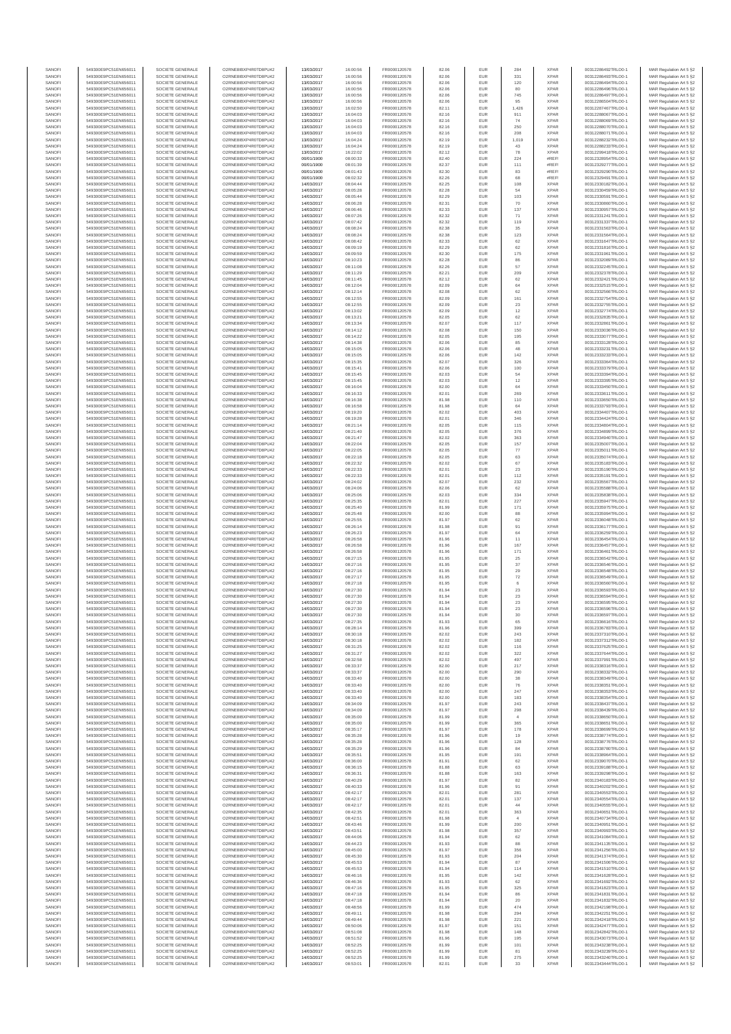| SANOFI | 549300E9PC51EN656011 | SOCIETE GENERALE | O2RNE8IBXP4R0TD8PU42 | 13/03/2017 | 16:00:56 | FR0000120578 | 82.06 | EUR | 284 | XPAR | 00312286492TRLO0-1 | MAR Regulation Art 5 §2 |
|---|---|---|---|---|---|---|---|---|---|---|---|---|
| SANOFI | 549300E9PC51EN656011 | SOCIETE GENERALE | O2RNE8IBXP4R0TD8PU42 | 13/03/2017 | 16:00:56 | FR0000120578 | 82.06 | EUR | 331 | XPAR | 00312286493TRLO0-1 | MAR Regulation Art 5 §2 |
| SANOFI | 549300E9PC51EN656011 | SOCIETE GENERALE | O2RNE8IBXP4R0TD8PU42 | 13/03/2017 | 16:00:56 | FR0000120578 | 82.06 | EUR | 120 | XPAR | 00312286494TRLO0-1 | MAR Regulation Art 5 §2 |
| SANOFI | 549300E9PC51EN656011 | SOCIETE GENERALE | O2RNE8IBXP4R0TD8PU42 | 13/03/2017 | 16:00:56 | FR0000120578 | 82.06 | EUR | 80 | XPAR | 00312286496TRLO0-1 | MAR Regulation Art 5 §2 |
| SANOFI | 549300E9PC51EN656011 | SOCIETE GENERALE | O2RNE8IBXP4R0TD8PU42 | 13/03/2017 | 16:00:56 | FR0000120578 | 82.06 | EUR | 745 | XPAR | 00312286497TRLO0-1 | MAR Regulation Art 5 §2 |
| SANOFI | 549300E9PC51EN656011 | SOCIETE GENERALE | O2RNE8IBXP4R0TD8PU42 | 13/03/2017 | 16:00:56 | FR0000120578 | 82.06 | EUR | 95 | XPAR | 00312286504TRLO0-1 | MAR Regulation Art 5 §2 |
| SANOFI | 549300E9PC51EN656011 | SOCIETE GENERALE | O2RNE8IBXP4R0TD8PU42 | 13/03/2017 | 16:02:50 | FR0000120578 | 82.11 | EUR | 1,426 | XPAR | 00312287467TRLO0-1 | MAR Regulation Art 5 §2 |
| SANOFI | 549300E9PC51EN656011 | SOCIETE GENERALE | O2RNE8IBXP4R0TD8PU42 | 13/03/2017 | 16:04:03 | FR0000120578 | 82.16 | EUR | 911 | XPAR | 00312288067TRLO0-1 | MAR Regulation Art 5 §2 |
| SANOFI | 549300E9PC51EN656011 | SOCIETE GENERALE | O2RNE8IBXP4R0TD8PU42 | 13/03/2017 | 16:04:03 | FR0000120578 | 82.16 | EUR | 74 | XPAR | 00312288069TRLO0-1 | MAR Regulation Art 5 §2 |
| SANOFI | 549300E9PC51EN656011 | SOCIETE GENERALE | O2RNE8IBXP4R0TD8PU42 | 13/03/2017 | 16:04:03 | FR0000120578 | 82.16 | EUR | 250 | XPAR | 00312288070TRLO0-1 | MAR Regulation Art 5 §2 |
| SANOFI | 549300E9PC51EN656011 | SOCIETE GENERALE | O2RNE8IBXP4R0TD8PU42 | 13/03/2017 | 16:04:03 | FR0000120578 | 82.16 | EUR | 208 | XPAR | 00312288071TRLO0-1 | MAR Regulation Art 5 §2 |
| SANOFI | 549300E9PC51EN656011 | SOCIETE GENERALE | O2RNE8IBXP4R0TD8PU42 | 13/03/2017 | 16:04:24 | FR0000120578 | 82.19 | EUR | 1,019 | XPAR | 00312288232TRLO0-1 | MAR Regulation Art 5 §2 |
| SANOFI | 549300E9PC51EN656011 | SOCIETE GENERALE | O2RNE8IBXP4R0TD8PU42 | 13/03/2017 | 16:04:24 | FR0000120578 | 82.19 | EUR | 43 | XPAR | 00312288233TRLO0-1 | MAR Regulation Art 5 §2 |
| SANOFI | 549300E9PC51EN656011 | SOCIETE GENERALE | O2RNE8IBXP4R0TD8PU42 | 13/03/2017 | 16:22:02 | FR0000120578 | 82.12 | EUR | 78 | XPAR | 00312299418TRLO0-1 | MAR Regulation Art 5 §2 |
| SANOFI | 549300E9PC51EN656011 | SOCIETE GENERALE | O2RNE8IBXP4R0TD8PU42 | 00/01/1900 | 08:00:33 | FR0000120578 | 82.40 | EUR | 224 | #REF! | 00312328954TRLO0-1 | MAR Regulation Art 5 §2 |
| SANOFI | 549300E9PC51EN656011 | SOCIETE GENERALE | O2RNE8IBXP4R0TD8PU42 | 00/01/1900 | 08:01:39 | FR0000120578 | 82.37 | EUR | 111 | #REF! | 00312329277TRLO0-1 | MAR Regulation Art 5 §2 |
| SANOFI | 549300E9PC51EN656011 | SOCIETE GENERALE | O2RNE8IBXP4R0TD8PU42 | 00/01/1900 | 08:01:43 | FR0000120578 | 82.30 | EUR | 83 | #REF! | 00312329298TRLO0-1 | MAR Regulation Art 5 §2 |
| SANOFI | 549300E9PC51EN656011 | SOCIETE GENERALE | O2RNE8IBXP4R0TD8PU42 | 00/01/1900 | 08:02:32 | FR0000120578 | 82.26 | EUR | 68 | #REF! | 00312329491TRLO0-1 | MAR Regulation Art 5 §2 |
| SANOFI | 549300E9PC51EN656011 | SOCIETE GENERALE | O2RNE8IBXP4R0TD8PU42 | 14/03/2017 | 08:04:44 | FR0000120578 | 82.25 | EUR | 108 | XPAR | 00312330182TRLO0-1 | MAR Regulation Art 5 §2 |
| SANOFI | 549300E9PC51EN656011 | SOCIETE GENERALE | O2RNE8IBXP4R0TD8PU42 | 14/03/2017 | 08:05:28 | FR0000120578 | 82.28 | EUR | 54 | XPAR | 00312330459TRLO0-1 | MAR Regulation Art 5 §2 |
| SANOFI | 549300E9PC51EN656011 | SOCIETE GENERALE | O2RNE8IBXP4R0TD8PU42 | 14/03/2017 | 08:05:44 | FR0000120578 | 82.29 | EUR | 103 | XPAR | 00312330591TRLO0-1 | MAR Regulation Art 5 §2 |
| SANOFI | 549300E9PC51EN656011 | SOCIETE GENERALE | O2RNE8IBXP4R0TD8PU42 | 14/03/2017 | 08:06:28 | FR0000120578 | 82.31 | EUR | 70 | XPAR | 00312330860TRLO0-1 | MAR Regulation Art 5 §2 |
| SANOFI | 549300E9PC51EN656011 | SOCIETE GENERALE | O2RNE8IBXP4R0TD8PU42 | 14/03/2017 | 08:06:46 | FR0000120578 | 82.33 | EUR | 137 | XPAR | 00312330957TRLO0-1 | MAR Regulation Art 5 §2 |
| SANOFI | 549300E9PC51EN656011 | SOCIETE GENERALE | O2RNE8IBXP4R0TD8PU42 | 14/03/2017 | 08:07:26 | FR0000120578 | 82.32 | EUR | 71 | XPAR | 00312331241TRLO0-1 | MAR Regulation Art 5 §2 |
| SANOFI | 549300E9PC51EN656011 | SOCIETE GENERALE | O2RNE8IBXP4R0TD8PU42 | 14/03/2017 | 08:07:42 | FR0000120578 | 82.32 | EUR | 119 | XPAR | 00312331337TRLO0-1 | MAR Regulation Art 5 §2 |
| SANOFI | 549300E9PC51EN656011 | SOCIETE GENERALE | O2RNE8IBXP4R0TD8PU42 | 14/03/2017 | 08:08:24 | FR0000120578 | 82.38 | EUR | 35 | XPAR | 00312331563TRLO0-1 | MAR Regulation Art 5 §2 |
| SANOFI | 549300E9PC51EN656011 | SOCIETE GENERALE | O2RNE8IBXP4R0TD8PU42 | 14/03/2017 | 08:08:24 | FR0000120578 | 82.38 | EUR | 123 | XPAR | 00312331564TRLO0-1 | MAR Regulation Art 5 §2 |
| SANOFI | 549300E9PC51EN656011 | SOCIETE GENERALE | O2RNE8IBXP4R0TD8PU42 | 14/03/2017 | 08:08:42 | FR0000120578 | 82.33 | EUR | 62 | XPAR | 00312331647TRLO0-1 | MAR Regulation Art 5 §2 |
| SANOFI | 549300E9PC51EN656011 | SOCIETE GENERALE | O2RNE8IBXP4R0TD8PU42 | 14/03/2017 | 08:09:19 | FR0000120578 | 82.29 | EUR | 62 | XPAR | 00312331816TRLO0-1 | MAR Regulation Art 5 §2 |
| SANOFI | 549300E9PC51EN656011 | SOCIETE GENERALE | O2RNE8IBXP4R0TD8PU42 | 14/03/2017 | 08:09:59 | FR0000120578 | 82.30 | EUR | 175 | XPAR | 00312331961TRLO0-1 | MAR Regulation Art 5 §2 |
| SANOFI | 549300E9PC51EN656011 | SOCIETE GENERALE | O2RNE8IBXP4R0TD8PU42 | 14/03/2017 | 08:10:23 | FR0000120578 | 82.28 | EUR | 86 | XPAR | 00312332089TRLO0-1 | MAR Regulation Art 5 §2 |
| SANOFI | 549300E9PC51EN656011 | SOCIETE GENERALE | O2RNE8IBXP4R0TD8PU42 | 14/03/2017 | 08:11:08 | FR0000120578 | 82.26 | EUR | 57 | XPAR | 00312332245TRLO0-1 | MAR Regulation Art 5 §2 |
| SANOFI | 549300E9PC51EN656011 | SOCIETE GENERALE | O2RNE8IBXP4R0TD8PU42 | 14/03/2017 | 08:11:29 | FR0000120578 | 82.21 | EUR | 209 | XPAR | 00312332378TRLO0-1 | MAR Regulation Art 5 §2 |
| SANOFI | 549300E9PC51EN656011 | SOCIETE GENERALE | O2RNE8IBXP4R0TD8PU42 | 14/03/2017 | 08:11:45 | FR0000120578 | 82.12 | EUR | 62 | XPAR | 00312332421TRLO0-1 | MAR Regulation Art 5 §2 |
| SANOFI | 549300E9PC51EN656011 | SOCIETE GENERALE | O2RNE8IBXP4R0TD8PU42 | 14/03/2017 | 08:12:04 | FR0000120578 | 82.09 | EUR | 64 | XPAR | 00312332515TRLO0-1 | MAR Regulation Art 5 §2 |
| SANOFI | 549300E9PC51EN656011 | SOCIETE GENERALE | O2RNE8IBXP4R0TD8PU42 | 14/03/2017 | 08:12:14 | FR0000120578 | 82.08 | EUR | 62 | XPAR | 00312332566TRLO0-1 | MAR Regulation Art 5 §2 |
| SANOFI | 549300E9PC51EN656011 | SOCIETE GENERALE | O2RNE8IBXP4R0TD8PU42 | 14/03/2017 | 08:12:55 | FR0000120578 | 82.09 | EUR | 161 | XPAR | 00312332754TRLO0-1 | MAR Regulation Art 5 §2 |
| SANOFI | 549300E9PC51EN656011 | SOCIETE GENERALE | O2RNE8IBXP4R0TD8PU42 | 14/03/2017 | 08:12:55 | FR0000120578 | 82.09 | EUR | 23 | XPAR | 00312332755TRLO0-1 | MAR Regulation Art 5 §2 |
| SANOFI | 549300E9PC51EN656011 | SOCIETE GENERALE | O2RNE8IBXP4R0TD8PU42 | 14/03/2017 | 08:13:02 | FR0000120578 | 82.09 | EUR | 12 | XPAR | 00312332774TRLO0-1 | MAR Regulation Art 5 §2 |
| SANOFI | 549300E9PC51EN656011 | SOCIETE GENERALE | O2RNE8IBXP4R0TD8PU42 | 14/03/2017 | 08:13:21 | FR0000120578 | 82.05 | EUR | 62 | XPAR | 00312332835TRLO0-1 | MAR Regulation Art 5 §2 |
| SANOFI | 549300E9PC51EN656011 | SOCIETE GENERALE | O2RNE8IBXP4R0TD8PU42 | 14/03/2017 | 08:13:34 | FR0000120578 | 82.07 | EUR | 117 | XPAR | 00312332861TRLO0-1 | MAR Regulation Art 5 §2 |
| SANOFI | 549300E9PC51EN656011 | SOCIETE GENERALE | O2RNE8IBXP4R0TD8PU42 | 14/03/2017 | 08:14:12 | FR0000120578 | 82.08 | EUR | 150 | XPAR | 00312333036TRLO0-1 | MAR Regulation Art 5 §2 |
| SANOFI | 549300E9PC51EN656011 | SOCIETE GENERALE | O2RNE8IBXP4R0TD8PU42 | 14/03/2017 | 08:14:22 | FR0000120578 | 82.05 | EUR | 195 | XPAR | 00312333077TRLO0-1 | MAR Regulation Art 5 §2 |
| SANOFI | 549300E9PC51EN656011 | SOCIETE GENERALE | O2RNE8IBXP4R0TD8PU42 | 14/03/2017 | 08:14:38 | FR0000120578 | 82.06 | EUR | 85 | XPAR | 00312333128TRLO0-1 | MAR Regulation Art 5 §2 |
| SANOFI | 549300E9PC51EN656011 | SOCIETE GENERALE | O2RNE8IBXP4R0TD8PU42 | 14/03/2017 | 08:15:05 | FR0000120578 | 82.06 | EUR | 48 | XPAR | 00312333231TRLO0-1 | MAR Regulation Art 5 §2 |
| SANOFI | 549300E9PC51EN656011 | SOCIETE GENERALE | O2RNE8IBXP4R0TD8PU42 | 14/03/2017 | 08:15:05 | FR0000120578 | 82.06 | EUR | 142 | XPAR | 00312333232TRLO0-1 | MAR Regulation Art 5 §2 |
| SANOFI | 549300E9PC51EN656011 | SOCIETE GENERALE | O2RNE8IBXP4R0TD8PU42 | 14/03/2017 | 08:15:35 | FR0000120578 | 82.07 | EUR | 326 | XPAR | 00312333364TRLO0-1 | MAR Regulation Art 5 §2 |
| SANOFI | 549300E9PC51EN656011 | SOCIETE GENERALE | O2RNE8IBXP4R0TD8PU42 | 14/03/2017 | 08:15:41 | FR0000120578 | 82.06 | EUR | 100 | XPAR | 00312333379TRLO0-1 | MAR Regulation Art 5 §2 |
| SANOFI | 549300E9PC51EN656011 | SOCIETE GENERALE | O2RNE8IBXP4R0TD8PU42 | 14/03/2017 | 08:15:45 | FR0000120578 | 82.03 | EUR | 54 | XPAR | 00312333394TRLO0-1 | MAR Regulation Art 5 §2 |
| SANOFI | 549300E9PC51EN656011 | SOCIETE GENERALE | O2RNE8IBXP4R0TD8PU42 | 14/03/2017 | 08:15:45 | FR0000120578 | 82.03 | EUR | 12 | XPAR | 00312333395TRLO0-1 | MAR Regulation Art 5 §2 |
| SANOFI | 549300E9PC51EN656011 | SOCIETE GENERALE | O2RNE8IBXP4R0TD8PU42 | 14/03/2017 | 08:16:04 | FR0000120578 | 82.00 | EUR | 64 | XPAR | 00312333450TRLO0-1 | MAR Regulation Art 5 §2 |
| SANOFI | 549300E9PC51EN656011 | SOCIETE GENERALE | O2RNE8IBXP4R0TD8PU42 | 14/03/2017 | 08:16:33 | FR0000120578 | 82.01 | EUR | 269 | XPAR | 00312333611TRLO0-1 | MAR Regulation Art 5 §2 |
| SANOFI | 549300E9PC51EN656011 | SOCIETE GENERALE | O2RNE8IBXP4R0TD8PU42 | 14/03/2017 | 08:16:38 | FR0000120578 | 81.98 | EUR | 110 | XPAR | 00312333650TRLO0-1 | MAR Regulation Art 5 §2 |
| SANOFI | 549300E9PC51EN656011 | SOCIETE GENERALE | O2RNE8IBXP4R0TD8PU42 | 14/03/2017 | 08:16:58 | FR0000120578 | 81.98 | EUR | 64 | XPAR | 00312333793TRLO0-1 | MAR Regulation Art 5 §2 |
| SANOFI | 549300E9PC51EN656011 | SOCIETE GENERALE | O2RNE8IBXP4R0TD8PU42 | 14/03/2017 | 08:19:20 | FR0000120578 | 82.02 | EUR | 403 | XPAR | 00312334407TRLO0-1 | MAR Regulation Art 5 §2 |
| SANOFI | 549300E9PC51EN656011 | SOCIETE GENERALE | O2RNE8IBXP4R0TD8PU42 | 14/03/2017 | 08:19:28 | FR0000120578 | 82.01 | EUR | 346 | XPAR | 00312334424TRLO0-1 | MAR Regulation Art 5 §2 |
| SANOFI | 549300E9PC51EN656011 | SOCIETE GENERALE | O2RNE8IBXP4R0TD8PU42 | 14/03/2017 | 08:21:14 | FR0000120578 | 82.05 | EUR | 115 | XPAR | 00312334894TRLO0-1 | MAR Regulation Art 5 §2 |
| SANOFI | 549300E9PC51EN656011 | SOCIETE GENERALE | O2RNE8IBXP4R0TD8PU42 | 14/03/2017 | 08:21:40 | FR0000120578 | 82.05 | EUR | 376 | XPAR | 00312334999TRLO0-1 | MAR Regulation Art 5 §2 |
| SANOFI | 549300E9PC51EN656011 | SOCIETE GENERALE | O2RNE8IBXP4R0TD8PU42 | 14/03/2017 | 08:21:47 | FR0000120578 | 82.02 | EUR | 363 | XPAR | 00312334940TRLO0-1 | MAR Regulation Art 5 §2 |
| SANOFI | 549300E9PC51EN656011 | SOCIETE GENERALE | O2RNE8IBXP4R0TD8PU42 | 14/03/2017 | 08:22:04 | FR0000120578 | 82.05 | EUR | 157 | XPAR | 00312335007TRLO0-1 | MAR Regulation Art 5 §2 |
| SANOFI | 549300E9PC51EN656011 | SOCIETE GENERALE | O2RNE8IBXP4R0TD8PU42 | 14/03/2017 | 08:22:05 | FR0000120578 | 82.05 | EUR | 77 | XPAR | 00312335011TRLO0-1 | MAR Regulation Art 5 §2 |
| SANOFI | 549300E9PC51EN656011 | SOCIETE GENERALE | O2RNE8IBXP4R0TD8PU42 | 14/03/2017 | 08:22:18 | FR0000120578 | 82.05 | EUR | 63 | XPAR | 00312335074TRLO0-1 | MAR Regulation Art 5 §2 |
| SANOFI | 549300E9PC51EN656011 | SOCIETE GENERALE | O2RNE8IBXP4R0TD8PU42 | 14/03/2017 | 08:22:32 | FR0000120578 | 82.02 | EUR | 67 | XPAR | 00312335183TRLO0-1 | MAR Regulation Art 5 §2 |
| SANOFI | 549300E9PC51EN656011 | SOCIETE GENERALE | O2RNE8IBXP4R0TD8PU42 | 14/03/2017 | 08:22:33 | FR0000120578 | 82.01 | EUR | 23 | XPAR | 00312335190TRLO0-1 | MAR Regulation Art 5 §2 |
| SANOFI | 549300E9PC51EN656011 | SOCIETE GENERALE | O2RNE8IBXP4R0TD8PU42 | 14/03/2017 | 08:22:33 | FR0000120578 | 82.01 | EUR | 112 | XPAR | 00312335191TRLO0-1 | MAR Regulation Art 5 §2 |
| SANOFI | 549300E9PC51EN656011 | SOCIETE GENERALE | O2RNE8IBXP4R0TD8PU42 | 14/03/2017 | 08:24:02 | FR0000120578 | 82.07 | EUR | 232 | XPAR | 00312335567TRLO0-1 | MAR Regulation Art 5 §2 |
| SANOFI | 549300E9PC51EN656011 | SOCIETE GENERALE | O2RNE8IBXP4R0TD8PU42 | 14/03/2017 | 08:24:06 | FR0000120578 | 82.06 | EUR | 62 | XPAR | 00312335588TRLO0-1 | MAR Regulation Art 5 §2 |
| SANOFI | 549300E9PC51EN656011 | SOCIETE GENERALE | O2RNE8IBXP4R0TD8PU42 | 14/03/2017 | 08:25:06 | FR0000120578 | 82.03 | EUR | 334 | XPAR | 00312335838TRLO0-1 | MAR Regulation Art 5 §2 |
| SANOFI | 549300E9PC51EN656011 | SOCIETE GENERALE | O2RNE8IBXP4R0TD8PU42 | 14/03/2017 | 08:25:35 | FR0000120578 | 82.01 | EUR | 227 | XPAR | 00312335947TRLO0-1 | MAR Regulation Art 5 §2 |
| SANOFI | 549300E9PC51EN656011 | SOCIETE GENERALE | O2RNE8IBXP4R0TD8PU42 | 14/03/2017 | 08:25:40 | FR0000120578 | 81.99 | EUR | 171 | XPAR | 00312335975TRLO0-1 | MAR Regulation Art 5 §2 |
| SANOFI | 549300E9PC51EN656011 | SOCIETE GENERALE | O2RNE8IBXP4R0TD8PU42 | 14/03/2017 | 08:25:48 | FR0000120578 | 82.00 | EUR | 88 | XPAR | 00312335994TRLO0-1 | MAR Regulation Art 5 §2 |
| SANOFI | 549300E9PC51EN656011 | SOCIETE GENERALE | O2RNE8IBXP4R0TD8PU42 | 14/03/2017 | 08:25:55 | FR0000120578 | 81.97 | EUR | 62 | XPAR | 00312336048TRLO0-1 | MAR Regulation Art 5 §2 |
| SANOFI | 549300E9PC51EN656011 | SOCIETE GENERALE | O2RNE8IBXP4R0TD8PU42 | 14/03/2017 | 08:26:14 | FR0000120578 | 81.98 | EUR | 91 | XPAR | 00312336177TRLO0-1 | MAR Regulation Art 5 §2 |
| SANOFI | 549300E9PC51EN656011 | SOCIETE GENERALE | O2RNE8IBXP4R0TD8PU42 | 14/03/2017 | 08:26:23 | FR0000120578 | 81.97 | EUR | 64 | XPAR | 00312336259TRLO0-1 | MAR Regulation Art 5 §2 |
| SANOFI | 549300E9PC51EN656011 | SOCIETE GENERALE | O2RNE8IBXP4R0TD8PU42 | 14/03/2017 | 08:26:58 | FR0000120578 | 81.96 | EUR | 11 | XPAR | 00312336456TRLO0-1 | MAR Regulation Art 5 §2 |
| SANOFI | 549300E9PC51EN656011 | SOCIETE GENERALE | O2RNE8IBXP4R0TD8PU42 | 14/03/2017 | 08:26:58 | FR0000120578 | 81.96 | EUR | 167 | XPAR | 00312336457TRLO0-1 | MAR Regulation Art 5 §2 |
| SANOFI | 549300E9PC51EN656011 | SOCIETE GENERALE | O2RNE8IBXP4R0TD8PU42 | 14/03/2017 | 08:26:58 | FR0000120578 | 81.96 | EUR | 171 | XPAR | 00312336461TRLO0-1 | MAR Regulation Art 5 §2 |
| SANOFI | 549300E9PC51EN656011 | SOCIETE GENERALE | O2RNE8IBXP4R0TD8PU42 | 14/03/2017 | 08:27:15 | FR0000120578 | 81.95 | EUR | 25 | XPAR | 00312336542TRLO0-1 | MAR Regulation Art 5 §2 |
| SANOFI | 549300E9PC51EN656011 | SOCIETE GENERALE | O2RNE8IBXP4R0TD8PU42 | 14/03/2017 | 08:27:16 | FR0000120578 | 81.95 | EUR | 37 | XPAR | 00312336546TRLO0-1 | MAR Regulation Art 5 §2 |
| SANOFI | 549300E9PC51EN656011 | SOCIETE GENERALE | O2RNE8IBXP4R0TD8PU42 | 14/03/2017 | 08:27:16 | FR0000120578 | 81.95 | EUR | 29 | XPAR | 00312336548TRLO0-1 | MAR Regulation Art 5 §2 |
| SANOFI | 549300E9PC51EN656011 | SOCIETE GENERALE | O2RNE8IBXP4R0TD8PU42 | 14/03/2017 | 08:27:17 | FR0000120578 | 81.95 | EUR | 72 | XPAR | 00312336549TRLO0-1 | MAR Regulation Art 5 §2 |
| SANOFI | 549300E9PC51EN656011 | SOCIETE GENERALE | O2RNE8IBXP4R0TD8PU42 | 14/03/2017 | 08:27:18 | FR0000120578 | 81.95 | EUR | 6 | XPAR | 00312336560TRLO0-1 | MAR Regulation Art 5 §2 |
| SANOFI | 549300E9PC51EN656011 | SOCIETE GENERALE | O2RNE8IBXP4R0TD8PU42 | 14/03/2017 | 08:27:30 | FR0000120578 | 81.94 | EUR | 23 | XPAR | 00312336593TRLO0-1 | MAR Regulation Art 5 §2 |
| SANOFI | 549300E9PC51EN656011 | SOCIETE GENERALE | O2RNE8IBXP4R0TD8PU42 | 14/03/2017 | 08:27:30 | FR0000120578 | 81.94 | EUR | 23 | XPAR | 00312336594TRLO0-1 | MAR Regulation Art 5 §2 |
| SANOFI | 549300E9PC51EN656011 | SOCIETE GENERALE | O2RNE8IBXP4R0TD8PU42 | 14/03/2017 | 08:27:30 | FR0000120578 | 81.94 | EUR | 23 | XPAR | 00312336595TRLO0-1 | MAR Regulation Art 5 §2 |
| SANOFI | 549300E9PC51EN656011 | SOCIETE GENERALE | O2RNE8IBXP4R0TD8PU42 | 14/03/2017 | 08:27:30 | FR0000120578 | 81.94 | EUR | 23 | XPAR | 00312336596TRLO0-1 | MAR Regulation Art 5 §2 |
| SANOFI | 549300E9PC51EN656011 | SOCIETE GENERALE | O2RNE8IBXP4R0TD8PU42 | 14/03/2017 | 08:27:30 | FR0000120578 | 81.94 | EUR | 30 | XPAR | 00312336597TRLO0-1 | MAR Regulation Art 5 §2 |
| SANOFI | 549300E9PC51EN656011 | SOCIETE GENERALE | O2RNE8IBXP4R0TD8PU42 | 14/03/2017 | 08:27:35 | FR0000120578 | 81.93 | EUR | 65 | XPAR | 00312336616TRLO0-1 | MAR Regulation Art 5 §2 |
| SANOFI | 549300E9PC51EN656011 | SOCIETE GENERALE | O2RNE8IBXP4R0TD8PU42 | 14/03/2017 | 08:28:14 | FR0000120578 | 81.96 | EUR | 399 | XPAR | 00312336783TRLO0-1 | MAR Regulation Art 5 §2 |
| SANOFI | 549300E9PC51EN656011 | SOCIETE GENERALE | O2RNE8IBXP4R0TD8PU42 | 14/03/2017 | 08:30:18 | FR0000120578 | 82.02 | EUR | 243 | XPAR | 00312337310TRLO0-1 | MAR Regulation Art 5 §2 |
| SANOFI | 549300E9PC51EN656011 | SOCIETE GENERALE | O2RNE8IBXP4R0TD8PU42 | 14/03/2017 | 08:30:18 | FR0000120578 | 82.02 | EUR | 182 | XPAR | 00312337312TRLO0-1 | MAR Regulation Art 5 §2 |
| SANOFI | 549300E9PC51EN656011 | SOCIETE GENERALE | O2RNE8IBXP4R0TD8PU42 | 14/03/2017 | 08:31:25 | FR0000120578 | 82.02 | EUR | 116 | XPAR | 00312337625TRLO0-1 | MAR Regulation Art 5 §2 |
| SANOFI | 549300E9PC51EN656011 | SOCIETE GENERALE | O2RNE8IBXP4R0TD8PU42 | 14/03/2017 | 08:31:27 | FR0000120578 | 82.02 | EUR | 322 | XPAR | 00312337644TRLO0-1 | MAR Regulation Art 5 §2 |
| SANOFI | 549300E9PC51EN656011 | SOCIETE GENERALE | O2RNE8IBXP4R0TD8PU42 | 14/03/2017 | 08:32:58 | FR0000120578 | 82.02 | EUR | 497 | XPAR | 00312337991TRLO0-1 | MAR Regulation Art 5 §2 |
| SANOFI | 549300E9PC51EN656011 | SOCIETE GENERALE | O2RNE8IBXP4R0TD8PU42 | 14/03/2017 | 08:33:37 | FR0000120578 | 82.00 | EUR | 217 | XPAR | 00312338316TRLO0-1 | MAR Regulation Art 5 §2 |
| SANOFI | 549300E9PC51EN656011 | SOCIETE GENERALE | O2RNE8IBXP4R0TD8PU42 | 14/03/2017 | 08:33:37 | FR0000120578 | 82.00 | EUR | 290 | XPAR | 00312338332TRLO0-1 | MAR Regulation Art 5 §2 |
| SANOFI | 549300E9PC51EN656011 | SOCIETE GENERALE | O2RNE8IBXP4R0TD8PU42 | 14/03/2017 | 08:33:40 | FR0000120578 | 82.00 | EUR | 38 | XPAR | 00312338349TRLO0-1 | MAR Regulation Art 5 §2 |
| SANOFI | 549300E9PC51EN656011 | SOCIETE GENERALE | O2RNE8IBXP4R0TD8PU42 | 14/03/2017 | 08:33:40 | FR0000120578 | 82.00 | EUR | 76 | XPAR | 00312338351TRLO0-1 | MAR Regulation Art 5 §2 |
| SANOFI | 549300E9PC51EN656011 | SOCIETE GENERALE | O2RNE8IBXP4R0TD8PU42 | 14/03/2017 | 08:33:40 | FR0000120578 | 82.00 | EUR | 247 | XPAR | 00312338353TRLO0-1 | MAR Regulation Art 5 §2 |
| SANOFI | 549300E9PC51EN656011 | SOCIETE GENERALE | O2RNE8IBXP4R0TD8PU42 | 14/03/2017 | 08:33:40 | FR0000120578 | 82.00 | EUR | 183 | XPAR | 00312338354TRLO0-1 | MAR Regulation Art 5 §2 |
| SANOFI | 549300E9PC51EN656011 | SOCIETE GENERALE | O2RNE8IBXP4R0TD8PU42 | 14/03/2017 | 08:34:09 | FR0000120578 | 81.97 | EUR | 243 | XPAR | 00312338437TRLO0-1 | MAR Regulation Art 5 §2 |
| SANOFI | 549300E9PC51EN656011 | SOCIETE GENERALE | O2RNE8IBXP4R0TD8PU42 | 14/03/2017 | 08:34:09 | FR0000120578 | 81.97 | EUR | 298 | XPAR | 00312338439TRLO0-1 | MAR Regulation Art 5 §2 |
| SANOFI | 549300E9PC51EN656011 | SOCIETE GENERALE | O2RNE8IBXP4R0TD8PU42 | 14/03/2017 | 08:35:00 | FR0000120578 | 81.99 | EUR | 4 | XPAR | 00312338650TRLO0-1 | MAR Regulation Art 5 §2 |
| SANOFI | 549300E9PC51EN656011 | SOCIETE GENERALE | O2RNE8IBXP4R0TD8PU42 | 14/03/2017 | 08:35:00 | FR0000120578 | 81.99 | EUR | 365 | XPAR | 00312338651TRLO0-1 | MAR Regulation Art 5 §2 |
| SANOFI | 549300E9PC51EN656011 | SOCIETE GENERALE | O2RNE8IBXP4R0TD8PU42 | 14/03/2017 | 08:35:17 | FR0000120578 | 81.97 | EUR | 178 | XPAR | 00312338699TRLO0-1 | MAR Regulation Art 5 §2 |
| SANOFI | 549300E9PC51EN656011 | SOCIETE GENERALE | O2RNE8IBXP4R0TD8PU42 | 14/03/2017 | 08:35:28 | FR0000120578 | 81.96 | EUR | 19 | XPAR | 00312338774TRLO0-1 | MAR Regulation Art 5 §2 |
| SANOFI | 549300E9PC51EN656011 | SOCIETE GENERALE | O2RNE8IBXP4R0TD8PU42 | 14/03/2017 | 08:35:28 | FR0000120578 | 81.96 | EUR | 128 | XPAR | 00312338776TRLO0-1 | MAR Regulation Art 5 §2 |
| SANOFI | 549300E9PC51EN656011 | SOCIETE GENERALE | O2RNE8IBXP4R0TD8PU42 | 14/03/2017 | 08:35:29 | FR0000120578 | 81.96 | EUR | 84 | XPAR | 00312338780TRLO0-1 | MAR Regulation Art 5 §2 |
| SANOFI | 549300E9PC51EN656011 | SOCIETE GENERALE | O2RNE8IBXP4R0TD8PU42 | 14/03/2017 | 08:35:51 | FR0000120578 | 81.95 | EUR | 191 | XPAR | 00312338964TRLO0-1 | MAR Regulation Art 5 §2 |
| SANOFI | 549300E9PC51EN656011 | SOCIETE GENERALE | O2RNE8IBXP4R0TD8PU42 | 14/03/2017 | 08:36:00 | FR0000120578 | 81.91 | EUR | 62 | XPAR | 00312339070TRLO0-1 | MAR Regulation Art 5 §2 |
| SANOFI | 549300E9PC51EN656011 | SOCIETE GENERALE | O2RNE8IBXP4R0TD8PU42 | 14/03/2017 | 08:36:15 | FR0000120578 | 81.88 | EUR | 63 | XPAR | 00312339188TRLO0-1 | MAR Regulation Art 5 §2 |
| SANOFI | 549300E9PC51EN656011 | SOCIETE GENERALE | O2RNE8IBXP4R0TD8PU42 | 14/03/2017 | 08:36:31 | FR0000120578 | 81.88 | EUR | 163 | XPAR | 00312339298TRLO0-1 | MAR Regulation Art 5 §2 |
| SANOFI | 549300E9PC51EN656011 | SOCIETE GENERALE | O2RNE8IBXP4R0TD8PU42 | 14/03/2017 | 08:40:29 | FR0000120578 | 81.97 | EUR | 82 | XPAR | 00312340183TRLO0-1 | MAR Regulation Art 5 §2 |
| SANOFI | 549300E9PC51EN656011 | SOCIETE GENERALE | O2RNE8IBXP4R0TD8PU42 | 14/03/2017 | 08:40:33 | FR0000120578 | 81.96 | EUR | 91 | XPAR | 00312340202TRLO0-1 | MAR Regulation Art 5 §2 |
| SANOFI | 549300E9PC51EN656011 | SOCIETE GENERALE | O2RNE8IBXP4R0TD8PU42 | 14/03/2017 | 08:42:17 | FR0000120578 | 82.01 | EUR | 281 | XPAR | 00312340553TRLO0-1 | MAR Regulation Art 5 §2 |
| SANOFI | 549300E9PC51EN656011 | SOCIETE GENERALE | O2RNE8IBXP4R0TD8PU42 | 14/03/2017 | 08:42:17 | FR0000120578 | 82.01 | EUR | 137 | XPAR | 00312340554TRLO0-1 | MAR Regulation Art 5 §2 |
| SANOFI | 549300E9PC51EN656011 | SOCIETE GENERALE | O2RNE8IBXP4R0TD8PU42 | 14/03/2017 | 08:42:17 | FR0000120578 | 82.01 | EUR | 44 | XPAR | 00312340555TRLO0-1 | MAR Regulation Art 5 §2 |
| SANOFI | 549300E9PC51EN656011 | SOCIETE GENERALE | O2RNE8IBXP4R0TD8PU42 | 14/03/2017 | 08:42:35 | FR0000120578 | 82.01 | EUR | 363 | XPAR | 00312340651TRLO0-1 | MAR Regulation Art 5 §2 |
| SANOFI | 549300E9PC51EN656011 | SOCIETE GENERALE | O2RNE8IBXP4R0TD8PU42 | 14/03/2017 | 08:42:51 | FR0000120578 | 81.98 | EUR | 4 | XPAR | 00312340734TRLO0-1 | MAR Regulation Art 5 §2 |
| SANOFI | 549300E9PC51EN656011 | SOCIETE GENERALE | O2RNE8IBXP4R0TD8PU42 | 14/03/2017 | 08:43:46 | FR0000120578 | 81.99 | EUR | 200 | XPAR | 00312340951TRLO0-1 | MAR Regulation Art 5 §2 |
| SANOFI | 549300E9PC51EN656011 | SOCIETE GENERALE | O2RNE8IBXP4R0TD8PU42 | 14/03/2017 | 08:43:51 | FR0000120578 | 81.98 | EUR | 357 | XPAR | 00312340993TRLO0-1 | MAR Regulation Art 5 §2 |
| SANOFI | 549300E9PC51EN656011 | SOCIETE GENERALE | O2RNE8IBXP4R0TD8PU42 | 14/03/2017 | 08:44:06 | FR0000120578 | 81.94 | EUR | 62 | XPAR | 00312341064TRLO0-1 | MAR Regulation Art 5 §2 |
| SANOFI | 549300E9PC51EN656011 | SOCIETE GENERALE | O2RNE8IBXP4R0TD8PU42 | 14/03/2017 | 08:44:23 | FR0000120578 | 81.93 | EUR | 88 | XPAR | 00312341135TRLO0-1 | MAR Regulation Art 5 §2 |
| SANOFI | 549300E9PC51EN656011 | SOCIETE GENERALE | O2RNE8IBXP4R0TD8PU42 | 14/03/2017 | 08:45:00 | FR0000120578 | 81.97 | EUR | 356 | XPAR | 00312341256TRLO0-1 | MAR Regulation Art 5 §2 |
| SANOFI | 549300E9PC51EN656011 | SOCIETE GENERALE | O2RNE8IBXP4R0TD8PU42 | 14/03/2017 | 08:45:30 | FR0000120578 | 81.93 | EUR | 204 | XPAR | 00312341374TRLO0-1 | MAR Regulation Art 5 §2 |
| SANOFI | 549300E9PC51EN656011 | SOCIETE GENERALE | O2RNE8IBXP4R0TD8PU42 | 14/03/2017 | 08:45:53 | FR0000120578 | 81.94 | EUR | 87 | XPAR | 00312341508TRLO0-1 | MAR Regulation Art 5 §2 |
| SANOFI | 549300E9PC51EN656011 | SOCIETE GENERALE | O2RNE8IBXP4R0TD8PU42 | 14/03/2017 | 08:45:53 | FR0000120578 | 81.94 | EUR | 114 | XPAR | 00312341510TRLO0-1 | MAR Regulation Art 5 §2 |
| SANOFI | 549300E9PC51EN656011 | SOCIETE GENERALE | O2RNE8IBXP4R0TD8PU42 | 14/03/2017 | 08:46:16 | FR0000120578 | 81.95 | EUR | 142 | XPAR | 00312341628TRLO0-1 | MAR Regulation Art 5 §2 |
| SANOFI | 549300E9PC51EN656011 | SOCIETE GENERALE | O2RNE8IBXP4R0TD8PU42 | 14/03/2017 | 08:46:36 | FR0000120578 | 81.93 | EUR | 62 | XPAR | 00312341692TRLO0-1 | MAR Regulation Art 5 §2 |
| SANOFI | 549300E9PC51EN656011 | SOCIETE GENERALE | O2RNE8IBXP4R0TD8PU42 | 14/03/2017 | 08:47:16 | FR0000120578 | 81.95 | EUR | 325 | XPAR | 00312341823TRLO0-1 | MAR Regulation Art 5 §2 |
| SANOFI | 549300E9PC51EN656011 | SOCIETE GENERALE | O2RNE8IBXP4R0TD8PU42 | 14/03/2017 | 08:47:18 | FR0000120578 | 81.94 | EUR | 86 | XPAR | 00312341831TRLO0-1 | MAR Regulation Art 5 §2 |
| SANOFI | 549300E9PC51EN656011 | SOCIETE GENERALE | O2RNE8IBXP4R0TD8PU42 | 14/03/2017 | 08:47:18 | FR0000120578 | 81.94 | EUR | 20 | XPAR | 00312341832TRLO0-1 | MAR Regulation Art 5 §2 |
| SANOFI | 549300E9PC51EN656011 | SOCIETE GENERALE | O2RNE8IBXP4R0TD8PU42 | 14/03/2017 | 08:48:56 | FR0000120578 | 81.99 | EUR | 474 | XPAR | 00312342198TRLO0-1 | MAR Regulation Art 5 §2 |
| SANOFI | 549300E9PC51EN656011 | SOCIETE GENERALE | O2RNE8IBXP4R0TD8PU42 | 14/03/2017 | 08:49:11 | FR0000120578 | 81.98 | EUR | 294 | XPAR | 00312342251TRLO0-1 | MAR Regulation Art 5 §2 |
| SANOFI | 549300E9PC51EN656011 | SOCIETE GENERALE | O2RNE8IBXP4R0TD8PU42 | 14/03/2017 | 08:49:44 | FR0000120578 | 81.98 | EUR | 221 | XPAR | 00312342418TRLO0-1 | MAR Regulation Art 5 §2 |
| SANOFI | 549300E9PC51EN656011 | SOCIETE GENERALE | O2RNE8IBXP4R0TD8PU42 | 14/03/2017 | 08:50:06 | FR0000120578 | 81.97 | EUR | 151 | XPAR | 00312342477TRLO0-1 | MAR Regulation Art 5 §2 |
| SANOFI | 549300E9PC51EN656011 | SOCIETE GENERALE | O2RNE8IBXP4R0TD8PU42 | 14/03/2017 | 08:51:08 | FR0000120578 | 81.98 | EUR | 148 | XPAR | 00312342842TRLO0-1 | MAR Regulation Art 5 §2 |
| SANOFI | 549300E9PC51EN656011 | SOCIETE GENERALE | O2RNE8IBXP4R0TD8PU42 | 14/03/2017 | 08:51:52 | FR0000120578 | 81.96 | EUR | 195 | XPAR | 00312343073TRLO0-1 | MAR Regulation Art 5 §2 |
| SANOFI | 549300E9PC51EN656011 | SOCIETE GENERALE | O2RNE8IBXP4R0TD8PU42 | 14/03/2017 | 08:52:25 | FR0000120578 | 81.99 | EUR | 101 | XPAR | 00312343238TRLO0-1 | MAR Regulation Art 5 §2 |
| SANOFI | 549300E9PC51EN656011 | SOCIETE GENERALE | O2RNE8IBXP4R0TD8PU42 | 14/03/2017 | 08:52:25 | FR0000120578 | 81.99 | EUR | 81 | XPAR | 00312343239TRLO0-1 | MAR Regulation Art 5 §2 |
| SANOFI | 549300E9PC51EN656011 | SOCIETE GENERALE | O2RNE8IBXP4R0TD8PU42 | 14/03/2017 | 08:52:25 | FR0000120578 | 81.99 | EUR | 275 | XPAR | 00312343240TRLO0-1 | MAR Regulation Art 5 §2 |
| SANOFI | 549300E9PC51EN656011 | SOCIETE GENERALE | O2RNE8IBXP4R0TD8PU42 | 14/03/2017 | 08:53:01 | FR0000120578 | 82.01 | EUR | 33 | XPAR | 00312343444TRLO0-1 | MAR Regulation Art 5 §2 |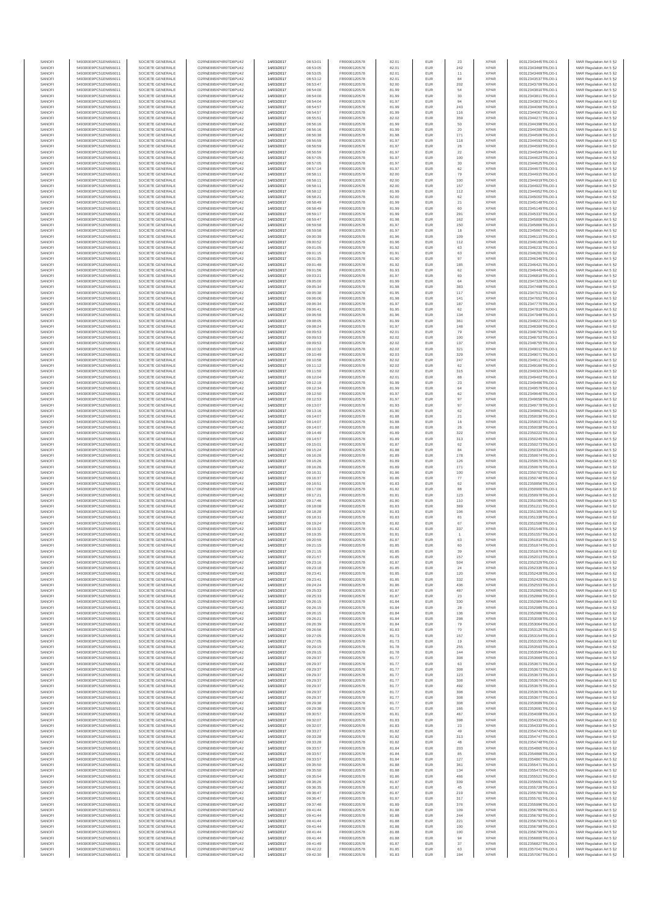| SANOFI | 549300E9PC51EN656011 | SOCIETE GENERALE | O2RNE8IBXP4R0TD8PU42 | 14/03/2017 | 08:53:01 | FR0000120578 | 82.01 | EUR | 23 | XPAR | 00312343445TRLO0-1 | MAR Regulation Art 5 §2 |
|---|---|---|---|---|---|---|---|---|---|---|---|---|
| SANOFI | 549300E9PC51EN656011 | SOCIETE GENERALE | O2RNE8IBXP4R0TD8PU42 | 14/03/2017 | 08:53:05 | FR0000120578 | 82.01 | EUR | 242 | XPAR | 00312343468TRLO0-1 | MAR Regulation Art 5 §2 |
| SANOFI | 549300E9PC51EN656011 | SOCIETE GENERALE | O2RNE8IBXP4R0TD8PU42 | 14/03/2017 | 08:53:05 | FR0000120578 | 82.01 | EUR | 11 | XPAR | 00312343469TRLO0-1 | MAR Regulation Art 5 §2 |
| SANOFI | 549300E9PC51EN656011 | SOCIETE GENERALE | O2RNE8IBXP4R0TD8PU42 | 14/03/2017 | 08:53:12 | FR0000120578 | 82.01 | EUR | 84 | XPAR | 00312343537TRLO0-1 | MAR Regulation Art 5 §2 |
| SANOFI | 549300E9PC51EN656011 | SOCIETE GENERALE | O2RNE8IBXP4R0TD8PU42 | 14/03/2017 | 08:53:47 | FR0000120578 | 82.00 | EUR | 202 | XPAR | 00312343709TRLO0-1 | MAR Regulation Art 5 §2 |
| SANOFI | 549300E9PC51EN656011 | SOCIETE GENERALE | O2RNE8IBXP4R0TD8PU42 | 14/03/2017 | 08:54:00 | FR0000120578 | 81.99 | EUR | 54 | XPAR | 00312343810TRLO0-1 | MAR Regulation Art 5 §2 |
| SANOFI | 549300E9PC51EN656011 | SOCIETE GENERALE | O2RNE8IBXP4R0TD8PU42 | 14/03/2017 | 08:54:00 | FR0000120578 | 81.99 | EUR | 30 | XPAR | 00312343811TRLO0-1 | MAR Regulation Art 5 §2 |
| SANOFI | 549300E9PC51EN656011 | SOCIETE GENERALE | O2RNE8IBXP4R0TD8PU42 | 14/03/2017 | 08:54:04 | FR0000120578 | 81.97 | EUR | 94 | XPAR | 00312343837TRLO0-1 | MAR Regulation Art 5 §2 |
| SANOFI | 549300E9PC51EN656011 | SOCIETE GENERALE | O2RNE8IBXP4R0TD8PU42 | 14/03/2017 | 08:54:57 | FR0000120578 | 81.99 | EUR | 243 | XPAR | 00312344066TRLO0-1 | MAR Regulation Art 5 §2 |
| SANOFI | 549300E9PC51EN656011 | SOCIETE GENERALE | O2RNE8IBXP4R0TD8PU42 | 14/03/2017 | 08:54:57 | FR0000120578 | 81.99 | EUR | 116 | XPAR | 00312344067TRLO0-1 | MAR Regulation Art 5 §2 |
| SANOFI | 549300E9PC51EN656011 | SOCIETE GENERALE | O2RNE8IBXP4R0TD8PU42 | 14/03/2017 | 08:55:51 | FR0000120578 | 82.02 | EUR | 359 | XPAR | 00312344271TRLO0-1 | MAR Regulation Art 5 §2 |
| SANOFI | 549300E9PC51EN656011 | SOCIETE GENERALE | O2RNE8IBXP4R0TD8PU42 | 14/03/2017 | 08:56:16 | FR0000120578 | 81.99 | EUR | 50 | XPAR | 00312344398TRLO0-1 | MAR Regulation Art 5 §2 |
| SANOFI | 549300E9PC51EN656011 | SOCIETE GENERALE | O2RNE8IBXP4R0TD8PU42 | 14/03/2017 | 08:56:16 | FR0000120578 | 81.99 | EUR | 20 | XPAR | 00312344399TRLO0-1 | MAR Regulation Art 5 §2 |
| SANOFI | 549300E9PC51EN656011 | SOCIETE GENERALE | O2RNE8IBXP4R0TD8PU42 | 14/03/2017 | 08:56:38 | FR0000120578 | 81.98 | EUR | 171 | XPAR | 00312344506TRLO0-1 | MAR Regulation Art 5 §2 |
| SANOFI | 549300E9PC51EN656011 | SOCIETE GENERALE | O2RNE8IBXP4R0TD8PU42 | 14/03/2017 | 08:56:59 | FR0000120578 | 81.97 | EUR | 118 | XPAR | 00312344592TRLO0-1 | MAR Regulation Art 5 §2 |
| SANOFI | 549300E9PC51EN656011 | SOCIETE GENERALE | O2RNE8IBXP4R0TD8PU42 | 14/03/2017 | 08:56:59 | FR0000120578 | 81.97 | EUR | 26 | XPAR | 00312344593TRLO0-1 | MAR Regulation Art 5 §2 |
| SANOFI | 549300E9PC51EN656011 | SOCIETE GENERALE | O2RNE8IBXP4R0TD8PU42 | 14/03/2017 | 08:56:59 | FR0000120578 | 81.97 | EUR | 22 | XPAR | 00312344594TRLO0-1 | MAR Regulation Art 5 §2 |
| SANOFI | 549300E9PC51EN656011 | SOCIETE GENERALE | O2RNE8IBXP4R0TD8PU42 | 14/03/2017 | 08:57:05 | FR0000120578 | 81.97 | EUR | 100 | XPAR | 00312344623TRLO0-1 | MAR Regulation Art 5 §2 |
| SANOFI | 549300E9PC51EN656011 | SOCIETE GENERALE | O2RNE8IBXP4R0TD8PU42 | 14/03/2017 | 08:57:05 | FR0000120578 | 81.97 | EUR | 30 | XPAR | 00312344625TRLO0-1 | MAR Regulation Art 5 §2 |
| SANOFI | 549300E9PC51EN656011 | SOCIETE GENERALE | O2RNE8IBXP4R0TD8PU42 | 14/03/2017 | 08:57:14 | FR0000120578 | 81.97 | EUR | 62 | XPAR | 00312344673TRLO0-1 | MAR Regulation Art 5 §2 |
| SANOFI | 549300E9PC51EN656011 | SOCIETE GENERALE | O2RNE8IBXP4R0TD8PU42 | 14/03/2017 | 08:58:11 | FR0000120578 | 82.00 | EUR | 79 | XPAR | 00312344915TRLO0-1 | MAR Regulation Art 5 §2 |
| SANOFI | 549300E9PC51EN656011 | SOCIETE GENERALE | O2RNE8IBXP4R0TD8PU42 | 14/03/2017 | 08:58:11 | FR0000120578 | 82.00 | EUR | 100 | XPAR | 00312344919TRLO0-1 | MAR Regulation Art 5 §2 |
| SANOFI | 549300E9PC51EN656011 | SOCIETE GENERALE | O2RNE8IBXP4R0TD8PU42 | 14/03/2017 | 08:58:11 | FR0000120578 | 82.00 | EUR | 157 | XPAR | 00312344922TRLO0-1 | MAR Regulation Art 5 §2 |
| SANOFI | 549300E9PC51EN656011 | SOCIETE GENERALE | O2RNE8IBXP4R0TD8PU42 | 14/03/2017 | 08:58:12 | FR0000120578 | 81.99 | EUR | 112 | XPAR | 00312344952TRLO0-1 | MAR Regulation Art 5 §2 |
| SANOFI | 549300E9PC51EN656011 | SOCIETE GENERALE | O2RNE8IBXP4R0TD8PU42 | 14/03/2017 | 08:58:21 | FR0000120578 | 82.00 | EUR | 62 | XPAR | 00312345002TRLO0-1 | MAR Regulation Art 5 §2 |
| SANOFI | 549300E9PC51EN656011 | SOCIETE GENERALE | O2RNE8IBXP4R0TD8PU42 | 14/03/2017 | 08:58:49 | FR0000120578 | 81.99 | EUR | 21 | XPAR | 00312345148TRLO0-1 | MAR Regulation Art 5 §2 |
| SANOFI | 549300E9PC51EN656011 | SOCIETE GENERALE | O2RNE8IBXP4R0TD8PU42 | 14/03/2017 | 08:58:49 | FR0000120578 | 81.99 | EUR | 60 | XPAR | 00312345149TRLO0-1 | MAR Regulation Art 5 §2 |
| SANOFI | 549300E9PC51EN656011 | SOCIETE GENERALE | O2RNE8IBXP4R0TD8PU42 | 14/03/2017 | 08:59:17 | FR0000120578 | 81.99 | EUR | 291 | XPAR | 00312345337TRLO0-1 | MAR Regulation Art 5 §2 |
| SANOFI | 549300E9PC51EN656011 | SOCIETE GENERALE | O2RNE8IBXP4R0TD8PU42 | 14/03/2017 | 08:59:47 | FR0000120578 | 81.98 | EUR | 162 | XPAR | 00312345808TRLO0-1 | MAR Regulation Art 5 §2 |
| SANOFI | 549300E9PC51EN656011 | SOCIETE GENERALE | O2RNE8IBXP4R0TD8PU42 | 14/03/2017 | 08:59:58 | FR0000120578 | 81.97 | EUR | 150 | XPAR | 00312345866TRLO0-1 | MAR Regulation Art 5 §2 |
| SANOFI | 549300E9PC51EN656011 | SOCIETE GENERALE | O2RNE8IBXP4R0TD8PU42 | 14/03/2017 | 08:59:58 | FR0000120578 | 81.97 | EUR | 18 | XPAR | 00312345867TRLO0-1 | MAR Regulation Art 5 §2 |
| SANOFI | 549300E9PC51EN656011 | SOCIETE GENERALE | O2RNE8IBXP4R0TD8PU42 | 14/03/2017 | 09:00:39 | FR0000120578 | 81.96 | EUR | 109 | XPAR | 00312346115TRLO0-1 | MAR Regulation Art 5 §2 |
| SANOFI | 549300E9PC51EN656011 | SOCIETE GENERALE | O2RNE8IBXP4R0TD8PU42 | 14/03/2017 | 09:00:52 | FR0000120578 | 81.96 | EUR | 112 | XPAR | 00312346168TRLO0-1 | MAR Regulation Art 5 §2 |
| SANOFI | 549300E9PC51EN656011 | SOCIETE GENERALE | O2RNE8IBXP4R0TD8PU42 | 14/03/2017 | 09:01:05 | FR0000120578 | 81.92 | EUR | 63 | XPAR | 00312346231TRLO0-1 | MAR Regulation Art 5 §2 |
| SANOFI | 549300E9PC51EN656011 | SOCIETE GENERALE | O2RNE8IBXP4R0TD8PU42 | 14/03/2017 | 09:01:15 | FR0000120578 | 81.91 | EUR | 63 | XPAR | 00312346281TRLO0-1 | MAR Regulation Art 5 §2 |
| SANOFI | 549300E9PC51EN656011 | SOCIETE GENERALE | O2RNE8IBXP4R0TD8PU42 | 14/03/2017 | 09:01:35 | FR0000120578 | 81.90 | EUR | 97 | XPAR | 00312346346TRLO0-1 | MAR Regulation Art 5 §2 |
| SANOFI | 549300E9PC51EN656011 | SOCIETE GENERALE | O2RNE8IBXP4R0TD8PU42 | 14/03/2017 | 09:01:48 | FR0000120578 | 81.92 | EUR | 185 | XPAR | 00312346421TRLO0-1 | MAR Regulation Art 5 §2 |
| SANOFI | 549300E9PC51EN656011 | SOCIETE GENERALE | O2RNE8IBXP4R0TD8PU42 | 14/03/2017 | 09:01:56 | FR0000120578 | 81.93 | EUR | 62 | XPAR | 00312346445TRLO0-1 | MAR Regulation Art 5 §2 |
| SANOFI | 549300E9PC51EN656011 | SOCIETE GENERALE | O2RNE8IBXP4R0TD8PU42 | 14/03/2017 | 09:03:21 | FR0000120578 | 81.97 | EUR | 60 | XPAR | 00312346818TRLO0-1 | MAR Regulation Art 5 §2 |
| SANOFI | 549300E9PC51EN656011 | SOCIETE GENERALE | O2RNE8IBXP4R0TD8PU42 | 14/03/2017 | 09:05:00 | FR0000120578 | 81.99 | EUR | 64 | XPAR | 00312347329TRLO0-1 | MAR Regulation Art 5 §2 |
| SANOFI | 549300E9PC51EN656011 | SOCIETE GENERALE | O2RNE8IBXP4R0TD8PU42 | 14/03/2017 | 09:05:34 | FR0000120578 | 81.98 | EUR | 383 | XPAR | 00312347498TRLO0-1 | MAR Regulation Art 5 §2 |
| SANOFI | 549300E9PC51EN656011 | SOCIETE GENERALE | O2RNE8IBXP4R0TD8PU42 | 14/03/2017 | 09:05:38 | FR0000120578 | 81.95 | EUR | 117 | XPAR | 00312347511TRLO0-1 | MAR Regulation Art 5 §2 |
| SANOFI | 549300E9PC51EN656011 | SOCIETE GENERALE | O2RNE8IBXP4R0TD8PU42 | 14/03/2017 | 09:06:06 | FR0000120578 | 81.98 | EUR | 141 | XPAR | 00312347652TRLO0-1 | MAR Regulation Art 5 §2 |
| SANOFI | 549300E9PC51EN656011 | SOCIETE GENERALE | O2RNE8IBXP4R0TD8PU42 | 14/03/2017 | 09:06:34 | FR0000120578 | 81.97 | EUR | 187 | XPAR | 00312347770TRLO0-1 | MAR Regulation Art 5 §2 |
| SANOFI | 549300E9PC51EN656011 | SOCIETE GENERALE | O2RNE8IBXP4R0TD8PU42 | 14/03/2017 | 09:06:41 | FR0000120578 | 81.95 | EUR | 62 | XPAR | 00312347819TRLO0-1 | MAR Regulation Art 5 §2 |
| SANOFI | 549300E9PC51EN656011 | SOCIETE GENERALE | O2RNE8IBXP4R0TD8PU42 | 14/03/2017 | 09:06:58 | FR0000120578 | 81.96 | EUR | 134 | XPAR | 00312347983TRLO0-1 | MAR Regulation Art 5 §2 |
| SANOFI | 549300E9PC51EN656011 | SOCIETE GENERALE | O2RNE8IBXP4R0TD8PU42 | 14/03/2017 | 09:08:05 | FR0000120578 | 81.99 | EUR | 361 | XPAR | 00312348227TRLO0-1 | MAR Regulation Art 5 §2 |
| SANOFI | 549300E9PC51EN656011 | SOCIETE GENERALE | O2RNE8IBXP4R0TD8PU42 | 14/03/2017 | 09:08:24 | FR0000120578 | 81.97 | EUR | 148 | XPAR | 00312348306TRLO0-1 | MAR Regulation Art 5 §2 |
| SANOFI | 549300E9PC51EN656011 | SOCIETE GENERALE | O2RNE8IBXP4R0TD8PU42 | 14/03/2017 | 09:09:53 | FR0000120578 | 82.01 | EUR | 79 | XPAR | 00312348750TRLO0-1 | MAR Regulation Art 5 §2 |
| SANOFI | 549300E9PC51EN656011 | SOCIETE GENERALE | O2RNE8IBXP4R0TD8PU42 | 14/03/2017 | 09:09:53 | FR0000120578 | 82.02 | EUR | 100 | XPAR | 00312348753TRLO0-1 | MAR Regulation Art 5 §2 |
| SANOFI | 549300E9PC51EN656011 | SOCIETE GENERALE | O2RNE8IBXP4R0TD8PU42 | 14/03/2017 | 09:09:53 | FR0000120578 | 82.02 | EUR | 137 | XPAR | 00312348755TRLO0-1 | MAR Regulation Art 5 §2 |
| SANOFI | 549300E9PC51EN656011 | SOCIETE GENERALE | O2RNE8IBXP4R0TD8PU42 | 14/03/2017 | 09:10:32 | FR0000120578 | 82.02 | EUR | 321 | XPAR | 00312349012TRLO0-1 | MAR Regulation Art 5 §2 |
| SANOFI | 549300E9PC51EN656011 | SOCIETE GENERALE | O2RNE8IBXP4R0TD8PU42 | 14/03/2017 | 09:10:49 | FR0000120578 | 82.03 | EUR | 329 | XPAR | 00312349071TRLO0-1 | MAR Regulation Art 5 §2 |
| SANOFI | 549300E9PC51EN656011 | SOCIETE GENERALE | O2RNE8IBXP4R0TD8PU42 | 14/03/2017 | 09:10:58 | FR0000120578 | 82.02 | EUR | 247 | XPAR | 00312349117TRLO0-1 | MAR Regulation Art 5 §2 |
| SANOFI | 549300E9PC51EN656011 | SOCIETE GENERALE | O2RNE8IBXP4R0TD8PU42 | 14/03/2017 | 09:11:32 | FR0000120578 | 82.02 | EUR | 62 | XPAR | 00312349199TRLO0-1 | MAR Regulation Art 5 §2 |
| SANOFI | 549300E9PC51EN656011 | SOCIETE GENERALE | O2RNE8IBXP4R0TD8PU42 | 14/03/2017 | 09:11:50 | FR0000120578 | 82.02 | EUR | 315 | XPAR | 00312349324TRLO0-1 | MAR Regulation Art 5 §2 |
| SANOFI | 549300E9PC51EN656011 | SOCIETE GENERALE | O2RNE8IBXP4R0TD8PU42 | 14/03/2017 | 09:12:04 | FR0000120578 | 82.01 | EUR | 88 | XPAR | 00312349402TRLO0-1 | MAR Regulation Art 5 §2 |
| SANOFI | 549300E9PC51EN656011 | SOCIETE GENERALE | O2RNE8IBXP4R0TD8PU42 | 14/03/2017 | 09:12:19 | FR0000120578 | 81.99 | EUR | 23 | XPAR | 00312349489TRLO0-1 | MAR Regulation Art 5 §2 |
| SANOFI | 549300E9PC51EN656011 | SOCIETE GENERALE | O2RNE8IBXP4R0TD8PU42 | 14/03/2017 | 09:12:34 | FR0000120578 | 81.99 | EUR | 64 | XPAR | 00312349579TRLO0-1 | MAR Regulation Art 5 §2 |
| SANOFI | 549300E9PC51EN656011 | SOCIETE GENERALE | O2RNE8IBXP4R0TD8PU42 | 14/03/2017 | 09:12:50 | FR0000120578 | 81.97 | EUR | 62 | XPAR | 00312349640TRLO0-1 | MAR Regulation Art 5 §2 |
| SANOFI | 549300E9PC51EN656011 | SOCIETE GENERALE | O2RNE8IBXP4R0TD8PU42 | 14/03/2017 | 09:12:53 | FR0000120578 | 81.97 | EUR | 97 | XPAR | 00312349658TRLO0-1 | MAR Regulation Art 5 §2 |
| SANOFI | 549300E9PC51EN656011 | SOCIETE GENERALE | O2RNE8IBXP4R0TD8PU42 | 14/03/2017 | 09:13:07 | FR0000120578 | 81.93 | EUR | 97 | XPAR | 00312349778TRLO0-1 | MAR Regulation Art 5 §2 |
| SANOFI | 549300E9PC51EN656011 | SOCIETE GENERALE | O2RNE8IBXP4R0TD8PU42 | 14/03/2017 | 09:13:16 | FR0000120578 | 81.90 | EUR | 62 | XPAR | 00312349864TRLO0-1 | MAR Regulation Art 5 §2 |
| SANOFI | 549300E9PC51EN656011 | SOCIETE GENERALE | O2RNE8IBXP4R0TD8PU42 | 14/03/2017 | 09:14:07 | FR0000120578 | 81.88 | EUR | 21 | XPAR | 00312350036TRLO0-1 | MAR Regulation Art 5 §2 |
| SANOFI | 549300E9PC51EN656011 | SOCIETE GENERALE | O2RNE8IBXP4R0TD8PU42 | 14/03/2017 | 09:14:07 | FR0000120578 | 81.88 | EUR | 16 | XPAR | 00312350037TRLO0-1 | MAR Regulation Art 5 §2 |
| SANOFI | 549300E9PC51EN656011 | SOCIETE GENERALE | O2RNE8IBXP4R0TD8PU42 | 14/03/2017 | 09:14:07 | FR0000120578 | 81.88 | EUR | 26 | XPAR | 00312350038TRLO0-1 | MAR Regulation Art 5 §2 |
| SANOFI | 549300E9PC51EN656011 | SOCIETE GENERALE | O2RNE8IBXP4R0TD8PU42 | 14/03/2017 | 09:14:49 | FR0000120578 | 81.89 | EUR | 322 | XPAR | 00312350222TRLO0-1 | MAR Regulation Art 5 §2 |
| SANOFI | 549300E9PC51EN656011 | SOCIETE GENERALE | O2RNE8IBXP4R0TD8PU42 | 14/03/2017 | 09:14:57 | FR0000120578 | 81.89 | EUR | 313 | XPAR | 00312350245TRLO0-1 | MAR Regulation Art 5 §2 |
| SANOFI | 549300E9PC51EN656011 | SOCIETE GENERALE | O2RNE8IBXP4R0TD8PU42 | 14/03/2017 | 09:15:01 | FR0000120578 | 81.87 | EUR | 62 | XPAR | 00312350273TRLO0-1 | MAR Regulation Art 5 §2 |
| SANOFI | 549300E9PC51EN656011 | SOCIETE GENERALE | O2RNE8IBXP4R0TD8PU42 | 14/03/2017 | 09:15:24 | FR0000120578 | 81.88 | EUR | 84 | XPAR | 00312350334TRLO0-1 | MAR Regulation Art 5 §2 |
| SANOFI | 549300E9PC51EN656011 | SOCIETE GENERALE | O2RNE8IBXP4R0TD8PU42 | 14/03/2017 | 09:16:26 | FR0000120578 | 81.89 | EUR | 178 | XPAR | 00312350674TRLO0-1 | MAR Regulation Art 5 §2 |
| SANOFI | 549300E9PC51EN656011 | SOCIETE GENERALE | O2RNE8IBXP4R0TD8PU42 | 14/03/2017 | 09:16:26 | FR0000120578 | 81.89 | EUR | 126 | XPAR | 00312350675TRLO0-1 | MAR Regulation Art 5 §2 |
| SANOFI | 549300E9PC51EN656011 | SOCIETE GENERALE | O2RNE8IBXP4R0TD8PU42 | 14/03/2017 | 09:16:26 | FR0000120578 | 81.89 | EUR | 171 | XPAR | 00312350676TRLO0-1 | MAR Regulation Art 5 §2 |
| SANOFI | 549300E9PC51EN656011 | SOCIETE GENERALE | O2RNE8IBXP4R0TD8PU42 | 14/03/2017 | 09:16:31 | FR0000120578 | 81.86 | EUR | 100 | XPAR | 00312350702TRLO0-1 | MAR Regulation Art 5 §2 |
| SANOFI | 549300E9PC51EN656011 | SOCIETE GENERALE | O2RNE8IBXP4R0TD8PU42 | 14/03/2017 | 09:16:37 | FR0000120578 | 81.86 | EUR | 77 | XPAR | 00312350746TRLO0-1 | MAR Regulation Art 5 §2 |
| SANOFI | 549300E9PC51EN656011 | SOCIETE GENERALE | O2RNE8IBXP4R0TD8PU42 | 14/03/2017 | 09:16:51 | FR0000120578 | 81.83 | EUR | 62 | XPAR | 00312350856TRLO0-1 | MAR Regulation Art 5 §2 |
| SANOFI | 549300E9PC51EN656011 | SOCIETE GENERALE | O2RNE8IBXP4R0TD8PU42 | 14/03/2017 | 09:17:00 | FR0000120578 | 81.82 | EUR | 88 | XPAR | 00312350900TRLO0-1 | MAR Regulation Art 5 §2 |
| SANOFI | 549300E9PC51EN656011 | SOCIETE GENERALE | O2RNE8IBXP4R0TD8PU42 | 14/03/2017 | 09:17:21 | FR0000120578 | 81.81 | EUR | 123 | XPAR | 00312350978TRLO0-1 | MAR Regulation Art 5 §2 |
| SANOFI | 549300E9PC51EN656011 | SOCIETE GENERALE | O2RNE8IBXP4R0TD8PU42 | 14/03/2017 | 09:17:46 | FR0000120578 | 81.80 | EUR | 110 | XPAR | 00312351095TRLO0-1 | MAR Regulation Art 5 §2 |
| SANOFI | 549300E9PC51EN656011 | SOCIETE GENERALE | O2RNE8IBXP4R0TD8PU42 | 14/03/2017 | 09:18:08 | FR0000120578 | 81.83 | EUR | 369 | XPAR | 00312351211TRLO0-1 | MAR Regulation Art 5 §2 |
| SANOFI | 549300E9PC51EN656011 | SOCIETE GENERALE | O2RNE8IBXP4R0TD8PU42 | 14/03/2017 | 09:18:28 | FR0000120578 | 81.83 | EUR | 106 | XPAR | 00312351305TRLO0-1 | MAR Regulation Art 5 §2 |
| SANOFI | 549300E9PC51EN656011 | SOCIETE GENERALE | O2RNE8IBXP4R0TD8PU42 | 14/03/2017 | 09:18:31 | FR0000120578 | 81.83 | EUR | 81 | XPAR | 00312351338TRLO0-1 | MAR Regulation Art 5 §2 |
| SANOFI | 549300E9PC51EN656011 | SOCIETE GENERALE | O2RNE8IBXP4R0TD8PU42 | 14/03/2017 | 09:19:24 | FR0000120578 | 81.82 | EUR | 67 | XPAR | 00312351508TRLO0-1 | MAR Regulation Art 5 §2 |
| SANOFI | 549300E9PC51EN656011 | SOCIETE GENERALE | O2RNE8IBXP4R0TD8PU42 | 14/03/2017 | 09:19:32 | FR0000120578 | 81.82 | EUR | 337 | XPAR | 00312351546TRLO0-1 | MAR Regulation Art 5 §2 |
| SANOFI | 549300E9PC51EN656011 | SOCIETE GENERALE | O2RNE8IBXP4R0TD8PU42 | 14/03/2017 | 09:19:35 | FR0000120578 | 81.81 | EUR | 1 | XPAR | 00312351557TRLO0-1 | MAR Regulation Art 5 §2 |
| SANOFI | 549300E9PC51EN656011 | SOCIETE GENERALE | O2RNE8IBXP4R0TD8PU42 | 14/03/2017 | 09:20:59 | FR0000120578 | 81.87 | EUR | 63 | XPAR | 00312351810TRLO0-1 | MAR Regulation Art 5 §2 |
| SANOFI | 549300E9PC51EN656011 | SOCIETE GENERALE | O2RNE8IBXP4R0TD8PU42 | 14/03/2017 | 09:21:15 | FR0000120578 | 81.85 | EUR | 60 | XPAR | 00312351874TRLO0-1 | MAR Regulation Art 5 §2 |
| SANOFI | 549300E9PC51EN656011 | SOCIETE GENERALE | O2RNE8IBXP4R0TD8PU42 | 14/03/2017 | 09:21:15 | FR0000120578 | 81.85 | EUR | 39 | XPAR | 00312351876TRLO0-1 | MAR Regulation Art 5 §2 |
| SANOFI | 549300E9PC51EN656011 | SOCIETE GENERALE | O2RNE8IBXP4R0TD8PU42 | 14/03/2017 | 09:21:57 | FR0000120578 | 81.85 | EUR | 157 | XPAR | 00312352013TRLO0-1 | MAR Regulation Art 5 §2 |
| SANOFI | 549300E9PC51EN656011 | SOCIETE GENERALE | O2RNE8IBXP4R0TD8PU42 | 14/03/2017 | 09:23:18 | FR0000120578 | 81.87 | EUR | 504 | XPAR | 00312352329TRLO0-1 | MAR Regulation Art 5 §2 |
| SANOFI | 549300E9PC51EN656011 | SOCIETE GENERALE | O2RNE8IBXP4R0TD8PU42 | 14/03/2017 | 09:23:18 | FR0000120578 | 81.85 | EUR | 24 | XPAR | 00312352335TRLO0-1 | MAR Regulation Art 5 §2 |
| SANOFI | 549300E9PC51EN656011 | SOCIETE GENERALE | O2RNE8IBXP4R0TD8PU42 | 14/03/2017 | 09:23:41 | FR0000120578 | 81.85 | EUR | 120 | XPAR | 00312352428TRLO0-1 | MAR Regulation Art 5 §2 |
| SANOFI | 549300E9PC51EN656011 | SOCIETE GENERALE | O2RNE8IBXP4R0TD8PU42 | 14/03/2017 | 09:23:41 | FR0000120578 | 81.85 | EUR | 332 | XPAR | 00312352429TRLO0-1 | MAR Regulation Art 5 §2 |
| SANOFI | 549300E9PC51EN656011 | SOCIETE GENERALE | O2RNE8IBXP4R0TD8PU42 | 14/03/2017 | 09:24:24 | FR0000120578 | 81.86 | EUR | 436 | XPAR | 00312352553TRLO0-1 | MAR Regulation Art 5 §2 |
| SANOFI | 549300E9PC51EN656011 | SOCIETE GENERALE | O2RNE8IBXP4R0TD8PU42 | 14/03/2017 | 09:25:33 | FR0000120578 | 81.87 | EUR | 487 | XPAR | 00312352865TRLO0-1 | MAR Regulation Art 5 §2 |
| SANOFI | 549300E9PC51EN656011 | SOCIETE GENERALE | O2RNE8IBXP4R0TD8PU42 | 14/03/2017 | 09:25:33 | FR0000120578 | 81.87 | EUR | 23 | XPAR | 00312352866TRLO0-1 | MAR Regulation Art 5 §2 |
| SANOFI | 549300E9PC51EN656011 | SOCIETE GENERALE | O2RNE8IBXP4R0TD8PU42 | 14/03/2017 | 09:26:15 | FR0000120578 | 81.84 | EUR | 330 | XPAR | 00312352984TRLO0-1 | MAR Regulation Art 5 §2 |
| SANOFI | 549300E9PC51EN656011 | SOCIETE GENERALE | O2RNE8IBXP4R0TD8PU42 | 14/03/2017 | 09:26:15 | FR0000120578 | 81.84 | EUR | 28 | XPAR | 00312352985TRLO0-1 | MAR Regulation Art 5 §2 |
| SANOFI | 549300E9PC51EN656011 | SOCIETE GENERALE | O2RNE8IBXP4R0TD8PU42 | 14/03/2017 | 09:26:15 | FR0000120578 | 81.84 | EUR | 136 | XPAR | 00312352986TRLO0-1 | MAR Regulation Art 5 §2 |
| SANOFI | 549300E9PC51EN656011 | SOCIETE GENERALE | O2RNE8IBXP4R0TD8PU42 | 14/03/2017 | 09:26:21 | FR0000120578 | 81.84 | EUR | 298 | XPAR | 00312353008TRLO0-1 | MAR Regulation Art 5 §2 |
| SANOFI | 549300E9PC51EN656011 | SOCIETE GENERALE | O2RNE8IBXP4R0TD8PU42 | 14/03/2017 | 09:26:39 | FR0000120578 | 81.84 | EUR | 79 | XPAR | 00312353064TRLO0-1 | MAR Regulation Art 5 §2 |
| SANOFI | 549300E9PC51EN656011 | SOCIETE GENERALE | O2RNE8IBXP4R0TD8PU42 | 14/03/2017 | 09:26:56 | FR0000120578 | 81.83 | EUR | 70 | XPAR | 00312353125TRLO0-1 | MAR Regulation Art 5 §2 |
| SANOFI | 549300E9PC51EN656011 | SOCIETE GENERALE | O2RNE8IBXP4R0TD8PU42 | 14/03/2017 | 09:27:05 | FR0000120578 | 81.73 | EUR | 157 | XPAR | 00312353154TRLO0-1 | MAR Regulation Art 5 §2 |
| SANOFI | 549300E9PC51EN656011 | SOCIETE GENERALE | O2RNE8IBXP4R0TD8PU42 | 14/03/2017 | 09:27:05 | FR0000120578 | 81.73 | EUR | 19 | XPAR | 00312353155TRLO0-1 | MAR Regulation Art 5 §2 |
| SANOFI | 549300E9PC51EN656011 | SOCIETE GENERALE | O2RNE8IBXP4R0TD8PU42 | 14/03/2017 | 09:29:15 | FR0000120578 | 81.78 | EUR | 255 | XPAR | 00312353593TRLO0-1 | MAR Regulation Art 5 §2 |
| SANOFI | 549300E9PC51EN656011 | SOCIETE GENERALE | O2RNE8IBXP4R0TD8PU42 | 14/03/2017 | 09:29:15 | FR0000120578 | 81.78 | EUR | 144 | XPAR | 00312353594TRLO0-1 | MAR Regulation Art 5 §2 |
| SANOFI | 549300E9PC51EN656011 | SOCIETE GENERALE | O2RNE8IBXP4R0TD8PU42 | 14/03/2017 | 09:29:37 | FR0000120578 | 81.77 | EUR | 308 | XPAR | 00312353669TRLO0-1 | MAR Regulation Art 5 §2 |
| SANOFI | 549300E9PC51EN656011 | SOCIETE GENERALE | O2RNE8IBXP4R0TD8PU42 | 14/03/2017 | 09:29:37 | FR0000120578 | 81.77 | EUR | 63 | XPAR | 00312353671TRLO0-1 | MAR Regulation Art 5 §2 |
| SANOFI | 549300E9PC51EN656011 | SOCIETE GENERALE | O2RNE8IBXP4R0TD8PU42 | 14/03/2017 | 09:29:37 | FR0000120578 | 81.77 | EUR | 308 | XPAR | 00312353672TRLO0-1 | MAR Regulation Art 5 §2 |
| SANOFI | 549300E9PC51EN656011 | SOCIETE GENERALE | O2RNE8IBXP4R0TD8PU42 | 14/03/2017 | 09:29:37 | FR0000120578 | 81.77 | EUR | 123 | XPAR | 00312353673TRLO0-1 | MAR Regulation Art 5 §2 |
| SANOFI | 549300E9PC51EN656011 | SOCIETE GENERALE | O2RNE8IBXP4R0TD8PU42 | 14/03/2017 | 09:29:37 | FR0000120578 | 81.77 | EUR | 308 | XPAR | 00312353674TRLO0-1 | MAR Regulation Art 5 §2 |
| SANOFI | 549300E9PC51EN656011 | SOCIETE GENERALE | O2RNE8IBXP4R0TD8PU42 | 14/03/2017 | 09:29:37 | FR0000120578 | 81.77 | EUR | 492 | XPAR | 00312353675TRLO0-1 | MAR Regulation Art 5 §2 |
| SANOFI | 549300E9PC51EN656011 | SOCIETE GENERALE | O2RNE8IBXP4R0TD8PU42 | 14/03/2017 | 09:29:37 | FR0000120578 | 81.77 | EUR | 308 | XPAR | 00312353676TRLO0-1 | MAR Regulation Art 5 §2 |
| SANOFI | 549300E9PC51EN656011 | SOCIETE GENERALE | O2RNE8IBXP4R0TD8PU42 | 14/03/2017 | 09:29:37 | FR0000120578 | 81.77 | EUR | 308 | XPAR | 00312353677TRLO0-1 | MAR Regulation Art 5 §2 |
| SANOFI | 549300E9PC51EN656011 | SOCIETE GENERALE | O2RNE8IBXP4R0TD8PU42 | 14/03/2017 | 09:29:38 | FR0000120578 | 81.77 | EUR | 308 | XPAR | 00312353689TRLO0-1 | MAR Regulation Art 5 §2 |
| SANOFI | 549300E9PC51EN656011 | SOCIETE GENERALE | O2RNE8IBXP4R0TD8PU42 | 14/03/2017 | 09:29:38 | FR0000120578 | 81.77 | EUR | 166 | XPAR | 00312353691TRLO0-1 | MAR Regulation Art 5 §2 |
| SANOFI | 549300E9PC51EN656011 | SOCIETE GENERALE | O2RNE8IBXP4R0TD8PU42 | 14/03/2017 | 09:30:57 | FR0000120578 | 81.81 | EUR | 467 | XPAR | 00312354008TRLO0-1 | MAR Regulation Art 5 §2 |
| SANOFI | 549300E9PC51EN656011 | SOCIETE GENERALE | O2RNE8IBXP4R0TD8PU42 | 14/03/2017 | 09:32:07 | FR0000120578 | 81.83 | EUR | 398 | XPAR | 00312354332TRLO0-1 | MAR Regulation Art 5 §2 |
| SANOFI | 549300E9PC51EN656011 | SOCIETE GENERALE | O2RNE8IBXP4R0TD8PU42 | 14/03/2017 | 09:32:07 | FR0000120578 | 81.83 | EUR | 23 | XPAR | 00312354333TRLO0-1 | MAR Regulation Art 5 §2 |
| SANOFI | 549300E9PC51EN656011 | SOCIETE GENERALE | O2RNE8IBXP4R0TD8PU42 | 14/03/2017 | 09:33:27 | FR0000120578 | 81.82 | EUR | 49 | XPAR | 00312354743TRLO0-1 | MAR Regulation Art 5 §2 |
| SANOFI | 549300E9PC51EN656011 | SOCIETE GENERALE | O2RNE8IBXP4R0TD8PU42 | 14/03/2017 | 09:33:28 | FR0000120578 | 81.82 | EUR | 313 | XPAR | 00312354747TRLO0-1 | MAR Regulation Art 5 §2 |
| SANOFI | 549300E9PC51EN656011 | SOCIETE GENERALE | O2RNE8IBXP4R0TD8PU42 | 14/03/2017 | 09:33:28 | FR0000120578 | 81.82 | EUR | 48 | XPAR | 00312354748TRLO0-1 | MAR Regulation Art 5 §2 |
| SANOFI | 549300E9PC51EN656011 | SOCIETE GENERALE | O2RNE8IBXP4R0TD8PU42 | 14/03/2017 | 09:33:57 | FR0000120578 | 81.84 | EUR | 203 | XPAR | 00312354865TRLO0-1 | MAR Regulation Art 5 §2 |
| SANOFI | 549300E9PC51EN656011 | SOCIETE GENERALE | O2RNE8IBXP4R0TD8PU42 | 14/03/2017 | 09:33:57 | FR0000120578 | 81.84 | EUR | 85 | XPAR | 00312354866TRLO0-1 | MAR Regulation Art 5 §2 |
| SANOFI | 549300E9PC51EN656011 | SOCIETE GENERALE | O2RNE8IBXP4R0TD8PU42 | 14/03/2017 | 09:33:57 | FR0000120578 | 81.84 | EUR | 127 | XPAR | 00312354867TRLO0-1 | MAR Regulation Art 5 §2 |
| SANOFI | 549300E9PC51EN656011 | SOCIETE GENERALE | O2RNE8IBXP4R0TD8PU42 | 14/03/2017 | 09:35:50 | FR0000120578 | 81.88 | EUR | 361 | XPAR | 00312355471TRLO0-1 | MAR Regulation Art 5 §2 |
| SANOFI | 549300E9PC51EN656011 | SOCIETE GENERALE | O2RNE8IBXP4R0TD8PU42 | 14/03/2017 | 09:35:50 | FR0000120578 | 81.88 | EUR | 134 | XPAR | 00312355472TRLO0-1 | MAR Regulation Art 5 §2 |
| SANOFI | 549300E9PC51EN656011 | SOCIETE GENERALE | O2RNE8IBXP4R0TD8PU42 | 14/03/2017 | 09:35:54 | FR0000120578 | 81.86 | EUR | 466 | XPAR | 00312355521TRLO0-1 | MAR Regulation Art 5 §2 |
| SANOFI | 549300E9PC51EN656011 | SOCIETE GENERALE | O2RNE8IBXP4R0TD8PU42 | 14/03/2017 | 09:36:26 | FR0000120578 | 81.87 | EUR | 339 | XPAR | 00312355691TRLO0-1 | MAR Regulation Art 5 §2 |
| SANOFI | 549300E9PC51EN656011 | SOCIETE GENERALE | O2RNE8IBXP4R0TD8PU42 | 14/03/2017 | 09:36:35 | FR0000120578 | 81.87 | EUR | 45 | XPAR | 00312355728TRLO0-1 | MAR Regulation Art 5 §2 |
| SANOFI | 549300E9PC51EN656011 | SOCIETE GENERALE | O2RNE8IBXP4R0TD8PU42 | 14/03/2017 | 09:36:47 | FR0000120578 | 81.87 | EUR | 219 | XPAR | 00312355760TRLO0-1 | MAR Regulation Art 5 §2 |
| SANOFI | 549300E9PC51EN656011 | SOCIETE GENERALE | O2RNE8IBXP4R0TD8PU42 | 14/03/2017 | 09:36:47 | FR0000120578 | 81.87 | EUR | 317 | XPAR | 00312355761TRLO0-1 | MAR Regulation Art 5 §2 |
| SANOFI | 549300E9PC51EN656011 | SOCIETE GENERALE | O2RNE8IBXP4R0TD8PU42 | 14/03/2017 | 09:37:48 | FR0000120578 | 81.89 | EUR | 376 | XPAR | 00312356096TRLO0-1 | MAR Regulation Art 5 §2 |
| SANOFI | 549300E9PC51EN656011 | SOCIETE GENERALE | O2RNE8IBXP4R0TD8PU42 | 14/03/2017 | 09:41:44 | FR0000120578 | 81.88 | EUR | 109 | XPAR | 00312356789TRLO0-1 | MAR Regulation Art 5 §2 |
| SANOFI | 549300E9PC51EN656011 | SOCIETE GENERALE | O2RNE8IBXP4R0TD8PU42 | 14/03/2017 | 09:41:44 | FR0000120578 | 81.88 | EUR | 244 | XPAR | 00312356792TRLO0-1 | MAR Regulation Art 5 §2 |
| SANOFI | 549300E9PC51EN656011 | SOCIETE GENERALE | O2RNE8IBXP4R0TD8PU42 | 14/03/2017 | 09:41:44 | FR0000120578 | 81.88 | EUR | 221 | XPAR | 00312356793TRLO0-1 | MAR Regulation Art 5 §2 |
| SANOFI | 549300E9PC51EN656011 | SOCIETE GENERALE | O2RNE8IBXP4R0TD8PU42 | 14/03/2017 | 09:41:44 | FR0000120578 | 81.88 | EUR | 100 | XPAR | 00312356798TRLO0-1 | MAR Regulation Art 5 §2 |
| SANOFI | 549300E9PC51EN656011 | SOCIETE GENERALE | O2RNE8IBXP4R0TD8PU42 | 14/03/2017 | 09:41:44 | FR0000120578 | 81.88 | EUR | 100 | XPAR | 00312356799TRLO0-1 | MAR Regulation Art 5 §2 |
| SANOFI | 549300E9PC51EN656011 | SOCIETE GENERALE | O2RNE8IBXP4R0TD8PU42 | 14/03/2017 | 09:41:44 | FR0000120578 | 81.88 | EUR | 94 | XPAR | 00312356800TRLO0-1 | MAR Regulation Art 5 §2 |
| SANOFI | 549300E9PC51EN656011 | SOCIETE GENERALE | O2RNE8IBXP4R0TD8PU42 | 14/03/2017 | 09:41:49 | FR0000120578 | 81.87 | EUR | 37 | XPAR | 00312356827TRLO0-1 | MAR Regulation Art 5 §2 |
| SANOFI | 549300E9PC51EN656011 | SOCIETE GENERALE | O2RNE8IBXP4R0TD8PU42 | 14/03/2017 | 09:42:22 | FR0000120578 | 81.85 | EUR | 63 | XPAR | 00312357041TRLO0-1 | MAR Regulation Art 5 §2 |
| SANOFI | 549300E9PC51EN656011 | SOCIETE GENERALE | O2RNE8IBXP4R0TD8PU42 | 14/03/2017 | 09:42:30 | FR0000120578 | 81.83 | EUR | 194 | XPAR | 00312357067TRLO0-1 | MAR Regulation Art 5 §2 |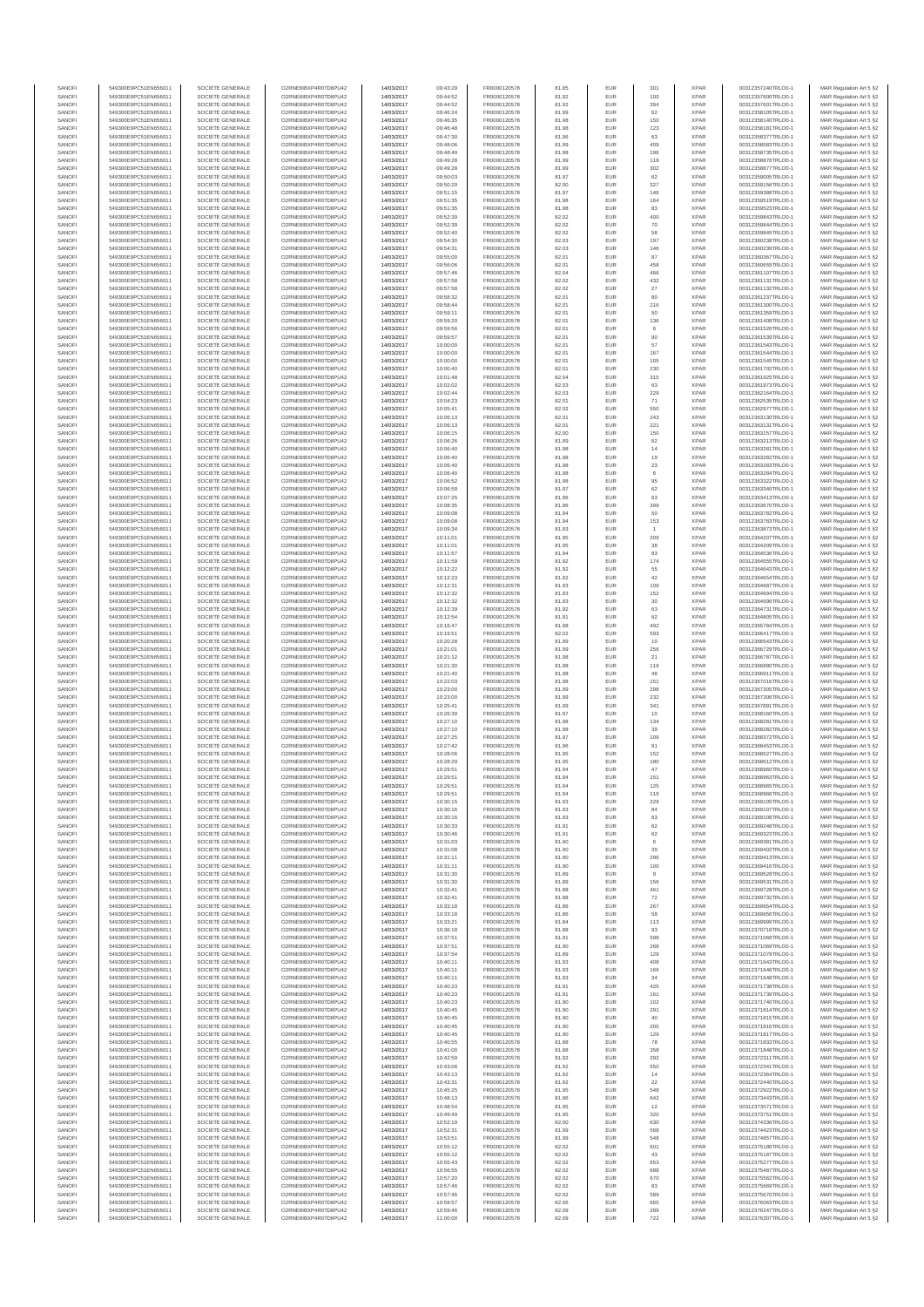| SANOFI | 549300E9PC51EN656011 | SOCIETE GENERALE | O2RNE8IBXP4R0TD8PU42 | 14/03/2017 | 09:43:29 | FR0000120578 | 81.85 | EUR | 301 | XPAR | 00312357240TRLO0-1 | MAR Regulation Art 5 §2 |
|---|---|---|---|---|---|---|---|---|---|---|---|---|
| SANOFI | 549300E9PC51EN656011 | SOCIETE GENERALE | O2RNE8IBXP4R0TD8PU42 | 14/03/2017 | 09:44:52 | FR0000120578 | 81.92 | EUR | 100 | XPAR | 00312357600TRLO0-1 | MAR Regulation Art 5 §2 |
| SANOFI | 549300E9PC51EN656011 | SOCIETE GENERALE | O2RNE8IBXP4R0TD8PU42 | 14/03/2017 | 09:44:52 | FR0000120578 | 81.92 | EUR | 394 | XPAR | 00312357601TRLO0-1 | MAR Regulation Art 5 §2 |
| SANOFI | 549300E9PC51EN656011 | SOCIETE GENERALE | O2RNE8IBXP4R0TD8PU42 | 14/03/2017 | 09:46:24 | FR0000120578 | 81.99 | EUR | 62 | XPAR | 00312358105TRLO0-1 | MAR Regulation Art 5 §2 |
| SANOFI | 549300E9PC51EN656011 | SOCIETE GENERALE | O2RNE8IBXP4R0TD8PU42 | 14/03/2017 | 09:46:35 | FR0000120578 | 81.98 | EUR | 150 | XPAR | 00312358140TRLO0-1 | MAR Regulation Art 5 §2 |
| SANOFI | 549300E9PC51EN656011 | SOCIETE GENERALE | O2RNE8IBXP4R0TD8PU42 | 14/03/2017 | 09:46:48 | FR0000120578 | 81.98 | EUR | 123 | XPAR | 00312358181TRLO0-1 | MAR Regulation Art 5 §2 |
| SANOFI | 549300E9PC51EN656011 | SOCIETE GENERALE | O2RNE8IBXP4R0TD8PU42 | 14/03/2017 | 09:47:30 | FR0000120578 | 81.96 | EUR | 63 | XPAR | 00312358377TRLO0-1 | MAR Regulation Art 5 §2 |
| SANOFI | 549300E9PC51EN656011 | SOCIETE GENERALE | O2RNE8IBXP4R0TD8PU42 | 14/03/2017 | 09:48:06 | FR0000120578 | 81.99 | EUR | 409 | XPAR | 00312358583TRLO0-1 | MAR Regulation Art 5 §2 |
| SANOFI | 549300E9PC51EN656011 | SOCIETE GENERALE | O2RNE8IBXP4R0TD8PU42 | 14/03/2017 | 09:48:49 | FR0000120578 | 81.98 | EUR | 196 | XPAR | 00312358735TRLO0-1 | MAR Regulation Art 5 §2 |
| SANOFI | 549300E9PC51EN656011 | SOCIETE GENERALE | O2RNE8IBXP4R0TD8PU42 | 14/03/2017 | 09:49:28 | FR0000120578 | 81.99 | EUR | 118 | XPAR | 00312358876TRLO0-1 | MAR Regulation Art 5 §2 |
| SANOFI | 549300E9PC51EN656011 | SOCIETE GENERALE | O2RNE8IBXP4R0TD8PU42 | 14/03/2017 | 09:49:28 | FR0000120578 | 81.99 | EUR | 302 | XPAR | 00312358877TRLO0-1 | MAR Regulation Art 5 §2 |
| SANOFI | 549300E9PC51EN656011 | SOCIETE GENERALE | O2RNE8IBXP4R0TD8PU42 | 14/03/2017 | 09:50:03 | FR0000120578 | 81.97 | EUR | 62 | XPAR | 00312359005TRLO0-1 | MAR Regulation Art 5 §2 |
| SANOFI | 549300E9PC51EN656011 | SOCIETE GENERALE | O2RNE8IBXP4R0TD8PU42 | 14/03/2017 | 09:50:29 | FR0000120578 | 82.00 | EUR | 327 | XPAR | 00312359156TRLO0-1 | MAR Regulation Art 5 §2 |
| SANOFI | 549300E9PC51EN656011 | SOCIETE GENERALE | O2RNE8IBXP4R0TD8PU42 | 14/03/2017 | 09:51:15 | FR0000120578 | 81.97 | EUR | 146 | XPAR | 00312359388TRLO0-1 | MAR Regulation Art 5 §2 |
| SANOFI | 549300E9PC51EN656011 | SOCIETE GENERALE | O2RNE8IBXP4R0TD8PU42 | 14/03/2017 | 09:51:35 | FR0000120578 | 81.98 | EUR | 164 | XPAR | 00312359519TRLO0-1 | MAR Regulation Art 5 §2 |
| SANOFI | 549300E9PC51EN656011 | SOCIETE GENERALE | O2RNE8IBXP4R0TD8PU42 | 14/03/2017 | 09:51:35 | FR0000120578 | 81.98 | EUR | 83 | XPAR | 00312359523TRLO0-1 | MAR Regulation Art 5 §2 |
| SANOFI | 549300E9PC51EN656011 | SOCIETE GENERALE | O2RNE8IBXP4R0TD8PU42 | 14/03/2017 | 09:52:39 | FR0000120578 | 82.02 | EUR | 400 | XPAR | 00312359843TRLO0-1 | MAR Regulation Art 5 §2 |
| SANOFI | 549300E9PC51EN656011 | SOCIETE GENERALE | O2RNE8IBXP4R0TD8PU42 | 14/03/2017 | 09:52:39 | FR0000120578 | 82.02 | EUR | 70 | XPAR | 00312359844TRLO0-1 | MAR Regulation Art 5 §2 |
| SANOFI | 549300E9PC51EN656011 | SOCIETE GENERALE | O2RNE8IBXP4R0TD8PU42 | 14/03/2017 | 09:52:40 | FR0000120578 | 82.02 | EUR | 58 | XPAR | 00312359845TRLO0-1 | MAR Regulation Art 5 §2 |
| SANOFI | 549300E9PC51EN656011 | SOCIETE GENERALE | O2RNE8IBXP4R0TD8PU42 | 14/03/2017 | 09:54:30 | FR0000120578 | 82.03 | EUR | 197 | XPAR | 00312360238TRLO0-1 | MAR Regulation Art 5 §2 |
| SANOFI | 549300E9PC51EN656011 | SOCIETE GENERALE | O2RNE8IBXP4R0TD8PU42 | 14/03/2017 | 09:54:31 | FR0000120578 | 82.03 | EUR | 146 | XPAR | 00312360239TRLO0-1 | MAR Regulation Art 5 §2 |
| SANOFI | 549300E9PC51EN656011 | SOCIETE GENERALE | O2RNE8IBXP4R0TD8PU42 | 14/03/2017 | 09:55:00 | FR0000120578 | 82.01 | EUR | 87 | XPAR | 00312360367TRLO0-1 | MAR Regulation Art 5 §2 |
| SANOFI | 549300E9PC51EN656011 | SOCIETE GENERALE | O2RNE8IBXP4R0TD8PU42 | 14/03/2017 | 09:56:06 | FR0000120578 | 82.01 | EUR | 458 | XPAR | 00312360655TRLO0-1 | MAR Regulation Art 5 §2 |
| SANOFI | 549300E9PC51EN656011 | SOCIETE GENERALE | O2RNE8IBXP4R0TD8PU42 | 14/03/2017 | 09:57:46 | FR0000120578 | 82.04 | EUR | 466 | XPAR | 00312361107TRLO0-1 | MAR Regulation Art 5 §2 |
| SANOFI | 549300E9PC51EN656011 | SOCIETE GENERALE | O2RNE8IBXP4R0TD8PU42 | 14/03/2017 | 09:57:58 | FR0000120578 | 82.02 | EUR | 432 | XPAR | 00312361131TRLO0-1 | MAR Regulation Art 5 §2 |
| SANOFI | 549300E9PC51EN656011 | SOCIETE GENERALE | O2RNE8IBXP4R0TD8PU42 | 14/03/2017 | 09:57:58 | FR0000120578 | 82.02 | EUR | 27 | XPAR | 00312361132TRLO0-1 | MAR Regulation Art 5 §2 |
| SANOFI | 549300E9PC51EN656011 | SOCIETE GENERALE | O2RNE8IBXP4R0TD8PU42 | 14/03/2017 | 09:58:32 | FR0000120578 | 82.01 | EUR | 80 | XPAR | 00312361237TRLO0-1 | MAR Regulation Art 5 §2 |
| SANOFI | 549300E9PC51EN656011 | SOCIETE GENERALE | O2RNE8IBXP4R0TD8PU42 | 14/03/2017 | 09:58:44 | FR0000120578 | 82.01 | EUR | 216 | XPAR | 00312361300TRLO0-1 | MAR Regulation Art 5 §2 |
| SANOFI | 549300E9PC51EN656011 | SOCIETE GENERALE | O2RNE8IBXP4R0TD8PU42 | 14/03/2017 | 09:59:11 | FR0000120578 | 82.01 | EUR | 50 | XPAR | 00312361359TRLO0-1 | MAR Regulation Art 5 §2 |
| SANOFI | 549300E9PC51EN656011 | SOCIETE GENERALE | O2RNE8IBXP4R0TD8PU42 | 14/03/2017 | 09:59:20 | FR0000120578 | 82.01 | EUR | 136 | XPAR | 00312361408TRLO0-1 | MAR Regulation Art 5 §2 |
| SANOFI | 549300E9PC51EN656011 | SOCIETE GENERALE | O2RNE8IBXP4R0TD8PU42 | 14/03/2017 | 09:59:56 | FR0000120578 | 82.01 | EUR | 6 | XPAR | 00312361528TRLO0-1 | MAR Regulation Art 5 §2 |
| SANOFI | 549300E9PC51EN656011 | SOCIETE GENERALE | O2RNE8IBXP4R0TD8PU42 | 14/03/2017 | 09:59:57 | FR0000120578 | 82.01 | EUR | 90 | XPAR | 00312361539TRLO0-1 | MAR Regulation Art 5 §2 |
| SANOFI | 549300E9PC51EN656011 | SOCIETE GENERALE | O2RNE8IBXP4R0TD8PU42 | 14/03/2017 | 10:00:00 | FR0000120578 | 82.01 | EUR | 57 | XPAR | 00312361543TRLO0-1 | MAR Regulation Art 5 §2 |
| SANOFI | 549300E9PC51EN656011 | SOCIETE GENERALE | O2RNE8IBXP4R0TD8PU42 | 14/03/2017 | 10:00:00 | FR0000120578 | 82.01 | EUR | 167 | XPAR | 00312361544TRLO0-1 | MAR Regulation Art 5 §2 |
| SANOFI | 549300E9PC51EN656011 | SOCIETE GENERALE | O2RNE8IBXP4R0TD8PU42 | 14/03/2017 | 10:00:00 | FR0000120578 | 82.01 | EUR | 105 | XPAR | 00312361545TRLO0-1 | MAR Regulation Art 5 §2 |
| SANOFI | 549300E9PC51EN656011 | SOCIETE GENERALE | O2RNE8IBXP4R0TD8PU42 | 14/03/2017 | 10:00:40 | FR0000120578 | 82.01 | EUR | 230 | XPAR | 00312361702TRLO0-1 | MAR Regulation Art 5 §2 |
| SANOFI | 549300E9PC51EN656011 | SOCIETE GENERALE | O2RNE8IBXP4R0TD8PU42 | 14/03/2017 | 10:01:48 | FR0000120578 | 82.04 | EUR | 315 | XPAR | 00312361925TRLO0-1 | MAR Regulation Art 5 §2 |
| SANOFI | 549300E9PC51EN656011 | SOCIETE GENERALE | O2RNE8IBXP4R0TD8PU42 | 14/03/2017 | 10:02:02 | FR0000120578 | 82.03 | EUR | 63 | XPAR | 00312361973TRLO0-1 | MAR Regulation Art 5 §2 |
| SANOFI | 549300E9PC51EN656011 | SOCIETE GENERALE | O2RNE8IBXP4R0TD8PU42 | 14/03/2017 | 10:02:44 | FR0000120578 | 82.03 | EUR | 229 | XPAR | 00312362164TRLO0-1 | MAR Regulation Art 5 §2 |
| SANOFI | 549300E9PC51EN656011 | SOCIETE GENERALE | O2RNE8IBXP4R0TD8PU42 | 14/03/2017 | 10:04:23 | FR0000120578 | 82.01 | EUR | 71 | XPAR | 00312362535TRLO0-1 | MAR Regulation Art 5 §2 |
| SANOFI | 549300E9PC51EN656011 | SOCIETE GENERALE | O2RNE8IBXP4R0TD8PU42 | 14/03/2017 | 10:05:41 | FR0000120578 | 82.02 | EUR | 550 | XPAR | 00312362977TRLO0-1 | MAR Regulation Art 5 §2 |
| SANOFI | 549300E9PC51EN656011 | SOCIETE GENERALE | O2RNE8IBXP4R0TD8PU42 | 14/03/2017 | 10:06:13 | FR0000120578 | 82.01 | EUR | 243 | XPAR | 00312363130TRLO0-1 | MAR Regulation Art 5 §2 |
| SANOFI | 549300E9PC51EN656011 | SOCIETE GENERALE | O2RNE8IBXP4R0TD8PU42 | 14/03/2017 | 10:06:13 | FR0000120578 | 82.01 | EUR | 221 | XPAR | 00312363131TRLO0-1 | MAR Regulation Art 5 §2 |
| SANOFI | 549300E9PC51EN656011 | SOCIETE GENERALE | O2RNE8IBXP4R0TD8PU42 | 14/03/2017 | 10:06:15 | FR0000120578 | 82.00 | EUR | 150 | XPAR | 00312363157TRLO0-1 | MAR Regulation Art 5 §2 |
| SANOFI | 549300E9PC51EN656011 | SOCIETE GENERALE | O2RNE8IBXP4R0TD8PU42 | 14/03/2017 | 10:06:26 | FR0000120578 | 81.99 | EUR | 62 | XPAR | 00312363213TRLO0-1 | MAR Regulation Art 5 §2 |
| SANOFI | 549300E9PC51EN656011 | SOCIETE GENERALE | O2RNE8IBXP4R0TD8PU42 | 14/03/2017 | 10:06:40 | FR0000120578 | 81.98 | EUR | 14 | XPAR | 00312363281TRLO0-1 | MAR Regulation Art 5 §2 |
| SANOFI | 549300E9PC51EN656011 | SOCIETE GENERALE | O2RNE8IBXP4R0TD8PU42 | 14/03/2017 | 10:06:40 | FR0000120578 | 81.98 | EUR | 19 | XPAR | 00312363282TRLO0-1 | MAR Regulation Art 5 §2 |
| SANOFI | 549300E9PC51EN656011 | SOCIETE GENERALE | O2RNE8IBXP4R0TD8PU42 | 14/03/2017 | 10:06:40 | FR0000120578 | 81.98 | EUR | 23 | XPAR | 00312363283TRLO0-1 | MAR Regulation Art 5 §2 |
| SANOFI | 549300E9PC51EN656011 | SOCIETE GENERALE | O2RNE8IBXP4R0TD8PU42 | 14/03/2017 | 10:06:40 | FR0000120578 | 81.98 | EUR | 6 | XPAR | 00312363284TRLO0-1 | MAR Regulation Art 5 §2 |
| SANOFI | 549300E9PC51EN656011 | SOCIETE GENERALE | O2RNE8IBXP4R0TD8PU42 | 14/03/2017 | 10:06:52 | FR0000120578 | 81.98 | EUR | 95 | XPAR | 00312363322TRLO0-1 | MAR Regulation Art 5 §2 |
| SANOFI | 549300E9PC51EN656011 | SOCIETE GENERALE | O2RNE8IBXP4R0TD8PU42 | 14/03/2017 | 10:06:59 | FR0000120578 | 81.97 | EUR | 62 | XPAR | 00312363340TRLO0-1 | MAR Regulation Art 5 §2 |
| SANOFI | 549300E9PC51EN656011 | SOCIETE GENERALE | O2RNE8IBXP4R0TD8PU42 | 14/03/2017 | 10:07:25 | FR0000120578 | 81.96 | EUR | 63 | XPAR | 00312363413TRLO0-1 | MAR Regulation Art 5 §2 |
| SANOFI | 549300E9PC51EN656011 | SOCIETE GENERALE | O2RNE8IBXP4R0TD8PU42 | 14/03/2017 | 10:08:35 | FR0000120578 | 81.96 | EUR | 399 | XPAR | 00312363670TRLO0-1 | MAR Regulation Art 5 §2 |
| SANOFI | 549300E9PC51EN656011 | SOCIETE GENERALE | O2RNE8IBXP4R0TD8PU42 | 14/03/2017 | 10:09:08 | FR0000120578 | 81.94 | EUR | 50 | XPAR | 00312363782TRLO0-1 | MAR Regulation Art 5 §2 |
| SANOFI | 549300E9PC51EN656011 | SOCIETE GENERALE | O2RNE8IBXP4R0TD8PU42 | 14/03/2017 | 10:09:08 | FR0000120578 | 81.94 | EUR | 153 | XPAR | 00312363783TRLO0-1 | MAR Regulation Art 5 §2 |
| SANOFI | 549300E9PC51EN656011 | SOCIETE GENERALE | O2RNE8IBXP4R0TD8PU42 | 14/03/2017 | 10:09:34 | FR0000120578 | 81.93 | EUR | 1 | XPAR | 00312363873TRLO0-1 | MAR Regulation Art 5 §2 |
| SANOFI | 549300E9PC51EN656011 | SOCIETE GENERALE | O2RNE8IBXP4R0TD8PU42 | 14/03/2017 | 10:11:01 | FR0000120578 | 81.95 | EUR | 209 | XPAR | 00312364207TRLO0-1 | MAR Regulation Art 5 §2 |
| SANOFI | 549300E9PC51EN656011 | SOCIETE GENERALE | O2RNE8IBXP4R0TD8PU42 | 14/03/2017 | 10:11:01 | FR0000120578 | 81.95 | EUR | 38 | XPAR | 00312364209TRLO0-1 | MAR Regulation Art 5 §2 |
| SANOFI | 549300E9PC51EN656011 | SOCIETE GENERALE | O2RNE8IBXP4R0TD8PU42 | 14/03/2017 | 10:11:57 | FR0000120578 | 81.94 | EUR | 83 | XPAR | 00312364538TRLO0-1 | MAR Regulation Art 5 §2 |
| SANOFI | 549300E9PC51EN656011 | SOCIETE GENERALE | O2RNE8IBXP4R0TD8PU42 | 14/03/2017 | 10:11:59 | FR0000120578 | 81.92 | EUR | 174 | XPAR | 00312364555TRLO0-1 | MAR Regulation Art 5 §2 |
| SANOFI | 549300E9PC51EN656011 | SOCIETE GENERALE | O2RNE8IBXP4R0TD8PU42 | 14/03/2017 | 10:12:22 | FR0000120578 | 81.92 | EUR | 55 | XPAR | 00312364643TRLO0-1 | MAR Regulation Art 5 §2 |
| SANOFI | 549300E9PC51EN656011 | SOCIETE GENERALE | O2RNE8IBXP4R0TD8PU42 | 14/03/2017 | 10:12:23 | FR0000120578 | 81.92 | EUR | 42 | XPAR | 00312364654TRLO0-1 | MAR Regulation Art 5 §2 |
| SANOFI | 549300E9PC51EN656011 | SOCIETE GENERALE | O2RNE8IBXP4R0TD8PU42 | 14/03/2017 | 10:12:31 | FR0000120578 | 81.93 | EUR | 109 | XPAR | 00312364680TRLO0-1 | MAR Regulation Art 5 §2 |
| SANOFI | 549300E9PC51EN656011 | SOCIETE GENERALE | O2RNE8IBXP4R0TD8PU42 | 14/03/2017 | 10:12:32 | FR0000120578 | 81.93 | EUR | 152 | XPAR | 00312364694TRLO0-1 | MAR Regulation Art 5 §2 |
| SANOFI | 549300E9PC51EN656011 | SOCIETE GENERALE | O2RNE8IBXP4R0TD8PU42 | 14/03/2017 | 10:12:32 | FR0000120578 | 81.93 | EUR | 30 | XPAR | 00312364696TRLO0-1 | MAR Regulation Art 5 §2 |
| SANOFI | 549300E9PC51EN656011 | SOCIETE GENERALE | O2RNE8IBXP4R0TD8PU42 | 14/03/2017 | 10:12:39 | FR0000120578 | 81.92 | EUR | 63 | XPAR | 00312364731TRLO0-1 | MAR Regulation Art 5 §2 |
| SANOFI | 549300E9PC51EN656011 | SOCIETE GENERALE | O2RNE8IBXP4R0TD8PU42 | 14/03/2017 | 10:12:54 | FR0000120578 | 81.91 | EUR | 62 | XPAR | 00312364805TRLO0-1 | MAR Regulation Art 5 §2 |
| SANOFI | 549300E9PC51EN656011 | SOCIETE GENERALE | O2RNE8IBXP4R0TD8PU42 | 14/03/2017 | 10:16:47 | FR0000120578 | 81.98 | EUR | 492 | XPAR | 00312365784TRLO0-1 | MAR Regulation Art 5 §2 |
| SANOFI | 549300E9PC51EN656011 | SOCIETE GENERALE | O2RNE8IBXP4R0TD8PU42 | 14/03/2017 | 10:19:51 | FR0000120578 | 82.02 | EUR | 593 | XPAR | 00312366417TRLO0-1 | MAR Regulation Art 5 §2 |
| SANOFI | 549300E9PC51EN656011 | SOCIETE GENERALE | O2RNE8IBXP4R0TD8PU42 | 14/03/2017 | 10:20:28 | FR0000120578 | 81.99 | EUR | 10 | XPAR | 00312366543TRLO0-1 | MAR Regulation Art 5 §2 |
| SANOFI | 549300E9PC51EN656011 | SOCIETE GENERALE | O2RNE8IBXP4R0TD8PU42 | 14/03/2017 | 10:21:01 | FR0000120578 | 81.99 | EUR | 256 | XPAR | 00312366729TRLO0-1 | MAR Regulation Art 5 §2 |
| SANOFI | 549300E9PC51EN656011 | SOCIETE GENERALE | O2RNE8IBXP4R0TD8PU42 | 14/03/2017 | 10:21:12 | FR0000120578 | 81.98 | EUR | 21 | XPAR | 00312366767TRLO0-1 | MAR Regulation Art 5 §2 |
| SANOFI | 549300E9PC51EN656011 | SOCIETE GENERALE | O2RNE8IBXP4R0TD8PU42 | 14/03/2017 | 10:21:30 | FR0000120578 | 81.98 | EUR | 119 | XPAR | 00312366880TRLO0-1 | MAR Regulation Art 5 §2 |
| SANOFI | 549300E9PC51EN656011 | SOCIETE GENERALE | O2RNE8IBXP4R0TD8PU42 | 14/03/2017 | 10:21:40 | FR0000120578 | 81.98 | EUR | 48 | XPAR | 00312366911TRLO0-1 | MAR Regulation Art 5 §2 |
| SANOFI | 549300E9PC51EN656011 | SOCIETE GENERALE | O2RNE8IBXP4R0TD8PU42 | 14/03/2017 | 10:22:03 | FR0000120578 | 81.98 | EUR | 151 | XPAR | 00312367016TRLO0-1 | MAR Regulation Art 5 §2 |
| SANOFI | 549300E9PC51EN656011 | SOCIETE GENERALE | O2RNE8IBXP4R0TD8PU42 | 14/03/2017 | 10:23:00 | FR0000120578 | 81.99 | EUR | 298 | XPAR | 00312367305TRLO0-1 | MAR Regulation Art 5 §2 |
| SANOFI | 549300E9PC51EN656011 | SOCIETE GENERALE | O2RNE8IBXP4R0TD8PU42 | 14/03/2017 | 10:23:00 | FR0000120578 | 81.99 | EUR | 232 | XPAR | 00312367306TRLO0-1 | MAR Regulation Art 5 §2 |
| SANOFI | 549300E9PC51EN656011 | SOCIETE GENERALE | O2RNE8IBXP4R0TD8PU42 | 14/03/2017 | 10:25:41 | FR0000120578 | 81.99 | EUR | 341 | XPAR | 00312367881TRLO0-1 | MAR Regulation Art 5 §2 |
| SANOFI | 549300E9PC51EN656011 | SOCIETE GENERALE | O2RNE8IBXP4R0TD8PU42 | 14/03/2017 | 10:26:39 | FR0000120578 | 81.97 | EUR | 10 | XPAR | 00312368160TRLO0-1 | MAR Regulation Art 5 §2 |
| SANOFI | 549300E9PC51EN656011 | SOCIETE GENERALE | O2RNE8IBXP4R0TD8PU42 | 14/03/2017 | 10:27:10 | FR0000120578 | 81.98 | EUR | 134 | XPAR | 00312368281TRLO0-1 | MAR Regulation Art 5 §2 |
| SANOFI | 549300E9PC51EN656011 | SOCIETE GENERALE | O2RNE8IBXP4R0TD8PU42 | 14/03/2017 | 10:27:10 | FR0000120578 | 81.98 | EUR | 39 | XPAR | 00312368282TRLO0-1 | MAR Regulation Art 5 §2 |
| SANOFI | 549300E9PC51EN656011 | SOCIETE GENERALE | O2RNE8IBXP4R0TD8PU42 | 14/03/2017 | 10:27:25 | FR0000120578 | 81.97 | EUR | 109 | XPAR | 00312368372TRLO0-1 | MAR Regulation Art 5 §2 |
| SANOFI | 549300E9PC51EN656011 | SOCIETE GENERALE | O2RNE8IBXP4R0TD8PU42 | 14/03/2017 | 10:27:42 | FR0000120578 | 81.96 | EUR | 91 | XPAR | 00312368453TRLO0-1 | MAR Regulation Art 5 §2 |
| SANOFI | 549300E9PC51EN656011 | SOCIETE GENERALE | O2RNE8IBXP4R0TD8PU42 | 14/03/2017 | 10:28:06 | FR0000120578 | 81.95 | EUR | 152 | XPAR | 00312368527TRLO0-1 | MAR Regulation Art 5 §2 |
| SANOFI | 549300E9PC51EN656011 | SOCIETE GENERALE | O2RNE8IBXP4R0TD8PU42 | 14/03/2017 | 10:28:29 | FR0000120578 | 81.95 | EUR | 180 | XPAR | 00312368612TRLO0-1 | MAR Regulation Art 5 §2 |
| SANOFI | 549300E9PC51EN656011 | SOCIETE GENERALE | O2RNE8IBXP4R0TD8PU42 | 14/03/2017 | 10:29:51 | FR0000120578 | 81.94 | EUR | 47 | XPAR | 00312368960TRLO0-1 | MAR Regulation Art 5 §2 |
| SANOFI | 549300E9PC51EN656011 | SOCIETE GENERALE | O2RNE8IBXP4R0TD8PU42 | 14/03/2017 | 10:29:51 | FR0000120578 | 81.94 | EUR | 151 | XPAR | 00312368964TRLO0-1 | MAR Regulation Art 5 §2 |
| SANOFI | 549300E9PC51EN656011 | SOCIETE GENERALE | O2RNE8IBXP4R0TD8PU42 | 14/03/2017 | 10:29:51 | FR0000120578 | 81.94 | EUR | 125 | XPAR | 00312368965TRLO0-1 | MAR Regulation Art 5 §2 |
| SANOFI | 549300E9PC51EN656011 | SOCIETE GENERALE | O2RNE8IBXP4R0TD8PU42 | 14/03/2017 | 10:29:51 | FR0000120578 | 81.94 | EUR | 119 | XPAR | 00312368966TRLO0-1 | MAR Regulation Art 5 §2 |
| SANOFI | 549300E9PC51EN656011 | SOCIETE GENERALE | O2RNE8IBXP4R0TD8PU42 | 14/03/2017 | 10:30:15 | FR0000120578 | 81.93 | EUR | 229 | XPAR | 00312369103TRLO0-1 | MAR Regulation Art 5 §2 |
| SANOFI | 549300E9PC51EN656011 | SOCIETE GENERALE | O2RNE8IBXP4R0TD8PU42 | 14/03/2017 | 10:30:16 | FR0000120578 | 81.93 | EUR | 84 | XPAR | 00312369107TRLO0-1 | MAR Regulation Art 5 §2 |
| SANOFI | 549300E9PC51EN656011 | SOCIETE GENERALE | O2RNE8IBXP4R0TD8PU42 | 14/03/2017 | 10:30:16 | FR0000120578 | 81.93 | EUR | 63 | XPAR | 00312369108TRLO0-1 | MAR Regulation Art 5 §2 |
| SANOFI | 549300E9PC51EN656011 | SOCIETE GENERALE | O2RNE8IBXP4R0TD8PU42 | 14/03/2017 | 10:30:33 | FR0000120578 | 81.91 | EUR | 62 | XPAR | 00312369248TRLO0-1 | MAR Regulation Art 5 §2 |
| SANOFI | 549300E9PC51EN656011 | SOCIETE GENERALE | O2RNE8IBXP4R0TD8PU42 | 14/03/2017 | 10:30:46 | FR0000120578 | 81.91 | EUR | 62 | XPAR | 00312369323TRLO0-1 | MAR Regulation Art 5 §2 |
| SANOFI | 549300E9PC51EN656011 | SOCIETE GENERALE | O2RNE8IBXP4R0TD8PU42 | 14/03/2017 | 10:31:03 | FR0000120578 | 81.90 | EUR | 6 | XPAR | 00312369381TRLO0-1 | MAR Regulation Art 5 §2 |
| SANOFI | 549300E9PC51EN656011 | SOCIETE GENERALE | O2RNE8IBXP4R0TD8PU42 | 14/03/2017 | 10:31:08 | FR0000120578 | 81.90 | EUR | 39 | XPAR | 00312369402TRLO0-1 | MAR Regulation Art 5 §2 |
| SANOFI | 549300E9PC51EN656011 | SOCIETE GENERALE | O2RNE8IBXP4R0TD8PU42 | 14/03/2017 | 10:31:11 | FR0000120578 | 81.90 | EUR | 296 | XPAR | 00312369413TRLO0-1 | MAR Regulation Art 5 §2 |
| SANOFI | 549300E9PC51EN656011 | SOCIETE GENERALE | O2RNE8IBXP4R0TD8PU42 | 14/03/2017 | 10:31:11 | FR0000120578 | 81.90 | EUR | 100 | XPAR | 00312369416TRLO0-1 | MAR Regulation Art 5 §2 |
| SANOFI | 549300E9PC51EN656011 | SOCIETE GENERALE | O2RNE8IBXP4R0TD8PU42 | 14/03/2017 | 10:31:30 | FR0000120578 | 81.89 | EUR | 9 | XPAR | 00312369528TRLO0-1 | MAR Regulation Art 5 §2 |
| SANOFI | 549300E9PC51EN656011 | SOCIETE GENERALE | O2RNE8IBXP4R0TD8PU42 | 14/03/2017 | 10:31:30 | FR0000120578 | 81.89 | EUR | 156 | XPAR | 00312369531TRLO0-1 | MAR Regulation Art 5 §2 |
| SANOFI | 549300E9PC51EN656011 | SOCIETE GENERALE | O2RNE8IBXP4R0TD8PU42 | 14/03/2017 | 10:32:41 | FR0000120578 | 81.88 | EUR | 461 | XPAR | 00312369728TRLO0-1 | MAR Regulation Art 5 §2 |
| SANOFI | 549300E9PC51EN656011 | SOCIETE GENERALE | O2RNE8IBXP4R0TD8PU42 | 14/03/2017 | 10:32:41 | FR0000120578 | 81.88 | EUR | 72 | XPAR | 00312369732TRLO0-1 | MAR Regulation Art 5 §2 |
| SANOFI | 549300E9PC51EN656011 | SOCIETE GENERALE | O2RNE8IBXP4R0TD8PU42 | 14/03/2017 | 10:33:18 | FR0000120578 | 81.86 | EUR | 267 | XPAR | 00312369954TRLO0-1 | MAR Regulation Art 5 §2 |
| SANOFI | 549300E9PC51EN656011 | SOCIETE GENERALE | O2RNE8IBXP4R0TD8PU42 | 14/03/2017 | 10:33:18 | FR0000120578 | 81.86 | EUR | 58 | XPAR | 00312369956TRLO0-1 | MAR Regulation Art 5 §2 |
| SANOFI | 549300E9PC51EN656011 | SOCIETE GENERALE | O2RNE8IBXP4R0TD8PU42 | 14/03/2017 | 10:33:21 | FR0000120578 | 81.84 | EUR | 113 | XPAR | 00312369999TRLO0-1 | MAR Regulation Art 5 §2 |
| SANOFI | 549300E9PC51EN656011 | SOCIETE GENERALE | O2RNE8IBXP4R0TD8PU42 | 14/03/2017 | 10:36:18 | FR0000120578 | 81.88 | EUR | 93 | XPAR | 00312370718TRLO0-1 | MAR Regulation Art 5 §2 |
| SANOFI | 549300E9PC51EN656011 | SOCIETE GENERALE | O2RNE8IBXP4R0TD8PU42 | 14/03/2017 | 10:37:51 | FR0000120578 | 81.91 | EUR | 598 | XPAR | 00312371068TRLO0-1 | MAR Regulation Art 5 §2 |
| SANOFI | 549300E9PC51EN656011 | SOCIETE GENERALE | O2RNE8IBXP4R0TD8PU42 | 14/03/2017 | 10:37:51 | FR0000120578 | 81.90 | EUR | 268 | XPAR | 00312371069TRLO0-1 | MAR Regulation Art 5 §2 |
| SANOFI | 549300E9PC51EN656011 | SOCIETE GENERALE | O2RNE8IBXP4R0TD8PU42 | 14/03/2017 | 10:37:54 | FR0000120578 | 81.89 | EUR | 129 | XPAR | 00312371079TRLO0-1 | MAR Regulation Art 5 §2 |
| SANOFI | 549300E9PC51EN656011 | SOCIETE GENERALE | O2RNE8IBXP4R0TD8PU42 | 14/03/2017 | 10:40:11 | FR0000120578 | 81.93 | EUR | 408 | XPAR | 00312371643TRLO0-1 | MAR Regulation Art 5 §2 |
| SANOFI | 549300E9PC51EN656011 | SOCIETE GENERALE | O2RNE8IBXP4R0TD8PU42 | 14/03/2017 | 10:40:11 | FR0000120578 | 81.93 | EUR | 166 | XPAR | 00312371646TRLO0-1 | MAR Regulation Art 5 §2 |
| SANOFI | 549300E9PC51EN656011 | SOCIETE GENERALE | O2RNE8IBXP4R0TD8PU42 | 14/03/2017 | 10:40:11 | FR0000120578 | 81.93 | EUR | 34 | XPAR | 00312371648TRLO0-1 | MAR Regulation Art 5 §2 |
| SANOFI | 549300E9PC51EN656011 | SOCIETE GENERALE | O2RNE8IBXP4R0TD8PU42 | 14/03/2017 | 10:40:23 | FR0000120578 | 81.91 | EUR | 425 | XPAR | 00312371736TRLO0-1 | MAR Regulation Art 5 §2 |
| SANOFI | 549300E9PC51EN656011 | SOCIETE GENERALE | O2RNE8IBXP4R0TD8PU42 | 14/03/2017 | 10:40:23 | FR0000120578 | 81.91 | EUR | 161 | XPAR | 00312371739TRLO0-1 | MAR Regulation Art 5 §2 |
| SANOFI | 549300E9PC51EN656011 | SOCIETE GENERALE | O2RNE8IBXP4R0TD8PU42 | 14/03/2017 | 10:40:23 | FR0000120578 | 81.90 | EUR | 102 | XPAR | 00312371740TRLO0-1 | MAR Regulation Art 5 §2 |
| SANOFI | 549300E9PC51EN656011 | SOCIETE GENERALE | O2RNE8IBXP4R0TD8PU42 | 14/03/2017 | 10:40:45 | FR0000120578 | 81.90 | EUR | 291 | XPAR | 00312371814TRLO0-1 | MAR Regulation Art 5 §2 |
| SANOFI | 549300E9PC51EN656011 | SOCIETE GENERALE | O2RNE8IBXP4R0TD8PU42 | 14/03/2017 | 10:40:45 | FR0000120578 | 81.90 | EUR | 40 | XPAR | 00312371815TRLO0-1 | MAR Regulation Art 5 §2 |
| SANOFI | 549300E9PC51EN656011 | SOCIETE GENERALE | O2RNE8IBXP4R0TD8PU42 | 14/03/2017 | 10:40:45 | FR0000120578 | 81.90 | EUR | 205 | XPAR | 00312371816TRLO0-1 | MAR Regulation Art 5 §2 |
| SANOFI | 549300E9PC51EN656011 | SOCIETE GENERALE | O2RNE8IBXP4R0TD8PU42 | 14/03/2017 | 10:40:45 | FR0000120578 | 81.90 | EUR | 129 | XPAR | 00312371817TRLO0-1 | MAR Regulation Art 5 §2 |
| SANOFI | 549300E9PC51EN656011 | SOCIETE GENERALE | O2RNE8IBXP4R0TD8PU42 | 14/03/2017 | 10:40:55 | FR0000120578 | 81.88 | EUR | 78 | XPAR | 00312371833TRLO0-1 | MAR Regulation Art 5 §2 |
| SANOFI | 549300E9PC51EN656011 | SOCIETE GENERALE | O2RNE8IBXP4R0TD8PU42 | 14/03/2017 | 10:41:00 | FR0000120578 | 81.88 | EUR | 358 | XPAR | 00312371848TRLO0-1 | MAR Regulation Art 5 §2 |
| SANOFI | 549300E9PC51EN656011 | SOCIETE GENERALE | O2RNE8IBXP4R0TD8PU42 | 14/03/2017 | 10:42:59 | FR0000120578 | 81.92 | EUR | 292 | XPAR | 00312372311TRLO0-1 | MAR Regulation Art 5 §2 |
| SANOFI | 549300E9PC51EN656011 | SOCIETE GENERALE | O2RNE8IBXP4R0TD8PU42 | 14/03/2017 | 10:43:06 | FR0000120578 | 81.92 | EUR | 550 | XPAR | 00312372341TRLO0-1 | MAR Regulation Art 5 §2 |
| SANOFI | 549300E9PC51EN656011 | SOCIETE GENERALE | O2RNE8IBXP4R0TD8PU42 | 14/03/2017 | 10:43:13 | FR0000120578 | 81.92 | EUR | 14 | XPAR | 00312372364TRLO0-1 | MAR Regulation Art 5 §2 |
| SANOFI | 549300E9PC51EN656011 | SOCIETE GENERALE | O2RNE8IBXP4R0TD8PU42 | 14/03/2017 | 10:43:31 | FR0000120578 | 81.92 | EUR | 22 | XPAR | 00312372446TRLO0-1 | MAR Regulation Art 5 §2 |
| SANOFI | 549300E9PC51EN656011 | SOCIETE GENERALE | O2RNE8IBXP4R0TD8PU42 | 14/03/2017 | 10:45:25 | FR0000120578 | 81.95 | EUR | 548 | XPAR | 00312372922TRLO0-1 | MAR Regulation Art 5 §2 |
| SANOFI | 549300E9PC51EN656011 | SOCIETE GENERALE | O2RNE8IBXP4R0TD8PU42 | 14/03/2017 | 10:48:13 | FR0000120578 | 81.96 | EUR | 642 | XPAR | 00312373443TRLO0-1 | MAR Regulation Art 5 §2 |
| SANOFI | 549300E9PC51EN656011 | SOCIETE GENERALE | O2RNE8IBXP4R0TD8PU42 | 14/03/2017 | 10:48:54 | FR0000120578 | 81.95 | EUR | 12 | XPAR | 00312373571TRLO0-1 | MAR Regulation Art 5 §2 |
| SANOFI | 549300E9PC51EN656011 | SOCIETE GENERALE | O2RNE8IBXP4R0TD8PU42 | 14/03/2017 | 10:49:49 | FR0000120578 | 81.95 | EUR | 320 | XPAR | 00312373751TRLO0-1 | MAR Regulation Art 5 §2 |
| SANOFI | 549300E9PC51EN656011 | SOCIETE GENERALE | O2RNE8IBXP4R0TD8PU42 | 14/03/2017 | 10:52:19 | FR0000120578 | 82.00 | EUR | 630 | XPAR | 00312374336TRLO0-1 | MAR Regulation Art 5 §2 |
| SANOFI | 549300E9PC51EN656011 | SOCIETE GENERALE | O2RNE8IBXP4R0TD8PU42 | 14/03/2017 | 10:52:31 | FR0000120578 | 81.99 | EUR | 568 | XPAR | 00312374423TRLO0-1 | MAR Regulation Art 5 §2 |
| SANOFI | 549300E9PC51EN656011 | SOCIETE GENERALE | O2RNE8IBXP4R0TD8PU42 | 14/03/2017 | 10:53:51 | FR0000120578 | 81.99 | EUR | 548 | XPAR | 00312374857TRLO0-1 | MAR Regulation Art 5 §2 |
| SANOFI | 549300E9PC51EN656011 | SOCIETE GENERALE | O2RNE8IBXP4R0TD8PU42 | 14/03/2017 | 10:55:12 | FR0000120578 | 82.02 | EUR | 601 | XPAR | 00312375186TRLO0-1 | MAR Regulation Art 5 §2 |
| SANOFI | 549300E9PC51EN656011 | SOCIETE GENERALE | O2RNE8IBXP4R0TD8PU42 | 14/03/2017 | 10:55:12 | FR0000120578 | 82.02 | EUR | 43 | XPAR | 00312375187TRLO0-1 | MAR Regulation Art 5 §2 |
| SANOFI | 549300E9PC51EN656011 | SOCIETE GENERALE | O2RNE8IBXP4R0TD8PU42 | 14/03/2017 | 10:55:43 | FR0000120578 | 82.02 | EUR | 653 | XPAR | 00312375277TRLO0-1 | MAR Regulation Art 5 §2 |
| SANOFI | 549300E9PC51EN656011 | SOCIETE GENERALE | O2RNE8IBXP4R0TD8PU42 | 14/03/2017 | 10:56:55 | FR0000120578 | 82.02 | EUR | 688 | XPAR | 00312375497TRLO0-1 | MAR Regulation Art 5 §2 |
| SANOFI | 549300E9PC51EN656011 | SOCIETE GENERALE | O2RNE8IBXP4R0TD8PU42 | 14/03/2017 | 10:57:20 | FR0000120578 | 82.02 | EUR | 670 | XPAR | 00312375562TRLO0-1 | MAR Regulation Art 5 §2 |
| SANOFI | 549300E9PC51EN656011 | SOCIETE GENERALE | O2RNE8IBXP4R0TD8PU42 | 14/03/2017 | 10:57:46 | FR0000120578 | 82.02 | EUR | 83 | XPAR | 00312375669TRLO0-1 | MAR Regulation Art 5 §2 |
| SANOFI | 549300E9PC51EN656011 | SOCIETE GENERALE | O2RNE8IBXP4R0TD8PU42 | 14/03/2017 | 10:57:46 | FR0000120578 | 82.02 | EUR | 589 | XPAR | 00312375670TRLO0-1 | MAR Regulation Art 5 §2 |
| SANOFI | 549300E9PC51EN656011 | SOCIETE GENERALE | O2RNE8IBXP4R0TD8PU42 | 14/03/2017 | 10:58:57 | FR0000120578 | 82.06 | EUR | 665 | XPAR | 00312376063TRLO0-1 | MAR Regulation Art 5 §2 |
| SANOFI | 549300E9PC51EN656011 | SOCIETE GENERALE | O2RNE8IBXP4R0TD8PU42 | 14/03/2017 | 10:59:46 | FR0000120578 | 82.09 | EUR | 289 | XPAR | 00312376247TRLO0-1 | MAR Regulation Art 5 §2 |
| SANOFI | 549300E9PC51EN656011 | SOCIETE GENERALE | O2RNE8IBXP4R0TD8PU42 | 14/03/2017 | 11:00:00 | FR0000120578 | 82.09 | EUR | 722 | XPAR | 00312376307TRLO0-1 | MAR Regulation Art 5 §2 |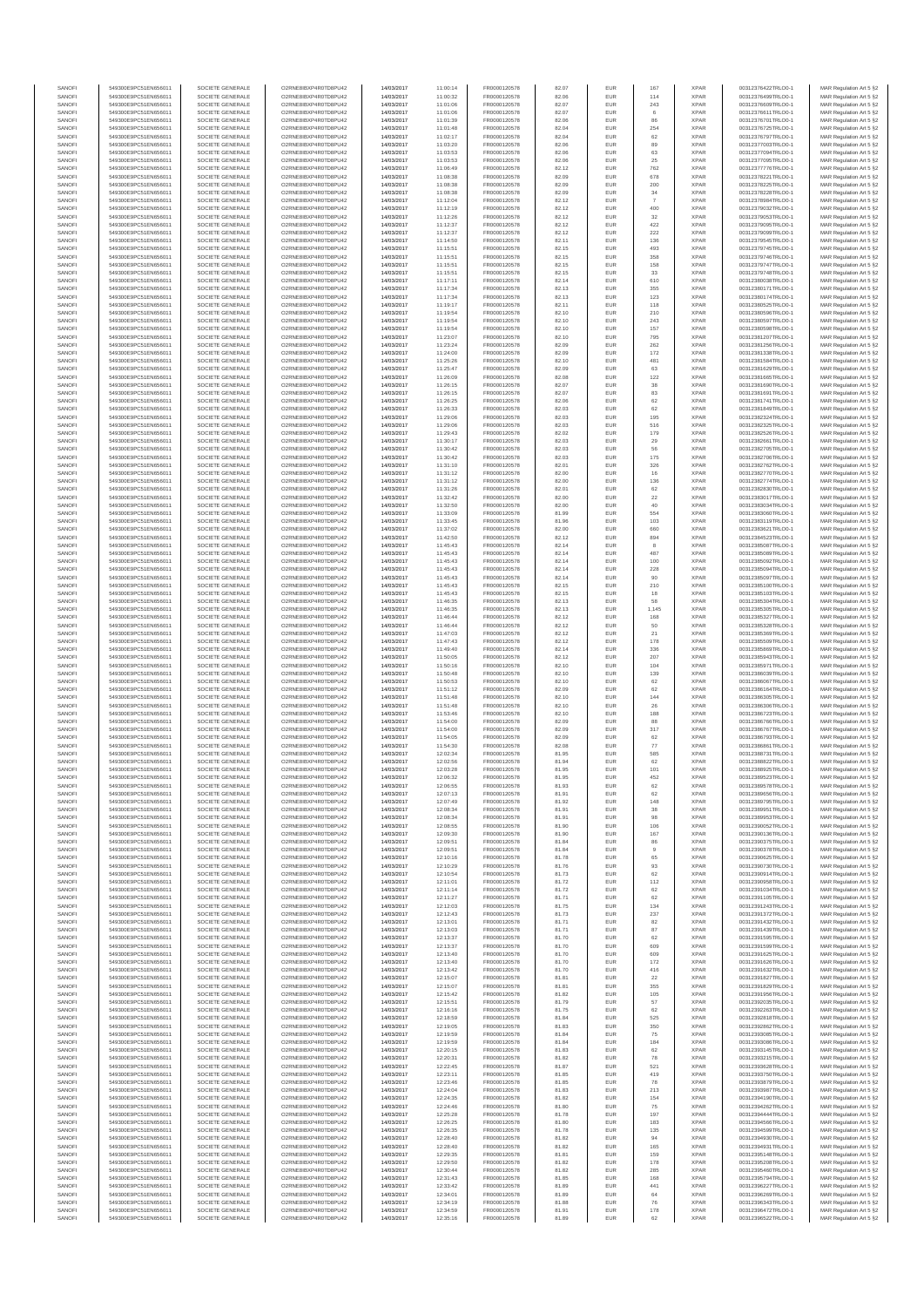| SANOFI | 549300E9PC51EN656011 | SOCIETE GENERALE | O2RNE8IBXP4R0TD8PU42 | 14/03/2017 | 11:00:14 | FR0000120578 | 82.07 | EUR | 167 | XPAR | 00312376422TRLO0-1 | MAR Regulation Art 5 §2 |
|---|---|---|---|---|---|---|---|---|---|---|---|---|
| SANOFI | 549300E9PC51EN656011 | SOCIETE GENERALE | O2RNE8IBXP4R0TD8PU42 | 14/03/2017 | 11:00:32 | FR0000120578 | 82.06 | EUR | 114 | XPAR | 00312376499TRLO0-1 | MAR Regulation Art 5 §2 |
| SANOFI | 549300E9PC51EN656011 | SOCIETE GENERALE | O2RNE8IBXP4R0TD8PU42 | 14/03/2017 | 11:01:06 | FR0000120578 | 82.07 | EUR | 243 | XPAR | 00312376609TRLO0-1 | MAR Regulation Art 5 §2 |
| SANOFI | 549300E9PC51EN656011 | SOCIETE GENERALE | O2RNE8IBXP4R0TD8PU42 | 14/03/2017 | 11:01:06 | FR0000120578 | 82.07 | EUR | 6 | XPAR | 00312376611TRLO0-1 | MAR Regulation Art 5 §2 |
| SANOFI | 549300E9PC51EN656011 | SOCIETE GENERALE | O2RNE8IBXP4R0TD8PU42 | 14/03/2017 | 11:01:39 | FR0000120578 | 82.06 | EUR | 86 | XPAR | 00312376701TRLO0-1 | MAR Regulation Art 5 §2 |
| SANOFI | 549300E9PC51EN656011 | SOCIETE GENERALE | O2RNE8IBXP4R0TD8PU42 | 14/03/2017 | 11:01:48 | FR0000120578 | 82.04 | EUR | 254 | XPAR | 00312376725TRLO0-1 | MAR Regulation Art 5 §2 |
| SANOFI | 549300E9PC51EN656011 | SOCIETE GENERALE | O2RNE8IBXP4R0TD8PU42 | 14/03/2017 | 11:02:17 | FR0000120578 | 82.04 | EUR | 62 | XPAR | 00312376797TRLO0-1 | MAR Regulation Art 5 §2 |
| SANOFI | 549300E9PC51EN656011 | SOCIETE GENERALE | O2RNE8IBXP4R0TD8PU42 | 14/03/2017 | 11:03:20 | FR0000120578 | 82.06 | EUR | 89 | XPAR | 00312377003TRLO0-1 | MAR Regulation Art 5 §2 |
| SANOFI | 549300E9PC51EN656011 | SOCIETE GENERALE | O2RNE8IBXP4R0TD8PU42 | 14/03/2017 | 11:03:53 | FR0000120578 | 82.06 | EUR | 63 | XPAR | 00312377094TRLO0-1 | MAR Regulation Art 5 §2 |
| SANOFI | 549300E9PC51EN656011 | SOCIETE GENERALE | O2RNE8IBXP4R0TD8PU42 | 14/03/2017 | 11:03:53 | FR0000120578 | 82.06 | EUR | 25 | XPAR | 00312377095TRLO0-1 | MAR Regulation Art 5 §2 |
| SANOFI | 549300E9PC51EN656011 | SOCIETE GENERALE | O2RNE8IBXP4R0TD8PU42 | 14/03/2017 | 11:06:49 | FR0000120578 | 82.12 | EUR | 782 | XPAR | 00312377776TRLO0-1 | MAR Regulation Art 5 §2 |
| SANOFI | 549300E9PC51EN656011 | SOCIETE GENERALE | O2RNE8IBXP4R0TD8PU42 | 14/03/2017 | 11:08:38 | FR0000120578 | 82.09 | EUR | 678 | XPAR | 00312378221TRLO0-1 | MAR Regulation Art 5 §2 |
| SANOFI | 549300E9PC51EN656011 | SOCIETE GENERALE | O2RNE8IBXP4R0TD8PU42 | 14/03/2017 | 11:08:38 | FR0000120578 | 82.09 | EUR | 200 | XPAR | 00312378225TRLO0-1 | MAR Regulation Art 5 §2 |
| SANOFI | 549300E9PC51EN656011 | SOCIETE GENERALE | O2RNE8IBXP4R0TD8PU42 | 14/03/2017 | 11:08:38 | FR0000120578 | 82.09 | EUR | 34 | XPAR | 00312378228TRLO0-1 | MAR Regulation Art 5 §2 |
| SANOFI | 549300E9PC51EN656011 | SOCIETE GENERALE | O2RNE8IBXP4R0TD8PU42 | 14/03/2017 | 11:12:04 | FR0000120578 | 82.12 | EUR | 7 | XPAR | 00312378984TRLO0-1 | MAR Regulation Art 5 §2 |
| SANOFI | 549300E9PC51EN656011 | SOCIETE GENERALE | O2RNE8IBXP4R0TD8PU42 | 14/03/2017 | 11:12:19 | FR0000120578 | 82.12 | EUR | 400 | XPAR | 00312379032TRLO0-1 | MAR Regulation Art 5 §2 |
| SANOFI | 549300E9PC51EN656011 | SOCIETE GENERALE | O2RNE8IBXP4R0TD8PU42 | 14/03/2017 | 11:12:26 | FR0000120578 | 82.12 | EUR | 32 | XPAR | 00312379053TRLO0-1 | MAR Regulation Art 5 §2 |
| SANOFI | 549300E9PC51EN656011 | SOCIETE GENERALE | O2RNE8IBXP4R0TD8PU42 | 14/03/2017 | 11:12:37 | FR0000120578 | 82.12 | EUR | 422 | XPAR | 00312379095TRLO0-1 | MAR Regulation Art 5 §2 |
| SANOFI | 549300E9PC51EN656011 | SOCIETE GENERALE | O2RNE8IBXP4R0TD8PU42 | 14/03/2017 | 11:12:37 | FR0000120578 | 82.12 | EUR | 222 | XPAR | 00312379099TRLO0-1 | MAR Regulation Art 5 §2 |
| SANOFI | 549300E9PC51EN656011 | SOCIETE GENERALE | O2RNE8IBXP4R0TD8PU42 | 14/03/2017 | 11:14:50 | FR0000120578 | 82.11 | EUR | 136 | XPAR | 00312379540TRLO0-1 | MAR Regulation Art 5 §2 |
| SANOFI | 549300E9PC51EN656011 | SOCIETE GENERALE | O2RNE8IBXP4R0TD8PU42 | 14/03/2017 | 11:15:51 | FR0000120578 | 82.15 | EUR | 493 | XPAR | 00312379745TRLO0-1 | MAR Regulation Art 5 §2 |
| SANOFI | 549300E9PC51EN656011 | SOCIETE GENERALE | O2RNE8IBXP4R0TD8PU42 | 14/03/2017 | 11:15:51 | FR0000120578 | 82.15 | EUR | 358 | XPAR | 00312379746TRLO0-1 | MAR Regulation Art 5 §2 |
| SANOFI | 549300E9PC51EN656011 | SOCIETE GENERALE | O2RNE8IBXP4R0TD8PU42 | 14/03/2017 | 11:15:51 | FR0000120578 | 82.15 | EUR | 158 | XPAR | 00312379747TRLO0-1 | MAR Regulation Art 5 §2 |
| SANOFI | 549300E9PC51EN656011 | SOCIETE GENERALE | O2RNE8IBXP4R0TD8PU42 | 14/03/2017 | 11:15:51 | FR0000120578 | 82.15 | EUR | 33 | XPAR | 00312379748TRLO0-1 | MAR Regulation Art 5 §2 |
| SANOFI | 549300E9PC51EN656011 | SOCIETE GENERALE | O2RNE8IBXP4R0TD8PU42 | 14/03/2017 | 11:17:11 | FR0000120578 | 82.14 | EUR | 610 | XPAR | 00312380038TRLO0-1 | MAR Regulation Art 5 §2 |
| SANOFI | 549300E9PC51EN656011 | SOCIETE GENERALE | O2RNE8IBXP4R0TD8PU42 | 14/03/2017 | 11:17:34 | FR0000120578 | 82.13 | EUR | 355 | XPAR | 00312380171TRLO0-1 | MAR Regulation Art 5 §2 |
| SANOFI | 549300E9PC51EN656011 | SOCIETE GENERALE | O2RNE8IBXP4R0TD8PU42 | 14/03/2017 | 11:17:34 | FR0000120578 | 82.13 | EUR | 123 | XPAR | 00312380174TRLO0-1 | MAR Regulation Art 5 §2 |
| SANOFI | 549300E9PC51EN656011 | SOCIETE GENERALE | O2RNE8IBXP4R0TD8PU42 | 14/03/2017 | 11:19:17 | FR0000120578 | 82.11 | EUR | 118 | XPAR | 00312380525TRLO0-1 | MAR Regulation Art 5 §2 |
| SANOFI | 549300E9PC51EN656011 | SOCIETE GENERALE | O2RNE8IBXP4R0TD8PU42 | 14/03/2017 | 11:19:54 | FR0000120578 | 82.10 | EUR | 210 | XPAR | 00312380596TRLO0-1 | MAR Regulation Art 5 §2 |
| SANOFI | 549300E9PC51EN656011 | SOCIETE GENERALE | O2RNE8IBXP4R0TD8PU42 | 14/03/2017 | 11:19:54 | FR0000120578 | 82.10 | EUR | 243 | XPAR | 00312380597TRLO0-1 | MAR Regulation Art 5 §2 |
| SANOFI | 549300E9PC51EN656011 | SOCIETE GENERALE | O2RNE8IBXP4R0TD8PU42 | 14/03/2017 | 11:19:54 | FR0000120578 | 82.10 | EUR | 157 | XPAR | 00312380598TRLO0-1 | MAR Regulation Art 5 §2 |
| SANOFI | 549300E9PC51EN656011 | SOCIETE GENERALE | O2RNE8IBXP4R0TD8PU42 | 14/03/2017 | 11:23:07 | FR0000120578 | 82.10 | EUR | 795 | XPAR | 00312381207TRLO0-1 | MAR Regulation Art 5 §2 |
| SANOFI | 549300E9PC51EN656011 | SOCIETE GENERALE | O2RNE8IBXP4R0TD8PU42 | 14/03/2017 | 11:23:24 | FR0000120578 | 82.09 | EUR | 262 | XPAR | 00312381256TRLO0-1 | MAR Regulation Art 5 §2 |
| SANOFI | 549300E9PC51EN656011 | SOCIETE GENERALE | O2RNE8IBXP4R0TD8PU42 | 14/03/2017 | 11:24:00 | FR0000120578 | 82.09 | EUR | 172 | XPAR | 00312381338TRLO0-1 | MAR Regulation Art 5 §2 |
| SANOFI | 549300E9PC51EN656011 | SOCIETE GENERALE | O2RNE8IBXP4R0TD8PU42 | 14/03/2017 | 11:25:26 | FR0000120578 | 82.10 | EUR | 481 | XPAR | 00312381584TRLO0-1 | MAR Regulation Art 5 §2 |
| SANOFI | 549300E9PC51EN656011 | SOCIETE GENERALE | O2RNE8IBXP4R0TD8PU42 | 14/03/2017 | 11:25:47 | FR0000120578 | 82.09 | EUR | 63 | XPAR | 00312381629TRLO0-1 | MAR Regulation Art 5 §2 |
| SANOFI | 549300E9PC51EN656011 | SOCIETE GENERALE | O2RNE8IBXP4R0TD8PU42 | 14/03/2017 | 11:26:09 | FR0000120578 | 82.08 | EUR | 122 | XPAR | 00312381665TRLO0-1 | MAR Regulation Art 5 §2 |
| SANOFI | 549300E9PC51EN656011 | SOCIETE GENERALE | O2RNE8IBXP4R0TD8PU42 | 14/03/2017 | 11:26:15 | FR0000120578 | 82.07 | EUR | 38 | XPAR | 00312381690TRLO0-1 | MAR Regulation Art 5 §2 |
| SANOFI | 549300E9PC51EN656011 | SOCIETE GENERALE | O2RNE8IBXP4R0TD8PU42 | 14/03/2017 | 11:26:15 | FR0000120578 | 82.07 | EUR | 83 | XPAR | 00312381691TRLO0-1 | MAR Regulation Art 5 §2 |
| SANOFI | 549300E9PC51EN656011 | SOCIETE GENERALE | O2RNE8IBXP4R0TD8PU42 | 14/03/2017 | 11:26:25 | FR0000120578 | 82.06 | EUR | 62 | XPAR | 00312381741TRLO0-1 | MAR Regulation Art 5 §2 |
| SANOFI | 549300E9PC51EN656011 | SOCIETE GENERALE | O2RNE8IBXP4R0TD8PU42 | 14/03/2017 | 11:26:33 | FR0000120578 | 82.03 | EUR | 62 | XPAR | 00312381849TRLO0-1 | MAR Regulation Art 5 §2 |
| SANOFI | 549300E9PC51EN656011 | SOCIETE GENERALE | O2RNE8IBXP4R0TD8PU42 | 14/03/2017 | 11:29:06 | FR0000120578 | 82.03 | EUR | 195 | XPAR | 00312382324TRLO0-1 | MAR Regulation Art 5 §2 |
| SANOFI | 549300E9PC51EN656011 | SOCIETE GENERALE | O2RNE8IBXP4R0TD8PU42 | 14/03/2017 | 11:29:06 | FR0000120578 | 82.03 | EUR | 516 | XPAR | 00312382325TRLO0-1 | MAR Regulation Art 5 §2 |
| SANOFI | 549300E9PC51EN656011 | SOCIETE GENERALE | O2RNE8IBXP4R0TD8PU42 | 14/03/2017 | 11:29:43 | FR0000120578 | 82.02 | EUR | 179 | XPAR | 00312382526TRLO0-1 | MAR Regulation Art 5 §2 |
| SANOFI | 549300E9PC51EN656011 | SOCIETE GENERALE | O2RNE8IBXP4R0TD8PU42 | 14/03/2017 | 11:30:17 | FR0000120578 | 82.03 | EUR | 29 | XPAR | 00312382661TRLO0-1 | MAR Regulation Art 5 §2 |
| SANOFI | 549300E9PC51EN656011 | SOCIETE GENERALE | O2RNE8IBXP4R0TD8PU42 | 14/03/2017 | 11:30:42 | FR0000120578 | 82.03 | EUR | 56 | XPAR | 00312382705TRLO0-1 | MAR Regulation Art 5 §2 |
| SANOFI | 549300E9PC51EN656011 | SOCIETE GENERALE | O2RNE8IBXP4R0TD8PU42 | 14/03/2017 | 11:30:42 | FR0000120578 | 82.03 | EUR | 175 | XPAR | 00312382708TRLO0-1 | MAR Regulation Art 5 §2 |
| SANOFI | 549300E9PC51EN656011 | SOCIETE GENERALE | O2RNE8IBXP4R0TD8PU42 | 14/03/2017 | 11:31:10 | FR0000120578 | 82.01 | EUR | 326 | XPAR | 00312382762TRLO0-1 | MAR Regulation Art 5 §2 |
| SANOFI | 549300E9PC51EN656011 | SOCIETE GENERALE | O2RNE8IBXP4R0TD8PU42 | 14/03/2017 | 11:31:12 | FR0000120578 | 82.00 | EUR | 16 | XPAR | 00312382770TRLO0-1 | MAR Regulation Art 5 §2 |
| SANOFI | 549300E9PC51EN656011 | SOCIETE GENERALE | O2RNE8IBXP4R0TD8PU42 | 14/03/2017 | 11:31:12 | FR0000120578 | 82.00 | EUR | 136 | XPAR | 00312382774TRLO0-1 | MAR Regulation Art 5 §2 |
| SANOFI | 549300E9PC51EN656011 | SOCIETE GENERALE | O2RNE8IBXP4R0TD8PU42 | 14/03/2017 | 11:31:26 | FR0000120578 | 82.01 | EUR | 62 | XPAR | 00312382830TRLO0-1 | MAR Regulation Art 5 §2 |
| SANOFI | 549300E9PC51EN656011 | SOCIETE GENERALE | O2RNE8IBXP4R0TD8PU42 | 14/03/2017 | 11:32:42 | FR0000120578 | 82.00 | EUR | 22 | XPAR | 00312383017TRLO0-1 | MAR Regulation Art 5 §2 |
| SANOFI | 549300E9PC51EN656011 | SOCIETE GENERALE | O2RNE8IBXP4R0TD8PU42 | 14/03/2017 | 11:32:50 | FR0000120578 | 82.00 | EUR | 40 | XPAR | 00312383034TRLO0-1 | MAR Regulation Art 5 §2 |
| SANOFI | 549300E9PC51EN656011 | SOCIETE GENERALE | O2RNE8IBXP4R0TD8PU42 | 14/03/2017 | 11:33:09 | FR0000120578 | 81.99 | EUR | 554 | XPAR | 00312383060TRLO0-1 | MAR Regulation Art 5 §2 |
| SANOFI | 549300E9PC51EN656011 | SOCIETE GENERALE | O2RNE8IBXP4R0TD8PU42 | 14/03/2017 | 11:33:45 | FR0000120578 | 81.96 | EUR | 103 | XPAR | 00312383119TRLO0-1 | MAR Regulation Art 5 §2 |
| SANOFI | 549300E9PC51EN656011 | SOCIETE GENERALE | O2RNE8IBXP4R0TD8PU42 | 14/03/2017 | 11:37:02 | FR0000120578 | 82.00 | EUR | 660 | XPAR | 00312383621TRLO0-1 | MAR Regulation Art 5 §2 |
| SANOFI | 549300E9PC51EN656011 | SOCIETE GENERALE | O2RNE8IBXP4R0TD8PU42 | 14/03/2017 | 11:42:50 | FR0000120578 | 82.12 | EUR | 894 | XPAR | 00312384523TRLO0-1 | MAR Regulation Art 5 §2 |
| SANOFI | 549300E9PC51EN656011 | SOCIETE GENERALE | O2RNE8IBXP4R0TD8PU42 | 14/03/2017 | 11:45:43 | FR0000120578 | 82.14 | EUR | 8 | XPAR | 00312385087TRLO0-1 | MAR Regulation Art 5 §2 |
| SANOFI | 549300E9PC51EN656011 | SOCIETE GENERALE | O2RNE8IBXP4R0TD8PU42 | 14/03/2017 | 11:45:43 | FR0000120578 | 82.14 | EUR | 487 | XPAR | 00312385089TRLO0-1 | MAR Regulation Art 5 §2 |
| SANOFI | 549300E9PC51EN656011 | SOCIETE GENERALE | O2RNE8IBXP4R0TD8PU42 | 14/03/2017 | 11:45:43 | FR0000120578 | 82.14 | EUR | 100 | XPAR | 00312385092TRLO0-1 | MAR Regulation Art 5 §2 |
| SANOFI | 549300E9PC51EN656011 | SOCIETE GENERALE | O2RNE8IBXP4R0TD8PU42 | 14/03/2017 | 11:45:43 | FR0000120578 | 82.14 | EUR | 228 | XPAR | 00312385094TRLO0-1 | MAR Regulation Art 5 §2 |
| SANOFI | 549300E9PC51EN656011 | SOCIETE GENERALE | O2RNE8IBXP4R0TD8PU42 | 14/03/2017 | 11:45:43 | FR0000120578 | 82.14 | EUR | 90 | XPAR | 00312385097TRLO0-1 | MAR Regulation Art 5 §2 |
| SANOFI | 549300E9PC51EN656011 | SOCIETE GENERALE | O2RNE8IBXP4R0TD8PU42 | 14/03/2017 | 11:45:43 | FR0000120578 | 82.15 | EUR | 210 | XPAR | 00312385100TRLO0-1 | MAR Regulation Art 5 §2 |
| SANOFI | 549300E9PC51EN656011 | SOCIETE GENERALE | O2RNE8IBXP4R0TD8PU42 | 14/03/2017 | 11:45:43 | FR0000120578 | 82.15 | EUR | 18 | XPAR | 00312385103TRLO0-1 | MAR Regulation Art 5 §2 |
| SANOFI | 549300E9PC51EN656011 | SOCIETE GENERALE | O2RNE8IBXP4R0TD8PU42 | 14/03/2017 | 11:46:35 | FR0000120578 | 82.13 | EUR | 58 | XPAR | 00312385304TRLO0-1 | MAR Regulation Art 5 §2 |
| SANOFI | 549300E9PC51EN656011 | SOCIETE GENERALE | O2RNE8IBXP4R0TD8PU42 | 14/03/2017 | 11:46:35 | FR0000120578 | 82.13 | EUR | 1,145 | XPAR | 00312385305TRLO0-1 | MAR Regulation Art 5 §2 |
| SANOFI | 549300E9PC51EN656011 | SOCIETE GENERALE | O2RNE8IBXP4R0TD8PU42 | 14/03/2017 | 11:46:44 | FR0000120578 | 82.12 | EUR | 168 | XPAR | 00312385327TRLO0-1 | MAR Regulation Art 5 §2 |
| SANOFI | 549300E9PC51EN656011 | SOCIETE GENERALE | O2RNE8IBXP4R0TD8PU42 | 14/03/2017 | 11:46:44 | FR0000120578 | 82.12 | EUR | 50 | XPAR | 00312385328TRLO0-1 | MAR Regulation Art 5 §2 |
| SANOFI | 549300E9PC51EN656011 | SOCIETE GENERALE | O2RNE8IBXP4R0TD8PU42 | 14/03/2017 | 11:47:03 | FR0000120578 | 82.12 | EUR | 21 | XPAR | 00312385399TRLO0-1 | MAR Regulation Art 5 §2 |
| SANOFI | 549300E9PC51EN656011 | SOCIETE GENERALE | O2RNE8IBXP4R0TD8PU42 | 14/03/2017 | 11:47:43 | FR0000120578 | 82.12 | EUR | 178 | XPAR | 00312385509TRLO0-1 | MAR Regulation Art 5 §2 |
| SANOFI | 549300E9PC51EN656011 | SOCIETE GENERALE | O2RNE8IBXP4R0TD8PU42 | 14/03/2017 | 11:49:40 | FR0000120578 | 82.14 | EUR | 336 | XPAR | 00312385869TRLO0-1 | MAR Regulation Art 5 §2 |
| SANOFI | 549300E9PC51EN656011 | SOCIETE GENERALE | O2RNE8IBXP4R0TD8PU42 | 14/03/2017 | 11:50:05 | FR0000120578 | 82.12 | EUR | 207 | XPAR | 00312385943TRLO0-1 | MAR Regulation Art 5 §2 |
| SANOFI | 549300E9PC51EN656011 | SOCIETE GENERALE | O2RNE8IBXP4R0TD8PU42 | 14/03/2017 | 11:50:16 | FR0000120578 | 82.10 | EUR | 104 | XPAR | 00312385971TRLO0-1 | MAR Regulation Art 5 §2 |
| SANOFI | 549300E9PC51EN656011 | SOCIETE GENERALE | O2RNE8IBXP4R0TD8PU42 | 14/03/2017 | 11:50:48 | FR0000120578 | 82.10 | EUR | 139 | XPAR | 00312386039TRLO0-1 | MAR Regulation Art 5 §2 |
| SANOFI | 549300E9PC51EN656011 | SOCIETE GENERALE | O2RNE8IBXP4R0TD8PU42 | 14/03/2017 | 11:50:53 | FR0000120578 | 82.10 | EUR | 62 | XPAR | 00312386067TRLO0-1 | MAR Regulation Art 5 §2 |
| SANOFI | 549300E9PC51EN656011 | SOCIETE GENERALE | O2RNE8IBXP4R0TD8PU42 | 14/03/2017 | 11:51:12 | FR0000120578 | 82.09 | EUR | 62 | XPAR | 00312386164TRLO0-1 | MAR Regulation Art 5 §2 |
| SANOFI | 549300E9PC51EN656011 | SOCIETE GENERALE | O2RNE8IBXP4R0TD8PU42 | 14/03/2017 | 11:51:48 | FR0000120578 | 82.10 | EUR | 144 | XPAR | 00312386305TRLO0-1 | MAR Regulation Art 5 §2 |
| SANOFI | 549300E9PC51EN656011 | SOCIETE GENERALE | O2RNE8IBXP4R0TD8PU42 | 14/03/2017 | 11:51:48 | FR0000120578 | 82.10 | EUR | 26 | XPAR | 00312386306TRLO0-1 | MAR Regulation Art 5 §2 |
| SANOFI | 549300E9PC51EN656011 | SOCIETE GENERALE | O2RNE8IBXP4R0TD8PU42 | 14/03/2017 | 11:53:46 | FR0000120578 | 82.10 | EUR | 188 | XPAR | 00312386723TRLO0-1 | MAR Regulation Art 5 §2 |
| SANOFI | 549300E9PC51EN656011 | SOCIETE GENERALE | O2RNE8IBXP4R0TD8PU42 | 14/03/2017 | 11:54:00 | FR0000120578 | 82.09 | EUR | 88 | XPAR | 00312386766TRLO0-1 | MAR Regulation Art 5 §2 |
| SANOFI | 549300E9PC51EN656011 | SOCIETE GENERALE | O2RNE8IBXP4R0TD8PU42 | 14/03/2017 | 11:54:00 | FR0000120578 | 82.09 | EUR | 317 | XPAR | 00312386767TRLO0-1 | MAR Regulation Art 5 §2 |
| SANOFI | 549300E9PC51EN656011 | SOCIETE GENERALE | O2RNE8IBXP4R0TD8PU42 | 14/03/2017 | 11:54:05 | FR0000120578 | 82.09 | EUR | 62 | XPAR | 00312386793TRLO0-1 | MAR Regulation Art 5 §2 |
| SANOFI | 549300E9PC51EN656011 | SOCIETE GENERALE | O2RNE8IBXP4R0TD8PU42 | 14/03/2017 | 11:54:30 | FR0000120578 | 82.08 | EUR | 77 | XPAR | 00312386861TRLO0-1 | MAR Regulation Art 5 §2 |
| SANOFI | 549300E9PC51EN656011 | SOCIETE GENERALE | O2RNE8IBXP4R0TD8PU42 | 14/03/2017 | 12:02:34 | FR0000120578 | 81.95 | EUR | 585 | XPAR | 00312388735TRLO0-1 | MAR Regulation Art 5 §2 |
| SANOFI | 549300E9PC51EN656011 | SOCIETE GENERALE | O2RNE8IBXP4R0TD8PU42 | 14/03/2017 | 12:02:56 | FR0000120578 | 81.94 | EUR | 62 | XPAR | 00312388822TRLO0-1 | MAR Regulation Art 5 §2 |
| SANOFI | 549300E9PC51EN656011 | SOCIETE GENERALE | O2RNE8IBXP4R0TD8PU42 | 14/03/2017 | 12:03:28 | FR0000120578 | 81.95 | EUR | 101 | XPAR | 00312388925TRLO0-1 | MAR Regulation Art 5 §2 |
| SANOFI | 549300E9PC51EN656011 | SOCIETE GENERALE | O2RNE8IBXP4R0TD8PU42 | 14/03/2017 | 12:06:32 | FR0000120578 | 81.95 | EUR | 452 | XPAR | 00312389525TRLO0-1 | MAR Regulation Art 5 §2 |
| SANOFI | 549300E9PC51EN656011 | SOCIETE GENERALE | O2RNE8IBXP4R0TD8PU42 | 14/03/2017 | 12:06:55 | FR0000120578 | 81.93 | EUR | 62 | XPAR | 00312389578TRLO0-1 | MAR Regulation Art 5 §2 |
| SANOFI | 549300E9PC51EN656011 | SOCIETE GENERALE | O2RNE8IBXP4R0TD8PU42 | 14/03/2017 | 12:07:13 | FR0000120578 | 81.91 | EUR | 62 | XPAR | 00312389656TRLO0-1 | MAR Regulation Art 5 §2 |
| SANOFI | 549300E9PC51EN656011 | SOCIETE GENERALE | O2RNE8IBXP4R0TD8PU42 | 14/03/2017 | 12:07:49 | FR0000120578 | 81.92 | EUR | 148 | XPAR | 00312389793TRLO0-1 | MAR Regulation Art 5 §2 |
| SANOFI | 549300E9PC51EN656011 | SOCIETE GENERALE | O2RNE8IBXP4R0TD8PU42 | 14/03/2017 | 12:08:34 | FR0000120578 | 81.91 | EUR | 38 | XPAR | 00312389951TRLO0-1 | MAR Regulation Art 5 §2 |
| SANOFI | 549300E9PC51EN656011 | SOCIETE GENERALE | O2RNE8IBXP4R0TD8PU42 | 14/03/2017 | 12:08:34 | FR0000120578 | 81.91 | EUR | 98 | XPAR | 00312389953TRLO0-1 | MAR Regulation Art 5 §2 |
| SANOFI | 549300E9PC51EN656011 | SOCIETE GENERALE | O2RNE8IBXP4R0TD8PU42 | 14/03/2017 | 12:08:55 | FR0000120578 | 81.90 | EUR | 106 | XPAR | 00312390052TRLO0-1 | MAR Regulation Art 5 §2 |
| SANOFI | 549300E9PC51EN656011 | SOCIETE GENERALE | O2RNE8IBXP4R0TD8PU42 | 14/03/2017 | 12:09:30 | FR0000120578 | 81.90 | EUR | 167 | XPAR | 00312390138TRLO0-1 | MAR Regulation Art 5 §2 |
| SANOFI | 549300E9PC51EN656011 | SOCIETE GENERALE | O2RNE8IBXP4R0TD8PU42 | 14/03/2017 | 12:09:51 | FR0000120578 | 81.84 | EUR | 86 | XPAR | 00312390375TRLO0-1 | MAR Regulation Art 5 §2 |
| SANOFI | 549300E9PC51EN656011 | SOCIETE GENERALE | O2RNE8IBXP4R0TD8PU42 | 14/03/2017 | 12:09:51 | FR0000120578 | 81.84 | EUR | 9 | XPAR | 00312390378TRLO0-1 | MAR Regulation Art 5 §2 |
| SANOFI | 549300E9PC51EN656011 | SOCIETE GENERALE | O2RNE8IBXP4R0TD8PU42 | 14/03/2017 | 12:10:18 | FR0000120578 | 81.78 | EUR | 65 | XPAR | 00312390625TRLO0-1 | MAR Regulation Art 5 §2 |
| SANOFI | 549300E9PC51EN656011 | SOCIETE GENERALE | O2RNE8IBXP4R0TD8PU42 | 14/03/2017 | 12:10:29 | FR0000120578 | 81.76 | EUR | 93 | XPAR | 00312390730TRLO0-1 | MAR Regulation Art 5 §2 |
| SANOFI | 549300E9PC51EN656011 | SOCIETE GENERALE | O2RNE8IBXP4R0TD8PU42 | 14/03/2017 | 12:10:54 | FR0000120578 | 81.73 | EUR | 62 | XPAR | 00312390914TRLO0-1 | MAR Regulation Art 5 §2 |
| SANOFI | 549300E9PC51EN656011 | SOCIETE GENERALE | O2RNE8IBXP4R0TD8PU42 | 14/03/2017 | 12:11:01 | FR0000120578 | 81.72 | EUR | 112 | XPAR | 00312390958TRLO0-1 | MAR Regulation Art 5 §2 |
| SANOFI | 549300E9PC51EN656011 | SOCIETE GENERALE | O2RNE8IBXP4R0TD8PU42 | 14/03/2017 | 12:11:14 | FR0000120578 | 81.72 | EUR | 62 | XPAR | 00312391034TRLO0-1 | MAR Regulation Art 5 §2 |
| SANOFI | 549300E9PC51EN656011 | SOCIETE GENERALE | O2RNE8IBXP4R0TD8PU42 | 14/03/2017 | 12:11:27 | FR0000120578 | 81.71 | EUR | 62 | XPAR | 00312391105TRLO0-1 | MAR Regulation Art 5 §2 |
| SANOFI | 549300E9PC51EN656011 | SOCIETE GENERALE | O2RNE8IBXP4R0TD8PU42 | 14/03/2017 | 12:12:03 | FR0000120578 | 81.75 | EUR | 134 | XPAR | 00312391243TRLO0-1 | MAR Regulation Art 5 §2 |
| SANOFI | 549300E9PC51EN656011 | SOCIETE GENERALE | O2RNE8IBXP4R0TD8PU42 | 14/03/2017 | 12:12:43 | FR0000120578 | 81.73 | EUR | 237 | XPAR | 00312391372TRLO0-1 | MAR Regulation Art 5 §2 |
| SANOFI | 549300E9PC51EN656011 | SOCIETE GENERALE | O2RNE8IBXP4R0TD8PU42 | 14/03/2017 | 12:13:01 | FR0000120578 | 81.71 | EUR | 82 | XPAR | 00312391432TRLO0-1 | MAR Regulation Art 5 §2 |
| SANOFI | 549300E9PC51EN656011 | SOCIETE GENERALE | O2RNE8IBXP4R0TD8PU42 | 14/03/2017 | 12:13:03 | FR0000120578 | 81.71 | EUR | 87 | XPAR | 00312391439TRLO0-1 | MAR Regulation Art 5 §2 |
| SANOFI | 549300E9PC51EN656011 | SOCIETE GENERALE | O2RNE8IBXP4R0TD8PU42 | 14/03/2017 | 12:13:37 | FR0000120578 | 81.70 | EUR | 62 | XPAR | 00312391598TRLO0-1 | MAR Regulation Art 5 §2 |
| SANOFI | 549300E9PC51EN656011 | SOCIETE GENERALE | O2RNE8IBXP4R0TD8PU42 | 14/03/2017 | 12:13:37 | FR0000120578 | 81.70 | EUR | 609 | XPAR | 00312391599TRLO0-1 | MAR Regulation Art 5 §2 |
| SANOFI | 549300E9PC51EN656011 | SOCIETE GENERALE | O2RNE8IBXP4R0TD8PU42 | 14/03/2017 | 12:13:40 | FR0000120578 | 81.70 | EUR | 609 | XPAR | 00312391625TRLO0-1 | MAR Regulation Art 5 §2 |
| SANOFI | 549300E9PC51EN656011 | SOCIETE GENERALE | O2RNE8IBXP4R0TD8PU42 | 14/03/2017 | 12:13:40 | FR0000120578 | 81.70 | EUR | 172 | XPAR | 00312391626TRLO0-1 | MAR Regulation Art 5 §2 |
| SANOFI | 549300E9PC51EN656011 | SOCIETE GENERALE | O2RNE8IBXP4R0TD8PU42 | 14/03/2017 | 12:13:42 | FR0000120578 | 81.70 | EUR | 416 | XPAR | 00312391632TRLO0-1 | MAR Regulation Art 5 §2 |
| SANOFI | 549300E9PC51EN656011 | SOCIETE GENERALE | O2RNE8IBXP4R0TD8PU42 | 14/03/2017 | 12:15:07 | FR0000120578 | 81.81 | EUR | 22 | XPAR | 00312391827TRLO0-1 | MAR Regulation Art 5 §2 |
| SANOFI | 549300E9PC51EN656011 | SOCIETE GENERALE | O2RNE8IBXP4R0TD8PU42 | 14/03/2017 | 12:15:07 | FR0000120578 | 81.81 | EUR | 355 | XPAR | 00312391829TRLO0-1 | MAR Regulation Art 5 §2 |
| SANOFI | 549300E9PC51EN656011 | SOCIETE GENERALE | O2RNE8IBXP4R0TD8PU42 | 14/03/2017 | 12:15:42 | FR0000120578 | 81.82 | EUR | 105 | XPAR | 00312391956TRLO0-1 | MAR Regulation Art 5 §2 |
| SANOFI | 549300E9PC51EN656011 | SOCIETE GENERALE | O2RNE8IBXP4R0TD8PU42 | 14/03/2017 | 12:15:51 | FR0000120578 | 81.79 | EUR | 57 | XPAR | 00312392035TRLO0-1 | MAR Regulation Art 5 §2 |
| SANOFI | 549300E9PC51EN656011 | SOCIETE GENERALE | O2RNE8IBXP4R0TD8PU42 | 14/03/2017 | 12:16:16 | FR0000120578 | 81.75 | EUR | 62 | XPAR | 00312392263TRLO0-1 | MAR Regulation Art 5 §2 |
| SANOFI | 549300E9PC51EN656011 | SOCIETE GENERALE | O2RNE8IBXP4R0TD8PU42 | 14/03/2017 | 12:18:59 | FR0000120578 | 81.84 | EUR | 525 | XPAR | 00312392818TRLO0-1 | MAR Regulation Art 5 §2 |
| SANOFI | 549300E9PC51EN656011 | SOCIETE GENERALE | O2RNE8IBXP4R0TD8PU42 | 14/03/2017 | 12:19:05 | FR0000120578 | 81.83 | EUR | 350 | XPAR | 00312392862TRLO0-1 | MAR Regulation Art 5 §2 |
| SANOFI | 549300E9PC51EN656011 | SOCIETE GENERALE | O2RNE8IBXP4R0TD8PU42 | 14/03/2017 | 12:19:59 | FR0000120578 | 81.84 | EUR | 75 | XPAR | 00312393085TRLO0-1 | MAR Regulation Art 5 §2 |
| SANOFI | 549300E9PC51EN656011 | SOCIETE GENERALE | O2RNE8IBXP4R0TD8PU42 | 14/03/2017 | 12:19:59 | FR0000120578 | 81.84 | EUR | 184 | XPAR | 00312393086TRLO0-1 | MAR Regulation Art 5 §2 |
| SANOFI | 549300E9PC51EN656011 | SOCIETE GENERALE | O2RNE8IBXP4R0TD8PU42 | 14/03/2017 | 12:20:15 | FR0000120578 | 81.83 | EUR | 62 | XPAR | 00312393145TRLO0-1 | MAR Regulation Art 5 §2 |
| SANOFI | 549300E9PC51EN656011 | SOCIETE GENERALE | O2RNE8IBXP4R0TD8PU42 | 14/03/2017 | 12:20:31 | FR0000120578 | 81.82 | EUR | 78 | XPAR | 00312393215TRLO0-1 | MAR Regulation Art 5 §2 |
| SANOFI | 549300E9PC51EN656011 | SOCIETE GENERALE | O2RNE8IBXP4R0TD8PU42 | 14/03/2017 | 12:22:45 | FR0000120578 | 81.87 | EUR | 521 | XPAR | 00312393628TRLO0-1 | MAR Regulation Art 5 §2 |
| SANOFI | 549300E9PC51EN656011 | SOCIETE GENERALE | O2RNE8IBXP4R0TD8PU42 | 14/03/2017 | 12:23:11 | FR0000120578 | 81.85 | EUR | 419 | XPAR | 00312393750TRLO0-1 | MAR Regulation Art 5 §2 |
| SANOFI | 549300E9PC51EN656011 | SOCIETE GENERALE | O2RNE8IBXP4R0TD8PU42 | 14/03/2017 | 12:23:46 | FR0000120578 | 81.85 | EUR | 78 | XPAR | 00312393879TRLO0-1 | MAR Regulation Art 5 §2 |
| SANOFI | 549300E9PC51EN656011 | SOCIETE GENERALE | O2RNE8IBXP4R0TD8PU42 | 14/03/2017 | 12:24:04 | FR0000120578 | 81.83 | EUR | 213 | XPAR | 00312393987TRLO0-1 | MAR Regulation Art 5 §2 |
| SANOFI | 549300E9PC51EN656011 | SOCIETE GENERALE | O2RNE8IBXP4R0TD8PU42 | 14/03/2017 | 12:24:35 | FR0000120578 | 81.82 | EUR | 154 | XPAR | 00312394190TRLO0-1 | MAR Regulation Art 5 §2 |
| SANOFI | 549300E9PC51EN656011 | SOCIETE GENERALE | O2RNE8IBXP4R0TD8PU42 | 14/03/2017 | 12:24:46 | FR0000120578 | 81.80 | EUR | 75 | XPAR | 00312394262TRLO0-1 | MAR Regulation Art 5 §2 |
| SANOFI | 549300E9PC51EN656011 | SOCIETE GENERALE | O2RNE8IBXP4R0TD8PU42 | 14/03/2017 | 12:25:28 | FR0000120578 | 81.78 | EUR | 197 | XPAR | 00312394444TRLO0-1 | MAR Regulation Art 5 §2 |
| SANOFI | 549300E9PC51EN656011 | SOCIETE GENERALE | O2RNE8IBXP4R0TD8PU42 | 14/03/2017 | 12:26:25 | FR0000120578 | 81.80 | EUR | 183 | XPAR | 00312394566TRLO0-1 | MAR Regulation Art 5 §2 |
| SANOFI | 549300E9PC51EN656011 | SOCIETE GENERALE | O2RNE8IBXP4R0TD8PU42 | 14/03/2017 | 12:26:35 | FR0000120578 | 81.78 | EUR | 135 | XPAR | 00312394599TRLO0-1 | MAR Regulation Art 5 §2 |
| SANOFI | 549300E9PC51EN656011 | SOCIETE GENERALE | O2RNE8IBXP4R0TD8PU42 | 14/03/2017 | 12:28:40 | FR0000120578 | 81.82 | EUR | 94 | XPAR | 00312394930TRLO0-1 | MAR Regulation Art 5 §2 |
| SANOFI | 549300E9PC51EN656011 | SOCIETE GENERALE | O2RNE8IBXP4R0TD8PU42 | 14/03/2017 | 12:28:40 | FR0000120578 | 81.82 | EUR | 165 | XPAR | 00312394931TRLO0-1 | MAR Regulation Art 5 §2 |
| SANOFI | 549300E9PC51EN656011 | SOCIETE GENERALE | O2RNE8IBXP4R0TD8PU42 | 14/03/2017 | 12:29:35 | FR0000120578 | 81.81 | EUR | 159 | XPAR | 00312395148TRLO0-1 | MAR Regulation Art 5 §2 |
| SANOFI | 549300E9PC51EN656011 | SOCIETE GENERALE | O2RNE8IBXP4R0TD8PU42 | 14/03/2017 | 12:29:50 | FR0000120578 | 81.82 | EUR | 178 | XPAR | 00312395208TRLO0-1 | MAR Regulation Art 5 §2 |
| SANOFI | 549300E9PC51EN656011 | SOCIETE GENERALE | O2RNE8IBXP4R0TD8PU42 | 14/03/2017 | 12:30:44 | FR0000120578 | 81.82 | EUR | 285 | XPAR | 00312395466TRLO0-1 | MAR Regulation Art 5 §2 |
| SANOFI | 549300E9PC51EN656011 | SOCIETE GENERALE | O2RNE8IBXP4R0TD8PU42 | 14/03/2017 | 12:31:43 | FR0000120578 | 81.85 | EUR | 168 | XPAR | 00312395794TRLO0-1 | MAR Regulation Art 5 §2 |
| SANOFI | 549300E9PC51EN656011 | SOCIETE GENERALE | O2RNE8IBXP4R0TD8PU42 | 14/03/2017 | 12:33:42 | FR0000120578 | 81.89 | EUR | 441 | XPAR | 00312396227TRLO0-1 | MAR Regulation Art 5 §2 |
| SANOFI | 549300E9PC51EN656011 | SOCIETE GENERALE | O2RNE8IBXP4R0TD8PU42 | 14/03/2017 | 12:34:01 | FR0000120578 | 81.89 | EUR | 64 | XPAR | 00312396289TRLO0-1 | MAR Regulation Art 5 §2 |
| SANOFI | 549300E9PC51EN656011 | SOCIETE GENERALE | O2RNE8IBXP4R0TD8PU42 | 14/03/2017 | 12:34:19 | FR0000120578 | 81.88 | EUR | 76 | XPAR | 00312396343TRLO0-1 | MAR Regulation Art 5 §2 |
| SANOFI | 549300E9PC51EN656011 | SOCIETE GENERALE | O2RNE8IBXP4R0TD8PU42 | 14/03/2017 | 12:34:59 | FR0000120578 | 81.91 | EUR | 178 | XPAR | 00312396472TRLO0-1 | MAR Regulation Art 5 §2 |
| SANOFI | 549300E9PC51EN656011 | SOCIETE GENERALE | O2RNE8IBXP4R0TD8PU42 | 14/03/2017 | 12:35:16 | FR0000120578 | 81.89 | EUR | 62 | XPAR | 00312396522TRLO0-1 | MAR Regulation Art 5 §2 |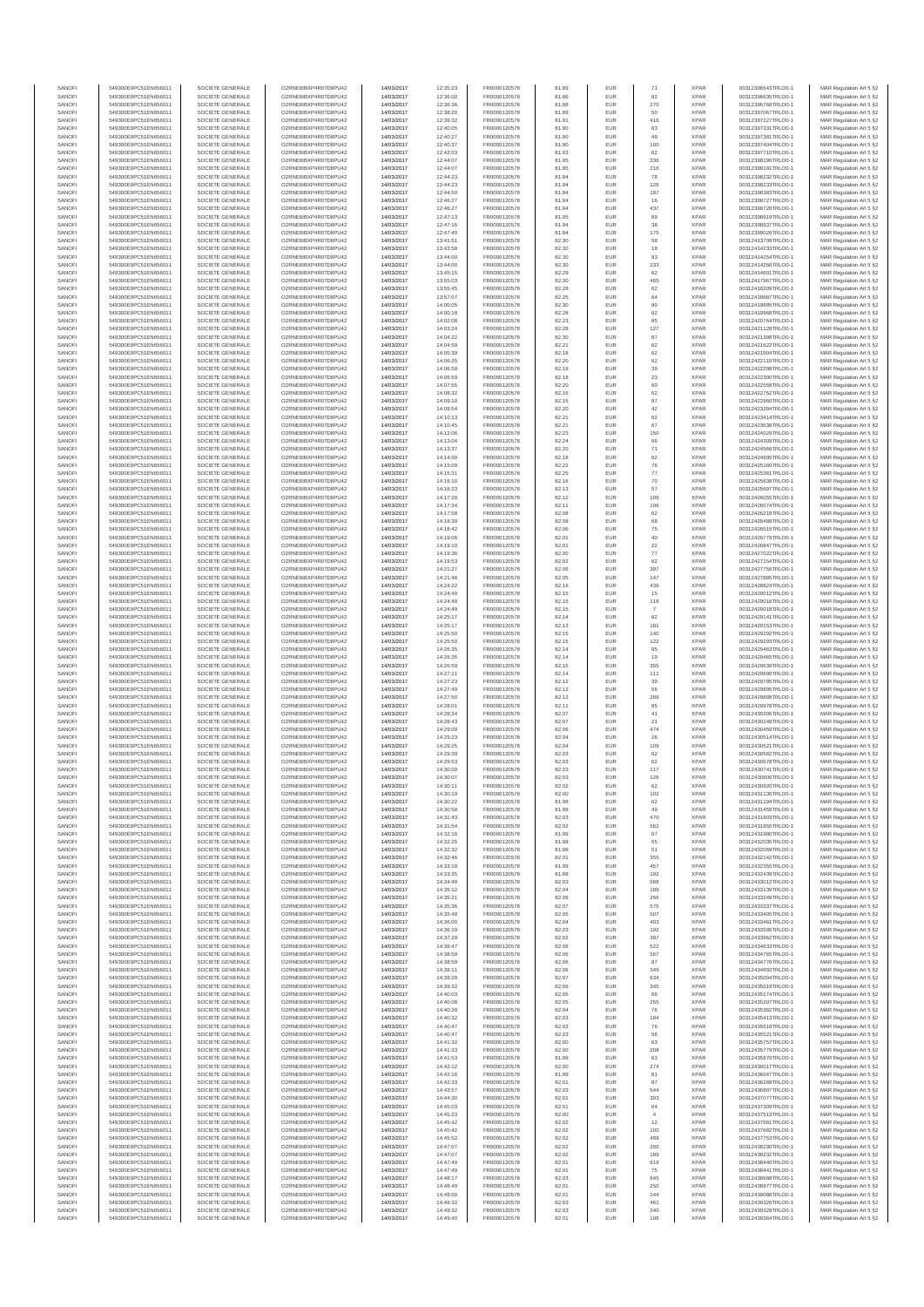| SANOFI | 549300E9PC51EN656011 | SOCIETE GENERALE | O2RNE8IBXP4R0TD8PU42 | 14/03/2017 | 12:35:23 | FR0000120578 | 81.89 | EUR | 71 | XPAR | 00312396543TRLO0-1 | MAR Regulation Art 5 §2 |
|---|---|---|---|---|---|---|---|---|---|---|---|---|
| SANOFI | 549300E9PC51EN656011 | SOCIETE GENERALE | O2RNE8IBXP4R0TD8PU42 | 14/03/2017 | 12:36:00 | FR0000120578 | 81.86 | EUR | 62 | XPAR | 00312396635TRLO0-1 | MAR Regulation Art 5 §2 |
| SANOFI | 549300E9PC51EN656011 | SOCIETE GENERALE | O2RNE8IBXP4R0TD8PU42 | 14/03/2017 | 12:36:36 | FR0000120578 | 81.88 | EUR | 270 | XPAR | 00312396768TRLO0-1 | MAR Regulation Art 5 §2 |
| SANOFI | 549300E9PC51EN656011 | SOCIETE GENERALE | O2RNE8IBXP4R0TD8PU42 | 14/03/2017 | 12:38:20 | FR0000120578 | 81.89 | EUR | 50 | XPAR | 00312397067TRLO0-1 | MAR Regulation Art 5 §2 |
| SANOFI | 549300E9PC51EN656011 | SOCIETE GENERALE | O2RNE8IBXP4R0TD8PU42 | 14/03/2017 | 12:39:32 | FR0000120578 | 81.91 | EUR | 416 | XPAR | 00312397227TRLO0-1 | MAR Regulation Art 5 §2 |
| SANOFI | 549300E9PC51EN656011 | SOCIETE GENERALE | O2RNE8IBXP4R0TD8PU42 | 14/03/2017 | 12:40:05 | FR0000120578 | 81.90 | EUR | 63 | XPAR | 00312397331TRLO0-1 | MAR Regulation Art 5 §2 |
| SANOFI | 549300E9PC51EN656011 | SOCIETE GENERALE | O2RNE8IBXP4R0TD8PU42 | 14/03/2017 | 12:40:27 | FR0000120578 | 81.90 | EUR | 49 | XPAR | 00312397381TRLO0-1 | MAR Regulation Art 5 §2 |
| SANOFI | 549300E9PC51EN656011 | SOCIETE GENERALE | O2RNE8IBXP4R0TD8PU42 | 14/03/2017 | 12:40:37 | FR0000120578 | 81.90 | EUR | 100 | XPAR | 00312397404TRLO0-1 | MAR Regulation Art 5 §2 |
| SANOFI | 549300E9PC51EN656011 | SOCIETE GENERALE | O2RNE8IBXP4R0TD8PU42 | 14/03/2017 | 12:42:03 | FR0000120578 | 81.93 | EUR | 62 | XPAR | 00312397710TRLO0-1 | MAR Regulation Art 5 §2 |
| SANOFI | 549300E9PC51EN656011 | SOCIETE GENERALE | O2RNE8IBXP4R0TD8PU42 | 14/03/2017 | 12:44:07 | FR0000120578 | 81.95 | EUR | 336 | XPAR | 00312398190TRLO0-1 | MAR Regulation Art 5 §2 |
| SANOFI | 549300E9PC51EN656011 | SOCIETE GENERALE | O2RNE8IBXP4R0TD8PU42 | 14/03/2017 | 12:44:07 | FR0000120578 | 81.95 | EUR | 216 | XPAR | 00312398191TRLO0-1 | MAR Regulation Art 5 §2 |
| SANOFI | 549300E9PC51EN656011 | SOCIETE GENERALE | O2RNE8IBXP4R0TD8PU42 | 14/03/2017 | 12:44:23 | FR0000120578 | 81.94 | EUR | 78 | XPAR | 00312398232TRLO0-1 | MAR Regulation Art 5 §2 |
| SANOFI | 549300E9PC51EN656011 | SOCIETE GENERALE | O2RNE8IBXP4R0TD8PU42 | 14/03/2017 | 12:44:23 | FR0000120578 | 81.94 | EUR | 126 | XPAR | 00312398233TRLO0-1 | MAR Regulation Art 5 §2 |
| SANOFI | 549300E9PC51EN656011 | SOCIETE GENERALE | O2RNE8IBXP4R0TD8PU42 | 14/03/2017 | 12:44:50 | FR0000120578 | 81.94 | EUR | 187 | XPAR | 00312398380TRLO0-1 | MAR Regulation Art 5 §2 |
| SANOFI | 549300E9PC51EN656011 | SOCIETE GENERALE | O2RNE8IBXP4R0TD8PU42 | 14/03/2017 | 12:46:27 | FR0000120578 | 81.94 | EUR | 16 | XPAR | 00312398727TRLO0-1 | MAR Regulation Art 5 §2 |
| SANOFI | 549300E9PC51EN656011 | SOCIETE GENERALE | O2RNE8IBXP4R0TD8PU42 | 14/03/2017 | 12:46:27 | FR0000120578 | 81.94 | EUR | 437 | XPAR | 00312398728TRLO0-1 | MAR Regulation Art 5 §2 |
| SANOFI | 549300E9PC51EN656011 | SOCIETE GENERALE | O2RNE8IBXP4R0TD8PU42 | 14/03/2017 | 12:47:13 | FR0000120578 | 81.95 | EUR | 89 | XPAR | 00312398919TRLO0-1 | MAR Regulation Art 5 §2 |
| SANOFI | 549300E9PC51EN656011 | SOCIETE GENERALE | O2RNE8IBXP4R0TD8PU42 | 14/03/2017 | 12:47:15 | FR0000120578 | 81.94 | EUR | 38 | XPAR | 00312398937TRLO0-1 | MAR Regulation Art 5 §2 |
| SANOFI | 549300E9PC51EN656011 | SOCIETE GENERALE | O2RNE8IBXP4R0TD8PU42 | 14/03/2017 | 12:47:40 | FR0000120578 | 81.94 | EUR | 175 | XPAR | 00312399026TRLO0-1 | MAR Regulation Art 5 §2 |
| SANOFI | 549300E9PC51EN656011 | SOCIETE GENERALE | O2RNE8IBXP4R0TD8PU42 | 14/03/2017 | 13:41:51 | FR0000120578 | 82.30 | EUR | 58 | XPAR | 00312413708TRLO0-1 | MAR Regulation Art 5 §2 |
| SANOFI | 549300E9PC51EN656011 | SOCIETE GENERALE | O2RNE8IBXP4R0TD8PU42 | 14/03/2017 | 13:43:58 | FR0000120578 | 82.30 | EUR | 18 | XPAR | 00312414233TRLO0-1 | MAR Regulation Art 5 §2 |
| SANOFI | 549300E9PC51EN656011 | SOCIETE GENERALE | O2RNE8IBXP4R0TD8PU42 | 14/03/2017 | 13:44:00 | FR0000120578 | 82.30 | EUR | 93 | XPAR | 00312414254TRLO0-1 | MAR Regulation Art 5 §2 |
| SANOFI | 549300E9PC51EN656011 | SOCIETE GENERALE | O2RNE8IBXP4R0TD8PU42 | 14/03/2017 | 13:44:00 | FR0000120578 | 82.30 | EUR | 233 | XPAR | 00312414256TRLO0-1 | MAR Regulation Art 5 §2 |
| SANOFI | 549300E9PC51EN656011 | SOCIETE GENERALE | O2RNE8IBXP4R0TD8PU42 | 14/03/2017 | 13:45:15 | FR0000120578 | 82.29 | EUR | 62 | XPAR | 00312414601TRLO0-1 | MAR Regulation Art 5 §2 |
| SANOFI | 549300E9PC51EN656011 | SOCIETE GENERALE | O2RNE8IBXP4R0TD8PU42 | 14/03/2017 | 13:55:03 | FR0000120578 | 82.30 | EUR | 465 | XPAR | 00312417967TRLO0-1 | MAR Regulation Art 5 §2 |
| SANOFI | 549300E9PC51EN656011 | SOCIETE GENERALE | O2RNE8IBXP4R0TD8PU42 | 14/03/2017 | 13:55:45 | FR0000120578 | 82.28 | EUR | 62 | XPAR | 00312418209TRLO0-1 | MAR Regulation Art 5 §2 |
| SANOFI | 549300E9PC51EN656011 | SOCIETE GENERALE | O2RNE8IBXP4R0TD8PU42 | 14/03/2017 | 13:57:07 | FR0000120578 | 82.25 | EUR | 84 | XPAR | 00312418887TRLO0-1 | MAR Regulation Art 5 §2 |
| SANOFI | 549300E9PC51EN656011 | SOCIETE GENERALE | O2RNE8IBXP4R0TD8PU42 | 14/03/2017 | 14:00:05 | FR0000120578 | 82.30 | EUR | 90 | XPAR | 00312419595TRLO0-1 | MAR Regulation Art 5 §2 |
| SANOFI | 549300E9PC51EN656011 | SOCIETE GENERALE | O2RNE8IBXP4R0TD8PU42 | 14/03/2017 | 14:00:18 | FR0000120578 | 82.28 | EUR | 62 | XPAR | 00312419668TRLO0-1 | MAR Regulation Art 5 §2 |
| SANOFI | 549300E9PC51EN656011 | SOCIETE GENERALE | O2RNE8IBXP4R0TD8PU42 | 14/03/2017 | 14:02:08 | FR0000120578 | 82.23 | EUR | 85 | XPAR | 00312420764TRLO0-1 | MAR Regulation Art 5 §2 |
| SANOFI | 549300E9PC51EN656011 | SOCIETE GENERALE | O2RNE8IBXP4R0TD8PU42 | 14/03/2017 | 14:03:24 | FR0000120578 | 82.28 | EUR | 127 | XPAR | 00312421128TRLO0-1 | MAR Regulation Art 5 §2 |
| SANOFI | 549300E9PC51EN656011 | SOCIETE GENERALE | O2RNE8IBXP4R0TD8PU42 | 14/03/2017 | 14:04:22 | FR0000120578 | 82.30 | EUR | 87 | XPAR | 00312421398TRLO0-1 | MAR Regulation Art 5 §2 |
| SANOFI | 549300E9PC51EN656011 | SOCIETE GENERALE | O2RNE8IBXP4R0TD8PU42 | 14/03/2017 | 14:04:59 | FR0000120578 | 82.21 | EUR | 62 | XPAR | 00312421622TRLO0-1 | MAR Regulation Art 5 §2 |
| SANOFI | 549300E9PC51EN656011 | SOCIETE GENERALE | O2RNE8IBXP4R0TD8PU42 | 14/03/2017 | 14:05:39 | FR0000120578 | 82.18 | EUR | 62 | XPAR | 00312421904TRLO0-1 | MAR Regulation Art 5 §2 |
| SANOFI | 549300E9PC51EN656011 | SOCIETE GENERALE | O2RNE8IBXP4R0TD8PU42 | 14/03/2017 | 14:06:25 | FR0000120578 | 82.20 | EUR | 62 | XPAR | 00312422116TRLO0-1 | MAR Regulation Art 5 §2 |
| SANOFI | 549300E9PC51EN656011 | SOCIETE GENERALE | O2RNE8IBXP4R0TD8PU42 | 14/03/2017 | 14:06:59 | FR0000120578 | 82.18 | EUR | 39 | XPAR | 00312422298TRLO0-1 | MAR Regulation Art 5 §2 |
| SANOFI | 549300E9PC51EN656011 | SOCIETE GENERALE | O2RNE8IBXP4R0TD8PU42 | 14/03/2017 | 14:06:59 | FR0000120578 | 82.18 | EUR | 23 | XPAR | 00312422300TRLO0-1 | MAR Regulation Art 5 §2 |
| SANOFI | 549300E9PC51EN656011 | SOCIETE GENERALE | O2RNE8IBXP4R0TD8PU42 | 14/03/2017 | 14:07:55 | FR0000120578 | 82.20 | EUR | 60 | XPAR | 00312422558TRLO0-1 | MAR Regulation Art 5 §2 |
| SANOFI | 549300E9PC51EN656011 | SOCIETE GENERALE | O2RNE8IBXP4R0TD8PU42 | 14/03/2017 | 14:08:32 | FR0000120578 | 82.16 | EUR | 62 | XPAR | 00312422752TRLO0-1 | MAR Regulation Art 5 §2 |
| SANOFI | 549300E9PC51EN656011 | SOCIETE GENERALE | O2RNE8IBXP4R0TD8PU42 | 14/03/2017 | 14:09:10 | FR0000120578 | 82.16 | EUR | 87 | XPAR | 00312422980TRLO0-1 | MAR Regulation Art 5 §2 |
| SANOFI | 549300E9PC51EN656011 | SOCIETE GENERALE | O2RNE8IBXP4R0TD8PU42 | 14/03/2017 | 14:09:54 | FR0000120578 | 82.20 | EUR | 42 | XPAR | 00312423284TRLO0-1 | MAR Regulation Art 5 §2 |
| SANOFI | 549300E9PC51EN656011 | SOCIETE GENERALE | O2RNE8IBXP4R0TD8PU42 | 14/03/2017 | 14:10:13 | FR0000120578 | 82.21 | EUR | 62 | XPAR | 00312423414TRLO0-1 | MAR Regulation Art 5 §2 |
| SANOFI | 549300E9PC51EN656011 | SOCIETE GENERALE | O2RNE8IBXP4R0TD8PU42 | 14/03/2017 | 14:10:45 | FR0000120578 | 82.21 | EUR | 67 | XPAR | 00312423638TRLO0-1 | MAR Regulation Art 5 §2 |
| SANOFI | 549300E9PC51EN656011 | SOCIETE GENERALE | O2RNE8IBXP4R0TD8PU42 | 14/03/2017 | 14:12:06 | FR0000120578 | 82.23 | EUR | 150 | XPAR | 00312424029TRLO0-1 | MAR Regulation Art 5 §2 |
| SANOFI | 549300E9PC51EN656011 | SOCIETE GENERALE | O2RNE8IBXP4R0TD8PU42 | 14/03/2017 | 14:13:04 | FR0000120578 | 82.24 | EUR | 66 | XPAR | 00312424309TRLO0-1 | MAR Regulation Art 5 §2 |
| SANOFI | 549300E9PC51EN656011 | SOCIETE GENERALE | O2RNE8IBXP4R0TD8PU42 | 14/03/2017 | 14:13:37 | FR0000120578 | 82.20 | EUR | 71 | XPAR | 00312424505TRLO0-1 | MAR Regulation Art 5 §2 |
| SANOFI | 549300E9PC51EN656011 | SOCIETE GENERALE | O2RNE8IBXP4R0TD8PU42 | 14/03/2017 | 14:14:00 | FR0000120578 | 82.18 | EUR | 62 | XPAR | 00312424695TRLO0-1 | MAR Regulation Art 5 §2 |
| SANOFI | 549300E9PC51EN656011 | SOCIETE GENERALE | O2RNE8IBXP4R0TD8PU42 | 14/03/2017 | 14:15:09 | FR0000120578 | 82.22 | EUR | 76 | XPAR | 00312425160TRLO0-1 | MAR Regulation Art 5 §2 |
| SANOFI | 549300E9PC51EN656011 | SOCIETE GENERALE | O2RNE8IBXP4R0TD8PU42 | 14/03/2017 | 14:15:31 | FR0000120578 | 82.25 | EUR | 77 | XPAR | 00312425361TRLO0-1 | MAR Regulation Art 5 §2 |
| SANOFI | 549300E9PC51EN656011 | SOCIETE GENERALE | O2RNE8IBXP4R0TD8PU42 | 14/03/2017 | 14:16:10 | FR0000120578 | 82.16 | EUR | 70 | XPAR | 00312425638TRLO0-1 | MAR Regulation Art 5 §2 |
| SANOFI | 549300E9PC51EN656011 | SOCIETE GENERALE | O2RNE8IBXP4R0TD8PU42 | 14/03/2017 | 14:16:23 | FR0000120578 | 82.13 | EUR | 57 | XPAR | 00312425697TRLO0-1 | MAR Regulation Art 5 §2 |
| SANOFI | 549300E9PC51EN656011 | SOCIETE GENERALE | O2RNE8IBXP4R0TD8PU42 | 14/03/2017 | 14:17:28 | FR0000120578 | 82.12 | EUR | 106 | XPAR | 00312426055TRLO0-1 | MAR Regulation Art 5 §2 |
| SANOFI | 549300E9PC51EN656011 | SOCIETE GENERALE | O2RNE8IBXP4R0TD8PU42 | 14/03/2017 | 14:17:34 | FR0000120578 | 82.11 | EUR | 106 | XPAR | 00312426074TRLO0-1 | MAR Regulation Art 5 §2 |
| SANOFI | 549300E9PC51EN656011 | SOCIETE GENERALE | O2RNE8IBXP4R0TD8PU42 | 14/03/2017 | 14:17:58 | FR0000120578 | 82.08 | EUR | 62 | XPAR | 00312426218TRLO0-1 | MAR Regulation Art 5 §2 |
| SANOFI | 549300E9PC51EN656011 | SOCIETE GENERALE | O2RNE8IBXP4R0TD8PU42 | 14/03/2017 | 14:18:39 | FR0000120578 | 82.08 | EUR | 68 | XPAR | 00312426488TRLO0-1 | MAR Regulation Art 5 §2 |
| SANOFI | 549300E9PC51EN656011 | SOCIETE GENERALE | O2RNE8IBXP4R0TD8PU42 | 14/03/2017 | 14:18:42 | FR0000120578 | 82.06 | EUR | 75 | XPAR | 00312426515TRLO0-1 | MAR Regulation Art 5 §2 |
| SANOFI | 549300E9PC51EN656011 | SOCIETE GENERALE | O2RNE8IBXP4R0TD8PU42 | 14/03/2017 | 14:19:06 | FR0000120578 | 82.01 | EUR | 40 | XPAR | 00312426779TRLO0-1 | MAR Regulation Art 5 §2 |
| SANOFI | 549300E9PC51EN656011 | SOCIETE GENERALE | O2RNE8IBXP4R0TD8PU42 | 14/03/2017 | 14:19:10 | FR0000120578 | 82.01 | EUR | 22 | XPAR | 00312426847TRLO0-1 | MAR Regulation Art 5 §2 |
| SANOFI | 549300E9PC51EN656011 | SOCIETE GENERALE | O2RNE8IBXP4R0TD8PU42 | 14/03/2017 | 14:19:36 | FR0000120578 | 82.00 | EUR | 77 | XPAR | 00312427022TRLO0-1 | MAR Regulation Art 5 §2 |
| SANOFI | 549300E9PC51EN656011 | SOCIETE GENERALE | O2RNE8IBXP4R0TD8PU42 | 14/03/2017 | 14:19:53 | FR0000120578 | 82.02 | EUR | 62 | XPAR | 00312427154TRLO0-1 | MAR Regulation Art 5 §2 |
| SANOFI | 549300E9PC51EN656011 | SOCIETE GENERALE | O2RNE8IBXP4R0TD8PU42 | 14/03/2017 | 14:21:27 | FR0000120578 | 82.06 | EUR | 397 | XPAR | 00312427756TRLO0-1 | MAR Regulation Art 5 §2 |
| SANOFI | 549300E9PC51EN656011 | SOCIETE GENERALE | O2RNE8IBXP4R0TD8PU42 | 14/03/2017 | 14:21:46 | FR0000120578 | 82.05 | EUR | 147 | XPAR | 00312427885TRLO0-1 | MAR Regulation Art 5 §2 |
| SANOFI | 549300E9PC51EN656011 | SOCIETE GENERALE | O2RNE8IBXP4R0TD8PU42 | 14/03/2017 | 14:24:22 | FR0000120578 | 82.16 | EUR | 439 | XPAR | 00312428824TRLO0-1 | MAR Regulation Art 5 §2 |
| SANOFI | 549300E9PC51EN656011 | SOCIETE GENERALE | O2RNE8IBXP4R0TD8PU42 | 14/03/2017 | 14:24:49 | FR0000120578 | 82.15 | EUR | 15 | XPAR | 00312429012TRLO0-1 | MAR Regulation Art 5 §2 |
| SANOFI | 549300E9PC51EN656011 | SOCIETE GENERALE | O2RNE8IBXP4R0TD8PU42 | 14/03/2017 | 14:24:49 | FR0000120578 | 82.15 | EUR | 118 | XPAR | 00312429016TRLO0-1 | MAR Regulation Art 5 §2 |
| SANOFI | 549300E9PC51EN656011 | SOCIETE GENERALE | O2RNE8IBXP4R0TD8PU42 | 14/03/2017 | 14:24:49 | FR0000120578 | 82.15 | EUR | 7 | XPAR | 00312429018TRLO0-1 | MAR Regulation Art 5 §2 |
| SANOFI | 549300E9PC51EN656011 | SOCIETE GENERALE | O2RNE8IBXP4R0TD8PU42 | 14/03/2017 | 14:25:17 | FR0000120578 | 82.14 | EUR | 62 | XPAR | 00312429141TRLO0-1 | MAR Regulation Art 5 §2 |
| SANOFI | 549300E9PC51EN656011 | SOCIETE GENERALE | O2RNE8IBXP4R0TD8PU42 | 14/03/2017 | 14:25:17 | FR0000120578 | 82.13 | EUR | 181 | XPAR | 00312429153TRLO0-1 | MAR Regulation Art 5 §2 |
| SANOFI | 549300E9PC51EN656011 | SOCIETE GENERALE | O2RNE8IBXP4R0TD8PU42 | 14/03/2017 | 14:25:50 | FR0000120578 | 82.15 | EUR | 140 | XPAR | 00312429292TRLO0-1 | MAR Regulation Art 5 §2 |
| SANOFI | 549300E9PC51EN656011 | SOCIETE GENERALE | O2RNE8IBXP4R0TD8PU42 | 14/03/2017 | 14:25:50 | FR0000120578 | 82.15 | EUR | 122 | XPAR | 00312429293TRLO0-1 | MAR Regulation Art 5 §2 |
| SANOFI | 549300E9PC51EN656011 | SOCIETE GENERALE | O2RNE8IBXP4R0TD8PU42 | 14/03/2017 | 14:26:35 | FR0000120578 | 82.14 | EUR | 95 | XPAR | 00312429463TRLO0-1 | MAR Regulation Art 5 §2 |
| SANOFI | 549300E9PC51EN656011 | SOCIETE GENERALE | O2RNE8IBXP4R0TD8PU42 | 14/03/2017 | 14:26:35 | FR0000120578 | 82.14 | EUR | 19 | XPAR | 00312429465TRLO0-1 | MAR Regulation Art 5 §2 |
| SANOFI | 549300E9PC51EN656011 | SOCIETE GENERALE | O2RNE8IBXP4R0TD8PU42 | 14/03/2017 | 14:26:59 | FR0000120578 | 82.15 | EUR | 355 | XPAR | 00312429639TRLO0-1 | MAR Regulation Art 5 §2 |
| SANOFI | 549300E9PC51EN656011 | SOCIETE GENERALE | O2RNE8IBXP4R0TD8PU42 | 14/03/2017 | 14:27:11 | FR0000120578 | 82.14 | EUR | 111 | XPAR | 00312429690TRLO0-1 | MAR Regulation Art 5 §2 |
| SANOFI | 549300E9PC51EN656011 | SOCIETE GENERALE | O2RNE8IBXP4R0TD8PU42 | 14/03/2017 | 14:27:23 | FR0000120578 | 82.12 | EUR | 39 | XPAR | 00312429795TRLO0-1 | MAR Regulation Art 5 §2 |
| SANOFI | 549300E9PC51EN656011 | SOCIETE GENERALE | O2RNE8IBXP4R0TD8PU42 | 14/03/2017 | 14:27:49 | FR0000120578 | 82.12 | EUR | 56 | XPAR | 00312429895TRLO0-1 | MAR Regulation Art 5 §2 |
| SANOFI | 549300E9PC51EN656011 | SOCIETE GENERALE | O2RNE8IBXP4R0TD8PU42 | 14/03/2017 | 14:27:50 | FR0000120578 | 82.12 | EUR | 289 | XPAR | 00312429898TRLO0-1 | MAR Regulation Art 5 §2 |
| SANOFI | 549300E9PC51EN656011 | SOCIETE GENERALE | O2RNE8IBXP4R0TD8PU42 | 14/03/2017 | 14:28:01 | FR0000120578 | 82.11 | EUR | 85 | XPAR | 00312429978TRLO0-1 | MAR Regulation Art 5 §2 |
| SANOFI | 549300E9PC51EN656011 | SOCIETE GENERALE | O2RNE8IBXP4R0TD8PU42 | 14/03/2017 | 14:28:34 | FR0000120578 | 82.07 | EUR | 41 | XPAR | 00312430206TRLO0-1 | MAR Regulation Art 5 §2 |
| SANOFI | 549300E9PC51EN656011 | SOCIETE GENERALE | O2RNE8IBXP4R0TD8PU42 | 14/03/2017 | 14:28:43 | FR0000120578 | 82.07 | EUR | 21 | XPAR | 00312430248TRLO0-1 | MAR Regulation Art 5 §2 |
| SANOFI | 549300E9PC51EN656011 | SOCIETE GENERALE | O2RNE8IBXP4R0TD8PU42 | 14/03/2017 | 14:29:09 | FR0000120578 | 82.06 | EUR | 474 | XPAR | 00312430459TRLO0-1 | MAR Regulation Art 5 §2 |
| SANOFI | 549300E9PC51EN656011 | SOCIETE GENERALE | O2RNE8IBXP4R0TD8PU42 | 14/03/2017 | 14:29:23 | FR0000120578 | 82.04 | EUR | 26 | XPAR | 00312430514TRLO0-1 | MAR Regulation Art 5 §2 |
| SANOFI | 549300E9PC51EN656011 | SOCIETE GENERALE | O2RNE8IBXP4R0TD8PU42 | 14/03/2017 | 14:29:25 | FR0000120578 | 82.04 | EUR | 109 | XPAR | 00312430521TRLO0-1 | MAR Regulation Art 5 §2 |
| SANOFI | 549300E9PC51EN656011 | SOCIETE GENERALE | O2RNE8IBXP4R0TD8PU42 | 14/03/2017 | 14:29:39 | FR0000120578 | 82.03 | EUR | 62 | XPAR | 00312430582TRLO0-1 | MAR Regulation Art 5 §2 |
| SANOFI | 549300E9PC51EN656011 | SOCIETE GENERALE | O2RNE8IBXP4R0TD8PU42 | 14/03/2017 | 14:29:53 | FR0000120578 | 82.03 | EUR | 62 | XPAR | 00312430678TRLO0-1 | MAR Regulation Art 5 §2 |
| SANOFI | 549300E9PC51EN656011 | SOCIETE GENERALE | O2RNE8IBXP4R0TD8PU42 | 14/03/2017 | 14:30:00 | FR0000120578 | 82.03 | EUR | 117 | XPAR | 00312430741TRLO0-1 | MAR Regulation Art 5 §2 |
| SANOFI | 549300E9PC51EN656011 | SOCIETE GENERALE | O2RNE8IBXP4R0TD8PU42 | 14/03/2017 | 14:30:07 | FR0000120578 | 82.03 | EUR | 126 | XPAR | 00312430806TRLO0-1 | MAR Regulation Art 5 §2 |
| SANOFI | 549300E9PC51EN656011 | SOCIETE GENERALE | O2RNE8IBXP4R0TD8PU42 | 14/03/2017 | 14:30:11 | FR0000120578 | 82.02 | EUR | 62 | XPAR | 00312430920TRLO0-1 | MAR Regulation Art 5 §2 |
| SANOFI | 549300E9PC51EN656011 | SOCIETE GENERALE | O2RNE8IBXP4R0TD8PU42 | 14/03/2017 | 14:30:19 | FR0000120578 | 82.00 | EUR | 102 | XPAR | 00312431135TRLO0-1 | MAR Regulation Art 5 §2 |
| SANOFI | 549300E9PC51EN656011 | SOCIETE GENERALE | O2RNE8IBXP4R0TD8PU42 | 14/03/2017 | 14:30:22 | FR0000120578 | 81.98 | EUR | 62 | XPAR | 00312431194TRLO0-1 | MAR Regulation Art 5 §2 |
| SANOFI | 549300E9PC51EN656011 | SOCIETE GENERALE | O2RNE8IBXP4R0TD8PU42 | 14/03/2017 | 14:30:58 | FR0000120578 | 81.98 | EUR | 49 | XPAR | 00312431459TRLO0-1 | MAR Regulation Art 5 §2 |
| SANOFI | 549300E9PC51EN656011 | SOCIETE GENERALE | O2RNE8IBXP4R0TD8PU42 | 14/03/2017 | 14:31:43 | FR0000120578 | 82.03 | EUR | 470 | XPAR | 00312431803TRLO0-1 | MAR Regulation Art 5 §2 |
| SANOFI | 549300E9PC51EN656011 | SOCIETE GENERALE | O2RNE8IBXP4R0TD8PU42 | 14/03/2017 | 14:31:54 | FR0000120578 | 82.02 | EUR | 562 | XPAR | 00312431855TRLO0-1 | MAR Regulation Art 5 §2 |
| SANOFI | 549300E9PC51EN656011 | SOCIETE GENERALE | O2RNE8IBXP4R0TD8PU42 | 14/03/2017 | 14:32:16 | FR0000120578 | 81.99 | EUR | 67 | XPAR | 00312431980TRLO0-1 | MAR Regulation Art 5 §2 |
| SANOFI | 549300E9PC51EN656011 | SOCIETE GENERALE | O2RNE8IBXP4R0TD8PU42 | 14/03/2017 | 14:32:25 | FR0000120578 | 81.98 | EUR | 55 | XPAR | 00312432035TRLO0-1 | MAR Regulation Art 5 §2 |
| SANOFI | 549300E9PC51EN656011 | SOCIETE GENERALE | O2RNE8IBXP4R0TD8PU42 | 14/03/2017 | 14:32:32 | FR0000120578 | 81.98 | EUR | 51 | XPAR | 00312432069TRLO0-1 | MAR Regulation Art 5 §2 |
| SANOFI | 549300E9PC51EN656011 | SOCIETE GENERALE | O2RNE8IBXP4R0TD8PU42 | 14/03/2017 | 14:32:46 | FR0000120578 | 82.01 | EUR | 355 | XPAR | 00312432142TRLO0-1 | MAR Regulation Art 5 §2 |
| SANOFI | 549300E9PC51EN656011 | SOCIETE GENERALE | O2RNE8IBXP4R0TD8PU42 | 14/03/2017 | 14:33:18 | FR0000120578 | 81.99 | EUR | 457 | XPAR | 00312432355TRLO0-1 | MAR Regulation Art 5 §2 |
| SANOFI | 549300E9PC51EN656011 | SOCIETE GENERALE | O2RNE8IBXP4R0TD8PU42 | 14/03/2017 | 14:33:35 | FR0000120578 | 81.98 | EUR | 192 | XPAR | 00312432439TRLO0-1 | MAR Regulation Art 5 §2 |
| SANOFI | 549300E9PC51EN656011 | SOCIETE GENERALE | O2RNE8IBXP4R0TD8PU42 | 14/03/2017 | 14:34:49 | FR0000120578 | 82.03 | EUR | 568 | XPAR | 00312433012TRLO0-1 | MAR Regulation Art 5 §2 |
| SANOFI | 549300E9PC51EN656011 | SOCIETE GENERALE | O2RNE8IBXP4R0TD8PU42 | 14/03/2017 | 14:35:12 | FR0000120578 | 82.04 | EUR | 189 | XPAR | 00312433139TRLO0-1 | MAR Regulation Art 5 §2 |
| SANOFI | 549300E9PC51EN656011 | SOCIETE GENERALE | O2RNE8IBXP4R0TD8PU42 | 14/03/2017 | 14:35:21 | FR0000120578 | 82.06 | EUR | 256 | XPAR | 00312433249TRLO0-1 | MAR Regulation Art 5 §2 |
| SANOFI | 549300E9PC51EN656011 | SOCIETE GENERALE | O2RNE8IBXP4R0TD8PU42 | 14/03/2017 | 14:35:36 | FR0000120578 | 82.07 | EUR | 575 | XPAR | 00312433337TRLO0-1 | MAR Regulation Art 5 §2 |
| SANOFI | 549300E9PC51EN656011 | SOCIETE GENERALE | O2RNE8IBXP4R0TD8PU42 | 14/03/2017 | 14:35:48 | FR0000120578 | 82.05 | EUR | 507 | XPAR | 00312433405TRLO0-1 | MAR Regulation Art 5 §2 |
| SANOFI | 549300E9PC51EN656011 | SOCIETE GENERALE | O2RNE8IBXP4R0TD8PU42 | 14/03/2017 | 14:36:00 | FR0000120578 | 82.04 | EUR | 403 | XPAR | 00312433461TRLO0-1 | MAR Regulation Art 5 §2 |
| SANOFI | 549300E9PC51EN656011 | SOCIETE GENERALE | O2RNE8IBXP4R0TD8PU42 | 14/03/2017 | 14:36:19 | FR0000120578 | 82.03 | EUR | 192 | XPAR | 00312433595TRLO0-1 | MAR Regulation Art 5 §2 |
| SANOFI | 549300E9PC51EN656011 | SOCIETE GENERALE | O2RNE8IBXP4R0TD8PU42 | 14/03/2017 | 14:37:29 | FR0000120578 | 82.02 | EUR | 387 | XPAR | 00312433962TRLO0-1 | MAR Regulation Art 5 §2 |
| SANOFI | 549300E9PC51EN656011 | SOCIETE GENERALE | O2RNE8IBXP4R0TD8PU42 | 14/03/2017 | 14:38:47 | FR0000120578 | 82.06 | EUR | 522 | XPAR | 00312434633TRLO0-1 | MAR Regulation Art 5 §2 |
| SANOFI | 549300E9PC51EN656011 | SOCIETE GENERALE | O2RNE8IBXP4R0TD8PU42 | 14/03/2017 | 14:38:59 | FR0000120578 | 82.06 | EUR | 567 | XPAR | 00312434765TRLO0-1 | MAR Regulation Art 5 §2 |
| SANOFI | 549300E9PC51EN656011 | SOCIETE GENERALE | O2RNE8IBXP4R0TD8PU42 | 14/03/2017 | 14:38:59 | FR0000120578 | 82.06 | EUR | 87 | XPAR | 00312434776TRLO0-1 | MAR Regulation Art 5 §2 |
| SANOFI | 549300E9PC51EN656011 | SOCIETE GENERALE | O2RNE8IBXP4R0TD8PU42 | 14/03/2017 | 14:39:11 | FR0000120578 | 82.06 | EUR | 349 | XPAR | 00312434892TRLO0-1 | MAR Regulation Art 5 §2 |
| SANOFI | 549300E9PC51EN656011 | SOCIETE GENERALE | O2RNE8IBXP4R0TD8PU42 | 14/03/2017 | 14:39:28 | FR0000120578 | 82.07 | EUR | 634 | XPAR | 00312435004TRLO0-1 | MAR Regulation Art 5 §2 |
| SANOFI | 549300E9PC51EN656011 | SOCIETE GENERALE | O2RNE8IBXP4R0TD8PU42 | 14/03/2017 | 14:39:32 | FR0000120578 | 82.06 | EUR | 345 | XPAR | 00312435019TRLO0-1 | MAR Regulation Art 5 §2 |
| SANOFI | 549300E9PC51EN656011 | SOCIETE GENERALE | O2RNE8IBXP4R0TD8PU42 | 14/03/2017 | 14:40:03 | FR0000120578 | 82.05 | EUR | 66 | XPAR | 00312435174TRLO0-1 | MAR Regulation Art 5 §2 |
| SANOFI | 549300E9PC51EN656011 | SOCIETE GENERALE | O2RNE8IBXP4R0TD8PU42 | 14/03/2017 | 14:40:08 | FR0000120578 | 82.05 | EUR | 255 | XPAR | 00312435207TRLO0-1 | MAR Regulation Art 5 §2 |
| SANOFI | 549300E9PC51EN656011 | SOCIETE GENERALE | O2RNE8IBXP4R0TD8PU42 | 14/03/2017 | 14:40:28 | FR0000120578 | 82.04 | EUR | 76 | XPAR | 00312435302TRLO0-1 | MAR Regulation Art 5 §2 |
| SANOFI | 549300E9PC51EN656011 | SOCIETE GENERALE | O2RNE8IBXP4R0TD8PU42 | 14/03/2017 | 14:40:32 | FR0000120578 | 82.03 | EUR | 184 | XPAR | 00312435413TRLO0-1 | MAR Regulation Art 5 §2 |
| SANOFI | 549300E9PC51EN656011 | SOCIETE GENERALE | O2RNE8IBXP4R0TD8PU42 | 14/03/2017 | 14:40:47 | FR0000120578 | 82.03 | EUR | 76 | XPAR | 00312435518TRLO0-1 | MAR Regulation Art 5 §2 |
| SANOFI | 549300E9PC51EN656011 | SOCIETE GENERALE | O2RNE8IBXP4R0TD8PU42 | 14/03/2017 | 14:40:47 | FR0000120578 | 82.03 | EUR | 56 | XPAR | 00312435521TRLO0-1 | MAR Regulation Art 5 §2 |
| SANOFI | 549300E9PC51EN656011 | SOCIETE GENERALE | O2RNE8IBXP4R0TD8PU42 | 14/03/2017 | 14:41:32 | FR0000120578 | 82.00 | EUR | 63 | XPAR | 00312435757TRLO0-1 | MAR Regulation Art 5 §2 |
| SANOFI | 549300E9PC51EN656011 | SOCIETE GENERALE | O2RNE8IBXP4R0TD8PU42 | 14/03/2017 | 14:41:33 | FR0000120578 | 82.00 | EUR | 208 | XPAR | 00312435779TRLO0-1 | MAR Regulation Art 5 §2 |
| SANOFI | 549300E9PC51EN656011 | SOCIETE GENERALE | O2RNE8IBXP4R0TD8PU42 | 14/03/2017 | 14:41:53 | FR0000120578 | 81.99 | EUR | 63 | XPAR | 00312435870TRLO0-1 | MAR Regulation Art 5 §2 |
| SANOFI | 549300E9PC51EN656011 | SOCIETE GENERALE | O2RNE8IBXP4R0TD8PU42 | 14/03/2017 | 14:42:12 | FR0000120578 | 82.00 | EUR | 274 | XPAR | 00312436017TRLO0-1 | MAR Regulation Art 5 §2 |
| SANOFI | 549300E9PC51EN656011 | SOCIETE GENERALE | O2RNE8IBXP4R0TD8PU42 | 14/03/2017 | 14:42:16 | FR0000120578 | 81.99 | EUR | 81 | XPAR | 00312436047TRLO0-1 | MAR Regulation Art 5 §2 |
| SANOFI | 549300E9PC51EN656011 | SOCIETE GENERALE | O2RNE8IBXP4R0TD8PU42 | 14/03/2017 | 14:42:33 | FR0000120578 | 82.01 | EUR | 87 | XPAR | 00312436268TRLO0-1 | MAR Regulation Art 5 §2 |
| SANOFI | 549300E9PC51EN656011 | SOCIETE GENERALE | O2RNE8IBXP4R0TD8PU42 | 14/03/2017 | 14:43:57 | FR0000120578 | 82.03 | EUR | 544 | XPAR | 00312436807TRLO0-1 | MAR Regulation Art 5 §2 |
| SANOFI | 549300E9PC51EN656011 | SOCIETE GENERALE | O2RNE8IBXP4R0TD8PU42 | 14/03/2017 | 14:44:30 | FR0000120578 | 82.01 | EUR | 393 | XPAR | 00312437077TRLO0-1 | MAR Regulation Art 5 §2 |
| SANOFI | 549300E9PC51EN656011 | SOCIETE GENERALE | O2RNE8IBXP4R0TD8PU42 | 14/03/2017 | 14:45:03 | FR0000120578 | 82.01 | EUR | 64 | XPAR | 00312437309TRLO0-1 | MAR Regulation Art 5 §2 |
| SANOFI | 549300E9PC51EN656011 | SOCIETE GENERALE | O2RNE8IBXP4R0TD8PU42 | 14/03/2017 | 14:45:23 | FR0000120578 | 82.00 | EUR | 4 | XPAR | 00312437513TRLO0-1 | MAR Regulation Art 5 §2 |
| SANOFI | 549300E9PC51EN656011 | SOCIETE GENERALE | O2RNE8IBXP4R0TD8PU42 | 14/03/2017 | 14:45:42 | FR0000120578 | 82.02 | EUR | 12 | XPAR | 00312437681TRLO0-1 | MAR Regulation Art 5 §2 |
| SANOFI | 549300E9PC51EN656011 | SOCIETE GENERALE | O2RNE8IBXP4R0TD8PU42 | 14/03/2017 | 14:45:42 | FR0000120578 | 82.02 | EUR | 100 | XPAR | 00312437682TRLO0-1 | MAR Regulation Art 5 §2 |
| SANOFI | 549300E9PC51EN656011 | SOCIETE GENERALE | O2RNE8IBXP4R0TD8PU42 | 14/03/2017 | 14:45:52 | FR0000120578 | 82.02 | EUR | 489 | XPAR | 00312437753TRLO0-1 | MAR Regulation Art 5 §2 |
| SANOFI | 549300E9PC51EN656011 | SOCIETE GENERALE | O2RNE8IBXP4R0TD8PU42 | 14/03/2017 | 14:47:07 | FR0000120578 | 82.02 | EUR | 250 | XPAR | 00312438230TRLO0-1 | MAR Regulation Art 5 §2 |
| SANOFI | 549300E9PC51EN656011 | SOCIETE GENERALE | O2RNE8IBXP4R0TD8PU42 | 14/03/2017 | 14:47:07 | FR0000120578 | 82.02 | EUR | 189 | XPAR | 00312438232TRLO0-1 | MAR Regulation Art 5 §2 |
| SANOFI | 549300E9PC51EN656011 | SOCIETE GENERALE | O2RNE8IBXP4R0TD8PU42 | 14/03/2017 | 14:47:49 | FR0000120578 | 82.01 | EUR | 619 | XPAR | 00312438440TRLO0-1 | MAR Regulation Art 5 §2 |
| SANOFI | 549300E9PC51EN656011 | SOCIETE GENERALE | O2RNE8IBXP4R0TD8PU42 | 14/03/2017 | 14:47:49 | FR0000120578 | 82.01 | EUR | 75 | XPAR | 00312438441TRLO0-1 | MAR Regulation Art 5 §2 |
| SANOFI | 549300E9PC51EN656011 | SOCIETE GENERALE | O2RNE8IBXP4R0TD8PU42 | 14/03/2017 | 14:48:17 | FR0000120578 | 82.03 | EUR | 645 | XPAR | 00312438688TRLO0-1 | MAR Regulation Art 5 §2 |
| SANOFI | 549300E9PC51EN656011 | SOCIETE GENERALE | O2RNE8IBXP4R0TD8PU42 | 14/03/2017 | 14:48:49 | FR0000120578 | 82.01 | EUR | 250 | XPAR | 00312438977TRLO0-1 | MAR Regulation Art 5 §2 |
| SANOFI | 549300E9PC51EN656011 | SOCIETE GENERALE | O2RNE8IBXP4R0TD8PU42 | 14/03/2017 | 14:49:00 | FR0000120578 | 82.01 | EUR | 144 | XPAR | 00312439098TRLO0-1 | MAR Regulation Art 5 §2 |
| SANOFI | 549300E9PC51EN656011 | SOCIETE GENERALE | O2RNE8IBXP4R0TD8PU42 | 14/03/2017 | 14:49:32 | FR0000120578 | 82.03 | EUR | 461 | XPAR | 00312439326TRLO0-1 | MAR Regulation Art 5 §2 |
| SANOFI | 549300E9PC51EN656011 | SOCIETE GENERALE | O2RNE8IBXP4R0TD8PU42 | 14/03/2017 | 14:49:32 | FR0000120578 | 82.03 | EUR | 240 | XPAR | 00312439328TRLO0-1 | MAR Regulation Art 5 §2 |
| SANOFI | 549300E9PC51EN656011 | SOCIETE GENERALE | O2RNE8IBXP4R0TD8PU42 | 14/03/2017 | 14:49:40 | FR0000120578 | 82.01 | EUR | 106 | XPAR | 00312439364TRLO0-1 | MAR Regulation Art 5 §2 |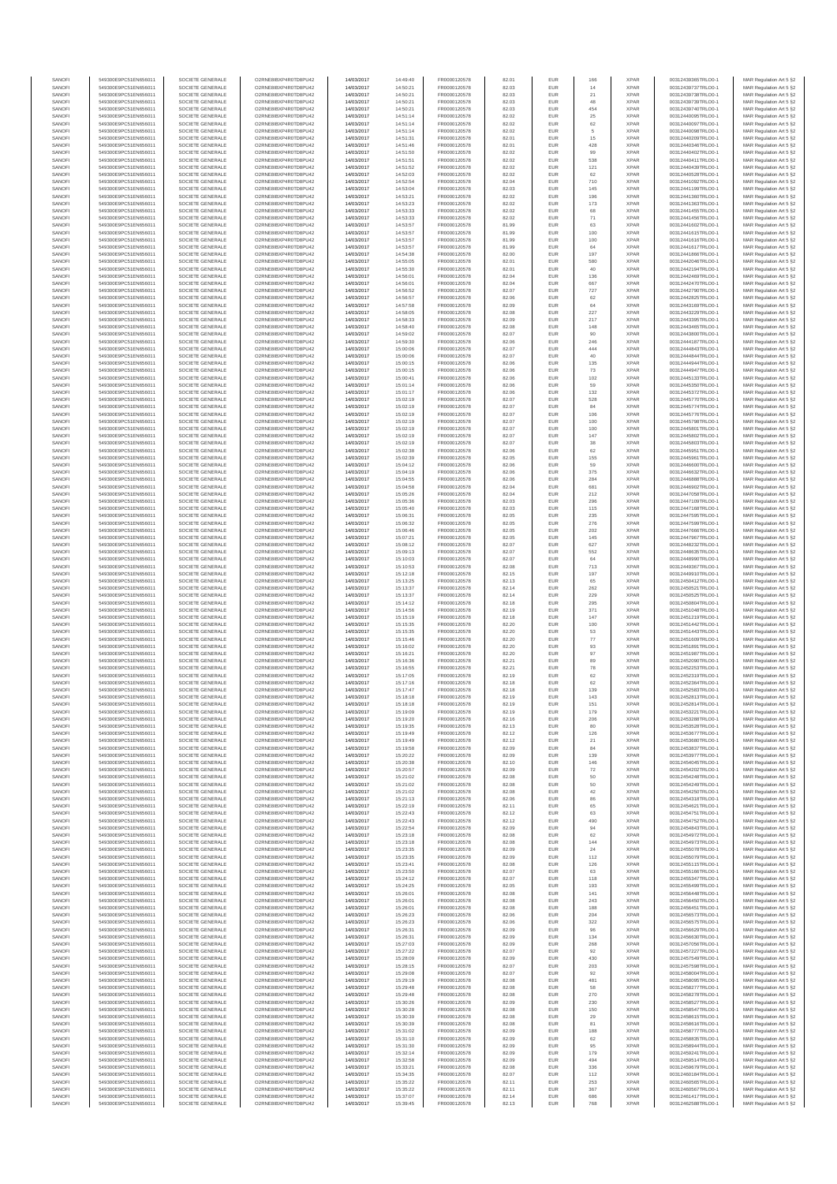| | | | | | | | | | | | | |
|---|---|---|---|---|---|---|---|---|---|---|---|---|
| SANOFI | 549300E9PC51EN656011 | SOCIETE GENERALE | O2RNE8IBXP4R0TD8PU42 | 14/03/2017 | 14:49:40 | FR0000120578 | 82.01 | EUR | 166 | XPAR | 00312439365TRLO0-1 | MAR Regulation Art 5 §2 |
| SANOFI | 549300E9PC51EN656011 | SOCIETE GENERALE | O2RNE8IBXP4R0TD8PU42 | 14/03/2017 | 14:50:21 | FR0000120578 | 82.03 | EUR | 14 | XPAR | 00312439737TRLO0-1 | MAR Regulation Art 5 §2 |
| SANOFI | 549300E9PC51EN656011 | SOCIETE GENERALE | O2RNE8IBXP4R0TD8PU42 | 14/03/2017 | 14:50:21 | FR0000120578 | 82.03 | EUR | 21 | XPAR | 00312439738TRLO0-1 | MAR Regulation Art 5 §2 |
| SANOFI | 549300E9PC51EN656011 | SOCIETE GENERALE | O2RNE8IBXP4R0TD8PU42 | 14/03/2017 | 14:50:21 | FR0000120578 | 82.03 | EUR | 48 | XPAR | 00312439739TRLO0-1 | MAR Regulation Art 5 §2 |
| SANOFI | 549300E9PC51EN656011 | SOCIETE GENERALE | O2RNE8IBXP4R0TD8PU42 | 14/03/2017 | 14:50:21 | FR0000120578 | 82.03 | EUR | 454 | XPAR | 00312439740TRLO0-1 | MAR Regulation Art 5 §2 |
| SANOFI | 549300E9PC51EN656011 | SOCIETE GENERALE | O2RNE8IBXP4R0TD8PU42 | 14/03/2017 | 14:51:14 | FR0000120578 | 82.02 | EUR | 25 | XPAR | 00312440095TRLO0-1 | MAR Regulation Art 5 §2 |
| SANOFI | 549300E9PC51EN656011 | SOCIETE GENERALE | O2RNE8IBXP4R0TD8PU42 | 14/03/2017 | 14:51:14 | FR0000120578 | 82.02 | EUR | 62 | XPAR | 00312440097TRLO0-1 | MAR Regulation Art 5 §2 |
| SANOFI | 549300E9PC51EN656011 | SOCIETE GENERALE | O2RNE8IBXP4R0TD8PU42 | 14/03/2017 | 14:51:14 | FR0000120578 | 82.02 | EUR | 5 | XPAR | 00312440098TRLO0-1 | MAR Regulation Art 5 §2 |
| SANOFI | 549300E9PC51EN656011 | SOCIETE GENERALE | O2RNE8IBXP4R0TD8PU42 | 14/03/2017 | 14:51:31 | FR0000120578 | 82.01 | EUR | 15 | XPAR | 00312440209TRLO0-1 | MAR Regulation Art 5 §2 |
| SANOFI | 549300E9PC51EN656011 | SOCIETE GENERALE | O2RNE8IBXP4R0TD8PU42 | 14/03/2017 | 14:51:46 | FR0000120578 | 82.01 | EUR | 428 | XPAR | 00312440346TRLO0-1 | MAR Regulation Art 5 §2 |
| SANOFI | 549300E9PC51EN656011 | SOCIETE GENERALE | O2RNE8IBXP4R0TD8PU42 | 14/03/2017 | 14:51:50 | FR0000120578 | 82.02 | EUR | 99 | XPAR | 00312440402TRLO0-1 | MAR Regulation Art 5 §2 |
| SANOFI | 549300E9PC51EN656011 | SOCIETE GENERALE | O2RNE8IBXP4R0TD8PU42 | 14/03/2017 | 14:51:51 | FR0000120578 | 82.02 | EUR | 538 | XPAR | 00312440411TRLO0-1 | MAR Regulation Art 5 §2 |
| SANOFI | 549300E9PC51EN656011 | SOCIETE GENERALE | O2RNE8IBXP4R0TD8PU42 | 14/03/2017 | 14:51:52 | FR0000120578 | 82.02 | EUR | 121 | XPAR | 00312440439TRLO0-1 | MAR Regulation Art 5 §2 |
| SANOFI | 549300E9PC51EN656011 | SOCIETE GENERALE | O2RNE8IBXP4R0TD8PU42 | 14/03/2017 | 14:52:03 | FR0000120578 | 82.02 | EUR | 62 | XPAR | 00312440528TRLO0-1 | MAR Regulation Art 5 §2 |
| SANOFI | 549300E9PC51EN656011 | SOCIETE GENERALE | O2RNE8IBXP4R0TD8PU42 | 14/03/2017 | 14:52:54 | FR0000120578 | 82.04 | EUR | 710 | XPAR | 00312441092TRLO0-1 | MAR Regulation Art 5 §2 |
| SANOFI | 549300E9PC51EN656011 | SOCIETE GENERALE | O2RNE8IBXP4R0TD8PU42 | 14/03/2017 | 14:53:04 | FR0000120578 | 82.03 | EUR | 145 | XPAR | 00312441199TRLO0-1 | MAR Regulation Art 5 §2 |
| SANOFI | 549300E9PC51EN656011 | SOCIETE GENERALE | O2RNE8IBXP4R0TD8PU42 | 14/03/2017 | 14:53:21 | FR0000120578 | 82.02 | EUR | 196 | XPAR | 00312441360TRLO0-1 | MAR Regulation Art 5 §2 |
| SANOFI | 549300E9PC51EN656011 | SOCIETE GENERALE | O2RNE8IBXP4R0TD8PU42 | 14/03/2017 | 14:53:23 | FR0000120578 | 82.02 | EUR | 173 | XPAR | 00312441363TRLO0-1 | MAR Regulation Art 5 §2 |
| SANOFI | 549300E9PC51EN656011 | SOCIETE GENERALE | O2RNE8IBXP4R0TD8PU42 | 14/03/2017 | 14:53:33 | FR0000120578 | 82.02 | EUR | 68 | XPAR | 00312441455TRLO0-1 | MAR Regulation Art 5 §2 |
| SANOFI | 549300E9PC51EN656011 | SOCIETE GENERALE | O2RNE8IBXP4R0TD8PU42 | 14/03/2017 | 14:53:33 | FR0000120578 | 82.02 | EUR | 71 | XPAR | 00312441456TRLO0-1 | MAR Regulation Art 5 §2 |
| SANOFI | 549300E9PC51EN656011 | SOCIETE GENERALE | O2RNE8IBXP4R0TD8PU42 | 14/03/2017 | 14:53:57 | FR0000120578 | 81.99 | EUR | 63 | XPAR | 00312441602TRLO0-1 | MAR Regulation Art 5 §2 |
| SANOFI | 549300E9PC51EN656011 | SOCIETE GENERALE | O2RNE8IBXP4R0TD8PU42 | 14/03/2017 | 14:53:57 | FR0000120578 | 81.99 | EUR | 100 | XPAR | 00312441615TRLO0-1 | MAR Regulation Art 5 §2 |
| SANOFI | 549300E9PC51EN656011 | SOCIETE GENERALE | O2RNE8IBXP4R0TD8PU42 | 14/03/2017 | 14:53:57 | FR0000120578 | 81.99 | EUR | 100 | XPAR | 00312441616TRLO0-1 | MAR Regulation Art 5 §2 |
| SANOFI | 549300E9PC51EN656011 | SOCIETE GENERALE | O2RNE8IBXP4R0TD8PU42 | 14/03/2017 | 14:53:57 | FR0000120578 | 81.99 | EUR | 64 | XPAR | 00312441617TRLO0-1 | MAR Regulation Art 5 §2 |
| SANOFI | 549300E9PC51EN656011 | SOCIETE GENERALE | O2RNE8IBXP4R0TD8PU42 | 14/03/2017 | 14:54:38 | FR0000120578 | 82.00 | EUR | 197 | XPAR | 00312441866TRLO0-1 | MAR Regulation Art 5 §2 |
| SANOFI | 549300E9PC51EN656011 | SOCIETE GENERALE | O2RNE8IBXP4R0TD8PU42 | 14/03/2017 | 14:55:05 | FR0000120578 | 82.01 | EUR | 580 | XPAR | 00312442046TRLO0-1 | MAR Regulation Art 5 §2 |
| SANOFI | 549300E9PC51EN656011 | SOCIETE GENERALE | O2RNE8IBXP4R0TD8PU42 | 14/03/2017 | 14:55:30 | FR0000120578 | 82.01 | EUR | 40 | XPAR | 00312442194TRLO0-1 | MAR Regulation Art 5 §2 |
| SANOFI | 549300E9PC51EN656011 | SOCIETE GENERALE | O2RNE8IBXP4R0TD8PU42 | 14/03/2017 | 14:56:01 | FR0000120578 | 82.04 | EUR | 136 | XPAR | 00312442469TRLO0-1 | MAR Regulation Art 5 §2 |
| SANOFI | 549300E9PC51EN656011 | SOCIETE GENERALE | O2RNE8IBXP4R0TD8PU42 | 14/03/2017 | 14:56:01 | FR0000120578 | 82.04 | EUR | 667 | XPAR | 00312442470TRLO0-1 | MAR Regulation Art 5 §2 |
| SANOFI | 549300E9PC51EN656011 | SOCIETE GENERALE | O2RNE8IBXP4R0TD8PU42 | 14/03/2017 | 14:56:52 | FR0000120578 | 82.07 | EUR | 727 | XPAR | 00312442790TRLO0-1 | MAR Regulation Art 5 §2 |
| SANOFI | 549300E9PC51EN656011 | SOCIETE GENERALE | O2RNE8IBXP4R0TD8PU42 | 14/03/2017 | 14:56:57 | FR0000120578 | 82.06 | EUR | 62 | XPAR | 00312442825TRLO0-1 | MAR Regulation Art 5 §2 |
| SANOFI | 549300E9PC51EN656011 | SOCIETE GENERALE | O2RNE8IBXP4R0TD8PU42 | 14/03/2017 | 14:57:58 | FR0000120578 | 82.09 | EUR | 64 | XPAR | 00312443169TRLO0-1 | MAR Regulation Art 5 §2 |
| SANOFI | 549300E9PC51EN656011 | SOCIETE GENERALE | O2RNE8IBXP4R0TD8PU42 | 14/03/2017 | 14:58:05 | FR0000120578 | 82.08 | EUR | 227 | XPAR | 00312443229TRLO0-1 | MAR Regulation Art 5 §2 |
| SANOFI | 549300E9PC51EN656011 | SOCIETE GENERALE | O2RNE8IBXP4R0TD8PU42 | 14/03/2017 | 14:58:33 | FR0000120578 | 82.09 | EUR | 217 | XPAR | 00312443395TRLO0-1 | MAR Regulation Art 5 §2 |
| SANOFI | 549300E9PC51EN656011 | SOCIETE GENERALE | O2RNE8IBXP4R0TD8PU42 | 14/03/2017 | 14:58:40 | FR0000120578 | 82.08 | EUR | 148 | XPAR | 00312443465TRLO0-1 | MAR Regulation Art 5 §2 |
| SANOFI | 549300E9PC51EN656011 | SOCIETE GENERALE | O2RNE8IBXP4R0TD8PU42 | 14/03/2017 | 14:59:02 | FR0000120578 | 82.07 | EUR | 90 | XPAR | 00312443600TRLO0-1 | MAR Regulation Art 5 §2 |
| SANOFI | 549300E9PC51EN656011 | SOCIETE GENERALE | O2RNE8IBXP4R0TD8PU42 | 14/03/2017 | 14:59:30 | FR0000120578 | 82.06 | EUR | 246 | XPAR | 00312444187TRLO0-1 | MAR Regulation Art 5 §2 |
| SANOFI | 549300E9PC51EN656011 | SOCIETE GENERALE | O2RNE8IBXP4R0TD8PU42 | 14/03/2017 | 15:00:06 | FR0000120578 | 82.07 | EUR | 444 | XPAR | 00312444843TRLO0-1 | MAR Regulation Art 5 §2 |
| SANOFI | 549300E9PC51EN656011 | SOCIETE GENERALE | O2RNE8IBXP4R0TD8PU42 | 14/03/2017 | 15:00:06 | FR0000120578 | 82.07 | EUR | 40 | XPAR | 00312444844TRLO0-1 | MAR Regulation Art 5 §2 |
| SANOFI | 549300E9PC51EN656011 | SOCIETE GENERALE | O2RNE8IBXP4R0TD8PU42 | 14/03/2017 | 15:00:15 | FR0000120578 | 82.06 | EUR | 135 | XPAR | 00312444946TRLO0-1 | MAR Regulation Art 5 §2 |
| SANOFI | 549300E9PC51EN656011 | SOCIETE GENERALE | O2RNE8IBXP4R0TD8PU42 | 14/03/2017 | 15:00:15 | FR0000120578 | 82.06 | EUR | 73 | XPAR | 00312444947TRLO0-1 | MAR Regulation Art 5 §2 |
| SANOFI | 549300E9PC51EN656011 | SOCIETE GENERALE | O2RNE8IBXP4R0TD8PU42 | 14/03/2017 | 15:00:41 | FR0000120578 | 82.06 | EUR | 102 | XPAR | 00312445133TRLO0-1 | MAR Regulation Art 5 §2 |
| SANOFI | 549300E9PC51EN656011 | SOCIETE GENERALE | O2RNE8IBXP4R0TD8PU42 | 14/03/2017 | 15:01:14 | FR0000120578 | 82.06 | EUR | 59 | XPAR | 00312445350TRLO0-1 | MAR Regulation Art 5 §2 |
| SANOFI | 549300E9PC51EN656011 | SOCIETE GENERALE | O2RNE8IBXP4R0TD8PU42 | 14/03/2017 | 15:01:17 | FR0000120578 | 82.06 | EUR | 132 | XPAR | 00312445372TRLO0-1 | MAR Regulation Art 5 §2 |
| SANOFI | 549300E9PC51EN656011 | SOCIETE GENERALE | O2RNE8IBXP4R0TD8PU42 | 14/03/2017 | 15:02:19 | FR0000120578 | 82.07 | EUR | 528 | XPAR | 00312445770TRLO0-1 | MAR Regulation Art 5 §2 |
| SANOFI | 549300E9PC51EN656011 | SOCIETE GENERALE | O2RNE8IBXP4R0TD8PU42 | 14/03/2017 | 15:02:19 | FR0000120578 | 82.07 | EUR | 84 | XPAR | 00312445774TRLO0-1 | MAR Regulation Art 5 §2 |
| SANOFI | 549300E9PC51EN656011 | SOCIETE GENERALE | O2RNE8IBXP4R0TD8PU42 | 14/03/2017 | 15:02:19 | FR0000120578 | 82.07 | EUR | 106 | XPAR | 00312445776TRLO0-1 | MAR Regulation Art 5 §2 |
| SANOFI | 549300E9PC51EN656011 | SOCIETE GENERALE | O2RNE8IBXP4R0TD8PU42 | 14/03/2017 | 15:02:19 | FR0000120578 | 82.07 | EUR | 100 | XPAR | 00312445798TRLO0-1 | MAR Regulation Art 5 §2 |
| SANOFI | 549300E9PC51EN656011 | SOCIETE GENERALE | O2RNE8IBXP4R0TD8PU42 | 14/03/2017 | 15:02:19 | FR0000120578 | 82.07 | EUR | 100 | XPAR | 00312445801TRLO0-1 | MAR Regulation Art 5 §2 |
| SANOFI | 549300E9PC51EN656011 | SOCIETE GENERALE | O2RNE8IBXP4R0TD8PU42 | 14/03/2017 | 15:02:19 | FR0000120578 | 82.07 | EUR | 147 | XPAR | 00312445802TRLO0-1 | MAR Regulation Art 5 §2 |
| SANOFI | 549300E9PC51EN656011 | SOCIETE GENERALE | O2RNE8IBXP4R0TD8PU42 | 14/03/2017 | 15:02:19 | FR0000120578 | 82.07 | EUR | 38 | XPAR | 00312445803TRLO0-1 | MAR Regulation Art 5 §2 |
| SANOFI | 549300E9PC51EN656011 | SOCIETE GENERALE | O2RNE8IBXP4R0TD8PU42 | 14/03/2017 | 15:02:38 | FR0000120578 | 82.06 | EUR | 62 | XPAR | 00312445951TRLO0-1 | MAR Regulation Art 5 §2 |
| SANOFI | 549300E9PC51EN656011 | SOCIETE GENERALE | O2RNE8IBXP4R0TD8PU42 | 14/03/2017 | 15:02:39 | FR0000120578 | 82.05 | EUR | 155 | XPAR | 00312445961TRLO0-1 | MAR Regulation Art 5 §2 |
| SANOFI | 549300E9PC51EN656011 | SOCIETE GENERALE | O2RNE8IBXP4R0TD8PU42 | 14/03/2017 | 15:04:12 | FR0000120578 | 82.06 | EUR | 59 | XPAR | 00312446600TRLO0-1 | MAR Regulation Art 5 §2 |
| SANOFI | 549300E9PC51EN656011 | SOCIETE GENERALE | O2RNE8IBXP4R0TD8PU42 | 14/03/2017 | 15:04:19 | FR0000120578 | 82.06 | EUR | 375 | XPAR | 00312446632TRLO0-1 | MAR Regulation Art 5 §2 |
| SANOFI | 549300E9PC51EN656011 | SOCIETE GENERALE | O2RNE8IBXP4R0TD8PU42 | 14/03/2017 | 15:04:55 | FR0000120578 | 82.06 | EUR | 284 | XPAR | 00312446888TRLO0-1 | MAR Regulation Art 5 §2 |
| SANOFI | 549300E9PC51EN656011 | SOCIETE GENERALE | O2RNE8IBXP4R0TD8PU42 | 14/03/2017 | 15:04:58 | FR0000120578 | 82.04 | EUR | 681 | XPAR | 00312446902TRLO0-1 | MAR Regulation Art 5 §2 |
| SANOFI | 549300E9PC51EN656011 | SOCIETE GENERALE | O2RNE8IBXP4R0TD8PU42 | 14/03/2017 | 15:05:26 | FR0000120578 | 82.04 | EUR | 212 | XPAR | 00312447058TRLO0-1 | MAR Regulation Art 5 §2 |
| SANOFI | 549300E9PC51EN656011 | SOCIETE GENERALE | O2RNE8IBXP4R0TD8PU42 | 14/03/2017 | 15:05:36 | FR0000120578 | 82.03 | EUR | 296 | XPAR | 00312447109TRLO0-1 | MAR Regulation Art 5 §2 |
| SANOFI | 549300E9PC51EN656011 | SOCIETE GENERALE | O2RNE8IBXP4R0TD8PU42 | 14/03/2017 | 15:05:40 | FR0000120578 | 82.03 | EUR | 115 | XPAR | 00312447168TRLO0-1 | MAR Regulation Art 5 §2 |
| SANOFI | 549300E9PC51EN656011 | SOCIETE GENERALE | O2RNE8IBXP4R0TD8PU42 | 14/03/2017 | 15:06:31 | FR0000120578 | 82.05 | EUR | 235 | XPAR | 00312447595TRLO0-1 | MAR Regulation Art 5 §2 |
| SANOFI | 549300E9PC51EN656011 | SOCIETE GENERALE | O2RNE8IBXP4R0TD8PU42 | 14/03/2017 | 15:06:32 | FR0000120578 | 82.05 | EUR | 276 | XPAR | 00312447599TRLO0-1 | MAR Regulation Art 5 §2 |
| SANOFI | 549300E9PC51EN656011 | SOCIETE GENERALE | O2RNE8IBXP4R0TD8PU42 | 14/03/2017 | 15:06:46 | FR0000120578 | 82.05 | EUR | 202 | XPAR | 00312447666TRLO0-1 | MAR Regulation Art 5 §2 |
| SANOFI | 549300E9PC51EN656011 | SOCIETE GENERALE | O2RNE8IBXP4R0TD8PU42 | 14/03/2017 | 15:07:21 | FR0000120578 | 82.05 | EUR | 145 | XPAR | 00312447967TRLO0-1 | MAR Regulation Art 5 §2 |
| SANOFI | 549300E9PC51EN656011 | SOCIETE GENERALE | O2RNE8IBXP4R0TD8PU42 | 14/03/2017 | 15:08:12 | FR0000120578 | 82.07 | EUR | 627 | XPAR | 00312448232TRLO0-1 | MAR Regulation Art 5 §2 |
| SANOFI | 549300E9PC51EN656011 | SOCIETE GENERALE | O2RNE8IBXP4R0TD8PU42 | 14/03/2017 | 15:09:13 | FR0000120578 | 82.07 | EUR | 552 | XPAR | 00312448635TRLO0-1 | MAR Regulation Art 5 §2 |
| SANOFI | 549300E9PC51EN656011 | SOCIETE GENERALE | O2RNE8IBXP4R0TD8PU42 | 14/03/2017 | 15:10:03 | FR0000120578 | 82.07 | EUR | 64 | XPAR | 00312448990TRLO0-1 | MAR Regulation Art 5 §2 |
| SANOFI | 549300E9PC51EN656011 | SOCIETE GENERALE | O2RNE8IBXP4R0TD8PU42 | 14/03/2017 | 15:10:53 | FR0000120578 | 82.08 | EUR | 713 | XPAR | 00312449367TRLO0-1 | MAR Regulation Art 5 §2 |
| SANOFI | 549300E9PC51EN656011 | SOCIETE GENERALE | O2RNE8IBXP4R0TD8PU42 | 14/03/2017 | 15:12:18 | FR0000120578 | 82.15 | EUR | 197 | XPAR | 00312449910TRLO0-1 | MAR Regulation Art 5 §2 |
| SANOFI | 549300E9PC51EN656011 | SOCIETE GENERALE | O2RNE8IBXP4R0TD8PU42 | 14/03/2017 | 15:13:25 | FR0000120578 | 82.13 | EUR | 65 | XPAR | 00312450412TRLO0-1 | MAR Regulation Art 5 §2 |
| SANOFI | 549300E9PC51EN656011 | SOCIETE GENERALE | O2RNE8IBXP4R0TD8PU42 | 14/03/2017 | 15:13:37 | FR0000120578 | 82.14 | EUR | 262 | XPAR | 00312450521TRLO0-1 | MAR Regulation Art 5 §2 |
| SANOFI | 549300E9PC51EN656011 | SOCIETE GENERALE | O2RNE8IBXP4R0TD8PU42 | 14/03/2017 | 15:13:37 | FR0000120578 | 82.14 | EUR | 229 | XPAR | 00312450525TRLO0-1 | MAR Regulation Art 5 §2 |
| SANOFI | 549300E9PC51EN656011 | SOCIETE GENERALE | O2RNE8IBXP4R0TD8PU42 | 14/03/2017 | 15:14:12 | FR0000120578 | 82.18 | EUR | 295 | XPAR | 00312450804TRLO0-1 | MAR Regulation Art 5 §2 |
| SANOFI | 549300E9PC51EN656011 | SOCIETE GENERALE | O2RNE8IBXP4R0TD8PU42 | 14/03/2017 | 15:14:56 | FR0000120578 | 82.19 | EUR | 371 | XPAR | 00312451048TRLO0-1 | MAR Regulation Art 5 §2 |
| SANOFI | 549300E9PC51EN656011 | SOCIETE GENERALE | O2RNE8IBXP4R0TD8PU42 | 14/03/2017 | 15:15:19 | FR0000120578 | 82.18 | EUR | 147 | XPAR | 00312451219TRLO0-1 | MAR Regulation Art 5 §2 |
| SANOFI | 549300E9PC51EN656011 | SOCIETE GENERALE | O2RNE8IBXP4R0TD8PU42 | 14/03/2017 | 15:15:35 | FR0000120578 | 82.20 | EUR | 100 | XPAR | 00312451442TRLO0-1 | MAR Regulation Art 5 §2 |
| SANOFI | 549300E9PC51EN656011 | SOCIETE GENERALE | O2RNE8IBXP4R0TD8PU42 | 14/03/2017 | 15:15:35 | FR0000120578 | 82.20 | EUR | 53 | XPAR | 00312451443TRLO0-1 | MAR Regulation Art 5 §2 |
| SANOFI | 549300E9PC51EN656011 | SOCIETE GENERALE | O2RNE8IBXP4R0TD8PU42 | 14/03/2017 | 15:15:46 | FR0000120578 | 82.20 | EUR | 77 | XPAR | 00312451609TRLO0-1 | MAR Regulation Art 5 §2 |
| SANOFI | 549300E9PC51EN656011 | SOCIETE GENERALE | O2RNE8IBXP4R0TD8PU42 | 14/03/2017 | 15:16:02 | FR0000120578 | 82.20 | EUR | 93 | XPAR | 00312451891TRLO0-1 | MAR Regulation Art 5 §2 |
| SANOFI | 549300E9PC51EN656011 | SOCIETE GENERALE | O2RNE8IBXP4R0TD8PU42 | 14/03/2017 | 15:16:21 | FR0000120578 | 82.20 | EUR | 97 | XPAR | 00312451987TRLO0-1 | MAR Regulation Art 5 §2 |
| SANOFI | 549300E9PC51EN656011 | SOCIETE GENERALE | O2RNE8IBXP4R0TD8PU42 | 14/03/2017 | 15:16:36 | FR0000120578 | 82.21 | EUR | 89 | XPAR | 00312452090TRLO0-1 | MAR Regulation Art 5 §2 |
| SANOFI | 549300E9PC51EN656011 | SOCIETE GENERALE | O2RNE8IBXP4R0TD8PU42 | 14/03/2017 | 15:16:55 | FR0000120578 | 82.21 | EUR | 78 | XPAR | 00312452253TRLO0-1 | MAR Regulation Art 5 §2 |
| SANOFI | 549300E9PC51EN656011 | SOCIETE GENERALE | O2RNE8IBXP4R0TD8PU42 | 14/03/2017 | 15:17:05 | FR0000120578 | 82.19 | EUR | 62 | XPAR | 00312452319TRLO0-1 | MAR Regulation Art 5 §2 |
| SANOFI | 549300E9PC51EN656011 | SOCIETE GENERALE | O2RNE8IBXP4R0TD8PU42 | 14/03/2017 | 15:17:16 | FR0000120578 | 82.18 | EUR | 62 | XPAR | 00312452364TRLO0-1 | MAR Regulation Art 5 §2 |
| SANOFI | 549300E9PC51EN656011 | SOCIETE GENERALE | O2RNE8IBXP4R0TD8PU42 | 14/03/2017 | 15:17:47 | FR0000120578 | 82.18 | EUR | 139 | XPAR | 00312452583TRLO0-1 | MAR Regulation Art 5 §2 |
| SANOFI | 549300E9PC51EN656011 | SOCIETE GENERALE | O2RNE8IBXP4R0TD8PU42 | 14/03/2017 | 15:18:18 | FR0000120578 | 82.19 | EUR | 143 | XPAR | 00312452813TRLO0-1 | MAR Regulation Art 5 §2 |
| SANOFI | 549300E9PC51EN656011 | SOCIETE GENERALE | O2RNE8IBXP4R0TD8PU42 | 14/03/2017 | 15:18:18 | FR0000120578 | 82.19 | EUR | 151 | XPAR | 00312452814TRLO0-1 | MAR Regulation Art 5 §2 |
| SANOFI | 549300E9PC51EN656011 | SOCIETE GENERALE | O2RNE8IBXP4R0TD8PU42 | 14/03/2017 | 15:19:09 | FR0000120578 | 82.19 | EUR | 179 | XPAR | 00312453221TRLO0-1 | MAR Regulation Art 5 §2 |
| SANOFI | 549300E9PC51EN656011 | SOCIETE GENERALE | O2RNE8IBXP4R0TD8PU42 | 14/03/2017 | 15:19:20 | FR0000120578 | 82.16 | EUR | 206 | XPAR | 00312453288TRLO0-1 | MAR Regulation Art 5 §2 |
| SANOFI | 549300E9PC51EN656011 | SOCIETE GENERALE | O2RNE8IBXP4R0TD8PU42 | 14/03/2017 | 15:19:35 | FR0000120578 | 82.13 | EUR | 80 | XPAR | 00312453529TRLO0-1 | MAR Regulation Art 5 §2 |
| SANOFI | 549300E9PC51EN656011 | SOCIETE GENERALE | O2RNE8IBXP4R0TD8PU42 | 14/03/2017 | 15:19:49 | FR0000120578 | 82.12 | EUR | 126 | XPAR | 00312453677TRLO0-1 | MAR Regulation Art 5 §2 |
| SANOFI | 549300E9PC51EN656011 | SOCIETE GENERALE | O2RNE8IBXP4R0TD8PU42 | 14/03/2017 | 15:19:49 | FR0000120578 | 82.12 | EUR | 21 | XPAR | 00312453680TRLO0-1 | MAR Regulation Art 5 §2 |
| SANOFI | 549300E9PC51EN656011 | SOCIETE GENERALE | O2RNE8IBXP4R0TD8PU42 | 14/03/2017 | 15:19:58 | FR0000120578 | 82.09 | EUR | 84 | XPAR | 00312453837TRLO0-1 | MAR Regulation Art 5 §2 |
| SANOFI | 549300E9PC51EN656011 | SOCIETE GENERALE | O2RNE8IBXP4R0TD8PU42 | 14/03/2017 | 15:20:22 | FR0000120578 | 82.09 | EUR | 139 | XPAR | 00312453977TRLO0-1 | MAR Regulation Art 5 §2 |
| SANOFI | 549300E9PC51EN656011 | SOCIETE GENERALE | O2RNE8IBXP4R0TD8PU42 | 14/03/2017 | 15:20:38 | FR0000120578 | 82.10 | EUR | 146 | XPAR | 00312454045TRLO0-1 | MAR Regulation Art 5 §2 |
| SANOFI | 549300E9PC51EN656011 | SOCIETE GENERALE | O2RNE8IBXP4R0TD8PU42 | 14/03/2017 | 15:20:57 | FR0000120578 | 82.09 | EUR | 72 | XPAR | 00312454202TRLO0-1 | MAR Regulation Art 5 §2 |
| SANOFI | 549300E9PC51EN656011 | SOCIETE GENERALE | O2RNE8IBXP4R0TD8PU42 | 14/03/2017 | 15:21:02 | FR0000120578 | 82.08 | EUR | 50 | XPAR | 00312454248TRLO0-1 | MAR Regulation Art 5 §2 |
| SANOFI | 549300E9PC51EN656011 | SOCIETE GENERALE | O2RNE8IBXP4R0TD8PU42 | 14/03/2017 | 15:21:02 | FR0000120578 | 82.08 | EUR | 50 | XPAR | 00312454249TRLO0-1 | MAR Regulation Art 5 §2 |
| SANOFI | 549300E9PC51EN656011 | SOCIETE GENERALE | O2RNE8IBXP4R0TD8PU42 | 14/03/2017 | 15:21:02 | FR0000120578 | 82.08 | EUR | 42 | XPAR | 00312454250TRLO0-1 | MAR Regulation Art 5 §2 |
| SANOFI | 549300E9PC51EN656011 | SOCIETE GENERALE | O2RNE8IBXP4R0TD8PU42 | 14/03/2017 | 15:21:13 | FR0000120578 | 82.06 | EUR | 86 | XPAR | 00312454318TRLO0-1 | MAR Regulation Art 5 §2 |
| SANOFI | 549300E9PC51EN656011 | SOCIETE GENERALE | O2RNE8IBXP4R0TD8PU42 | 14/03/2017 | 15:22:19 | FR0000120578 | 82.11 | EUR | 65 | XPAR | 00312454621TRLO0-1 | MAR Regulation Art 5 §2 |
| SANOFI | 549300E9PC51EN656011 | SOCIETE GENERALE | O2RNE8IBXP4R0TD8PU42 | 14/03/2017 | 15:22:43 | FR0000120578 | 82.12 | EUR | 63 | XPAR | 00312454751TRLO0-1 | MAR Regulation Art 5 §2 |
| SANOFI | 549300E9PC51EN656011 | SOCIETE GENERALE | O2RNE8IBXP4R0TD8PU42 | 14/03/2017 | 15:22:43 | FR0000120578 | 82.12 | EUR | 490 | XPAR | 00312454752TRLO0-1 | MAR Regulation Art 5 §2 |
| SANOFI | 549300E9PC51EN656011 | SOCIETE GENERALE | O2RNE8IBXP4R0TD8PU42 | 14/03/2017 | 15:22:54 | FR0000120578 | 82.09 | EUR | 94 | XPAR | 00312454843TRLO0-1 | MAR Regulation Art 5 §2 |
| SANOFI | 549300E9PC51EN656011 | SOCIETE GENERALE | O2RNE8IBXP4R0TD8PU42 | 14/03/2017 | 15:23:18 | FR0000120578 | 82.08 | EUR | 62 | XPAR | 00312454972TRLO0-1 | MAR Regulation Art 5 §2 |
| SANOFI | 549300E9PC51EN656011 | SOCIETE GENERALE | O2RNE8IBXP4R0TD8PU42 | 14/03/2017 | 15:23:18 | FR0000120578 | 82.08 | EUR | 144 | XPAR | 00312454973TRLO0-1 | MAR Regulation Art 5 §2 |
| SANOFI | 549300E9PC51EN656011 | SOCIETE GENERALE | O2RNE8IBXP4R0TD8PU42 | 14/03/2017 | 15:23:35 | FR0000120578 | 82.09 | EUR | 24 | XPAR | 00312455078TRLO0-1 | MAR Regulation Art 5 §2 |
| SANOFI | 549300E9PC51EN656011 | SOCIETE GENERALE | O2RNE8IBXP4R0TD8PU42 | 14/03/2017 | 15:23:35 | FR0000120578 | 82.09 | EUR | 112 | XPAR | 00312455079TRLO0-1 | MAR Regulation Art 5 §2 |
| SANOFI | 549300E9PC51EN656011 | SOCIETE GENERALE | O2RNE8IBXP4R0TD8PU42 | 14/03/2017 | 15:23:41 | FR0000120578 | 82.08 | EUR | 126 | XPAR | 00312455115TRLO0-1 | MAR Regulation Art 5 §2 |
| SANOFI | 549300E9PC51EN656011 | SOCIETE GENERALE | O2RNE8IBXP4R0TD8PU42 | 14/03/2017 | 15:23:50 | FR0000120578 | 82.07 | EUR | 63 | XPAR | 00312455186TRLO0-1 | MAR Regulation Art 5 §2 |
| SANOFI | 549300E9PC51EN656011 | SOCIETE GENERALE | O2RNE8IBXP4R0TD8PU42 | 14/03/2017 | 15:24:12 | FR0000120578 | 82.07 | EUR | 118 | XPAR | 00312455347TRLO0-1 | MAR Regulation Art 5 §2 |
| SANOFI | 549300E9PC51EN656011 | SOCIETE GENERALE | O2RNE8IBXP4R0TD8PU42 | 14/03/2017 | 15:24:25 | FR0000120578 | 82.05 | EUR | 193 | XPAR | 00312455499TRLO0-1 | MAR Regulation Art 5 §2 |
| SANOFI | 549300E9PC51EN656011 | SOCIETE GENERALE | O2RNE8IBXP4R0TD8PU42 | 14/03/2017 | 15:26:01 | FR0000120578 | 82.08 | EUR | 141 | XPAR | 00312456449TRLO0-1 | MAR Regulation Art 5 §2 |
| SANOFI | 549300E9PC51EN656011 | SOCIETE GENERALE | O2RNE8IBXP4R0TD8PU42 | 14/03/2017 | 15:26:01 | FR0000120578 | 82.08 | EUR | 243 | XPAR | 00312456450TRLO0-1 | MAR Regulation Art 5 §2 |
| SANOFI | 549300E9PC51EN656011 | SOCIETE GENERALE | O2RNE8IBXP4R0TD8PU42 | 14/03/2017 | 15:26:01 | FR0000120578 | 82.08 | EUR | 188 | XPAR | 00312456451TRLO0-1 | MAR Regulation Art 5 §2 |
| SANOFI | 549300E9PC51EN656011 | SOCIETE GENERALE | O2RNE8IBXP4R0TD8PU42 | 14/03/2017 | 15:26:23 | FR0000120578 | 82.06 | EUR | 204 | XPAR | 00312456573TRLO0-1 | MAR Regulation Art 5 §2 |
| SANOFI | 549300E9PC51EN656011 | SOCIETE GENERALE | O2RNE8IBXP4R0TD8PU42 | 14/03/2017 | 15:26:23 | FR0000120578 | 82.06 | EUR | 322 | XPAR | 00312456575TRLO0-1 | MAR Regulation Art 5 §2 |
| SANOFI | 549300E9PC51EN656011 | SOCIETE GENERALE | O2RNE8IBXP4R0TD8PU42 | 14/03/2017 | 15:26:31 | FR0000120578 | 82.09 | EUR | 96 | XPAR | 00312456629TRLO0-1 | MAR Regulation Art 5 §2 |
| SANOFI | 549300E9PC51EN656011 | SOCIETE GENERALE | O2RNE8IBXP4R0TD8PU42 | 14/03/2017 | 15:26:31 | FR0000120578 | 82.09 | EUR | 134 | XPAR | 00312456630TRLO0-1 | MAR Regulation Art 5 §2 |
| SANOFI | 549300E9PC51EN656011 | SOCIETE GENERALE | O2RNE8IBXP4R0TD8PU42 | 14/03/2017 | 15:27:03 | FR0000120578 | 82.09 | EUR | 268 | XPAR | 00312457056TRLO0-1 | MAR Regulation Art 5 §2 |
| SANOFI | 549300E9PC51EN656011 | SOCIETE GENERALE | O2RNE8IBXP4R0TD8PU42 | 14/03/2017 | 15:27:22 | FR0000120578 | 82.07 | EUR | 92 | XPAR | 00312457227TRLO0-1 | MAR Regulation Art 5 §2 |
| SANOFI | 549300E9PC51EN656011 | SOCIETE GENERALE | O2RNE8IBXP4R0TD8PU42 | 14/03/2017 | 15:28:09 | FR0000120578 | 82.09 | EUR | 430 | XPAR | 00312457549TRLO0-1 | MAR Regulation Art 5 §2 |
| SANOFI | 549300E9PC51EN656011 | SOCIETE GENERALE | O2RNE8IBXP4R0TD8PU42 | 14/03/2017 | 15:28:15 | FR0000120578 | 82.07 | EUR | 203 | XPAR | 00312457598TRLO0-1 | MAR Regulation Art 5 §2 |
| SANOFI | 549300E9PC51EN656011 | SOCIETE GENERALE | O2RNE8IBXP4R0TD8PU42 | 14/03/2017 | 15:29:08 | FR0000120578 | 82.07 | EUR | 92 | XPAR | 00312458004TRLO0-1 | MAR Regulation Art 5 §2 |
| SANOFI | 549300E9PC51EN656011 | SOCIETE GENERALE | O2RNE8IBXP4R0TD8PU42 | 14/03/2017 | 15:29:19 | FR0000120578 | 82.08 | EUR | 481 | XPAR | 00312458095TRLO0-1 | MAR Regulation Art 5 §2 |
| SANOFI | 549300E9PC51EN656011 | SOCIETE GENERALE | O2RNE8IBXP4R0TD8PU42 | 14/03/2017 | 15:29:48 | FR0000120578 | 82.08 | EUR | 58 | XPAR | 00312458277TRLO0-1 | MAR Regulation Art 5 §2 |
| SANOFI | 549300E9PC51EN656011 | SOCIETE GENERALE | O2RNE8IBXP4R0TD8PU42 | 14/03/2017 | 15:29:48 | FR0000120578 | 82.08 | EUR | 270 | XPAR | 00312458278TRLO0-1 | MAR Regulation Art 5 §2 |
| SANOFI | 549300E9PC51EN656011 | SOCIETE GENERALE | O2RNE8IBXP4R0TD8PU42 | 14/03/2017 | 15:30:26 | FR0000120578 | 82.09 | EUR | 230 | XPAR | 00312458527TRLO0-1 | MAR Regulation Art 5 §2 |
| SANOFI | 549300E9PC51EN656011 | SOCIETE GENERALE | O2RNE8IBXP4R0TD8PU42 | 14/03/2017 | 15:30:28 | FR0000120578 | 82.08 | EUR | 150 | XPAR | 00312458547TRLO0-1 | MAR Regulation Art 5 §2 |
| SANOFI | 549300E9PC51EN656011 | SOCIETE GENERALE | O2RNE8IBXP4R0TD8PU42 | 14/03/2017 | 15:30:39 | FR0000120578 | 82.08 | EUR | 29 | XPAR | 00312458615TRLO0-1 | MAR Regulation Art 5 §2 |
| SANOFI | 549300E9PC51EN656011 | SOCIETE GENERALE | O2RNE8IBXP4R0TD8PU42 | 14/03/2017 | 15:30:39 | FR0000120578 | 82.08 | EUR | 81 | XPAR | 00312458616TRLO0-1 | MAR Regulation Art 5 §2 |
| SANOFI | 549300E9PC51EN656011 | SOCIETE GENERALE | O2RNE8IBXP4R0TD8PU42 | 14/03/2017 | 15:31:02 | FR0000120578 | 82.09 | EUR | 188 | XPAR | 00312458777TRLO0-1 | MAR Regulation Art 5 §2 |
| SANOFI | 549300E9PC51EN656011 | SOCIETE GENERALE | O2RNE8IBXP4R0TD8PU42 | 14/03/2017 | 15:31:10 | FR0000120578 | 82.09 | EUR | 62 | XPAR | 00312458835TRLO0-1 | MAR Regulation Art 5 §2 |
| SANOFI | 549300E9PC51EN656011 | SOCIETE GENERALE | O2RNE8IBXP4R0TD8PU42 | 14/03/2017 | 15:31:30 | FR0000120578 | 82.09 | EUR | 95 | XPAR | 00312458944TRLO0-1 | MAR Regulation Art 5 §2 |
| SANOFI | 549300E9PC51EN656011 | SOCIETE GENERALE | O2RNE8IBXP4R0TD8PU42 | 14/03/2017 | 15:32:14 | FR0000120578 | 82.09 | EUR | 179 | XPAR | 00312459241TRLO0-1 | MAR Regulation Art 5 §2 |
| SANOFI | 549300E9PC51EN656011 | SOCIETE GENERALE | O2RNE8IBXP4R0TD8PU42 | 14/03/2017 | 15:32:58 | FR0000120578 | 82.09 | EUR | 494 | XPAR | 00312459518TRLO0-1 | MAR Regulation Art 5 §2 |
| SANOFI | 549300E9PC51EN656011 | SOCIETE GENERALE | O2RNE8IBXP4R0TD8PU42 | 14/03/2017 | 15:33:21 | FR0000120578 | 82.08 | EUR | 336 | XPAR | 00312459679TRLO0-1 | MAR Regulation Art 5 §2 |
| SANOFI | 549300E9PC51EN656011 | SOCIETE GENERALE | O2RNE8IBXP4R0TD8PU42 | 14/03/2017 | 15:34:35 | FR0000120578 | 82.07 | EUR | 112 | XPAR | 00312460184TRLO0-1 | MAR Regulation Art 5 §2 |
| SANOFI | 549300E9PC51EN656011 | SOCIETE GENERALE | O2RNE8IBXP4R0TD8PU42 | 14/03/2017 | 15:35:22 | FR0000120578 | 82.11 | EUR | 253 | XPAR | 00312460565TRLO0-1 | MAR Regulation Art 5 §2 |
| SANOFI | 549300E9PC51EN656011 | SOCIETE GENERALE | O2RNE8IBXP4R0TD8PU42 | 14/03/2017 | 15:35:22 | FR0000120578 | 82.11 | EUR | 367 | XPAR | 00312460567TRLO0-1 | MAR Regulation Art 5 §2 |
| SANOFI | 549300E9PC51EN656011 | SOCIETE GENERALE | O2RNE8IBXP4R0TD8PU42 | 14/03/2017 | 15:37:07 | FR0000120578 | 82.14 | EUR | 686 | XPAR | 00312461417TRLO0-1 | MAR Regulation Art 5 §2 |
| SANOFI | 549300E9PC51EN656011 | SOCIETE GENERALE | O2RNE8IBXP4R0TD8PU42 | 14/03/2017 | 15:39:45 | FR0000120578 | 82.13 | EUR | 768 | XPAR | 00312462588TRLO0-1 | MAR Regulation Art 5 §2 |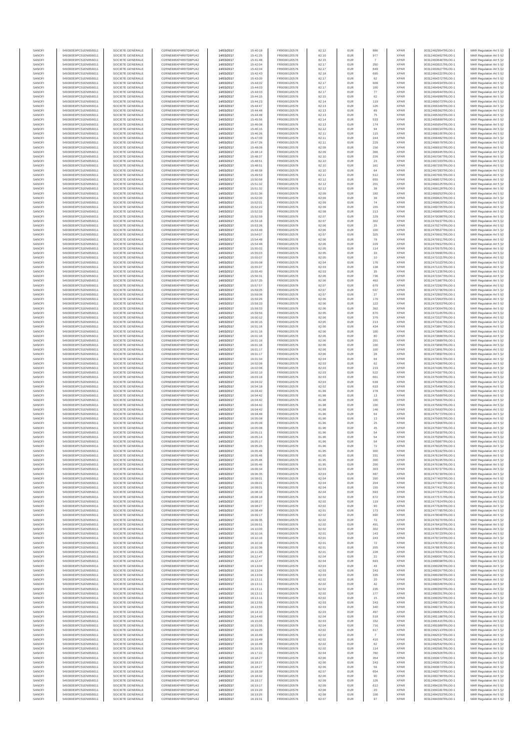| SANOFI | 549300E9PC51EN656011 | SOCIETE GENERALE | O2RNE8IBXP4R0TD8PU42 | 14/03/2017 | 15:40:18 | FR0000120578 | 82.12 | EUR | 886 | XPAR | 00312462954TRLO0-1 | MAR Regulation Art 5 §2 |
|---|---|---|---|---|---|---|---|---|---|---|---|---|
| SANOFI | 549300E9PC51EN656011 | SOCIETE GENERALE | O2RNE8IBXP4R0TD8PU42 | 14/03/2017 | 15:41:25 | FR0000120578 | 82.16 | EUR | 977 | XPAR | 00312463462TRLO0-1 | MAR Regulation Art 5 §2 |
| SANOFI | 549300E9PC51EN656011 | SOCIETE GENERALE | O2RNE8IBXP4R0TD8PU42 | 14/03/2017 | 15:41:48 | FR0000120578 | 82.15 | EUR | 7 | XPAR | 00312463640TRLO0-1 | MAR Regulation Art 5 §2 |
| SANOFI | 549300E9PC51EN656011 | SOCIETE GENERALE | O2RNE8IBXP4R0TD8PU42 | 14/03/2017 | 15:42:04 | FR0000120578 | 82.17 | EUR | 250 | XPAR | 00312463921TRLO0-1 | MAR Regulation Art 5 §2 |
| SANOFI | 549300E9PC51EN656011 | SOCIETE GENERALE | O2RNE8IBXP4R0TD8PU42 | 14/03/2017 | 15:42:04 | FR0000120578 | 82.17 | EUR | 649 | XPAR | 00312463927TRLO0-1 | MAR Regulation Art 5 §2 |
| SANOFI | 549300E9PC51EN656011 | SOCIETE GENERALE | O2RNE8IBXP4R0TD8PU42 | 14/03/2017 | 15:42:43 | FR0000120578 | 82.18 | EUR | 695 | XPAR | 00312464222TRLO0-1 | MAR Regulation Art 5 §2 |
| SANOFI | 549300E9PC51EN656011 | SOCIETE GENERALE | O2RNE8IBXP4R0TD8PU42 | 14/03/2017 | 15:43:00 | FR0000120578 | 82.17 | EUR | 62 | XPAR | 00312464372TRLO0-1 | MAR Regulation Art 5 §2 |
| SANOFI | 549300E9PC51EN656011 | SOCIETE GENERALE | O2RNE8IBXP4R0TD8PU42 | 14/03/2017 | 15:44:02 | FR0000120578 | 82.17 | EUR | 609 | XPAR | 00312464934TRLO0-1 | MAR Regulation Art 5 §2 |
| SANOFI | 549300E9PC51EN656011 | SOCIETE GENERALE | O2RNE8IBXP4R0TD8PU42 | 14/03/2017 | 15:44:03 | FR0000120578 | 82.17 | EUR | 100 | XPAR | 00312464942TRLO0-1 | MAR Regulation Art 5 §2 |
| SANOFI | 549300E9PC51EN656011 | SOCIETE GENERALE | O2RNE8IBXP4R0TD8PU42 | 14/03/2017 | 15:44:03 | FR0000120578 | 82.17 | EUR | 77 | XPAR | 00312464944TRLO0-1 | MAR Regulation Art 5 §2 |
| SANOFI | 549300E9PC51EN656011 | SOCIETE GENERALE | O2RNE8IBXP4R0TD8PU42 | 14/03/2017 | 15:44:15 | FR0000120578 | 82.15 | EUR | 62 | XPAR | 00312464999TRLO0-1 | MAR Regulation Art 5 §2 |
| SANOFI | 549300E9PC51EN656011 | SOCIETE GENERALE | O2RNE8IBXP4R0TD8PU42 | 14/03/2017 | 15:44:23 | FR0000120578 | 82.14 | EUR | 119 | XPAR | 00312465073TRLO0-1 | MAR Regulation Art 5 §2 |
| SANOFI | 549300E9PC51EN656011 | SOCIETE GENERALE | O2RNE8IBXP4R0TD8PU42 | 14/03/2017 | 15:44:47 | FR0000120578 | 82.13 | EUR | 126 | XPAR | 00312465349TRLO0-1 | MAR Regulation Art 5 §2 |
| SANOFI | 549300E9PC51EN656011 | SOCIETE GENERALE | O2RNE8IBXP4R0TD8PU42 | 14/03/2017 | 15:44:48 | FR0000120578 | 82.13 | EUR | 89 | XPAR | 00312465362TRLO0-1 | MAR Regulation Art 5 §2 |
| SANOFI | 549300E9PC51EN656011 | SOCIETE GENERALE | O2RNE8IBXP4R0TD8PU42 | 14/03/2017 | 15:44:48 | FR0000120578 | 82.13 | EUR | 75 | XPAR | 00312465363TRLO0-1 | MAR Regulation Art 5 §2 |
| SANOFI | 549300E9PC51EN656011 | SOCIETE GENERALE | O2RNE8IBXP4R0TD8PU42 | 14/03/2017 | 15:45:56 | FR0000120578 | 82.14 | EUR | 533 | XPAR | 00312465899TRLO0-1 | MAR Regulation Art 5 §2 |
| SANOFI | 549300E9PC51EN656011 | SOCIETE GENERALE | O2RNE8IBXP4R0TD8PU42 | 14/03/2017 | 15:46:08 | FR0000120578 | 82.13 | EUR | 174 | XPAR | 00312465954TRLO0-1 | MAR Regulation Art 5 §2 |
| SANOFI | 549300E9PC51EN656011 | SOCIETE GENERALE | O2RNE8IBXP4R0TD8PU42 | 14/03/2017 | 15:46:15 | FR0000120578 | 82.12 | EUR | 94 | XPAR | 00312466019TRLO0-1 | MAR Regulation Art 5 §2 |
| SANOFI | 549300E9PC51EN656011 | SOCIETE GENERALE | O2RNE8IBXP4R0TD8PU42 | 14/03/2017 | 15:46:26 | FR0000120578 | 82.11 | EUR | 115 | XPAR | 00312466100TRLO0-1 | MAR Regulation Art 5 §2 |
| SANOFI | 549300E9PC51EN656011 | SOCIETE GENERALE | O2RNE8IBXP4R0TD8PU42 | 14/03/2017 | 15:47:09 | FR0000120578 | 82.11 | EUR | 244 | XPAR | 00312466462TRLO0-1 | MAR Regulation Art 5 §2 |
| SANOFI | 549300E9PC51EN656011 | SOCIETE GENERALE | O2RNE8IBXP4R0TD8PU42 | 14/03/2017 | 15:47:26 | FR0000120578 | 82.11 | EUR | 229 | XPAR | 00312466579TRLO0-1 | MAR Regulation Art 5 §2 |
| SANOFI | 549300E9PC51EN656011 | SOCIETE GENERALE | O2RNE8IBXP4R0TD8PU42 | 14/03/2017 | 15:48:08 | FR0000120578 | 82.09 | EUR | 156 | XPAR | 00312466910TRLO0-1 | MAR Regulation Art 5 §2 |
| SANOFI | 549300E9PC51EN656011 | SOCIETE GENERALE | O2RNE8IBXP4R0TD8PU42 | 14/03/2017 | 15:48:14 | FR0000120578 | 82.09 | EUR | 366 | XPAR | 00312466945TRLO0-1 | MAR Regulation Art 5 §2 |
| SANOFI | 549300E9PC51EN656011 | SOCIETE GENERALE | O2RNE8IBXP4R0TD8PU42 | 14/03/2017 | 15:48:37 | FR0000120578 | 82.10 | EUR | 226 | XPAR | 00312467087TRLO0-1 | MAR Regulation Art 5 §2 |
| SANOFI | 549300E9PC51EN656011 | SOCIETE GENERALE | O2RNE8IBXP4R0TD8PU42 | 14/03/2017 | 15:48:51 | FR0000120578 | 82.10 | EUR | 23 | XPAR | 00312467203TRLO0-1 | MAR Regulation Art 5 §2 |
| SANOFI | 549300E9PC51EN656011 | SOCIETE GENERALE | O2RNE8IBXP4R0TD8PU42 | 14/03/2017 | 15:48:51 | FR0000120578 | 82.10 | EUR | 161 | XPAR | 00312467205TRLO0-1 | MAR Regulation Art 5 §2 |
| SANOFI | 549300E9PC51EN656011 | SOCIETE GENERALE | O2RNE8IBXP4R0TD8PU42 | 14/03/2017 | 15:48:58 | FR0000120578 | 82.10 | EUR | 64 | XPAR | 00312467283TRLO0-1 | MAR Regulation Art 5 §2 |
| SANOFI | 549300E9PC51EN656011 | SOCIETE GENERALE | O2RNE8IBXP4R0TD8PU42 | 14/03/2017 | 15:49:53 | FR0000120578 | 82.11 | EUR | 512 | XPAR | 00312467691TRLO0-1 | MAR Regulation Art 5 §2 |
| SANOFI | 549300E9PC51EN656011 | SOCIETE GENERALE | O2RNE8IBXP4R0TD8PU42 | 14/03/2017 | 15:50:58 | FR0000120578 | 82.12 | EUR | 655 | XPAR | 00312468572TRLO0-1 | MAR Regulation Art 5 §2 |
| SANOFI | 549300E9PC51EN656011 | SOCIETE GENERALE | O2RNE8IBXP4R0TD8PU42 | 14/03/2017 | 15:51:32 | FR0000120578 | 82.12 | EUR | 201 | XPAR | 00312469125TRLO0-1 | MAR Regulation Art 5 §2 |
| SANOFI | 549300E9PC51EN656011 | SOCIETE GENERALE | O2RNE8IBXP4R0TD8PU42 | 14/03/2017 | 15:51:32 | FR0000120578 | 82.12 | EUR | 38 | XPAR | 00312469128TRLO0-1 | MAR Regulation Art 5 §2 |
| SANOFI | 549300E9PC51EN656011 | SOCIETE GENERALE | O2RNE8IBXP4R0TD8PU42 | 14/03/2017 | 15:51:36 | FR0000120578 | 82.09 | EUR | 192 | XPAR | 00312469253TRLO0-1 | MAR Regulation Art 5 §2 |
| SANOFI | 549300E9PC51EN656011 | SOCIETE GENERALE | O2RNE8IBXP4R0TD8PU42 | 14/03/2017 | 15:52:00 | FR0000120578 | 82.09 | EUR | 39 | XPAR | 00312469621TRLO0-1 | MAR Regulation Art 5 §2 |
| SANOFI | 549300E9PC51EN656011 | SOCIETE GENERALE | O2RNE8IBXP4R0TD8PU42 | 14/03/2017 | 15:52:01 | FR0000120578 | 82.09 | EUR | 74 | XPAR | 00312469629TRLO0-1 | MAR Regulation Art 5 §2 |
| SANOFI | 549300E9PC51EN656011 | SOCIETE GENERALE | O2RNE8IBXP4R0TD8PU42 | 14/03/2017 | 15:52:22 | FR0000120578 | 82.09 | EUR | 155 | XPAR | 00312469705TRLO0-1 | MAR Regulation Art 5 §2 |
| SANOFI | 549300E9PC51EN656011 | SOCIETE GENERALE | O2RNE8IBXP4R0TD8PU42 | 14/03/2017 | 15:52:33 | FR0000120578 | 82.08 | EUR | 213 | XPAR | 00312469859TRLO0-1 | MAR Regulation Art 5 §2 |
| SANOFI | 549300E9PC51EN656011 | SOCIETE GENERALE | O2RNE8IBXP4R0TD8PU42 | 14/03/2017 | 15:52:59 | FR0000120578 | 82.07 | EUR | 129 | XPAR | 00312470098TRLO0-1 | MAR Regulation Art 5 §2 |
| SANOFI | 549300E9PC51EN656011 | SOCIETE GENERALE | O2RNE8IBXP4R0TD8PU42 | 14/03/2017 | 15:53:16 | FR0000120578 | 82.07 | EUR | 302 | XPAR | 00312470237TRLO0-1 | MAR Regulation Art 5 §2 |
| SANOFI | 549300E9PC51EN656011 | SOCIETE GENERALE | O2RNE8IBXP4R0TD8PU42 | 14/03/2017 | 15:53:26 | FR0000120578 | 82.06 | EUR | 25 | XPAR | 00312470274TRLO0-1 | MAR Regulation Art 5 §2 |
| SANOFI | 549300E9PC51EN656011 | SOCIETE GENERALE | O2RNE8IBXP4R0TD8PU42 | 14/03/2017 | 15:53:49 | FR0000120578 | 82.06 | EUR | 100 | XPAR | 00312470537TRLO0-1 | MAR Regulation Art 5 §2 |
| SANOFI | 549300E9PC51EN656011 | SOCIETE GENERALE | O2RNE8IBXP4R0TD8PU42 | 14/03/2017 | 15:54:07 | FR0000120578 | 82.07 | EUR | 325 | XPAR | 00312470651TRLO0-1 | MAR Regulation Art 5 §2 |
| SANOFI | 549300E9PC51EN656011 | SOCIETE GENERALE | O2RNE8IBXP4R0TD8PU42 | 14/03/2017 | 15:54:48 | FR0000120578 | 82.06 | EUR | 76 | XPAR | 00312470911TRLO0-1 | MAR Regulation Art 5 §2 |
| SANOFI | 549300E9PC51EN656011 | SOCIETE GENERALE | O2RNE8IBXP4R0TD8PU42 | 14/03/2017 | 15:54:48 | FR0000120578 | 82.06 | EUR | 229 | XPAR | 00312470912TRLO0-1 | MAR Regulation Art 5 §2 |
| SANOFI | 549300E9PC51EN656011 | SOCIETE GENERALE | O2RNE8IBXP4R0TD8PU42 | 14/03/2017 | 15:55:02 | FR0000120578 | 82.05 | EUR | 114 | XPAR | 00312470975TRLO0-1 | MAR Regulation Art 5 §2 |
| SANOFI | 549300E9PC51EN656011 | SOCIETE GENERALE | O2RNE8IBXP4R0TD8PU42 | 14/03/2017 | 15:55:03 | FR0000120578 | 82.05 | EUR | 33 | XPAR | 00312470990TRLO0-1 | MAR Regulation Art 5 §2 |
| SANOFI | 549300E9PC51EN656011 | SOCIETE GENERALE | O2RNE8IBXP4R0TD8PU42 | 14/03/2017 | 15:55:07 | FR0000120578 | 82.05 | EUR | 10 | XPAR | 00312471015TRLO0-1 | MAR Regulation Art 5 §2 |
| SANOFI | 549300E9PC51EN656011 | SOCIETE GENERALE | O2RNE8IBXP4R0TD8PU42 | 14/03/2017 | 15:55:08 | FR0000120578 | 82.04 | EUR | 176 | XPAR | 00312471023TRLO0-1 | MAR Regulation Art 5 §2 |
| SANOFI | 549300E9PC51EN656011 | SOCIETE GENERALE | O2RNE8IBXP4R0TD8PU42 | 14/03/2017 | 15:55:37 | FR0000120578 | 82.03 | EUR | 138 | XPAR | 00312471121TRLO0-1 | MAR Regulation Art 5 §2 |
| SANOFI | 549300E9PC51EN656011 | SOCIETE GENERALE | O2RNE8IBXP4R0TD8PU42 | 14/03/2017 | 15:55:40 | FR0000120578 | 82.03 | EUR | 35 | XPAR | 00312471135TRLO0-1 | MAR Regulation Art 5 §2 |
| SANOFI | 549300E9PC51EN656011 | SOCIETE GENERALE | O2RNE8IBXP4R0TD8PU42 | 14/03/2017 | 15:56:31 | FR0000120578 | 82.06 | EUR | 736 | XPAR | 00312471567TRLO0-1 | MAR Regulation Art 5 §2 |
| SANOFI | 549300E9PC51EN656011 | SOCIETE GENERALE | O2RNE8IBXP4R0TD8PU42 | 14/03/2017 | 15:57:25 | FR0000120578 | 82.06 | EUR | 462 | XPAR | 00312471987TRLO0-1 | MAR Regulation Art 5 §2 |
| SANOFI | 549300E9PC51EN656011 | SOCIETE GENERALE | O2RNE8IBXP4R0TD8PU42 | 14/03/2017 | 15:57:57 | FR0000120578 | 82.07 | EUR | 679 | XPAR | 00312472282TRLO0-1 | MAR Regulation Art 5 §2 |
| SANOFI | 549300E9PC51EN656011 | SOCIETE GENERALE | O2RNE8IBXP4R0TD8PU42 | 14/03/2017 | 15:59:05 | FR0000120578 | 82.07 | EUR | 537 | XPAR | 00312472796TRLO0-1 | MAR Regulation Art 5 §2 |
| SANOFI | 549300E9PC51EN656011 | SOCIETE GENERALE | O2RNE8IBXP4R0TD8PU42 | 14/03/2017 | 15:59:06 | FR0000120578 | 82.07 | EUR | 27 | XPAR | 00312472802TRLO0-1 | MAR Regulation Art 5 §2 |
| SANOFI | 549300E9PC51EN656011 | SOCIETE GENERALE | O2RNE8IBXP4R0TD8PU42 | 14/03/2017 | 15:59:26 | FR0000120578 | 82.06 | EUR | 176 | XPAR | 00312472965TRLO0-1 | MAR Regulation Art 5 §2 |
| SANOFI | 549300E9PC51EN656011 | SOCIETE GENERALE | O2RNE8IBXP4R0TD8PU42 | 14/03/2017 | 15:59:33 | FR0000120578 | 82.06 | EUR | 122 | XPAR | 00312473003TRLO0-1 | MAR Regulation Art 5 §2 |
| SANOFI | 549300E9PC51EN656011 | SOCIETE GENERALE | O2RNE8IBXP4R0TD8PU42 | 14/03/2017 | 15:59:33 | FR0000120578 | 82.06 | EUR | 362 | XPAR | 00312473004TRLO0-1 | MAR Regulation Art 5 §2 |
| SANOFI | 549300E9PC51EN656011 | SOCIETE GENERALE | O2RNE8IBXP4R0TD8PU42 | 14/03/2017 | 15:59:58 | FR0000120578 | 82.05 | EUR | 470 | XPAR | 00312473185TRLO0-1 | MAR Regulation Art 5 §2 |
| SANOFI | 549300E9PC51EN656011 | SOCIETE GENERALE | O2RNE8IBXP4R0TD8PU42 | 14/03/2017 | 16:00:12 | FR0000120578 | 82.06 | EUR | 376 | XPAR | 00312473327TRLO0-1 | MAR Regulation Art 5 §2 |
| SANOFI | 549300E9PC51EN656011 | SOCIETE GENERALE | O2RNE8IBXP4R0TD8PU42 | 14/03/2017 | 16:00:15 | FR0000120578 | 82.05 | EUR | 213 | XPAR | 00312473341TRLO0-1 | MAR Regulation Art 5 §2 |
| SANOFI | 549300E9PC51EN656011 | SOCIETE GENERALE | O2RNE8IBXP4R0TD8PU42 | 14/03/2017 | 16:01:16 | FR0000120578 | 82.06 | EUR | 434 | XPAR | 00312473867TRLO0-1 | MAR Regulation Art 5 §2 |
| SANOFI | 549300E9PC51EN656011 | SOCIETE GENERALE | O2RNE8IBXP4R0TD8PU42 | 14/03/2017 | 16:01:16 | FR0000120578 | 82.06 | EUR | 100 | XPAR | 00312473886TRLO0-1 | MAR Regulation Art 5 §2 |
| SANOFI | 549300E9PC51EN656011 | SOCIETE GENERALE | O2RNE8IBXP4R0TD8PU42 | 14/03/2017 | 16:01:16 | FR0000120578 | 82.06 | EUR | 80 | XPAR | 00312473888TRLO0-1 | MAR Regulation Art 5 §2 |
| SANOFI | 549300E9PC51EN656011 | SOCIETE GENERALE | O2RNE8IBXP4R0TD8PU42 | 14/03/2017 | 16:01:16 | FR0000120578 | 82.06 | EUR | 201 | XPAR | 00312473889TRLO0-1 | MAR Regulation Art 5 §2 |
| SANOFI | 549300E9PC51EN656011 | SOCIETE GENERALE | O2RNE8IBXP4R0TD8PU42 | 14/03/2017 | 16:01:16 | FR0000120578 | 82.06 | EUR | 100 | XPAR | 00312473890TRLO0-1 | MAR Regulation Art 5 §2 |
| SANOFI | 549300E9PC51EN656011 | SOCIETE GENERALE | O2RNE8IBXP4R0TD8PU42 | 14/03/2017 | 16:01:17 | FR0000120578 | 82.06 | EUR | 100 | XPAR | 00312473891TRLO0-1 | MAR Regulation Art 5 §2 |
| SANOFI | 549300E9PC51EN656011 | SOCIETE GENERALE | O2RNE8IBXP4R0TD8PU42 | 14/03/2017 | 16:01:17 | FR0000120578 | 82.06 | EUR | 28 | XPAR | 00312473892TRLO0-1 | MAR Regulation Art 5 §2 |
| SANOFI | 549300E9PC51EN656011 | SOCIETE GENERALE | O2RNE8IBXP4R0TD8PU42 | 14/03/2017 | 16:01:34 | FR0000120578 | 82.04 | EUR | 64 | XPAR | 00312474041TRLO0-1 | MAR Regulation Art 5 §2 |
| SANOFI | 549300E9PC51EN656011 | SOCIETE GENERALE | O2RNE8IBXP4R0TD8PU42 | 14/03/2017 | 16:02:08 | FR0000120578 | 82.03 | EUR | 62 | XPAR | 00312474380TRLO0-1 | MAR Regulation Art 5 §2 |
| SANOFI | 549300E9PC51EN656011 | SOCIETE GENERALE | O2RNE8IBXP4R0TD8PU42 | 14/03/2017 | 16:02:08 | FR0000120578 | 82.03 | EUR | 219 | XPAR | 00312474381TRLO0-1 | MAR Regulation Art 5 §2 |
| SANOFI | 549300E9PC51EN656011 | SOCIETE GENERALE | O2RNE8IBXP4R0TD8PU42 | 14/03/2017 | 16:02:10 | FR0000120578 | 82.03 | EUR | 522 | XPAR | 00312474397TRLO0-1 | MAR Regulation Art 5 §2 |
| SANOFI | 549300E9PC51EN656011 | SOCIETE GENERALE | O2RNE8IBXP4R0TD8PU42 | 14/03/2017 | 16:03:19 | FR0000120578 | 82.03 | EUR | 661 | XPAR | 00312475006TRLO0-1 | MAR Regulation Art 5 §2 |
| SANOFI | 549300E9PC51EN656011 | SOCIETE GENERALE | O2RNE8IBXP4R0TD8PU42 | 14/03/2017 | 16:04:02 | FR0000120578 | 82.03 | EUR | 639 | XPAR | 00312475356TRLO0-1 | MAR Regulation Art 5 §2 |
| SANOFI | 549300E9PC51EN656011 | SOCIETE GENERALE | O2RNE8IBXP4R0TD8PU42 | 14/03/2017 | 16:04:18 | FR0000120578 | 82.02 | EUR | 633 | XPAR | 00312475496TRLO0-1 | MAR Regulation Art 5 §2 |
| SANOFI | 549300E9PC51EN656011 | SOCIETE GENERALE | O2RNE8IBXP4R0TD8PU42 | 14/03/2017 | 16:04:42 | FR0000120578 | 81.99 | EUR | 278 | XPAR | 00312475685TRLO0-1 | MAR Regulation Art 5 §2 |
| SANOFI | 549300E9PC51EN656011 | SOCIETE GENERALE | O2RNE8IBXP4R0TD8PU42 | 14/03/2017 | 16:04:42 | FR0000120578 | 81.98 | EUR | 13 | XPAR | 00312475689TRLO0-1 | MAR Regulation Art 5 §2 |
| SANOFI | 549300E9PC51EN656011 | SOCIETE GENERALE | O2RNE8IBXP4R0TD8PU42 | 14/03/2017 | 16:04:42 | FR0000120578 | 81.98 | EUR | 100 | XPAR | 00312475691TRLO0-1 | MAR Regulation Art 5 §2 |
| SANOFI | 549300E9PC51EN656011 | SOCIETE GENERALE | O2RNE8IBXP4R0TD8PU42 | 14/03/2017 | 16:04:42 | FR0000120578 | 81.98 | EUR | 100 | XPAR | 00312475692TRLO0-1 | MAR Regulation Art 5 §2 |
| SANOFI | 549300E9PC51EN656011 | SOCIETE GENERALE | O2RNE8IBXP4R0TD8PU42 | 14/03/2017 | 16:04:42 | FR0000120578 | 81.98 | EUR | 146 | XPAR | 00312475693TRLO0-1 | MAR Regulation Art 5 §2 |
| SANOFI | 549300E9PC51EN656011 | SOCIETE GENERALE | O2RNE8IBXP4R0TD8PU42 | 14/03/2017 | 16:04:48 | FR0000120578 | 81.96 | EUR | 64 | XPAR | 00312475773TRLO0-1 | MAR Regulation Art 5 §2 |
| SANOFI | 549300E9PC51EN656011 | SOCIETE GENERALE | O2RNE8IBXP4R0TD8PU42 | 14/03/2017 | 16:05:08 | FR0000120578 | 81.96 | EUR | 13 | XPAR | 00312475905TRLO0-1 | MAR Regulation Art 5 §2 |
| SANOFI | 549300E9PC51EN656011 | SOCIETE GENERALE | O2RNE8IBXP4R0TD8PU42 | 14/03/2017 | 16:05:08 | FR0000120578 | 81.96 | EUR | 25 | XPAR | 00312475906TRLO0-1 | MAR Regulation Art 5 §2 |
| SANOFI | 549300E9PC51EN656011 | SOCIETE GENERALE | O2RNE8IBXP4R0TD8PU42 | 14/03/2017 | 16:05:08 | FR0000120578 | 81.96 | EUR | 45 | XPAR | 00312475907TRLO0-1 | MAR Regulation Art 5 §2 |
| SANOFI | 549300E9PC51EN656011 | SOCIETE GENERALE | O2RNE8IBXP4R0TD8PU42 | 14/03/2017 | 16:05:11 | FR0000120578 | 81.96 | EUR | 54 | XPAR | 00312475928TRLO0-1 | MAR Regulation Art 5 §2 |
| SANOFI | 549300E9PC51EN656011 | SOCIETE GENERALE | O2RNE8IBXP4R0TD8PU42 | 14/03/2017 | 16:05:14 | FR0000120578 | 81.96 | EUR | 54 | XPAR | 00312475958TRLO0-1 | MAR Regulation Art 5 §2 |
| SANOFI | 549300E9PC51EN656011 | SOCIETE GENERALE | O2RNE8IBXP4R0TD8PU42 | 14/03/2017 | 16:05:17 | FR0000120578 | 81.96 | EUR | 54 | XPAR | 00312475987TRLO0-1 | MAR Regulation Art 5 §2 |
| SANOFI | 549300E9PC51EN656011 | SOCIETE GENERALE | O2RNE8IBXP4R0TD8PU42 | 14/03/2017 | 16:05:25 | FR0000120578 | 81.96 | EUR | 72 | XPAR | 00312476025TRLO0-1 | MAR Regulation Art 5 §2 |
| SANOFI | 549300E9PC51EN656011 | SOCIETE GENERALE | O2RNE8IBXP4R0TD8PU42 | 14/03/2017 | 16:05:46 | FR0000120578 | 81.95 | EUR | 300 | XPAR | 00312476192TRLO0-1 | MAR Regulation Art 5 §2 |
| SANOFI | 549300E9PC51EN656011 | SOCIETE GENERALE | O2RNE8IBXP4R0TD8PU42 | 14/03/2017 | 16:05:46 | FR0000120578 | 81.95 | EUR | 331 | XPAR | 00312476194TRLO0-1 | MAR Regulation Art 5 §2 |
| SANOFI | 549300E9PC51EN656011 | SOCIETE GENERALE | O2RNE8IBXP4R0TD8PU42 | 14/03/2017 | 16:05:46 | FR0000120578 | 81.95 | EUR | 300 | XPAR | 00312476195TRLO0-1 | MAR Regulation Art 5 §2 |
| SANOFI | 549300E9PC51EN656011 | SOCIETE GENERALE | O2RNE8IBXP4R0TD8PU42 | 14/03/2017 | 16:05:46 | FR0000120578 | 81.95 | EUR | 200 | XPAR | 00312476196TRLO0-1 | MAR Regulation Art 5 §2 |
| SANOFI | 549300E9PC51EN656011 | SOCIETE GENERALE | O2RNE8IBXP4R0TD8PU42 | 14/03/2017 | 16:06:34 | FR0000120578 | 82.03 | EUR | 303 | XPAR | 00312476737TRLO0-1 | MAR Regulation Art 5 §2 |
| SANOFI | 549300E9PC51EN656011 | SOCIETE GENERALE | O2RNE8IBXP4R0TD8PU42 | 14/03/2017 | 16:06:35 | FR0000120578 | 82.03 | EUR | 487 | XPAR | 00312476739TRLO0-1 | MAR Regulation Art 5 §2 |
| SANOFI | 549300E9PC51EN656011 | SOCIETE GENERALE | O2RNE8IBXP4R0TD8PU42 | 14/03/2017 | 16:08:01 | FR0000120578 | 82.04 | EUR | 200 | XPAR | 00312477403TRLO0-1 | MAR Regulation Art 5 §2 |
| SANOFI | 549300E9PC51EN656011 | SOCIETE GENERALE | O2RNE8IBXP4R0TD8PU42 | 14/03/2017 | 16:08:01 | FR0000120578 | 82.04 | EUR | 204 | XPAR | 00312477407TRLO0-1 | MAR Regulation Art 5 §2 |
| SANOFI | 549300E9PC51EN656011 | SOCIETE GENERALE | O2RNE8IBXP4R0TD8PU42 | 14/03/2017 | 16:08:01 | FR0000120578 | 82.04 | EUR | 155 | XPAR | 00312477411TRLO0-1 | MAR Regulation Art 5 §2 |
| SANOFI | 549300E9PC51EN656011 | SOCIETE GENERALE | O2RNE8IBXP4R0TD8PU42 | 14/03/2017 | 16:08:10 | FR0000120578 | 82.04 | EUR | 693 | XPAR | 00312477510TRLO0-1 | MAR Regulation Art 5 §2 |
| SANOFI | 549300E9PC51EN656011 | SOCIETE GENERALE | O2RNE8IBXP4R0TD8PU42 | 14/03/2017 | 16:08:18 | FR0000120578 | 82.02 | EUR | 672 | XPAR | 00312477571TRLO0-1 | MAR Regulation Art 5 §2 |
| SANOFI | 549300E9PC51EN656011 | SOCIETE GENERALE | O2RNE8IBXP4R0TD8PU42 | 14/03/2017 | 16:08:27 | FR0000120578 | 82.02 | EUR | 119 | XPAR | 00312477624TRLO0-1 | MAR Regulation Art 5 §2 |
| SANOFI | 549300E9PC51EN656011 | SOCIETE GENERALE | O2RNE8IBXP4R0TD8PU42 | 14/03/2017 | 16:08:27 | FR0000120578 | 82.02 | EUR | 90 | XPAR | 00312477626TRLO0-1 | MAR Regulation Art 5 §2 |
| SANOFI | 549300E9PC51EN656011 | SOCIETE GENERALE | O2RNE8IBXP4R0TD8PU42 | 14/03/2017 | 16:08:49 | FR0000120578 | 82.01 | EUR | 173 | XPAR | 00312477785TRLO0-1 | MAR Regulation Art 5 §2 |
| SANOFI | 549300E9PC51EN656011 | SOCIETE GENERALE | O2RNE8IBXP4R0TD8PU42 | 14/03/2017 | 16:09:17 | FR0000120578 | 82.02 | EUR | 690 | XPAR | 00312478048TRLO0-1 | MAR Regulation Art 5 §2 |
| SANOFI | 549300E9PC51EN656011 | SOCIETE GENERALE | O2RNE8IBXP4R0TD8PU42 | 14/03/2017 | 16:09:35 | FR0000120578 | 82.02 | EUR | 72 | XPAR | 00312478270TRLO0-1 | MAR Regulation Art 5 §2 |
| SANOFI | 549300E9PC51EN656011 | SOCIETE GENERALE | O2RNE8IBXP4R0TD8PU42 | 14/03/2017 | 16:09:51 | FR0000120578 | 82.02 | EUR | 491 | XPAR | 00312478410TRLO0-1 | MAR Regulation Art 5 §2 |
| SANOFI | 549300E9PC51EN656011 | SOCIETE GENERALE | O2RNE8IBXP4R0TD8PU42 | 14/03/2017 | 16:10:00 | FR0000120578 | 82.02 | EUR | 302 | XPAR | 00312478543TRLO0-1 | MAR Regulation Art 5 §2 |
| SANOFI | 549300E9PC51EN656011 | SOCIETE GENERALE | O2RNE8IBXP4R0TD8PU42 | 14/03/2017 | 16:10:16 | FR0000120578 | 82.01 | EUR | 143 | XPAR | 00312478723TRLO0-1 | MAR Regulation Art 5 §2 |
| SANOFI | 549300E9PC51EN656011 | SOCIETE GENERALE | O2RNE8IBXP4R0TD8PU42 | 14/03/2017 | 16:10:16 | FR0000120578 | 82.01 | EUR | 243 | XPAR | 00312478724TRLO0-1 | MAR Regulation Art 5 §2 |
| SANOFI | 549300E9PC51EN656011 | SOCIETE GENERALE | O2RNE8IBXP4R0TD8PU42 | 14/03/2017 | 16:10:16 | FR0000120578 | 82.01 | EUR | 72 | XPAR | 00312478725TRLO0-1 | MAR Regulation Art 5 §2 |
| SANOFI | 549300E9PC51EN656011 | SOCIETE GENERALE | O2RNE8IBXP4R0TD8PU42 | 14/03/2017 | 16:10:36 | FR0000120578 | 82.01 | EUR | 205 | XPAR | 00312478876TRLO0-1 | MAR Regulation Art 5 §2 |
| SANOFI | 549300E9PC51EN656011 | SOCIETE GENERALE | O2RNE8IBXP4R0TD8PU42 | 14/03/2017 | 16:11:28 | FR0000120578 | 82.01 | EUR | 228 | XPAR | 00312479341TRLO0-1 | MAR Regulation Art 5 §2 |
| SANOFI | 549300E9PC51EN656011 | SOCIETE GENERALE | O2RNE8IBXP4R0TD8PU42 | 14/03/2017 | 16:12:47 | FR0000120578 | 82.04 | EUR | 22 | XPAR | 00312480097TRLO0-1 | MAR Regulation Art 5 §2 |
| SANOFI | 549300E9PC51EN656011 | SOCIETE GENERALE | O2RNE8IBXP4R0TD8PU42 | 14/03/2017 | 16:12:47 | FR0000120578 | 82.04 | EUR | 693 | XPAR | 00312480098TRLO0-1 | MAR Regulation Art 5 §2 |
| SANOFI | 549300E9PC51EN656011 | SOCIETE GENERALE | O2RNE8IBXP4R0TD8PU42 | 14/03/2017 | 16:13:04 | FR0000120578 | 82.03 | EUR | 43 | XPAR | 00312480266TRLO0-1 | MAR Regulation Art 5 §2 |
| SANOFI | 549300E9PC51EN656011 | SOCIETE GENERALE | O2RNE8IBXP4R0TD8PU42 | 14/03/2017 | 16:13:04 | FR0000120578 | 82.03 | EUR | 243 | XPAR | 00312480267TRLO0-1 | MAR Regulation Art 5 §2 |
| SANOFI | 549300E9PC51EN656011 | SOCIETE GENERALE | O2RNE8IBXP4R0TD8PU42 | 14/03/2017 | 16:13:04 | FR0000120578 | 82.03 | EUR | 335 | XPAR | 00312480268TRLO0-1 | MAR Regulation Art 5 §2 |
| SANOFI | 549300E9PC51EN656011 | SOCIETE GENERALE | O2RNE8IBXP4R0TD8PU42 | 14/03/2017 | 16:13:11 | FR0000120578 | 82.02 | EUR | 20 | XPAR | 00312480347TRLO0-1 | MAR Regulation Art 5 §2 |
| SANOFI | 549300E9PC51EN656011 | SOCIETE GENERALE | O2RNE8IBXP4R0TD8PU42 | 14/03/2017 | 16:13:11 | FR0000120578 | 82.02 | EUR | 42 | XPAR | 00312480349TRLO0-1 | MAR Regulation Art 5 §2 |
| SANOFI | 549300E9PC51EN656011 | SOCIETE GENERALE | O2RNE8IBXP4R0TD8PU42 | 14/03/2017 | 16:13:11 | FR0000120578 | 82.02 | EUR | 235 | XPAR | 00312480350TRLO0-1 | MAR Regulation Art 5 §2 |
| SANOFI | 549300E9PC51EN656011 | SOCIETE GENERALE | O2RNE8IBXP4R0TD8PU42 | 14/03/2017 | 16:13:11 | FR0000120578 | 82.02 | EUR | 177 | XPAR | 00312480351TRLO0-1 | MAR Regulation Art 5 §2 |
| SANOFI | 549300E9PC51EN656011 | SOCIETE GENERALE | O2RNE8IBXP4R0TD8PU42 | 14/03/2017 | 16:13:11 | FR0000120578 | 82.02 | EUR | 15 | XPAR | 00312480352TRLO0-1 | MAR Regulation Art 5 §2 |
| SANOFI | 549300E9PC51EN656011 | SOCIETE GENERALE | O2RNE8IBXP4R0TD8PU42 | 14/03/2017 | 16:13:55 | FR0000120578 | 82.03 | EUR | 243 | XPAR | 00312480729TRLO0-1 | MAR Regulation Art 5 §2 |
| SANOFI | 549300E9PC51EN656011 | SOCIETE GENERALE | O2RNE8IBXP4R0TD8PU42 | 14/03/2017 | 16:13:55 | FR0000120578 | 82.03 | EUR | 340 | XPAR | 00312480731TRLO0-1 | MAR Regulation Art 5 §2 |
| SANOFI | 549300E9PC51EN656011 | SOCIETE GENERALE | O2RNE8IBXP4R0TD8PU42 | 14/03/2017 | 16:14:10 | FR0000120578 | 82.03 | EUR | 497 | XPAR | 00312480825TRLO0-1 | MAR Regulation Art 5 §2 |
| SANOFI | 549300E9PC51EN656011 | SOCIETE GENERALE | O2RNE8IBXP4R0TD8PU42 | 14/03/2017 | 16:14:40 | FR0000120578 | 82.04 | EUR | 518 | XPAR | 00312481188TRLO0-1 | MAR Regulation Art 5 §2 |
| SANOFI | 549300E9PC51EN656011 | SOCIETE GENERALE | O2RNE8IBXP4R0TD8PU42 | 14/03/2017 | 16:15:00 | FR0000120578 | 82.03 | EUR | 152 | XPAR | 00312481415TRLO0-1 | MAR Regulation Art 5 §2 |
| SANOFI | 549300E9PC51EN656011 | SOCIETE GENERALE | O2RNE8IBXP4R0TD8PU42 | 14/03/2017 | 16:15:55 | FR0000120578 | 82.04 | EUR | 716 | XPAR | 00312481989TRLO0-1 | MAR Regulation Art 5 §2 |
| SANOFI | 549300E9PC51EN656011 | SOCIETE GENERALE | O2RNE8IBXP4R0TD8PU42 | 14/03/2017 | 16:16:05 | FR0000120578 | 82.02 | EUR | 617 | XPAR | 00312482113TRLO0-1 | MAR Regulation Art 5 §2 |
| SANOFI | 549300E9PC51EN656011 | SOCIETE GENERALE | O2RNE8IBXP4R0TD8PU42 | 14/03/2017 | 16:16:49 | FR0000120578 | 82.02 | EUR | 7 | XPAR | 00312482537TRLO0-1 | MAR Regulation Art 5 §2 |
| SANOFI | 549300E9PC51EN656011 | SOCIETE GENERALE | O2RNE8IBXP4R0TD8PU42 | 14/03/2017 | 16:16:49 | FR0000120578 | 82.02 | EUR | 416 | XPAR | 00312482541TRLO0-1 | MAR Regulation Art 5 §2 |
| SANOFI | 549300E9PC51EN656011 | SOCIETE GENERALE | O2RNE8IBXP4R0TD8PU42 | 14/03/2017 | 16:16:49 | FR0000120578 | 82.02 | EUR | 62 | XPAR | 00312482542TRLO0-1 | MAR Regulation Art 5 §2 |
| SANOFI | 549300E9PC51EN656011 | SOCIETE GENERALE | O2RNE8IBXP4R0TD8PU42 | 14/03/2017 | 16:16:53 | FR0000120578 | 82.02 | EUR | 114 | XPAR | 00312482581TRLO0-1 | MAR Regulation Art 5 §2 |
| SANOFI | 549300E9PC51EN656011 | SOCIETE GENERALE | O2RNE8IBXP4R0TD8PU42 | 14/03/2017 | 16:17:22 | FR0000120578 | 82.04 | EUR | 760 | XPAR | 00312482926TRLO0-1 | MAR Regulation Art 5 §2 |
| SANOFI | 549300E9PC51EN656011 | SOCIETE GENERALE | O2RNE8IBXP4R0TD8PU42 | 14/03/2017 | 16:18:27 | FR0000120578 | 82.06 | EUR | 354 | XPAR | 00312483672TRLO0-1 | MAR Regulation Art 5 §2 |
| SANOFI | 549300E9PC51EN656011 | SOCIETE GENERALE | O2RNE8IBXP4R0TD8PU42 | 14/03/2017 | 16:18:27 | FR0000120578 | 82.06 | EUR | 243 | XPAR | 00312483673TRLO0-1 | MAR Regulation Art 5 §2 |
| SANOFI | 549300E9PC51EN656011 | SOCIETE GENERALE | O2RNE8IBXP4R0TD8PU42 | 14/03/2017 | 16:18:27 | FR0000120578 | 82.06 | EUR | 56 | XPAR | 00312483674TRLO0-1 | MAR Regulation Art 5 §2 |
| SANOFI | 549300E9PC51EN656011 | SOCIETE GENERALE | O2RNE8IBXP4R0TD8PU42 | 14/03/2017 | 16:18:39 | FR0000120578 | 82.07 | EUR | 654 | XPAR | 00312483779TRLO0-1 | MAR Regulation Art 5 §2 |
| SANOFI | 549300E9PC51EN656011 | SOCIETE GENERALE | O2RNE8IBXP4R0TD8PU42 | 14/03/2017 | 16:18:42 | FR0000120578 | 82.06 | EUR | 90 | XPAR | 00312483799TRLO0-1 | MAR Regulation Art 5 §2 |
| SANOFI | 549300E9PC51EN656011 | SOCIETE GENERALE | O2RNE8IBXP4R0TD8PU42 | 14/03/2017 | 16:19:17 | FR0000120578 | 82.09 | EUR | 126 | XPAR | 00312484154TRLO0-1 | MAR Regulation Art 5 §2 |
| SANOFI | 549300E9PC51EN656011 | SOCIETE GENERALE | O2RNE8IBXP4R0TD8PU42 | 14/03/2017 | 16:19:17 | FR0000120578 | 82.09 | EUR | 612 | XPAR | 00312484155TRLO0-1 | MAR Regulation Art 5 §2 |
| SANOFI | 549300E9PC51EN656011 | SOCIETE GENERALE | O2RNE8IBXP4R0TD8PU42 | 14/03/2017 | 16:19:20 | FR0000120578 | 82.08 | EUR | 20 | XPAR | 00312484181TRLO0-1 | MAR Regulation Art 5 §2 |
| SANOFI | 549300E9PC51EN656011 | SOCIETE GENERALE | O2RNE8IBXP4R0TD8PU42 | 14/03/2017 | 16:19:25 | FR0000120578 | 82.08 | EUR | 106 | XPAR | 00312484253TRLO0-1 | MAR Regulation Art 5 §2 |
| SANOFI | 549300E9PC51EN656011 | SOCIETE GENERALE | O2RNE8IBXP4R0TD8PU42 | 14/03/2017 | 16:19:31 | FR0000120578 | 82.07 | EUR | 97 | XPAR | 00312484300TRLO0-1 | MAR Regulation Art 5 §2 |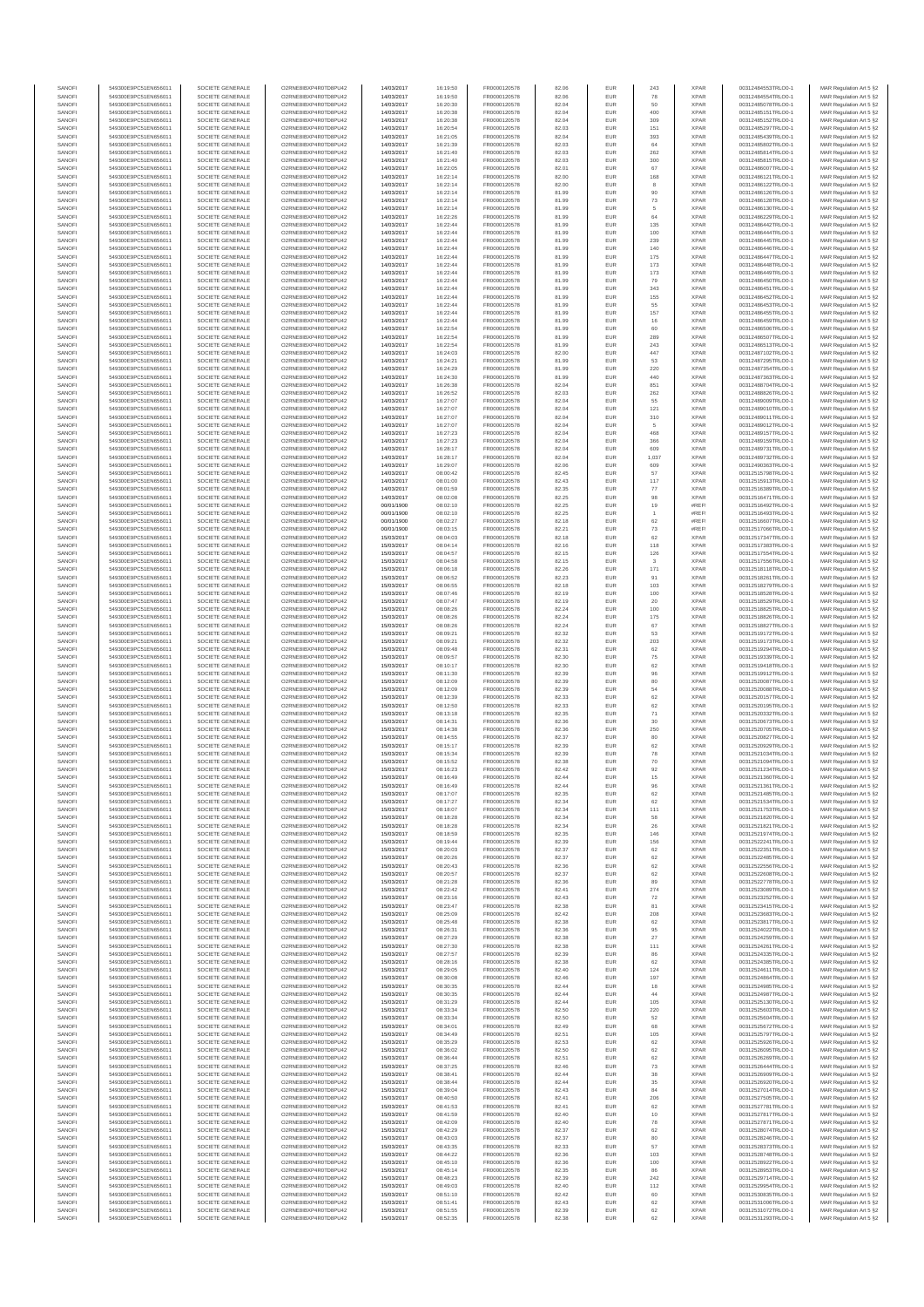| SANOFI | 549300E9PC51EN656011 | SOCIETE GENERALE | O2RNE8IBXP4R0TD8PU42 | 14/03/2017 | 16:19:50 | FR0000120578 | 82.06 | EUR | 243 | XPAR | 00312484553TRLO0-1 | MAR Regulation Art 5 §2 |
|---|---|---|---|---|---|---|---|---|---|---|---|---|
| SANOFI | 549300E9PC51EN656011 | SOCIETE GENERALE | O2RNE8IBXP4R0TD8PU42 | 14/03/2017 | 16:19:50 | FR0000120578 | 82.06 | EUR | 78 | XPAR | 00312484554TRLO0-1 | MAR Regulation Art 5 §2 |
| SANOFI | 549300E9PC51EN656011 | SOCIETE GENERALE | O2RNE8IBXP4R0TD8PU42 | 14/03/2017 | 16:20:30 | FR0000120578 | 82.04 | EUR | 50 | XPAR | 00312485078TRLO0-1 | MAR Regulation Art 5 §2 |
| SANOFI | 549300E9PC51EN656011 | SOCIETE GENERALE | O2RNE8IBXP4R0TD8PU42 | 14/03/2017 | 16:20:38 | FR0000120578 | 82.04 | EUR | 400 | XPAR | 00312485151TRLO0-1 | MAR Regulation Art 5 §2 |
| SANOFI | 549300E9PC51EN656011 | SOCIETE GENERALE | O2RNE8IBXP4R0TD8PU42 | 14/03/2017 | 16:20:38 | FR0000120578 | 82.04 | EUR | 309 | XPAR | 00312485152TRLO0-1 | MAR Regulation Art 5 §2 |
| SANOFI | 549300E9PC51EN656011 | SOCIETE GENERALE | O2RNE8IBXP4R0TD8PU42 | 14/03/2017 | 16:20:54 | FR0000120578 | 82.03 | EUR | 151 | XPAR | 00312485297TRLO0-1 | MAR Regulation Art 5 §2 |
| SANOFI | 549300E9PC51EN656011 | SOCIETE GENERALE | O2RNE8IBXP4R0TD8PU42 | 14/03/2017 | 16:21:05 | FR0000120578 | 82.04 | EUR | 393 | XPAR | 00312485439TRLO0-1 | MAR Regulation Art 5 §2 |
| SANOFI | 549300E9PC51EN656011 | SOCIETE GENERALE | O2RNE8IBXP4R0TD8PU42 | 14/03/2017 | 16:21:39 | FR0000120578 | 82.03 | EUR | 64 | XPAR | 00312485802TRLO0-1 | MAR Regulation Art 5 §2 |
| SANOFI | 549300E9PC51EN656011 | SOCIETE GENERALE | O2RNE8IBXP4R0TD8PU42 | 14/03/2017 | 16:21:40 | FR0000120578 | 82.03 | EUR | 262 | XPAR | 00312485814TRLO0-1 | MAR Regulation Art 5 §2 |
| SANOFI | 549300E9PC51EN656011 | SOCIETE GENERALE | O2RNE8IBXP4R0TD8PU42 | 14/03/2017 | 16:21:40 | FR0000120578 | 82.03 | EUR | 300 | XPAR | 00312485815TRLO0-1 | MAR Regulation Art 5 §2 |
| SANOFI | 549300E9PC51EN656011 | SOCIETE GENERALE | O2RNE8IBXP4R0TD8PU42 | 14/03/2017 | 16:22:05 | FR0000120578 | 82.01 | EUR | 67 | XPAR | 00312486007TRLO0-1 | MAR Regulation Art 5 §2 |
| SANOFI | 549300E9PC51EN656011 | SOCIETE GENERALE | O2RNE8IBXP4R0TD8PU42 | 14/03/2017 | 16:22:14 | FR0000120578 | 82.00 | EUR | 168 | XPAR | 00312486121TRLO0-1 | MAR Regulation Art 5 §2 |
| SANOFI | 549300E9PC51EN656011 | SOCIETE GENERALE | O2RNE8IBXP4R0TD8PU42 | 14/03/2017 | 16:22:14 | FR0000120578 | 82.00 | EUR | 8 | XPAR | 00312486122TRLO0-1 | MAR Regulation Art 5 §2 |
| SANOFI | 549300E9PC51EN656011 | SOCIETE GENERALE | O2RNE8IBXP4R0TD8PU42 | 14/03/2017 | 16:22:14 | FR0000120578 | 81.99 | EUR | 90 | XPAR | 00312486126TRLO0-1 | MAR Regulation Art 5 §2 |
| SANOFI | 549300E9PC51EN656011 | SOCIETE GENERALE | O2RNE8IBXP4R0TD8PU42 | 14/03/2017 | 16:22:14 | FR0000120578 | 81.99 | EUR | 73 | XPAR | 00312486128TRLO0-1 | MAR Regulation Art 5 §2 |
| SANOFI | 549300E9PC51EN656011 | SOCIETE GENERALE | O2RNE8IBXP4R0TD8PU42 | 14/03/2017 | 16:22:14 | FR0000120578 | 81.99 | EUR | 5 | XPAR | 00312486130TRLO0-1 | MAR Regulation Art 5 §2 |
| SANOFI | 549300E9PC51EN656011 | SOCIETE GENERALE | O2RNE8IBXP4R0TD8PU42 | 14/03/2017 | 16:22:26 | FR0000120578 | 81.99 | EUR | 64 | XPAR | 00312486229TRLO0-1 | MAR Regulation Art 5 §2 |
| SANOFI | 549300E9PC51EN656011 | SOCIETE GENERALE | O2RNE8IBXP4R0TD8PU42 | 14/03/2017 | 16:22:44 | FR0000120578 | 81.99 | EUR | 135 | XPAR | 00312486442TRLO0-1 | MAR Regulation Art 5 §2 |
| SANOFI | 549300E9PC51EN656011 | SOCIETE GENERALE | O2RNE8IBXP4R0TD8PU42 | 14/03/2017 | 16:22:44 | FR0000120578 | 81.99 | EUR | 100 | XPAR | 00312486444TRLO0-1 | MAR Regulation Art 5 §2 |
| SANOFI | 549300E9PC51EN656011 | SOCIETE GENERALE | O2RNE8IBXP4R0TD8PU42 | 14/03/2017 | 16:22:44 | FR0000120578 | 81.99 | EUR | 239 | XPAR | 00312486445TRLO0-1 | MAR Regulation Art 5 §2 |
| SANOFI | 549300E9PC51EN656011 | SOCIETE GENERALE | O2RNE8IBXP4R0TD8PU42 | 14/03/2017 | 16:22:44 | FR0000120578 | 81.99 | EUR | 140 | XPAR | 00312486446TRLO0-1 | MAR Regulation Art 5 §2 |
| SANOFI | 549300E9PC51EN656011 | SOCIETE GENERALE | O2RNE8IBXP4R0TD8PU42 | 14/03/2017 | 16:22:44 | FR0000120578 | 81.99 | EUR | 175 | XPAR | 00312486447TRLO0-1 | MAR Regulation Art 5 §2 |
| SANOFI | 549300E9PC51EN656011 | SOCIETE GENERALE | O2RNE8IBXP4R0TD8PU42 | 14/03/2017 | 16:22:44 | FR0000120578 | 81.99 | EUR | 173 | XPAR | 00312486448TRLO0-1 | MAR Regulation Art 5 §2 |
| SANOFI | 549300E9PC51EN656011 | SOCIETE GENERALE | O2RNE8IBXP4R0TD8PU42 | 14/03/2017 | 16:22:44 | FR0000120578 | 81.99 | EUR | 173 | XPAR | 00312486449TRLO0-1 | MAR Regulation Art 5 §2 |
| SANOFI | 549300E9PC51EN656011 | SOCIETE GENERALE | O2RNE8IBXP4R0TD8PU42 | 14/03/2017 | 16:22:44 | FR0000120578 | 81.99 | EUR | 79 | XPAR | 00312486450TRLO0-1 | MAR Regulation Art 5 §2 |
| SANOFI | 549300E9PC51EN656011 | SOCIETE GENERALE | O2RNE8IBXP4R0TD8PU42 | 14/03/2017 | 16:22:44 | FR0000120578 | 81.99 | EUR | 343 | XPAR | 00312486451TRLO0-1 | MAR Regulation Art 5 §2 |
| SANOFI | 549300E9PC51EN656011 | SOCIETE GENERALE | O2RNE8IBXP4R0TD8PU42 | 14/03/2017 | 16:22:44 | FR0000120578 | 81.99 | EUR | 155 | XPAR | 00312486452TRLO0-1 | MAR Regulation Art 5 §2 |
| SANOFI | 549300E9PC51EN656011 | SOCIETE GENERALE | O2RNE8IBXP4R0TD8PU42 | 14/03/2017 | 16:22:44 | FR0000120578 | 81.99 | EUR | 55 | XPAR | 00312486453TRLO0-1 | MAR Regulation Art 5 §2 |
| SANOFI | 549300E9PC51EN656011 | SOCIETE GENERALE | O2RNE8IBXP4R0TD8PU42 | 14/03/2017 | 16:22:44 | FR0000120578 | 81.99 | EUR | 157 | XPAR | 00312486455TRLO0-1 | MAR Regulation Art 5 §2 |
| SANOFI | 549300E9PC51EN656011 | SOCIETE GENERALE | O2RNE8IBXP4R0TD8PU42 | 14/03/2017 | 16:22:44 | FR0000120578 | 81.99 | EUR | 16 | XPAR | 00312486459TRLO0-1 | MAR Regulation Art 5 §2 |
| SANOFI | 549300E9PC51EN656011 | SOCIETE GENERALE | O2RNE8IBXP4R0TD8PU42 | 14/03/2017 | 16:22:54 | FR0000120578 | 81.99 | EUR | 60 | XPAR | 00312486506TRLO0-1 | MAR Regulation Art 5 §2 |
| SANOFI | 549300E9PC51EN656011 | SOCIETE GENERALE | O2RNE8IBXP4R0TD8PU42 | 14/03/2017 | 16:22:54 | FR0000120578 | 81.99 | EUR | 289 | XPAR | 00312486507TRLO0-1 | MAR Regulation Art 5 §2 |
| SANOFI | 549300E9PC51EN656011 | SOCIETE GENERALE | O2RNE8IBXP4R0TD8PU42 | 14/03/2017 | 16:22:54 | FR0000120578 | 81.99 | EUR | 243 | XPAR | 00312486513TRLO0-1 | MAR Regulation Art 5 §2 |
| SANOFI | 549300E9PC51EN656011 | SOCIETE GENERALE | O2RNE8IBXP4R0TD8PU42 | 14/03/2017 | 16:24:03 | FR0000120578 | 82.00 | EUR | 447 | XPAR | 00312487102TRLO0-1 | MAR Regulation Art 5 §2 |
| SANOFI | 549300E9PC51EN656011 | SOCIETE GENERALE | O2RNE8IBXP4R0TD8PU42 | 14/03/2017 | 16:24:21 | FR0000120578 | 81.99 | EUR | 53 | XPAR | 00312487295TRLO0-1 | MAR Regulation Art 5 §2 |
| SANOFI | 549300E9PC51EN656011 | SOCIETE GENERALE | O2RNE8IBXP4R0TD8PU42 | 14/03/2017 | 16:24:29 | FR0000120578 | 81.99 | EUR | 220 | XPAR | 00312487354TRLO0-1 | MAR Regulation Art 5 §2 |
| SANOFI | 549300E9PC51EN656011 | SOCIETE GENERALE | O2RNE8IBXP4R0TD8PU42 | 14/03/2017 | 16:24:30 | FR0000120578 | 81.99 | EUR | 440 | XPAR | 00312487363TRLO0-1 | MAR Regulation Art 5 §2 |
| SANOFI | 549300E9PC51EN656011 | SOCIETE GENERALE | O2RNE8IBXP4R0TD8PU42 | 14/03/2017 | 16:26:38 | FR0000120578 | 82.04 | EUR | 851 | XPAR | 00312488704TRLO0-1 | MAR Regulation Art 5 §2 |
| SANOFI | 549300E9PC51EN656011 | SOCIETE GENERALE | O2RNE8IBXP4R0TD8PU42 | 14/03/2017 | 16:26:52 | FR0000120578 | 82.03 | EUR | 262 | XPAR | 00312488826TRLO0-1 | MAR Regulation Art 5 §2 |
| SANOFI | 549300E9PC51EN656011 | SOCIETE GENERALE | O2RNE8IBXP4R0TD8PU42 | 14/03/2017 | 16:27:07 | FR0000120578 | 82.04 | EUR | 55 | XPAR | 00312489009TRLO0-1 | MAR Regulation Art 5 §2 |
| SANOFI | 549300E9PC51EN656011 | SOCIETE GENERALE | O2RNE8IBXP4R0TD8PU42 | 14/03/2017 | 16:27:07 | FR0000120578 | 82.04 | EUR | 121 | XPAR | 00312489010TRLO0-1 | MAR Regulation Art 5 §2 |
| SANOFI | 549300E9PC51EN656011 | SOCIETE GENERALE | O2RNE8IBXP4R0TD8PU42 | 14/03/2017 | 16:27:07 | FR0000120578 | 82.04 | EUR | 310 | XPAR | 00312489011TRLO0-1 | MAR Regulation Art 5 §2 |
| SANOFI | 549300E9PC51EN656011 | SOCIETE GENERALE | O2RNE8IBXP4R0TD8PU42 | 14/03/2017 | 16:27:07 | FR0000120578 | 82.04 | EUR | 5 | XPAR | 00312489012TRLO0-1 | MAR Regulation Art 5 §2 |
| SANOFI | 549300E9PC51EN656011 | SOCIETE GENERALE | O2RNE8IBXP4R0TD8PU42 | 14/03/2017 | 16:27:23 | FR0000120578 | 82.04 | EUR | 468 | XPAR | 00312489157TRLO0-1 | MAR Regulation Art 5 §2 |
| SANOFI | 549300E9PC51EN656011 | SOCIETE GENERALE | O2RNE8IBXP4R0TD8PU42 | 14/03/2017 | 16:27:23 | FR0000120578 | 82.04 | EUR | 366 | XPAR | 00312489159TRLO0-1 | MAR Regulation Art 5 §2 |
| SANOFI | 549300E9PC51EN656011 | SOCIETE GENERALE | O2RNE8IBXP4R0TD8PU42 | 14/03/2017 | 16:28:17 | FR0000120578 | 82.04 | EUR | 609 | XPAR | 00312489731TRLO0-1 | MAR Regulation Art 5 §2 |
| SANOFI | 549300E9PC51EN656011 | SOCIETE GENERALE | O2RNE8IBXP4R0TD8PU42 | 14/03/2017 | 16:28:17 | FR0000120578 | 82.04 | EUR | 1,037 | XPAR | 00312489732TRLO0-1 | MAR Regulation Art 5 §2 |
| SANOFI | 549300E9PC51EN656011 | SOCIETE GENERALE | O2RNE8IBXP4R0TD8PU42 | 14/03/2017 | 16:29:07 | FR0000120578 | 82.06 | EUR | 609 | XPAR | 00312490363TRLO0-1 | MAR Regulation Art 5 §2 |
| SANOFI | 549300E9PC51EN656011 | SOCIETE GENERALE | O2RNE8IBXP4R0TD8PU42 | 14/03/2017 | 08:00:42 | FR0000120578 | 82.45 | EUR | 57 | XPAR | 00312515798TRLO0-1 | MAR Regulation Art 5 §2 |
| SANOFI | 549300E9PC51EN656011 | SOCIETE GENERALE | O2RNE8IBXP4R0TD8PU42 | 14/03/2017 | 08:01:00 | FR0000120578 | 82.43 | EUR | 117 | XPAR | 00312515913TRLO0-1 | MAR Regulation Art 5 §2 |
| SANOFI | 549300E9PC51EN656011 | SOCIETE GENERALE | O2RNE8IBXP4R0TD8PU42 | 14/03/2017 | 08:01:59 | FR0000120578 | 82.35 | EUR | 77 | XPAR | 00312516389TRLO0-1 | MAR Regulation Art 5 §2 |
| SANOFI | 549300E9PC51EN656011 | SOCIETE GENERALE | O2RNE8IBXP4R0TD8PU42 | 14/03/2017 | 08:02:08 | FR0000120578 | 82.25 | EUR | 98 | XPAR | 00312516471TRLO0-1 | MAR Regulation Art 5 §2 |
| SANOFI | 549300E9PC51EN656011 | SOCIETE GENERALE | O2RNE8IBXP4R0TD8PU42 | 00/01/1900 | 08:02:10 | FR0000120578 | 82.25 | EUR | 19 | #REF! | 00312516492TRLO0-1 | MAR Regulation Art 5 §2 |
| SANOFI | 549300E9PC51EN656011 | SOCIETE GENERALE | O2RNE8IBXP4R0TD8PU42 | 00/01/1900 | 08:02:10 | FR0000120578 | 82.25 | EUR | 1 | #REF! | 00312516493TRLO0-1 | MAR Regulation Art 5 §2 |
| SANOFI | 549300E9PC51EN656011 | SOCIETE GENERALE | O2RNE8IBXP4R0TD8PU42 | 00/01/1900 | 08:02:27 | FR0000120578 | 82.18 | EUR | 62 | #REF! | 00312516607TRLO0-1 | MAR Regulation Art 5 §2 |
| SANOFI | 549300E9PC51EN656011 | SOCIETE GENERALE | O2RNE8IBXP4R0TD8PU42 | 00/01/1900 | 08:03:15 | FR0000120578 | 82.21 | EUR | 73 | #REF! | 00312517066TRLO0-1 | MAR Regulation Art 5 §2 |
| SANOFI | 549300E9PC51EN656011 | SOCIETE GENERALE | O2RNE8IBXP4R0TD8PU42 | 15/03/2017 | 08:04:03 | FR0000120578 | 82.18 | EUR | 62 | XPAR | 00312517347TRLO0-1 | MAR Regulation Art 5 §2 |
| SANOFI | 549300E9PC51EN656011 | SOCIETE GENERALE | O2RNE8IBXP4R0TD8PU42 | 15/03/2017 | 08:04:14 | FR0000120578 | 82.16 | EUR | 118 | XPAR | 00312517383TRLO0-1 | MAR Regulation Art 5 §2 |
| SANOFI | 549300E9PC51EN656011 | SOCIETE GENERALE | O2RNE8IBXP4R0TD8PU42 | 15/03/2017 | 08:04:57 | FR0000120578 | 82.15 | EUR | 126 | XPAR | 00312517554TRLO0-1 | MAR Regulation Art 5 §2 |
| SANOFI | 549300E9PC51EN656011 | SOCIETE GENERALE | O2RNE8IBXP4R0TD8PU42 | 15/03/2017 | 08:04:58 | FR0000120578 | 82.15 | EUR | 3 | XPAR | 00312517556TRLO0-1 | MAR Regulation Art 5 §2 |
| SANOFI | 549300E9PC51EN656011 | SOCIETE GENERALE | O2RNE8IBXP4R0TD8PU42 | 15/03/2017 | 08:06:18 | FR0000120578 | 82.26 | EUR | 171 | XPAR | 00312518118TRLO0-1 | MAR Regulation Art 5 §2 |
| SANOFI | 549300E9PC51EN656011 | SOCIETE GENERALE | O2RNE8IBXP4R0TD8PU42 | 15/03/2017 | 08:06:52 | FR0000120578 | 82.23 | EUR | 91 | XPAR | 00312518261TRLO0-1 | MAR Regulation Art 5 §2 |
| SANOFI | 549300E9PC51EN656011 | SOCIETE GENERALE | O2RNE8IBXP4R0TD8PU42 | 15/03/2017 | 08:06:55 | FR0000120578 | 82.18 | EUR | 103 | XPAR | 00312518279TRLO0-1 | MAR Regulation Art 5 §2 |
| SANOFI | 549300E9PC51EN656011 | SOCIETE GENERALE | O2RNE8IBXP4R0TD8PU42 | 15/03/2017 | 08:07:46 | FR0000120578 | 82.19 | EUR | 100 | XPAR | 00312518528TRLO0-1 | MAR Regulation Art 5 §2 |
| SANOFI | 549300E9PC51EN656011 | SOCIETE GENERALE | O2RNE8IBXP4R0TD8PU42 | 15/03/2017 | 08:07:47 | FR0000120578 | 82.19 | EUR | 20 | XPAR | 00312518529TRLO0-1 | MAR Regulation Art 5 §2 |
| SANOFI | 549300E9PC51EN656011 | SOCIETE GENERALE | O2RNE8IBXP4R0TD8PU42 | 15/03/2017 | 08:08:26 | FR0000120578 | 82.24 | EUR | 100 | XPAR | 00312518825TRLO0-1 | MAR Regulation Art 5 §2 |
| SANOFI | 549300E9PC51EN656011 | SOCIETE GENERALE | O2RNE8IBXP4R0TD8PU42 | 15/03/2017 | 08:08:26 | FR0000120578 | 82.24 | EUR | 175 | XPAR | 00312518826TRLO0-1 | MAR Regulation Art 5 §2 |
| SANOFI | 549300E9PC51EN656011 | SOCIETE GENERALE | O2RNE8IBXP4R0TD8PU42 | 15/03/2017 | 08:08:26 | FR0000120578 | 82.24 | EUR | 67 | XPAR | 00312518827TRLO0-1 | MAR Regulation Art 5 §2 |
| SANOFI | 549300E9PC51EN656011 | SOCIETE GENERALE | O2RNE8IBXP4R0TD8PU42 | 15/03/2017 | 08:09:21 | FR0000120578 | 82.32 | EUR | 53 | XPAR | 00312519172TRLO0-1 | MAR Regulation Art 5 §2 |
| SANOFI | 549300E9PC51EN656011 | SOCIETE GENERALE | O2RNE8IBXP4R0TD8PU42 | 15/03/2017 | 08:09:21 | FR0000120578 | 82.32 | EUR | 203 | XPAR | 00312519173TRLO0-1 | MAR Regulation Art 5 §2 |
| SANOFI | 549300E9PC51EN656011 | SOCIETE GENERALE | O2RNE8IBXP4R0TD8PU42 | 15/03/2017 | 08:09:48 | FR0000120578 | 82.31 | EUR | 62 | XPAR | 00312519294TRLO0-1 | MAR Regulation Art 5 §2 |
| SANOFI | 549300E9PC51EN656011 | SOCIETE GENERALE | O2RNE8IBXP4R0TD8PU42 | 15/03/2017 | 08:09:57 | FR0000120578 | 82.30 | EUR | 75 | XPAR | 00312519339TRLO0-1 | MAR Regulation Art 5 §2 |
| SANOFI | 549300E9PC51EN656011 | SOCIETE GENERALE | O2RNE8IBXP4R0TD8PU42 | 15/03/2017 | 08:10:17 | FR0000120578 | 82.30 | EUR | 62 | XPAR | 00312519418TRLO0-1 | MAR Regulation Art 5 §2 |
| SANOFI | 549300E9PC51EN656011 | SOCIETE GENERALE | O2RNE8IBXP4R0TD8PU42 | 15/03/2017 | 08:11:30 | FR0000120578 | 82.39 | EUR | 96 | XPAR | 00312519912TRLO0-1 | MAR Regulation Art 5 §2 |
| SANOFI | 549300E9PC51EN656011 | SOCIETE GENERALE | O2RNE8IBXP4R0TD8PU42 | 15/03/2017 | 08:12:09 | FR0000120578 | 82.39 | EUR | 80 | XPAR | 00312520087TRLO0-1 | MAR Regulation Art 5 §2 |
| SANOFI | 549300E9PC51EN656011 | SOCIETE GENERALE | O2RNE8IBXP4R0TD8PU42 | 15/03/2017 | 08:12:09 | FR0000120578 | 82.39 | EUR | 54 | XPAR | 00312520088TRLO0-1 | MAR Regulation Art 5 §2 |
| SANOFI | 549300E9PC51EN656011 | SOCIETE GENERALE | O2RNE8IBXP4R0TD8PU42 | 15/03/2017 | 08:12:39 | FR0000120578 | 82.33 | EUR | 62 | XPAR | 00312520157TRLO0-1 | MAR Regulation Art 5 §2 |
| SANOFI | 549300E9PC51EN656011 | SOCIETE GENERALE | O2RNE8IBXP4R0TD8PU42 | 15/03/2017 | 08:12:50 | FR0000120578 | 82.33 | EUR | 62 | XPAR | 00312520195TRLO0-1 | MAR Regulation Art 5 §2 |
| SANOFI | 549300E9PC51EN656011 | SOCIETE GENERALE | O2RNE8IBXP4R0TD8PU42 | 15/03/2017 | 08:13:18 | FR0000120578 | 82.35 | EUR | 71 | XPAR | 00312520332TRLO0-1 | MAR Regulation Art 5 §2 |
| SANOFI | 549300E9PC51EN656011 | SOCIETE GENERALE | O2RNE8IBXP4R0TD8PU42 | 15/03/2017 | 08:14:31 | FR0000120578 | 82.36 | EUR | 30 | XPAR | 00312520673TRLO0-1 | MAR Regulation Art 5 §2 |
| SANOFI | 549300E9PC51EN656011 | SOCIETE GENERALE | O2RNE8IBXP4R0TD8PU42 | 15/03/2017 | 08:14:38 | FR0000120578 | 82.36 | EUR | 250 | XPAR | 00312520705TRLO0-1 | MAR Regulation Art 5 §2 |
| SANOFI | 549300E9PC51EN656011 | SOCIETE GENERALE | O2RNE8IBXP4R0TD8PU42 | 15/03/2017 | 08:14:55 | FR0000120578 | 82.37 | EUR | 80 | XPAR | 00312520827TRLO0-1 | MAR Regulation Art 5 §2 |
| SANOFI | 549300E9PC51EN656011 | SOCIETE GENERALE | O2RNE8IBXP4R0TD8PU42 | 15/03/2017 | 08:15:17 | FR0000120578 | 82.39 | EUR | 62 | XPAR | 00312520929TRLO0-1 | MAR Regulation Art 5 §2 |
| SANOFI | 549300E9PC51EN656011 | SOCIETE GENERALE | O2RNE8IBXP4R0TD8PU42 | 15/03/2017 | 08:15:34 | FR0000120578 | 82.39 | EUR | 78 | XPAR | 00312521034TRLO0-1 | MAR Regulation Art 5 §2 |
| SANOFI | 549300E9PC51EN656011 | SOCIETE GENERALE | O2RNE8IBXP4R0TD8PU42 | 15/03/2017 | 08:15:52 | FR0000120578 | 82.38 | EUR | 70 | XPAR | 00312521094TRLO0-1 | MAR Regulation Art 5 §2 |
| SANOFI | 549300E9PC51EN656011 | SOCIETE GENERALE | O2RNE8IBXP4R0TD8PU42 | 15/03/2017 | 08:16:23 | FR0000120578 | 82.42 | EUR | 92 | XPAR | 00312521234TRLO0-1 | MAR Regulation Art 5 §2 |
| SANOFI | 549300E9PC51EN656011 | SOCIETE GENERALE | O2RNE8IBXP4R0TD8PU42 | 15/03/2017 | 08:16:49 | FR0000120578 | 82.44 | EUR | 15 | XPAR | 00312521360TRLO0-1 | MAR Regulation Art 5 §2 |
| SANOFI | 549300E9PC51EN656011 | SOCIETE GENERALE | O2RNE8IBXP4R0TD8PU42 | 15/03/2017 | 08:16:49 | FR0000120578 | 82.44 | EUR | 96 | XPAR | 00312521361TRLO0-1 | MAR Regulation Art 5 §2 |
| SANOFI | 549300E9PC51EN656011 | SOCIETE GENERALE | O2RNE8IBXP4R0TD8PU42 | 15/03/2017 | 08:17:07 | FR0000120578 | 82.35 | EUR | 62 | XPAR | 00312521485TRLO0-1 | MAR Regulation Art 5 §2 |
| SANOFI | 549300E9PC51EN656011 | SOCIETE GENERALE | O2RNE8IBXP4R0TD8PU42 | 15/03/2017 | 08:17:27 | FR0000120578 | 82.34 | EUR | 62 | XPAR | 00312521534TRLO0-1 | MAR Regulation Art 5 §2 |
| SANOFI | 549300E9PC51EN656011 | SOCIETE GENERALE | O2RNE8IBXP4R0TD8PU42 | 15/03/2017 | 08:18:07 | FR0000120578 | 82.34 | EUR | 111 | XPAR | 00312521753TRLO0-1 | MAR Regulation Art 5 §2 |
| SANOFI | 549300E9PC51EN656011 | SOCIETE GENERALE | O2RNE8IBXP4R0TD8PU42 | 15/03/2017 | 08:18:28 | FR0000120578 | 82.34 | EUR | 58 | XPAR | 00312521820TRLO0-1 | MAR Regulation Art 5 §2 |
| SANOFI | 549300E9PC51EN656011 | SOCIETE GENERALE | O2RNE8IBXP4R0TD8PU42 | 15/03/2017 | 08:18:28 | FR0000120578 | 82.34 | EUR | 26 | XPAR | 00312521821TRLO0-1 | MAR Regulation Art 5 §2 |
| SANOFI | 549300E9PC51EN656011 | SOCIETE GENERALE | O2RNE8IBXP4R0TD8PU42 | 15/03/2017 | 08:18:59 | FR0000120578 | 82.35 | EUR | 146 | XPAR | 00312521974TRLO0-1 | MAR Regulation Art 5 §2 |
| SANOFI | 549300E9PC51EN656011 | SOCIETE GENERALE | O2RNE8IBXP4R0TD8PU42 | 15/03/2017 | 08:19:44 | FR0000120578 | 82.39 | EUR | 156 | XPAR | 00312522241TRLO0-1 | MAR Regulation Art 5 §2 |
| SANOFI | 549300E9PC51EN656011 | SOCIETE GENERALE | O2RNE8IBXP4R0TD8PU42 | 15/03/2017 | 08:20:03 | FR0000120578 | 82.37 | EUR | 62 | XPAR | 00312522351TRLO0-1 | MAR Regulation Art 5 §2 |
| SANOFI | 549300E9PC51EN656011 | SOCIETE GENERALE | O2RNE8IBXP4R0TD8PU42 | 15/03/2017 | 08:20:26 | FR0000120578 | 82.37 | EUR | 62 | XPAR | 00312522485TRLO0-1 | MAR Regulation Art 5 §2 |
| SANOFI | 549300E9PC51EN656011 | SOCIETE GENERALE | O2RNE8IBXP4R0TD8PU42 | 15/03/2017 | 08:20:43 | FR0000120578 | 82.36 | EUR | 62 | XPAR | 00312522556TRLO0-1 | MAR Regulation Art 5 §2 |
| SANOFI | 549300E9PC51EN656011 | SOCIETE GENERALE | O2RNE8IBXP4R0TD8PU42 | 15/03/2017 | 08:20:57 | FR0000120578 | 82.37 | EUR | 62 | XPAR | 00312522608TRLO0-1 | MAR Regulation Art 5 §2 |
| SANOFI | 549300E9PC51EN656011 | SOCIETE GENERALE | O2RNE8IBXP4R0TD8PU42 | 15/03/2017 | 08:21:28 | FR0000120578 | 82.36 | EUR | 89 | XPAR | 00312522778TRLO0-1 | MAR Regulation Art 5 §2 |
| SANOFI | 549300E9PC51EN656011 | SOCIETE GENERALE | O2RNE8IBXP4R0TD8PU42 | 15/03/2017 | 08:22:42 | FR0000120578 | 82.41 | EUR | 274 | XPAR | 00312523069TRLO0-1 | MAR Regulation Art 5 §2 |
| SANOFI | 549300E9PC51EN656011 | SOCIETE GENERALE | O2RNE8IBXP4R0TD8PU42 | 15/03/2017 | 08:23:16 | FR0000120578 | 82.43 | EUR | 72 | XPAR | 00312523252TRLO0-1 | MAR Regulation Art 5 §2 |
| SANOFI | 549300E9PC51EN656011 | SOCIETE GENERALE | O2RNE8IBXP4R0TD8PU42 | 15/03/2017 | 08:23:47 | FR0000120578 | 82.38 | EUR | 81 | XPAR | 00312523415TRLO0-1 | MAR Regulation Art 5 §2 |
| SANOFI | 549300E9PC51EN656011 | SOCIETE GENERALE | O2RNE8IBXP4R0TD8PU42 | 15/03/2017 | 08:25:09 | FR0000120578 | 82.42 | EUR | 208 | XPAR | 00312523683TRLO0-1 | MAR Regulation Art 5 §2 |
| SANOFI | 549300E9PC51EN656011 | SOCIETE GENERALE | O2RNE8IBXP4R0TD8PU42 | 15/03/2017 | 08:25:48 | FR0000120578 | 82.38 | EUR | 62 | XPAR | 00312523817TRLO0-1 | MAR Regulation Art 5 §2 |
| SANOFI | 549300E9PC51EN656011 | SOCIETE GENERALE | O2RNE8IBXP4R0TD8PU42 | 15/03/2017 | 08:26:31 | FR0000120578 | 82.36 | EUR | 95 | XPAR | 00312524022TRLO0-1 | MAR Regulation Art 5 §2 |
| SANOFI | 549300E9PC51EN656011 | SOCIETE GENERALE | O2RNE8IBXP4R0TD8PU42 | 15/03/2017 | 08:27:29 | FR0000120578 | 82.38 | EUR | 27 | XPAR | 00312524259TRLO0-1 | MAR Regulation Art 5 §2 |
| SANOFI | 549300E9PC51EN656011 | SOCIETE GENERALE | O2RNE8IBXP4R0TD8PU42 | 15/03/2017 | 08:27:30 | FR0000120578 | 82.38 | EUR | 111 | XPAR | 00312524261TRLO0-1 | MAR Regulation Art 5 §2 |
| SANOFI | 549300E9PC51EN656011 | SOCIETE GENERALE | O2RNE8IBXP4R0TD8PU42 | 15/03/2017 | 08:27:57 | FR0000120578 | 82.39 | EUR | 86 | XPAR | 00312524335TRLO0-1 | MAR Regulation Art 5 §2 |
| SANOFI | 549300E9PC51EN656011 | SOCIETE GENERALE | O2RNE8IBXP4R0TD8PU42 | 15/03/2017 | 08:28:16 | FR0000120578 | 82.38 | EUR | 62 | XPAR | 00312524385TRLO0-1 | MAR Regulation Art 5 §2 |
| SANOFI | 549300E9PC51EN656011 | SOCIETE GENERALE | O2RNE8IBXP4R0TD8PU42 | 15/03/2017 | 08:29:05 | FR0000120578 | 82.40 | EUR | 124 | XPAR | 00312524611TRLO0-1 | MAR Regulation Art 5 §2 |
| SANOFI | 549300E9PC51EN656011 | SOCIETE GENERALE | O2RNE8IBXP4R0TD8PU42 | 15/03/2017 | 08:30:08 | FR0000120578 | 82.46 | EUR | 197 | XPAR | 00312524864TRLO0-1 | MAR Regulation Art 5 §2 |
| SANOFI | 549300E9PC51EN656011 | SOCIETE GENERALE | O2RNE8IBXP4R0TD8PU42 | 15/03/2017 | 08:30:35 | FR0000120578 | 82.44 | EUR | 18 | XPAR | 00312524985TRLO0-1 | MAR Regulation Art 5 §2 |
| SANOFI | 549300E9PC51EN656011 | SOCIETE GENERALE | O2RNE8IBXP4R0TD8PU42 | 15/03/2017 | 08:30:35 | FR0000120578 | 82.44 | EUR | 44 | XPAR | 00312524987TRLO0-1 | MAR Regulation Art 5 §2 |
| SANOFI | 549300E9PC51EN656011 | SOCIETE GENERALE | O2RNE8IBXP4R0TD8PU42 | 15/03/2017 | 08:31:29 | FR0000120578 | 82.44 | EUR | 105 | XPAR | 00312525130TRLO0-1 | MAR Regulation Art 5 §2 |
| SANOFI | 549300E9PC51EN656011 | SOCIETE GENERALE | O2RNE8IBXP4R0TD8PU42 | 15/03/2017 | 08:33:34 | FR0000120578 | 82.50 | EUR | 220 | XPAR | 00312525603TRLO0-1 | MAR Regulation Art 5 §2 |
| SANOFI | 549300E9PC51EN656011 | SOCIETE GENERALE | O2RNE8IBXP4R0TD8PU42 | 15/03/2017 | 08:33:34 | FR0000120578 | 82.50 | EUR | 52 | XPAR | 00312525604TRLO0-1 | MAR Regulation Art 5 §2 |
| SANOFI | 549300E9PC51EN656011 | SOCIETE GENERALE | O2RNE8IBXP4R0TD8PU42 | 15/03/2017 | 08:34:01 | FR0000120578 | 82.49 | EUR | 68 | XPAR | 00312525672TRLO0-1 | MAR Regulation Art 5 §2 |
| SANOFI | 549300E9PC51EN656011 | SOCIETE GENERALE | O2RNE8IBXP4R0TD8PU42 | 15/03/2017 | 08:34:49 | FR0000120578 | 82.51 | EUR | 105 | XPAR | 00312525797TRLO0-1 | MAR Regulation Art 5 §2 |
| SANOFI | 549300E9PC51EN656011 | SOCIETE GENERALE | O2RNE8IBXP4R0TD8PU42 | 15/03/2017 | 08:35:29 | FR0000120578 | 82.53 | EUR | 62 | XPAR | 00312525926TRLO0-1 | MAR Regulation Art 5 §2 |
| SANOFI | 549300E9PC51EN656011 | SOCIETE GENERALE | O2RNE8IBXP4R0TD8PU42 | 15/03/2017 | 08:36:02 | FR0000120578 | 82.50 | EUR | 62 | XPAR | 00312526095TRLO0-1 | MAR Regulation Art 5 §2 |
| SANOFI | 549300E9PC51EN656011 | SOCIETE GENERALE | O2RNE8IBXP4R0TD8PU42 | 15/03/2017 | 08:36:44 | FR0000120578 | 82.51 | EUR | 62 | XPAR | 00312526293TRLO0-1 | MAR Regulation Art 5 §2 |
| SANOFI | 549300E9PC51EN656011 | SOCIETE GENERALE | O2RNE8IBXP4R0TD8PU42 | 15/03/2017 | 08:37:25 | FR0000120578 | 82.46 | EUR | 73 | XPAR | 00312526444TRLO0-1 | MAR Regulation Art 5 §2 |
| SANOFI | 549300E9PC51EN656011 | SOCIETE GENERALE | O2RNE8IBXP4R0TD8PU42 | 15/03/2017 | 08:38:41 | FR0000120578 | 82.44 | EUR | 38 | XPAR | 00312526909TRLO0-1 | MAR Regulation Art 5 §2 |
| SANOFI | 549300E9PC51EN656011 | SOCIETE GENERALE | O2RNE8IBXP4R0TD8PU42 | 15/03/2017 | 08:38:44 | FR0000120578 | 82.44 | EUR | 35 | XPAR | 00312526920TRLO0-1 | MAR Regulation Art 5 §2 |
| SANOFI | 549300E9PC51EN656011 | SOCIETE GENERALE | O2RNE8IBXP4R0TD8PU42 | 15/03/2017 | 08:39:04 | FR0000120578 | 82.43 | EUR | 84 | XPAR | 00312527014TRLO0-1 | MAR Regulation Art 5 §2 |
| SANOFI | 549300E9PC51EN656011 | SOCIETE GENERALE | O2RNE8IBXP4R0TD8PU42 | 15/03/2017 | 08:40:50 | FR0000120578 | 82.41 | EUR | 206 | XPAR | 00312527505TRLO0-1 | MAR Regulation Art 5 §2 |
| SANOFI | 549300E9PC51EN656011 | SOCIETE GENERALE | O2RNE8IBXP4R0TD8PU42 | 15/03/2017 | 08:41:53 | FR0000120578 | 82.41 | EUR | 62 | XPAR | 00312527781TRLO0-1 | MAR Regulation Art 5 §2 |
| SANOFI | 549300E9PC51EN656011 | SOCIETE GENERALE | O2RNE8IBXP4R0TD8PU42 | 15/03/2017 | 08:41:59 | FR0000120578 | 82.40 | EUR | 10 | XPAR | 00312527817TRLO0-1 | MAR Regulation Art 5 §2 |
| SANOFI | 549300E9PC51EN656011 | SOCIETE GENERALE | O2RNE8IBXP4R0TD8PU42 | 15/03/2017 | 08:42:09 | FR0000120578 | 82.40 | EUR | 78 | XPAR | 00312527871TRLO0-1 | MAR Regulation Art 5 §2 |
| SANOFI | 549300E9PC51EN656011 | SOCIETE GENERALE | O2RNE8IBXP4R0TD8PU42 | 15/03/2017 | 08:42:29 | FR0000120578 | 82.37 | EUR | 62 | XPAR | 00312528074TRLO0-1 | MAR Regulation Art 5 §2 |
| SANOFI | 549300E9PC51EN656011 | SOCIETE GENERALE | O2RNE8IBXP4R0TD8PU42 | 15/03/2017 | 08:43:03 | FR0000120578 | 82.37 | EUR | 80 | XPAR | 00312528246TRLO0-1 | MAR Regulation Art 5 §2 |
| SANOFI | 549300E9PC51EN656011 | SOCIETE GENERALE | O2RNE8IBXP4R0TD8PU42 | 15/03/2017 | 08:43:35 | FR0000120578 | 82.33 | EUR | 57 | XPAR | 00312528373TRLO0-1 | MAR Regulation Art 5 §2 |
| SANOFI | 549300E9PC51EN656011 | SOCIETE GENERALE | O2RNE8IBXP4R0TD8PU42 | 15/03/2017 | 08:44:22 | FR0000120578 | 82.36 | EUR | 103 | XPAR | 00312528748TRLO0-1 | MAR Regulation Art 5 §2 |
| SANOFI | 549300E9PC51EN656011 | SOCIETE GENERALE | O2RNE8IBXP4R0TD8PU42 | 15/03/2017 | 08:45:10 | FR0000120578 | 82.36 | EUR | 100 | XPAR | 00312528922TRLO0-1 | MAR Regulation Art 5 §2 |
| SANOFI | 549300E9PC51EN656011 | SOCIETE GENERALE | O2RNE8IBXP4R0TD8PU42 | 15/03/2017 | 08:45:14 | FR0000120578 | 82.35 | EUR | 86 | XPAR | 00312528953TRLO0-1 | MAR Regulation Art 5 §2 |
| SANOFI | 549300E9PC51EN656011 | SOCIETE GENERALE | O2RNE8IBXP4R0TD8PU42 | 15/03/2017 | 08:48:23 | FR0000120578 | 82.39 | EUR | 242 | XPAR | 00312529714TRLO0-1 | MAR Regulation Art 5 §2 |
| SANOFI | 549300E9PC51EN656011 | SOCIETE GENERALE | O2RNE8IBXP4R0TD8PU42 | 15/03/2017 | 08:49:03 | FR0000120578 | 82.40 | EUR | 112 | XPAR | 00312529954TRLO0-1 | MAR Regulation Art 5 §2 |
| SANOFI | 549300E9PC51EN656011 | SOCIETE GENERALE | O2RNE8IBXP4R0TD8PU42 | 15/03/2017 | 08:51:10 | FR0000120578 | 82.42 | EUR | 60 | XPAR | 00312530835TRLO0-1 | MAR Regulation Art 5 §2 |
| SANOFI | 549300E9PC51EN656011 | SOCIETE GENERALE | O2RNE8IBXP4R0TD8PU42 | 15/03/2017 | 08:51:41 | FR0000120578 | 82.43 | EUR | 62 | XPAR | 00312531006TRLO0-1 | MAR Regulation Art 5 §2 |
| SANOFI | 549300E9PC51EN656011 | SOCIETE GENERALE | O2RNE8IBXP4R0TD8PU42 | 15/03/2017 | 08:51:55 | FR0000120578 | 82.39 | EUR | 62 | XPAR | 00312531072TRLO0-1 | MAR Regulation Art 5 §2 |
| SANOFI | 549300E9PC51EN656011 | SOCIETE GENERALE | O2RNE8IBXP4R0TD8PU42 | 15/03/2017 | 08:52:35 | FR0000120578 | 82.38 | EUR | 62 | XPAR | 00312531293TRLO0-1 | MAR Regulation Art 5 §2 |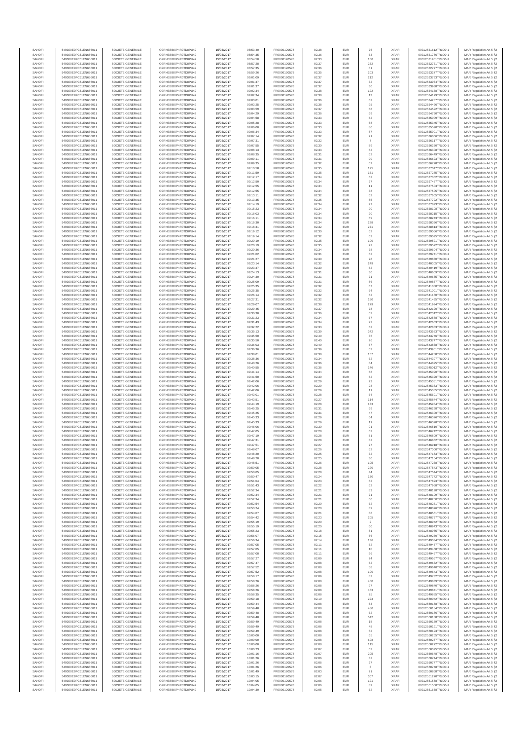| SANOFI | 549300E9PC51EN656011 | SOCIETE GENERALE | O2RNE8IBXP4R0TD8PU42 | 15/03/2017 | 08:53:40 | FR0000120578 | 82.38 | EUR | 76 | XPAR | 00312531612TRLO0-1 | MAR Regulation Art 5 §2 |
|---|---|---|---|---|---|---|---|---|---|---|---|---|
| SANOFI | 549300E9PC51EN656011 | SOCIETE GENERALE | O2RNE8IBXP4R0TD8PU42 | 15/03/2017 | 08:54:35 | FR0000120578 | 82.36 | EUR | 63 | XPAR | 00312531786TRLO0-1 | MAR Regulation Art 5 §2 |
| SANOFI | 549300E9PC51EN656011 | SOCIETE GENERALE | O2RNE8IBXP4R0TD8PU42 | 15/03/2017 | 08:54:50 | FR0000120578 | 82.33 | EUR | 100 | XPAR | 00312531901TRLO0-1 | MAR Regulation Art 5 §2 |
| SANOFI | 549300E9PC51EN656011 | SOCIETE GENERALE | O2RNE8IBXP4R0TD8PU42 | 15/03/2017 | 08:57:28 | FR0000120578 | 82.37 | EUR | 232 | XPAR | 00312532731TRLO0-1 | MAR Regulation Art 5 §2 |
| SANOFI | 549300E9PC51EN656011 | SOCIETE GENERALE | O2RNE8IBXP4R0TD8PU42 | 15/03/2017 | 08:57:35 | FR0000120578 | 82.36 | EUR | 81 | XPAR | 00312532777TRLO0-1 | MAR Regulation Art 5 §2 |
| SANOFI | 549300E9PC51EN656011 | SOCIETE GENERALE | O2RNE8IBXP4R0TD8PU42 | 15/03/2017 | 08:59:26 | FR0000120578 | 82.35 | EUR | 203 | XPAR | 00312533277TRLO0-1 | MAR Regulation Art 5 §2 |
| SANOFI | 549300E9PC51EN656011 | SOCIETE GENERALE | O2RNE8IBXP4R0TD8PU42 | 15/03/2017 | 09:01:09 | FR0000120578 | 82.37 | EUR | 212 | XPAR | 00312533793TRLO0-1 | MAR Regulation Art 5 §2 |
| SANOFI | 549300E9PC51EN656011 | SOCIETE GENERALE | O2RNE8IBXP4R0TD8PU42 | 15/03/2017 | 09:01:37 | FR0000120578 | 82.37 | EUR | 32 | XPAR | 00312533934TRLO0-1 | MAR Regulation Art 5 §2 |
| SANOFI | 549300E9PC51EN656011 | SOCIETE GENERALE | O2RNE8IBXP4R0TD8PU42 | 15/03/2017 | 09:01:37 | FR0000120578 | 82.37 | EUR | 30 | XPAR | 00312533938TRLO0-1 | MAR Regulation Art 5 §2 |
| SANOFI | 549300E9PC51EN656011 | SOCIETE GENERALE | O2RNE8IBXP4R0TD8PU42 | 15/03/2017 | 09:02:34 | FR0000120578 | 82.38 | EUR | 122 | XPAR | 00312534178TRLO0-1 | MAR Regulation Art 5 §2 |
| SANOFI | 549300E9PC51EN656011 | SOCIETE GENERALE | O2RNE8IBXP4R0TD8PU42 | 15/03/2017 | 09:02:34 | FR0000120578 | 82.38 | EUR | 13 | XPAR | 00312534179TRLO0-1 | MAR Regulation Art 5 §2 |
| SANOFI | 549300E9PC51EN656011 | SOCIETE GENERALE | O2RNE8IBXP4R0TD8PU42 | 15/03/2017 | 09:03:01 | FR0000120578 | 82.36 | EUR | 62 | XPAR | 00312534287TRLO0-1 | MAR Regulation Art 5 §2 |
| SANOFI | 549300E9PC51EN656011 | SOCIETE GENERALE | O2RNE8IBXP4R0TD8PU42 | 15/03/2017 | 09:03:25 | FR0000120578 | 82.38 | EUR | 95 | XPAR | 00312534428TRLO0-1 | MAR Regulation Art 5 §2 |
| SANOFI | 549300E9PC51EN656011 | SOCIETE GENERALE | O2RNE8IBXP4R0TD8PU42 | 15/03/2017 | 09:03:59 | FR0000120578 | 82.37 | EUR | 68 | XPAR | 00312534556TRLO0-1 | MAR Regulation Art 5 §2 |
| SANOFI | 549300E9PC51EN656011 | SOCIETE GENERALE | O2RNE8IBXP4R0TD8PU42 | 15/03/2017 | 09:04:29 | FR0000120578 | 82.36 | EUR | 69 | XPAR | 00312534730TRLO0-1 | MAR Regulation Art 5 §2 |
| SANOFI | 549300E9PC51EN656011 | SOCIETE GENERALE | O2RNE8IBXP4R0TD8PU42 | 15/03/2017 | 09:04:58 | FR0000120578 | 82.33 | EUR | 62 | XPAR | 00312535009TRLO0-1 | MAR Regulation Art 5 §2 |
| SANOFI | 549300E9PC51EN656011 | SOCIETE GENERALE | O2RNE8IBXP4R0TD8PU42 | 15/03/2017 | 09:05:28 | FR0000120578 | 82.33 | EUR | 58 | XPAR | 00312535345TRLO0-1 | MAR Regulation Art 5 §2 |
| SANOFI | 549300E9PC51EN656011 | SOCIETE GENERALE | O2RNE8IBXP4R0TD8PU42 | 15/03/2017 | 09:06:00 | FR0000120578 | 82.33 | EUR | 80 | XPAR | 00312535590TRLO0-1 | MAR Regulation Art 5 §2 |
| SANOFI | 549300E9PC51EN656011 | SOCIETE GENERALE | O2RNE8IBXP4R0TD8PU42 | 15/03/2017 | 09:06:34 | FR0000120578 | 82.33 | EUR | 87 | XPAR | 00312535901TRLO0-1 | MAR Regulation Art 5 §2 |
| SANOFI | 549300E9PC51EN656011 | SOCIETE GENERALE | O2RNE8IBXP4R0TD8PU42 | 15/03/2017 | 09:07:14 | FR0000120578 | 82.32 | EUR | 71 | XPAR | 00312536056TRLO0-1 | MAR Regulation Art 5 §2 |
| SANOFI | 549300E9PC51EN656011 | SOCIETE GENERALE | O2RNE8IBXP4R0TD8PU42 | 15/03/2017 | 09:07:31 | FR0000120578 | 82.32 | EUR | 7 | XPAR | 00312536117TRLO0-1 | MAR Regulation Art 5 §2 |
| SANOFI | 549300E9PC51EN656011 | SOCIETE GENERALE | O2RNE8IBXP4R0TD8PU42 | 15/03/2017 | 09:07:55 | FR0000120578 | 82.30 | EUR | 89 | XPAR | 00312536230TRLO0-1 | MAR Regulation Art 5 §2 |
| SANOFI | 549300E9PC51EN656011 | SOCIETE GENERALE | O2RNE8IBXP4R0TD8PU42 | 15/03/2017 | 09:08:13 | FR0000120578 | 82.33 | EUR | 62 | XPAR | 00312536308TRLO0-1 | MAR Regulation Art 5 §2 |
| SANOFI | 549300E9PC51EN656011 | SOCIETE GENERALE | O2RNE8IBXP4R0TD8PU42 | 15/03/2017 | 09:08:35 | FR0000120578 | 82.31 | EUR | 62 | XPAR | 00312536449TRLO0-1 | MAR Regulation Art 5 §2 |
| SANOFI | 549300E9PC51EN656011 | SOCIETE GENERALE | O2RNE8IBXP4R0TD8PU42 | 15/03/2017 | 09:09:11 | FR0000120578 | 82.31 | EUR | 90 | XPAR | 00312536623TRLO0-1 | MAR Regulation Art 5 §2 |
| SANOFI | 549300E9PC51EN656011 | SOCIETE GENERALE | O2RNE8IBXP4R0TD8PU42 | 15/03/2017 | 09:09:35 | FR0000120578 | 82.32 | EUR | 67 | XPAR | 00312536728TRLO0-1 | MAR Regulation Art 5 §2 |
| SANOFI | 549300E9PC51EN656011 | SOCIETE GENERALE | O2RNE8IBXP4R0TD8PU42 | 15/03/2017 | 09:10:58 | FR0000120578 | 82.35 | EUR | 195 | XPAR | 00312537047TRLO0-1 | MAR Regulation Art 5 §2 |
| SANOFI | 549300E9PC51EN656011 | SOCIETE GENERALE | O2RNE8IBXP4R0TD8PU42 | 15/03/2017 | 09:11:59 | FR0000120578 | 82.35 | EUR | 151 | XPAR | 00312537285TRLO0-1 | MAR Regulation Art 5 §2 |
| SANOFI | 549300E9PC51EN656011 | SOCIETE GENERALE | O2RNE8IBXP4R0TD8PU42 | 15/03/2017 | 09:12:17 | FR0000120578 | 82.34 | EUR | 62 | XPAR | 00312537362TRLO0-1 | MAR Regulation Art 5 §2 |
| SANOFI | 549300E9PC51EN656011 | SOCIETE GENERALE | O2RNE8IBXP4R0TD8PU42 | 15/03/2017 | 09:12:50 | FR0000120578 | 82.34 | EUR | 37 | XPAR | 00312537487TRLO0-1 | MAR Regulation Art 5 §2 |
| SANOFI | 549300E9PC51EN656011 | SOCIETE GENERALE | O2RNE8IBXP4R0TD8PU42 | 15/03/2017 | 09:12:55 | FR0000120578 | 82.34 | EUR | 11 | XPAR | 00312537503TRLO0-1 | MAR Regulation Art 5 §2 |
| SANOFI | 549300E9PC51EN656011 | SOCIETE GENERALE | O2RNE8IBXP4R0TD8PU42 | 15/03/2017 | 09:12:55 | FR0000120578 | 82.34 | EUR | 38 | XPAR | 00312537505TRLO0-1 | MAR Regulation Art 5 §2 |
| SANOFI | 549300E9PC51EN656011 | SOCIETE GENERALE | O2RNE8IBXP4R0TD8PU42 | 15/03/2017 | 09:13:11 | FR0000120578 | 82.32 | EUR | 62 | XPAR | 00312537605TRLO0-1 | MAR Regulation Art 5 §2 |
| SANOFI | 549300E9PC51EN656011 | SOCIETE GENERALE | O2RNE8IBXP4R0TD8PU42 | 15/03/2017 | 09:13:35 | FR0000120578 | 82.35 | EUR | 85 | XPAR | 00312537722TRLO0-1 | MAR Regulation Art 5 §2 |
| SANOFI | 549300E9PC51EN656011 | SOCIETE GENERALE | O2RNE8IBXP4R0TD8PU42 | 15/03/2017 | 09:14:19 | FR0000120578 | 82.34 | EUR | 97 | XPAR | 00312537893TRLO0-1 | MAR Regulation Art 5 §2 |
| SANOFI | 549300E9PC51EN656011 | SOCIETE GENERALE | O2RNE8IBXP4R0TD8PU42 | 15/03/2017 | 09:15:23 | FR0000120578 | 82.34 | EUR | 20 | XPAR | 00312538108TRLO0-1 | MAR Regulation Art 5 §2 |
| SANOFI | 549300E9PC51EN656011 | SOCIETE GENERALE | O2RNE8IBXP4R0TD8PU42 | 15/03/2017 | 09:16:03 | FR0000120578 | 82.34 | EUR | 20 | XPAR | 00312538215TRLO0-1 | MAR Regulation Art 5 §2 |
| SANOFI | 549300E9PC51EN656011 | SOCIETE GENERALE | O2RNE8IBXP4R0TD8PU42 | 15/03/2017 | 09:16:11 | FR0000120578 | 82.34 | EUR | 69 | XPAR | 00312538243TRLO0-1 | MAR Regulation Art 5 §2 |
| SANOFI | 549300E9PC51EN656011 | SOCIETE GENERALE | O2RNE8IBXP4R0TD8PU42 | 15/03/2017 | 09:16:30 | FR0000120578 | 82.34 | EUR | 228 | XPAR | 00312538338TRLO0-1 | MAR Regulation Art 5 §2 |
| SANOFI | 549300E9PC51EN656011 | SOCIETE GENERALE | O2RNE8IBXP4R0TD8PU42 | 15/03/2017 | 09:18:31 | FR0000120578 | 82.32 | EUR | 271 | XPAR | 00312538813TRLO0-1 | MAR Regulation Art 5 §2 |
| SANOFI | 549300E9PC51EN656011 | SOCIETE GENERALE | O2RNE8IBXP4R0TD8PU42 | 15/03/2017 | 09:19:12 | FR0000120578 | 82.30 | EUR | 62 | XPAR | 00312539056TRLO0-1 | MAR Regulation Art 5 §2 |
| SANOFI | 549300E9PC51EN656011 | SOCIETE GENERALE | O2RNE8IBXP4R0TD8PU42 | 15/03/2017 | 09:19:14 | FR0000120578 | 82.32 | EUR | 62 | XPAR | 00312539095TRLO0-1 | MAR Regulation Art 5 §2 |
| SANOFI | 549300E9PC51EN656011 | SOCIETE GENERALE | O2RNE8IBXP4R0TD8PU42 | 15/03/2017 | 09:20:19 | FR0000120578 | 82.35 | EUR | 100 | XPAR | 00312539521TRLO0-1 | MAR Regulation Art 5 §2 |
| SANOFI | 549300E9PC51EN656011 | SOCIETE GENERALE | O2RNE8IBXP4R0TD8PU42 | 15/03/2017 | 09:20:19 | FR0000120578 | 82.35 | EUR | 22 | XPAR | 00312539522TRLO0-1 | MAR Regulation Art 5 §2 |
| SANOFI | 549300E9PC51EN656011 | SOCIETE GENERALE | O2RNE8IBXP4R0TD8PU42 | 15/03/2017 | 09:20:36 | FR0000120578 | 82.34 | EUR | 78 | XPAR | 00312539604TRLO0-1 | MAR Regulation Art 5 §2 |
| SANOFI | 549300E9PC51EN656011 | SOCIETE GENERALE | O2RNE8IBXP4R0TD8PU42 | 15/03/2017 | 09:21:02 | FR0000120578 | 82.31 | EUR | 62 | XPAR | 00312539741TRLO0-1 | MAR Regulation Art 5 §2 |
| SANOFI | 549300E9PC51EN656011 | SOCIETE GENERALE | O2RNE8IBXP4R0TD8PU42 | 15/03/2017 | 09:21:27 | FR0000120578 | 82.30 | EUR | 78 | XPAR | 00312539830TRLO0-1 | MAR Regulation Art 5 §2 |
| SANOFI | 549300E9PC51EN656011 | SOCIETE GENERALE | O2RNE8IBXP4R0TD8PU42 | 15/03/2017 | 09:23:14 | FR0000120578 | 82.32 | EUR | 249 | XPAR | 00312540305TRLO0-1 | MAR Regulation Art 5 §2 |
| SANOFI | 549300E9PC51EN656011 | SOCIETE GENERALE | O2RNE8IBXP4R0TD8PU42 | 15/03/2017 | 09:23:37 | FR0000120578 | 82.30 | EUR | 62 | XPAR | 00312540419TRLO0-1 | MAR Regulation Art 5 §2 |
| SANOFI | 549300E9PC51EN656011 | SOCIETE GENERALE | O2RNE8IBXP4R0TD8PU42 | 15/03/2017 | 09:24:13 | FR0000120578 | 82.31 | EUR | 30 | XPAR | 00312540609TRLO0-1 | MAR Regulation Art 5 §2 |
| SANOFI | 549300E9PC51EN656011 | SOCIETE GENERALE | O2RNE8IBXP4R0TD8PU42 | 15/03/2017 | 09:24:30 | FR0000120578 | 82.31 | EUR | 71 | XPAR | 00312540665TRLO0-1 | MAR Regulation Art 5 §2 |
| SANOFI | 549300E9PC51EN656011 | SOCIETE GENERALE | O2RNE8IBXP4R0TD8PU42 | 15/03/2017 | 09:25:09 | FR0000120578 | 82.31 | EUR | 86 | XPAR | 00312540867TRLO0-1 | MAR Regulation Art 5 §2 |
| SANOFI | 549300E9PC51EN656011 | SOCIETE GENERALE | O2RNE8IBXP4R0TD8PU42 | 15/03/2017 | 09:25:35 | FR0000120578 | 82.32 | EUR | 67 | XPAR | 00312541000TRLO0-1 | MAR Regulation Art 5 §2 |
| SANOFI | 549300E9PC51EN656011 | SOCIETE GENERALE | O2RNE8IBXP4R0TD8PU42 | 15/03/2017 | 09:25:35 | FR0000120578 | 82.32 | EUR | 64 | XPAR | 00312541001TRLO0-1 | MAR Regulation Art 5 §2 |
| SANOFI | 549300E9PC51EN656011 | SOCIETE GENERALE | O2RNE8IBXP4R0TD8PU42 | 15/03/2017 | 09:26:14 | FR0000120578 | 82.32 | EUR | 62 | XPAR | 00312541180TRLO0-1 | MAR Regulation Art 5 §2 |
| SANOFI | 549300E9PC51EN656011 | SOCIETE GENERALE | O2RNE8IBXP4R0TD8PU42 | 15/03/2017 | 09:27:31 | FR0000120578 | 82.32 | EUR | 180 | XPAR | 00312541435TRLO0-1 | MAR Regulation Art 5 §2 |
| SANOFI | 549300E9PC51EN656011 | SOCIETE GENERALE | O2RNE8IBXP4R0TD8PU42 | 15/03/2017 | 09:29:07 | FR0000120578 | 82.38 | EUR | 279 | XPAR | 00312541994TRLO0-1 | MAR Regulation Art 5 §2 |
| SANOFI | 549300E9PC51EN656011 | SOCIETE GENERALE | O2RNE8IBXP4R0TD8PU42 | 15/03/2017 | 09:29:45 | FR0000120578 | 82.37 | EUR | 78 | XPAR | 00312542125TRLO0-1 | MAR Regulation Art 5 §2 |
| SANOFI | 549300E9PC51EN656011 | SOCIETE GENERALE | O2RNE8IBXP4R0TD8PU42 | 15/03/2017 | 09:30:30 | FR0000120578 | 82.36 | EUR | 62 | XPAR | 00312542312TRLO0-1 | MAR Regulation Art 5 §2 |
| SANOFI | 549300E9PC51EN656011 | SOCIETE GENERALE | O2RNE8IBXP4R0TD8PU42 | 15/03/2017 | 09:31:23 | FR0000120578 | 82.34 | EUR | 67 | XPAR | 00312542588TRLO0-1 | MAR Regulation Art 5 §2 |
| SANOFI | 549300E9PC51EN656011 | SOCIETE GENERALE | O2RNE8IBXP4R0TD8PU42 | 15/03/2017 | 09:31:43 | FR0000120578 | 82.34 | EUR | 92 | XPAR | 00312542663TRLO0-1 | MAR Regulation Art 5 §2 |
| SANOFI | 549300E9PC51EN656011 | SOCIETE GENERALE | O2RNE8IBXP4R0TD8PU42 | 15/03/2017 | 09:32:22 | FR0000120578 | 82.33 | EUR | 62 | XPAR | 00312542883TRLO0-1 | MAR Regulation Art 5 §2 |
| SANOFI | 549300E9PC51EN656011 | SOCIETE GENERALE | O2RNE8IBXP4R0TD8PU42 | 15/03/2017 | 09:35:13 | FR0000120578 | 82.39 | EUR | 342 | XPAR | 00312543568TRLO0-1 | MAR Regulation Art 5 §2 |
| SANOFI | 549300E9PC51EN656011 | SOCIETE GENERALE | O2RNE8IBXP4R0TD8PU42 | 15/03/2017 | 09:35:50 | FR0000120578 | 82.40 | EUR | 36 | XPAR | 00312543746TRLO0-1 | MAR Regulation Art 5 §2 |
| SANOFI | 549300E9PC51EN656011 | SOCIETE GENERALE | O2RNE8IBXP4R0TD8PU42 | 15/03/2017 | 09:35:50 | FR0000120578 | 82.40 | EUR | 26 | XPAR | 00312543747TRLO0-1 | MAR Regulation Art 5 §2 |
| SANOFI | 549300E9PC51EN656011 | SOCIETE GENERALE | O2RNE8IBXP4R0TD8PU42 | 15/03/2017 | 09:36:03 | FR0000120578 | 82.40 | EUR | 67 | XPAR | 00312543838TRLO0-1 | MAR Regulation Art 5 §2 |
| SANOFI | 549300E9PC51EN656011 | SOCIETE GENERALE | O2RNE8IBXP4R0TD8PU42 | 15/03/2017 | 09:36:36 | FR0000120578 | 82.39 | EUR | 62 | XPAR | 00312543961TRLO0-1 | MAR Regulation Art 5 §2 |
| SANOFI | 549300E9PC51EN656011 | SOCIETE GENERALE | O2RNE8IBXP4R0TD8PU42 | 15/03/2017 | 09:38:01 | FR0000120578 | 82.38 | EUR | 157 | XPAR | 00312544288TRLO0-1 | MAR Regulation Art 5 §2 |
| SANOFI | 549300E9PC51EN656011 | SOCIETE GENERALE | O2RNE8IBXP4R0TD8PU42 | 15/03/2017 | 09:38:36 | FR0000120578 | 82.34 | EUR | 62 | XPAR | 00312544397TRLO0-1 | MAR Regulation Art 5 §2 |
| SANOFI | 549300E9PC51EN656011 | SOCIETE GENERALE | O2RNE8IBXP4R0TD8PU42 | 15/03/2017 | 09:40:26 | FR0000120578 | 82.36 | EUR | 84 | XPAR | 00312544895TRLO0-1 | MAR Regulation Art 5 §2 |
| SANOFI | 549300E9PC51EN656011 | SOCIETE GENERALE | O2RNE8IBXP4R0TD8PU42 | 15/03/2017 | 09:40:55 | FR0000120578 | 82.36 | EUR | 146 | XPAR | 00312545012TRLO0-1 | MAR Regulation Art 5 §2 |
| SANOFI | 549300E9PC51EN656011 | SOCIETE GENERALE | O2RNE8IBXP4R0TD8PU42 | 15/03/2017 | 09:41:14 | FR0000120578 | 82.34 | EUR | 68 | XPAR | 00312545098TRLO0-1 | MAR Regulation Art 5 §2 |
| SANOFI | 549300E9PC51EN656011 | SOCIETE GENERALE | O2RNE8IBXP4R0TD8PU42 | 15/03/2017 | 09:41:50 | FR0000120578 | 82.30 | EUR | 62 | XPAR | 00312545320TRLO0-1 | MAR Regulation Art 5 §2 |
| SANOFI | 549300E9PC51EN656011 | SOCIETE GENERALE | O2RNE8IBXP4R0TD8PU42 | 15/03/2017 | 09:42:06 | FR0000120578 | 82.29 | EUR | 23 | XPAR | 00312545381TRLO0-1 | MAR Regulation Art 5 §2 |
| SANOFI | 549300E9PC51EN656011 | SOCIETE GENERALE | O2RNE8IBXP4R0TD8PU42 | 15/03/2017 | 09:42:06 | FR0000120578 | 82.29 | EUR | 28 | XPAR | 00312545383TRLO0-1 | MAR Regulation Art 5 §2 |
| SANOFI | 549300E9PC51EN656011 | SOCIETE GENERALE | O2RNE8IBXP4R0TD8PU42 | 15/03/2017 | 09:42:06 | FR0000120578 | 82.29 | EUR | 11 | XPAR | 00312545385TRLO0-1 | MAR Regulation Art 5 §2 |
| SANOFI | 549300E9PC51EN656011 | SOCIETE GENERALE | O2RNE8IBXP4R0TD8PU42 | 15/03/2017 | 09:43:01 | FR0000120578 | 82.28 | EUR | 64 | XPAR | 00312545601TRLO0-1 | MAR Regulation Art 5 §2 |
| SANOFI | 549300E9PC51EN656011 | SOCIETE GENERALE | O2RNE8IBXP4R0TD8PU42 | 15/03/2017 | 09:43:51 | FR0000120578 | 82.27 | EUR | 114 | XPAR | 00312545844TRLO0-1 | MAR Regulation Art 5 §2 |
| SANOFI | 549300E9PC51EN656011 | SOCIETE GENERALE | O2RNE8IBXP4R0TD8PU42 | 15/03/2017 | 09:44:19 | FR0000120578 | 82.28 | EUR | 133 | XPAR | 00312545984TRLO0-1 | MAR Regulation Art 5 §2 |
| SANOFI | 549300E9PC51EN656011 | SOCIETE GENERALE | O2RNE8IBXP4R0TD8PU42 | 15/03/2017 | 09:45:25 | FR0000120578 | 82.31 | EUR | 69 | XPAR | 00312546298TRLO0-1 | MAR Regulation Art 5 §2 |
| SANOFI | 549300E9PC51EN656011 | SOCIETE GENERALE | O2RNE8IBXP4R0TD8PU42 | 15/03/2017 | 09:45:25 | FR0000120578 | 82.31 | EUR | 47 | XPAR | 00312546300TRLO0-1 | MAR Regulation Art 5 §2 |
| SANOFI | 549300E9PC51EN656011 | SOCIETE GENERALE | O2RNE8IBXP4R0TD8PU42 | 15/03/2017 | 09:45:33 | FR0000120578 | 82.29 | EUR | 64 | XPAR | 00312546326TRLO0-1 | MAR Regulation Art 5 §2 |
| SANOFI | 549300E9PC51EN656011 | SOCIETE GENERALE | O2RNE8IBXP4R0TD8PU42 | 15/03/2017 | 09:45:33 | FR0000120578 | 82.29 | EUR | 11 | XPAR | 00312546328TRLO0-1 | MAR Regulation Art 5 §2 |
| SANOFI | 549300E9PC51EN656011 | SOCIETE GENERALE | O2RNE8IBXP4R0TD8PU42 | 15/03/2017 | 09:46:06 | FR0000120578 | 82.30 | EUR | 91 | XPAR | 00312546510TRLO0-1 | MAR Regulation Art 5 §2 |
| SANOFI | 549300E9PC51EN656011 | SOCIETE GENERALE | O2RNE8IBXP4R0TD8PU42 | 15/03/2017 | 09:47:05 | FR0000120578 | 82.28 | EUR | 62 | XPAR | 00312546742TRLO0-1 | MAR Regulation Art 5 §2 |
| SANOFI | 549300E9PC51EN656011 | SOCIETE GENERALE | O2RNE8IBXP4R0TD8PU42 | 15/03/2017 | 09:47:19 | FR0000120578 | 82.28 | EUR | 81 | XPAR | 00312546809TRLO0-1 | MAR Regulation Art 5 §2 |
| SANOFI | 549300E9PC51EN656011 | SOCIETE GENERALE | O2RNE8IBXP4R0TD8PU42 | 15/03/2017 | 09:47:31 | FR0000120578 | 82.28 | EUR | 82 | XPAR | 00312546852TRLO0-1 | MAR Regulation Art 5 §2 |
| SANOFI | 549300E9PC51EN656011 | SOCIETE GENERALE | O2RNE8IBXP4R0TD8PU42 | 15/03/2017 | 09:47:51 | FR0000120578 | 82.27 | EUR | 77 | XPAR | 00312546918TRLO0-1 | MAR Regulation Art 5 §2 |
| SANOFI | 549300E9PC51EN656011 | SOCIETE GENERALE | O2RNE8IBXP4R0TD8PU42 | 15/03/2017 | 09:48:07 | FR0000120578 | 82.26 | EUR | 62 | XPAR | 00312547000TRLO0-1 | MAR Regulation Art 5 §2 |
| SANOFI | 549300E9PC51EN656011 | SOCIETE GENERALE | O2RNE8IBXP4R0TD8PU42 | 15/03/2017 | 09:48:20 | FR0000120578 | 82.25 | EUR | 32 | XPAR | 00312547153TRLO0-1 | MAR Regulation Art 5 §2 |
| SANOFI | 549300E9PC51EN656011 | SOCIETE GENERALE | O2RNE8IBXP4R0TD8PU42 | 15/03/2017 | 09:48:20 | FR0000120578 | 82.25 | EUR | 30 | XPAR | 00312547154TRLO0-1 | MAR Regulation Art 5 §2 |
| SANOFI | 549300E9PC51EN656011 | SOCIETE GENERALE | O2RNE8IBXP4R0TD8PU42 | 15/03/2017 | 09:48:51 | FR0000120578 | 82.26 | EUR | 105 | XPAR | 00312547238TRLO0-1 | MAR Regulation Art 5 §2 |
| SANOFI | 549300E9PC51EN656011 | SOCIETE GENERALE | O2RNE8IBXP4R0TD8PU42 | 15/03/2017 | 09:50:05 | FR0000120578 | 82.28 | EUR | 220 | XPAR | 00312547543TRLO0-1 | MAR Regulation Art 5 §2 |
| SANOFI | 549300E9PC51EN656011 | SOCIETE GENERALE | O2RNE8IBXP4R0TD8PU42 | 15/03/2017 | 09:50:05 | FR0000120578 | 82.28 | EUR | 44 | XPAR | 00312547544TRLO0-1 | MAR Regulation Art 5 §2 |
| SANOFI | 549300E9PC51EN656011 | SOCIETE GENERALE | O2RNE8IBXP4R0TD8PU42 | 15/03/2017 | 09:50:47 | FR0000120578 | 82.24 | EUR | 130 | XPAR | 00312547742TRLO0-1 | MAR Regulation Art 5 §2 |
| SANOFI | 549300E9PC51EN656011 | SOCIETE GENERALE | O2RNE8IBXP4R0TD8PU42 | 15/03/2017 | 09:51:04 | FR0000120578 | 82.23 | EUR | 62 | XPAR | 00312547823TRLO0-1 | MAR Regulation Art 5 §2 |
| SANOFI | 549300E9PC51EN656011 | SOCIETE GENERALE | O2RNE8IBXP4R0TD8PU42 | 15/03/2017 | 09:51:43 | FR0000120578 | 82.22 | EUR | 62 | XPAR | 00312547958TRLO0-1 | MAR Regulation Art 5 §2 |
| SANOFI | 549300E9PC51EN656011 | SOCIETE GENERALE | O2RNE8IBXP4R0TD8PU42 | 15/03/2017 | 09:52:34 | FR0000120578 | 82.21 | EUR | 83 | XPAR | 00312548198TRLO0-1 | MAR Regulation Art 5 §2 |
| SANOFI | 549300E9PC51EN656011 | SOCIETE GENERALE | O2RNE8IBXP4R0TD8PU42 | 15/03/2017 | 09:52:34 | FR0000120578 | 82.21 | EUR | 71 | XPAR | 00312548199TRLO0-1 | MAR Regulation Art 5 §2 |
| SANOFI | 549300E9PC51EN656011 | SOCIETE GENERALE | O2RNE8IBXP4R0TD8PU42 | 15/03/2017 | 09:52:34 | FR0000120578 | 82.21 | EUR | 60 | XPAR | 00312548200TRLO0-1 | MAR Regulation Art 5 §2 |
| SANOFI | 549300E9PC51EN656011 | SOCIETE GENERALE | O2RNE8IBXP4R0TD8PU42 | 15/03/2017 | 09:52:54 | FR0000120578 | 82.20 | EUR | 62 | XPAR | 00312548271TRLO0-1 | MAR Regulation Art 5 §2 |
| SANOFI | 549300E9PC51EN656011 | SOCIETE GENERALE | O2RNE8IBXP4R0TD8PU42 | 15/03/2017 | 09:53:24 | FR0000120578 | 82.20 | EUR | 89 | XPAR | 00312548376TRLO0-1 | MAR Regulation Art 5 §2 |
| SANOFI | 549300E9PC51EN656011 | SOCIETE GENERALE | O2RNE8IBXP4R0TD8PU42 | 15/03/2017 | 09:54:07 | FR0000120578 | 82.21 | EUR | 88 | XPAR | 00312548551TRLO0-1 | MAR Regulation Art 5 §2 |
| SANOFI | 549300E9PC51EN656011 | SOCIETE GENERALE | O2RNE8IBXP4R0TD8PU42 | 15/03/2017 | 09:54:42 | FR0000120578 | 82.23 | EUR | 205 | XPAR | 00312548737TRLO0-1 | MAR Regulation Art 5 §2 |
| SANOFI | 549300E9PC51EN656011 | SOCIETE GENERALE | O2RNE8IBXP4R0TD8PU42 | 15/03/2017 | 09:55:19 | FR0000120578 | 82.20 | EUR | 2 | XPAR | 00312548942TRLO0-1 | MAR Regulation Art 5 §2 |
| SANOFI | 549300E9PC51EN656011 | SOCIETE GENERALE | O2RNE8IBXP4R0TD8PU42 | 15/03/2017 | 09:55:19 | FR0000120578 | 82.20 | EUR | 60 | XPAR | 00312548943TRLO0-1 | MAR Regulation Art 5 §2 |
| SANOFI | 549300E9PC51EN656011 | SOCIETE GENERALE | O2RNE8IBXP4R0TD8PU42 | 15/03/2017 | 09:55:23 | FR0000120578 | 82.18 | EUR | 81 | XPAR | 00312548965TRLO0-1 | MAR Regulation Art 5 §2 |
| SANOFI | 549300E9PC51EN656011 | SOCIETE GENERALE | O2RNE8IBXP4R0TD8PU42 | 15/03/2017 | 09:56:07 | FR0000120578 | 82.15 | EUR | 56 | XPAR | 00312549270TRLO0-1 | MAR Regulation Art 5 §2 |
| SANOFI | 549300E9PC51EN656011 | SOCIETE GENERALE | O2RNE8IBXP4R0TD8PU42 | 15/03/2017 | 09:56:34 | FR0000120578 | 82.14 | EUR | 136 | XPAR | 00312549334TRLO0-1 | MAR Regulation Art 5 §2 |
| SANOFI | 549300E9PC51EN656011 | SOCIETE GENERALE | O2RNE8IBXP4R0TD8PU42 | 15/03/2017 | 09:57:05 | FR0000120578 | 82.11 | EUR | 52 | XPAR | 00312549457TRLO0-1 | MAR Regulation Art 5 §2 |
| SANOFI | 549300E9PC51EN656011 | SOCIETE GENERALE | O2RNE8IBXP4R0TD8PU42 | 15/03/2017 | 09:57:05 | FR0000120578 | 82.11 | EUR | 10 | XPAR | 00312549458TRLO0-1 | MAR Regulation Art 5 §2 |
| SANOFI | 549300E9PC51EN656011 | SOCIETE GENERALE | O2RNE8IBXP4R0TD8PU42 | 15/03/2017 | 09:57:08 | FR0000120578 | 82.11 | EUR | 96 | XPAR | 00312549467TRLO0-1 | MAR Regulation Art 5 §2 |
| SANOFI | 549300E9PC51EN656011 | SOCIETE GENERALE | O2RNE8IBXP4R0TD8PU42 | 15/03/2017 | 09:57:27 | FR0000120578 | 82.09 | EUR | 74 | XPAR | 00312549557TRLO0-1 | MAR Regulation Art 5 §2 |
| SANOFI | 549300E9PC51EN656011 | SOCIETE GENERALE | O2RNE8IBXP4R0TD8PU42 | 15/03/2017 | 09:57:47 | FR0000120578 | 82.08 | EUR | 62 | XPAR | 00312549632TRLO0-1 | MAR Regulation Art 5 §2 |
| SANOFI | 549300E9PC51EN656011 | SOCIETE GENERALE | O2RNE8IBXP4R0TD8PU42 | 15/03/2017 | 09:57:52 | FR0000120578 | 82.08 | EUR | 58 | XPAR | 00312549640TRLO0-1 | MAR Regulation Art 5 §2 |
| SANOFI | 549300E9PC51EN656011 | SOCIETE GENERALE | O2RNE8IBXP4R0TD8PU42 | 15/03/2017 | 09:57:52 | FR0000120578 | 82.08 | EUR | 100 | XPAR | 00312549643TRLO0-1 | MAR Regulation Art 5 §2 |
| SANOFI | 549300E9PC51EN656011 | SOCIETE GENERALE | O2RNE8IBXP4R0TD8PU42 | 15/03/2017 | 09:58:17 | FR0000120578 | 82.09 | EUR | 82 | XPAR | 00312549732TRLO0-1 | MAR Regulation Art 5 §2 |
| SANOFI | 549300E9PC51EN656011 | SOCIETE GENERALE | O2RNE8IBXP4R0TD8PU42 | 15/03/2017 | 09:58:26 | FR0000120578 | 82.08 | EUR | 450 | XPAR | 00312549839TRLO0-1 | MAR Regulation Art 5 §2 |
| SANOFI | 549300E9PC51EN656011 | SOCIETE GENERALE | O2RNE8IBXP4R0TD8PU42 | 15/03/2017 | 09:58:26 | FR0000120578 | 82.08 | EUR | 97 | XPAR | 00312549840TRLO0-1 | MAR Regulation Art 5 §2 |
| SANOFI | 549300E9PC51EN656011 | SOCIETE GENERALE | O2RNE8IBXP4R0TD8PU42 | 15/03/2017 | 09:58:26 | FR0000120578 | 82.08 | EUR | 453 | XPAR | 00312549841TRLO0-1 | MAR Regulation Art 5 §2 |
| SANOFI | 549300E9PC51EN656011 | SOCIETE GENERALE | O2RNE8IBXP4R0TD8PU42 | 15/03/2017 | 09:58:35 | FR0000120578 | 82.08 | EUR | 75 | XPAR | 00312549885TRLO0-1 | MAR Regulation Art 5 §2 |
| SANOFI | 549300E9PC51EN656011 | SOCIETE GENERALE | O2RNE8IBXP4R0TD8PU42 | 15/03/2017 | 09:59:18 | FR0000120578 | 82.10 | EUR | 223 | XPAR | 00312550042TRLO0-1 | MAR Regulation Art 5 §2 |
| SANOFI | 549300E9PC51EN656011 | SOCIETE GENERALE | O2RNE8IBXP4R0TD8PU42 | 15/03/2017 | 09:59:44 | FR0000120578 | 82.08 | EUR | 53 | XPAR | 00312550158TRLO0-1 | MAR Regulation Art 5 §2 |
| SANOFI | 549300E9PC51EN656011 | SOCIETE GENERALE | O2RNE8IBXP4R0TD8PU42 | 15/03/2017 | 09:59:48 | FR0000120578 | 82.08 | EUR | 480 | XPAR | 00312550184TRLO0-1 | MAR Regulation Art 5 §2 |
| SANOFI | 549300E9PC51EN656011 | SOCIETE GENERALE | O2RNE8IBXP4R0TD8PU42 | 15/03/2017 | 09:59:48 | FR0000120578 | 82.08 | EUR | 62 | XPAR | 00312550186TRLO0-1 | MAR Regulation Art 5 §2 |
| SANOFI | 549300E9PC51EN656011 | SOCIETE GENERALE | O2RNE8IBXP4R0TD8PU42 | 15/03/2017 | 09:59:48 | FR0000120578 | 82.08 | EUR | 542 | XPAR | 00312550188TRLO0-1 | MAR Regulation Art 5 §2 |
| SANOFI | 549300E9PC51EN656011 | SOCIETE GENERALE | O2RNE8IBXP4R0TD8PU42 | 15/03/2017 | 09:59:49 | FR0000120578 | 82.08 | EUR | 18 | XPAR | 00312550189TRLO0-1 | MAR Regulation Art 5 §2 |
| SANOFI | 549300E9PC51EN656011 | SOCIETE GENERALE | O2RNE8IBXP4R0TD8PU42 | 15/03/2017 | 09:59:49 | FR0000120578 | 82.08 | EUR | 48 | XPAR | 00312550191TRLO0-1 | MAR Regulation Art 5 §2 |
| SANOFI | 549300E9PC51EN656011 | SOCIETE GENERALE | O2RNE8IBXP4R0TD8PU42 | 15/03/2017 | 09:59:49 | FR0000120578 | 82.08 | EUR | 52 | XPAR | 00312550193TRLO0-1 | MAR Regulation Art 5 §2 |
| SANOFI | 549300E9PC51EN656011 | SOCIETE GENERALE | O2RNE8IBXP4R0TD8PU42 | 15/03/2017 | 10:00:00 | FR0000120578 | 82.08 | EUR | 65 | XPAR | 00312550265TRLO0-1 | MAR Regulation Art 5 §2 |
| SANOFI | 549300E9PC51EN656011 | SOCIETE GENERALE | O2RNE8IBXP4R0TD8PU42 | 15/03/2017 | 10:00:00 | FR0000120578 | 82.08 | EUR | 608 | XPAR | 00312550267TRLO0-1 | MAR Regulation Art 5 §2 |
| SANOFI | 549300E9PC51EN656011 | SOCIETE GENERALE | O2RNE8IBXP4R0TD8PU42 | 15/03/2017 | 10:00:00 | FR0000120578 | 82.08 | EUR | 115 | XPAR | 00312550272TRLO0-1 | MAR Regulation Art 5 §2 |
| SANOFI | 549300E9PC51EN656011 | SOCIETE GENERALE | O2RNE8IBXP4R0TD8PU42 | 15/03/2017 | 10:00:23 | FR0000120578 | 82.07 | EUR | 62 | XPAR | 00312550395TRLO0-1 | MAR Regulation Art 5 §2 |
| SANOFI | 549300E9PC51EN656011 | SOCIETE GENERALE | O2RNE8IBXP4R0TD8PU42 | 15/03/2017 | 10:01:16 | FR0000120578 | 82.07 | EUR | 205 | XPAR | 00312550648TRLO0-1 | MAR Regulation Art 5 §2 |
| SANOFI | 549300E9PC51EN656011 | SOCIETE GENERALE | O2RNE8IBXP4R0TD8PU42 | 15/03/2017 | 10:01:26 | FR0000120578 | 82.06 | EUR | 32 | XPAR | 00312550744TRLO0-1 | MAR Regulation Art 5 §2 |
| SANOFI | 549300E9PC51EN656011 | SOCIETE GENERALE | O2RNE8IBXP4R0TD8PU42 | 15/03/2017 | 10:01:26 | FR0000120578 | 82.06 | EUR | 27 | XPAR | 00312550747TRLO0-1 | MAR Regulation Art 5 §2 |
| SANOFI | 549300E9PC51EN656011 | SOCIETE GENERALE | O2RNE8IBXP4R0TD8PU42 | 15/03/2017 | 10:01:26 | FR0000120578 | 82.06 | EUR | 3 | XPAR | 00312550748TRLO0-1 | MAR Regulation Art 5 §2 |
| SANOFI | 549300E9PC51EN656011 | SOCIETE GENERALE | O2RNE8IBXP4R0TD8PU42 | 15/03/2017 | 10:01:49 | FR0000120578 | 82.03 | EUR | 71 | XPAR | 00312550868TRLO0-1 | MAR Regulation Art 5 §2 |
| SANOFI | 549300E9PC51EN656011 | SOCIETE GENERALE | O2RNE8IBXP4R0TD8PU42 | 15/03/2017 | 10:03:15 | FR0000120578 | 82.07 | EUR | 307 | XPAR | 00312551270TRLO0-1 | MAR Regulation Art 5 §2 |
| SANOFI | 549300E9PC51EN656011 | SOCIETE GENERALE | O2RNE8IBXP4R0TD8PU42 | 15/03/2017 | 10:04:05 | FR0000120578 | 82.06 | EUR | 121 | XPAR | 00312551558TRLO0-1 | MAR Regulation Art 5 §2 |
| SANOFI | 549300E9PC51EN656011 | SOCIETE GENERALE | O2RNE8IBXP4R0TD8PU42 | 15/03/2017 | 10:04:05 | FR0000120578 | 82.06 | EUR | 89 | XPAR | 00312551560TRLO0-1 | MAR Regulation Art 5 §2 |
| SANOFI | 549300E9PC51EN656011 | SOCIETE GENERALE | O2RNE8IBXP4R0TD8PU42 | 15/03/2017 | 10:04:30 | FR0000120578 | 82.05 | EUR | 62 | XPAR | 00312551658TRLO0-1 | MAR Regulation Art 5 §2 |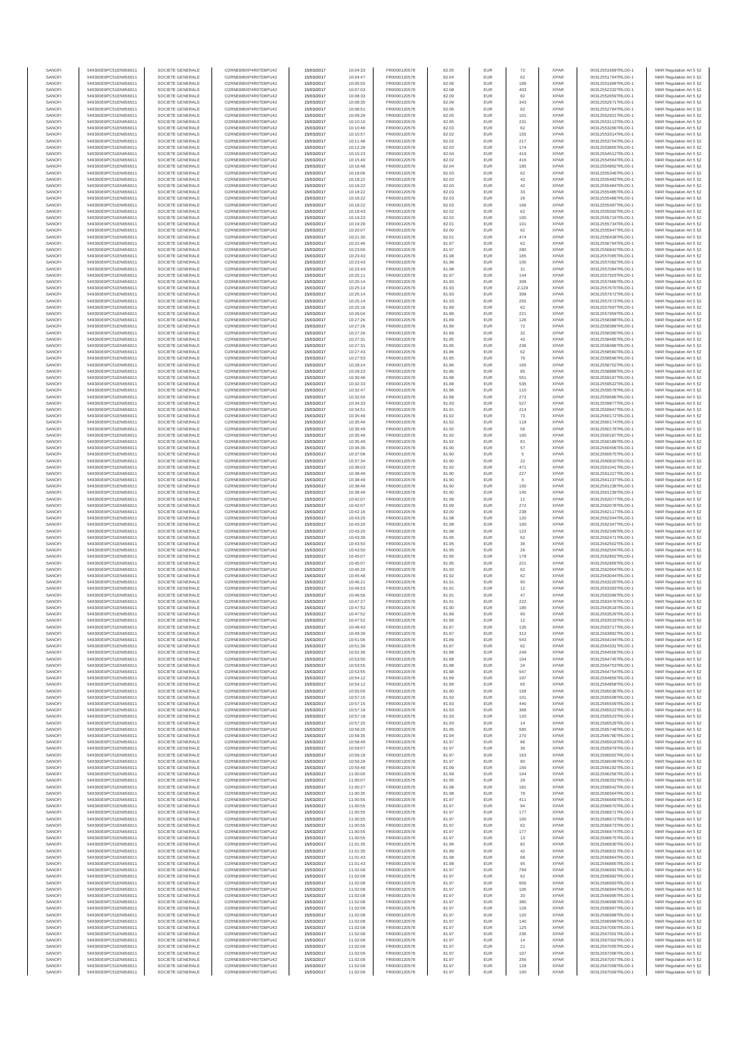| SANOFI | 549300E9PC51EN656011 | SOCIETE GENERALE | O2RNE8IBXP4R0TD8PU42 | 15/03/2017 | 10:04:33 | FR0000120578 | 82.05 | EUR | 72 | XPAR | 00312551669TRLO0-1 | MAR Regulation Art 5 §2 |
|---|---|---|---|---|---|---|---|---|---|---|---|---|
| SANOFI | 549300E9PC51EN656011 | SOCIETE GENERALE | O2RNE8IBXP4R0TD8PU42 | 15/03/2017 | 10:04:47 | FR0000120578 | 82.04 | EUR | 62 | XPAR | 00312551704TRLO0-1 | MAR Regulation Art 5 §2 |
| SANOFI | 549300E9PC51EN656011 | SOCIETE GENERALE | O2RNE8IBXP4R0TD8PU42 | 15/03/2017 | 10:05:55 | FR0000120578 | 82.06 | EUR | 189 | XPAR | 00312551999TRLO0-1 | MAR Regulation Art 5 §2 |
| SANOFI | 549300E9PC51EN656011 | SOCIETE GENERALE | O2RNE8IBXP4R0TD8PU42 | 15/03/2017 | 10:07:03 | FR0000120578 | 82.08 | EUR | 403 | XPAR | 00312552332TRLO0-1 | MAR Regulation Art 5 §2 |
| SANOFI | 549300E9PC51EN656011 | SOCIETE GENERALE | O2RNE8IBXP4R0TD8PU42 | 15/03/2017 | 10:08:33 | FR0000120578 | 82.09 | EUR | 82 | XPAR | 00312552659TRLO0-1 | MAR Regulation Art 5 §2 |
| SANOFI | 549300E9PC51EN656011 | SOCIETE GENERALE | O2RNE8IBXP4R0TD8PU42 | 15/03/2017 | 10:08:35 | FR0000120578 | 82.09 | EUR | 343 | XPAR | 00312552671TRLO0-1 | MAR Regulation Art 5 §2 |
| SANOFI | 549300E9PC51EN656011 | SOCIETE GENERALE | O2RNE8IBXP4R0TD8PU42 | 15/03/2017 | 10:08:51 | FR0000120578 | 82.06 | EUR | 62 | XPAR | 00312552784TRLO0-1 | MAR Regulation Art 5 §2 |
| SANOFI | 549300E9PC51EN656011 | SOCIETE GENERALE | O2RNE8IBXP4R0TD8PU42 | 15/03/2017 | 10:09:29 | FR0000120578 | 82.05 | EUR | 101 | XPAR | 00312552921TRLO0-1 | MAR Regulation Art 5 §2 |
| SANOFI | 549300E9PC51EN656011 | SOCIETE GENERALE | O2RNE8IBXP4R0TD8PU42 | 15/03/2017 | 10:10:10 | FR0000120578 | 82.05 | EUR | 231 | XPAR | 00312553113TRLO0-1 | MAR Regulation Art 5 §2 |
| SANOFI | 549300E9PC51EN656011 | SOCIETE GENERALE | O2RNE8IBXP4R0TD8PU42 | 15/03/2017 | 10:10:46 | FR0000120578 | 82.03 | EUR | 62 | XPAR | 00312553286TRLO0-1 | MAR Regulation Art 5 §2 |
| SANOFI | 549300E9PC51EN656011 | SOCIETE GENERALE | O2RNE8IBXP4R0TD8PU42 | 15/03/2017 | 10:10:57 | FR0000120578 | 82.02 | EUR | 155 | XPAR | 00312553314TRLO0-1 | MAR Regulation Art 5 §2 |
| SANOFI | 549300E9PC51EN656011 | SOCIETE GENERALE | O2RNE8IBXP4R0TD8PU42 | 15/03/2017 | 10:11:48 | FR0000120578 | 82.02 | EUR | 217 | XPAR | 00312553704TRLO0-1 | MAR Regulation Art 5 §2 |
| SANOFI | 549300E9PC51EN656011 | SOCIETE GENERALE | O2RNE8IBXP4R0TD8PU42 | 15/03/2017 | 10:12:28 | FR0000120578 | 82.03 | EUR | 174 | XPAR | 00312553805TRLO0-1 | MAR Regulation Art 5 §2 |
| SANOFI | 549300E9PC51EN656011 | SOCIETE GENERALE | O2RNE8IBXP4R0TD8PU42 | 15/03/2017 | 10:15:23 | FR0000120578 | 82.04 | EUR | 419 | XPAR | 00312554512TRLO0-1 | MAR Regulation Art 5 §2 |
| SANOFI | 549300E9PC51EN656011 | SOCIETE GENERALE | O2RNE8IBXP4R0TD8PU42 | 15/03/2017 | 10:15:40 | FR0000120578 | 82.02 | EUR | 416 | XPAR | 00312554564TRLO0-1 | MAR Regulation Art 5 §2 |
| SANOFI | 549300E9PC51EN656011 | SOCIETE GENERALE | O2RNE8IBXP4R0TD8PU42 | 15/03/2017 | 10:16:48 | FR0000120578 | 82.04 | EUR | 185 | XPAR | 00312554892TRLO0-1 | MAR Regulation Art 5 §2 |
| SANOFI | 549300E9PC51EN656011 | SOCIETE GENERALE | O2RNE8IBXP4R0TD8PU42 | 15/03/2017 | 10:18:06 | FR0000120578 | 82.03 | EUR | 62 | XPAR | 00312555346TRLO0-1 | MAR Regulation Art 5 §2 |
| SANOFI | 549300E9PC51EN656011 | SOCIETE GENERALE | O2RNE8IBXP4R0TD8PU42 | 15/03/2017 | 10:18:22 | FR0000120578 | 82.03 | EUR | 42 | XPAR | 00312555483TRLO0-1 | MAR Regulation Art 5 §2 |
| SANOFI | 549300E9PC51EN656011 | SOCIETE GENERALE | O2RNE8IBXP4R0TD8PU42 | 15/03/2017 | 10:18:22 | FR0000120578 | 82.03 | EUR | 42 | XPAR | 00312555484TRLO0-1 | MAR Regulation Art 5 §2 |
| SANOFI | 549300E9PC51EN656011 | SOCIETE GENERALE | O2RNE8IBXP4R0TD8PU42 | 15/03/2017 | 10:18:22 | FR0000120578 | 82.03 | EUR | 33 | XPAR | 00312555485TRLO0-1 | MAR Regulation Art 5 §2 |
| SANOFI | 549300E9PC51EN656011 | SOCIETE GENERALE | O2RNE8IBXP4R0TD8PU42 | 15/03/2017 | 10:18:22 | FR0000120578 | 82.03 | EUR | 26 | XPAR | 00312555486TRLO0-1 | MAR Regulation Art 5 §2 |
| SANOFI | 549300E9PC51EN656011 | SOCIETE GENERALE | O2RNE8IBXP4R0TD8PU42 | 15/03/2017 | 10:18:22 | FR0000120578 | 82.03 | EUR | 166 | XPAR | 00312555487TRLO0-1 | MAR Regulation Art 5 §2 |
| SANOFI | 549300E9PC51EN656011 | SOCIETE GENERALE | O2RNE8IBXP4R0TD8PU42 | 15/03/2017 | 10:18:43 | FR0000120578 | 82.02 | EUR | 62 | XPAR | 00312555562TRLO0-1 | MAR Regulation Art 5 §2 |
| SANOFI | 549300E9PC51EN656011 | SOCIETE GENERALE | O2RNE8IBXP4R0TD8PU42 | 15/03/2017 | 10:19:23 | FR0000120578 | 82.02 | EUR | 100 | XPAR | 00312555716TRLO0-1 | MAR Regulation Art 5 §2 |
| SANOFI | 549300E9PC51EN656011 | SOCIETE GENERALE | O2RNE8IBXP4R0TD8PU42 | 15/03/2017 | 10:19:28 | FR0000120578 | 82.01 | EUR | 101 | XPAR | 00312555734TRLO0-1 | MAR Regulation Art 5 §2 |
| SANOFI | 549300E9PC51EN656011 | SOCIETE GENERALE | O2RNE8IBXP4R0TD8PU42 | 15/03/2017 | 10:20:07 | FR0000120578 | 82.00 | EUR | 62 | XPAR | 00312555947TRLO0-1 | MAR Regulation Art 5 §2 |
| SANOFI | 549300E9PC51EN656011 | SOCIETE GENERALE | O2RNE8IBXP4R0TD8PU42 | 15/03/2017 | 10:21:30 | FR0000120578 | 82.01 | EUR | 474 | XPAR | 00312556438TRLO0-1 | MAR Regulation Art 5 §2 |
| SANOFI | 549300E9PC51EN656011 | SOCIETE GENERALE | O2RNE8IBXP4R0TD8PU42 | 15/03/2017 | 10:22:46 | FR0000120578 | 81.97 | EUR | 62 | XPAR | 00312556704TRLO0-1 | MAR Regulation Art 5 §2 |
| SANOFI | 549300E9PC51EN656011 | SOCIETE GENERALE | O2RNE8IBXP4R0TD8PU42 | 15/03/2017 | 10:23:00 | FR0000120578 | 81.97 | EUR | 280 | XPAR | 00312556842TRLO0-1 | MAR Regulation Art 5 §2 |
| SANOFI | 549300E9PC51EN656011 | SOCIETE GENERALE | O2RNE8IBXP4R0TD8PU42 | 15/03/2017 | 10:23:43 | FR0000120578 | 81.98 | EUR | 165 | XPAR | 00312557065TRLO0-1 | MAR Regulation Art 5 §2 |
| SANOFI | 549300E9PC51EN656011 | SOCIETE GENERALE | O2RNE8IBXP4R0TD8PU42 | 15/03/2017 | 10:23:43 | FR0000120578 | 81.98 | EUR | 100 | XPAR | 00312557082TRLO0-1 | MAR Regulation Art 5 §2 |
| SANOFI | 549300E9PC51EN656011 | SOCIETE GENERALE | O2RNE8IBXP4R0TD8PU42 | 15/03/2017 | 10:23:43 | FR0000120578 | 81.98 | EUR | 31 | XPAR | 00312557084TRLO0-1 | MAR Regulation Art 5 §2 |
| SANOFI | 549300E9PC51EN656011 | SOCIETE GENERALE | O2RNE8IBXP4R0TD8PU42 | 15/03/2017 | 10:25:11 | FR0000120578 | 81.97 | EUR | 144 | XPAR | 00312557503TRLO0-1 | MAR Regulation Art 5 §2 |
| SANOFI | 549300E9PC51EN656011 | SOCIETE GENERALE | O2RNE8IBXP4R0TD8PU42 | 15/03/2017 | 10:25:14 | FR0000120578 | 81.93 | EUR | 308 | XPAR | 00312557666TRLO0-1 | MAR Regulation Art 5 §2 |
| SANOFI | 549300E9PC51EN656011 | SOCIETE GENERALE | O2RNE8IBXP4R0TD8PU42 | 15/03/2017 | 10:25:14 | FR0000120578 | 81.93 | EUR | 2,129 | XPAR | 00312557670TRLO0-1 | MAR Regulation Art 5 §2 |
| SANOFI | 549300E9PC51EN656011 | SOCIETE GENERALE | O2RNE8IBXP4R0TD8PU42 | 15/03/2017 | 10:25:14 | FR0000120578 | 81.93 | EUR | 308 | XPAR | 00312557672TRLO0-1 | MAR Regulation Art 5 §2 |
| SANOFI | 549300E9PC51EN656011 | SOCIETE GENERALE | O2RNE8IBXP4R0TD8PU42 | 15/03/2017 | 10:25:14 | FR0000120578 | 81.93 | EUR | 255 | XPAR | 00312557673TRLO0-1 | MAR Regulation Art 5 §2 |
| SANOFI | 549300E9PC51EN656011 | SOCIETE GENERALE | O2RNE8IBXP4R0TD8PU42 | 15/03/2017 | 10:25:16 | FR0000120578 | 81.89 | EUR | 62 | XPAR | 00312557697TRLO0-1 | MAR Regulation Art 5 §2 |
| SANOFI | 549300E9PC51EN656011 | SOCIETE GENERALE | O2RNE8IBXP4R0TD8PU42 | 15/03/2017 | 10:26:04 | FR0000120578 | 81.89 | EUR | 221 | XPAR | 00312557959TRLO0-1 | MAR Regulation Art 5 §2 |
| SANOFI | 549300E9PC51EN656011 | SOCIETE GENERALE | O2RNE8IBXP4R0TD8PU42 | 15/03/2017 | 10:27:26 | FR0000120578 | 81.89 | EUR | 126 | XPAR | 00312558388TRLO0-1 | MAR Regulation Art 5 §2 |
| SANOFI | 549300E9PC51EN656011 | SOCIETE GENERALE | O2RNE8IBXP4R0TD8PU42 | 15/03/2017 | 10:27:26 | FR0000120578 | 81.89 | EUR | 72 | XPAR | 00312558389TRLO0-1 | MAR Regulation Art 5 §2 |
| SANOFI | 549300E9PC51EN656011 | SOCIETE GENERALE | O2RNE8IBXP4R0TD8PU42 | 15/03/2017 | 10:27:26 | FR0000120578 | 81.89 | EUR | 32 | XPAR | 00312558390TRLO0-1 | MAR Regulation Art 5 §2 |
| SANOFI | 549300E9PC51EN656011 | SOCIETE GENERALE | O2RNE8IBXP4R0TD8PU42 | 15/03/2017 | 10:27:31 | FR0000120578 | 81.85 | EUR | 43 | XPAR | 00312558485TRLO0-1 | MAR Regulation Art 5 §2 |
| SANOFI | 549300E9PC51EN656011 | SOCIETE GENERALE | O2RNE8IBXP4R0TD8PU42 | 15/03/2017 | 10:27:31 | FR0000120578 | 81.85 | EUR | 236 | XPAR | 00312558486TRLO0-1 | MAR Regulation Art 5 §2 |
| SANOFI | 549300E9PC51EN656011 | SOCIETE GENERALE | O2RNE8IBXP4R0TD8PU42 | 15/03/2017 | 10:27:43 | FR0000120578 | 81.86 | EUR | 62 | XPAR | 00312558560TRLO0-1 | MAR Regulation Art 5 §2 |
| SANOFI | 549300E9PC51EN656011 | SOCIETE GENERALE | O2RNE8IBXP4R0TD8PU42 | 15/03/2017 | 10:27:53 | FR0000120578 | 81.85 | EUR | 76 | XPAR | 00312558593TRLO0-1 | MAR Regulation Art 5 §2 |
| SANOFI | 549300E9PC51EN656011 | SOCIETE GENERALE | O2RNE8IBXP4R0TD8PU42 | 15/03/2017 | 10:28:24 | FR0000120578 | 81.86 | EUR | 165 | XPAR | 00312558702TRLO0-1 | MAR Regulation Art 5 §2 |
| SANOFI | 549300E9PC51EN656011 | SOCIETE GENERALE | O2RNE8IBXP4R0TD8PU42 | 15/03/2017 | 10:29:23 | FR0000120578 | 81.86 | EUR | 85 | XPAR | 00312558889TRLO0-1 | MAR Regulation Art 5 §2 |
| SANOFI | 549300E9PC51EN656011 | SOCIETE GENERALE | O2RNE8IBXP4R0TD8PU42 | 15/03/2017 | 10:30:46 | FR0000120578 | 81.88 | EUR | 551 | XPAR | 00312559157TRLO0-1 | MAR Regulation Art 5 §2 |
| SANOFI | 549300E9PC51EN656011 | SOCIETE GENERALE | O2RNE8IBXP4R0TD8PU42 | 15/03/2017 | 10:32:33 | FR0000120578 | 81.88 | EUR | 535 | XPAR | 00312559522TRLO0-1 | MAR Regulation Art 5 §2 |
| SANOFI | 549300E9PC51EN656011 | SOCIETE GENERALE | O2RNE8IBXP4R0TD8PU42 | 15/03/2017 | 10:32:47 | FR0000120578 | 81.86 | EUR | 110 | XPAR | 00312559578TRLO0-1 | MAR Regulation Art 5 §2 |
| SANOFI | 549300E9PC51EN656011 | SOCIETE GENERALE | O2RNE8IBXP4R0TD8PU42 | 15/03/2017 | 10:32:50 | FR0000120578 | 81.88 | EUR | 272 | XPAR | 00312559586TRLO0-1 | MAR Regulation Art 5 §2 |
| SANOFI | 549300E9PC51EN656011 | SOCIETE GENERALE | O2RNE8IBXP4R0TD8PU42 | 15/03/2017 | 10:34:33 | FR0000120578 | 81.93 | EUR | 527 | XPAR | 00312559877TRLO0-1 | MAR Regulation Art 5 §2 |
| SANOFI | 549300E9PC51EN656011 | SOCIETE GENERALE | O2RNE8IBXP4R0TD8PU42 | 15/03/2017 | 10:34:51 | FR0000120578 | 81.91 | EUR | 214 | XPAR | 00312559947TRLO0-1 | MAR Regulation Art 5 §2 |
| SANOFI | 549300E9PC51EN656011 | SOCIETE GENERALE | O2RNE8IBXP4R0TD8PU42 | 15/03/2017 | 10:35:49 | FR0000120578 | 81.92 | EUR | 73 | XPAR | 00312560172TRLO0-1 | MAR Regulation Art 5 §2 |
| SANOFI | 549300E9PC51EN656011 | SOCIETE GENERALE | O2RNE8IBXP4R0TD8PU42 | 15/03/2017 | 10:35:49 | FR0000120578 | 81.92 | EUR | 118 | XPAR | 00312560174TRLO0-1 | MAR Regulation Art 5 §2 |
| SANOFI | 549300E9PC51EN656011 | SOCIETE GENERALE | O2RNE8IBXP4R0TD8PU42 | 15/03/2017 | 10:35:49 | FR0000120578 | 81.92 | EUR | 56 | XPAR | 00312560178TRLO0-1 | MAR Regulation Art 5 §2 |
| SANOFI | 549300E9PC51EN656011 | SOCIETE GENERALE | O2RNE8IBXP4R0TD8PU42 | 15/03/2017 | 10:35:49 | FR0000120578 | 81.92 | EUR | 100 | XPAR | 00312560187TRLO0-1 | MAR Regulation Art 5 §2 |
| SANOFI | 549300E9PC51EN656011 | SOCIETE GENERALE | O2RNE8IBXP4R0TD8PU42 | 15/03/2017 | 10:35:49 | FR0000120578 | 81.92 | EUR | 81 | XPAR | 00312560189TRLO0-1 | MAR Regulation Art 5 §2 |
| SANOFI | 549300E9PC51EN656011 | SOCIETE GENERALE | O2RNE8IBXP4R0TD8PU42 | 15/03/2017 | 10:36:36 | FR0000120578 | 81.90 | EUR | 57 | XPAR | 00312560406TRLO0-1 | MAR Regulation Art 5 §2 |
| SANOFI | 549300E9PC51EN656011 | SOCIETE GENERALE | O2RNE8IBXP4R0TD8PU42 | 15/03/2017 | 10:37:08 | FR0000120578 | 81.90 | EUR | 5 | XPAR | 00312560675TRLO0-1 | MAR Regulation Art 5 §2 |
| SANOFI | 549300E9PC51EN656011 | SOCIETE GENERALE | O2RNE8IBXP4R0TD8PU42 | 15/03/2017 | 10:37:34 | FR0000120578 | 81.90 | EUR | 22 | XPAR | 00312560810TRLO0-1 | MAR Regulation Art 5 §2 |
| SANOFI | 549300E9PC51EN656011 | SOCIETE GENERALE | O2RNE8IBXP4R0TD8PU42 | 15/03/2017 | 10:38:03 | FR0000120578 | 81.92 | EUR | 471 | XPAR | 00312561041TRLO0-1 | MAR Regulation Art 5 §2 |
| SANOFI | 549300E9PC51EN656011 | SOCIETE GENERALE | O2RNE8IBXP4R0TD8PU42 | 15/03/2017 | 10:38:49 | FR0000120578 | 81.90 | EUR | 227 | XPAR | 00312561227TRLO0-1 | MAR Regulation Art 5 §2 |
| SANOFI | 549300E9PC51EN656011 | SOCIETE GENERALE | O2RNE8IBXP4R0TD8PU42 | 15/03/2017 | 10:38:49 | FR0000120578 | 81.90 | EUR | 5 | XPAR | 00312561237TRLO0-1 | MAR Regulation Art 5 §2 |
| SANOFI | 549300E9PC51EN656011 | SOCIETE GENERALE | O2RNE8IBXP4R0TD8PU42 | 15/03/2017 | 10:38:49 | FR0000120578 | 81.90 | EUR | 100 | XPAR | 00312561238TRLO0-1 | MAR Regulation Art 5 §2 |
| SANOFI | 549300E9PC51EN656011 | SOCIETE GENERALE | O2RNE8IBXP4R0TD8PU42 | 15/03/2017 | 10:38:49 | FR0000120578 | 81.90 | EUR | 145 | XPAR | 00312561239TRLO0-1 | MAR Regulation Art 5 §2 |
| SANOFI | 549300E9PC51EN656011 | SOCIETE GENERALE | O2RNE8IBXP4R0TD8PU42 | 15/03/2017 | 10:42:07 | FR0000120578 | 81.99 | EUR | 12 | XPAR | 00312562077TRLO0-1 | MAR Regulation Art 5 §2 |
| SANOFI | 549300E9PC51EN656011 | SOCIETE GENERALE | O2RNE8IBXP4R0TD8PU42 | 15/03/2017 | 10:42:07 | FR0000120578 | 81.99 | EUR | 272 | XPAR | 00312562078TRLO0-1 | MAR Regulation Art 5 §2 |
| SANOFI | 549300E9PC51EN656011 | SOCIETE GENERALE | O2RNE8IBXP4R0TD8PU42 | 15/03/2017 | 10:42:16 | FR0000120578 | 82.00 | EUR | 238 | XPAR | 00312562117TRLO0-1 | MAR Regulation Art 5 §2 |
| SANOFI | 549300E9PC51EN656011 | SOCIETE GENERALE | O2RNE8IBXP4R0TD8PU42 | 15/03/2017 | 10:43:20 | FR0000120578 | 81.98 | EUR | 120 | XPAR | 00312562344TRLO0-1 | MAR Regulation Art 5 §2 |
| SANOFI | 549300E9PC51EN656011 | SOCIETE GENERALE | O2RNE8IBXP4R0TD8PU42 | 15/03/2017 | 10:43:20 | FR0000120578 | 81.98 | EUR | 100 | XPAR | 00312562347TRLO0-1 | MAR Regulation Art 5 §2 |
| SANOFI | 549300E9PC51EN656011 | SOCIETE GENERALE | O2RNE8IBXP4R0TD8PU42 | 15/03/2017 | 10:43:20 | FR0000120578 | 81.98 | EUR | 122 | XPAR | 00312562349TRLO0-1 | MAR Regulation Art 5 §2 |
| SANOFI | 549300E9PC51EN656011 | SOCIETE GENERALE | O2RNE8IBXP4R0TD8PU42 | 15/03/2017 | 10:43:39 | FR0000120578 | 81.95 | EUR | 62 | XPAR | 00312562471TRLO0-1 | MAR Regulation Art 5 §2 |
| SANOFI | 549300E9PC51EN656011 | SOCIETE GENERALE | O2RNE8IBXP4R0TD8PU42 | 15/03/2017 | 10:43:50 | FR0000120578 | 81.95 | EUR | 36 | XPAR | 00312562502TRLO0-1 | MAR Regulation Art 5 §2 |
| SANOFI | 549300E9PC51EN656011 | SOCIETE GENERALE | O2RNE8IBXP4R0TD8PU42 | 15/03/2017 | 10:43:50 | FR0000120578 | 81.95 | EUR | 26 | XPAR | 00312562504TRLO0-1 | MAR Regulation Art 5 §2 |
| SANOFI | 549300E9PC51EN656011 | SOCIETE GENERALE | O2RNE8IBXP4R0TD8PU42 | 15/03/2017 | 10:45:07 | FR0000120578 | 81.95 | EUR | 178 | XPAR | 00312562802TRLO0-1 | MAR Regulation Art 5 §2 |
| SANOFI | 549300E9PC51EN656011 | SOCIETE GENERALE | O2RNE8IBXP4R0TD8PU42 | 15/03/2017 | 10:45:07 | FR0000120578 | 81.95 | EUR | 221 | XPAR | 00312562806TRLO0-1 | MAR Regulation Art 5 §2 |
| SANOFI | 549300E9PC51EN656011 | SOCIETE GENERALE | O2RNE8IBXP4R0TD8PU42 | 15/03/2017 | 10:45:20 | FR0000120578 | 81.93 | EUR | 62 | XPAR | 00312562904TRLO0-1 | MAR Regulation Art 5 §2 |
| SANOFI | 549300E9PC51EN656011 | SOCIETE GENERALE | O2RNE8IBXP4R0TD8PU42 | 15/03/2017 | 10:45:48 | FR0000120578 | 81.92 | EUR | 62 | XPAR | 00312563044TRLO0-1 | MAR Regulation Art 5 §2 |
| SANOFI | 549300E9PC51EN656011 | SOCIETE GENERALE | O2RNE8IBXP4R0TD8PU42 | 15/03/2017 | 10:46:21 | FR0000120578 | 81.91 | EUR | 90 | XPAR | 00312563220TRLO0-1 | MAR Regulation Art 5 §2 |
| SANOFI | 549300E9PC51EN656011 | SOCIETE GENERALE | O2RNE8IBXP4R0TD8PU42 | 15/03/2017 | 10:46:53 | FR0000120578 | 81.91 | EUR | 12 | XPAR | 00312563393TRLO0-1 | MAR Regulation Art 5 §2 |
| SANOFI | 549300E9PC51EN656011 | SOCIETE GENERALE | O2RNE8IBXP4R0TD8PU42 | 15/03/2017 | 10:46:56 | FR0000120578 | 81.91 | EUR | 47 | XPAR | 00312563396TRLO0-1 | MAR Regulation Art 5 §2 |
| SANOFI | 549300E9PC51EN656011 | SOCIETE GENERALE | O2RNE8IBXP4R0TD8PU42 | 15/03/2017 | 10:47:27 | FR0000120578 | 81.91 | EUR | 222 | XPAR | 00312563476TRLO0-1 | MAR Regulation Art 5 §2 |
| SANOFI | 549300E9PC51EN656011 | SOCIETE GENERALE | O2RNE8IBXP4R0TD8PU42 | 15/03/2017 | 10:47:52 | FR0000120578 | 81.90 | EUR | 185 | XPAR | 00312563518TRLO0-1 | MAR Regulation Art 5 §2 |
| SANOFI | 549300E9PC51EN656011 | SOCIETE GENERALE | O2RNE8IBXP4R0TD8PU42 | 15/03/2017 | 10:47:52 | FR0000120578 | 81.89 | EUR | 90 | XPAR | 00312563529TRLO0-1 | MAR Regulation Art 5 §2 |
| SANOFI | 549300E9PC51EN656011 | SOCIETE GENERALE | O2RNE8IBXP4R0TD8PU42 | 15/03/2017 | 10:47:52 | FR0000120578 | 81.89 | EUR | 12 | XPAR | 00312563530TRLO0-1 | MAR Regulation Art 5 §2 |
| SANOFI | 549300E9PC51EN656011 | SOCIETE GENERALE | O2RNE8IBXP4R0TD8PU42 | 15/03/2017 | 10:48:43 | FR0000120578 | 81.87 | EUR | 135 | XPAR | 00312563717TRLO0-1 | MAR Regulation Art 5 §2 |
| SANOFI | 549300E9PC51EN656011 | SOCIETE GENERALE | O2RNE8IBXP4R0TD8PU42 | 15/03/2017 | 10:49:39 | FR0000120578 | 81.87 | EUR | 312 | XPAR | 00312563892TRLO0-1 | MAR Regulation Art 5 §2 |
| SANOFI | 549300E9PC51EN656011 | SOCIETE GENERALE | O2RNE8IBXP4R0TD8PU42 | 15/03/2017 | 10:51:06 | FR0000120578 | 81.89 | EUR | 543 | XPAR | 00312564244TRLO0-1 | MAR Regulation Art 5 §2 |
| SANOFI | 549300E9PC51EN656011 | SOCIETE GENERALE | O2RNE8IBXP4R0TD8PU42 | 15/03/2017 | 10:51:39 | FR0000120578 | 81.87 | EUR | 62 | XPAR | 00312564331TRLO0-1 | MAR Regulation Art 5 §2 |
| SANOFI | 549300E9PC51EN656011 | SOCIETE GENERALE | O2RNE8IBXP4R0TD8PU42 | 15/03/2017 | 10:52:36 | FR0000120578 | 81.88 | EUR | 249 | XPAR | 00312564506TRLO0-1 | MAR Regulation Art 5 §2 |
| SANOFI | 549300E9PC51EN656011 | SOCIETE GENERALE | O2RNE8IBXP4R0TD8PU42 | 15/03/2017 | 10:53:50 | FR0000120578 | 81.88 | EUR | 104 | XPAR | 00312564745TRLO0-1 | MAR Regulation Art 5 §2 |
| SANOFI | 549300E9PC51EN656011 | SOCIETE GENERALE | O2RNE8IBXP4R0TD8PU42 | 15/03/2017 | 10:53:55 | FR0000120578 | 81.88 | EUR | 24 | XPAR | 00312564753TRLO0-1 | MAR Regulation Art 5 §2 |
| SANOFI | 549300E9PC51EN656011 | SOCIETE GENERALE | O2RNE8IBXP4R0TD8PU42 | 15/03/2017 | 10:53:55 | FR0000120578 | 81.88 | EUR | 547 | XPAR | 00312564754TRLO0-1 | MAR Regulation Art 5 §2 |
| SANOFI | 549300E9PC51EN656011 | SOCIETE GENERALE | O2RNE8IBXP4R0TD8PU42 | 15/03/2017 | 10:54:12 | FR0000120578 | 81.89 | EUR | 197 | XPAR | 00312564856TRLO0-1 | MAR Regulation Art 5 §2 |
| SANOFI | 549300E9PC51EN656011 | SOCIETE GENERALE | O2RNE8IBXP4R0TD8PU42 | 15/03/2017 | 10:54:12 | FR0000120578 | 81.89 | EUR | 65 | XPAR | 00312564858TRLO0-1 | MAR Regulation Art 5 §2 |
| SANOFI | 549300E9PC51EN656011 | SOCIETE GENERALE | O2RNE8IBXP4R0TD8PU42 | 15/03/2017 | 10:55:00 | FR0000120578 | 81.90 | EUR | 158 | XPAR | 00312565036TRLO0-1 | MAR Regulation Art 5 §2 |
| SANOFI | 549300E9PC51EN656011 | SOCIETE GENERALE | O2RNE8IBXP4R0TD8PU42 | 15/03/2017 | 10:57:15 | FR0000120578 | 81.93 | EUR | 101 | XPAR | 00312565508TRLO0-1 | MAR Regulation Art 5 §2 |
| SANOFI | 549300E9PC51EN656011 | SOCIETE GENERALE | O2RNE8IBXP4R0TD8PU42 | 15/03/2017 | 10:57:15 | FR0000120578 | 81.93 | EUR | 440 | XPAR | 00312565509TRLO0-1 | MAR Regulation Art 5 §2 |
| SANOFI | 549300E9PC51EN656011 | SOCIETE GENERALE | O2RNE8IBXP4R0TD8PU42 | 15/03/2017 | 10:57:18 | FR0000120578 | 81.93 | EUR | 368 | XPAR | 00312565522TRLO0-1 | MAR Regulation Art 5 §2 |
| SANOFI | 549300E9PC51EN656011 | SOCIETE GENERALE | O2RNE8IBXP4R0TD8PU42 | 15/03/2017 | 10:57:18 | FR0000120578 | 81.93 | EUR | 120 | XPAR | 00312565523TRLO0-1 | MAR Regulation Art 5 §2 |
| SANOFI | 549300E9PC51EN656011 | SOCIETE GENERALE | O2RNE8IBXP4R0TD8PU42 | 15/03/2017 | 10:57:20 | FR0000120578 | 81.93 | EUR | 14 | XPAR | 00312565529TRLO0-1 | MAR Regulation Art 5 §2 |
| SANOFI | 549300E9PC51EN656011 | SOCIETE GENERALE | O2RNE8IBXP4R0TD8PU42 | 15/03/2017 | 10:58:25 | FR0000120578 | 81.95 | EUR | 585 | XPAR | 00312565748TRLO0-1 | MAR Regulation Art 5 §2 |
| SANOFI | 549300E9PC51EN656011 | SOCIETE GENERALE | O2RNE8IBXP4R0TD8PU42 | 15/03/2017 | 10:58:35 | FR0000120578 | 81.94 | EUR | 270 | XPAR | 00312565780TRLO0-1 | MAR Regulation Art 5 §2 |
| SANOFI | 549300E9PC51EN656011 | SOCIETE GENERALE | O2RNE8IBXP4R0TD8PU42 | 15/03/2017 | 10:58:49 | FR0000120578 | 81.97 | EUR | 86 | XPAR | 00312565918TRLO0-1 | MAR Regulation Art 5 §2 |
| SANOFI | 549300E9PC51EN656011 | SOCIETE GENERALE | O2RNE8IBXP4R0TD8PU42 | 15/03/2017 | 10:59:07 | FR0000120578 | 81.97 | EUR | 36 | XPAR | 00312565979TRLO0-1 | MAR Regulation Art 5 §2 |
| SANOFI | 549300E9PC51EN656011 | SOCIETE GENERALE | O2RNE8IBXP4R0TD8PU42 | 15/03/2017 | 10:59:18 | FR0000120578 | 81.97 | EUR | 163 | XPAR | 00312566002TRLO0-1 | MAR Regulation Art 5 §2 |
| SANOFI | 549300E9PC51EN656011 | SOCIETE GENERALE | O2RNE8IBXP4R0TD8PU42 | 15/03/2017 | 10:59:29 | FR0000120578 | 81.97 | EUR | 90 | XPAR | 00312566049TRLO0-1 | MAR Regulation Art 5 §2 |
| SANOFI | 549300E9PC51EN656011 | SOCIETE GENERALE | O2RNE8IBXP4R0TD8PU42 | 15/03/2017 | 10:59:49 | FR0000120578 | 81.99 | EUR | 155 | XPAR | 00312566102TRLO0-1 | MAR Regulation Art 5 §2 |
| SANOFI | 549300E9PC51EN656011 | SOCIETE GENERALE | O2RNE8IBXP4R0TD8PU42 | 15/03/2017 | 11:00:00 | FR0000120578 | 81.99 | EUR | 104 | XPAR | 00312566256TRLO0-1 | MAR Regulation Art 5 §2 |
| SANOFI | 549300E9PC51EN656011 | SOCIETE GENERALE | O2RNE8IBXP4R0TD8PU42 | 15/03/2017 | 11:00:07 | FR0000120578 | 81.95 | EUR | 29 | XPAR | 00312566352TRLO0-1 | MAR Regulation Art 5 §2 |
| SANOFI | 549300E9PC51EN656011 | SOCIETE GENERALE | O2RNE8IBXP4R0TD8PU42 | 15/03/2017 | 11:00:27 | FR0000120578 | 81.98 | EUR | 181 | XPAR | 00312566542TRLO0-1 | MAR Regulation Art 5 §2 |
| SANOFI | 549300E9PC51EN656011 | SOCIETE GENERALE | O2RNE8IBXP4R0TD8PU42 | 15/03/2017 | 11:00:35 | FR0000120578 | 81.98 | EUR | 78 | XPAR | 00312566564TRLO0-1 | MAR Regulation Art 5 §2 |
| SANOFI | 549300E9PC51EN656011 | SOCIETE GENERALE | O2RNE8IBXP4R0TD8PU42 | 15/03/2017 | 11:00:55 | FR0000120578 | 81.97 | EUR | 411 | XPAR | 00312566669TRLO0-1 | MAR Regulation Art 5 §2 |
| SANOFI | 549300E9PC51EN656011 | SOCIETE GENERALE | O2RNE8IBXP4R0TD8PU42 | 15/03/2017 | 11:00:55 | FR0000120578 | 81.97 | EUR | 94 | XPAR | 00312566670TRLO0-1 | MAR Regulation Art 5 §2 |
| SANOFI | 549300E9PC51EN656011 | SOCIETE GENERALE | O2RNE8IBXP4R0TD8PU42 | 15/03/2017 | 11:00:55 | FR0000120578 | 81.97 | EUR | 177 | XPAR | 00312566671TRLO0-1 | MAR Regulation Art 5 §2 |
| SANOFI | 549300E9PC51EN656011 | SOCIETE GENERALE | O2RNE8IBXP4R0TD8PU42 | 15/03/2017 | 11:00:55 | FR0000120578 | 81.97 | EUR | 100 | XPAR | 00312566672TRLO0-1 | MAR Regulation Art 5 §2 |
| SANOFI | 549300E9PC51EN656011 | SOCIETE GENERALE | O2RNE8IBXP4R0TD8PU42 | 15/03/2017 | 11:00:55 | FR0000120578 | 81.97 | EUR | 62 | XPAR | 00312566673TRLO0-1 | MAR Regulation Art 5 §2 |
| SANOFI | 549300E9PC51EN656011 | SOCIETE GENERALE | O2RNE8IBXP4R0TD8PU42 | 15/03/2017 | 11:00:55 | FR0000120578 | 81.97 | EUR | 177 | XPAR | 00312566674TRLO0-1 | MAR Regulation Art 5 §2 |
| SANOFI | 549300E9PC51EN656011 | SOCIETE GENERALE | O2RNE8IBXP4R0TD8PU42 | 15/03/2017 | 11:00:55 | FR0000120578 | 81.97 | EUR | 13 | XPAR | 00312566675TRLO0-1 | MAR Regulation Art 5 §2 |
| SANOFI | 549300E9PC51EN656011 | SOCIETE GENERALE | O2RNE8IBXP4R0TD8PU42 | 15/03/2017 | 11:01:35 | FR0000120578 | 81.99 | EUR | 82 | XPAR | 00312566830TRLO0-1 | MAR Regulation Art 5 §2 |
| SANOFI | 549300E9PC51EN656011 | SOCIETE GENERALE | O2RNE8IBXP4R0TD8PU42 | 15/03/2017 | 11:01:35 | FR0000120578 | 81.99 | EUR | 42 | XPAR | 00312566831TRLO0-1 | MAR Regulation Art 5 §2 |
| SANOFI | 549300E9PC51EN656011 | SOCIETE GENERALE | O2RNE8IBXP4R0TD8PU42 | 15/03/2017 | 11:01:43 | FR0000120578 | 81.98 | EUR | 68 | XPAR | 00312566864TRLO0-1 | MAR Regulation Art 5 §2 |
| SANOFI | 549300E9PC51EN656011 | SOCIETE GENERALE | O2RNE8IBXP4R0TD8PU42 | 15/03/2017 | 11:01:43 | FR0000120578 | 81.98 | EUR | 95 | XPAR | 00312566865TRLO0-1 | MAR Regulation Art 5 §2 |
| SANOFI | 549300E9PC51EN656011 | SOCIETE GENERALE | O2RNE8IBXP4R0TD8PU42 | 15/03/2017 | 11:02:08 | FR0000120578 | 81.97 | EUR | 769 | XPAR | 00312566991TRLO0-1 | MAR Regulation Art 5 §2 |
| SANOFI | 549300E9PC51EN656011 | SOCIETE GENERALE | O2RNE8IBXP4R0TD8PU42 | 15/03/2017 | 11:02:08 | FR0000120578 | 81.97 | EUR | 62 | XPAR | 00312566992TRLO0-1 | MAR Regulation Art 5 §2 |
| SANOFI | 549300E9PC51EN656011 | SOCIETE GENERALE | O2RNE8IBXP4R0TD8PU42 | 15/03/2017 | 11:02:08 | FR0000120578 | 81.97 | EUR | 656 | XPAR | 00312566993TRLO0-1 | MAR Regulation Art 5 §2 |
| SANOFI | 549300E9PC51EN656011 | SOCIETE GENERALE | O2RNE8IBXP4R0TD8PU42 | 15/03/2017 | 11:02:08 | FR0000120578 | 81.97 | EUR | 106 | XPAR | 00312566994TRLO0-1 | MAR Regulation Art 5 §2 |
| SANOFI | 549300E9PC51EN656011 | SOCIETE GENERALE | O2RNE8IBXP4R0TD8PU42 | 15/03/2017 | 11:02:08 | FR0000120578 | 81.97 | EUR | 20 | XPAR | 00312566995TRLO0-1 | MAR Regulation Art 5 §2 |
| SANOFI | 549300E9PC51EN656011 | SOCIETE GENERALE | O2RNE8IBXP4R0TD8PU42 | 15/03/2017 | 11:02:08 | FR0000120578 | 81.97 | EUR | 380 | XPAR | 00312566996TRLO0-1 | MAR Regulation Art 5 §2 |
| SANOFI | 549300E9PC51EN656011 | SOCIETE GENERALE | O2RNE8IBXP4R0TD8PU42 | 15/03/2017 | 11:02:08 | FR0000120578 | 81.97 | EUR | 126 | XPAR | 00312566997TRLO0-1 | MAR Regulation Art 5 §2 |
| SANOFI | 549300E9PC51EN656011 | SOCIETE GENERALE | O2RNE8IBXP4R0TD8PU42 | 15/03/2017 | 11:02:08 | FR0000120578 | 81.97 | EUR | 120 | XPAR | 00312566998TRLO0-1 | MAR Regulation Art 5 §2 |
| SANOFI | 549300E9PC51EN656011 | SOCIETE GENERALE | O2RNE8IBXP4R0TD8PU42 | 15/03/2017 | 11:02:08 | FR0000120578 | 81.97 | EUR | 140 | XPAR | 00312566999TRLO0-1 | MAR Regulation Art 5 §2 |
| SANOFI | 549300E9PC51EN656011 | SOCIETE GENERALE | O2RNE8IBXP4R0TD8PU42 | 15/03/2017 | 11:02:08 | FR0000120578 | 81.97 | EUR | 125 | XPAR | 00312567000TRLO0-1 | MAR Regulation Art 5 §2 |
| SANOFI | 549300E9PC51EN656011 | SOCIETE GENERALE | O2RNE8IBXP4R0TD8PU42 | 15/03/2017 | 11:02:08 | FR0000120578 | 81.97 | EUR | 236 | XPAR | 00312567001TRLO0-1 | MAR Regulation Art 5 §2 |
| SANOFI | 549300E9PC51EN656011 | SOCIETE GENERALE | O2RNE8IBXP4R0TD8PU42 | 15/03/2017 | 11:02:08 | FR0000120578 | 81.97 | EUR | 14 | XPAR | 00312567002TRLO0-1 | MAR Regulation Art 5 §2 |
| SANOFI | 549300E9PC51EN656011 | SOCIETE GENERALE | O2RNE8IBXP4R0TD8PU42 | 15/03/2017 | 11:02:09 | FR0000120578 | 81.97 | EUR | 21 | XPAR | 00312567005TRLO0-1 | MAR Regulation Art 5 §2 |
| SANOFI | 549300E9PC51EN656011 | SOCIETE GENERALE | O2RNE8IBXP4R0TD8PU42 | 15/03/2017 | 11:02:09 | FR0000120578 | 81.97 | EUR | 107 | XPAR | 00312567006TRLO0-1 | MAR Regulation Art 5 §2 |
| SANOFI | 549300E9PC51EN656011 | SOCIETE GENERALE | O2RNE8IBXP4R0TD8PU42 | 15/03/2017 | 11:02:09 | FR0000120578 | 81.97 | EUR | 256 | XPAR | 00312567007TRLO0-1 | MAR Regulation Art 5 §2 |
| SANOFI | 549300E9PC51EN656011 | SOCIETE GENERALE | O2RNE8IBXP4R0TD8PU42 | 15/03/2017 | 11:02:09 | FR0000120578 | 81.97 | EUR | 128 | XPAR | 00312567008TRLO0-1 | MAR Regulation Art 5 §2 |
| SANOFI | 549300E9PC51EN656011 | SOCIETE GENERALE | O2RNE8IBXP4R0TD8PU42 | 15/03/2017 | 11:02:09 | FR0000120578 | 81.97 | EUR | 100 | XPAR | 00312567009TRLO0-1 | MAR Regulation Art 5 §2 |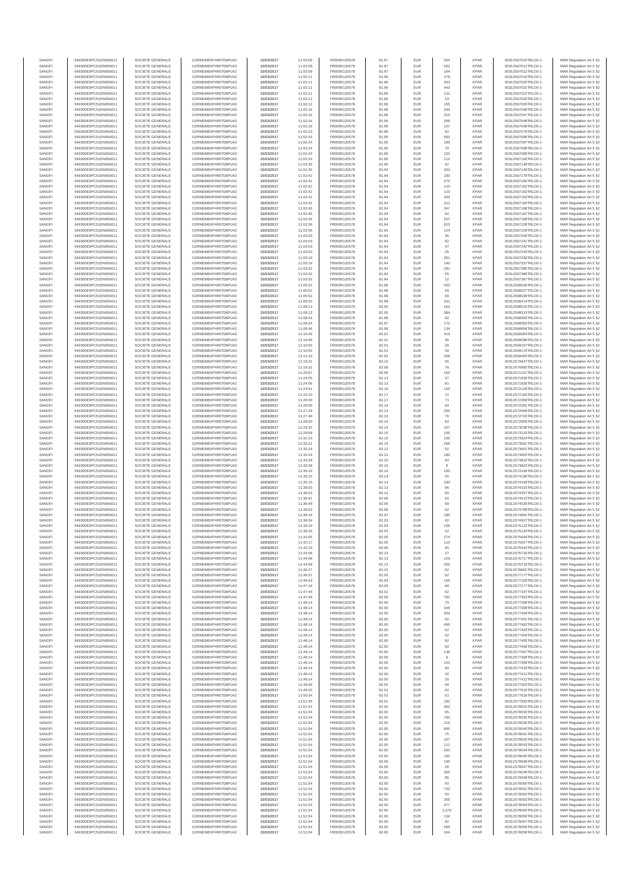| SANOFI | 549300E9PC51EN656011 | SOCIETE GENERALE | O2RNE8IBXP4R0TD8PU42 | 15/03/2017 | 11:02:09 | FR0000120578 | 81.97 | EUR | 554 | XPAR | 00312567010TRLO0-1 | MAR Regulation Art 5 §2 |
|---|---|---|---|---|---|---|---|---|---|---|---|---|
| SANOFI | 549300E9PC51EN656011 | SOCIETE GENERALE | O2RNE8IBXP4R0TD8PU42 | 15/03/2017 | 11:02:09 | FR0000120578 | 81.97 | EUR | 592 | XPAR | 00312567011TRLO0-1 | MAR Regulation Art 5 §2 |
| SANOFI | 549300E9PC51EN656011 | SOCIETE GENERALE | O2RNE8IBXP4R0TD8PU42 | 15/03/2017 | 11:02:09 | FR0000120578 | 81.97 | EUR | 164 | XPAR | 00312567012TRLO0-1 | MAR Regulation Art 5 §2 |
| SANOFI | 549300E9PC51EN656011 | SOCIETE GENERALE | O2RNE8IBXP4R0TD8PU42 | 15/03/2017 | 11:02:11 | FR0000120578 | 81.96 | EUR | 479 | XPAR | 00312567019TRLO0-1 | MAR Regulation Art 5 §2 |
| SANOFI | 549300E9PC51EN656011 | SOCIETE GENERALE | O2RNE8IBXP4R0TD8PU42 | 15/03/2017 | 11:02:11 | FR0000120578 | 81.96 | EUR | 303 | XPAR | 00312567020TRLO0-1 | MAR Regulation Art 5 §2 |
| SANOFI | 549300E9PC51EN656011 | SOCIETE GENERALE | O2RNE8IBXP4R0TD8PU42 | 15/03/2017 | 11:02:11 | FR0000120578 | 81.96 | EUR | 443 | XPAR | 00312567021TRLO0-1 | MAR Regulation Art 5 §2 |
| SANOFI | 549300E9PC51EN656011 | SOCIETE GENERALE | O2RNE8IBXP4R0TD8PU42 | 15/03/2017 | 11:02:11 | FR0000120578 | 81.96 | EUR | 131 | XPAR | 00312567022TRLO0-1 | MAR Regulation Art 5 §2 |
| SANOFI | 549300E9PC51EN656011 | SOCIETE GENERALE | O2RNE8IBXP4R0TD8PU42 | 15/03/2017 | 11:02:12 | FR0000120578 | 81.96 | EUR | 53 | XPAR | 00312567026TRLO0-1 | MAR Regulation Art 5 §2 |
| SANOFI | 549300E9PC51EN656011 | SOCIETE GENERALE | O2RNE8IBXP4R0TD8PU42 | 15/03/2017 | 11:02:12 | FR0000120578 | 81.96 | EUR | 155 | XPAR | 00312567029TRLO0-1 | MAR Regulation Art 5 §2 |
| SANOFI | 549300E9PC51EN656011 | SOCIETE GENERALE | O2RNE8IBXP4R0TD8PU42 | 15/03/2017 | 11:02:16 | FR0000120578 | 81.96 | EUR | 200 | XPAR | 00312567046TRLO0-1 | MAR Regulation Art 5 §2 |
| SANOFI | 549300E9PC51EN656011 | SOCIETE GENERALE | O2RNE8IBXP4R0TD8PU42 | 15/03/2017 | 11:02:16 | FR0000120578 | 81.96 | EUR | 316 | XPAR | 00312567047TRLO0-1 | MAR Regulation Art 5 §2 |
| SANOFI | 549300E9PC51EN656011 | SOCIETE GENERALE | O2RNE8IBXP4R0TD8PU42 | 15/03/2017 | 11:02:16 | FR0000120578 | 81.96 | EUR | 266 | XPAR | 00312567048TRLO0-1 | MAR Regulation Art 5 §2 |
| SANOFI | 549300E9PC51EN656011 | SOCIETE GENERALE | O2RNE8IBXP4R0TD8PU42 | 15/03/2017 | 11:02:16 | FR0000120578 | 81.96 | EUR | 107 | XPAR | 00312567049TRLO0-1 | MAR Regulation Art 5 §2 |
| SANOFI | 549300E9PC51EN656011 | SOCIETE GENERALE | O2RNE8IBXP4R0TD8PU42 | 15/03/2017 | 11:02:23 | FR0000120578 | 81.96 | EUR | 62 | XPAR | 00312567078TRLO0-1 | MAR Regulation Art 5 §2 |
| SANOFI | 549300E9PC51EN656011 | SOCIETE GENERALE | O2RNE8IBXP4R0TD8PU42 | 15/03/2017 | 11:02:24 | FR0000120578 | 81.95 | EUR | 593 | XPAR | 00312567096TRLO0-1 | MAR Regulation Art 5 §2 |
| SANOFI | 549300E9PC51EN656011 | SOCIETE GENERALE | O2RNE8IBXP4R0TD8PU42 | 15/03/2017 | 11:02:24 | FR0000120578 | 81.95 | EUR | 189 | XPAR | 00312567097TRLO0-1 | MAR Regulation Art 5 §2 |
| SANOFI | 549300E9PC51EN656011 | SOCIETE GENERALE | O2RNE8IBXP4R0TD8PU42 | 15/03/2017 | 11:02:24 | FR0000120578 | 81.95 | EUR | 70 | XPAR | 00312567098TRLO0-1 | MAR Regulation Art 5 §2 |
| SANOFI | 549300E9PC51EN656011 | SOCIETE GENERALE | O2RNE8IBXP4R0TD8PU42 | 15/03/2017 | 11:02:24 | FR0000120578 | 81.95 | EUR | 125 | XPAR | 00312567099TRLO0-1 | MAR Regulation Art 5 §2 |
| SANOFI | 549300E9PC51EN656011 | SOCIETE GENERALE | O2RNE8IBXP4R0TD8PU42 | 15/03/2017 | 11:02:24 | FR0000120578 | 81.95 | EUR | 112 | XPAR | 00312567100TRLO0-1 | MAR Regulation Art 5 §2 |
| SANOFI | 549300E9PC51EN656011 | SOCIETE GENERALE | O2RNE8IBXP4R0TD8PU42 | 15/03/2017 | 11:02:35 | FR0000120578 | 81.95 | EUR | 62 | XPAR | 00312567148TRLO0-1 | MAR Regulation Art 5 §2 |
| SANOFI | 549300E9PC51EN656011 | SOCIETE GENERALE | O2RNE8IBXP4R0TD8PU42 | 15/03/2017 | 11:02:35 | FR0000120578 | 81.94 | EUR | 302 | XPAR | 00312567149TRLO0-1 | MAR Regulation Art 5 §2 |
| SANOFI | 549300E9PC51EN656011 | SOCIETE GENERALE | O2RNE8IBXP4R0TD8PU42 | 15/03/2017 | 11:02:42 | FR0000120578 | 81.94 | EUR | 100 | XPAR | 00312567179TRLO0-1 | MAR Regulation Art 5 §2 |
| SANOFI | 549300E9PC51EN656011 | SOCIETE GENERALE | O2RNE8IBXP4R0TD8PU42 | 15/03/2017 | 11:02:42 | FR0000120578 | 81.94 | EUR | 270 | XPAR | 00312567180TRLO0-1 | MAR Regulation Art 5 §2 |
| SANOFI | 549300E9PC51EN656011 | SOCIETE GENERALE | O2RNE8IBXP4R0TD8PU42 | 15/03/2017 | 11:02:42 | FR0000120578 | 81.94 | EUR | 110 | XPAR | 00312567181TRLO0-1 | MAR Regulation Art 5 §2 |
| SANOFI | 549300E9PC51EN656011 | SOCIETE GENERALE | O2RNE8IBXP4R0TD8PU42 | 15/03/2017 | 11:02:42 | FR0000120578 | 81.94 | EUR | 110 | XPAR | 00312567182TRLO0-1 | MAR Regulation Art 5 §2 |
| SANOFI | 549300E9PC51EN656011 | SOCIETE GENERALE | O2RNE8IBXP4R0TD8PU42 | 15/03/2017 | 11:02:42 | FR0000120578 | 81.94 | EUR | 204 | XPAR | 00312567183TRLO0-1 | MAR Regulation Art 5 §2 |
| SANOFI | 549300E9PC51EN656011 | SOCIETE GENERALE | O2RNE8IBXP4R0TD8PU42 | 15/03/2017 | 11:02:42 | FR0000120578 | 81.94 | EUR | 121 | XPAR | 00312567184TRLO0-1 | MAR Regulation Art 5 §2 |
| SANOFI | 549300E9PC51EN656011 | SOCIETE GENERALE | O2RNE8IBXP4R0TD8PU42 | 15/03/2017 | 11:02:45 | FR0000120578 | 81.94 | EUR | 347 | XPAR | 00312567186TRLO0-1 | MAR Regulation Art 5 §2 |
| SANOFI | 549300E9PC51EN656011 | SOCIETE GENERALE | O2RNE8IBXP4R0TD8PU42 | 15/03/2017 | 11:02:45 | FR0000120578 | 81.94 | EUR | 62 | XPAR | 00312567187TRLO0-1 | MAR Regulation Art 5 §2 |
| SANOFI | 549300E9PC51EN656011 | SOCIETE GENERALE | O2RNE8IBXP4R0TD8PU42 | 15/03/2017 | 11:02:45 | FR0000120578 | 81.94 | EUR | 257 | XPAR | 00312567188TRLO0-1 | MAR Regulation Art 5 §2 |
| SANOFI | 549300E9PC51EN656011 | SOCIETE GENERALE | O2RNE8IBXP4R0TD8PU42 | 15/03/2017 | 11:02:56 | FR0000120578 | 81.94 | EUR | 623 | XPAR | 00312567228TRLO0-1 | MAR Regulation Art 5 §2 |
| SANOFI | 549300E9PC51EN656011 | SOCIETE GENERALE | O2RNE8IBXP4R0TD8PU42 | 15/03/2017 | 11:02:56 | FR0000120578 | 81.94 | EUR | 124 | XPAR | 00312567229TRLO0-1 | MAR Regulation Art 5 §2 |
| SANOFI | 549300E9PC51EN656011 | SOCIETE GENERALE | O2RNE8IBXP4R0TD8PU42 | 15/03/2017 | 11:03:03 | FR0000120578 | 81.94 | EUR | 35 | XPAR | 00312567240TRLO0-1 | MAR Regulation Art 5 §2 |
| SANOFI | 549300E9PC51EN656011 | SOCIETE GENERALE | O2RNE8IBXP4R0TD8PU42 | 15/03/2017 | 11:03:03 | FR0000120578 | 81.94 | EUR | 62 | XPAR | 00312567241TRLO0-1 | MAR Regulation Art 5 §2 |
| SANOFI | 549300E9PC51EN656011 | SOCIETE GENERALE | O2RNE8IBXP4R0TD8PU42 | 15/03/2017 | 11:03:03 | FR0000120578 | 81.94 | EUR | 47 | XPAR | 00312567242TRLO0-1 | MAR Regulation Art 5 §2 |
| SANOFI | 549300E9PC51EN656011 | SOCIETE GENERALE | O2RNE8IBXP4R0TD8PU42 | 15/03/2017 | 11:03:03 | FR0000120578 | 81.94 | EUR | 25 | XPAR | 00312567243TRLO0-1 | MAR Regulation Art 5 §2 |
| SANOFI | 549300E9PC51EN656011 | SOCIETE GENERALE | O2RNE8IBXP4R0TD8PU42 | 15/03/2017 | 11:03:19 | FR0000120578 | 81.94 | EUR | 281 | XPAR | 00312567336TRLO0-1 | MAR Regulation Art 5 §2 |
| SANOFI | 549300E9PC51EN656011 | SOCIETE GENERALE | O2RNE8IBXP4R0TD8PU42 | 15/03/2017 | 11:03:19 | FR0000120578 | 81.94 | EUR | 140 | XPAR | 00312567337TRLO0-1 | MAR Regulation Art 5 §2 |
| SANOFI | 549300E9PC51EN656011 | SOCIETE GENERALE | O2RNE8IBXP4R0TD8PU42 | 15/03/2017 | 11:03:32 | FR0000120578 | 81.94 | EUR | 281 | XPAR | 00312567385TRLO0-1 | MAR Regulation Art 5 §2 |
| SANOFI | 549300E9PC51EN656011 | SOCIETE GENERALE | O2RNE8IBXP4R0TD8PU42 | 15/03/2017 | 11:03:32 | FR0000120578 | 81.94 | EUR | 55 | XPAR | 00312567386TRLO0-1 | MAR Regulation Art 5 §2 |
| SANOFI | 549300E9PC51EN656011 | SOCIETE GENERALE | O2RNE8IBXP4R0TD8PU42 | 15/03/2017 | 11:03:32 | FR0000120578 | 81.94 | EUR | 12 | XPAR | 00312567387TRLO0-1 | MAR Regulation Art 5 §2 |
| SANOFI | 549300E9PC51EN656011 | SOCIETE GENERALE | O2RNE8IBXP4R0TD8PU42 | 15/03/2017 | 11:05:52 | FR0000120578 | 81.98 | EUR | 433 | XPAR | 00312568026TRLO0-1 | MAR Regulation Art 5 §2 |
| SANOFI | 549300E9PC51EN656011 | SOCIETE GENERALE | O2RNE8IBXP4R0TD8PU42 | 15/03/2017 | 11:05:52 | FR0000120578 | 81.98 | EUR | 54 | XPAR | 00312568027TRLO0-1 | MAR Regulation Art 5 §2 |
| SANOFI | 549300E9PC51EN656011 | SOCIETE GENERALE | O2RNE8IBXP4R0TD8PU42 | 15/03/2017 | 11:05:52 | FR0000120578 | 81.98 | EUR | 69 | XPAR | 00312568028TRLO0-1 | MAR Regulation Art 5 §2 |
| SANOFI | 549300E9PC51EN656011 | SOCIETE GENERALE | O2RNE8IBXP4R0TD8PU42 | 15/03/2017 | 11:06:50 | FR0000120578 | 81.98 | EUR | 331 | XPAR | 00312568214TRLO0-1 | MAR Regulation Art 5 §2 |
| SANOFI | 549300E9PC51EN656011 | SOCIETE GENERALE | O2RNE8IBXP4R0TD8PU42 | 15/03/2017 | 11:08:13 | FR0000120578 | 82.00 | EUR | 162 | XPAR | 00312568512TRLO0-1 | MAR Regulation Art 5 §2 |
| SANOFI | 549300E9PC51EN656011 | SOCIETE GENERALE | O2RNE8IBXP4R0TD8PU42 | 15/03/2017 | 11:08:13 | FR0000120578 | 82.00 | EUR | 384 | XPAR | 00312568513TRLO0-1 | MAR Regulation Art 5 §2 |
| SANOFI | 549300E9PC51EN656011 | SOCIETE GENERALE | O2RNE8IBXP4R0TD8PU42 | 15/03/2017 | 11:08:24 | FR0000120578 | 81.98 | EUR | 62 | XPAR | 00312568582TRLO0-1 | MAR Regulation Art 5 §2 |
| SANOFI | 549300E9PC51EN656011 | SOCIETE GENERALE | O2RNE8IBXP4R0TD8PU42 | 15/03/2017 | 11:08:24 | FR0000120578 | 81.97 | EUR | 170 | XPAR | 00312568583TRLO0-1 | MAR Regulation Art 5 §2 |
| SANOFI | 549300E9PC51EN656011 | SOCIETE GENERALE | O2RNE8IBXP4R0TD8PU42 | 15/03/2017 | 11:08:46 | FR0000120578 | 81.99 | EUR | 134 | XPAR | 00312568656TRLO0-1 | MAR Regulation Art 5 §2 |
| SANOFI | 549300E9PC51EN656011 | SOCIETE GENERALE | O2RNE8IBXP4R0TD8PU42 | 15/03/2017 | 11:10:46 | FR0000120578 | 82.01 | EUR | 419 | XPAR | 00312569094TRLO0-1 | MAR Regulation Art 5 §2 |
| SANOFI | 549300E9PC51EN656011 | SOCIETE GENERALE | O2RNE8IBXP4R0TD8PU42 | 15/03/2017 | 11:10:46 | FR0000120578 | 82.01 | EUR | 35 | XPAR | 00312569098TRLO0-1 | MAR Regulation Art 5 §2 |
| SANOFI | 549300E9PC51EN656011 | SOCIETE GENERALE | O2RNE8IBXP4R0TD8PU42 | 15/03/2017 | 11:10:55 | FR0000120578 | 82.01 | EUR | 28 | XPAR | 00312569167TRLO0-1 | MAR Regulation Art 5 §2 |
| SANOFI | 549300E9PC51EN656011 | SOCIETE GENERALE | O2RNE8IBXP4R0TD8PU42 | 15/03/2017 | 11:10:55 | FR0000120578 | 82.01 | EUR | 34 | XPAR | 00312569170TRLO0-1 | MAR Regulation Art 5 §2 |
| SANOFI | 549300E9PC51EN656011 | SOCIETE GENERALE | O2RNE8IBXP4R0TD8PU42 | 15/03/2017 | 11:12:10 | FR0000120578 | 82.03 | EUR | 258 | XPAR | 00312569455TRLO0-1 | MAR Regulation Art 5 §2 |
| SANOFI | 549300E9PC51EN656011 | SOCIETE GENERALE | O2RNE8IBXP4R0TD8PU42 | 15/03/2017 | 11:19:21 | FR0000120578 | 82.10 | EUR | 55 | XPAR | 00312570847TRLO0-1 | MAR Regulation Art 5 §2 |
| SANOFI | 549300E9PC51EN656011 | SOCIETE GENERALE | O2RNE8IBXP4R0TD8PU42 | 15/03/2017 | 11:19:32 | FR0000120578 | 82.08 | EUR | 76 | XPAR | 00312570885TRLO0-1 | MAR Regulation Art 5 §2 |
| SANOFI | 549300E9PC51EN656011 | SOCIETE GENERALE | O2RNE8IBXP4R0TD8PU42 | 15/03/2017 | 11:20:57 | FR0000120578 | 82.08 | EUR | 164 | XPAR | 00312571157TRLO0-1 | MAR Regulation Art 5 §2 |
| SANOFI | 549300E9PC51EN656011 | SOCIETE GENERALE | O2RNE8IBXP4R0TD8PU42 | 15/03/2017 | 11:24:05 | FR0000120578 | 82.13 | EUR | 37 | XPAR | 00312571926TRLO0-1 | MAR Regulation Art 5 §2 |
| SANOFI | 549300E9PC51EN656011 | SOCIETE GENERALE | O2RNE8IBXP4R0TD8PU42 | 15/03/2017 | 11:24:06 | FR0000120578 | 82.13 | EUR | 81 | XPAR | 00312571935TRLO0-1 | MAR Regulation Art 5 §2 |
| SANOFI | 549300E9PC51EN656011 | SOCIETE GENERALE | O2RNE8IBXP4R0TD8PU42 | 15/03/2017 | 11:24:51 | FR0000120578 | 82.16 | EUR | 105 | XPAR | 00312572128TRLO0-1 | MAR Regulation Art 5 §2 |
| SANOFI | 549300E9PC51EN656011 | SOCIETE GENERALE | O2RNE8IBXP4R0TD8PU42 | 15/03/2017 | 11:25:10 | FR0000120578 | 82.17 | EUR | 72 | XPAR | 00312572183TRLO0-1 | MAR Regulation Art 5 §2 |
| SANOFI | 549300E9PC51EN656011 | SOCIETE GENERALE | O2RNE8IBXP4R0TD8PU42 | 15/03/2017 | 11:26:00 | FR0000120578 | 82.17 | EUR | 71 | XPAR | 00312572358TRLO0-1 | MAR Regulation Art 5 §2 |
| SANOFI | 549300E9PC51EN656011 | SOCIETE GENERALE | O2RNE8IBXP4R0TD8PU42 | 15/03/2017 | 11:26:56 | FR0000120578 | 82.14 | EUR | 62 | XPAR | 00312572561TRLO0-1 | MAR Regulation Art 5 §2 |
| SANOFI | 549300E9PC51EN656011 | SOCIETE GENERALE | O2RNE8IBXP4R0TD8PU42 | 15/03/2017 | 11:27:29 | FR0000120578 | 82.14 | EUR | 200 | XPAR | 00312572668TRLO0-1 | MAR Regulation Art 5 §2 |
| SANOFI | 549300E9PC51EN656011 | SOCIETE GENERALE | O2RNE8IBXP4R0TD8PU42 | 15/03/2017 | 11:27:46 | FR0000120578 | 82.15 | EUR | 76 | XPAR | 00312572703TRLO0-1 | MAR Regulation Art 5 §2 |
| SANOFI | 549300E9PC51EN656011 | SOCIETE GENERALE | O2RNE8IBXP4R0TD8PU42 | 15/03/2017 | 11:28:50 | FR0000120578 | 82.15 | EUR | 62 | XPAR | 00312572905TRLO0-1 | MAR Regulation Art 5 §2 |
| SANOFI | 549300E9PC51EN656011 | SOCIETE GENERALE | O2RNE8IBXP4R0TD8PU42 | 15/03/2017 | 11:29:32 | FR0000120578 | 82.14 | EUR | 157 | XPAR | 00312573039TRLO0-1 | MAR Regulation Art 5 §2 |
| SANOFI | 549300E9PC51EN656011 | SOCIETE GENERALE | O2RNE8IBXP4R0TD8PU42 | 15/03/2017 | 11:29:59 | FR0000120578 | 82.15 | EUR | 100 | XPAR | 00312573110TRLO0-1 | MAR Regulation Art 5 §2 |
| SANOFI | 549300E9PC51EN656011 | SOCIETE GENERALE | O2RNE8IBXP4R0TD8PU42 | 15/03/2017 | 11:31:13 | FR0000120578 | 82.15 | EUR | 106 | XPAR | 00312573324TRLO0-1 | MAR Regulation Art 5 §2 |
| SANOFI | 549300E9PC51EN656011 | SOCIETE GENERALE | O2RNE8IBXP4R0TD8PU42 | 15/03/2017 | 11:32:21 | FR0000120578 | 82.13 | EUR | 268 | XPAR | 00312573591TRLO0-1 | MAR Regulation Art 5 §2 |
| SANOFI | 549300E9PC51EN656011 | SOCIETE GENERALE | O2RNE8IBXP4R0TD8PU42 | 15/03/2017 | 11:32:24 | FR0000120578 | 82.12 | EUR | 52 | XPAR | 00312573601TRLO0-1 | MAR Regulation Art 5 §2 |
| SANOFI | 549300E9PC51EN656011 | SOCIETE GENERALE | O2RNE8IBXP4R0TD8PU42 | 15/03/2017 | 11:32:24 | FR0000120578 | 82.12 | EUR | 180 | XPAR | 00312573602TRLO0-1 | MAR Regulation Art 5 §2 |
| SANOFI | 549300E9PC51EN656011 | SOCIETE GENERALE | O2RNE8IBXP4R0TD8PU42 | 15/03/2017 | 11:33:28 | FR0000120578 | 82.10 | EUR | 54 | XPAR | 00312573822TRLO0-1 | MAR Regulation Art 5 §2 |
| SANOFI | 549300E9PC51EN656011 | SOCIETE GENERALE | O2RNE8IBXP4R0TD8PU42 | 15/03/2017 | 11:33:28 | FR0000120578 | 82.10 | EUR | 8 | XPAR | 00312573823TRLO0-1 | MAR Regulation Art 5 §2 |
| SANOFI | 549300E9PC51EN656011 | SOCIETE GENERALE | O2RNE8IBXP4R0TD8PU42 | 15/03/2017 | 11:35:10 | FR0000120578 | 82.14 | EUR | 100 | XPAR | 00312574146TRLO0-1 | MAR Regulation Art 5 §2 |
| SANOFI | 549300E9PC51EN656011 | SOCIETE GENERALE | O2RNE8IBXP4R0TD8PU42 | 15/03/2017 | 11:35:15 | FR0000120578 | 82.14 | EUR | 55 | XPAR | 00312574156TRLO0-1 | MAR Regulation Art 5 §2 |
| SANOFI | 549300E9PC51EN656011 | SOCIETE GENERALE | O2RNE8IBXP4R0TD8PU42 | 15/03/2017 | 11:35:15 | FR0000120578 | 82.14 | EUR | 330 | XPAR | 00312574158TRLO0-1 | MAR Regulation Art 5 §2 |
| SANOFI | 549300E9PC51EN656011 | SOCIETE GENERALE | O2RNE8IBXP4R0TD8PU42 | 15/03/2017 | 11:36:00 | FR0000120578 | 82.13 | EUR | 96 | XPAR | 00312574315TRLO0-1 | MAR Regulation Art 5 §2 |
| SANOFI | 549300E9PC51EN656011 | SOCIETE GENERALE | O2RNE8IBXP4R0TD8PU42 | 15/03/2017 | 11:36:03 | FR0000120578 | 82.12 | EUR | 80 | XPAR | 00312574357TRLO0-1 | MAR Regulation Art 5 §2 |
| SANOFI | 549300E9PC51EN656011 | SOCIETE GENERALE | O2RNE8IBXP4R0TD8PU42 | 15/03/2017 | 11:36:41 | FR0000120578 | 82.09 | EUR | 62 | XPAR | 00312574513TRLO0-1 | MAR Regulation Art 5 §2 |
| SANOFI | 549300E9PC51EN656011 | SOCIETE GENERALE | O2RNE8IBXP4R0TD8PU42 | 15/03/2017 | 11:36:49 | FR0000120578 | 82.08 | EUR | 69 | XPAR | 00312574536TRLO0-1 | MAR Regulation Art 5 §2 |
| SANOFI | 549300E9PC51EN656011 | SOCIETE GENERALE | O2RNE8IBXP4R0TD8PU42 | 15/03/2017 | 11:38:03 | FR0000120578 | 82.08 | EUR | 62 | XPAR | 00312574799TRLO0-1 | MAR Regulation Art 5 §2 |
| SANOFI | 549300E9PC51EN656011 | SOCIETE GENERALE | O2RNE8IBXP4R0TD8PU42 | 15/03/2017 | 11:38:18 | FR0000120578 | 82.07 | EUR | 180 | XPAR | 00312574861TRLO0-1 | MAR Regulation Art 5 §2 |
| SANOFI | 549300E9PC51EN656011 | SOCIETE GENERALE | O2RNE8IBXP4R0TD8PU42 | 15/03/2017 | 11:38:34 | FR0000120578 | 82.03 | EUR | 62 | XPAR | 00312574927TRLO0-1 | MAR Regulation Art 5 §2 |
| SANOFI | 549300E9PC51EN656011 | SOCIETE GENERALE | O2RNE8IBXP4R0TD8PU42 | 15/03/2017 | 11:39:19 | FR0000120578 | 82.03 | EUR | 108 | XPAR | 00312575122TRLO0-1 | MAR Regulation Art 5 §2 |
| SANOFI | 549300E9PC51EN656011 | SOCIETE GENERALE | O2RNE8IBXP4R0TD8PU42 | 15/03/2017 | 11:39:19 | FR0000120578 | 82.03 | EUR | 52 | XPAR | 00312575124TRLO0-1 | MAR Regulation Art 5 §2 |
| SANOFI | 549300E9PC51EN656011 | SOCIETE GENERALE | O2RNE8IBXP4R0TD8PU42 | 15/03/2017 | 11:41:05 | FR0000120578 | 82.05 | EUR | 274 | XPAR | 00312575644TRLO0-1 | MAR Regulation Art 5 §2 |
| SANOFI | 549300E9PC51EN656011 | SOCIETE GENERALE | O2RNE8IBXP4R0TD8PU42 | 15/03/2017 | 11:42:17 | FR0000120578 | 82.06 | EUR | 110 | XPAR | 00312575927TRLO0-1 | MAR Regulation Art 5 §2 |
| SANOFI | 549300E9PC51EN656011 | SOCIETE GENERALE | O2RNE8IBXP4R0TD8PU42 | 15/03/2017 | 11:42:19 | FR0000120578 | 82.06 | EUR | 95 | XPAR | 00312575942TRLO0-1 | MAR Regulation Art 5 §2 |
| SANOFI | 549300E9PC51EN656011 | SOCIETE GENERALE | O2RNE8IBXP4R0TD8PU42 | 15/03/2017 | 11:44:58 | FR0000120578 | 82.13 | EUR | 27 | XPAR | 00312576716TRLO0-1 | MAR Regulation Art 5 §2 |
| SANOFI | 549300E9PC51EN656011 | SOCIETE GENERALE | O2RNE8IBXP4R0TD8PU42 | 15/03/2017 | 11:44:58 | FR0000120578 | 82.13 | EUR | 129 | XPAR | 00312576717TRLO0-1 | MAR Regulation Art 5 §2 |
| SANOFI | 549300E9PC51EN656011 | SOCIETE GENERALE | O2RNE8IBXP4R0TD8PU42 | 15/03/2017 | 11:44:58 | FR0000120578 | 82.13 | EUR | 259 | XPAR | 00312576718TRLO0-1 | MAR Regulation Art 5 §2 |
| SANOFI | 549300E9PC51EN656011 | SOCIETE GENERALE | O2RNE8IBXP4R0TD8PU42 | 15/03/2017 | 11:45:27 | FR0000120578 | 82.10 | EUR | 62 | XPAR | 00312576861TRLO0-1 | MAR Regulation Art 5 §2 |
| SANOFI | 549300E9PC51EN656011 | SOCIETE GENERALE | O2RNE8IBXP4R0TD8PU42 | 15/03/2017 | 11:46:37 | FR0000120578 | 82.05 | EUR | 62 | XPAR | 00312577177TRLO0-1 | MAR Regulation Art 5 §2 |
| SANOFI | 549300E9PC51EN656011 | SOCIETE GENERALE | O2RNE8IBXP4R0TD8PU42 | 15/03/2017 | 11:46:43 | FR0000120578 | 82.03 | EUR | 106 | XPAR | 00312577183TRLO0-1 | MAR Regulation Art 5 §2 |
| SANOFI | 549300E9PC51EN656011 | SOCIETE GENERALE | O2RNE8IBXP4R0TD8PU42 | 15/03/2017 | 11:47:18 | FR0000120578 | 82.03 | EUR | 68 | XPAR | 00312577277TRLO0-1 | MAR Regulation Art 5 §2 |
| SANOFI | 549300E9PC51EN656011 | SOCIETE GENERALE | O2RNE8IBXP4R0TD8PU42 | 15/03/2017 | 11:47:44 | FR0000120578 | 82.01 | EUR | 62 | XPAR | 00312577347TRLO0-1 | MAR Regulation Art 5 §2 |
| SANOFI | 549300E9PC51EN656011 | SOCIETE GENERALE | O2RNE8IBXP4R0TD8PU42 | 15/03/2017 | 11:47:48 | FR0000120578 | 82.00 | EUR | 782 | XPAR | 00312577353TRLO0-1 | MAR Regulation Art 5 §2 |
| SANOFI | 549300E9PC51EN656011 | SOCIETE GENERALE | O2RNE8IBXP4R0TD8PU42 | 15/03/2017 | 11:48:14 | FR0000120578 | 82.00 | EUR | 79 | XPAR | 00312577398TRLO0-1 | MAR Regulation Art 5 §2 |
| SANOFI | 549300E9PC51EN656011 | SOCIETE GENERALE | O2RNE8IBXP4R0TD8PU42 | 15/03/2017 | 11:48:14 | FR0000120578 | 82.00 | EUR | 349 | XPAR | 00312577399TRLO0-1 | MAR Regulation Art 5 §2 |
| SANOFI | 549300E9PC51EN656011 | SOCIETE GENERALE | O2RNE8IBXP4R0TD8PU42 | 15/03/2017 | 11:48:14 | FR0000120578 | 82.00 | EUR | 354 | XPAR | 00312577400TRLO0-1 | MAR Regulation Art 5 §2 |
| SANOFI | 549300E9PC51EN656011 | SOCIETE GENERALE | O2RNE8IBXP4R0TD8PU42 | 15/03/2017 | 11:48:14 | FR0000120578 | 82.00 | EUR | 62 | XPAR | 00312577401TRLO0-1 | MAR Regulation Art 5 §2 |
| SANOFI | 549300E9PC51EN656011 | SOCIETE GENERALE | O2RNE8IBXP4R0TD8PU42 | 15/03/2017 | 11:48:14 | FR0000120578 | 82.00 | EUR | 400 | XPAR | 00312577402TRLO0-1 | MAR Regulation Art 5 §2 |
| SANOFI | 549300E9PC51EN656011 | SOCIETE GENERALE | O2RNE8IBXP4R0TD8PU42 | 15/03/2017 | 11:48:14 | FR0000120578 | 82.00 | EUR | 62 | XPAR | 00312577403TRLO0-1 | MAR Regulation Art 5 §2 |
| SANOFI | 549300E9PC51EN656011 | SOCIETE GENERALE | O2RNE8IBXP4R0TD8PU42 | 15/03/2017 | 11:48:14 | FR0000120578 | 82.00 | EUR | 62 | XPAR | 00312577404TRLO0-1 | MAR Regulation Art 5 §2 |
| SANOFI | 549300E9PC51EN656011 | SOCIETE GENERALE | O2RNE8IBXP4R0TD8PU42 | 15/03/2017 | 11:48:14 | FR0000120578 | 82.00 | EUR | 62 | XPAR | 00312577405TRLO0-1 | MAR Regulation Art 5 §2 |
| SANOFI | 549300E9PC51EN656011 | SOCIETE GENERALE | O2RNE8IBXP4R0TD8PU42 | 15/03/2017 | 11:48:14 | FR0000120578 | 82.00 | EUR | 60 | XPAR | 00312577406TRLO0-1 | MAR Regulation Art 5 §2 |
| SANOFI | 549300E9PC51EN656011 | SOCIETE GENERALE | O2RNE8IBXP4R0TD8PU42 | 15/03/2017 | 11:48:14 | FR0000120578 | 82.00 | EUR | 136 | XPAR | 00312577407TRLO0-1 | MAR Regulation Art 5 §2 |
| SANOFI | 549300E9PC51EN656011 | SOCIETE GENERALE | O2RNE8IBXP4R0TD8PU42 | 15/03/2017 | 11:48:14 | FR0000120578 | 82.00 | EUR | 9 | XPAR | 00312577408TRLO0-1 | MAR Regulation Art 5 §2 |
| SANOFI | 549300E9PC51EN656011 | SOCIETE GENERALE | O2RNE8IBXP4R0TD8PU42 | 15/03/2017 | 11:48:14 | FR0000120578 | 82.00 | EUR | 143 | XPAR | 00312577409TRLO0-1 | MAR Regulation Art 5 §2 |
| SANOFI | 549300E9PC51EN656011 | SOCIETE GENERALE | O2RNE8IBXP4R0TD8PU42 | 15/03/2017 | 11:48:14 | FR0000120578 | 82.00 | EUR | 80 | XPAR | 00312577410TRLO0-1 | MAR Regulation Art 5 §2 |
| SANOFI | 549300E9PC51EN656011 | SOCIETE GENERALE | O2RNE8IBXP4R0TD8PU42 | 15/03/2017 | 11:48:14 | FR0000120578 | 82.00 | EUR | 42 | XPAR | 00312577411TRLO0-1 | MAR Regulation Art 5 §2 |
| SANOFI | 549300E9PC51EN656011 | SOCIETE GENERALE | O2RNE8IBXP4R0TD8PU42 | 15/03/2017 | 11:48:14 | FR0000120578 | 82.00 | EUR | 35 | XPAR | 00312577412TRLO0-1 | MAR Regulation Art 5 §2 |
| SANOFI | 549300E9PC51EN656011 | SOCIETE GENERALE | O2RNE8IBXP4R0TD8PU42 | 15/03/2017 | 11:48:49 | FR0000120578 | 82.02 | EUR | 94 | XPAR | 00312577503TRLO0-1 | MAR Regulation Art 5 §2 |
| SANOFI | 549300E9PC51EN656011 | SOCIETE GENERALE | O2RNE8IBXP4R0TD8PU42 | 15/03/2017 | 11:49:20 | FR0000120578 | 82.02 | EUR | 62 | XPAR | 00312577610TRLO0-1 | MAR Regulation Art 5 §2 |
| SANOFI | 549300E9PC51EN656011 | SOCIETE GENERALE | O2RNE8IBXP4R0TD8PU42 | 15/03/2017 | 11:50:34 | FR0000120578 | 82.02 | EUR | 61 | XPAR | 00312577816TRLO0-1 | MAR Regulation Art 5 §2 |
| SANOFI | 549300E9PC51EN656011 | SOCIETE GENERALE | O2RNE8IBXP4R0TD8PU42 | 15/03/2017 | 11:51:39 | FR0000120578 | 82.01 | EUR | 183 | XPAR | 00312577993TRLO0-1 | MAR Regulation Art 5 §2 |
| SANOFI | 549300E9PC51EN656011 | SOCIETE GENERALE | O2RNE8IBXP4R0TD8PU42 | 15/03/2017 | 11:51:54 | FR0000120578 | 82.00 | EUR | 482 | XPAR | 00312578031TRLO0-1 | MAR Regulation Art 5 §2 |
| SANOFI | 549300E9PC51EN656011 | SOCIETE GENERALE | O2RNE8IBXP4R0TD8PU42 | 15/03/2017 | 11:51:54 | FR0000120578 | 82.00 | EUR | 95 | XPAR | 00312578033TRLO0-1 | MAR Regulation Art 5 §2 |
| SANOFI | 549300E9PC51EN656011 | SOCIETE GENERALE | O2RNE8IBXP4R0TD8PU42 | 15/03/2017 | 11:51:54 | FR0000120578 | 82.00 | EUR | 782 | XPAR | 00312578035TRLO0-1 | MAR Regulation Art 5 §2 |
| SANOFI | 549300E9PC51EN656011 | SOCIETE GENERALE | O2RNE8IBXP4R0TD8PU42 | 15/03/2017 | 11:51:54 | FR0000120578 | 82.00 | EUR | 216 | XPAR | 00312578036TRLO0-1 | MAR Regulation Art 5 §2 |
| SANOFI | 549300E9PC51EN656011 | SOCIETE GENERALE | O2RNE8IBXP4R0TD8PU42 | 15/03/2017 | 11:51:54 | FR0000120578 | 82.00 | EUR | 600 | XPAR | 00312578040TRLO0-1 | MAR Regulation Art 5 §2 |
| SANOFI | 549300E9PC51EN656011 | SOCIETE GENERALE | O2RNE8IBXP4R0TD8PU42 | 15/03/2017 | 11:51:54 | FR0000120578 | 82.00 | EUR | 75 | XPAR | 00312578041TRLO0-1 | MAR Regulation Art 5 §2 |
| SANOFI | 549300E9PC51EN656011 | SOCIETE GENERALE | O2RNE8IBXP4R0TD8PU42 | 15/03/2017 | 11:51:54 | FR0000120578 | 82.00 | EUR | 107 | XPAR | 00312578042TRLO0-1 | MAR Regulation Art 5 §2 |
| SANOFI | 549300E9PC51EN656011 | SOCIETE GENERALE | O2RNE8IBXP4R0TD8PU42 | 15/03/2017 | 11:51:54 | FR0000120578 | 82.00 | EUR | 111 | XPAR | 00312578043TRLO0-1 | MAR Regulation Art 5 §2 |
| SANOFI | 549300E9PC51EN656011 | SOCIETE GENERALE | O2RNE8IBXP4R0TD8PU42 | 15/03/2017 | 11:51:54 | FR0000120578 | 82.00 | EUR | 200 | XPAR | 00312578044TRLO0-1 | MAR Regulation Art 5 §2 |
| SANOFI | 549300E9PC51EN656011 | SOCIETE GENERALE | O2RNE8IBXP4R0TD8PU42 | 15/03/2017 | 11:51:54 | FR0000120578 | 82.00 | EUR | 100 | XPAR | 00312578045TRLO0-1 | MAR Regulation Art 5 §2 |
| SANOFI | 549300E9PC51EN656011 | SOCIETE GENERALE | O2RNE8IBXP4R0TD8PU42 | 15/03/2017 | 11:51:54 | FR0000120578 | 82.00 | EUR | 100 | XPAR | 00312578046TRLO0-1 | MAR Regulation Art 5 §2 |
| SANOFI | 549300E9PC51EN656011 | SOCIETE GENERALE | O2RNE8IBXP4R0TD8PU42 | 15/03/2017 | 11:51:54 | FR0000120578 | 82.00 | EUR | 26 | XPAR | 00312578047TRLO0-1 | MAR Regulation Art 5 §2 |
| SANOFI | 549300E9PC51EN656011 | SOCIETE GENERALE | O2RNE8IBXP4R0TD8PU42 | 15/03/2017 | 11:51:54 | FR0000120578 | 82.00 | EUR | 356 | XPAR | 00312578048TRLO0-1 | MAR Regulation Art 5 §2 |
| SANOFI | 549300E9PC51EN656011 | SOCIETE GENERALE | O2RNE8IBXP4R0TD8PU42 | 15/03/2017 | 11:51:54 | FR0000120578 | 82.00 | EUR | 85 | XPAR | 00312578049TRLO0-1 | MAR Regulation Art 5 §2 |
| SANOFI | 549300E9PC51EN656011 | SOCIETE GENERALE | O2RNE8IBXP4R0TD8PU42 | 15/03/2017 | 11:51:54 | FR0000120578 | 82.00 | EUR | 50 | XPAR | 00312578050TRLO0-1 | MAR Regulation Art 5 §2 |
| SANOFI | 549300E9PC51EN656011 | SOCIETE GENERALE | O2RNE8IBXP4R0TD8PU42 | 15/03/2017 | 11:51:54 | FR0000120578 | 82.00 | EUR | 732 | XPAR | 00312578051TRLO0-1 | MAR Regulation Art 5 §2 |
| SANOFI | 549300E9PC51EN656011 | SOCIETE GENERALE | O2RNE8IBXP4R0TD8PU42 | 15/03/2017 | 11:51:54 | FR0000120578 | 82.00 | EUR | 50 | XPAR | 00312578052TRLO0-1 | MAR Regulation Art 5 §2 |
| SANOFI | 549300E9PC51EN656011 | SOCIETE GENERALE | O2RNE8IBXP4R0TD8PU42 | 15/03/2017 | 11:51:54 | FR0000120578 | 82.00 | EUR | 305 | XPAR | 00312578053TRLO0-1 | MAR Regulation Art 5 §2 |
| SANOFI | 549300E9PC51EN656011 | SOCIETE GENERALE | O2RNE8IBXP4R0TD8PU42 | 15/03/2017 | 11:51:54 | FR0000120578 | 82.00 | EUR | 477 | XPAR | 00312578054TRLO0-1 | MAR Regulation Art 5 §2 |
| SANOFI | 549300E9PC51EN656011 | SOCIETE GENERALE | O2RNE8IBXP4R0TD8PU42 | 15/03/2017 | 11:51:54 | FR0000120578 | 82.00 | EUR | 2,276 | XPAR | 00312578055TRLO0-1 | MAR Regulation Art 5 §2 |
| SANOFI | 549300E9PC51EN656011 | SOCIETE GENERALE | O2RNE8IBXP4R0TD8PU42 | 15/03/2017 | 11:51:54 | FR0000120578 | 82.00 | EUR | 134 | XPAR | 00312578056TRLO0-1 | MAR Regulation Art 5 §2 |
| SANOFI | 549300E9PC51EN656011 | SOCIETE GENERALE | O2RNE8IBXP4R0TD8PU42 | 15/03/2017 | 11:51:54 | FR0000120578 | 82.00 | EUR | 82 | XPAR | 00312578057TRLO0-1 | MAR Regulation Art 5 §2 |
| SANOFI | 549300E9PC51EN656011 | SOCIETE GENERALE | O2RNE8IBXP4R0TD8PU42 | 15/03/2017 | 11:51:54 | FR0000120578 | 82.00 | EUR | 566 | XPAR | 00312578058TRLO0-1 | MAR Regulation Art 5 §2 |
| SANOFI | 549300E9PC51EN656011 | SOCIETE GENERALE | O2RNE8IBXP4R0TD8PU42 | 15/03/2017 | 11:51:54 | FR0000120578 | 82.00 | EUR | 104 | XPAR | 00312578059TRLO0-1 | MAR Regulation Art 5 §2 |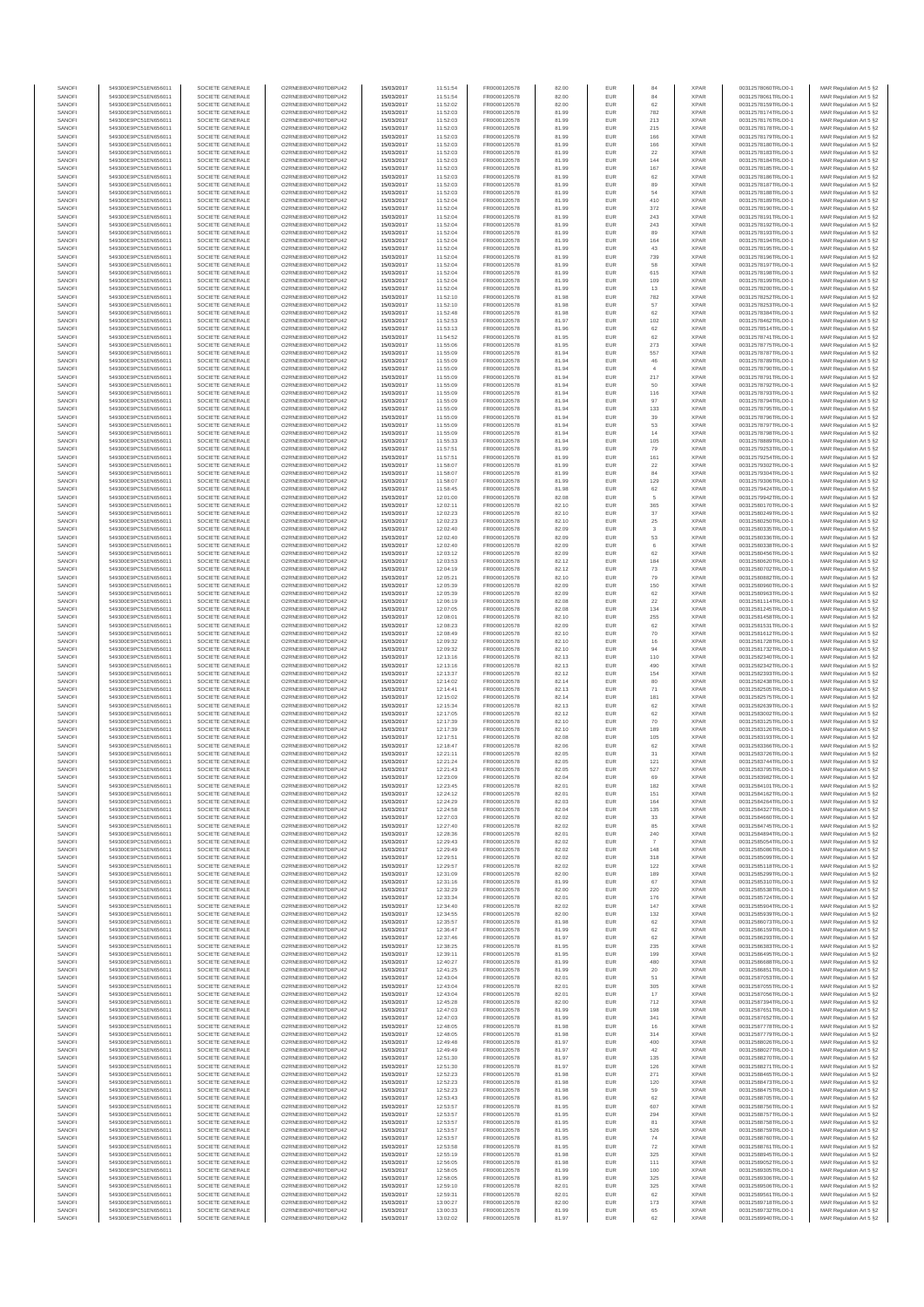| SANOFI | 549300E9PC51EN656011 | SOCIETE GENERALE | O2RNE8IBXP4R0TD8PU42 | 15/03/2017 | 11:51:54 | FR0000120578 | 82.00 | EUR | 84 | XPAR | 00312578060TRLO0-1 | MAR Regulation Art 5 §2 |
|---|---|---|---|---|---|---|---|---|---|---|---|---|
| SANOFI | 549300E9PC51EN656011 | SOCIETE GENERALE | O2RNE8IBXP4R0TD8PU42 | 15/03/2017 | 11:51:54 | FR0000120578 | 82.00 | EUR | 84 | XPAR | 00312578061TRLO0-1 | MAR Regulation Art 5 §2 |
| SANOFI | 549300E9PC51EN656011 | SOCIETE GENERALE | O2RNE8IBXP4R0TD8PU42 | 15/03/2017 | 11:52:02 | FR0000120578 | 82.00 | EUR | 62 | XPAR | 00312578159TRLO0-1 | MAR Regulation Art 5 §2 |
| SANOFI | 549300E9PC51EN656011 | SOCIETE GENERALE | O2RNE8IBXP4R0TD8PU42 | 15/03/2017 | 11:52:03 | FR0000120578 | 81.99 | EUR | 782 | XPAR | 00312578174TRLO0-1 | MAR Regulation Art 5 §2 |
| SANOFI | 549300E9PC51EN656011 | SOCIETE GENERALE | O2RNE8IBXP4R0TD8PU42 | 15/03/2017 | 11:52:03 | FR0000120578 | 81.99 | EUR | 213 | XPAR | 00312578176TRLO0-1 | MAR Regulation Art 5 §2 |
| SANOFI | 549300E9PC51EN656011 | SOCIETE GENERALE | O2RNE8IBXP4R0TD8PU42 | 15/03/2017 | 11:52:03 | FR0000120578 | 81.99 | EUR | 215 | XPAR | 00312578178TRLO0-1 | MAR Regulation Art 5 §2 |
| SANOFI | 549300E9PC51EN656011 | SOCIETE GENERALE | O2RNE8IBXP4R0TD8PU42 | 15/03/2017 | 11:52:03 | FR0000120578 | 81.99 | EUR | 166 | XPAR | 00312578179TRLO0-1 | MAR Regulation Art 5 §2 |
| SANOFI | 549300E9PC51EN656011 | SOCIETE GENERALE | O2RNE8IBXP4R0TD8PU42 | 15/03/2017 | 11:52:03 | FR0000120578 | 81.99 | EUR | 166 | XPAR | 00312578180TRLO0-1 | MAR Regulation Art 5 §2 |
| SANOFI | 549300E9PC51EN656011 | SOCIETE GENERALE | O2RNE8IBXP4R0TD8PU42 | 15/03/2017 | 11:52:03 | FR0000120578 | 81.99 | EUR | 22 | XPAR | 00312578183TRLO0-1 | MAR Regulation Art 5 §2 |
| SANOFI | 549300E9PC51EN656011 | SOCIETE GENERALE | O2RNE8IBXP4R0TD8PU42 | 15/03/2017 | 11:52:03 | FR0000120578 | 81.99 | EUR | 144 | XPAR | 00312578184TRLO0-1 | MAR Regulation Art 5 §2 |
| SANOFI | 549300E9PC51EN656011 | SOCIETE GENERALE | O2RNE8IBXP4R0TD8PU42 | 15/03/2017 | 11:52:03 | FR0000120578 | 81.99 | EUR | 167 | XPAR | 00312578185TRLO0-1 | MAR Regulation Art 5 §2 |
| SANOFI | 549300E9PC51EN656011 | SOCIETE GENERALE | O2RNE8IBXP4R0TD8PU42 | 15/03/2017 | 11:52:03 | FR0000120578 | 81.99 | EUR | 62 | XPAR | 00312578186TRLO0-1 | MAR Regulation Art 5 §2 |
| SANOFI | 549300E9PC51EN656011 | SOCIETE GENERALE | O2RNE8IBXP4R0TD8PU42 | 15/03/2017 | 11:52:03 | FR0000120578 | 81.99 | EUR | 89 | XPAR | 00312578187TRLO0-1 | MAR Regulation Art 5 §2 |
| SANOFI | 549300E9PC51EN656011 | SOCIETE GENERALE | O2RNE8IBXP4R0TD8PU42 | 15/03/2017 | 11:52:03 | FR0000120578 | 81.99 | EUR | 54 | XPAR | 00312578188TRLO0-1 | MAR Regulation Art 5 §2 |
| SANOFI | 549300E9PC51EN656011 | SOCIETE GENERALE | O2RNE8IBXP4R0TD8PU42 | 15/03/2017 | 11:52:04 | FR0000120578 | 81.99 | EUR | 410 | XPAR | 00312578189TRLO0-1 | MAR Regulation Art 5 §2 |
| SANOFI | 549300E9PC51EN656011 | SOCIETE GENERALE | O2RNE8IBXP4R0TD8PU42 | 15/03/2017 | 11:52:04 | FR0000120578 | 81.99 | EUR | 372 | XPAR | 00312578190TRLO0-1 | MAR Regulation Art 5 §2 |
| SANOFI | 549300E9PC51EN656011 | SOCIETE GENERALE | O2RNE8IBXP4R0TD8PU42 | 15/03/2017 | 11:52:04 | FR0000120578 | 81.99 | EUR | 243 | XPAR | 00312578191TRLO0-1 | MAR Regulation Art 5 §2 |
| SANOFI | 549300E9PC51EN656011 | SOCIETE GENERALE | O2RNE8IBXP4R0TD8PU42 | 15/03/2017 | 11:52:04 | FR0000120578 | 81.99 | EUR | 243 | XPAR | 00312578192TRLO0-1 | MAR Regulation Art 5 §2 |
| SANOFI | 549300E9PC51EN656011 | SOCIETE GENERALE | O2RNE8IBXP4R0TD8PU42 | 15/03/2017 | 11:52:04 | FR0000120578 | 81.99 | EUR | 89 | XPAR | 00312578193TRLO0-1 | MAR Regulation Art 5 §2 |
| SANOFI | 549300E9PC51EN656011 | SOCIETE GENERALE | O2RNE8IBXP4R0TD8PU42 | 15/03/2017 | 11:52:04 | FR0000120578 | 81.99 | EUR | 164 | XPAR | 00312578194TRLO0-1 | MAR Regulation Art 5 §2 |
| SANOFI | 549300E9PC51EN656011 | SOCIETE GENERALE | O2RNE8IBXP4R0TD8PU42 | 15/03/2017 | 11:52:04 | FR0000120578 | 81.99 | EUR | 43 | XPAR | 00312578195TRLO0-1 | MAR Regulation Art 5 §2 |
| SANOFI | 549300E9PC51EN656011 | SOCIETE GENERALE | O2RNE8IBXP4R0TD8PU42 | 15/03/2017 | 11:52:04 | FR0000120578 | 81.99 | EUR | 739 | XPAR | 00312578196TRLO0-1 | MAR Regulation Art 5 §2 |
| SANOFI | 549300E9PC51EN656011 | SOCIETE GENERALE | O2RNE8IBXP4R0TD8PU42 | 15/03/2017 | 11:52:04 | FR0000120578 | 81.99 | EUR | 58 | XPAR | 00312578197TRLO0-1 | MAR Regulation Art 5 §2 |
| SANOFI | 549300E9PC51EN656011 | SOCIETE GENERALE | O2RNE8IBXP4R0TD8PU42 | 15/03/2017 | 11:52:04 | FR0000120578 | 81.99 | EUR | 615 | XPAR | 00312578198TRLO0-1 | MAR Regulation Art 5 §2 |
| SANOFI | 549300E9PC51EN656011 | SOCIETE GENERALE | O2RNE8IBXP4R0TD8PU42 | 15/03/2017 | 11:52:04 | FR0000120578 | 81.99 | EUR | 109 | XPAR | 00312578199TRLO0-1 | MAR Regulation Art 5 §2 |
| SANOFI | 549300E9PC51EN656011 | SOCIETE GENERALE | O2RNE8IBXP4R0TD8PU42 | 15/03/2017 | 11:52:04 | FR0000120578 | 81.99 | EUR | 13 | XPAR | 00312578200TRLO0-1 | MAR Regulation Art 5 §2 |
| SANOFI | 549300E9PC51EN656011 | SOCIETE GENERALE | O2RNE8IBXP4R0TD8PU42 | 15/03/2017 | 11:52:10 | FR0000120578 | 81.98 | EUR | 782 | XPAR | 00312578252TRLO0-1 | MAR Regulation Art 5 §2 |
| SANOFI | 549300E9PC51EN656011 | SOCIETE GENERALE | O2RNE8IBXP4R0TD8PU42 | 15/03/2017 | 11:52:10 | FR0000120578 | 81.98 | EUR | 57 | XPAR | 00312578253TRLO0-1 | MAR Regulation Art 5 §2 |
| SANOFI | 549300E9PC51EN656011 | SOCIETE GENERALE | O2RNE8IBXP4R0TD8PU42 | 15/03/2017 | 11:52:48 | FR0000120578 | 81.98 | EUR | 62 | XPAR | 00312578384TRLO0-1 | MAR Regulation Art 5 §2 |
| SANOFI | 549300E9PC51EN656011 | SOCIETE GENERALE | O2RNE8IBXP4R0TD8PU42 | 15/03/2017 | 11:52:53 | FR0000120578 | 81.97 | EUR | 102 | XPAR | 00312578462TRLO0-1 | MAR Regulation Art 5 §2 |
| SANOFI | 549300E9PC51EN656011 | SOCIETE GENERALE | O2RNE8IBXP4R0TD8PU42 | 15/03/2017 | 11:53:13 | FR0000120578 | 81.96 | EUR | 62 | XPAR | 00312578514TRLO0-1 | MAR Regulation Art 5 §2 |
| SANOFI | 549300E9PC51EN656011 | SOCIETE GENERALE | O2RNE8IBXP4R0TD8PU42 | 15/03/2017 | 11:54:52 | FR0000120578 | 81.95 | EUR | 62 | XPAR | 00312578741TRLO0-1 | MAR Regulation Art 5 §2 |
| SANOFI | 549300E9PC51EN656011 | SOCIETE GENERALE | O2RNE8IBXP4R0TD8PU42 | 15/03/2017 | 11:55:06 | FR0000120578 | 81.95 | EUR | 273 | XPAR | 00312578775TRLO0-1 | MAR Regulation Art 5 §2 |
| SANOFI | 549300E9PC51EN656011 | SOCIETE GENERALE | O2RNE8IBXP4R0TD8PU42 | 15/03/2017 | 11:55:09 | FR0000120578 | 81.94 | EUR | 557 | XPAR | 00312578787TRLO0-1 | MAR Regulation Art 5 §2 |
| SANOFI | 549300E9PC51EN656011 | SOCIETE GENERALE | O2RNE8IBXP4R0TD8PU42 | 15/03/2017 | 11:55:09 | FR0000120578 | 81.94 | EUR | 46 | XPAR | 00312578789TRLO0-1 | MAR Regulation Art 5 §2 |
| SANOFI | 549300E9PC51EN656011 | SOCIETE GENERALE | O2RNE8IBXP4R0TD8PU42 | 15/03/2017 | 11:55:09 | FR0000120578 | 81.94 | EUR | 4 | XPAR | 00312578790TRLO0-1 | MAR Regulation Art 5 §2 |
| SANOFI | 549300E9PC51EN656011 | SOCIETE GENERALE | O2RNE8IBXP4R0TD8PU42 | 15/03/2017 | 11:55:09 | FR0000120578 | 81.94 | EUR | 217 | XPAR | 00312578791TRLO0-1 | MAR Regulation Art 5 §2 |
| SANOFI | 549300E9PC51EN656011 | SOCIETE GENERALE | O2RNE8IBXP4R0TD8PU42 | 15/03/2017 | 11:55:09 | FR0000120578 | 81.94 | EUR | 50 | XPAR | 00312578792TRLO0-1 | MAR Regulation Art 5 §2 |
| SANOFI | 549300E9PC51EN656011 | SOCIETE GENERALE | O2RNE8IBXP4R0TD8PU42 | 15/03/2017 | 11:55:09 | FR0000120578 | 81.94 | EUR | 116 | XPAR | 00312578793TRLO0-1 | MAR Regulation Art 5 §2 |
| SANOFI | 549300E9PC51EN656011 | SOCIETE GENERALE | O2RNE8IBXP4R0TD8PU42 | 15/03/2017 | 11:55:09 | FR0000120578 | 81.94 | EUR | 97 | XPAR | 00312578794TRLO0-1 | MAR Regulation Art 5 §2 |
| SANOFI | 549300E9PC51EN656011 | SOCIETE GENERALE | O2RNE8IBXP4R0TD8PU42 | 15/03/2017 | 11:55:09 | FR0000120578 | 81.94 | EUR | 133 | XPAR | 00312578795TRLO0-1 | MAR Regulation Art 5 §2 |
| SANOFI | 549300E9PC51EN656011 | SOCIETE GENERALE | O2RNE8IBXP4R0TD8PU42 | 15/03/2017 | 11:55:09 | FR0000120578 | 81.94 | EUR | 39 | XPAR | 00312578796TRLO0-1 | MAR Regulation Art 5 §2 |
| SANOFI | 549300E9PC51EN656011 | SOCIETE GENERALE | O2RNE8IBXP4R0TD8PU42 | 15/03/2017 | 11:55:09 | FR0000120578 | 81.94 | EUR | 53 | XPAR | 00312578797TRLO0-1 | MAR Regulation Art 5 §2 |
| SANOFI | 549300E9PC51EN656011 | SOCIETE GENERALE | O2RNE8IBXP4R0TD8PU42 | 15/03/2017 | 11:55:09 | FR0000120578 | 81.94 | EUR | 14 | XPAR | 00312578798TRLO0-1 | MAR Regulation Art 5 §2 |
| SANOFI | 549300E9PC51EN656011 | SOCIETE GENERALE | O2RNE8IBXP4R0TD8PU42 | 15/03/2017 | 11:55:33 | FR0000120578 | 81.94 | EUR | 105 | XPAR | 00312578889TRLO0-1 | MAR Regulation Art 5 §2 |
| SANOFI | 549300E9PC51EN656011 | SOCIETE GENERALE | O2RNE8IBXP4R0TD8PU42 | 15/03/2017 | 11:57:51 | FR0000120578 | 81.99 | EUR | 79 | XPAR | 00312579253TRLO0-1 | MAR Regulation Art 5 §2 |
| SANOFI | 549300E9PC51EN656011 | SOCIETE GENERALE | O2RNE8IBXP4R0TD8PU42 | 15/03/2017 | 11:57:51 | FR0000120578 | 81.99 | EUR | 161 | XPAR | 00312579254TRLO0-1 | MAR Regulation Art 5 §2 |
| SANOFI | 549300E9PC51EN656011 | SOCIETE GENERALE | O2RNE8IBXP4R0TD8PU42 | 15/03/2017 | 11:58:07 | FR0000120578 | 81.99 | EUR | 22 | XPAR | 00312579302TRLO0-1 | MAR Regulation Art 5 §2 |
| SANOFI | 549300E9PC51EN656011 | SOCIETE GENERALE | O2RNE8IBXP4R0TD8PU42 | 15/03/2017 | 11:58:07 | FR0000120578 | 81.99 | EUR | 84 | XPAR | 00312579304TRLO0-1 | MAR Regulation Art 5 §2 |
| SANOFI | 549300E9PC51EN656011 | SOCIETE GENERALE | O2RNE8IBXP4R0TD8PU42 | 15/03/2017 | 11:58:07 | FR0000120578 | 81.99 | EUR | 129 | XPAR | 00312579306TRLO0-1 | MAR Regulation Art 5 §2 |
| SANOFI | 549300E9PC51EN656011 | SOCIETE GENERALE | O2RNE8IBXP4R0TD8PU42 | 15/03/2017 | 11:58:45 | FR0000120578 | 81.98 | EUR | 62 | XPAR | 00312579424TRLO0-1 | MAR Regulation Art 5 §2 |
| SANOFI | 549300E9PC51EN656011 | SOCIETE GENERALE | O2RNE8IBXP4R0TD8PU42 | 15/03/2017 | 12:01:00 | FR0000120578 | 82.08 | EUR | 5 | XPAR | 00312579942TRLO0-1 | MAR Regulation Art 5 §2 |
| SANOFI | 549300E9PC51EN656011 | SOCIETE GENERALE | O2RNE8IBXP4R0TD8PU42 | 15/03/2017 | 12:02:11 | FR0000120578 | 82.10 | EUR | 365 | XPAR | 00312580170TRLO0-1 | MAR Regulation Art 5 §2 |
| SANOFI | 549300E9PC51EN656011 | SOCIETE GENERALE | O2RNE8IBXP4R0TD8PU42 | 15/03/2017 | 12:02:23 | FR0000120578 | 82.10 | EUR | 37 | XPAR | 00312580249TRLO0-1 | MAR Regulation Art 5 §2 |
| SANOFI | 549300E9PC51EN656011 | SOCIETE GENERALE | O2RNE8IBXP4R0TD8PU42 | 15/03/2017 | 12:02:23 | FR0000120578 | 82.10 | EUR | 25 | XPAR | 00312580250TRLO0-1 | MAR Regulation Art 5 §2 |
| SANOFI | 549300E9PC51EN656011 | SOCIETE GENERALE | O2RNE8IBXP4R0TD8PU42 | 15/03/2017 | 12:02:40 | FR0000120578 | 82.09 | EUR | 3 | XPAR | 00312580335TRLO0-1 | MAR Regulation Art 5 §2 |
| SANOFI | 549300E9PC51EN656011 | SOCIETE GENERALE | O2RNE8IBXP4R0TD8PU42 | 15/03/2017 | 12:02:40 | FR0000120578 | 82.09 | EUR | 53 | XPAR | 00312580336TRLO0-1 | MAR Regulation Art 5 §2 |
| SANOFI | 549300E9PC51EN656011 | SOCIETE GENERALE | O2RNE8IBXP4R0TD8PU42 | 15/03/2017 | 12:02:40 | FR0000120578 | 82.09 | EUR | 6 | XPAR | 00312580339TRLO0-1 | MAR Regulation Art 5 §2 |
| SANOFI | 549300E9PC51EN656011 | SOCIETE GENERALE | O2RNE8IBXP4R0TD8PU42 | 15/03/2017 | 12:03:12 | FR0000120578 | 82.09 | EUR | 62 | XPAR | 00312580456TRLO0-1 | MAR Regulation Art 5 §2 |
| SANOFI | 549300E9PC51EN656011 | SOCIETE GENERALE | O2RNE8IBXP4R0TD8PU42 | 15/03/2017 | 12:03:53 | FR0000120578 | 82.12 | EUR | 184 | XPAR | 00312580520TRLO0-1 | MAR Regulation Art 5 §2 |
| SANOFI | 549300E9PC51EN656011 | SOCIETE GENERALE | O2RNE8IBXP4R0TD8PU42 | 15/03/2017 | 12:04:19 | FR0000120578 | 82.12 | EUR | 73 | XPAR | 00312580702TRLO0-1 | MAR Regulation Art 5 §2 |
| SANOFI | 549300E9PC51EN656011 | SOCIETE GENERALE | O2RNE8IBXP4R0TD8PU42 | 15/03/2017 | 12:05:21 | FR0000120578 | 82.10 | EUR | 79 | XPAR | 00312580882TRLO0-1 | MAR Regulation Art 5 §2 |
| SANOFI | 549300E9PC51EN656011 | SOCIETE GENERALE | O2RNE8IBXP4R0TD8PU42 | 15/03/2017 | 12:05:39 | FR0000120578 | 82.09 | EUR | 150 | XPAR | 00312580960TRLO0-1 | MAR Regulation Art 5 §2 |
| SANOFI | 549300E9PC51EN656011 | SOCIETE GENERALE | O2RNE8IBXP4R0TD8PU42 | 15/03/2017 | 12:05:39 | FR0000120578 | 82.09 | EUR | 62 | XPAR | 00312580963TRLO0-1 | MAR Regulation Art 5 §2 |
| SANOFI | 549300E9PC51EN656011 | SOCIETE GENERALE | O2RNE8IBXP4R0TD8PU42 | 15/03/2017 | 12:06:19 | FR0000120578 | 82.08 | EUR | 22 | XPAR | 00312581114TRLO0-1 | MAR Regulation Art 5 §2 |
| SANOFI | 549300E9PC51EN656011 | SOCIETE GENERALE | O2RNE8IBXP4R0TD8PU42 | 15/03/2017 | 12:07:05 | FR0000120578 | 82.08 | EUR | 134 | XPAR | 00312581245TRLO0-1 | MAR Regulation Art 5 §2 |
| SANOFI | 549300E9PC51EN656011 | SOCIETE GENERALE | O2RNE8IBXP4R0TD8PU42 | 15/03/2017 | 12:08:01 | FR0000120578 | 82.10 | EUR | 255 | XPAR | 00312581458TRLO0-1 | MAR Regulation Art 5 §2 |
| SANOFI | 549300E9PC51EN656011 | SOCIETE GENERALE | O2RNE8IBXP4R0TD8PU42 | 15/03/2017 | 12:08:23 | FR0000120578 | 82.09 | EUR | 62 | XPAR | 00312581531TRLO0-1 | MAR Regulation Art 5 §2 |
| SANOFI | 549300E9PC51EN656011 | SOCIETE GENERALE | O2RNE8IBXP4R0TD8PU42 | 15/03/2017 | 12:08:49 | FR0000120578 | 82.10 | EUR | 70 | XPAR | 00312581613TRLO0-1 | MAR Regulation Art 5 §2 |
| SANOFI | 549300E9PC51EN656011 | SOCIETE GENERALE | O2RNE8IBXP4R0TD8PU42 | 15/03/2017 | 12:09:32 | FR0000120578 | 82.10 | EUR | 16 | XPAR | 00312581728TRLO0-1 | MAR Regulation Art 5 §2 |
| SANOFI | 549300E9PC51EN656011 | SOCIETE GENERALE | O2RNE8IBXP4R0TD8PU42 | 15/03/2017 | 12:09:32 | FR0000120578 | 82.10 | EUR | 94 | XPAR | 00312581732TRLO0-1 | MAR Regulation Art 5 §2 |
| SANOFI | 549300E9PC51EN656011 | SOCIETE GENERALE | O2RNE8IBXP4R0TD8PU42 | 15/03/2017 | 12:13:16 | FR0000120578 | 82.13 | EUR | 110 | XPAR | 00312582340TRLO0-1 | MAR Regulation Art 5 §2 |
| SANOFI | 549300E9PC51EN656011 | SOCIETE GENERALE | O2RNE8IBXP4R0TD8PU42 | 15/03/2017 | 12:13:16 | FR0000120578 | 82.13 | EUR | 490 | XPAR | 00312582342TRLO0-1 | MAR Regulation Art 5 §2 |
| SANOFI | 549300E9PC51EN656011 | SOCIETE GENERALE | O2RNE8IBXP4R0TD8PU42 | 15/03/2017 | 12:13:37 | FR0000120578 | 82.12 | EUR | 154 | XPAR | 00312582393TRLO0-1 | MAR Regulation Art 5 §2 |
| SANOFI | 549300E9PC51EN656011 | SOCIETE GENERALE | O2RNE8IBXP4R0TD8PU42 | 15/03/2017 | 12:14:02 | FR0000120578 | 82.14 | EUR | 80 | XPAR | 00312582438TRLO0-1 | MAR Regulation Art 5 §2 |
| SANOFI | 549300E9PC51EN656011 | SOCIETE GENERALE | O2RNE8IBXP4R0TD8PU42 | 15/03/2017 | 12:14:41 | FR0000120578 | 82.13 | EUR | 71 | XPAR | 00312582505TRLO0-1 | MAR Regulation Art 5 §2 |
| SANOFI | 549300E9PC51EN656011 | SOCIETE GENERALE | O2RNE8IBXP4R0TD8PU42 | 15/03/2017 | 12:15:02 | FR0000120578 | 82.14 | EUR | 181 | XPAR | 00312582575TRLO0-1 | MAR Regulation Art 5 §2 |
| SANOFI | 549300E9PC51EN656011 | SOCIETE GENERALE | O2RNE8IBXP4R0TD8PU42 | 15/03/2017 | 12:15:34 | FR0000120578 | 82.13 | EUR | 62 | XPAR | 00312582639TRLO0-1 | MAR Regulation Art 5 §2 |
| SANOFI | 549300E9PC51EN656011 | SOCIETE GENERALE | O2RNE8IBXP4R0TD8PU42 | 15/03/2017 | 12:17:05 | FR0000120578 | 82.12 | EUR | 62 | XPAR | 00312583002TRLO0-1 | MAR Regulation Art 5 §2 |
| SANOFI | 549300E9PC51EN656011 | SOCIETE GENERALE | O2RNE8IBXP4R0TD8PU42 | 15/03/2017 | 12:17:39 | FR0000120578 | 82.10 | EUR | 70 | XPAR | 00312583125TRLO0-1 | MAR Regulation Art 5 §2 |
| SANOFI | 549300E9PC51EN656011 | SOCIETE GENERALE | O2RNE8IBXP4R0TD8PU42 | 15/03/2017 | 12:17:39 | FR0000120578 | 82.10 | EUR | 189 | XPAR | 00312583126TRLO0-1 | MAR Regulation Art 5 §2 |
| SANOFI | 549300E9PC51EN656011 | SOCIETE GENERALE | O2RNE8IBXP4R0TD8PU42 | 15/03/2017 | 12:17:51 | FR0000120578 | 82.08 | EUR | 105 | XPAR | 00312583193TRLO0-1 | MAR Regulation Art 5 §2 |
| SANOFI | 549300E9PC51EN656011 | SOCIETE GENERALE | O2RNE8IBXP4R0TD8PU42 | 15/03/2017 | 12:18:47 | FR0000120578 | 82.06 | EUR | 62 | XPAR | 00312583366TRLO0-1 | MAR Regulation Art 5 §2 |
| SANOFI | 549300E9PC51EN656011 | SOCIETE GENERALE | O2RNE8IBXP4R0TD8PU42 | 15/03/2017 | 12:21:11 | FR0000120578 | 82.05 | EUR | 31 | XPAR | 00312583726TRLO0-1 | MAR Regulation Art 5 §2 |
| SANOFI | 549300E9PC51EN656011 | SOCIETE GENERALE | O2RNE8IBXP4R0TD8PU42 | 15/03/2017 | 12:21:24 | FR0000120578 | 82.05 | EUR | 121 | XPAR | 00312583744TRLO0-1 | MAR Regulation Art 5 §2 |
| SANOFI | 549300E9PC51EN656011 | SOCIETE GENERALE | O2RNE8IBXP4R0TD8PU42 | 15/03/2017 | 12:21:43 | FR0000120578 | 82.05 | EUR | 527 | XPAR | 00312583795TRLO0-1 | MAR Regulation Art 5 §2 |
| SANOFI | 549300E9PC51EN656011 | SOCIETE GENERALE | O2RNE8IBXP4R0TD8PU42 | 15/03/2017 | 12:23:09 | FR0000120578 | 82.04 | EUR | 69 | XPAR | 00312583980TRLO0-1 | MAR Regulation Art 5 §2 |
| SANOFI | 549300E9PC51EN656011 | SOCIETE GENERALE | O2RNE8IBXP4R0TD8PU42 | 15/03/2017 | 12:23:45 | FR0000120578 | 82.01 | EUR | 182 | XPAR | 00312584101TRLO0-1 | MAR Regulation Art 5 §2 |
| SANOFI | 549300E9PC51EN656011 | SOCIETE GENERALE | O2RNE8IBXP4R0TD8PU42 | 15/03/2017 | 12:24:12 | FR0000120578 | 82.01 | EUR | 151 | XPAR | 00312584162TRLO0-1 | MAR Regulation Art 5 §2 |
| SANOFI | 549300E9PC51EN656011 | SOCIETE GENERALE | O2RNE8IBXP4R0TD8PU42 | 15/03/2017 | 12:24:29 | FR0000120578 | 82.03 | EUR | 164 | XPAR | 00312584264TRLO0-1 | MAR Regulation Art 5 §2 |
| SANOFI | 549300E9PC51EN656011 | SOCIETE GENERALE | O2RNE8IBXP4R0TD8PU42 | 15/03/2017 | 12:24:58 | FR0000120578 | 82.04 | EUR | 135 | XPAR | 00312584327TRLO0-1 | MAR Regulation Art 5 §2 |
| SANOFI | 549300E9PC51EN656011 | SOCIETE GENERALE | O2RNE8IBXP4R0TD8PU42 | 15/03/2017 | 12:27:03 | FR0000120578 | 82.02 | EUR | 33 | XPAR | 00312584660TRLO0-1 | MAR Regulation Art 5 §2 |
| SANOFI | 549300E9PC51EN656011 | SOCIETE GENERALE | O2RNE8IBXP4R0TD8PU42 | 15/03/2017 | 12:27:40 | FR0000120578 | 82.02 | EUR | 85 | XPAR | 00312584745TRLO0-1 | MAR Regulation Art 5 §2 |
| SANOFI | 549300E9PC51EN656011 | SOCIETE GENERALE | O2RNE8IBXP4R0TD8PU42 | 15/03/2017 | 12:28:36 | FR0000120578 | 82.01 | EUR | 240 | XPAR | 00312584894TRLO0-1 | MAR Regulation Art 5 §2 |
| SANOFI | 549300E9PC51EN656011 | SOCIETE GENERALE | O2RNE8IBXP4R0TD8PU42 | 15/03/2017 | 12:29:43 | FR0000120578 | 82.02 | EUR | 7 | XPAR | 00312585054TRLO0-1 | MAR Regulation Art 5 §2 |
| SANOFI | 549300E9PC51EN656011 | SOCIETE GENERALE | O2RNE8IBXP4R0TD8PU42 | 15/03/2017 | 12:29:49 | FR0000120578 | 82.02 | EUR | 148 | XPAR | 00312585080TRLO0-1 | MAR Regulation Art 5 §2 |
| SANOFI | 549300E9PC51EN656011 | SOCIETE GENERALE | O2RNE8IBXP4R0TD8PU42 | 15/03/2017 | 12:29:51 | FR0000120578 | 82.02 | EUR | 318 | XPAR | 00312585099TRLO0-1 | MAR Regulation Art 5 §2 |
| SANOFI | 549300E9PC51EN656011 | SOCIETE GENERALE | O2RNE8IBXP4R0TD8PU42 | 15/03/2017 | 12:29:57 | FR0000120578 | 82.02 | EUR | 122 | XPAR | 00312585118TRLO0-1 | MAR Regulation Art 5 §2 |
| SANOFI | 549300E9PC51EN656011 | SOCIETE GENERALE | O2RNE8IBXP4R0TD8PU42 | 15/03/2017 | 12:31:09 | FR0000120578 | 82.00 | EUR | 189 | XPAR | 00312585299TRLO0-1 | MAR Regulation Art 5 §2 |
| SANOFI | 549300E9PC51EN656011 | SOCIETE GENERALE | O2RNE8IBXP4R0TD8PU42 | 15/03/2017 | 12:31:16 | FR0000120578 | 81.99 | EUR | 67 | XPAR | 00312585310TRLO0-1 | MAR Regulation Art 5 §2 |
| SANOFI | 549300E9PC51EN656011 | SOCIETE GENERALE | O2RNE8IBXP4R0TD8PU42 | 15/03/2017 | 12:32:29 | FR0000120578 | 82.00 | EUR | 220 | XPAR | 00312585538TRLO0-1 | MAR Regulation Art 5 §2 |
| SANOFI | 549300E9PC51EN656011 | SOCIETE GENERALE | O2RNE8IBXP4R0TD8PU42 | 15/03/2017 | 12:33:34 | FR0000120578 | 82.01 | EUR | 176 | XPAR | 00312585724TRLO0-1 | MAR Regulation Art 5 §2 |
| SANOFI | 549300E9PC51EN656011 | SOCIETE GENERALE | O2RNE8IBXP4R0TD8PU42 | 15/03/2017 | 12:34:40 | FR0000120578 | 82.02 | EUR | 147 | XPAR | 00312585904TRLO0-1 | MAR Regulation Art 5 §2 |
| SANOFI | 549300E9PC51EN656011 | SOCIETE GENERALE | O2RNE8IBXP4R0TD8PU42 | 15/03/2017 | 12:34:55 | FR0000120578 | 82.00 | EUR | 132 | XPAR | 00312585939TRLO0-1 | MAR Regulation Art 5 §2 |
| SANOFI | 549300E9PC51EN656011 | SOCIETE GENERALE | O2RNE8IBXP4R0TD8PU42 | 15/03/2017 | 12:35:57 | FR0000120578 | 81.98 | EUR | 62 | XPAR | 00312586073TRLO0-1 | MAR Regulation Art 5 §2 |
| SANOFI | 549300E9PC51EN656011 | SOCIETE GENERALE | O2RNE8IBXP4R0TD8PU42 | 15/03/2017 | 12:36:47 | FR0000120578 | 81.99 | EUR | 62 | XPAR | 00312586159TRLO0-1 | MAR Regulation Art 5 §2 |
| SANOFI | 549300E9PC51EN656011 | SOCIETE GENERALE | O2RNE8IBXP4R0TD8PU42 | 15/03/2017 | 12:37:46 | FR0000120578 | 81.97 | EUR | 62 | XPAR | 00312586293TRLO0-1 | MAR Regulation Art 5 §2 |
| SANOFI | 549300E9PC51EN656011 | SOCIETE GENERALE | O2RNE8IBXP4R0TD8PU42 | 15/03/2017 | 12:38:25 | FR0000120578 | 81.95 | EUR | 235 | XPAR | 00312586383TRLO0-1 | MAR Regulation Art 5 §2 |
| SANOFI | 549300E9PC51EN656011 | SOCIETE GENERALE | O2RNE8IBXP4R0TD8PU42 | 15/03/2017 | 12:39:11 | FR0000120578 | 81.95 | EUR | 199 | XPAR | 00312586495TRLO0-1 | MAR Regulation Art 5 §2 |
| SANOFI | 549300E9PC51EN656011 | SOCIETE GENERALE | O2RNE8IBXP4R0TD8PU42 | 15/03/2017 | 12:40:27 | FR0000120578 | 81.99 | EUR | 480 | XPAR | 00312586688TRLO0-1 | MAR Regulation Art 5 §2 |
| SANOFI | 549300E9PC51EN656011 | SOCIETE GENERALE | O2RNE8IBXP4R0TD8PU42 | 15/03/2017 | 12:41:25 | FR0000120578 | 81.99 | EUR | 20 | XPAR | 00312586851TRLO0-1 | MAR Regulation Art 5 §2 |
| SANOFI | 549300E9PC51EN656011 | SOCIETE GENERALE | O2RNE8IBXP4R0TD8PU42 | 15/03/2017 | 12:43:04 | FR0000120578 | 82.01 | EUR | 51 | XPAR | 00312587053TRLO0-1 | MAR Regulation Art 5 §2 |
| SANOFI | 549300E9PC51EN656011 | SOCIETE GENERALE | O2RNE8IBXP4R0TD8PU42 | 15/03/2017 | 12:43:04 | FR0000120578 | 82.01 | EUR | 305 | XPAR | 00312587055TRLO0-1 | MAR Regulation Art 5 §2 |
| SANOFI | 549300E9PC51EN656011 | SOCIETE GENERALE | O2RNE8IBXP4R0TD8PU42 | 15/03/2017 | 12:43:04 | FR0000120578 | 82.01 | EUR | 17 | XPAR | 00312587056TRLO0-1 | MAR Regulation Art 5 §2 |
| SANOFI | 549300E9PC51EN656011 | SOCIETE GENERALE | O2RNE8IBXP4R0TD8PU42 | 15/03/2017 | 12:45:28 | FR0000120578 | 82.00 | EUR | 712 | XPAR | 00312587394TRLO0-1 | MAR Regulation Art 5 §2 |
| SANOFI | 549300E9PC51EN656011 | SOCIETE GENERALE | O2RNE8IBXP4R0TD8PU42 | 15/03/2017 | 12:47:03 | FR0000120578 | 81.99 | EUR | 198 | XPAR | 00312587651TRLO0-1 | MAR Regulation Art 5 §2 |
| SANOFI | 549300E9PC51EN656011 | SOCIETE GENERALE | O2RNE8IBXP4R0TD8PU42 | 15/03/2017 | 12:47:03 | FR0000120578 | 81.99 | EUR | 341 | XPAR | 00312587652TRLO0-1 | MAR Regulation Art 5 §2 |
| SANOFI | 549300E9PC51EN656011 | SOCIETE GENERALE | O2RNE8IBXP4R0TD8PU42 | 15/03/2017 | 12:48:05 | FR0000120578 | 81.98 | EUR | 16 | XPAR | 00312587778TRLO0-1 | MAR Regulation Art 5 §2 |
| SANOFI | 549300E9PC51EN656011 | SOCIETE GENERALE | O2RNE8IBXP4R0TD8PU42 | 15/03/2017 | 12:48:05 | FR0000120578 | 81.98 | EUR | 314 | XPAR | 00312587779TRLO0-1 | MAR Regulation Art 5 §2 |
| SANOFI | 549300E9PC51EN656011 | SOCIETE GENERALE | O2RNE8IBXP4R0TD8PU42 | 15/03/2017 | 12:49:48 | FR0000120578 | 81.97 | EUR | 400 | XPAR | 00312588026TRLO0-1 | MAR Regulation Art 5 §2 |
| SANOFI | 549300E9PC51EN656011 | SOCIETE GENERALE | O2RNE8IBXP4R0TD8PU42 | 15/03/2017 | 12:49:49 | FR0000120578 | 81.97 | EUR | 42 | XPAR | 00312588027TRLO0-1 | MAR Regulation Art 5 §2 |
| SANOFI | 549300E9PC51EN656011 | SOCIETE GENERALE | O2RNE8IBXP4R0TD8PU42 | 15/03/2017 | 12:51:30 | FR0000120578 | 81.97 | EUR | 135 | XPAR | 00312588270TRLO0-1 | MAR Regulation Art 5 §2 |
| SANOFI | 549300E9PC51EN656011 | SOCIETE GENERALE | O2RNE8IBXP4R0TD8PU42 | 15/03/2017 | 12:51:30 | FR0000120578 | 81.97 | EUR | 126 | XPAR | 00312588271TRLO0-1 | MAR Regulation Art 5 §2 |
| SANOFI | 549300E9PC51EN656011 | SOCIETE GENERALE | O2RNE8IBXP4R0TD8PU42 | 15/03/2017 | 12:52:23 | FR0000120578 | 81.98 | EUR | 271 | XPAR | 00312588465TRLO0-1 | MAR Regulation Art 5 §2 |
| SANOFI | 549300E9PC51EN656011 | SOCIETE GENERALE | O2RNE8IBXP4R0TD8PU42 | 15/03/2017 | 12:52:23 | FR0000120578 | 81.98 | EUR | 120 | XPAR | 00312588473TRLO0-1 | MAR Regulation Art 5 §2 |
| SANOFI | 549300E9PC51EN656011 | SOCIETE GENERALE | O2RNE8IBXP4R0TD8PU42 | 15/03/2017 | 12:52:23 | FR0000120578 | 81.98 | EUR | 59 | XPAR | 00312588475TRLO0-1 | MAR Regulation Art 5 §2 |
| SANOFI | 549300E9PC51EN656011 | SOCIETE GENERALE | O2RNE8IBXP4R0TD8PU42 | 15/03/2017 | 12:53:43 | FR0000120578 | 81.96 | EUR | 62 | XPAR | 00312588705TRLO0-1 | MAR Regulation Art 5 §2 |
| SANOFI | 549300E9PC51EN656011 | SOCIETE GENERALE | O2RNE8IBXP4R0TD8PU42 | 15/03/2017 | 12:53:57 | FR0000120578 | 81.95 | EUR | 607 | XPAR | 00312588756TRLO0-1 | MAR Regulation Art 5 §2 |
| SANOFI | 549300E9PC51EN656011 | SOCIETE GENERALE | O2RNE8IBXP4R0TD8PU42 | 15/03/2017 | 12:53:57 | FR0000120578 | 81.95 | EUR | 294 | XPAR | 00312588757TRLO0-1 | MAR Regulation Art 5 §2 |
| SANOFI | 549300E9PC51EN656011 | SOCIETE GENERALE | O2RNE8IBXP4R0TD8PU42 | 15/03/2017 | 12:53:57 | FR0000120578 | 81.95 | EUR | 81 | XPAR | 00312588758TRLO0-1 | MAR Regulation Art 5 §2 |
| SANOFI | 549300E9PC51EN656011 | SOCIETE GENERALE | O2RNE8IBXP4R0TD8PU42 | 15/03/2017 | 12:53:57 | FR0000120578 | 81.95 | EUR | 526 | XPAR | 00312588759TRLO0-1 | MAR Regulation Art 5 §2 |
| SANOFI | 549300E9PC51EN656011 | SOCIETE GENERALE | O2RNE8IBXP4R0TD8PU42 | 15/03/2017 | 12:53:57 | FR0000120578 | 81.95 | EUR | 74 | XPAR | 00312588760TRLO0-1 | MAR Regulation Art 5 §2 |
| SANOFI | 549300E9PC51EN656011 | SOCIETE GENERALE | O2RNE8IBXP4R0TD8PU42 | 15/03/2017 | 12:53:58 | FR0000120578 | 81.95 | EUR | 72 | XPAR | 00312588761TRLO0-1 | MAR Regulation Art 5 §2 |
| SANOFI | 549300E9PC51EN656011 | SOCIETE GENERALE | O2RNE8IBXP4R0TD8PU42 | 15/03/2017 | 12:55:19 | FR0000120578 | 81.98 | EUR | 325 | XPAR | 00312588945TRLO0-1 | MAR Regulation Art 5 §2 |
| SANOFI | 549300E9PC51EN656011 | SOCIETE GENERALE | O2RNE8IBXP4R0TD8PU42 | 15/03/2017 | 12:56:05 | FR0000120578 | 81.98 | EUR | 111 | XPAR | 00312589052TRLO0-1 | MAR Regulation Art 5 §2 |
| SANOFI | 549300E9PC51EN656011 | SOCIETE GENERALE | O2RNE8IBXP4R0TD8PU42 | 15/03/2017 | 12:58:05 | FR0000120578 | 81.99 | EUR | 100 | XPAR | 00312589305TRLO0-1 | MAR Regulation Art 5 §2 |
| SANOFI | 549300E9PC51EN656011 | SOCIETE GENERALE | O2RNE8IBXP4R0TD8PU42 | 15/03/2017 | 12:58:05 | FR0000120578 | 81.99 | EUR | 325 | XPAR | 00312589306TRLO0-1 | MAR Regulation Art 5 §2 |
| SANOFI | 549300E9PC51EN656011 | SOCIETE GENERALE | O2RNE8IBXP4R0TD8PU42 | 15/03/2017 | 12:59:10 | FR0000120578 | 82.01 | EUR | 325 | XPAR | 00312589506TRLO0-1 | MAR Regulation Art 5 §2 |
| SANOFI | 549300E9PC51EN656011 | SOCIETE GENERALE | O2RNE8IBXP4R0TD8PU42 | 15/03/2017 | 12:59:11 | FR0000120578 | 82.01 | EUR | 62 | XPAR | 00312589509TRLO0-1 | MAR Regulation Art 5 §2 |
| SANOFI | 549300E9PC51EN656011 | SOCIETE GENERALE | O2RNE8IBXP4R0TD8PU42 | 15/03/2017 | 13:00:27 | FR0000120578 | 82.00 | EUR | 173 | XPAR | 00312589718TRLO0-1 | MAR Regulation Art 5 §2 |
| SANOFI | 549300E9PC51EN656011 | SOCIETE GENERALE | O2RNE8IBXP4R0TD8PU42 | 15/03/2017 | 13:00:33 | FR0000120578 | 81.99 | EUR | 65 | XPAR | 00312589732TRLO0-1 | MAR Regulation Art 5 §2 |
| SANOFI | 549300E9PC51EN656011 | SOCIETE GENERALE | O2RNE8IBXP4R0TD8PU42 | 15/03/2017 | 13:02:02 | FR0000120578 | 81.97 | EUR | 62 | XPAR | 00312589940TRLO0-1 | MAR Regulation Art 5 §2 |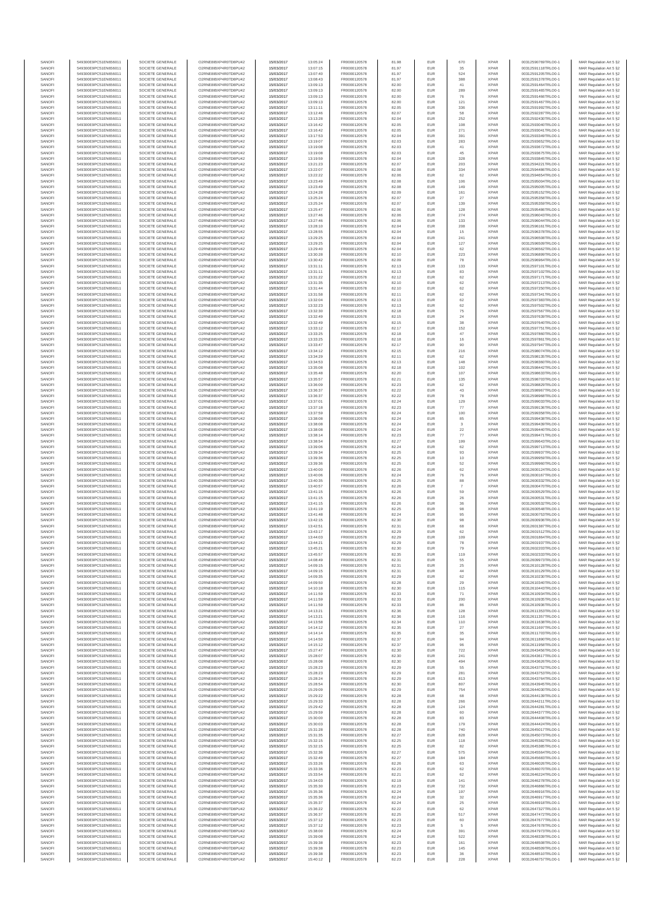| SANOFI | 549300E9PC51EN656011 | SOCIETE GENERALE | O2RNE8IBXP4R0TD8PU42 | 15/03/2017 | 13:05:24 | FR0000120578 | 81.98 | EUR | 670 | XPAR | 00312590769TRLO0-1 | MAR Regulation Art 5 §2 |
|---|---|---|---|---|---|---|---|---|---|---|---|---|
| SANOFI | 549300E9PC51EN656011 | SOCIETE GENERALE | O2RNE8IBXP4R0TD8PU42 | 15/03/2017 | 13:07:15 | FR0000120578 | 81.97 | EUR | 35 | XPAR | 00312591118TRLO0-1 | MAR Regulation Art 5 §2 |
| SANOFI | 549300E9PC51EN656011 | SOCIETE GENERALE | O2RNE8IBXP4R0TD8PU42 | 15/03/2017 | 13:07:40 | FR0000120578 | 81.97 | EUR | 524 | XPAR | 00312591208TRLO0-1 | MAR Regulation Art 5 §2 |
| SANOFI | 549300E9PC51EN656011 | SOCIETE GENERALE | O2RNE8IBXP4R0TD8PU42 | 15/03/2017 | 13:08:43 | FR0000120578 | 81.97 | EUR | 388 | XPAR | 00312591378TRLO0-1 | MAR Regulation Art 5 §2 |
| SANOFI | 549300E9PC51EN656011 | SOCIETE GENERALE | O2RNE8IBXP4R0TD8PU42 | 15/03/2017 | 13:09:13 | FR0000120578 | 82.00 | EUR | 41 | XPAR | 00312591464TRLO0-1 | MAR Regulation Art 5 §2 |
| SANOFI | 549300E9PC51EN656011 | SOCIETE GENERALE | O2RNE8IBXP4R0TD8PU42 | 15/03/2017 | 13:09:13 | FR0000120578 | 82.00 | EUR | 289 | XPAR | 00312591465TRLO0-1 | MAR Regulation Art 5 §2 |
| SANOFI | 549300E9PC51EN656011 | SOCIETE GENERALE | O2RNE8IBXP4R0TD8PU42 | 15/03/2017 | 13:09:13 | FR0000120578 | 82.00 | EUR | 76 | XPAR | 00312591466TRLO0-1 | MAR Regulation Art 5 §2 |
| SANOFI | 549300E9PC51EN656011 | SOCIETE GENERALE | O2RNE8IBXP4R0TD8PU42 | 15/03/2017 | 13:09:13 | FR0000120578 | 82.00 | EUR | 121 | XPAR | 00312591467TRLO0-1 | MAR Regulation Art 5 §2 |
| SANOFI | 549300E9PC51EN656011 | SOCIETE GENERALE | O2RNE8IBXP4R0TD8PU42 | 15/03/2017 | 13:11:11 | FR0000120578 | 82.05 | EUR | 336 | XPAR | 00312591992TRLO0-1 | MAR Regulation Art 5 §2 |
| SANOFI | 549300E9PC51EN656011 | SOCIETE GENERALE | O2RNE8IBXP4R0TD8PU42 | 15/03/2017 | 13:12:46 | FR0000120578 | 82.07 | EUR | 58 | XPAR | 00312592287TRLO0-1 | MAR Regulation Art 5 §2 |
| SANOFI | 549300E9PC51EN656011 | SOCIETE GENERALE | O2RNE8IBXP4R0TD8PU42 | 15/03/2017 | 13:13:28 | FR0000120578 | 82.04 | EUR | 252 | XPAR | 00312592430TRLO0-1 | MAR Regulation Art 5 §2 |
| SANOFI | 549300E9PC51EN656011 | SOCIETE GENERALE | O2RNE8IBXP4R0TD8PU42 | 15/03/2017 | 13:16:42 | FR0000120578 | 82.05 | EUR | 108 | XPAR | 00312593040TRLO0-1 | MAR Regulation Art 5 §2 |
| SANOFI | 549300E9PC51EN656011 | SOCIETE GENERALE | O2RNE8IBXP4R0TD8PU42 | 15/03/2017 | 13:16:42 | FR0000120578 | 82.05 | EUR | 271 | XPAR | 00312593041TRLO0-1 | MAR Regulation Art 5 §2 |
| SANOFI | 549300E9PC51EN656011 | SOCIETE GENERALE | O2RNE8IBXP4R0TD8PU42 | 15/03/2017 | 13:17:53 | FR0000120578 | 82.04 | EUR | 391 | XPAR | 00312593349TRLO0-1 | MAR Regulation Art 5 §2 |
| SANOFI | 549300E9PC51EN656011 | SOCIETE GENERALE | O2RNE8IBXP4R0TD8PU42 | 15/03/2017 | 13:19:07 | FR0000120578 | 82.03 | EUR | 283 | XPAR | 00312593652TRLO0-1 | MAR Regulation Art 5 §2 |
| SANOFI | 549300E9PC51EN656011 | SOCIETE GENERALE | O2RNE8IBXP4R0TD8PU42 | 15/03/2017 | 13:19:08 | FR0000120578 | 82.03 | EUR | 41 | XPAR | 00312593672TRLO0-1 | MAR Regulation Art 5 §2 |
| SANOFI | 549300E9PC51EN656011 | SOCIETE GENERALE | O2RNE8IBXP4R0TD8PU42 | 15/03/2017 | 13:19:08 | FR0000120578 | 82.03 | EUR | 45 | XPAR | 00312593675TRLO0-1 | MAR Regulation Art 5 §2 |
| SANOFI | 549300E9PC51EN656011 | SOCIETE GENERALE | O2RNE8IBXP4R0TD8PU42 | 15/03/2017 | 13:19:59 | FR0000120578 | 82.04 | EUR | 328 | XPAR | 00312593845TRLO0-1 | MAR Regulation Art 5 §2 |
| SANOFI | 549300E9PC51EN656011 | SOCIETE GENERALE | O2RNE8IBXP4R0TD8PU42 | 15/03/2017 | 13:21:23 | FR0000120578 | 82.07 | EUR | 203 | XPAR | 00312594221TRLO0-1 | MAR Regulation Art 5 §2 |
| SANOFI | 549300E9PC51EN656011 | SOCIETE GENERALE | O2RNE8IBXP4R0TD8PU42 | 15/03/2017 | 13:22:07 | FR0000120578 | 82.08 | EUR | 334 | XPAR | 00312594488TRLO0-1 | MAR Regulation Art 5 §2 |
| SANOFI | 549300E9PC51EN656011 | SOCIETE GENERALE | O2RNE8IBXP4R0TD8PU42 | 15/03/2017 | 13:22:22 | FR0000120578 | 82.06 | EUR | 62 | XPAR | 00312594654TRLO0-1 | MAR Regulation Art 5 §2 |
| SANOFI | 549300E9PC51EN656011 | SOCIETE GENERALE | O2RNE8IBXP4R0TD8PU42 | 15/03/2017 | 13:23:49 | FR0000120578 | 82.08 | EUR | 106 | XPAR | 00312595004TRLO0-1 | MAR Regulation Art 5 §2 |
| SANOFI | 549300E9PC51EN656011 | SOCIETE GENERALE | O2RNE8IBXP4R0TD8PU42 | 15/03/2017 | 13:23:49 | FR0000120578 | 82.08 | EUR | 149 | XPAR | 00312595005TRLO0-1 | MAR Regulation Art 5 §2 |
| SANOFI | 549300E9PC51EN656011 | SOCIETE GENERALE | O2RNE8IBXP4R0TD8PU42 | 15/03/2017 | 13:24:28 | FR0000120578 | 82.09 | EUR | 161 | XPAR | 00312595152TRLO0-1 | MAR Regulation Art 5 §2 |
| SANOFI | 549300E9PC51EN656011 | SOCIETE GENERALE | O2RNE8IBXP4R0TD8PU42 | 15/03/2017 | 13:25:24 | FR0000120578 | 82.07 | EUR | 27 | XPAR | 00312595358TRLO0-1 | MAR Regulation Art 5 §2 |
| SANOFI | 549300E9PC51EN656011 | SOCIETE GENERALE | O2RNE8IBXP4R0TD8PU42 | 15/03/2017 | 13:25:24 | FR0000120578 | 82.07 | EUR | 139 | XPAR | 00312595359TRLO0-1 | MAR Regulation Art 5 §2 |
| SANOFI | 549300E9PC51EN656011 | SOCIETE GENERALE | O2RNE8IBXP4R0TD8PU42 | 15/03/2017 | 13:25:47 | FR0000120578 | 82.06 | EUR | 128 | XPAR | 00312595486TRLO0-1 | MAR Regulation Art 5 §2 |
| SANOFI | 549300E9PC51EN656011 | SOCIETE GENERALE | O2RNE8IBXP4R0TD8PU42 | 15/03/2017 | 13:27:46 | FR0000120578 | 82.06 | EUR | 274 | XPAR | 00312596043TRLO0-1 | MAR Regulation Art 5 §2 |
| SANOFI | 549300E9PC51EN656011 | SOCIETE GENERALE | O2RNE8IBXP4R0TD8PU42 | 15/03/2017 | 13:27:46 | FR0000120578 | 82.06 | EUR | 133 | XPAR | 00312596044TRLO0-1 | MAR Regulation Art 5 §2 |
| SANOFI | 549300E9PC51EN656011 | SOCIETE GENERALE | O2RNE8IBXP4R0TD8PU42 | 15/03/2017 | 13:28:10 | FR0000120578 | 82.04 | EUR | 208 | XPAR | 00312596161TRLO0-1 | MAR Regulation Art 5 §2 |
| SANOFI | 549300E9PC51EN656011 | SOCIETE GENERALE | O2RNE8IBXP4R0TD8PU42 | 15/03/2017 | 13:28:55 | FR0000120578 | 82.04 | EUR | 15 | XPAR | 00312596378TRLO0-1 | MAR Regulation Art 5 §2 |
| SANOFI | 549300E9PC51EN656011 | SOCIETE GENERALE | O2RNE8IBXP4R0TD8PU42 | 15/03/2017 | 13:29:25 | FR0000120578 | 82.04 | EUR | 241 | XPAR | 00312596508TRLO0-1 | MAR Regulation Art 5 §2 |
| SANOFI | 549300E9PC51EN656011 | SOCIETE GENERALE | O2RNE8IBXP4R0TD8PU42 | 15/03/2017 | 13:29:25 | FR0000120578 | 82.04 | EUR | 127 | XPAR | 00312596509TRLO0-1 | MAR Regulation Art 5 §2 |
| SANOFI | 549300E9PC51EN656011 | SOCIETE GENERALE | O2RNE8IBXP4R0TD8PU42 | 15/03/2017 | 13:29:40 | FR0000120578 | 82.04 | EUR | 62 | XPAR | 00312596562TRLO0-1 | MAR Regulation Art 5 §2 |
| SANOFI | 549300E9PC51EN656011 | SOCIETE GENERALE | O2RNE8IBXP4R0TD8PU42 | 15/03/2017 | 13:30:28 | FR0000120578 | 82.10 | EUR | 223 | XPAR | 00312596899TRLO0-1 | MAR Regulation Art 5 §2 |
| SANOFI | 549300E9PC51EN656011 | SOCIETE GENERALE | O2RNE8IBXP4R0TD8PU42 | 15/03/2017 | 13:30:42 | FR0000120578 | 82.09 | EUR | 78 | XPAR | 00312596964TRLO0-1 | MAR Regulation Art 5 §2 |
| SANOFI | 549300E9PC51EN656011 | SOCIETE GENERALE | O2RNE8IBXP4R0TD8PU42 | 15/03/2017 | 13:31:11 | FR0000120578 | 82.13 | EUR | 133 | XPAR | 00312597101TRLO0-1 | MAR Regulation Art 5 §2 |
| SANOFI | 549300E9PC51EN656011 | SOCIETE GENERALE | O2RNE8IBXP4R0TD8PU42 | 15/03/2017 | 13:31:11 | FR0000120578 | 82.13 | EUR | 83 | XPAR | 00312597102TRLO0-1 | MAR Regulation Art 5 §2 |
| SANOFI | 549300E9PC51EN656011 | SOCIETE GENERALE | O2RNE8IBXP4R0TD8PU42 | 15/03/2017 | 13:31:22 | FR0000120578 | 82.12 | EUR | 62 | XPAR | 00312597171TRLO0-1 | MAR Regulation Art 5 §2 |
| SANOFI | 549300E9PC51EN656011 | SOCIETE GENERALE | O2RNE8IBXP4R0TD8PU42 | 15/03/2017 | 13:31:35 | FR0000120578 | 82.10 | EUR | 62 | XPAR | 00312597213TRLO0-1 | MAR Regulation Art 5 §2 |
| SANOFI | 549300E9PC51EN656011 | SOCIETE GENERALE | O2RNE8IBXP4R0TD8PU42 | 15/03/2017 | 13:31:44 | FR0000120578 | 82.10 | EUR | 62 | XPAR | 00312597250TRLO0-1 | MAR Regulation Art 5 §2 |
| SANOFI | 549300E9PC51EN656011 | SOCIETE GENERALE | O2RNE8IBXP4R0TD8PU42 | 15/03/2017 | 13:31:58 | FR0000120578 | 82.11 | EUR | 62 | XPAR | 00312597341TRLO0-1 | MAR Regulation Art 5 §2 |
| SANOFI | 549300E9PC51EN656011 | SOCIETE GENERALE | O2RNE8IBXP4R0TD8PU42 | 15/03/2017 | 13:32:04 | FR0000120578 | 82.13 | EUR | 62 | XPAR | 00312597380TRLO0-1 | MAR Regulation Art 5 §2 |
| SANOFI | 549300E9PC51EN656011 | SOCIETE GENERALE | O2RNE8IBXP4R0TD8PU42 | 15/03/2017 | 13:32:23 | FR0000120578 | 82.13 | EUR | 62 | XPAR | 00312597502TRLO0-1 | MAR Regulation Art 5 §2 |
| SANOFI | 549300E9PC51EN656011 | SOCIETE GENERALE | O2RNE8IBXP4R0TD8PU42 | 15/03/2017 | 13:32:30 | FR0000120578 | 82.18 | EUR | 75 | XPAR | 00312597567TRLO0-1 | MAR Regulation Art 5 §2 |
| SANOFI | 549300E9PC51EN656011 | SOCIETE GENERALE | O2RNE8IBXP4R0TD8PU42 | 15/03/2017 | 13:32:49 | FR0000120578 | 82.15 | EUR | 24 | XPAR | 00312597639TRLO0-1 | MAR Regulation Art 5 §2 |
| SANOFI | 549300E9PC51EN656011 | SOCIETE GENERALE | O2RNE8IBXP4R0TD8PU42 | 15/03/2017 | 13:32:49 | FR0000120578 | 82.15 | EUR | 38 | XPAR | 00312597640TRLO0-1 | MAR Regulation Art 5 §2 |
| SANOFI | 549300E9PC51EN656011 | SOCIETE GENERALE | O2RNE8IBXP4R0TD8PU42 | 15/03/2017 | 13:33:12 | FR0000120578 | 82.17 | EUR | 152 | XPAR | 00312597751TRLO0-1 | MAR Regulation Art 5 §2 |
| SANOFI | 549300E9PC51EN656011 | SOCIETE GENERALE | O2RNE8IBXP4R0TD8PU42 | 15/03/2017 | 13:33:25 | FR0000120578 | 82.18 | EUR | 47 | XPAR | 00312597860TRLO0-1 | MAR Regulation Art 5 §2 |
| SANOFI | 549300E9PC51EN656011 | SOCIETE GENERALE | O2RNE8IBXP4R0TD8PU42 | 15/03/2017 | 13:33:25 | FR0000120578 | 82.18 | EUR | 16 | XPAR | 00312597861TRLO0-1 | MAR Regulation Art 5 §2 |
| SANOFI | 549300E9PC51EN656011 | SOCIETE GENERALE | O2RNE8IBXP4R0TD8PU42 | 15/03/2017 | 13:33:47 | FR0000120578 | 82.17 | EUR | 90 | XPAR | 00312597947TRLO0-1 | MAR Regulation Art 5 §2 |
| SANOFI | 549300E9PC51EN656011 | SOCIETE GENERALE | O2RNE8IBXP4R0TD8PU42 | 15/03/2017 | 13:34:12 | FR0000120578 | 82.15 | EUR | 216 | XPAR | 00312598074TRLO0-1 | MAR Regulation Art 5 §2 |
| SANOFI | 549300E9PC51EN656011 | SOCIETE GENERALE | O2RNE8IBXP4R0TD8PU42 | 15/03/2017 | 13:34:29 | FR0000120578 | 82.11 | EUR | 62 | XPAR | 00312598135TRLO0-1 | MAR Regulation Art 5 §2 |
| SANOFI | 549300E9PC51EN656011 | SOCIETE GENERALE | O2RNE8IBXP4R0TD8PU42 | 15/03/2017 | 13:34:53 | FR0000120578 | 82.13 | EUR | 148 | XPAR | 00312598380TRLO0-1 | MAR Regulation Art 5 §2 |
| SANOFI | 549300E9PC51EN656011 | SOCIETE GENERALE | O2RNE8IBXP4R0TD8PU42 | 15/03/2017 | 13:35:08 | FR0000120578 | 82.18 | EUR | 102 | XPAR | 00312598442TRLO0-1 | MAR Regulation Art 5 §2 |
| SANOFI | 549300E9PC51EN656011 | SOCIETE GENERALE | O2RNE8IBXP4R0TD8PU42 | 15/03/2017 | 13:35:48 | FR0000120578 | 82.20 | EUR | 107 | XPAR | 00312598633TRLO0-1 | MAR Regulation Art 5 §2 |
| SANOFI | 549300E9PC51EN656011 | SOCIETE GENERALE | O2RNE8IBXP4R0TD8PU42 | 15/03/2017 | 13:35:57 | FR0000120578 | 82.21 | EUR | 135 | XPAR | 00312598703TRLO0-1 | MAR Regulation Art 5 §2 |
| SANOFI | 549300E9PC51EN656011 | SOCIETE GENERALE | O2RNE8IBXP4R0TD8PU42 | 15/03/2017 | 13:36:09 | FR0000120578 | 82.23 | EUR | 62 | XPAR | 00312598825TRLO0-1 | MAR Regulation Art 5 §2 |
| SANOFI | 549300E9PC51EN656011 | SOCIETE GENERALE | O2RNE8IBXP4R0TD8PU42 | 15/03/2017 | 13:36:37 | FR0000120578 | 82.22 | EUR | 43 | XPAR | 00312598967TRLO0-1 | MAR Regulation Art 5 §2 |
| SANOFI | 549300E9PC51EN656011 | SOCIETE GENERALE | O2RNE8IBXP4R0TD8PU42 | 15/03/2017 | 13:36:37 | FR0000120578 | 82.22 | EUR | 78 | XPAR | 00312598968TRLO0-1 | MAR Regulation Art 5 §2 |
| SANOFI | 549300E9PC51EN656011 | SOCIETE GENERALE | O2RNE8IBXP4R0TD8PU42 | 15/03/2017 | 13:37:01 | FR0000120578 | 82.24 | EUR | 129 | XPAR | 00312599033TRLO0-1 | MAR Regulation Art 5 §2 |
| SANOFI | 549300E9PC51EN656011 | SOCIETE GENERALE | O2RNE8IBXP4R0TD8PU42 | 15/03/2017 | 13:37:18 | FR0000120578 | 82.23 | EUR | 77 | XPAR | 00312599136TRLO0-1 | MAR Regulation Art 5 §2 |
| SANOFI | 549300E9PC51EN656011 | SOCIETE GENERALE | O2RNE8IBXP4R0TD8PU42 | 15/03/2017 | 13:37:59 | FR0000120578 | 82.24 | EUR | 100 | XPAR | 00312599258TRLO0-1 | MAR Regulation Art 5 §2 |
| SANOFI | 549300E9PC51EN656011 | SOCIETE GENERALE | O2RNE8IBXP4R0TD8PU42 | 15/03/2017 | 13:38:08 | FR0000120578 | 82.24 | EUR | 85 | XPAR | 00312599438TRLO0-1 | MAR Regulation Art 5 §2 |
| SANOFI | 549300E9PC51EN656011 | SOCIETE GENERALE | O2RNE8IBXP4R0TD8PU42 | 15/03/2017 | 13:38:08 | FR0000120578 | 82.24 | EUR | 3 | XPAR | 00312599439TRLO0-1 | MAR Regulation Art 5 §2 |
| SANOFI | 549300E9PC51EN656011 | SOCIETE GENERALE | O2RNE8IBXP4R0TD8PU42 | 15/03/2017 | 13:38:08 | FR0000120578 | 82.24 | EUR | 22 | XPAR | 00312599440TRLO0-1 | MAR Regulation Art 5 §2 |
| SANOFI | 549300E9PC51EN656011 | SOCIETE GENERALE | O2RNE8IBXP4R0TD8PU42 | 15/03/2017 | 13:38:14 | FR0000120578 | 82.23 | EUR | 77 | XPAR | 00312599471TRLO0-1 | MAR Regulation Art 5 §2 |
| SANOFI | 549300E9PC51EN656011 | SOCIETE GENERALE | O2RNE8IBXP4R0TD8PU42 | 15/03/2017 | 13:38:54 | FR0000120578 | 82.27 | EUR | 199 | XPAR | 00312599643TRLO0-1 | MAR Regulation Art 5 §2 |
| SANOFI | 549300E9PC51EN656011 | SOCIETE GENERALE | O2RNE8IBXP4R0TD8PU42 | 15/03/2017 | 13:39:06 | FR0000120578 | 82.24 | EUR | 62 | XPAR | 00312599713TRLO0-1 | MAR Regulation Art 5 §2 |
| SANOFI | 549300E9PC51EN656011 | SOCIETE GENERALE | O2RNE8IBXP4R0TD8PU42 | 15/03/2017 | 13:39:34 | FR0000120578 | 82.25 | EUR | 93 | XPAR | 00312599937TRLO0-1 | MAR Regulation Art 5 §2 |
| SANOFI | 549300E9PC51EN656011 | SOCIETE GENERALE | O2RNE8IBXP4R0TD8PU42 | 15/03/2017 | 13:39:36 | FR0000120578 | 82.25 | EUR | 10 | XPAR | 00312599959TRLO0-1 | MAR Regulation Art 5 §2 |
| SANOFI | 549300E9PC51EN656011 | SOCIETE GENERALE | O2RNE8IBXP4R0TD8PU42 | 15/03/2017 | 13:39:36 | FR0000120578 | 82.25 | EUR | 52 | XPAR | 00312599960TRLO0-1 | MAR Regulation Art 5 §2 |
| SANOFI | 549300E9PC51EN656011 | SOCIETE GENERALE | O2RNE8IBXP4R0TD8PU42 | 15/03/2017 | 13:40:00 | FR0000120578 | 82.26 | EUR | 62 | XPAR | 00312600124TRLO0-1 | MAR Regulation Art 5 §2 |
| SANOFI | 549300E9PC51EN656011 | SOCIETE GENERALE | O2RNE8IBXP4R0TD8PU42 | 15/03/2017 | 13:40:06 | FR0000120578 | 82.24 | EUR | 76 | XPAR | 00312600167TRLO0-1 | MAR Regulation Art 5 §2 |
| SANOFI | 549300E9PC51EN656011 | SOCIETE GENERALE | O2RNE8IBXP4R0TD8PU42 | 15/03/2017 | 13:40:35 | FR0000120578 | 82.25 | EUR | 88 | XPAR | 00312600320TRLO0-1 | MAR Regulation Art 5 §2 |
| SANOFI | 549300E9PC51EN656011 | SOCIETE GENERALE | O2RNE8IBXP4R0TD8PU42 | 15/03/2017 | 13:40:57 | FR0000120578 | 82.26 | EUR | 7 | XPAR | 00312600470TRLO0-1 | MAR Regulation Art 5 §2 |
| SANOFI | 549300E9PC51EN656011 | SOCIETE GENERALE | O2RNE8IBXP4R0TD8PU42 | 15/03/2017 | 13:41:15 | FR0000120578 | 82.26 | EUR | 59 | XPAR | 00312600529TRLO0-1 | MAR Regulation Art 5 §2 |
| SANOFI | 549300E9PC51EN656011 | SOCIETE GENERALE | O2RNE8IBXP4R0TD8PU42 | 15/03/2017 | 13:41:15 | FR0000120578 | 82.26 | EUR | 26 | XPAR | 00312600531TRLO0-1 | MAR Regulation Art 5 §2 |
| SANOFI | 549300E9PC51EN656011 | SOCIETE GENERALE | O2RNE8IBXP4R0TD8PU42 | 15/03/2017 | 13:41:15 | FR0000120578 | 82.26 | EUR | 36 | XPAR | 00312600532TRLO0-1 | MAR Regulation Art 5 §2 |
| SANOFI | 549300E9PC51EN656011 | SOCIETE GENERALE | O2RNE8IBXP4R0TD8PU42 | 15/03/2017 | 13:41:19 | FR0000120578 | 82.25 | EUR | 98 | XPAR | 00312600548TRLO0-1 | MAR Regulation Art 5 §2 |
| SANOFI | 549300E9PC51EN656011 | SOCIETE GENERALE | O2RNE8IBXP4R0TD8PU42 | 15/03/2017 | 13:41:48 | FR0000120578 | 82.24 | EUR | 95 | XPAR | 00312600753TRLO0-1 | MAR Regulation Art 5 §2 |
| SANOFI | 549300E9PC51EN656011 | SOCIETE GENERALE | O2RNE8IBXP4R0TD8PU42 | 15/03/2017 | 13:42:15 | FR0000120578 | 82.30 | EUR | 98 | XPAR | 00312600936TRLO0-1 | MAR Regulation Art 5 §2 |
| SANOFI | 549300E9PC51EN656011 | SOCIETE GENERALE | O2RNE8IBXP4R0TD8PU42 | 15/03/2017 | 13:42:51 | FR0000120578 | 82.31 | EUR | 68 | XPAR | 00312601387TRLO0-1 | MAR Regulation Art 5 §2 |
| SANOFI | 549300E9PC51EN656011 | SOCIETE GENERALE | O2RNE8IBXP4R0TD8PU42 | 15/03/2017 | 13:43:17 | FR0000120578 | 82.29 | EUR | 62 | XPAR | 00312601512TRLO0-1 | MAR Regulation Art 5 §2 |
| SANOFI | 549300E9PC51EN656011 | SOCIETE GENERALE | O2RNE8IBXP4R0TD8PU42 | 15/03/2017 | 13:44:03 | FR0000120578 | 82.29 | EUR | 109 | XPAR | 00312601864TRLO0-1 | MAR Regulation Art 5 §2 |
| SANOFI | 549300E9PC51EN656011 | SOCIETE GENERALE | O2RNE8IBXP4R0TD8PU42 | 15/03/2017 | 13:44:21 | FR0000120578 | 82.29 | EUR | 78 | XPAR | 00312601937TRLO0-1 | MAR Regulation Art 5 §2 |
| SANOFI | 549300E9PC51EN656011 | SOCIETE GENERALE | O2RNE8IBXP4R0TD8PU42 | 15/03/2017 | 13:45:21 | FR0000120578 | 82.30 | EUR | 79 | XPAR | 00312602203TRLO0-1 | MAR Regulation Art 5 §2 |
| SANOFI | 549300E9PC51EN656011 | SOCIETE GENERALE | O2RNE8IBXP4R0TD8PU42 | 15/03/2017 | 13:45:57 | FR0000120578 | 82.35 | EUR | 119 | XPAR | 00312602333TRLO0-1 | MAR Regulation Art 5 §2 |
| SANOFI | 549300E9PC51EN656011 | SOCIETE GENERALE | O2RNE8IBXP4R0TD8PU42 | 15/03/2017 | 14:08:49 | FR0000120578 | 82.31 | EUR | 55 | XPAR | 00312609973TRLO0-1 | MAR Regulation Art 5 §2 |
| SANOFI | 549300E9PC51EN656011 | SOCIETE GENERALE | O2RNE8IBXP4R0TD8PU42 | 15/03/2017 | 14:09:15 | FR0000120578 | 82.31 | EUR | 25 | XPAR | 00312610128TRLO0-1 | MAR Regulation Art 5 §2 |
| SANOFI | 549300E9PC51EN656011 | SOCIETE GENERALE | O2RNE8IBXP4R0TD8PU42 | 15/03/2017 | 14:09:15 | FR0000120578 | 82.31 | EUR | 44 | XPAR | 00312610129TRLO0-1 | MAR Regulation Art 5 §2 |
| SANOFI | 549300E9PC51EN656011 | SOCIETE GENERALE | O2RNE8IBXP4R0TD8PU42 | 15/03/2017 | 14:09:35 | FR0000120578 | 82.29 | EUR | 62 | XPAR | 00312610230TRLO0-1 | MAR Regulation Art 5 §2 |
| SANOFI | 549300E9PC51EN656011 | SOCIETE GENERALE | O2RNE8IBXP4R0TD8PU42 | 15/03/2017 | 14:09:50 | FR0000120578 | 82.28 | EUR | 29 | XPAR | 00312610340TRLO0-1 | MAR Regulation Art 5 §2 |
| SANOFI | 549300E9PC51EN656011 | SOCIETE GENERALE | O2RNE8IBXP4R0TD8PU42 | 15/03/2017 | 14:10:18 | FR0000120578 | 82.30 | EUR | 115 | XPAR | 00312610443TRLO0-1 | MAR Regulation Art 5 §2 |
| SANOFI | 549300E9PC51EN656011 | SOCIETE GENERALE | O2RNE8IBXP4R0TD8PU42 | 15/03/2017 | 14:11:59 | FR0000120578 | 82.33 | EUR | 71 | XPAR | 00312610934TRLO0-1 | MAR Regulation Art 5 §2 |
| SANOFI | 549300E9PC51EN656011 | SOCIETE GENERALE | O2RNE8IBXP4R0TD8PU42 | 15/03/2017 | 14:11:59 | FR0000120578 | 82.33 | EUR | 200 | XPAR | 00312610935TRLO0-1 | MAR Regulation Art 5 §2 |
| SANOFI | 549300E9PC51EN656011 | SOCIETE GENERALE | O2RNE8IBXP4R0TD8PU42 | 15/03/2017 | 14:11:59 | FR0000120578 | 82.33 | EUR | 86 | XPAR | 00312610936TRLO0-1 | MAR Regulation Art 5 §2 |
| SANOFI | 549300E9PC51EN656011 | SOCIETE GENERALE | O2RNE8IBXP4R0TD8PU42 | 15/03/2017 | 14:13:21 | FR0000120578 | 82.36 | EUR | 128 | XPAR | 00312611353TRLO0-1 | MAR Regulation Art 5 §2 |
| SANOFI | 549300E9PC51EN656011 | SOCIETE GENERALE | O2RNE8IBXP4R0TD8PU42 | 15/03/2017 | 14:13:21 | FR0000120578 | 82.36 | EUR | 116 | XPAR | 00312611357TRLO0-1 | MAR Regulation Art 5 §2 |
| SANOFI | 549300E9PC51EN656011 | SOCIETE GENERALE | O2RNE8IBXP4R0TD8PU42 | 15/03/2017 | 14:13:58 | FR0000120578 | 82.34 | EUR | 110 | XPAR | 00312611538TRLO0-1 | MAR Regulation Art 5 §2 |
| SANOFI | 549300E9PC51EN656011 | SOCIETE GENERALE | O2RNE8IBXP4R0TD8PU42 | 15/03/2017 | 14:14:12 | FR0000120578 | 82.35 | EUR | 27 | XPAR | 00312611607TRLO0-1 | MAR Regulation Art 5 §2 |
| SANOFI | 549300E9PC51EN656011 | SOCIETE GENERALE | O2RNE8IBXP4R0TD8PU42 | 15/03/2017 | 14:14:14 | FR0000120578 | 82.35 | EUR | 35 | XPAR | 00312611703TRLO0-1 | MAR Regulation Art 5 §2 |
| SANOFI | 549300E9PC51EN656011 | SOCIETE GENERALE | O2RNE8IBXP4R0TD8PU42 | 15/03/2017 | 14:14:50 | FR0000120578 | 82.37 | EUR | 94 | XPAR | 00312611890TRLO0-1 | MAR Regulation Art 5 §2 |
| SANOFI | 549300E9PC51EN656011 | SOCIETE GENERALE | O2RNE8IBXP4R0TD8PU42 | 15/03/2017 | 14:15:12 | FR0000120578 | 82.37 | EUR | 96 | XPAR | 00312611958TRLO0-1 | MAR Regulation Art 5 §2 |
| SANOFI | 549300E9PC51EN656011 | SOCIETE GENERALE | O2RNE8IBXP4R0TD8PU42 | 15/03/2017 | 15:27:47 | FR0000120578 | 82.30 | EUR | 722 | XPAR | 00312643456TRLO0-1 | MAR Regulation Art 5 §2 |
| SANOFI | 549300E9PC51EN656011 | SOCIETE GENERALE | O2RNE8IBXP4R0TD8PU42 | 15/03/2017 | 15:28:07 | FR0000120578 | 82.30 | EUR | 241 | XPAR | 00312643617TRLO0-1 | MAR Regulation Art 5 §2 |
| SANOFI | 549300E9PC51EN656011 | SOCIETE GENERALE | O2RNE8IBXP4R0TD8PU42 | 15/03/2017 | 15:28:08 | FR0000120578 | 82.30 | EUR | 494 | XPAR | 00312643626TRLO0-1 | MAR Regulation Art 5 §2 |
| SANOFI | 549300E9PC51EN656011 | SOCIETE GENERALE | O2RNE8IBXP4R0TD8PU42 | 15/03/2017 | 15:28:23 | FR0000120578 | 82.29 | EUR | 55 | XPAR | 00312643752TRLO0-1 | MAR Regulation Art 5 §2 |
| SANOFI | 549300E9PC51EN656011 | SOCIETE GENERALE | O2RNE8IBXP4R0TD8PU42 | 15/03/2017 | 15:28:23 | FR0000120578 | 82.29 | EUR | 281 | XPAR | 00312643753TRLO0-1 | MAR Regulation Art 5 §2 |
| SANOFI | 549300E9PC51EN656011 | SOCIETE GENERALE | O2RNE8IBXP4R0TD8PU42 | 15/03/2017 | 15:28:24 | FR0000120578 | 82.29 | EUR | 813 | XPAR | 00312643764TRLO0-1 | MAR Regulation Art 5 §2 |
| SANOFI | 549300E9PC51EN656011 | SOCIETE GENERALE | O2RNE8IBXP4R0TD8PU42 | 15/03/2017 | 15:28:54 | FR0000120578 | 82.30 | EUR | 807 | XPAR | 00312643945TRLO0-1 | MAR Regulation Art 5 §2 |
| SANOFI | 549300E9PC51EN656011 | SOCIETE GENERALE | O2RNE8IBXP4R0TD8PU42 | 15/03/2017 | 15:29:09 | FR0000120578 | 82.29 | EUR | 754 | XPAR | 00312644030TRLO0-1 | MAR Regulation Art 5 §2 |
| SANOFI | 549300E9PC51EN656011 | SOCIETE GENERALE | O2RNE8IBXP4R0TD8PU42 | 15/03/2017 | 15:29:22 | FR0000120578 | 82.28 | EUR | 68 | XPAR | 00312644139TRLO0-1 | MAR Regulation Art 5 §2 |
| SANOFI | 549300E9PC51EN656011 | SOCIETE GENERALE | O2RNE8IBXP4R0TD8PU42 | 15/03/2017 | 15:29:33 | FR0000120578 | 82.28 | EUR | 266 | XPAR | 00312644211TRLO0-1 | MAR Regulation Art 5 §2 |
| SANOFI | 549300E9PC51EN656011 | SOCIETE GENERALE | O2RNE8IBXP4R0TD8PU42 | 15/03/2017 | 15:29:42 | FR0000120578 | 82.28 | EUR | 124 | XPAR | 00312644281TRLO0-1 | MAR Regulation Art 5 §2 |
| SANOFI | 549300E9PC51EN656011 | SOCIETE GENERALE | O2RNE8IBXP4R0TD8PU42 | 15/03/2017 | 15:29:59 | FR0000120578 | 82.28 | EUR | 60 | XPAR | 00312644371TRLO0-1 | MAR Regulation Art 5 §2 |
| SANOFI | 549300E9PC51EN656011 | SOCIETE GENERALE | O2RNE8IBXP4R0TD8PU42 | 15/03/2017 | 15:30:00 | FR0000120578 | 82.28 | EUR | 83 | XPAR | 00312644408TRLO0-1 | MAR Regulation Art 5 §2 |
| SANOFI | 549300E9PC51EN656011 | SOCIETE GENERALE | O2RNE8IBXP4R0TD8PU42 | 15/03/2017 | 15:30:03 | FR0000120578 | 82.28 | EUR | 179 | XPAR | 00312644424TRLO0-1 | MAR Regulation Art 5 §2 |
| SANOFI | 549300E9PC51EN656011 | SOCIETE GENERALE | O2RNE8IBXP4R0TD8PU42 | 15/03/2017 | 15:31:28 | FR0000120578 | 82.28 | EUR | 740 | XPAR | 00312645017TRLO0-1 | MAR Regulation Art 5 §2 |
| SANOFI | 549300E9PC51EN656011 | SOCIETE GENERALE | O2RNE8IBXP4R0TD8PU42 | 15/03/2017 | 15:31:35 | FR0000120578 | 82.27 | EUR | 828 | XPAR | 00312645073TRLO0-1 | MAR Regulation Art 5 §2 |
| SANOFI | 549300E9PC51EN656011 | SOCIETE GENERALE | O2RNE8IBXP4R0TD8PU42 | 15/03/2017 | 15:32:15 | FR0000120578 | 82.25 | EUR | 118 | XPAR | 00312645382TRLO0-1 | MAR Regulation Art 5 §2 |
| SANOFI | 549300E9PC51EN656011 | SOCIETE GENERALE | O2RNE8IBXP4R0TD8PU42 | 15/03/2017 | 15:32:15 | FR0000120578 | 82.25 | EUR | 82 | XPAR | 00312645385TRLO0-1 | MAR Regulation Art 5 §2 |
| SANOFI | 549300E9PC51EN656011 | SOCIETE GENERALE | O2RNE8IBXP4R0TD8PU42 | 15/03/2017 | 15:32:36 | FR0000120578 | 82.27 | EUR | 575 | XPAR | 00312645564TRLO0-1 | MAR Regulation Art 5 §2 |
| SANOFI | 549300E9PC51EN656011 | SOCIETE GENERALE | O2RNE8IBXP4R0TD8PU42 | 15/03/2017 | 15:32:49 | FR0000120578 | 82.27 | EUR | 184 | XPAR | 00312645663TRLO0-1 | MAR Regulation Art 5 §2 |
| SANOFI | 549300E9PC51EN656011 | SOCIETE GENERALE | O2RNE8IBXP4R0TD8PU42 | 15/03/2017 | 15:33:26 | FR0000120578 | 82.26 | EUR | 63 | XPAR | 00312646026TRLO0-1 | MAR Regulation Art 5 §2 |
| SANOFI | 549300E9PC51EN656011 | SOCIETE GENERALE | O2RNE8IBXP4R0TD8PU42 | 15/03/2017 | 15:33:36 | FR0000120578 | 82.23 | EUR | 62 | XPAR | 00312646070TRLO0-1 | MAR Regulation Art 5 §2 |
| SANOFI | 549300E9PC51EN656011 | SOCIETE GENERALE | O2RNE8IBXP4R0TD8PU42 | 15/03/2017 | 15:33:54 | FR0000120578 | 82.21 | EUR | 62 | XPAR | 00312646224TRLO0-1 | MAR Regulation Art 5 §2 |
| SANOFI | 549300E9PC51EN656011 | SOCIETE GENERALE | O2RNE8IBXP4R0TD8PU42 | 15/03/2017 | 15:34:03 | FR0000120578 | 82.19 | EUR | 141 | XPAR | 00312646274TRLO0-1 | MAR Regulation Art 5 §2 |
| SANOFI | 549300E9PC51EN656011 | SOCIETE GENERALE | O2RNE8IBXP4R0TD8PU42 | 15/03/2017 | 15:35:30 | FR0000120578 | 82.23 | EUR | 732 | XPAR | 00312646866TRLO0-1 | MAR Regulation Art 5 §2 |
| SANOFI | 549300E9PC51EN656011 | SOCIETE GENERALE | O2RNE8IBXP4R0TD8PU42 | 15/03/2017 | 15:35:36 | FR0000120578 | 82.24 | EUR | 197 | XPAR | 00312646916TRLO0-1 | MAR Regulation Art 5 §2 |
| SANOFI | 549300E9PC51EN656011 | SOCIETE GENERALE | O2RNE8IBXP4R0TD8PU42 | 15/03/2017 | 15:35:36 | FR0000120578 | 82.24 | EUR | 32 | XPAR | 00312646917TRLO0-1 | MAR Regulation Art 5 §2 |
| SANOFI | 549300E9PC51EN656011 | SOCIETE GENERALE | O2RNE8IBXP4R0TD8PU42 | 15/03/2017 | 15:35:37 | FR0000120578 | 82.24 | EUR | 25 | XPAR | 00312646918TRLO0-1 | MAR Regulation Art 5 §2 |
| SANOFI | 549300E9PC51EN656011 | SOCIETE GENERALE | O2RNE8IBXP4R0TD8PU42 | 15/03/2017 | 15:36:22 | FR0000120578 | 82.22 | EUR | 62 | XPAR | 00312647327TRLO0-1 | MAR Regulation Art 5 §2 |
| SANOFI | 549300E9PC51EN656011 | SOCIETE GENERALE | O2RNE8IBXP4R0TD8PU42 | 15/03/2017 | 15:36:37 | FR0000120578 | 82.25 | EUR | 517 | XPAR | 00312647472TRLO0-1 | MAR Regulation Art 5 §2 |
| SANOFI | 549300E9PC51EN656011 | SOCIETE GENERALE | O2RNE8IBXP4R0TD8PU42 | 15/03/2017 | 15:37:12 | FR0000120578 | 82.23 | EUR | 60 | XPAR | 00312647677TRLO0-1 | MAR Regulation Art 5 §2 |
| SANOFI | 549300E9PC51EN656011 | SOCIETE GENERALE | O2RNE8IBXP4R0TD8PU42 | 15/03/2017 | 15:37:12 | FR0000120578 | 82.23 | EUR | 5 | XPAR | 00312647678TRLO0-1 | MAR Regulation Art 5 §2 |
| SANOFI | 549300E9PC51EN656011 | SOCIETE GENERALE | O2RNE8IBXP4R0TD8PU42 | 15/03/2017 | 15:38:00 | FR0000120578 | 82.24 | EUR | 391 | XPAR | 00312647973TRLO0-1 | MAR Regulation Art 5 §2 |
| SANOFI | 549300E9PC51EN656011 | SOCIETE GENERALE | O2RNE8IBXP4R0TD8PU42 | 15/03/2017 | 15:39:08 | FR0000120578 | 82.24 | EUR | 522 | XPAR | 00312648339TRLO0-1 | MAR Regulation Art 5 §2 |
| SANOFI | 549300E9PC51EN656011 | SOCIETE GENERALE | O2RNE8IBXP4R0TD8PU42 | 15/03/2017 | 15:39:38 | FR0000120578 | 82.23 | EUR | 161 | XPAR | 00312648508TRLO0-1 | MAR Regulation Art 5 §2 |
| SANOFI | 549300E9PC51EN656011 | SOCIETE GENERALE | O2RNE8IBXP4R0TD8PU42 | 15/03/2017 | 15:39:38 | FR0000120578 | 82.23 | EUR | 145 | XPAR | 00312648509TRLO0-1 | MAR Regulation Art 5 §2 |
| SANOFI | 549300E9PC51EN656011 | SOCIETE GENERALE | O2RNE8IBXP4R0TD8PU42 | 15/03/2017 | 15:39:38 | FR0000120578 | 82.23 | EUR | 36 | XPAR | 00312648510TRLO0-1 | MAR Regulation Art 5 §2 |
| SANOFI | 549300E9PC51EN656011 | SOCIETE GENERALE | O2RNE8IBXP4R0TD8PU42 | 15/03/2017 | 15:40:12 | FR0000120578 | 82.23 | EUR | 228 | XPAR | 00312648757TRLO0-1 | MAR Regulation Art 5 §2 |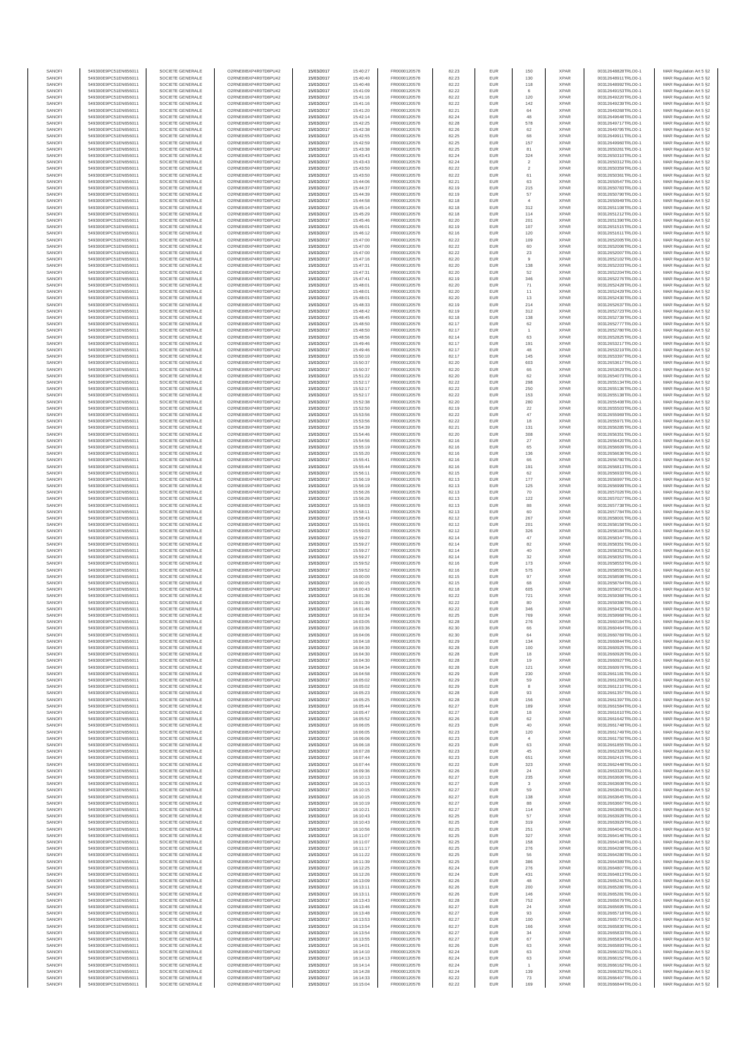| SANOFI | 549300E9PC51EN656011 | SOCIETE GENERALE | O2RNE8IBXP4R0TD8PU42 | 15/03/2017 | 15:40:27 | FR0000120578 | 82.23 | EUR | 150 | XPAR | 00312648828TRLO0-1 | MAR Regulation Art 5 §2 |
|---|---|---|---|---|---|---|---|---|---|---|---|---|
| SANOFI | 549300E9PC51EN656011 | SOCIETE GENERALE | O2RNE8IBXP4R0TD8PU42 | 15/03/2017 | 15:40:40 | FR0000120578 | 82.23 | EUR | 130 | XPAR | 00312648911TRLO0-1 | MAR Regulation Art 5 §2 |
| SANOFI | 549300E9PC51EN656011 | SOCIETE GENERALE | O2RNE8IBXP4R0TD8PU42 | 15/03/2017 | 15:40:48 | FR0000120578 | 82.22 | EUR | 118 | XPAR | 00312648992TRLO0-1 | MAR Regulation Art 5 §2 |
| SANOFI | 549300E9PC51EN656011 | SOCIETE GENERALE | O2RNE8IBXP4R0TD8PU42 | 15/03/2017 | 15:41:09 | FR0000120578 | 82.22 | EUR | 6 | XPAR | 00312649153TRLO0-1 | MAR Regulation Art 5 §2 |
| SANOFI | 549300E9PC51EN656011 | SOCIETE GENERALE | O2RNE8IBXP4R0TD8PU42 | 15/03/2017 | 15:41:16 | FR0000120578 | 82.22 | EUR | 120 | XPAR | 00312649220TRLO0-1 | MAR Regulation Art 5 §2 |
| SANOFI | 549300E9PC51EN656011 | SOCIETE GENERALE | O2RNE8IBXP4R0TD8PU42 | 15/03/2017 | 15:41:16 | FR0000120578 | 82.22 | EUR | 142 | XPAR | 00312649239TRLO0-1 | MAR Regulation Art 5 §2 |
| SANOFI | 549300E9PC51EN656011 | SOCIETE GENERALE | O2RNE8IBXP4R0TD8PU42 | 15/03/2017 | 15:41:20 | FR0000120578 | 82.21 | EUR | 64 | XPAR | 00312649268TRLO0-1 | MAR Regulation Art 5 §2 |
| SANOFI | 549300E9PC51EN656011 | SOCIETE GENERALE | O2RNE8IBXP4R0TD8PU42 | 15/03/2017 | 15:42:14 | FR0000120578 | 82.24 | EUR | 48 | XPAR | 00312649648TRLO0-1 | MAR Regulation Art 5 §2 |
| SANOFI | 549300E9PC51EN656011 | SOCIETE GENERALE | O2RNE8IBXP4R0TD8PU42 | 15/03/2017 | 15:42:25 | FR0000120578 | 82.28 | EUR | 578 | XPAR | 00312649717TRLO0-1 | MAR Regulation Art 5 §2 |
| SANOFI | 549300E9PC51EN656011 | SOCIETE GENERALE | O2RNE8IBXP4R0TD8PU42 | 15/03/2017 | 15:42:38 | FR0000120578 | 82.26 | EUR | 62 | XPAR | 00312649795TRLO0-1 | MAR Regulation Art 5 §2 |
| SANOFI | 549300E9PC51EN656011 | SOCIETE GENERALE | O2RNE8IBXP4R0TD8PU42 | 15/03/2017 | 15:42:55 | FR0000120578 | 82.25 | EUR | 68 | XPAR | 00312649911TRLO0-1 | MAR Regulation Art 5 §2 |
| SANOFI | 549300E9PC51EN656011 | SOCIETE GENERALE | O2RNE8IBXP4R0TD8PU42 | 15/03/2017 | 15:42:59 | FR0000120578 | 82.25 | EUR | 157 | XPAR | 00312649960TRLO0-1 | MAR Regulation Art 5 §2 |
| SANOFI | 549300E9PC51EN656011 | SOCIETE GENERALE | O2RNE8IBXP4R0TD8PU42 | 15/03/2017 | 15:43:38 | FR0000120578 | 82.25 | EUR | 81 | XPAR | 00312650261TRLO0-1 | MAR Regulation Art 5 §2 |
| SANOFI | 549300E9PC51EN656011 | SOCIETE GENERALE | O2RNE8IBXP4R0TD8PU42 | 15/03/2017 | 15:43:43 | FR0000120578 | 82.24 | EUR | 324 | XPAR | 00312650310TRLO0-1 | MAR Regulation Art 5 §2 |
| SANOFI | 549300E9PC51EN656011 | SOCIETE GENERALE | O2RNE8IBXP4R0TD8PU42 | 15/03/2017 | 15:43:43 | FR0000120578 | 82.24 | EUR | 2 | XPAR | 00312650312TRLO0-1 | MAR Regulation Art 5 §2 |
| SANOFI | 549300E9PC51EN656011 | SOCIETE GENERALE | O2RNE8IBXP4R0TD8PU42 | 15/03/2017 | 15:43:50 | FR0000120578 | 82.22 | EUR | 2 | XPAR | 00312650359TRLO0-1 | MAR Regulation Art 5 §2 |
| SANOFI | 549300E9PC51EN656011 | SOCIETE GENERALE | O2RNE8IBXP4R0TD8PU42 | 15/03/2017 | 15:43:50 | FR0000120578 | 82.22 | EUR | 61 | XPAR | 00312650361TRLO0-1 | MAR Regulation Art 5 §2 |
| SANOFI | 549300E9PC51EN656011 | SOCIETE GENERALE | O2RNE8IBXP4R0TD8PU42 | 15/03/2017 | 15:44:06 | FR0000120578 | 82.21 | EUR | 63 | XPAR | 00312650547TRLO0-1 | MAR Regulation Art 5 §2 |
| SANOFI | 549300E9PC51EN656011 | SOCIETE GENERALE | O2RNE8IBXP4R0TD8PU42 | 15/03/2017 | 15:44:37 | FR0000120578 | 82.19 | EUR | 215 | XPAR | 00312650783TRLO0-1 | MAR Regulation Art 5 §2 |
| SANOFI | 549300E9PC51EN656011 | SOCIETE GENERALE | O2RNE8IBXP4R0TD8PU42 | 15/03/2017 | 15:44:39 | FR0000120578 | 82.19 | EUR | 57 | XPAR | 00312650790TRLO0-1 | MAR Regulation Art 5 §2 |
| SANOFI | 549300E9PC51EN656011 | SOCIETE GENERALE | O2RNE8IBXP4R0TD8PU42 | 15/03/2017 | 15:44:58 | FR0000120578 | 82.18 | EUR | 4 | XPAR | 00312650949TRLO0-1 | MAR Regulation Art 5 §2 |
| SANOFI | 549300E9PC51EN656011 | SOCIETE GENERALE | O2RNE8IBXP4R0TD8PU42 | 15/03/2017 | 15:45:14 | FR0000120578 | 82.18 | EUR | 312 | XPAR | 00312651108TRLO0-1 | MAR Regulation Art 5 §2 |
| SANOFI | 549300E9PC51EN656011 | SOCIETE GENERALE | O2RNE8IBXP4R0TD8PU42 | 15/03/2017 | 15:45:29 | FR0000120578 | 82.18 | EUR | 114 | XPAR | 00312651212TRLO0-1 | MAR Regulation Art 5 §2 |
| SANOFI | 549300E9PC51EN656011 | SOCIETE GENERALE | O2RNE8IBXP4R0TD8PU42 | 15/03/2017 | 15:45:46 | FR0000120578 | 82.20 | EUR | 201 | XPAR | 00312651390TRLO0-1 | MAR Regulation Art 5 §2 |
| SANOFI | 549300E9PC51EN656011 | SOCIETE GENERALE | O2RNE8IBXP4R0TD8PU42 | 15/03/2017 | 15:46:01 | FR0000120578 | 82.19 | EUR | 107 | XPAR | 00312651515TRLO0-1 | MAR Regulation Art 5 §2 |
| SANOFI | 549300E9PC51EN656011 | SOCIETE GENERALE | O2RNE8IBXP4R0TD8PU42 | 15/03/2017 | 15:46:12 | FR0000120578 | 82.16 | EUR | 120 | XPAR | 00312651611TRLO0-1 | MAR Regulation Art 5 §2 |
| SANOFI | 549300E9PC51EN656011 | SOCIETE GENERALE | O2RNE8IBXP4R0TD8PU42 | 15/03/2017 | 15:47:00 | FR0000120578 | 82.22 | EUR | 109 | XPAR | 00312652005TRLO0-1 | MAR Regulation Art 5 §2 |
| SANOFI | 549300E9PC51EN656011 | SOCIETE GENERALE | O2RNE8IBXP4R0TD8PU42 | 15/03/2017 | 15:47:00 | FR0000120578 | 82.22 | EUR | 60 | XPAR | 00312652006TRLO0-1 | MAR Regulation Art 5 §2 |
| SANOFI | 549300E9PC51EN656011 | SOCIETE GENERALE | O2RNE8IBXP4R0TD8PU42 | 15/03/2017 | 15:47:00 | FR0000120578 | 82.22 | EUR | 23 | XPAR | 00312652007TRLO0-1 | MAR Regulation Art 5 §2 |
| SANOFI | 549300E9PC51EN656011 | SOCIETE GENERALE | O2RNE8IBXP4R0TD8PU42 | 15/03/2017 | 15:47:16 | FR0000120578 | 82.20 | EUR | 9 | XPAR | 00312652102TRLO0-1 | MAR Regulation Art 5 §2 |
| SANOFI | 549300E9PC51EN656011 | SOCIETE GENERALE | O2RNE8IBXP4R0TD8PU42 | 15/03/2017 | 15:47:31 | FR0000120578 | 82.20 | EUR | 138 | XPAR | 00312652203TRLO0-1 | MAR Regulation Art 5 §2 |
| SANOFI | 549300E9PC51EN656011 | SOCIETE GENERALE | O2RNE8IBXP4R0TD8PU42 | 15/03/2017 | 15:47:31 | FR0000120578 | 82.20 | EUR | 52 | XPAR | 00312652204TRLO0-1 | MAR Regulation Art 5 §2 |
| SANOFI | 549300E9PC51EN656011 | SOCIETE GENERALE | O2RNE8IBXP4R0TD8PU42 | 15/03/2017 | 15:47:41 | FR0000120578 | 82.19 | EUR | 346 | XPAR | 00312652276TRLO0-1 | MAR Regulation Art 5 §2 |
| SANOFI | 549300E9PC51EN656011 | SOCIETE GENERALE | O2RNE8IBXP4R0TD8PU42 | 15/03/2017 | 15:48:01 | FR0000120578 | 82.20 | EUR | 71 | XPAR | 00312652428TRLO0-1 | MAR Regulation Art 5 §2 |
| SANOFI | 549300E9PC51EN656011 | SOCIETE GENERALE | O2RNE8IBXP4R0TD8PU42 | 15/03/2017 | 15:48:01 | FR0000120578 | 82.20 | EUR | 11 | XPAR | 00312652429TRLO0-1 | MAR Regulation Art 5 §2 |
| SANOFI | 549300E9PC51EN656011 | SOCIETE GENERALE | O2RNE8IBXP4R0TD8PU42 | 15/03/2017 | 15:48:01 | FR0000120578 | 82.20 | EUR | 13 | XPAR | 00312652430TRLO0-1 | MAR Regulation Art 5 §2 |
| SANOFI | 549300E9PC51EN656011 | SOCIETE GENERALE | O2RNE8IBXP4R0TD8PU42 | 15/03/2017 | 15:48:33 | FR0000120578 | 82.19 | EUR | 214 | XPAR | 00312652637TRLO0-1 | MAR Regulation Art 5 §2 |
| SANOFI | 549300E9PC51EN656011 | SOCIETE GENERALE | O2RNE8IBXP4R0TD8PU42 | 15/03/2017 | 15:48:42 | FR0000120578 | 82.19 | EUR | 312 | XPAR | 00312652723TRLO0-1 | MAR Regulation Art 5 §2 |
| SANOFI | 549300E9PC51EN656011 | SOCIETE GENERALE | O2RNE8IBXP4R0TD8PU42 | 15/03/2017 | 15:48:45 | FR0000120578 | 82.18 | EUR | 138 | XPAR | 00312652739TRLO0-1 | MAR Regulation Art 5 §2 |
| SANOFI | 549300E9PC51EN656011 | SOCIETE GENERALE | O2RNE8IBXP4R0TD8PU42 | 15/03/2017 | 15:48:50 | FR0000120578 | 82.17 | EUR | 62 | XPAR | 00312652777TRLO0-1 | MAR Regulation Art 5 §2 |
| SANOFI | 549300E9PC51EN656011 | SOCIETE GENERALE | O2RNE8IBXP4R0TD8PU42 | 15/03/2017 | 15:48:50 | FR0000120578 | 82.17 | EUR | 1 | XPAR | 00312652780TRLO0-1 | MAR Regulation Art 5 §2 |
| SANOFI | 549300E9PC51EN656011 | SOCIETE GENERALE | O2RNE8IBXP4R0TD8PU42 | 15/03/2017 | 15:48:56 | FR0000120578 | 82.14 | EUR | 63 | XPAR | 00312652825TRLO0-1 | MAR Regulation Art 5 §2 |
| SANOFI | 549300E9PC51EN656011 | SOCIETE GENERALE | O2RNE8IBXP4R0TD8PU42 | 15/03/2017 | 15:49:46 | FR0000120578 | 82.17 | EUR | 191 | XPAR | 00312653217TRLO0-1 | MAR Regulation Art 5 §2 |
| SANOFI | 549300E9PC51EN656011 | SOCIETE GENERALE | O2RNE8IBXP4R0TD8PU42 | 15/03/2017 | 15:49:46 | FR0000120578 | 82.17 | EUR | 48 | XPAR | 00312653219TRLO0-1 | MAR Regulation Art 5 §2 |
| SANOFI | 549300E9PC51EN656011 | SOCIETE GENERALE | O2RNE8IBXP4R0TD8PU42 | 15/03/2017 | 15:50:10 | FR0000120578 | 82.17 | EUR | 145 | XPAR | 00312653397TRLO0-1 | MAR Regulation Art 5 §2 |
| SANOFI | 549300E9PC51EN656011 | SOCIETE GENERALE | O2RNE8IBXP4R0TD8PU42 | 15/03/2017 | 15:50:37 | FR0000120578 | 82.20 | EUR | 603 | XPAR | 00312653617TRLO0-1 | MAR Regulation Art 5 §2 |
| SANOFI | 549300E9PC51EN656011 | SOCIETE GENERALE | O2RNE8IBXP4R0TD8PU42 | 15/03/2017 | 15:50:37 | FR0000120578 | 82.20 | EUR | 66 | XPAR | 00312653629TRLO0-1 | MAR Regulation Art 5 §2 |
| SANOFI | 549300E9PC51EN656011 | SOCIETE GENERALE | O2RNE8IBXP4R0TD8PU42 | 15/03/2017 | 15:51:22 | FR0000120578 | 82.20 | EUR | 62 | XPAR | 00312654073TRLO0-1 | MAR Regulation Art 5 §2 |
| SANOFI | 549300E9PC51EN656011 | SOCIETE GENERALE | O2RNE8IBXP4R0TD8PU42 | 15/03/2017 | 15:52:17 | FR0000120578 | 82.22 | EUR | 298 | XPAR | 00312655134TRLO0-1 | MAR Regulation Art 5 §2 |
| SANOFI | 549300E9PC51EN656011 | SOCIETE GENERALE | O2RNE8IBXP4R0TD8PU42 | 15/03/2017 | 15:52:17 | FR0000120578 | 82.22 | EUR | 250 | XPAR | 00312655136TRLO0-1 | MAR Regulation Art 5 §2 |
| SANOFI | 549300E9PC51EN656011 | SOCIETE GENERALE | O2RNE8IBXP4R0TD8PU42 | 15/03/2017 | 15:52:17 | FR0000120578 | 82.22 | EUR | 153 | XPAR | 00312655138TRLO0-1 | MAR Regulation Art 5 §2 |
| SANOFI | 549300E9PC51EN656011 | SOCIETE GENERALE | O2RNE8IBXP4R0TD8PU42 | 15/03/2017 | 15:52:38 | FR0000120578 | 82.20 | EUR | 280 | XPAR | 00312655408TRLO0-1 | MAR Regulation Art 5 §2 |
| SANOFI | 549300E9PC51EN656011 | SOCIETE GENERALE | O2RNE8IBXP4R0TD8PU42 | 15/03/2017 | 15:52:50 | FR0000120578 | 82.19 | EUR | 22 | XPAR | 00312655503TRLO0-1 | MAR Regulation Art 5 §2 |
| SANOFI | 549300E9PC51EN656011 | SOCIETE GENERALE | O2RNE8IBXP4R0TD8PU42 | 15/03/2017 | 15:53:56 | FR0000120578 | 82.22 | EUR | 47 | XPAR | 00312655969TRLO0-1 | MAR Regulation Art 5 §2 |
| SANOFI | 549300E9PC51EN656011 | SOCIETE GENERALE | O2RNE8IBXP4R0TD8PU42 | 15/03/2017 | 15:53:56 | FR0000120578 | 82.22 | EUR | 18 | XPAR | 00312655971TRLO0-1 | MAR Regulation Art 5 §2 |
| SANOFI | 549300E9PC51EN656011 | SOCIETE GENERALE | O2RNE8IBXP4R0TD8PU42 | 15/03/2017 | 15:54:39 | FR0000120578 | 82.21 | EUR | 131 | XPAR | 00312656285TRLO0-1 | MAR Regulation Art 5 §2 |
| SANOFI | 549300E9PC51EN656011 | SOCIETE GENERALE | O2RNE8IBXP4R0TD8PU42 | 15/03/2017 | 15:54:46 | FR0000120578 | 82.20 | EUR | 308 | XPAR | 00312656351TRLO0-1 | MAR Regulation Art 5 §2 |
| SANOFI | 549300E9PC51EN656011 | SOCIETE GENERALE | O2RNE8IBXP4R0TD8PU42 | 15/03/2017 | 15:54:58 | FR0000120578 | 82.16 | EUR | 27 | XPAR | 00312656429TRLO0-1 | MAR Regulation Art 5 §2 |
| SANOFI | 549300E9PC51EN656011 | SOCIETE GENERALE | O2RNE8IBXP4R0TD8PU42 | 15/03/2017 | 15:55:19 | FR0000120578 | 82.16 | EUR | 85 | XPAR | 00312656609TRLO0-1 | MAR Regulation Art 5 §2 |
| SANOFI | 549300E9PC51EN656011 | SOCIETE GENERALE | O2RNE8IBXP4R0TD8PU42 | 15/03/2017 | 15:55:20 | FR0000120578 | 82.16 | EUR | 136 | XPAR | 00312656638TRLO0-1 | MAR Regulation Art 5 §2 |
| SANOFI | 549300E9PC51EN656011 | SOCIETE GENERALE | O2RNE8IBXP4R0TD8PU42 | 15/03/2017 | 15:55:41 | FR0000120578 | 82.16 | EUR | 66 | XPAR | 00312656780TRLO0-1 | MAR Regulation Art 5 §2 |
| SANOFI | 549300E9PC51EN656011 | SOCIETE GENERALE | O2RNE8IBXP4R0TD8PU42 | 15/03/2017 | 15:55:44 | FR0000120578 | 82.16 | EUR | 191 | XPAR | 00312656813TRLO0-1 | MAR Regulation Art 5 §2 |
| SANOFI | 549300E9PC51EN656011 | SOCIETE GENERALE | O2RNE8IBXP4R0TD8PU42 | 15/03/2017 | 15:56:11 | FR0000120578 | 82.15 | EUR | 62 | XPAR | 00312656933TRLO0-1 | MAR Regulation Art 5 §2 |
| SANOFI | 549300E9PC51EN656011 | SOCIETE GENERALE | O2RNE8IBXP4R0TD8PU42 | 15/03/2017 | 15:56:19 | FR0000120578 | 82.13 | EUR | 177 | XPAR | 00312656997TRLO0-1 | MAR Regulation Art 5 §2 |
| SANOFI | 549300E9PC51EN656011 | SOCIETE GENERALE | O2RNE8IBXP4R0TD8PU42 | 15/03/2017 | 15:56:19 | FR0000120578 | 82.13 | EUR | 125 | XPAR | 00312656999TRLO0-1 | MAR Regulation Art 5 §2 |
| SANOFI | 549300E9PC51EN656011 | SOCIETE GENERALE | O2RNE8IBXP4R0TD8PU42 | 15/03/2017 | 15:56:26 | FR0000120578 | 82.13 | EUR | 70 | XPAR | 00312657026TRLO0-1 | MAR Regulation Art 5 §2 |
| SANOFI | 549300E9PC51EN656011 | SOCIETE GENERALE | O2RNE8IBXP4R0TD8PU42 | 15/03/2017 | 15:56:26 | FR0000120578 | 82.13 | EUR | 122 | XPAR | 00312657027TRLO0-1 | MAR Regulation Art 5 §2 |
| SANOFI | 549300E9PC51EN656011 | SOCIETE GENERALE | O2RNE8IBXP4R0TD8PU42 | 15/03/2017 | 15:58:03 | FR0000120578 | 82.13 | EUR | 88 | XPAR | 00312657738TRLO0-1 | MAR Regulation Art 5 §2 |
| SANOFI | 549300E9PC51EN656011 | SOCIETE GENERALE | O2RNE8IBXP4R0TD8PU42 | 15/03/2017 | 15:58:11 | FR0000120578 | 82.13 | EUR | 60 | XPAR | 00312657784TRLO0-1 | MAR Regulation Art 5 §2 |
| SANOFI | 549300E9PC51EN656011 | SOCIETE GENERALE | O2RNE8IBXP4R0TD8PU42 | 15/03/2017 | 15:58:43 | FR0000120578 | 82.12 | EUR | 267 | XPAR | 00312658001TRLO0-1 | MAR Regulation Art 5 §2 |
| SANOFI | 549300E9PC51EN656011 | SOCIETE GENERALE | O2RNE8IBXP4R0TD8PU42 | 15/03/2017 | 15:59:01 | FR0000120578 | 82.12 | EUR | 201 | XPAR | 00312658158TRLO0-1 | MAR Regulation Art 5 §2 |
| SANOFI | 549300E9PC51EN656011 | SOCIETE GENERALE | O2RNE8IBXP4R0TD8PU42 | 15/03/2017 | 15:59:03 | FR0000120578 | 82.12 | EUR | 326 | XPAR | 00312658184TRLO0-1 | MAR Regulation Art 5 §2 |
| SANOFI | 549300E9PC51EN656011 | SOCIETE GENERALE | O2RNE8IBXP4R0TD8PU42 | 15/03/2017 | 15:59:27 | FR0000120578 | 82.14 | EUR | 47 | XPAR | 00312658347TRLO0-1 | MAR Regulation Art 5 §2 |
| SANOFI | 549300E9PC51EN656011 | SOCIETE GENERALE | O2RNE8IBXP4R0TD8PU42 | 15/03/2017 | 15:59:27 | FR0000120578 | 82.14 | EUR | 82 | XPAR | 00312658351TRLO0-1 | MAR Regulation Art 5 §2 |
| SANOFI | 549300E9PC51EN656011 | SOCIETE GENERALE | O2RNE8IBXP4R0TD8PU42 | 15/03/2017 | 15:59:27 | FR0000120578 | 82.14 | EUR | 40 | XPAR | 00312658352TRLO0-1 | MAR Regulation Art 5 §2 |
| SANOFI | 549300E9PC51EN656011 | SOCIETE GENERALE | O2RNE8IBXP4R0TD8PU42 | 15/03/2017 | 15:59:27 | FR0000120578 | 82.14 | EUR | 32 | XPAR | 00312658353TRLO0-1 | MAR Regulation Art 5 §2 |
| SANOFI | 549300E9PC51EN656011 | SOCIETE GENERALE | O2RNE8IBXP4R0TD8PU42 | 15/03/2017 | 15:59:52 | FR0000120578 | 82.16 | EUR | 173 | XPAR | 00312658553TRLO0-1 | MAR Regulation Art 5 §2 |
| SANOFI | 549300E9PC51EN656011 | SOCIETE GENERALE | O2RNE8IBXP4R0TD8PU42 | 15/03/2017 | 15:59:52 | FR0000120578 | 82.16 | EUR | 575 | XPAR | 00312658555TRLO0-1 | MAR Regulation Art 5 §2 |
| SANOFI | 549300E9PC51EN656011 | SOCIETE GENERALE | O2RNE8IBXP4R0TD8PU42 | 15/03/2017 | 16:00:00 | FR0000120578 | 82.15 | EUR | 97 | XPAR | 00312658598TRLO0-1 | MAR Regulation Art 5 §2 |
| SANOFI | 549300E9PC51EN656011 | SOCIETE GENERALE | O2RNE8IBXP4R0TD8PU42 | 15/03/2017 | 16:00:15 | FR0000120578 | 82.15 | EUR | 68 | XPAR | 00312658764TRLO0-1 | MAR Regulation Art 5 §2 |
| SANOFI | 549300E9PC51EN656011 | SOCIETE GENERALE | O2RNE8IBXP4R0TD8PU42 | 15/03/2017 | 16:00:43 | FR0000120578 | 82.18 | EUR | 605 | XPAR | 00312659027TRLO0-1 | MAR Regulation Art 5 §2 |
| SANOFI | 549300E9PC51EN656011 | SOCIETE GENERALE | O2RNE8IBXP4R0TD8PU42 | 15/03/2017 | 16:01:36 | FR0000120578 | 82.22 | EUR | 721 | XPAR | 00312659368TRLO0-1 | MAR Regulation Art 5 §2 |
| SANOFI | 549300E9PC51EN656011 | SOCIETE GENERALE | O2RNE8IBXP4R0TD8PU42 | 15/03/2017 | 16:01:39 | FR0000120578 | 82.22 | EUR | 80 | XPAR | 00312659386TRLO0-1 | MAR Regulation Art 5 §2 |
| SANOFI | 549300E9PC51EN656011 | SOCIETE GENERALE | O2RNE8IBXP4R0TD8PU42 | 15/03/2017 | 16:01:46 | FR0000120578 | 82.22 | EUR | 346 | XPAR | 00312659432TRLO0-1 | MAR Regulation Art 5 §2 |
| SANOFI | 549300E9PC51EN656011 | SOCIETE GENERALE | O2RNE8IBXP4R0TD8PU42 | 15/03/2017 | 16:02:34 | FR0000120578 | 82.25 | EUR | 769 | XPAR | 00312659968TRLO0-1 | MAR Regulation Art 5 §2 |
| SANOFI | 549300E9PC51EN656011 | SOCIETE GENERALE | O2RNE8IBXP4R0TD8PU42 | 15/03/2017 | 16:03:05 | FR0000120578 | 82.28 | EUR | 276 | XPAR | 00312660184TRLO0-1 | MAR Regulation Art 5 §2 |
| SANOFI | 549300E9PC51EN656011 | SOCIETE GENERALE | O2RNE8IBXP4R0TD8PU42 | 15/03/2017 | 16:03:36 | FR0000120578 | 82.30 | EUR | 66 | XPAR | 00312660464TRLO0-1 | MAR Regulation Art 5 §2 |
| SANOFI | 549300E9PC51EN656011 | SOCIETE GENERALE | O2RNE8IBXP4R0TD8PU42 | 15/03/2017 | 16:04:06 | FR0000120578 | 82.30 | EUR | 64 | XPAR | 00312660769TRLO0-1 | MAR Regulation Art 5 §2 |
| SANOFI | 549300E9PC51EN656011 | SOCIETE GENERALE | O2RNE8IBXP4R0TD8PU42 | 15/03/2017 | 16:04:18 | FR0000120578 | 82.29 | EUR | 134 | XPAR | 00312660844TRLO0-1 | MAR Regulation Art 5 §2 |
| SANOFI | 549300E9PC51EN656011 | SOCIETE GENERALE | O2RNE8IBXP4R0TD8PU42 | 15/03/2017 | 16:04:30 | FR0000120578 | 82.28 | EUR | 100 | XPAR | 00312660925TRLO0-1 | MAR Regulation Art 5 §2 |
| SANOFI | 549300E9PC51EN656011 | SOCIETE GENERALE | O2RNE8IBXP4R0TD8PU42 | 15/03/2017 | 16:04:30 | FR0000120578 | 82.28 | EUR | 18 | XPAR | 00312660926TRLO0-1 | MAR Regulation Art 5 §2 |
| SANOFI | 549300E9PC51EN656011 | SOCIETE GENERALE | O2RNE8IBXP4R0TD8PU42 | 15/03/2017 | 16:04:30 | FR0000120578 | 82.28 | EUR | 19 | XPAR | 00312660927TRLO0-1 | MAR Regulation Art 5 §2 |
| SANOFI | 549300E9PC51EN656011 | SOCIETE GENERALE | O2RNE8IBXP4R0TD8PU42 | 15/03/2017 | 16:04:34 | FR0000120578 | 82.28 | EUR | 121 | XPAR | 00312660976TRLO0-1 | MAR Regulation Art 5 §2 |
| SANOFI | 549300E9PC51EN656011 | SOCIETE GENERALE | O2RNE8IBXP4R0TD8PU42 | 15/03/2017 | 16:04:58 | FR0000120578 | 82.29 | EUR | 230 | XPAR | 00312661181TRLO0-1 | MAR Regulation Art 5 §2 |
| SANOFI | 549300E9PC51EN656011 | SOCIETE GENERALE | O2RNE8IBXP4R0TD8PU42 | 15/03/2017 | 16:05:02 | FR0000120578 | 82.29 | EUR | 59 | XPAR | 00312661209TRLO0-1 | MAR Regulation Art 5 §2 |
| SANOFI | 549300E9PC51EN656011 | SOCIETE GENERALE | O2RNE8IBXP4R0TD8PU42 | 15/03/2017 | 16:05:02 | FR0000120578 | 82.29 | EUR | 8 | XPAR | 00312661210TRLO0-1 | MAR Regulation Art 5 §2 |
| SANOFI | 549300E9PC51EN656011 | SOCIETE GENERALE | O2RNE8IBXP4R0TD8PU42 | 15/03/2017 | 16:05:23 | FR0000120578 | 82.28 | EUR | 93 | XPAR | 00312661357TRLO0-1 | MAR Regulation Art 5 §2 |
| SANOFI | 549300E9PC51EN656011 | SOCIETE GENERALE | O2RNE8IBXP4R0TD8PU42 | 15/03/2017 | 16:05:25 | FR0000120578 | 82.28 | EUR | 156 | XPAR | 00312661397TRLO0-1 | MAR Regulation Art 5 §2 |
| SANOFI | 549300E9PC51EN656011 | SOCIETE GENERALE | O2RNE8IBXP4R0TD8PU42 | 15/03/2017 | 16:05:44 | FR0000120578 | 82.27 | EUR | 189 | XPAR | 00312661584TRLO0-1 | MAR Regulation Art 5 §2 |
| SANOFI | 549300E9PC51EN656011 | SOCIETE GENERALE | O2RNE8IBXP4R0TD8PU42 | 15/03/2017 | 16:05:47 | FR0000120578 | 82.27 | EUR | 18 | XPAR | 00312661610TRLO0-1 | MAR Regulation Art 5 §2 |
| SANOFI | 549300E9PC51EN656011 | SOCIETE GENERALE | O2RNE8IBXP4R0TD8PU42 | 15/03/2017 | 16:05:52 | FR0000120578 | 82.26 | EUR | 62 | XPAR | 00312661642TRLO0-1 | MAR Regulation Art 5 §2 |
| SANOFI | 549300E9PC51EN656011 | SOCIETE GENERALE | O2RNE8IBXP4R0TD8PU42 | 15/03/2017 | 16:06:05 | FR0000120578 | 82.23 | EUR | 40 | XPAR | 00312661748TRLO0-1 | MAR Regulation Art 5 §2 |
| SANOFI | 549300E9PC51EN656011 | SOCIETE GENERALE | O2RNE8IBXP4R0TD8PU42 | 15/03/2017 | 16:06:05 | FR0000120578 | 82.23 | EUR | 120 | XPAR | 00312661749TRLO0-1 | MAR Regulation Art 5 §2 |
| SANOFI | 549300E9PC51EN656011 | SOCIETE GENERALE | O2RNE8IBXP4R0TD8PU42 | 15/03/2017 | 16:06:06 | FR0000120578 | 82.23 | EUR | 4 | XPAR | 00312661750TRLO0-1 | MAR Regulation Art 5 §2 |
| SANOFI | 549300E9PC51EN656011 | SOCIETE GENERALE | O2RNE8IBXP4R0TD8PU42 | 15/03/2017 | 16:06:18 | FR0000120578 | 82.23 | EUR | 63 | XPAR | 00312661855TRLO0-1 | MAR Regulation Art 5 §2 |
| SANOFI | 549300E9PC51EN656011 | SOCIETE GENERALE | O2RNE8IBXP4R0TD8PU42 | 15/03/2017 | 16:07:28 | FR0000120578 | 82.23 | EUR | 45 | XPAR | 00312662326TRLO0-1 | MAR Regulation Art 5 §2 |
| SANOFI | 549300E9PC51EN656011 | SOCIETE GENERALE | O2RNE8IBXP4R0TD8PU42 | 15/03/2017 | 16:07:44 | FR0000120578 | 82.23 | EUR | 651 | XPAR | 00312662415TRLO0-1 | MAR Regulation Art 5 §2 |
| SANOFI | 549300E9PC51EN656011 | SOCIETE GENERALE | O2RNE8IBXP4R0TD8PU42 | 15/03/2017 | 16:07:44 | FR0000120578 | 82.22 | EUR | 323 | XPAR | 00312662448TRLO0-1 | MAR Regulation Art 5 §2 |
| SANOFI | 549300E9PC51EN656011 | SOCIETE GENERALE | O2RNE8IBXP4R0TD8PU42 | 15/03/2017 | 16:09:36 | FR0000120578 | 82.26 | EUR | 24 | XPAR | 00312663320TRLO0-1 | MAR Regulation Art 5 §2 |
| SANOFI | 549300E9PC51EN656011 | SOCIETE GENERALE | O2RNE8IBXP4R0TD8PU42 | 15/03/2017 | 16:10:13 | FR0000120578 | 82.27 | EUR | 235 | XPAR | 00312663606TRLO0-1 | MAR Regulation Art 5 §2 |
| SANOFI | 549300E9PC51EN656011 | SOCIETE GENERALE | O2RNE8IBXP4R0TD8PU42 | 15/03/2017 | 16:10:13 | FR0000120578 | 82.27 | EUR | 3 | XPAR | 00312663608TRLO0-1 | MAR Regulation Art 5 §2 |
| SANOFI | 549300E9PC51EN656011 | SOCIETE GENERALE | O2RNE8IBXP4R0TD8PU42 | 15/03/2017 | 16:10:15 | FR0000120578 | 82.27 | EUR | 59 | XPAR | 00312663643TRLO0-1 | MAR Regulation Art 5 §2 |
| SANOFI | 549300E9PC51EN656011 | SOCIETE GENERALE | O2RNE8IBXP4R0TD8PU42 | 15/03/2017 | 16:10:15 | FR0000120578 | 82.27 | EUR | 138 | XPAR | 00312663645TRLO0-1 | MAR Regulation Art 5 §2 |
| SANOFI | 549300E9PC51EN656011 | SOCIETE GENERALE | O2RNE8IBXP4R0TD8PU42 | 15/03/2017 | 16:10:19 | FR0000120578 | 82.27 | EUR | 88 | XPAR | 00312663667TRLO0-1 | MAR Regulation Art 5 §2 |
| SANOFI | 549300E9PC51EN656011 | SOCIETE GENERALE | O2RNE8IBXP4R0TD8PU42 | 15/03/2017 | 16:10:21 | FR0000120578 | 82.27 | EUR | 114 | XPAR | 00312663685TRLO0-1 | MAR Regulation Art 5 §2 |
| SANOFI | 549300E9PC51EN656011 | SOCIETE GENERALE | O2RNE8IBXP4R0TD8PU42 | 15/03/2017 | 16:10:43 | FR0000120578 | 82.25 | EUR | 57 | XPAR | 00312663928TRLO0-1 | MAR Regulation Art 5 §2 |
| SANOFI | 549300E9PC51EN656011 | SOCIETE GENERALE | O2RNE8IBXP4R0TD8PU42 | 15/03/2017 | 16:10:43 | FR0000120578 | 82.25 | EUR | 319 | XPAR | 00312663929TRLO0-1 | MAR Regulation Art 5 §2 |
| SANOFI | 549300E9PC51EN656011 | SOCIETE GENERALE | O2RNE8IBXP4R0TD8PU42 | 15/03/2017 | 16:10:56 | FR0000120578 | 82.25 | EUR | 251 | XPAR | 00312664042TRLO0-1 | MAR Regulation Art 5 §2 |
| SANOFI | 549300E9PC51EN656011 | SOCIETE GENERALE | O2RNE8IBXP4R0TD8PU42 | 15/03/2017 | 16:11:07 | FR0000120578 | 82.25 | EUR | 327 | XPAR | 00312664146TRLO0-1 | MAR Regulation Art 5 §2 |
| SANOFI | 549300E9PC51EN656011 | SOCIETE GENERALE | O2RNE8IBXP4R0TD8PU42 | 15/03/2017 | 16:11:07 | FR0000120578 | 82.25 | EUR | 158 | XPAR | 00312664148TRLO0-1 | MAR Regulation Art 5 §2 |
| SANOFI | 549300E9PC51EN656011 | SOCIETE GENERALE | O2RNE8IBXP4R0TD8PU42 | 15/03/2017 | 16:11:17 | FR0000120578 | 82.25 | EUR | 276 | XPAR | 00312664238TRLO0-1 | MAR Regulation Art 5 §2 |
| SANOFI | 549300E9PC51EN656011 | SOCIETE GENERALE | O2RNE8IBXP4R0TD8PU42 | 15/03/2017 | 16:11:22 | FR0000120578 | 82.25 | EUR | 56 | XPAR | 00312664286TRLO0-1 | MAR Regulation Art 5 §2 |
| SANOFI | 549300E9PC51EN656011 | SOCIETE GENERALE | O2RNE8IBXP4R0TD8PU42 | 15/03/2017 | 16:11:39 | FR0000120578 | 82.25 | EUR | 386 | XPAR | 00312664389TRLO0-1 | MAR Regulation Art 5 §2 |
| SANOFI | 549300E9PC51EN656011 | SOCIETE GENERALE | O2RNE8IBXP4R0TD8PU42 | 15/03/2017 | 16:12:25 | FR0000120578 | 82.24 | EUR | 276 | XPAR | 00312664807TRLO0-1 | MAR Regulation Art 5 §2 |
| SANOFI | 549300E9PC51EN656011 | SOCIETE GENERALE | O2RNE8IBXP4R0TD8PU42 | 15/03/2017 | 16:12:26 | FR0000120578 | 82.24 | EUR | 431 | XPAR | 00312664813TRLO0-1 | MAR Regulation Art 5 §2 |
| SANOFI | 549300E9PC51EN656011 | SOCIETE GENERALE | O2RNE8IBXP4R0TD8PU42 | 15/03/2017 | 16:13:09 | FR0000120578 | 82.26 | EUR | 48 | XPAR | 00312665241TRLO0-1 | MAR Regulation Art 5 §2 |
| SANOFI | 549300E9PC51EN656011 | SOCIETE GENERALE | O2RNE8IBXP4R0TD8PU42 | 15/03/2017 | 16:13:11 | FR0000120578 | 82.26 | EUR | 200 | XPAR | 00312665280TRLO0-1 | MAR Regulation Art 5 §2 |
| SANOFI | 549300E9PC51EN656011 | SOCIETE GENERALE | O2RNE8IBXP4R0TD8PU42 | 15/03/2017 | 16:13:11 | FR0000120578 | 82.26 | EUR | 146 | XPAR | 00312665281TRLO0-1 | MAR Regulation Art 5 §2 |
| SANOFI | 549300E9PC51EN656011 | SOCIETE GENERALE | O2RNE8IBXP4R0TD8PU42 | 15/03/2017 | 16:13:43 | FR0000120578 | 82.28 | EUR | 752 | XPAR | 00312665679TRLO0-1 | MAR Regulation Art 5 §2 |
| SANOFI | 549300E9PC51EN656011 | SOCIETE GENERALE | O2RNE8IBXP4R0TD8PU42 | 15/03/2017 | 16:13:46 | FR0000120578 | 82.27 | EUR | 24 | XPAR | 00312665695TRLO0-1 | MAR Regulation Art 5 §2 |
| SANOFI | 549300E9PC51EN656011 | SOCIETE GENERALE | O2RNE8IBXP4R0TD8PU42 | 15/03/2017 | 16:13:48 | FR0000120578 | 82.27 | EUR | 93 | XPAR | 00312665718TRLO0-1 | MAR Regulation Art 5 §2 |
| SANOFI | 549300E9PC51EN656011 | SOCIETE GENERALE | O2RNE8IBXP4R0TD8PU42 | 15/03/2017 | 16:13:53 | FR0000120578 | 82.27 | EUR | 100 | XPAR | 00312665772TRLO0-1 | MAR Regulation Art 5 §2 |
| SANOFI | 549300E9PC51EN656011 | SOCIETE GENERALE | O2RNE8IBXP4R0TD8PU42 | 15/03/2017 | 16:13:54 | FR0000120578 | 82.27 | EUR | 166 | XPAR | 00312665830TRLO0-1 | MAR Regulation Art 5 §2 |
| SANOFI | 549300E9PC51EN656011 | SOCIETE GENERALE | O2RNE8IBXP4R0TD8PU42 | 15/03/2017 | 16:13:54 | FR0000120578 | 82.27 | EUR | 34 | XPAR | 00312665833TRLO0-1 | MAR Regulation Art 5 §2 |
| SANOFI | 549300E9PC51EN656011 | SOCIETE GENERALE | O2RNE8IBXP4R0TD8PU42 | 15/03/2017 | 16:13:55 | FR0000120578 | 82.27 | EUR | 67 | XPAR | 00312665834TRLO0-1 | MAR Regulation Art 5 §2 |
| SANOFI | 549300E9PC51EN656011 | SOCIETE GENERALE | O2RNE8IBXP4R0TD8PU42 | 15/03/2017 | 16:14:01 | FR0000120578 | 82.26 | EUR | 63 | XPAR | 00312665893TRLO0-1 | MAR Regulation Art 5 §2 |
| SANOFI | 549300E9PC51EN656011 | SOCIETE GENERALE | O2RNE8IBXP4R0TD8PU42 | 15/03/2017 | 16:14:10 | FR0000120578 | 82.24 | EUR | 63 | XPAR | 00312666102TRLO0-1 | MAR Regulation Art 5 §2 |
| SANOFI | 549300E9PC51EN656011 | SOCIETE GENERALE | O2RNE8IBXP4R0TD8PU42 | 15/03/2017 | 16:14:13 | FR0000120578 | 82.24 | EUR | 63 | XPAR | 00312666152TRLO0-1 | MAR Regulation Art 5 §2 |
| SANOFI | 549300E9PC51EN656011 | SOCIETE GENERALE | O2RNE8IBXP4R0TD8PU42 | 15/03/2017 | 16:14:14 | FR0000120578 | 82.24 | EUR | 1 | XPAR | 00312666162TRLO0-1 | MAR Regulation Art 5 §2 |
| SANOFI | 549300E9PC51EN656011 | SOCIETE GENERALE | O2RNE8IBXP4R0TD8PU42 | 15/03/2017 | 16:14:28 | FR0000120578 | 82.24 | EUR | 139 | XPAR | 00312666352TRLO0-1 | MAR Regulation Art 5 §2 |
| SANOFI | 549300E9PC51EN656011 | SOCIETE GENERALE | O2RNE8IBXP4R0TD8PU42 | 15/03/2017 | 16:14:33 | FR0000120578 | 82.22 | EUR | 73 | XPAR | 00312666407TRLO0-1 | MAR Regulation Art 5 §2 |
| SANOFI | 549300E9PC51EN656011 | SOCIETE GENERALE | O2RNE8IBXP4R0TD8PU42 | 15/03/2017 | 16:15:04 | FR0000120578 | 82.22 | EUR | 169 | XPAR | 00312666844TRLO0-1 | MAR Regulation Art 5 §2 |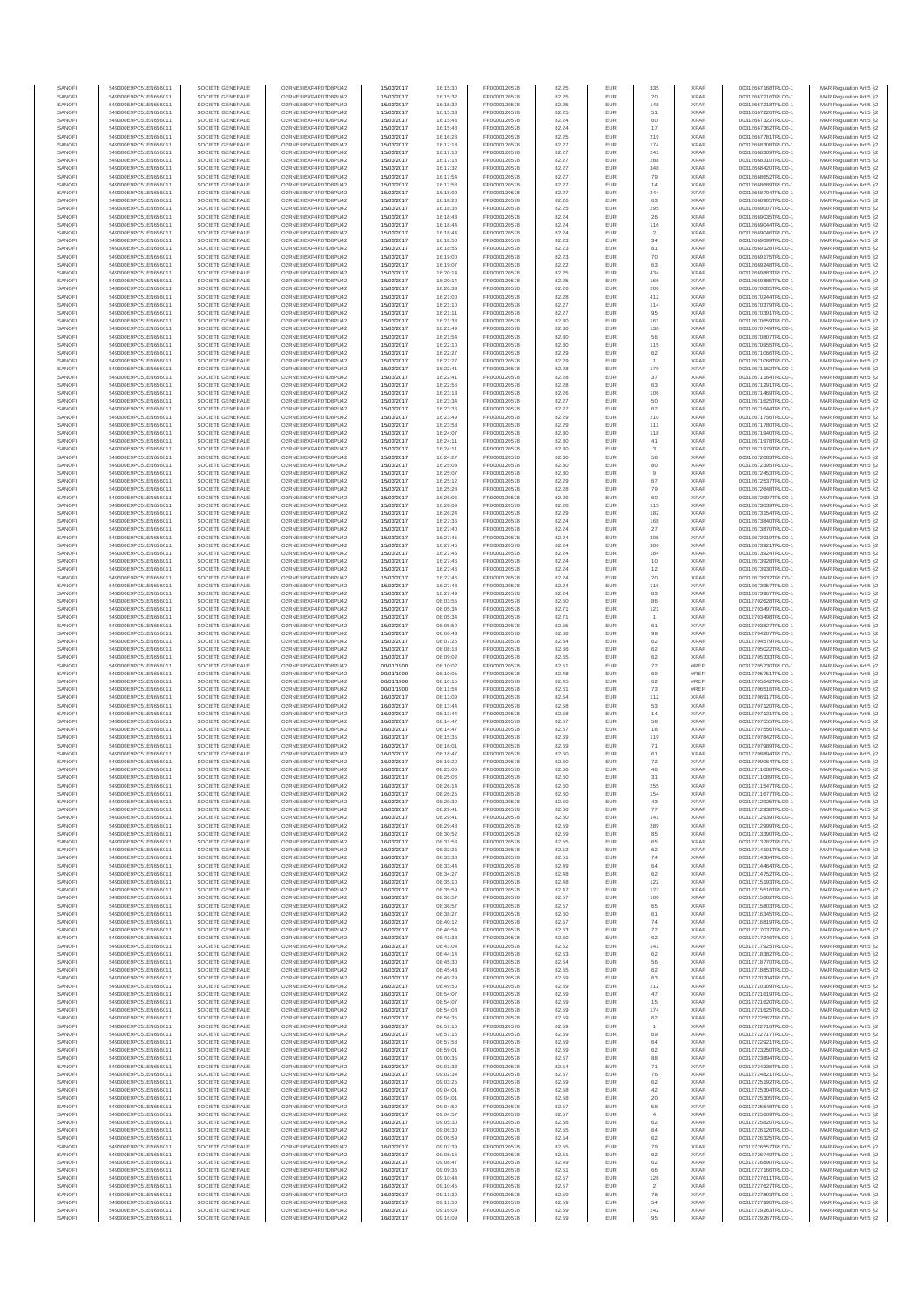| SANOFI | 549300E9PC51EN656011 | SOCIETE GENERALE | O2RNE8IBXP4R0TD8PU42 | 15/03/2017 | 16:15:30 | FR0000120578 | 82.25 | EUR | 335 | XPAR | 00312667168TRLO0-1 | MAR Regulation Art 5 §2 |
|---|---|---|---|---|---|---|---|---|---|---|---|---|
| SANOFI | 549300E9PC51EN656011 | SOCIETE GENERALE | O2RNE8IBXP4R0TD8PU42 | 15/03/2017 | 16:15:32 | FR0000120578 | 82.25 | EUR | 20 | XPAR | 00312667216TRLO0-1 | MAR Regulation Art 5 §2 |
| SANOFI | 549300E9PC51EN656011 | SOCIETE GENERALE | O2RNE8IBXP4R0TD8PU42 | 15/03/2017 | 16:15:32 | FR0000120578 | 82.25 | EUR | 148 | XPAR | 00312667218TRLO0-1 | MAR Regulation Art 5 §2 |
| SANOFI | 549300E9PC51EN656011 | SOCIETE GENERALE | O2RNE8IBXP4R0TD8PU42 | 15/03/2017 | 16:15:33 | FR0000120578 | 82.25 | EUR | 51 | XPAR | 00312667226TRLO0-1 | MAR Regulation Art 5 §2 |
| SANOFI | 549300E9PC51EN656011 | SOCIETE GENERALE | O2RNE8IBXP4R0TD8PU42 | 15/03/2017 | 16:15:43 | FR0000120578 | 82.24 | EUR | 60 | XPAR | 00312667322TRLO0-1 | MAR Regulation Art 5 §2 |
| SANOFI | 549300E9PC51EN656011 | SOCIETE GENERALE | O2RNE8IBXP4R0TD8PU42 | 15/03/2017 | 16:15:48 | FR0000120578 | 82.24 | EUR | 17 | XPAR | 00312667362TRLO0-1 | MAR Regulation Art 5 §2 |
| SANOFI | 549300E9PC51EN656011 | SOCIETE GENERALE | O2RNE8IBXP4R0TD8PU42 | 15/03/2017 | 16:16:28 | FR0000120578 | 82.25 | EUR | 219 | XPAR | 00312667781TRLO0-1 | MAR Regulation Art 5 §2 |
| SANOFI | 549300E9PC51EN656011 | SOCIETE GENERALE | O2RNE8IBXP4R0TD8PU42 | 15/03/2017 | 16:17:18 | FR0000120578 | 82.27 | EUR | 174 | XPAR | 00312668308TRLO0-1 | MAR Regulation Art 5 §2 |
| SANOFI | 549300E9PC51EN656011 | SOCIETE GENERALE | O2RNE8IBXP4R0TD8PU42 | 15/03/2017 | 16:17:18 | FR0000120578 | 82.27 | EUR | 241 | XPAR | 00312668309TRLO0-1 | MAR Regulation Art 5 §2 |
| SANOFI | 549300E9PC51EN656011 | SOCIETE GENERALE | O2RNE8IBXP4R0TD8PU42 | 15/03/2017 | 16:17:18 | FR0000120578 | 82.27 | EUR | 288 | XPAR | 00312668310TRLO0-1 | MAR Regulation Art 5 §2 |
| SANOFI | 549300E9PC51EN656011 | SOCIETE GENERALE | O2RNE8IBXP4R0TD8PU42 | 15/03/2017 | 16:17:32 | FR0000120578 | 82.27 | EUR | 348 | XPAR | 00312668429TRLO0-1 | MAR Regulation Art 5 §2 |
| SANOFI | 549300E9PC51EN656011 | SOCIETE GENERALE | O2RNE8IBXP4R0TD8PU42 | 15/03/2017 | 16:17:54 | FR0000120578 | 82.27 | EUR | 79 | XPAR | 00312668652TRLO0-1 | MAR Regulation Art 5 §2 |
| SANOFI | 549300E9PC51EN656011 | SOCIETE GENERALE | O2RNE8IBXP4R0TD8PU42 | 15/03/2017 | 16:17:58 | FR0000120578 | 82.27 | EUR | 14 | XPAR | 00312668689TRLO0-1 | MAR Regulation Art 5 §2 |
| SANOFI | 549300E9PC51EN656011 | SOCIETE GENERALE | O2RNE8IBXP4R0TD8PU42 | 15/03/2017 | 16:18:00 | FR0000120578 | 82.27 | EUR | 244 | XPAR | 00312668704TRLO0-1 | MAR Regulation Art 5 §2 |
| SANOFI | 549300E9PC51EN656011 | SOCIETE GENERALE | O2RNE8IBXP4R0TD8PU42 | 15/03/2017 | 16:18:28 | FR0000120578 | 82.26 | EUR | 63 | XPAR | 00312668905TRLO0-1 | MAR Regulation Art 5 §2 |
| SANOFI | 549300E9PC51EN656011 | SOCIETE GENERALE | O2RNE8IBXP4R0TD8PU42 | 15/03/2017 | 16:18:38 | FR0000120578 | 82.25 | EUR | 295 | XPAR | 00312669007TRLO0-1 | MAR Regulation Art 5 §2 |
| SANOFI | 549300E9PC51EN656011 | SOCIETE GENERALE | O2RNE8IBXP4R0TD8PU42 | 15/03/2017 | 16:18:43 | FR0000120578 | 82.24 | EUR | 26 | XPAR | 00312669026TRLO0-1 | MAR Regulation Art 5 §2 |
| SANOFI | 549300E9PC51EN656011 | SOCIETE GENERALE | O2RNE8IBXP4R0TD8PU42 | 15/03/2017 | 16:18:44 | FR0000120578 | 82.24 | EUR | 116 | XPAR | 00312669044TRLO0-1 | MAR Regulation Art 5 §2 |
| SANOFI | 549300E9PC51EN656011 | SOCIETE GENERALE | O2RNE8IBXP4R0TD8PU42 | 15/03/2017 | 16:18:44 | FR0000120578 | 82.24 | EUR | 2 | XPAR | 00312669046TRLO0-1 | MAR Regulation Art 5 §2 |
| SANOFI | 549300E9PC51EN656011 | SOCIETE GENERALE | O2RNE8IBXP4R0TD8PU42 | 15/03/2017 | 16:18:50 | FR0000120578 | 82.23 | EUR | 34 | XPAR | 00312669099TRLO0-1 | MAR Regulation Art 5 §2 |
| SANOFI | 549300E9PC51EN656011 | SOCIETE GENERALE | O2RNE8IBXP4R0TD8PU42 | 15/03/2017 | 16:18:55 | FR0000120578 | 82.23 | EUR | 81 | XPAR | 00312669128TRLO0-1 | MAR Regulation Art 5 §2 |
| SANOFI | 549300E9PC51EN656011 | SOCIETE GENERALE | O2RNE8IBXP4R0TD8PU42 | 15/03/2017 | 16:19:00 | FR0000120578 | 82.23 | EUR | 70 | XPAR | 00312669175TRLO0-1 | MAR Regulation Art 5 §2 |
| SANOFI | 549300E9PC51EN656011 | SOCIETE GENERALE | O2RNE8IBXP4R0TD8PU42 | 15/03/2017 | 16:19:07 | FR0000120578 | 82.22 | EUR | 63 | XPAR | 00312669248TRLO0-1 | MAR Regulation Art 5 §2 |
| SANOFI | 549300E9PC51EN656011 | SOCIETE GENERALE | O2RNE8IBXP4R0TD8PU42 | 15/03/2017 | 16:20:14 | FR0000120578 | 82.25 | EUR | 434 | XPAR | 00312669883TRLO0-1 | MAR Regulation Art 5 §2 |
| SANOFI | 549300E9PC51EN656011 | SOCIETE GENERALE | O2RNE8IBXP4R0TD8PU42 | 15/03/2017 | 16:20:14 | FR0000120578 | 82.25 | EUR | 166 | XPAR | 00312669885TRLO0-1 | MAR Regulation Art 5 §2 |
| SANOFI | 549300E9PC51EN656011 | SOCIETE GENERALE | O2RNE8IBXP4R0TD8PU42 | 15/03/2017 | 16:20:33 | FR0000120578 | 82.26 | EUR | 206 | XPAR | 00312670005TRLO0-1 | MAR Regulation Art 5 §2 |
| SANOFI | 549300E9PC51EN656011 | SOCIETE GENERALE | O2RNE8IBXP4R0TD8PU42 | 15/03/2017 | 16:21:00 | FR0000120578 | 82.28 | EUR | 412 | XPAR | 00312670244TRLO0-1 | MAR Regulation Art 5 §2 |
| SANOFI | 549300E9PC51EN656011 | SOCIETE GENERALE | O2RNE8IBXP4R0TD8PU42 | 15/03/2017 | 16:21:10 | FR0000120578 | 82.27 | EUR | 114 | XPAR | 00312670379TRLO0-1 | MAR Regulation Art 5 §2 |
| SANOFI | 549300E9PC51EN656011 | SOCIETE GENERALE | O2RNE8IBXP4R0TD8PU42 | 15/03/2017 | 16:21:11 | FR0000120578 | 82.27 | EUR | 95 | XPAR | 00312670391TRLO0-1 | MAR Regulation Art 5 §2 |
| SANOFI | 549300E9PC51EN656011 | SOCIETE GENERALE | O2RNE8IBXP4R0TD8PU42 | 15/03/2017 | 16:21:38 | FR0000120578 | 82.30 | EUR | 161 | XPAR | 00312670659TRLO0-1 | MAR Regulation Art 5 §2 |
| SANOFI | 549300E9PC51EN656011 | SOCIETE GENERALE | O2RNE8IBXP4R0TD8PU42 | 15/03/2017 | 16:21:49 | FR0000120578 | 82.30 | EUR | 136 | XPAR | 00312670749TRLO0-1 | MAR Regulation Art 5 §2 |
| SANOFI | 549300E9PC51EN656011 | SOCIETE GENERALE | O2RNE8IBXP4R0TD8PU42 | 15/03/2017 | 16:21:54 | FR0000120578 | 82.30 | EUR | 56 | XPAR | 00312670807TRLO0-1 | MAR Regulation Art 5 §2 |
| SANOFI | 549300E9PC51EN656011 | SOCIETE GENERALE | O2RNE8IBXP4R0TD8PU42 | 15/03/2017 | 16:22:10 | FR0000120578 | 82.30 | EUR | 115 | XPAR | 00312670955TRLO0-1 | MAR Regulation Art 5 §2 |
| SANOFI | 549300E9PC51EN656011 | SOCIETE GENERALE | O2RNE8IBXP4R0TD8PU42 | 15/03/2017 | 16:22:27 | FR0000120578 | 82.29 | EUR | 62 | XPAR | 00312671066TRLO0-1 | MAR Regulation Art 5 §2 |
| SANOFI | 549300E9PC51EN656011 | SOCIETE GENERALE | O2RNE8IBXP4R0TD8PU42 | 15/03/2017 | 16:22:27 | FR0000120578 | 82.29 | EUR | 1 | XPAR | 00312671068TRLO0-1 | MAR Regulation Art 5 §2 |
| SANOFI | 549300E9PC51EN656011 | SOCIETE GENERALE | O2RNE8IBXP4R0TD8PU42 | 15/03/2017 | 16:22:41 | FR0000120578 | 82.28 | EUR | 179 | XPAR | 00312671162TRLO0-1 | MAR Regulation Art 5 §2 |
| SANOFI | 549300E9PC51EN656011 | SOCIETE GENERALE | O2RNE8IBXP4R0TD8PU42 | 15/03/2017 | 16:22:41 | FR0000120578 | 82.28 | EUR | 37 | XPAR | 00312671164TRLO0-1 | MAR Regulation Art 5 §2 |
| SANOFI | 549300E9PC51EN656011 | SOCIETE GENERALE | O2RNE8IBXP4R0TD8PU42 | 15/03/2017 | 16:22:56 | FR0000120578 | 82.28 | EUR | 63 | XPAR | 00312671291TRLO0-1 | MAR Regulation Art 5 §2 |
| SANOFI | 549300E9PC51EN656011 | SOCIETE GENERALE | O2RNE8IBXP4R0TD8PU42 | 15/03/2017 | 16:23:13 | FR0000120578 | 82.26 | EUR | 106 | XPAR | 00312671469TRLO0-1 | MAR Regulation Art 5 §2 |
| SANOFI | 549300E9PC51EN656011 | SOCIETE GENERALE | O2RNE8IBXP4R0TD8PU42 | 15/03/2017 | 16:23:34 | FR0000120578 | 82.27 | EUR | 50 | XPAR | 00312671625TRLO0-1 | MAR Regulation Art 5 §2 |
| SANOFI | 549300E9PC51EN656011 | SOCIETE GENERALE | O2RNE8IBXP4R0TD8PU42 | 15/03/2017 | 16:23:36 | FR0000120578 | 82.27 | EUR | 62 | XPAR | 00312671644TRLO0-1 | MAR Regulation Art 5 §2 |
| SANOFI | 549300E9PC51EN656011 | SOCIETE GENERALE | O2RNE8IBXP4R0TD8PU42 | 15/03/2017 | 16:23:49 | FR0000120578 | 82.29 | EUR | 210 | XPAR | 00312671756TRLO0-1 | MAR Regulation Art 5 §2 |
| SANOFI | 549300E9PC51EN656011 | SOCIETE GENERALE | O2RNE8IBXP4R0TD8PU42 | 15/03/2017 | 16:23:53 | FR0000120578 | 82.29 | EUR | 111 | XPAR | 00312671780TRLO0-1 | MAR Regulation Art 5 §2 |
| SANOFI | 549300E9PC51EN656011 | SOCIETE GENERALE | O2RNE8IBXP4R0TD8PU42 | 15/03/2017 | 16:24:07 | FR0000120578 | 82.30 | EUR | 118 | XPAR | 00312671940TRLO0-1 | MAR Regulation Art 5 §2 |
| SANOFI | 549300E9PC51EN656011 | SOCIETE GENERALE | O2RNE8IBXP4R0TD8PU42 | 15/03/2017 | 16:24:11 | FR0000120578 | 82.30 | EUR | 41 | XPAR | 00312671978TRLO0-1 | MAR Regulation Art 5 §2 |
| SANOFI | 549300E9PC51EN656011 | SOCIETE GENERALE | O2RNE8IBXP4R0TD8PU42 | 15/03/2017 | 16:24:11 | FR0000120578 | 82.30 | EUR | 3 | XPAR | 00312671979TRLO0-1 | MAR Regulation Art 5 §2 |
| SANOFI | 549300E9PC51EN656011 | SOCIETE GENERALE | O2RNE8IBXP4R0TD8PU42 | 15/03/2017 | 16:24:27 | FR0000120578 | 82.30 | EUR | 58 | XPAR | 00312672083TRLO0-1 | MAR Regulation Art 5 §2 |
| SANOFI | 549300E9PC51EN656011 | SOCIETE GENERALE | O2RNE8IBXP4R0TD8PU42 | 15/03/2017 | 16:25:03 | FR0000120578 | 82.30 | EUR | 80 | XPAR | 00312672395TRLO0-1 | MAR Regulation Art 5 §2 |
| SANOFI | 549300E9PC51EN656011 | SOCIETE GENERALE | O2RNE8IBXP4R0TD8PU42 | 15/03/2017 | 16:25:07 | FR0000120578 | 82.30 | EUR | 9 | XPAR | 00312672453TRLO0-1 | MAR Regulation Art 5 §2 |
| SANOFI | 549300E9PC51EN656011 | SOCIETE GENERALE | O2RNE8IBXP4R0TD8PU42 | 15/03/2017 | 16:25:12 | FR0000120578 | 82.29 | EUR | 67 | XPAR | 00312672537TRLO0-1 | MAR Regulation Art 5 §2 |
| SANOFI | 549300E9PC51EN656011 | SOCIETE GENERALE | O2RNE8IBXP4R0TD8PU42 | 15/03/2017 | 16:25:28 | FR0000120578 | 82.28 | EUR | 79 | XPAR | 00312672648TRLO0-1 | MAR Regulation Art 5 §2 |
| SANOFI | 549300E9PC51EN656011 | SOCIETE GENERALE | O2RNE8IBXP4R0TD8PU42 | 15/03/2017 | 16:26:06 | FR0000120578 | 82.29 | EUR | 60 | XPAR | 00312672997TRLO0-1 | MAR Regulation Art 5 §2 |
| SANOFI | 549300E9PC51EN656011 | SOCIETE GENERALE | O2RNE8IBXP4R0TD8PU42 | 15/03/2017 | 16:26:09 | FR0000120578 | 82.28 | EUR | 115 | XPAR | 00312673039TRLO0-1 | MAR Regulation Art 5 §2 |
| SANOFI | 549300E9PC51EN656011 | SOCIETE GENERALE | O2RNE8IBXP4R0TD8PU42 | 15/03/2017 | 16:26:24 | FR0000120578 | 82.29 | EUR | 182 | XPAR | 00312673154TRLO0-1 | MAR Regulation Art 5 §2 |
| SANOFI | 549300E9PC51EN656011 | SOCIETE GENERALE | O2RNE8IBXP4R0TD8PU42 | 15/03/2017 | 16:27:36 | FR0000120578 | 82.24 | EUR | 168 | XPAR | 00312673840TRLO0-1 | MAR Regulation Art 5 §2 |
| SANOFI | 549300E9PC51EN656011 | SOCIETE GENERALE | O2RNE8IBXP4R0TD8PU42 | 15/03/2017 | 16:27:40 | FR0000120578 | 82.24 | EUR | 27 | XPAR | 00312673870TRLO0-1 | MAR Regulation Art 5 §2 |
| SANOFI | 549300E9PC51EN656011 | SOCIETE GENERALE | O2RNE8IBXP4R0TD8PU42 | 15/03/2017 | 16:27:45 | FR0000120578 | 82.24 | EUR | 305 | XPAR | 00312673919TRLO0-1 | MAR Regulation Art 5 §2 |
| SANOFI | 549300E9PC51EN656011 | SOCIETE GENERALE | O2RNE8IBXP4R0TD8PU42 | 15/03/2017 | 16:27:45 | FR0000120578 | 82.24 | EUR | 306 | XPAR | 00312673921TRLO0-1 | MAR Regulation Art 5 §2 |
| SANOFI | 549300E9PC51EN656011 | SOCIETE GENERALE | O2RNE8IBXP4R0TD8PU42 | 15/03/2017 | 16:27:46 | FR0000120578 | 82.24 | EUR | 184 | XPAR | 00312673924TRLO0-1 | MAR Regulation Art 5 §2 |
| SANOFI | 549300E9PC51EN656011 | SOCIETE GENERALE | O2RNE8IBXP4R0TD8PU42 | 15/03/2017 | 16:27:46 | FR0000120578 | 82.24 | EUR | 10 | XPAR | 00312673928TRLO0-1 | MAR Regulation Art 5 §2 |
| SANOFI | 549300E9PC51EN656011 | SOCIETE GENERALE | O2RNE8IBXP4R0TD8PU42 | 15/03/2017 | 16:27:46 | FR0000120578 | 82.24 | EUR | 12 | XPAR | 00312673930TRLO0-1 | MAR Regulation Art 5 §2 |
| SANOFI | 549300E9PC51EN656011 | SOCIETE GENERALE | O2RNE8IBXP4R0TD8PU42 | 15/03/2017 | 16:27:46 | FR0000120578 | 82.24 | EUR | 20 | XPAR | 00312673932TRLO0-1 | MAR Regulation Art 5 §2 |
| SANOFI | 549300E9PC51EN656011 | SOCIETE GENERALE | O2RNE8IBXP4R0TD8PU42 | 15/03/2017 | 16:27:48 | FR0000120578 | 82.24 | EUR | 116 | XPAR | 00312673957TRLO0-1 | MAR Regulation Art 5 §2 |
| SANOFI | 549300E9PC51EN656011 | SOCIETE GENERALE | O2RNE8IBXP4R0TD8PU42 | 15/03/2017 | 16:27:49 | FR0000120578 | 82.24 | EUR | 83 | XPAR | 00312673966TRLO0-1 | MAR Regulation Art 5 §2 |
| SANOFI | 549300E9PC51EN656011 | SOCIETE GENERALE | O2RNE8IBXP4R0TD8PU42 | 15/03/2017 | 08:03:55 | FR0000120578 | 82.60 | EUR | 86 | XPAR | 00312702952TRLO0-1 | MAR Regulation Art 5 §2 |
| SANOFI | 549300E9PC51EN656011 | SOCIETE GENERALE | O2RNE8IBXP4R0TD8PU42 | 15/03/2017 | 08:05:34 | FR0000120578 | 82.71 | EUR | 121 | XPAR | 00312703497TRLO0-1 | MAR Regulation Art 5 §2 |
| SANOFI | 549300E9PC51EN656011 | SOCIETE GENERALE | O2RNE8IBXP4R0TD8PU42 | 15/03/2017 | 08:05:34 | FR0000120578 | 82.71 | EUR | 1 | XPAR | 00312703498TRLO0-1 | MAR Regulation Art 5 §2 |
| SANOFI | 549300E9PC51EN656011 | SOCIETE GENERALE | O2RNE8IBXP4R0TD8PU42 | 15/03/2017 | 08:05:59 | FR0000120578 | 82.65 | EUR | 61 | XPAR | 00312703927TRLO0-1 | MAR Regulation Art 5 §2 |
| SANOFI | 549300E9PC51EN656011 | SOCIETE GENERALE | O2RNE8IBXP4R0TD8PU42 | 15/03/2017 | 08:06:43 | FR0000120578 | 82.68 | EUR | 99 | XPAR | 00312704207TRLO0-1 | MAR Regulation Art 5 §2 |
| SANOFI | 549300E9PC51EN656011 | SOCIETE GENERALE | O2RNE8IBXP4R0TD8PU42 | 15/03/2017 | 08:07:25 | FR0000120578 | 82.64 | EUR | 62 | XPAR | 00312704579TRLO0-1 | MAR Regulation Art 5 §2 |
| SANOFI | 549300E9PC51EN656011 | SOCIETE GENERALE | O2RNE8IBXP4R0TD8PU42 | 15/03/2017 | 08:08:18 | FR0000120578 | 82.66 | EUR | 62 | XPAR | 00312705022TRLO0-1 | MAR Regulation Art 5 §2 |
| SANOFI | 549300E9PC51EN656011 | SOCIETE GENERALE | O2RNE8IBXP4R0TD8PU42 | 15/03/2017 | 08:09:02 | FR0000120578 | 82.65 | EUR | 62 | XPAR | 00312705333TRLO0-1 | MAR Regulation Art 5 §2 |
| SANOFI | 549300E9PC51EN656011 | SOCIETE GENERALE | O2RNE8IBXP4R0TD8PU42 | 00/01/1900 | 08:10:02 | FR0000120578 | 82.51 | EUR | 72 | #REF! | 00312705730TRLO0-1 | MAR Regulation Art 5 §2 |
| SANOFI | 549300E9PC51EN656011 | SOCIETE GENERALE | O2RNE8IBXP4R0TD8PU42 | 00/01/1900 | 08:10:05 | FR0000120578 | 82.48 | EUR | 69 | #REF! | 00312705751TRLO0-1 | MAR Regulation Art 5 §2 |
| SANOFI | 549300E9PC51EN656011 | SOCIETE GENERALE | O2RNE8IBXP4R0TD8PU42 | 00/01/1900 | 08:10:15 | FR0000120578 | 82.45 | EUR | 62 | #REF! | 00312705842TRLO0-1 | MAR Regulation Art 5 §2 |
| SANOFI | 549300E9PC51EN656011 | SOCIETE GENERALE | O2RNE8IBXP4R0TD8PU42 | 00/01/1900 | 08:11:54 | FR0000120578 | 82.61 | EUR | 73 | #REF! | 00312706516TRLO0-1 | MAR Regulation Art 5 §2 |
| SANOFI | 549300E9PC51EN656011 | SOCIETE GENERALE | O2RNE8IBXP4R0TD8PU42 | 16/03/2017 | 08:13:09 | FR0000120578 | 82.64 | EUR | 112 | XPAR | 00312706917TRLO0-1 | MAR Regulation Art 5 §2 |
| SANOFI | 549300E9PC51EN656011 | SOCIETE GENERALE | O2RNE8IBXP4R0TD8PU42 | 16/03/2017 | 08:13:44 | FR0000120578 | 82.58 | EUR | 53 | XPAR | 00312707120TRLO0-1 | MAR Regulation Art 5 §2 |
| SANOFI | 549300E9PC51EN656011 | SOCIETE GENERALE | O2RNE8IBXP4R0TD8PU42 | 16/03/2017 | 08:13:44 | FR0000120578 | 82.58 | EUR | 14 | XPAR | 00312707121TRLO0-1 | MAR Regulation Art 5 §2 |
| SANOFI | 549300E9PC51EN656011 | SOCIETE GENERALE | O2RNE8IBXP4R0TD8PU42 | 16/03/2017 | 08:14:47 | FR0000120578 | 82.57 | EUR | 58 | XPAR | 00312707555TRLO0-1 | MAR Regulation Art 5 §2 |
| SANOFI | 549300E9PC51EN656011 | SOCIETE GENERALE | O2RNE8IBXP4R0TD8PU42 | 16/03/2017 | 08:14:47 | FR0000120578 | 82.57 | EUR | 18 | XPAR | 00312707556TRLO0-1 | MAR Regulation Art 5 §2 |
| SANOFI | 549300E9PC51EN656011 | SOCIETE GENERALE | O2RNE8IBXP4R0TD8PU42 | 16/03/2017 | 08:15:35 | FR0000120578 | 82.69 | EUR | 119 | XPAR | 00312707842TRLO0-1 | MAR Regulation Art 5 §2 |
| SANOFI | 549300E9PC51EN656011 | SOCIETE GENERALE | O2RNE8IBXP4R0TD8PU42 | 16/03/2017 | 08:16:01 | FR0000120578 | 82.69 | EUR | 71 | XPAR | 00312707989TRLO0-1 | MAR Regulation Art 5 §2 |
| SANOFI | 549300E9PC51EN656011 | SOCIETE GENERALE | O2RNE8IBXP4R0TD8PU42 | 16/03/2017 | 08:18:47 | FR0000120578 | 82.60 | EUR | 61 | XPAR | 00312708894TRLO0-1 | MAR Regulation Art 5 §2 |
| SANOFI | 549300E9PC51EN656011 | SOCIETE GENERALE | O2RNE8IBXP4R0TD8PU42 | 16/03/2017 | 08:19:20 | FR0000120578 | 82.60 | EUR | 72 | XPAR | 00312709064TRLO0-1 | MAR Regulation Art 5 §2 |
| SANOFI | 549300E9PC51EN656011 | SOCIETE GENERALE | O2RNE8IBXP4R0TD8PU42 | 16/03/2017 | 08:25:06 | FR0000120578 | 82.60 | EUR | 48 | XPAR | 00312711088TRLO0-1 | MAR Regulation Art 5 §2 |
| SANOFI | 549300E9PC51EN656011 | SOCIETE GENERALE | O2RNE8IBXP4R0TD8PU42 | 16/03/2017 | 08:25:06 | FR0000120578 | 82.60 | EUR | 31 | XPAR | 00312711089TRLO0-1 | MAR Regulation Art 5 §2 |
| SANOFI | 549300E9PC51EN656011 | SOCIETE GENERALE | O2RNE8IBXP4R0TD8PU42 | 16/03/2017 | 08:26:14 | FR0000120578 | 82.60 | EUR | 255 | XPAR | 00312711547TRLO0-1 | MAR Regulation Art 5 §2 |
| SANOFI | 549300E9PC51EN656011 | SOCIETE GENERALE | O2RNE8IBXP4R0TD8PU42 | 16/03/2017 | 08:26:25 | FR0000120578 | 82.60 | EUR | 154 | XPAR | 00312711677TRLO0-1 | MAR Regulation Art 5 §2 |
| SANOFI | 549300E9PC51EN656011 | SOCIETE GENERALE | O2RNE8IBXP4R0TD8PU42 | 16/03/2017 | 08:29:39 | FR0000120578 | 82.60 | EUR | 43 | XPAR | 00312712925TRLO0-1 | MAR Regulation Art 5 §2 |
| SANOFI | 549300E9PC51EN656011 | SOCIETE GENERALE | O2RNE8IBXP4R0TD8PU42 | 16/03/2017 | 08:29:41 | FR0000120578 | 82.60 | EUR | 77 | XPAR | 00312712938TRLO0-1 | MAR Regulation Art 5 §2 |
| SANOFI | 549300E9PC51EN656011 | SOCIETE GENERALE | O2RNE8IBXP4R0TD8PU42 | 16/03/2017 | 08:29:41 | FR0000120578 | 82.60 | EUR | 141 | XPAR | 00312712939TRLO0-1 | MAR Regulation Art 5 §2 |
| SANOFI | 549300E9PC51EN656011 | SOCIETE GENERALE | O2RNE8IBXP4R0TD8PU42 | 16/03/2017 | 08:29:48 | FR0000120578 | 82.59 | EUR | 289 | XPAR | 00312712999TRLO0-1 | MAR Regulation Art 5 §2 |
| SANOFI | 549300E9PC51EN656011 | SOCIETE GENERALE | O2RNE8IBXP4R0TD8PU42 | 16/03/2017 | 08:30:52 | FR0000120578 | 82.59 | EUR | 85 | XPAR | 00312713390TRLO0-1 | MAR Regulation Art 5 §2 |
| SANOFI | 549300E9PC51EN656011 | SOCIETE GENERALE | O2RNE8IBXP4R0TD8PU42 | 16/03/2017 | 08:31:53 | FR0000120578 | 82.55 | EUR | 65 | XPAR | 00312713782TRLO0-1 | MAR Regulation Art 5 §2 |
| SANOFI | 549300E9PC51EN656011 | SOCIETE GENERALE | O2RNE8IBXP4R0TD8PU42 | 16/03/2017 | 08:32:26 | FR0000120578 | 82.52 | EUR | 62 | XPAR | 00312714101TRLO0-1 | MAR Regulation Art 5 §2 |
| SANOFI | 549300E9PC51EN656011 | SOCIETE GENERALE | O2RNE8IBXP4R0TD8PU42 | 16/03/2017 | 08:33:38 | FR0000120578 | 82.51 | EUR | 74 | XPAR | 00312714384TRLO0-1 | MAR Regulation Art 5 §2 |
| SANOFI | 549300E9PC51EN656011 | SOCIETE GENERALE | O2RNE8IBXP4R0TD8PU42 | 16/03/2017 | 08:33:44 | FR0000120578 | 82.49 | EUR | 64 | XPAR | 00312714464TRLO0-1 | MAR Regulation Art 5 §2 |
| SANOFI | 549300E9PC51EN656011 | SOCIETE GENERALE | O2RNE8IBXP4R0TD8PU42 | 16/03/2017 | 08:34:27 | FR0000120578 | 82.48 | EUR | 62 | XPAR | 00312714752TRLO0-1 | MAR Regulation Art 5 §2 |
| SANOFI | 549300E9PC51EN656011 | SOCIETE GENERALE | O2RNE8IBXP4R0TD8PU42 | 16/03/2017 | 08:35:10 | FR0000120578 | 82.48 | EUR | 122 | XPAR | 00312715193TRLO0-1 | MAR Regulation Art 5 §2 |
| SANOFI | 549300E9PC51EN656011 | SOCIETE GENERALE | O2RNE8IBXP4R0TD8PU42 | 16/03/2017 | 08:35:59 | FR0000120578 | 82.47 | EUR | 127 | XPAR | 00312715516TRLO0-1 | MAR Regulation Art 5 §2 |
| SANOFI | 549300E9PC51EN656011 | SOCIETE GENERALE | O2RNE8IBXP4R0TD8PU42 | 16/03/2017 | 08:36:57 | FR0000120578 | 82.57 | EUR | 100 | XPAR | 00312715802TRLO0-1 | MAR Regulation Art 5 §2 |
| SANOFI | 549300E9PC51EN656011 | SOCIETE GENERALE | O2RNE8IBXP4R0TD8PU42 | 16/03/2017 | 08:36:57 | FR0000120578 | 82.57 | EUR | 65 | XPAR | 00312715803TRLO0-1 | MAR Regulation Art 5 §2 |
| SANOFI | 549300E9PC51EN656011 | SOCIETE GENERALE | O2RNE8IBXP4R0TD8PU42 | 16/03/2017 | 08:38:27 | FR0000120578 | 82.60 | EUR | 61 | XPAR | 00312716345TRLO0-1 | MAR Regulation Art 5 §2 |
| SANOFI | 549300E9PC51EN656011 | SOCIETE GENERALE | O2RNE8IBXP4R0TD8PU42 | 16/03/2017 | 08:40:12 | FR0000120578 | 82.57 | EUR | 74 | XPAR | 00312716819TRLO0-1 | MAR Regulation Art 5 §2 |
| SANOFI | 549300E9PC51EN656011 | SOCIETE GENERALE | O2RNE8IBXP4R0TD8PU42 | 16/03/2017 | 08:40:54 | FR0000120578 | 82.63 | EUR | 72 | XPAR | 00312717037TRLO0-1 | MAR Regulation Art 5 §2 |
| SANOFI | 549300E9PC51EN656011 | SOCIETE GENERALE | O2RNE8IBXP4R0TD8PU42 | 16/03/2017 | 08:41:33 | FR0000120578 | 82.60 | EUR | 62 | XPAR | 00312717240TRLO0-1 | MAR Regulation Art 5 §2 |
| SANOFI | 549300E9PC51EN656011 | SOCIETE GENERALE | O2RNE8IBXP4R0TD8PU42 | 16/03/2017 | 08:43:04 | FR0000120578 | 82.62 | EUR | 141 | XPAR | 00312717925TRLO0-1 | MAR Regulation Art 5 §2 |
| SANOFI | 549300E9PC51EN656011 | SOCIETE GENERALE | O2RNE8IBXP4R0TD8PU42 | 16/03/2017 | 08:44:14 | FR0000120578 | 82.63 | EUR | 62 | XPAR | 00312718382TRLO0-1 | MAR Regulation Art 5 §2 |
| SANOFI | 549300E9PC51EN656011 | SOCIETE GENERALE | O2RNE8IBXP4R0TD8PU42 | 16/03/2017 | 08:45:30 | FR0000120578 | 82.64 | EUR | 56 | XPAR | 00312718770TRLO0-1 | MAR Regulation Art 5 §2 |
| SANOFI | 549300E9PC51EN656011 | SOCIETE GENERALE | O2RNE8IBXP4R0TD8PU42 | 16/03/2017 | 08:45:43 | FR0000120578 | 82.65 | EUR | 62 | XPAR | 00312718853TRLO0-1 | MAR Regulation Art 5 §2 |
| SANOFI | 549300E9PC51EN656011 | SOCIETE GENERALE | O2RNE8IBXP4R0TD8PU42 | 16/03/2017 | 08:49:29 | FR0000120578 | 82.59 | EUR | 63 | XPAR | 00312720204TRLO0-1 | MAR Regulation Art 5 §2 |
| SANOFI | 549300E9PC51EN656011 | SOCIETE GENERALE | O2RNE8IBXP4R0TD8PU42 | 16/03/2017 | 08:49:50 | FR0000120578 | 82.59 | EUR | 212 | XPAR | 00312720309TRLO0-1 | MAR Regulation Art 5 §2 |
| SANOFI | 549300E9PC51EN656011 | SOCIETE GENERALE | O2RNE8IBXP4R0TD8PU42 | 16/03/2017 | 08:54:07 | FR0000120578 | 82.59 | EUR | 47 | XPAR | 00312721619TRLO0-1 | MAR Regulation Art 5 §2 |
| SANOFI | 549300E9PC51EN656011 | SOCIETE GENERALE | O2RNE8IBXP4R0TD8PU42 | 16/03/2017 | 08:54:07 | FR0000120578 | 82.59 | EUR | 15 | XPAR | 00312721620TRLO0-1 | MAR Regulation Art 5 §2 |
| SANOFI | 549300E9PC51EN656011 | SOCIETE GENERALE | O2RNE8IBXP4R0TD8PU42 | 16/03/2017 | 08:54:08 | FR0000120578 | 82.59 | EUR | 174 | XPAR | 00312721625TRLO0-1 | MAR Regulation Art 5 §2 |
| SANOFI | 549300E9PC51EN656011 | SOCIETE GENERALE | O2RNE8IBXP4R0TD8PU42 | 16/03/2017 | 08:56:35 | FR0000120578 | 82.59 | EUR | 62 | XPAR | 00312722562TRLO0-1 | MAR Regulation Art 5 §2 |
| SANOFI | 549300E9PC51EN656011 | SOCIETE GENERALE | O2RNE8IBXP4R0TD8PU42 | 16/03/2017 | 08:57:16 | FR0000120578 | 82.59 | EUR | 1 | XPAR | 00312722716TRLO0-1 | MAR Regulation Art 5 §2 |
| SANOFI | 549300E9PC51EN656011 | SOCIETE GENERALE | O2RNE8IBXP4R0TD8PU42 | 16/03/2017 | 08:57:18 | FR0000120578 | 82.59 | EUR | 69 | XPAR | 00312722717TRLO0-1 | MAR Regulation Art 5 §2 |
| SANOFI | 549300E9PC51EN656011 | SOCIETE GENERALE | O2RNE8IBXP4R0TD8PU42 | 16/03/2017 | 08:57:58 | FR0000120578 | 82.59 | EUR | 64 | XPAR | 00312722921TRLO0-1 | MAR Regulation Art 5 §2 |
| SANOFI | 549300E9PC51EN656011 | SOCIETE GENERALE | O2RNE8IBXP4R0TD8PU42 | 16/03/2017 | 08:59:01 | FR0000120578 | 82.59 | EUR | 62 | XPAR | 00312723250TRLO0-1 | MAR Regulation Art 5 §2 |
| SANOFI | 549300E9PC51EN656011 | SOCIETE GENERALE | O2RNE8IBXP4R0TD8PU42 | 16/03/2017 | 09:00:35 | FR0000120578 | 82.57 | EUR | 88 | XPAR | 00312723804TRLO0-1 | MAR Regulation Art 5 §2 |
| SANOFI | 549300E9PC51EN656011 | SOCIETE GENERALE | O2RNE8IBXP4R0TD8PU42 | 16/03/2017 | 09:01:33 | FR0000120578 | 82.54 | EUR | 71 | XPAR | 00312724236TRLO0-1 | MAR Regulation Art 5 §2 |
| SANOFI | 549300E9PC51EN656011 | SOCIETE GENERALE | O2RNE8IBXP4R0TD8PU42 | 16/03/2017 | 09:02:34 | FR0000120578 | 82.57 | EUR | 76 | XPAR | 00312724821TRLO0-1 | MAR Regulation Art 5 §2 |
| SANOFI | 549300E9PC51EN656011 | SOCIETE GENERALE | O2RNE8IBXP4R0TD8PU42 | 16/03/2017 | 09:03:25 | FR0000120578 | 82.59 | EUR | 62 | XPAR | 00312725192TRLO0-1 | MAR Regulation Art 5 §2 |
| SANOFI | 549300E9PC51EN656011 | SOCIETE GENERALE | O2RNE8IBXP4R0TD8PU42 | 16/03/2017 | 09:04:01 | FR0000120578 | 82.58 | EUR | 42 | XPAR | 00312725304TRLO0-1 | MAR Regulation Art 5 §2 |
| SANOFI | 549300E9PC51EN656011 | SOCIETE GENERALE | O2RNE8IBXP4R0TD8PU42 | 16/03/2017 | 09:04:01 | FR0000120578 | 82.58 | EUR | 20 | XPAR | 00312725305TRLO0-1 | MAR Regulation Art 5 §2 |
| SANOFI | 549300E9PC51EN656011 | SOCIETE GENERALE | O2RNE8IBXP4R0TD8PU42 | 16/03/2017 | 09:04:50 | FR0000120578 | 82.57 | EUR | 58 | XPAR | 00312725548TRLO0-1 | MAR Regulation Art 5 §2 |
| SANOFI | 549300E9PC51EN656011 | SOCIETE GENERALE | O2RNE8IBXP4R0TD8PU42 | 16/03/2017 | 09:04:57 | FR0000120578 | 82.57 | EUR | 4 | XPAR | 00312725609TRLO0-1 | MAR Regulation Art 5 §2 |
| SANOFI | 549300E9PC51EN656011 | SOCIETE GENERALE | O2RNE8IBXP4R0TD8PU42 | 16/03/2017 | 09:05:30 | FR0000120578 | 82.56 | EUR | 62 | XPAR | 00312725820TRLO0-1 | MAR Regulation Art 5 §2 |
| SANOFI | 549300E9PC51EN656011 | SOCIETE GENERALE | O2RNE8IBXP4R0TD8PU42 | 16/03/2017 | 09:06:30 | FR0000120578 | 82.55 | EUR | 64 | XPAR | 00312726126TRLO0-1 | MAR Regulation Art 5 §2 |
| SANOFI | 549300E9PC51EN656011 | SOCIETE GENERALE | O2RNE8IBXP4R0TD8PU42 | 16/03/2017 | 09:06:59 | FR0000120578 | 82.54 | EUR | 62 | XPAR | 00312726325TRLO0-1 | MAR Regulation Art 5 §2 |
| SANOFI | 549300E9PC51EN656011 | SOCIETE GENERALE | O2RNE8IBXP4R0TD8PU42 | 16/03/2017 | 09:07:39 | FR0000120578 | 82.55 | EUR | 79 | XPAR | 00312726557TRLO0-1 | MAR Regulation Art 5 §2 |
| SANOFI | 549300E9PC51EN656011 | SOCIETE GENERALE | O2RNE8IBXP4R0TD8PU42 | 16/03/2017 | 09:08:16 | FR0000120578 | 82.51 | EUR | 62 | XPAR | 00312726740TRLO0-1 | MAR Regulation Art 5 §2 |
| SANOFI | 549300E9PC51EN656011 | SOCIETE GENERALE | O2RNE8IBXP4R0TD8PU42 | 16/03/2017 | 09:08:47 | FR0000120578 | 82.49 | EUR | 62 | XPAR | 00312726890TRLO0-1 | MAR Regulation Art 5 §2 |
| SANOFI | 549300E9PC51EN656011 | SOCIETE GENERALE | O2RNE8IBXP4R0TD8PU42 | 16/03/2017 | 09:09:36 | FR0000120578 | 82.51 | EUR | 66 | XPAR | 00312727166TRLO0-1 | MAR Regulation Art 5 §2 |
| SANOFI | 549300E9PC51EN656011 | SOCIETE GENERALE | O2RNE8IBXP4R0TD8PU42 | 16/03/2017 | 09:10:44 | FR0000120578 | 82.57 | EUR | 126 | XPAR | 00312727611TRLO0-1 | MAR Regulation Art 5 §2 |
| SANOFI | 549300E9PC51EN656011 | SOCIETE GENERALE | O2RNE8IBXP4R0TD8PU42 | 16/03/2017 | 09:10:45 | FR0000120578 | 82.57 | EUR | 2 | XPAR | 00312727627TRLO0-1 | MAR Regulation Art 5 §2 |
| SANOFI | 549300E9PC51EN656011 | SOCIETE GENERALE | O2RNE8IBXP4R0TD8PU42 | 16/03/2017 | 09:11:30 | FR0000120578 | 82.59 | EUR | 78 | XPAR | 00312727893TRLO0-1 | MAR Regulation Art 5 §2 |
| SANOFI | 549300E9PC51EN656011 | SOCIETE GENERALE | O2RNE8IBXP4R0TD8PU42 | 16/03/2017 | 09:11:50 | FR0000120578 | 82.59 | EUR | 54 | XPAR | 00312727990TRLO0-1 | MAR Regulation Art 5 §2 |
| SANOFI | 549300E9PC51EN656011 | SOCIETE GENERALE | O2RNE8IBXP4R0TD8PU42 | 16/03/2017 | 09:16:09 | FR0000120578 | 82.59 | EUR | 242 | XPAR | 00312729263TRLO0-1 | MAR Regulation Art 5 §2 |
| SANOFI | 549300E9PC51EN656011 | SOCIETE GENERALE | O2RNE8IBXP4R0TD8PU42 | 16/03/2017 | 09:16:09 | FR0000120578 | 82.59 | EUR | 95 | XPAR | 00312729267TRLO0-1 | MAR Regulation Art 5 §2 |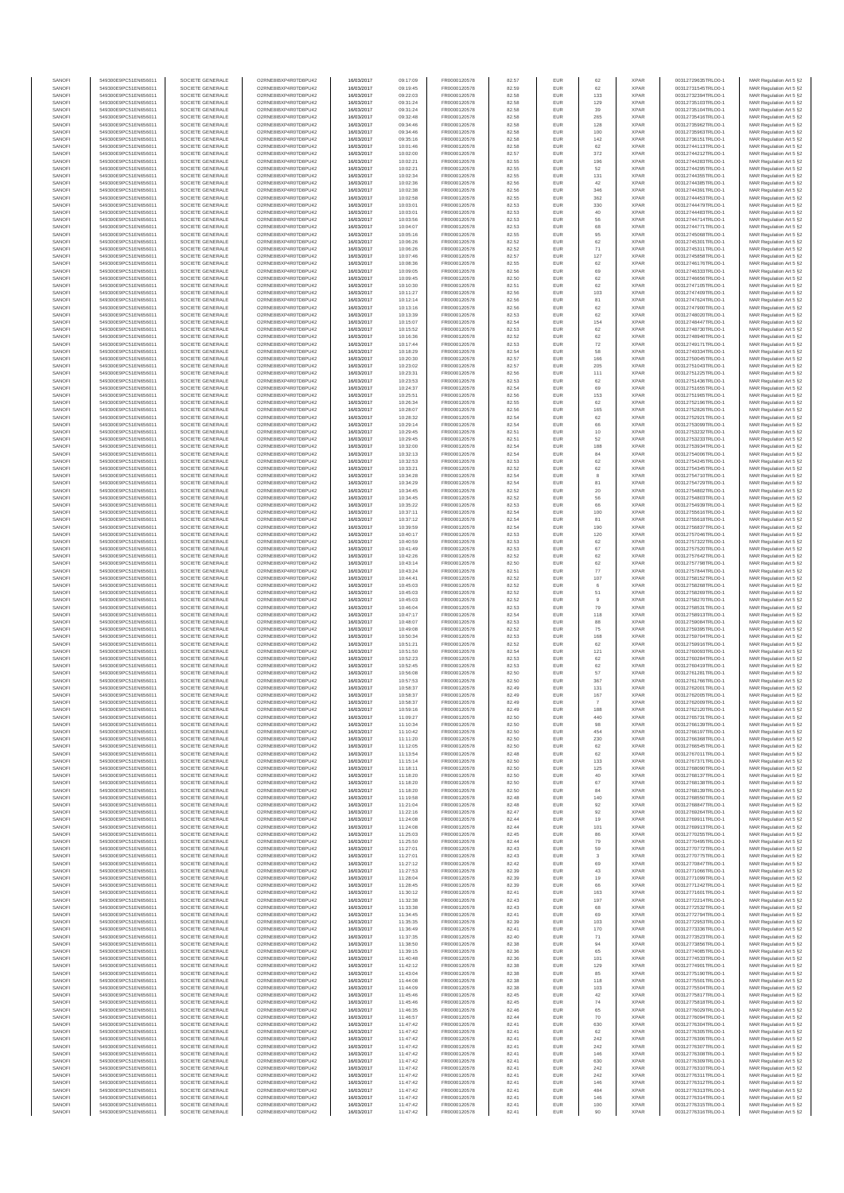| SANOFI | 549300E9PC51EN656011 | SOCIETE GENERALE | O2RNE8IBXP4R0TD8PU42 | 16/03/2017 | 09:17:09 | FR0000120578 | 82.57 | EUR | 62 | XPAR | 00312729635TRLO0-1 | MAR Regulation Art 5 §2 |
|---|---|---|---|---|---|---|---|---|---|---|---|---|
| SANOFI | 549300E9PC51EN656011 | SOCIETE GENERALE | O2RNE8IBXP4R0TD8PU42 | 16/03/2017 | 09:19:45 | FR0000120578 | 82.59 | EUR | 62 | XPAR | 00312731545TRLO0-1 | MAR Regulation Art 5 §2 |
| SANOFI | 549300E9PC51EN656011 | SOCIETE GENERALE | O2RNE8IBXP4R0TD8PU42 | 16/03/2017 | 09:22:03 | FR0000120578 | 82.58 | EUR | 133 | XPAR | 00312732394TRLO0-1 | MAR Regulation Art 5 §2 |
| SANOFI | 549300E9PC51EN656011 | SOCIETE GENERALE | O2RNE8IBXP4R0TD8PU42 | 16/03/2017 | 09:31:24 | FR0000120578 | 82.58 | EUR | 129 | XPAR | 00312735103TRLO0-1 | MAR Regulation Art 5 §2 |
| SANOFI | 549300E9PC51EN656011 | SOCIETE GENERALE | O2RNE8IBXP4R0TD8PU42 | 16/03/2017 | 09:31:24 | FR0000120578 | 82.58 | EUR | 39 | XPAR | 00312735104TRLO0-1 | MAR Regulation Art 5 §2 |
| SANOFI | 549300E9PC51EN656011 | SOCIETE GENERALE | O2RNE8IBXP4R0TD8PU42 | 16/03/2017 | 09:32:48 | FR0000120578 | 82.58 | EUR | 265 | XPAR | 00312735416TRLO0-1 | MAR Regulation Art 5 §2 |
| SANOFI | 549300E9PC51EN656011 | SOCIETE GENERALE | O2RNE8IBXP4R0TD8PU42 | 16/03/2017 | 09:34:46 | FR0000120578 | 82.58 | EUR | 128 | XPAR | 00312735982TRLO0-1 | MAR Regulation Art 5 §2 |
| SANOFI | 549300E9PC51EN656011 | SOCIETE GENERALE | O2RNE8IBXP4R0TD8PU42 | 16/03/2017 | 09:34:46 | FR0000120578 | 82.58 | EUR | 100 | XPAR | 00312735983TRLO0-1 | MAR Regulation Art 5 §2 |
| SANOFI | 549300E9PC51EN656011 | SOCIETE GENERALE | O2RNE8IBXP4R0TD8PU42 | 16/03/2017 | 09:35:16 | FR0000120578 | 82.58 | EUR | 142 | XPAR | 00312736151TRLO0-1 | MAR Regulation Art 5 §2 |
| SANOFI | 549300E9PC51EN656011 | SOCIETE GENERALE | O2RNE8IBXP4R0TD8PU42 | 16/03/2017 | 10:01:46 | FR0000120578 | 82.58 | EUR | 62 | XPAR | 00312744113TRLO0-1 | MAR Regulation Art 5 §2 |
| SANOFI | 549300E9PC51EN656011 | SOCIETE GENERALE | O2RNE8IBXP4R0TD8PU42 | 16/03/2017 | 10:02:00 | FR0000120578 | 82.57 | EUR | 372 | XPAR | 00312744212TRLO0-1 | MAR Regulation Art 5 §2 |
| SANOFI | 549300E9PC51EN656011 | SOCIETE GENERALE | O2RNE8IBXP4R0TD8PU42 | 16/03/2017 | 10:02:21 | FR0000120578 | 82.55 | EUR | 196 | XPAR | 00312744283TRLO0-1 | MAR Regulation Art 5 §2 |
| SANOFI | 549300E9PC51EN656011 | SOCIETE GENERALE | O2RNE8IBXP4R0TD8PU42 | 16/03/2017 | 10:02:21 | FR0000120578 | 82.55 | EUR | 52 | XPAR | 00312744295TRLO0-1 | MAR Regulation Art 5 §2 |
| SANOFI | 549300E9PC51EN656011 | SOCIETE GENERALE | O2RNE8IBXP4R0TD8PU42 | 16/03/2017 | 10:02:34 | FR0000120578 | 82.55 | EUR | 131 | XPAR | 00312744355TRLO0-1 | MAR Regulation Art 5 §2 |
| SANOFI | 549300E9PC51EN656011 | SOCIETE GENERALE | O2RNE8IBXP4R0TD8PU42 | 16/03/2017 | 10:02:36 | FR0000120578 | 82.56 | EUR | 42 | XPAR | 00312744385TRLO0-1 | MAR Regulation Art 5 §2 |
| SANOFI | 549300E9PC51EN656011 | SOCIETE GENERALE | O2RNE8IBXP4R0TD8PU42 | 16/03/2017 | 10:02:38 | FR0000120578 | 82.56 | EUR | 346 | XPAR | 00312744391TRLO0-1 | MAR Regulation Art 5 §2 |
| SANOFI | 549300E9PC51EN656011 | SOCIETE GENERALE | O2RNE8IBXP4R0TD8PU42 | 16/03/2017 | 10:02:58 | FR0000120578 | 82.55 | EUR | 362 | XPAR | 00312744453TRLO0-1 | MAR Regulation Art 5 §2 |
| SANOFI | 549300E9PC51EN656011 | SOCIETE GENERALE | O2RNE8IBXP4R0TD8PU42 | 16/03/2017 | 10:03:01 | FR0000120578 | 82.53 | EUR | 330 | XPAR | 00312744479TRLO0-1 | MAR Regulation Art 5 §2 |
| SANOFI | 549300E9PC51EN656011 | SOCIETE GENERALE | O2RNE8IBXP4R0TD8PU42 | 16/03/2017 | 10:03:01 | FR0000120578 | 82.53 | EUR | 40 | XPAR | 00312744483TRLO0-1 | MAR Regulation Art 5 §2 |
| SANOFI | 549300E9PC51EN656011 | SOCIETE GENERALE | O2RNE8IBXP4R0TD8PU42 | 16/03/2017 | 10:03:56 | FR0000120578 | 82.53 | EUR | 56 | XPAR | 00312744714TRLO0-1 | MAR Regulation Art 5 §2 |
| SANOFI | 549300E9PC51EN656011 | SOCIETE GENERALE | O2RNE8IBXP4R0TD8PU42 | 16/03/2017 | 10:04:07 | FR0000120578 | 82.53 | EUR | 68 | XPAR | 00312744771TRLO0-1 | MAR Regulation Art 5 §2 |
| SANOFI | 549300E9PC51EN656011 | SOCIETE GENERALE | O2RNE8IBXP4R0TD8PU42 | 16/03/2017 | 10:05:16 | FR0000120578 | 82.55 | EUR | 95 | XPAR | 00312745068TRLO0-1 | MAR Regulation Art 5 §2 |
| SANOFI | 549300E9PC51EN656011 | SOCIETE GENERALE | O2RNE8IBXP4R0TD8PU42 | 16/03/2017 | 10:06:26 | FR0000120578 | 82.52 | EUR | 62 | XPAR | 00312745301TRLO0-1 | MAR Regulation Art 5 §2 |
| SANOFI | 549300E9PC51EN656011 | SOCIETE GENERALE | O2RNE8IBXP4R0TD8PU42 | 16/03/2017 | 10:06:26 | FR0000120578 | 82.52 | EUR | 71 | XPAR | 00312745311TRLO0-1 | MAR Regulation Art 5 §2 |
| SANOFI | 549300E9PC51EN656011 | SOCIETE GENERALE | O2RNE8IBXP4R0TD8PU42 | 16/03/2017 | 10:07:46 | FR0000120578 | 82.57 | EUR | 127 | XPAR | 00312745658TRLO0-1 | MAR Regulation Art 5 §2 |
| SANOFI | 549300E9PC51EN656011 | SOCIETE GENERALE | O2RNE8IBXP4R0TD8PU42 | 16/03/2017 | 10:08:36 | FR0000120578 | 82.55 | EUR | 62 | XPAR | 00312746176TRLO0-1 | MAR Regulation Art 5 §2 |
| SANOFI | 549300E9PC51EN656011 | SOCIETE GENERALE | O2RNE8IBXP4R0TD8PU42 | 16/03/2017 | 10:09:05 | FR0000120578 | 82.56 | EUR | 69 | XPAR | 00312746333TRLO0-1 | MAR Regulation Art 5 §2 |
| SANOFI | 549300E9PC51EN656011 | SOCIETE GENERALE | O2RNE8IBXP4R0TD8PU42 | 16/03/2017 | 10:09:45 | FR0000120578 | 82.50 | EUR | 62 | XPAR | 00312746656TRLO0-1 | MAR Regulation Art 5 §2 |
| SANOFI | 549300E9PC51EN656011 | SOCIETE GENERALE | O2RNE8IBXP4R0TD8PU42 | 16/03/2017 | 10:10:30 | FR0000120578 | 82.51 | EUR | 62 | XPAR | 00312747105TRLO0-1 | MAR Regulation Art 5 §2 |
| SANOFI | 549300E9PC51EN656011 | SOCIETE GENERALE | O2RNE8IBXP4R0TD8PU42 | 16/03/2017 | 10:11:27 | FR0000120578 | 82.56 | EUR | 103 | XPAR | 00312747409TRLO0-1 | MAR Regulation Art 5 §2 |
| SANOFI | 549300E9PC51EN656011 | SOCIETE GENERALE | O2RNE8IBXP4R0TD8PU42 | 16/03/2017 | 10:12:14 | FR0000120578 | 82.56 | EUR | 81 | XPAR | 00312747624TRLO0-1 | MAR Regulation Art 5 §2 |
| SANOFI | 549300E9PC51EN656011 | SOCIETE GENERALE | O2RNE8IBXP4R0TD8PU42 | 16/03/2017 | 10:13:16 | FR0000120578 | 82.56 | EUR | 62 | XPAR | 00312747900TRLO0-1 | MAR Regulation Art 5 §2 |
| SANOFI | 549300E9PC51EN656011 | SOCIETE GENERALE | O2RNE8IBXP4R0TD8PU42 | 16/03/2017 | 10:13:39 | FR0000120578 | 82.53 | EUR | 62 | XPAR | 00312748020TRLO0-1 | MAR Regulation Art 5 §2 |
| SANOFI | 549300E9PC51EN656011 | SOCIETE GENERALE | O2RNE8IBXP4R0TD8PU42 | 16/03/2017 | 10:15:07 | FR0000120578 | 82.54 | EUR | 154 | XPAR | 00312748447TRLO0-1 | MAR Regulation Art 5 §2 |
| SANOFI | 549300E9PC51EN656011 | SOCIETE GENERALE | O2RNE8IBXP4R0TD8PU42 | 16/03/2017 | 10:15:52 | FR0000120578 | 82.53 | EUR | 62 | XPAR | 00312748730TRLO0-1 | MAR Regulation Art 5 §2 |
| SANOFI | 549300E9PC51EN656011 | SOCIETE GENERALE | O2RNE8IBXP4R0TD8PU42 | 16/03/2017 | 10:16:36 | FR0000120578 | 82.52 | EUR | 62 | XPAR | 00312748940TRLO0-1 | MAR Regulation Art 5 §2 |
| SANOFI | 549300E9PC51EN656011 | SOCIETE GENERALE | O2RNE8IBXP4R0TD8PU42 | 16/03/2017 | 10:17:44 | FR0000120578 | 82.53 | EUR | 72 | XPAR | 00312749171TRLO0-1 | MAR Regulation Art 5 §2 |
| SANOFI | 549300E9PC51EN656011 | SOCIETE GENERALE | O2RNE8IBXP4R0TD8PU42 | 16/03/2017 | 10:18:29 | FR0000120578 | 82.54 | EUR | 58 | XPAR | 00312749334TRLO0-1 | MAR Regulation Art 5 §2 |
| SANOFI | 549300E9PC51EN656011 | SOCIETE GENERALE | O2RNE8IBXP4R0TD8PU42 | 16/03/2017 | 10:20:30 | FR0000120578 | 82.57 | EUR | 166 | XPAR | 00312750045TRLO0-1 | MAR Regulation Art 5 §2 |
| SANOFI | 549300E9PC51EN656011 | SOCIETE GENERALE | O2RNE8IBXP4R0TD8PU42 | 16/03/2017 | 10:23:02 | FR0000120578 | 82.57 | EUR | 205 | XPAR | 00312751040TRLO0-1 | MAR Regulation Art 5 §2 |
| SANOFI | 549300E9PC51EN656011 | SOCIETE GENERALE | O2RNE8IBXP4R0TD8PU42 | 16/03/2017 | 10:23:31 | FR0000120578 | 82.56 | EUR | 111 | XPAR | 00312751125TRLO0-1 | MAR Regulation Art 5 §2 |
| SANOFI | 549300E9PC51EN656011 | SOCIETE GENERALE | O2RNE8IBXP4R0TD8PU42 | 16/03/2017 | 10:23:53 | FR0000120578 | 82.53 | EUR | 62 | XPAR | 00312751436TRLO0-1 | MAR Regulation Art 5 §2 |
| SANOFI | 549300E9PC51EN656011 | SOCIETE GENERALE | O2RNE8IBXP4R0TD8PU42 | 16/03/2017 | 10:24:37 | FR0000120578 | 82.54 | EUR | 69 | XPAR | 00312751655TRLO0-1 | MAR Regulation Art 5 §2 |
| SANOFI | 549300E9PC51EN656011 | SOCIETE GENERALE | O2RNE8IBXP4R0TD8PU42 | 16/03/2017 | 10:25:51 | FR0000120578 | 82.56 | EUR | 153 | XPAR | 00312751985TRLO0-1 | MAR Regulation Art 5 §2 |
| SANOFI | 549300E9PC51EN656011 | SOCIETE GENERALE | O2RNE8IBXP4R0TD8PU42 | 16/03/2017 | 10:26:34 | FR0000120578 | 82.55 | EUR | 62 | XPAR | 00312752196TRLO0-1 | MAR Regulation Art 5 §2 |
| SANOFI | 549300E9PC51EN656011 | SOCIETE GENERALE | O2RNE8IBXP4R0TD8PU42 | 16/03/2017 | 10:28:07 | FR0000120578 | 82.56 | EUR | 165 | XPAR | 00312752826TRLO0-1 | MAR Regulation Art 5 §2 |
| SANOFI | 549300E9PC51EN656011 | SOCIETE GENERALE | O2RNE8IBXP4R0TD8PU42 | 16/03/2017 | 10:28:32 | FR0000120578 | 82.54 | EUR | 62 | XPAR | 00312752921TRLO0-1 | MAR Regulation Art 5 §2 |
| SANOFI | 549300E9PC51EN656011 | SOCIETE GENERALE | O2RNE8IBXP4R0TD8PU42 | 16/03/2017 | 10:29:14 | FR0000120578 | 82.54 | EUR | 66 | XPAR | 00312753099TRLO0-1 | MAR Regulation Art 5 §2 |
| SANOFI | 549300E9PC51EN656011 | SOCIETE GENERALE | O2RNE8IBXP4R0TD8PU42 | 16/03/2017 | 10:29:45 | FR0000120578 | 82.51 | EUR | 10 | XPAR | 00312753232TRLO0-1 | MAR Regulation Art 5 §2 |
| SANOFI | 549300E9PC51EN656011 | SOCIETE GENERALE | O2RNE8IBXP4R0TD8PU42 | 16/03/2017 | 10:29:45 | FR0000120578 | 82.51 | EUR | 52 | XPAR | 00312753233TRLO0-1 | MAR Regulation Art 5 §2 |
| SANOFI | 549300E9PC51EN656011 | SOCIETE GENERALE | O2RNE8IBXP4R0TD8PU42 | 16/03/2017 | 10:32:00 | FR0000120578 | 82.54 | EUR | 188 | XPAR | 00312753934TRLO0-1 | MAR Regulation Art 5 §2 |
| SANOFI | 549300E9PC51EN656011 | SOCIETE GENERALE | O2RNE8IBXP4R0TD8PU42 | 16/03/2017 | 10:32:13 | FR0000120578 | 82.54 | EUR | 84 | XPAR | 00312754006TRLO0-1 | MAR Regulation Art 5 §2 |
| SANOFI | 549300E9PC51EN656011 | SOCIETE GENERALE | O2RNE8IBXP4R0TD8PU42 | 16/03/2017 | 10:32:53 | FR0000120578 | 82.53 | EUR | 62 | XPAR | 00312754245TRLO0-1 | MAR Regulation Art 5 §2 |
| SANOFI | 549300E9PC51EN656011 | SOCIETE GENERALE | O2RNE8IBXP4R0TD8PU42 | 16/03/2017 | 10:33:21 | FR0000120578 | 82.52 | EUR | 62 | XPAR | 00312754345TRLO0-1 | MAR Regulation Art 5 §2 |
| SANOFI | 549300E9PC51EN656011 | SOCIETE GENERALE | O2RNE8IBXP4R0TD8PU42 | 16/03/2017 | 10:34:28 | FR0000120578 | 82.54 | EUR | 8 | XPAR | 00312754710TRLO0-1 | MAR Regulation Art 5 §2 |
| SANOFI | 549300E9PC51EN656011 | SOCIETE GENERALE | O2RNE8IBXP4R0TD8PU42 | 16/03/2017 | 10:34:29 | FR0000120578 | 82.54 | EUR | 81 | XPAR | 00312754729TRLO0-1 | MAR Regulation Art 5 §2 |
| SANOFI | 549300E9PC51EN656011 | SOCIETE GENERALE | O2RNE8IBXP4R0TD8PU42 | 16/03/2017 | 10:34:45 | FR0000120578 | 82.52 | EUR | 20 | XPAR | 00312754802TRLO0-1 | MAR Regulation Art 5 §2 |
| SANOFI | 549300E9PC51EN656011 | SOCIETE GENERALE | O2RNE8IBXP4R0TD8PU42 | 16/03/2017 | 10:34:45 | FR0000120578 | 82.52 | EUR | 56 | XPAR | 00312754803TRLO0-1 | MAR Regulation Art 5 §2 |
| SANOFI | 549300E9PC51EN656011 | SOCIETE GENERALE | O2RNE8IBXP4R0TD8PU42 | 16/03/2017 | 10:35:22 | FR0000120578 | 82.53 | EUR | 66 | XPAR | 00312754939TRLO0-1 | MAR Regulation Art 5 §2 |
| SANOFI | 549300E9PC51EN656011 | SOCIETE GENERALE | O2RNE8IBXP4R0TD8PU42 | 16/03/2017 | 10:37:11 | FR0000120578 | 82.54 | EUR | 100 | XPAR | 00312755516TRLO0-1 | MAR Regulation Art 5 §2 |
| SANOFI | 549300E9PC51EN656011 | SOCIETE GENERALE | O2RNE8IBXP4R0TD8PU42 | 16/03/2017 | 10:37:12 | FR0000120578 | 82.54 | EUR | 81 | XPAR | 00312755618TRLO0-1 | MAR Regulation Art 5 §2 |
| SANOFI | 549300E9PC51EN656011 | SOCIETE GENERALE | O2RNE8IBXP4R0TD8PU42 | 16/03/2017 | 10:39:59 | FR0000120578 | 82.54 | EUR | 190 | XPAR | 00312756837TRLO0-1 | MAR Regulation Art 5 §2 |
| SANOFI | 549300E9PC51EN656011 | SOCIETE GENERALE | O2RNE8IBXP4R0TD8PU42 | 16/03/2017 | 10:40:17 | FR0000120578 | 82.53 | EUR | 120 | XPAR | 00312757006TRLO0-1 | MAR Regulation Art 5 §2 |
| SANOFI | 549300E9PC51EN656011 | SOCIETE GENERALE | O2RNE8IBXP4R0TD8PU42 | 16/03/2017 | 10:40:59 | FR0000120578 | 82.53 | EUR | 62 | XPAR | 00312757322TRLO0-1 | MAR Regulation Art 5 §2 |
| SANOFI | 549300E9PC51EN656011 | SOCIETE GENERALE | O2RNE8IBXP4R0TD8PU42 | 16/03/2017 | 10:41:49 | FR0000120578 | 82.53 | EUR | 67 | XPAR | 00312757520TRLO0-1 | MAR Regulation Art 5 §2 |
| SANOFI | 549300E9PC51EN656011 | SOCIETE GENERALE | O2RNE8IBXP4R0TD8PU42 | 16/03/2017 | 10:42:26 | FR0000120578 | 82.52 | EUR | 62 | XPAR | 00312757642TRLO0-1 | MAR Regulation Art 5 §2 |
| SANOFI | 549300E9PC51EN656011 | SOCIETE GENERALE | O2RNE8IBXP4R0TD8PU42 | 16/03/2017 | 10:43:14 | FR0000120578 | 82.50 | EUR | 62 | XPAR | 00312757798TRLO0-1 | MAR Regulation Art 5 §2 |
| SANOFI | 549300E9PC51EN656011 | SOCIETE GENERALE | O2RNE8IBXP4R0TD8PU42 | 16/03/2017 | 10:43:24 | FR0000120578 | 82.51 | EUR | 77 | XPAR | 00312757844TRLO0-1 | MAR Regulation Art 5 §2 |
| SANOFI | 549300E9PC51EN656011 | SOCIETE GENERALE | O2RNE8IBXP4R0TD8PU42 | 16/03/2017 | 10:44:41 | FR0000120578 | 82.52 | EUR | 107 | XPAR | 00312758152TRLO0-1 | MAR Regulation Art 5 §2 |
| SANOFI | 549300E9PC51EN656011 | SOCIETE GENERALE | O2RNE8IBXP4R0TD8PU42 | 16/03/2017 | 10:45:03 | FR0000120578 | 82.52 | EUR | 6 | XPAR | 00312758268TRLO0-1 | MAR Regulation Art 5 §2 |
| SANOFI | 549300E9PC51EN656011 | SOCIETE GENERALE | O2RNE8IBXP4R0TD8PU42 | 16/03/2017 | 10:45:03 | FR0000120578 | 82.52 | EUR | 51 | XPAR | 00312758269TRLO0-1 | MAR Regulation Art 5 §2 |
| SANOFI | 549300E9PC51EN656011 | SOCIETE GENERALE | O2RNE8IBXP4R0TD8PU42 | 16/03/2017 | 10:45:03 | FR0000120578 | 82.52 | EUR | 9 | XPAR | 00312758270TRLO0-1 | MAR Regulation Art 5 §2 |
| SANOFI | 549300E9PC51EN656011 | SOCIETE GENERALE | O2RNE8IBXP4R0TD8PU42 | 16/03/2017 | 10:46:04 | FR0000120578 | 82.53 | EUR | 79 | XPAR | 00312758531TRLO0-1 | MAR Regulation Art 5 §2 |
| SANOFI | 549300E9PC51EN656011 | SOCIETE GENERALE | O2RNE8IBXP4R0TD8PU42 | 16/03/2017 | 10:47:17 | FR0000120578 | 82.54 | EUR | 118 | XPAR | 00312758913TRLO0-1 | MAR Regulation Art 5 §2 |
| SANOFI | 549300E9PC51EN656011 | SOCIETE GENERALE | O2RNE8IBXP4R0TD8PU42 | 16/03/2017 | 10:48:07 | FR0000120578 | 82.53 | EUR | 88 | XPAR | 00312759084TRLO0-1 | MAR Regulation Art 5 §2 |
| SANOFI | 549300E9PC51EN656011 | SOCIETE GENERALE | O2RNE8IBXP4R0TD8PU42 | 16/03/2017 | 10:49:08 | FR0000120578 | 82.52 | EUR | 75 | XPAR | 00312759395TRLO0-1 | MAR Regulation Art 5 §2 |
| SANOFI | 549300E9PC51EN656011 | SOCIETE GENERALE | O2RNE8IBXP4R0TD8PU42 | 16/03/2017 | 10:50:34 | FR0000120578 | 82.53 | EUR | 168 | XPAR | 00312759704TRLO0-1 | MAR Regulation Art 5 §2 |
| SANOFI | 549300E9PC51EN656011 | SOCIETE GENERALE | O2RNE8IBXP4R0TD8PU42 | 16/03/2017 | 10:51:21 | FR0000120578 | 82.52 | EUR | 62 | XPAR | 00312759916TRLO0-1 | MAR Regulation Art 5 §2 |
| SANOFI | 549300E9PC51EN656011 | SOCIETE GENERALE | O2RNE8IBXP4R0TD8PU42 | 16/03/2017 | 10:51:50 | FR0000120578 | 82.54 | EUR | 121 | XPAR | 00312760093TRLO0-1 | MAR Regulation Art 5 §2 |
| SANOFI | 549300E9PC51EN656011 | SOCIETE GENERALE | O2RNE8IBXP4R0TD8PU42 | 16/03/2017 | 10:52:23 | FR0000120578 | 82.53 | EUR | 62 | XPAR | 00312760284TRLO0-1 | MAR Regulation Art 5 §2 |
| SANOFI | 549300E9PC51EN656011 | SOCIETE GENERALE | O2RNE8IBXP4R0TD8PU42 | 16/03/2017 | 10:52:45 | FR0000120578 | 82.51 | EUR | 62 | XPAR | 00312760419TRLO0-1 | MAR Regulation Art 5 §2 |
| SANOFI | 549300E9PC51EN656011 | SOCIETE GENERALE | O2RNE8IBXP4R0TD8PU42 | 16/03/2017 | 10:56:08 | FR0000120578 | 82.50 | EUR | 57 | XPAR | 00312761281TRLO0-1 | MAR Regulation Art 5 §2 |
| SANOFI | 549300E9PC51EN656011 | SOCIETE GENERALE | O2RNE8IBXP4R0TD8PU42 | 16/03/2017 | 10:57:53 | FR0000120578 | 82.50 | EUR | 367 | XPAR | 00312761766TRLO0-1 | MAR Regulation Art 5 §2 |
| SANOFI | 549300E9PC51EN656011 | SOCIETE GENERALE | O2RNE8IBXP4R0TD8PU42 | 16/03/2017 | 10:58:37 | FR0000120578 | 82.49 | EUR | 131 | XPAR | 00312762005TRLO0-1 | MAR Regulation Art 5 §2 |
| SANOFI | 549300E9PC51EN656011 | SOCIETE GENERALE | O2RNE8IBXP4R0TD8PU42 | 16/03/2017 | 10:58:37 | FR0000120578 | 82.49 | EUR | 167 | XPAR | 00312762008TRLO0-1 | MAR Regulation Art 5 §2 |
| SANOFI | 549300E9PC51EN656011 | SOCIETE GENERALE | O2RNE8IBXP4R0TD8PU42 | 16/03/2017 | 10:58:37 | FR0000120578 | 82.49 | EUR | 7 | XPAR | 00312762009TRLO0-1 | MAR Regulation Art 5 §2 |
| SANOFI | 549300E9PC51EN656011 | SOCIETE GENERALE | O2RNE8IBXP4R0TD8PU42 | 16/03/2017 | 10:59:16 | FR0000120578 | 82.49 | EUR | 188 | XPAR | 00312762129TRLO0-1 | MAR Regulation Art 5 §2 |
| SANOFI | 549300E9PC51EN656011 | SOCIETE GENERALE | O2RNE8IBXP4R0TD8PU42 | 16/03/2017 | 11:09:27 | FR0000120578 | 82.50 | EUR | 440 | XPAR | 00312765731TRLO0-1 | MAR Regulation Art 5 §2 |
| SANOFI | 549300E9PC51EN656011 | SOCIETE GENERALE | O2RNE8IBXP4R0TD8PU42 | 16/03/2017 | 11:10:34 | FR0000120578 | 82.50 | EUR | 98 | XPAR | 00312766139TRLO0-1 | MAR Regulation Art 5 §2 |
| SANOFI | 549300E9PC51EN656011 | SOCIETE GENERALE | O2RNE8IBXP4R0TD8PU42 | 16/03/2017 | 11:10:42 | FR0000120578 | 82.50 | EUR | 454 | XPAR | 00312766197TRLO0-1 | MAR Regulation Art 5 §2 |
| SANOFI | 549300E9PC51EN656011 | SOCIETE GENERALE | O2RNE8IBXP4R0TD8PU42 | 16/03/2017 | 11:11:20 | FR0000120578 | 82.50 | EUR | 230 | XPAR | 00312766368TRLO0-1 | MAR Regulation Art 5 §2 |
| SANOFI | 549300E9PC51EN656011 | SOCIETE GENERALE | O2RNE8IBXP4R0TD8PU42 | 16/03/2017 | 11:12:05 | FR0000120578 | 82.50 | EUR | 62 | XPAR | 00312766545TRLO0-1 | MAR Regulation Art 5 §2 |
| SANOFI | 549300E9PC51EN656011 | SOCIETE GENERALE | O2RNE8IBXP4R0TD8PU42 | 16/03/2017 | 11:13:54 | FR0000120578 | 82.48 | EUR | 62 | XPAR | 00312767011TRLO0-1 | MAR Regulation Art 5 §2 |
| SANOFI | 549300E9PC51EN656011 | SOCIETE GENERALE | O2RNE8IBXP4R0TD8PU42 | 16/03/2017 | 11:15:14 | FR0000120578 | 82.50 | EUR | 133 | XPAR | 00312767371TRLO0-1 | MAR Regulation Art 5 §2 |
| SANOFI | 549300E9PC51EN656011 | SOCIETE GENERALE | O2RNE8IBXP4R0TD8PU42 | 16/03/2017 | 11:18:11 | FR0000120578 | 82.50 | EUR | 125 | XPAR | 00312768090TRLO0-1 | MAR Regulation Art 5 §2 |
| SANOFI | 549300E9PC51EN656011 | SOCIETE GENERALE | O2RNE8IBXP4R0TD8PU42 | 16/03/2017 | 11:18:20 | FR0000120578 | 82.50 | EUR | 40 | XPAR | 00312768137TRLO0-1 | MAR Regulation Art 5 §2 |
| SANOFI | 549300E9PC51EN656011 | SOCIETE GENERALE | O2RNE8IBXP4R0TD8PU42 | 16/03/2017 | 11:18:20 | FR0000120578 | 82.50 | EUR | 67 | XPAR | 00312768138TRLO0-1 | MAR Regulation Art 5 §2 |
| SANOFI | 549300E9PC51EN656011 | SOCIETE GENERALE | O2RNE8IBXP4R0TD8PU42 | 16/03/2017 | 11:18:20 | FR0000120578 | 82.50 | EUR | 84 | XPAR | 00312768139TRLO0-1 | MAR Regulation Art 5 §2 |
| SANOFI | 549300E9PC51EN656011 | SOCIETE GENERALE | O2RNE8IBXP4R0TD8PU42 | 16/03/2017 | 11:19:58 | FR0000120578 | 82.48 | EUR | 140 | XPAR | 00312768550TRLO0-1 | MAR Regulation Art 5 §2 |
| SANOFI | 549300E9PC51EN656011 | SOCIETE GENERALE | O2RNE8IBXP4R0TD8PU42 | 16/03/2017 | 11:21:04 | FR0000120578 | 82.48 | EUR | 92 | XPAR | 00312768847TRLO0-1 | MAR Regulation Art 5 §2 |
| SANOFI | 549300E9PC51EN656011 | SOCIETE GENERALE | O2RNE8IBXP4R0TD8PU42 | 16/03/2017 | 11:22:16 | FR0000120578 | 82.47 | EUR | 92 | XPAR | 00312769264TRLO0-1 | MAR Regulation Art 5 §2 |
| SANOFI | 549300E9PC51EN656011 | SOCIETE GENERALE | O2RNE8IBXP4R0TD8PU42 | 16/03/2017 | 11:24:08 | FR0000120578 | 82.44 | EUR | 19 | XPAR | 00312769911TRLO0-1 | MAR Regulation Art 5 §2 |
| SANOFI | 549300E9PC51EN656011 | SOCIETE GENERALE | O2RNE8IBXP4R0TD8PU42 | 16/03/2017 | 11:24:08 | FR0000120578 | 82.44 | EUR | 101 | XPAR | 00312769913TRLO0-1 | MAR Regulation Art 5 §2 |
| SANOFI | 549300E9PC51EN656011 | SOCIETE GENERALE | O2RNE8IBXP4R0TD8PU42 | 16/03/2017 | 11:25:03 | FR0000120578 | 82.45 | EUR | 86 | XPAR | 00312770255TRLO0-1 | MAR Regulation Art 5 §2 |
| SANOFI | 549300E9PC51EN656011 | SOCIETE GENERALE | O2RNE8IBXP4R0TD8PU42 | 16/03/2017 | 11:25:50 | FR0000120578 | 82.44 | EUR | 79 | XPAR | 00312770495TRLO0-1 | MAR Regulation Art 5 §2 |
| SANOFI | 549300E9PC51EN656011 | SOCIETE GENERALE | O2RNE8IBXP4R0TD8PU42 | 16/03/2017 | 11:27:01 | FR0000120578 | 82.43 | EUR | 59 | XPAR | 00312770772TRLO0-1 | MAR Regulation Art 5 §2 |
| SANOFI | 549300E9PC51EN656011 | SOCIETE GENERALE | O2RNE8IBXP4R0TD8PU42 | 16/03/2017 | 11:27:01 | FR0000120578 | 82.43 | EUR | 3 | XPAR | 00312770776TRLO0-1 | MAR Regulation Art 5 §2 |
| SANOFI | 549300E9PC51EN656011 | SOCIETE GENERALE | O2RNE8IBXP4R0TD8PU42 | 16/03/2017 | 11:27:12 | FR0000120578 | 82.42 | EUR | 69 | XPAR | 00312770847TRLO0-1 | MAR Regulation Art 5 §2 |
| SANOFI | 549300E9PC51EN656011 | SOCIETE GENERALE | O2RNE8IBXP4R0TD8PU42 | 16/03/2017 | 11:27:53 | FR0000120578 | 82.39 | EUR | 43 | XPAR | 00312771086TRLO0-1 | MAR Regulation Art 5 §2 |
| SANOFI | 549300E9PC51EN656011 | SOCIETE GENERALE | O2RNE8IBXP4R0TD8PU42 | 16/03/2017 | 11:28:04 | FR0000120578 | 82.39 | EUR | 19 | XPAR | 00312771096TRLO0-1 | MAR Regulation Art 5 §2 |
| SANOFI | 549300E9PC51EN656011 | SOCIETE GENERALE | O2RNE8IBXP4R0TD8PU42 | 16/03/2017 | 11:28:45 | FR0000120578 | 82.39 | EUR | 66 | XPAR | 00312771242TRLO0-1 | MAR Regulation Art 5 §2 |
| SANOFI | 549300E9PC51EN656011 | SOCIETE GENERALE | O2RNE8IBXP4R0TD8PU42 | 16/03/2017 | 11:30:12 | FR0000120578 | 82.41 | EUR | 163 | XPAR | 00312771601TRLO0-1 | MAR Regulation Art 5 §2 |
| SANOFI | 549300E9PC51EN656011 | SOCIETE GENERALE | O2RNE8IBXP4R0TD8PU42 | 16/03/2017 | 11:32:38 | FR0000120578 | 82.43 | EUR | 197 | XPAR | 00312772214TRLO0-1 | MAR Regulation Art 5 §2 |
| SANOFI | 549300E9PC51EN656011 | SOCIETE GENERALE | O2RNE8IBXP4R0TD8PU42 | 16/03/2017 | 11:33:38 | FR0000120578 | 82.43 | EUR | 68 | XPAR | 00312772532TRLO0-1 | MAR Regulation Art 5 §2 |
| SANOFI | 549300E9PC51EN656011 | SOCIETE GENERALE | O2RNE8IBXP4R0TD8PU42 | 16/03/2017 | 11:34:45 | FR0000120578 | 82.41 | EUR | 69 | XPAR | 00312772794TRLO0-1 | MAR Regulation Art 5 §2 |
| SANOFI | 549300E9PC51EN656011 | SOCIETE GENERALE | O2RNE8IBXP4R0TD8PU42 | 16/03/2017 | 11:35:35 | FR0000120578 | 82.39 | EUR | 103 | XPAR | 00312772953TRLO0-1 | MAR Regulation Art 5 §2 |
| SANOFI | 549300E9PC51EN656011 | SOCIETE GENERALE | O2RNE8IBXP4R0TD8PU42 | 16/03/2017 | 11:36:49 | FR0000120578 | 82.41 | EUR | 170 | XPAR | 00312773336TRLO0-1 | MAR Regulation Art 5 §2 |
| SANOFI | 549300E9PC51EN656011 | SOCIETE GENERALE | O2RNE8IBXP4R0TD8PU42 | 16/03/2017 | 11:37:35 | FR0000120578 | 82.40 | EUR | 71 | XPAR | 00312773523TRLO0-1 | MAR Regulation Art 5 §2 |
| SANOFI | 549300E9PC51EN656011 | SOCIETE GENERALE | O2RNE8IBXP4R0TD8PU42 | 16/03/2017 | 11:38:50 | FR0000120578 | 82.38 | EUR | 94 | XPAR | 00312773856TRLO0-1 | MAR Regulation Art 5 §2 |
| SANOFI | 549300E9PC51EN656011 | SOCIETE GENERALE | O2RNE8IBXP4R0TD8PU42 | 16/03/2017 | 11:39:15 | FR0000120578 | 82.36 | EUR | 65 | XPAR | 00312774085TRLO0-1 | MAR Regulation Art 5 §2 |
| SANOFI | 549300E9PC51EN656011 | SOCIETE GENERALE | O2RNE8IBXP4R0TD8PU42 | 16/03/2017 | 11:40:48 | FR0000120578 | 82.36 | EUR | 101 | XPAR | 00312774533TRLO0-1 | MAR Regulation Art 5 §2 |
| SANOFI | 549300E9PC51EN656011 | SOCIETE GENERALE | O2RNE8IBXP4R0TD8PU42 | 16/03/2017 | 11:42:12 | FR0000120578 | 82.38 | EUR | 129 | XPAR | 00312774901TRLO0-1 | MAR Regulation Art 5 §2 |
| SANOFI | 549300E9PC51EN656011 | SOCIETE GENERALE | O2RNE8IBXP4R0TD8PU42 | 16/03/2017 | 11:43:04 | FR0000120578 | 82.38 | EUR | 85 | XPAR | 00312775190TRLO0-1 | MAR Regulation Art 5 §2 |
| SANOFI | 549300E9PC51EN656011 | SOCIETE GENERALE | O2RNE8IBXP4R0TD8PU42 | 16/03/2017 | 11:44:08 | FR0000120578 | 82.38 | EUR | 118 | XPAR | 00312775501TRLO0-1 | MAR Regulation Art 5 §2 |
| SANOFI | 549300E9PC51EN656011 | SOCIETE GENERALE | O2RNE8IBXP4R0TD8PU42 | 16/03/2017 | 11:44:09 | FR0000120578 | 82.38 | EUR | 103 | XPAR | 00312775504TRLO0-1 | MAR Regulation Art 5 §2 |
| SANOFI | 549300E9PC51EN656011 | SOCIETE GENERALE | O2RNE8IBXP4R0TD8PU42 | 16/03/2017 | 11:45:46 | FR0000120578 | 82.45 | EUR | 42 | XPAR | 00312775817TRLO0-1 | MAR Regulation Art 5 §2 |
| SANOFI | 549300E9PC51EN656011 | SOCIETE GENERALE | O2RNE8IBXP4R0TD8PU42 | 16/03/2017 | 11:45:46 | FR0000120578 | 82.45 | EUR | 74 | XPAR | 00312775818TRLO0-1 | MAR Regulation Art 5 §2 |
| SANOFI | 549300E9PC51EN656011 | SOCIETE GENERALE | O2RNE8IBXP4R0TD8PU42 | 16/03/2017 | 11:46:35 | FR0000120578 | 82.46 | EUR | 65 | XPAR | 00312776029TRLO0-1 | MAR Regulation Art 5 §2 |
| SANOFI | 549300E9PC51EN656011 | SOCIETE GENERALE | O2RNE8IBXP4R0TD8PU42 | 16/03/2017 | 11:46:57 | FR0000120578 | 82.44 | EUR | 70 | XPAR | 00312776094TRLO0-1 | MAR Regulation Art 5 §2 |
| SANOFI | 549300E9PC51EN656011 | SOCIETE GENERALE | O2RNE8IBXP4R0TD8PU42 | 16/03/2017 | 11:47:42 | FR0000120578 | 82.41 | EUR | 630 | XPAR | 00312776304TRLO0-1 | MAR Regulation Art 5 §2 |
| SANOFI | 549300E9PC51EN656011 | SOCIETE GENERALE | O2RNE8IBXP4R0TD8PU42 | 16/03/2017 | 11:47:42 | FR0000120578 | 82.41 | EUR | 62 | XPAR | 00312776305TRLO0-1 | MAR Regulation Art 5 §2 |
| SANOFI | 549300E9PC51EN656011 | SOCIETE GENERALE | O2RNE8IBXP4R0TD8PU42 | 16/03/2017 | 11:47:42 | FR0000120578 | 82.41 | EUR | 242 | XPAR | 00312776306TRLO0-1 | MAR Regulation Art 5 §2 |
| SANOFI | 549300E9PC51EN656011 | SOCIETE GENERALE | O2RNE8IBXP4R0TD8PU42 | 16/03/2017 | 11:47:42 | FR0000120578 | 82.41 | EUR | 242 | XPAR | 00312776307TRLO0-1 | MAR Regulation Art 5 §2 |
| SANOFI | 549300E9PC51EN656011 | SOCIETE GENERALE | O2RNE8IBXP4R0TD8PU42 | 16/03/2017 | 11:47:42 | FR0000120578 | 82.41 | EUR | 146 | XPAR | 00312776308TRLO0-1 | MAR Regulation Art 5 §2 |
| SANOFI | 549300E9PC51EN656011 | SOCIETE GENERALE | O2RNE8IBXP4R0TD8PU42 | 16/03/2017 | 11:47:42 | FR0000120578 | 82.41 | EUR | 630 | XPAR | 00312776309TRLO0-1 | MAR Regulation Art 5 §2 |
| SANOFI | 549300E9PC51EN656011 | SOCIETE GENERALE | O2RNE8IBXP4R0TD8PU42 | 16/03/2017 | 11:47:42 | FR0000120578 | 82.41 | EUR | 242 | XPAR | 00312776310TRLO0-1 | MAR Regulation Art 5 §2 |
| SANOFI | 549300E9PC51EN656011 | SOCIETE GENERALE | O2RNE8IBXP4R0TD8PU42 | 16/03/2017 | 11:47:42 | FR0000120578 | 82.41 | EUR | 242 | XPAR | 00312776311TRLO0-1 | MAR Regulation Art 5 §2 |
| SANOFI | 549300E9PC51EN656011 | SOCIETE GENERALE | O2RNE8IBXP4R0TD8PU42 | 16/03/2017 | 11:47:42 | FR0000120578 | 82.41 | EUR | 146 | XPAR | 00312776312TRLO0-1 | MAR Regulation Art 5 §2 |
| SANOFI | 549300E9PC51EN656011 | SOCIETE GENERALE | O2RNE8IBXP4R0TD8PU42 | 16/03/2017 | 11:47:42 | FR0000120578 | 82.41 | EUR | 484 | XPAR | 00312776313TRLO0-1 | MAR Regulation Art 5 §2 |
| SANOFI | 549300E9PC51EN656011 | SOCIETE GENERALE | O2RNE8IBXP4R0TD8PU42 | 16/03/2017 | 11:47:42 | FR0000120578 | 82.41 | EUR | 146 | XPAR | 00312776314TRLO0-1 | MAR Regulation Art 5 §2 |
| SANOFI | 549300E9PC51EN656011 | SOCIETE GENERALE | O2RNE8IBXP4R0TD8PU42 | 16/03/2017 | 11:47:42 | FR0000120578 | 82.41 | EUR | 100 | XPAR | 00312776315TRLO0-1 | MAR Regulation Art 5 §2 |
| SANOFI | 549300E9PC51EN656011 | SOCIETE GENERALE | O2RNE8IBXP4R0TD8PU42 | 16/03/2017 | 11:47:42 | FR0000120578 | 82.41 | EUR | 90 | XPAR | 00312776316TRLO0-1 | MAR Regulation Art 5 §2 |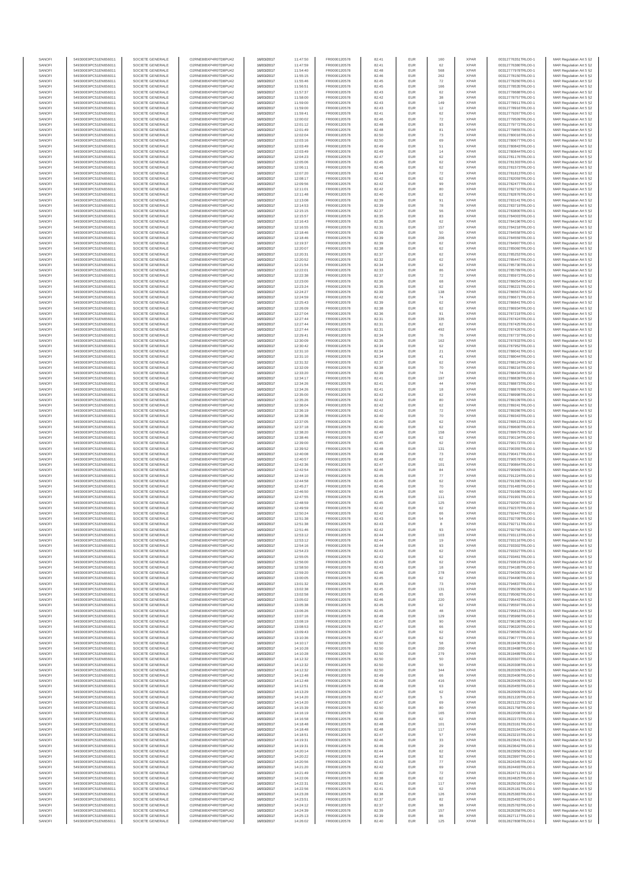| SANOFI | 549300E9PC51EN656011 | SOCIETE GENERALE | O2RNE8IBXP4R0TD8PU42 | 16/03/2017 | 11:47:50 | FR0000120578 | 82.41 | EUR | 160 | XPAR | 00312776351TRLO0-1 | MAR Regulation Art 5 §2 |
|---|---|---|---|---|---|---|---|---|---|---|---|---|
| SANOFI | 549300E9PC51EN656011 | SOCIETE GENERALE | O2RNE8IBXP4R0TD8PU42 | 16/03/2017 | 11:47:59 | FR0000120578 | 82.41 | EUR | 62 | XPAR | 00312776380TRLO0-1 | MAR Regulation Art 5 §2 |
| SANOFI | 549300E9PC51EN656011 | SOCIETE GENERALE | O2RNE8IBXP4R0TD8PU42 | 16/03/2017 | 11:54:40 | FR0000120578 | 82.48 | EUR | 568 | XPAR | 00312777978TRLO0-1 | MAR Regulation Art 5 §2 |
| SANOFI | 549300E9PC51EN656011 | SOCIETE GENERALE | O2RNE8IBXP4R0TD8PU42 | 16/03/2017 | 11:55:15 | FR0000120578 | 82.46 | EUR | 282 | XPAR | 00312778150TRLO0-1 | MAR Regulation Art 5 §2 |
| SANOFI | 549300E9PC51EN656011 | SOCIETE GENERALE | O2RNE8IBXP4R0TD8PU42 | 16/03/2017 | 11:55:46 | FR0000120578 | 82.45 | EUR | 72 | XPAR | 00312778280TRLO0-1 | MAR Regulation Art 5 §2 |
| SANOFI | 549300E9PC51EN656011 | SOCIETE GENERALE | O2RNE8IBXP4R0TD8PU42 | 16/03/2017 | 11:56:51 | FR0000120578 | 82.45 | EUR | 166 | XPAR | 00312778535TRLO0-1 | MAR Regulation Art 5 §2 |
| SANOFI | 549300E9PC51EN656011 | SOCIETE GENERALE | O2RNE8IBXP4R0TD8PU42 | 16/03/2017 | 11:57:37 | FR0000120578 | 82.43 | EUR | 62 | XPAR | 00312778688TRLO0-1 | MAR Regulation Art 5 §2 |
| SANOFI | 549300E9PC51EN656011 | SOCIETE GENERALE | O2RNE8IBXP4R0TD8PU42 | 16/03/2017 | 11:58:00 | FR0000120578 | 82.42 | EUR | 38 | XPAR | 00312778757TRLO0-1 | MAR Regulation Art 5 §2 |
| SANOFI | 549300E9PC51EN656011 | SOCIETE GENERALE | O2RNE8IBXP4R0TD8PU42 | 16/03/2017 | 11:59:00 | FR0000120578 | 82.43 | EUR | 149 | XPAR | 00312778911TRLO0-1 | MAR Regulation Art 5 §2 |
| SANOFI | 549300E9PC51EN656011 | SOCIETE GENERALE | O2RNE8IBXP4R0TD8PU42 | 16/03/2017 | 11:59:00 | FR0000120578 | 82.43 | EUR | 12 | XPAR | 00312778916TRLO0-1 | MAR Regulation Art 5 §2 |
| SANOFI | 549300E9PC51EN656011 | SOCIETE GENERALE | O2RNE8IBXP4R0TD8PU42 | 16/03/2017 | 11:59:41 | FR0000120578 | 82.41 | EUR | 62 | XPAR | 00312779267TRLO0-1 | MAR Regulation Art 5 §2 |
| SANOFI | 549300E9PC51EN656011 | SOCIETE GENERALE | O2RNE8IBXP4R0TD8PU42 | 16/03/2017 | 12:00:02 | FR0000120578 | 82.46 | EUR | 72 | XPAR | 00312779509TRLO0-1 | MAR Regulation Art 5 §2 |
| SANOFI | 549300E9PC51EN656011 | SOCIETE GENERALE | O2RNE8IBXP4R0TD8PU42 | 16/03/2017 | 12:01:12 | FR0000120578 | 82.48 | EUR | 93 | XPAR | 00312779772TRLO0-1 | MAR Regulation Art 5 §2 |
| SANOFI | 549300E9PC51EN656011 | SOCIETE GENERALE | O2RNE8IBXP4R0TD8PU42 | 16/03/2017 | 12:01:49 | FR0000120578 | 82.48 | EUR | 81 | XPAR | 00312779855TRLO0-1 | MAR Regulation Art 5 §2 |
| SANOFI | 549300E9PC51EN656011 | SOCIETE GENERALE | O2RNE8IBXP4R0TD8PU42 | 16/03/2017 | 12:02:04 | FR0000120578 | 82.50 | EUR | 73 | XPAR | 00312780016TRLO0-1 | MAR Regulation Art 5 §2 |
| SANOFI | 549300E9PC51EN656011 | SOCIETE GENERALE | O2RNE8IBXP4R0TD8PU42 | 16/03/2017 | 12:03:16 | FR0000120578 | 82.50 | EUR | 69 | XPAR | 00312780677TRLO0-1 | MAR Regulation Art 5 §2 |
| SANOFI | 549300E9PC51EN656011 | SOCIETE GENERALE | O2RNE8IBXP4R0TD8PU42 | 16/03/2017 | 12:03:49 | FR0000120578 | 82.49 | EUR | 51 | XPAR | 00312780843TRLO0-1 | MAR Regulation Art 5 §2 |
| SANOFI | 549300E9PC51EN656011 | SOCIETE GENERALE | O2RNE8IBXP4R0TD8PU42 | 16/03/2017 | 12:03:49 | FR0000120578 | 82.49 | EUR | 14 | XPAR | 00312780844TRLO0-1 | MAR Regulation Art 5 §2 |
| SANOFI | 549300E9PC51EN656011 | SOCIETE GENERALE | O2RNE8IBXP4R0TD8PU42 | 16/03/2017 | 12:04:23 | FR0000120578 | 82.47 | EUR | 62 | XPAR | 00312781178TRLO0-1 | MAR Regulation Art 5 §2 |
| SANOFI | 549300E9PC51EN656011 | SOCIETE GENERALE | O2RNE8IBXP4R0TD8PU42 | 16/03/2017 | 12:05:06 | FR0000120578 | 82.45 | EUR | 62 | XPAR | 00312781302TRLO0-1 | MAR Regulation Art 5 §2 |
| SANOFI | 549300E9PC51EN656011 | SOCIETE GENERALE | O2RNE8IBXP4R0TD8PU42 | 16/03/2017 | 12:06:11 | FR0000120578 | 82.46 | EUR | 62 | XPAR | 00312781573TRLO0-1 | MAR Regulation Art 5 §2 |
| SANOFI | 549300E9PC51EN656011 | SOCIETE GENERALE | O2RNE8IBXP4R0TD8PU42 | 16/03/2017 | 12:07:20 | FR0000120578 | 82.44 | EUR | 72 | XPAR | 00312781813TRLO0-1 | MAR Regulation Art 5 §2 |
| SANOFI | 549300E9PC51EN656011 | SOCIETE GENERALE | O2RNE8IBXP4R0TD8PU42 | 16/03/2017 | 12:08:17 | FR0000120578 | 82.42 | EUR | 62 | XPAR | 00312782050TRLO0-1 | MAR Regulation Art 5 §2 |
| SANOFI | 549300E9PC51EN656011 | SOCIETE GENERALE | O2RNE8IBXP4R0TD8PU42 | 16/03/2017 | 12:09:56 | FR0000120578 | 82.42 | EUR | 99 | XPAR | 00312782477TRLO0-1 | MAR Regulation Art 5 §2 |
| SANOFI | 549300E9PC51EN656011 | SOCIETE GENERALE | O2RNE8IBXP4R0TD8PU42 | 16/03/2017 | 12:11:01 | FR0000120578 | 82.42 | EUR | 80 | XPAR | 00312782710TRLO0-1 | MAR Regulation Art 5 §2 |
| SANOFI | 549300E9PC51EN656011 | SOCIETE GENERALE | O2RNE8IBXP4R0TD8PU42 | 16/03/2017 | 12:11:48 | FR0000120578 | 82.40 | EUR | 62 | XPAR | 00312782876TRLO0-1 | MAR Regulation Art 5 §2 |
| SANOFI | 549300E9PC51EN656011 | SOCIETE GENERALE | O2RNE8IBXP4R0TD8PU42 | 16/03/2017 | 12:13:08 | FR0000120578 | 82.39 | EUR | 91 | XPAR | 00312783141TRLO0-1 | MAR Regulation Art 5 §2 |
| SANOFI | 549300E9PC51EN656011 | SOCIETE GENERALE | O2RNE8IBXP4R0TD8PU42 | 16/03/2017 | 12:14:53 | FR0000120578 | 82.39 | EUR | 78 | XPAR | 00312783719TRLO0-1 | MAR Regulation Art 5 §2 |
| SANOFI | 549300E9PC51EN656011 | SOCIETE GENERALE | O2RNE8IBXP4R0TD8PU42 | 16/03/2017 | 12:15:15 | FR0000120578 | 82.37 | EUR | 56 | XPAR | 00312783860TRLO0-1 | MAR Regulation Art 5 §2 |
| SANOFI | 549300E9PC51EN656011 | SOCIETE GENERALE | O2RNE8IBXP4R0TD8PU42 | 16/03/2017 | 12:15:57 | FR0000120578 | 82.35 | EUR | 83 | XPAR | 00312784003TRLO0-1 | MAR Regulation Art 5 §2 |
| SANOFI | 549300E9PC51EN656011 | SOCIETE GENERALE | O2RNE8IBXP4R0TD8PU42 | 16/03/2017 | 12:16:43 | FR0000120578 | 82.36 | EUR | 62 | XPAR | 00312784196TRLO0-1 | MAR Regulation Art 5 §2 |
| SANOFI | 549300E9PC51EN656011 | SOCIETE GENERALE | O2RNE8IBXP4R0TD8PU42 | 16/03/2017 | 12:16:55 | FR0000120578 | 82.31 | EUR | 157 | XPAR | 00312784218TRLO0-1 | MAR Regulation Art 5 §2 |
| SANOFI | 549300E9PC51EN656011 | SOCIETE GENERALE | O2RNE8IBXP4R0TD8PU42 | 16/03/2017 | 12:18:46 | FR0000120578 | 82.39 | EUR | 50 | XPAR | 00312784558TRLO0-1 | MAR Regulation Art 5 §2 |
| SANOFI | 549300E9PC51EN656011 | SOCIETE GENERALE | O2RNE8IBXP4R0TD8PU42 | 16/03/2017 | 12:18:46 | FR0000120578 | 82.39 | EUR | 206 | XPAR | 00312784559TRLO0-1 | MAR Regulation Art 5 §2 |
| SANOFI | 549300E9PC51EN656011 | SOCIETE GENERALE | O2RNE8IBXP4R0TD8PU42 | 16/03/2017 | 12:19:37 | FR0000120578 | 82.39 | EUR | 62 | XPAR | 00312784907TRLO0-1 | MAR Regulation Art 5 §2 |
| SANOFI | 549300E9PC51EN656011 | SOCIETE GENERALE | O2RNE8IBXP4R0TD8PU42 | 16/03/2017 | 12:20:07 | FR0000120578 | 82.38 | EUR | 62 | XPAR | 00312785080TRLO0-1 | MAR Regulation Art 5 §2 |
| SANOFI | 549300E9PC51EN656011 | SOCIETE GENERALE | O2RNE8IBXP4R0TD8PU42 | 16/03/2017 | 12:20:31 | FR0000120578 | 82.37 | EUR | 62 | XPAR | 00312785253TRLO0-1 | MAR Regulation Art 5 §2 |
| SANOFI | 549300E9PC51EN656011 | SOCIETE GENERALE | O2RNE8IBXP4R0TD8PU42 | 16/03/2017 | 12:20:52 | FR0000120578 | 82.32 | EUR | 62 | XPAR | 00312785447TRLO0-1 | MAR Regulation Art 5 §2 |
| SANOFI | 549300E9PC51EN656011 | SOCIETE GENERALE | O2RNE8IBXP4R0TD8PU42 | 16/03/2017 | 12:21:54 | FR0000120578 | 82.34 | EUR | 62 | XPAR | 00312785730TRLO0-1 | MAR Regulation Art 5 §2 |
| SANOFI | 549300E9PC51EN656011 | SOCIETE GENERALE | O2RNE8IBXP4R0TD8PU42 | 16/03/2017 | 12:22:01 | FR0000120578 | 82.33 | EUR | 86 | XPAR | 00312785789TRLO0-1 | MAR Regulation Art 5 §2 |
| SANOFI | 549300E9PC51EN656011 | SOCIETE GENERALE | O2RNE8IBXP4R0TD8PU42 | 16/03/2017 | 12:22:38 | FR0000120578 | 82.37 | EUR | 72 | XPAR | 00312785972TRLO0-1 | MAR Regulation Art 5 §2 |
| SANOFI | 549300E9PC51EN656011 | SOCIETE GENERALE | O2RNE8IBXP4R0TD8PU42 | 16/03/2017 | 12:23:00 | FR0000120578 | 82.36 | EUR | 68 | XPAR | 00312786054TRLO0-1 | MAR Regulation Art 5 §2 |
| SANOFI | 549300E9PC51EN656011 | SOCIETE GENERALE | O2RNE8IBXP4R0TD8PU42 | 16/03/2017 | 12:23:24 | FR0000120578 | 82.35 | EUR | 62 | XPAR | 00312786221TRLO0-1 | MAR Regulation Art 5 §2 |
| SANOFI | 549300E9PC51EN656011 | SOCIETE GENERALE | O2RNE8IBXP4R0TD8PU42 | 16/03/2017 | 12:24:27 | FR0000120578 | 82.39 | EUR | 138 | XPAR | 00312786567TRLO0-1 | MAR Regulation Art 5 §2 |
| SANOFI | 549300E9PC51EN656011 | SOCIETE GENERALE | O2RNE8IBXP4R0TD8PU42 | 16/03/2017 | 12:24:59 | FR0000120578 | 82.42 | EUR | 74 | XPAR | 00312786671TRLO0-1 | MAR Regulation Art 5 §2 |
| SANOFI | 549300E9PC51EN656011 | SOCIETE GENERALE | O2RNE8IBXP4R0TD8PU42 | 16/03/2017 | 12:25:43 | FR0000120578 | 82.39 | EUR | 62 | XPAR | 00312786845TRLO0-1 | MAR Regulation Art 5 §2 |
| SANOFI | 549300E9PC51EN656011 | SOCIETE GENERALE | O2RNE8IBXP4R0TD8PU42 | 16/03/2017 | 12:26:09 | FR0000120578 | 82.38 | EUR | 62 | XPAR | 00312786934TRLO0-1 | MAR Regulation Art 5 §2 |
| SANOFI | 549300E9PC51EN656011 | SOCIETE GENERALE | O2RNE8IBXP4R0TD8PU42 | 16/03/2017 | 12:27:04 | FR0000120578 | 82.36 | EUR | 91 | XPAR | 00312787219TRLO0-1 | MAR Regulation Art 5 §2 |
| SANOFI | 549300E9PC51EN656011 | SOCIETE GENERALE | O2RNE8IBXP4R0TD8PU42 | 16/03/2017 | 12:27:44 | FR0000120578 | 82.31 | EUR | 335 | XPAR | 00312787424TRLO0-1 | MAR Regulation Art 5 §2 |
| SANOFI | 549300E9PC51EN656011 | SOCIETE GENERALE | O2RNE8IBXP4R0TD8PU42 | 16/03/2017 | 12:27:44 | FR0000120578 | 82.31 | EUR | 62 | XPAR | 00312787425TRLO0-1 | MAR Regulation Art 5 §2 |
| SANOFI | 549300E9PC51EN656011 | SOCIETE GENERALE | O2RNE8IBXP4R0TD8PU42 | 16/03/2017 | 12:27:44 | FR0000120578 | 82.31 | EUR | 492 | XPAR | 00312787426TRLO0-1 | MAR Regulation Art 5 §2 |
| SANOFI | 549300E9PC51EN656011 | SOCIETE GENERALE | O2RNE8IBXP4R0TD8PU42 | 16/03/2017 | 12:29:41 | FR0000120578 | 82.34 | EUR | 76 | XPAR | 00312787737TRLO0-1 | MAR Regulation Art 5 §2 |
| SANOFI | 549300E9PC51EN656011 | SOCIETE GENERALE | O2RNE8IBXP4R0TD8PU42 | 16/03/2017 | 12:30:09 | FR0000120578 | 82.35 | EUR | 162 | XPAR | 00312787833TRLO0-1 | MAR Regulation Art 5 §2 |
| SANOFI | 549300E9PC51EN656011 | SOCIETE GENERALE | O2RNE8IBXP4R0TD8PU42 | 16/03/2017 | 12:30:42 | FR0000120578 | 82.34 | EUR | 62 | XPAR | 00312787952TRLO0-1 | MAR Regulation Art 5 §2 |
| SANOFI | 549300E9PC51EN656011 | SOCIETE GENERALE | O2RNE8IBXP4R0TD8PU42 | 16/03/2017 | 12:31:10 | FR0000120578 | 82.34 | EUR | 21 | XPAR | 00312788043TRLO0-1 | MAR Regulation Art 5 §2 |
| SANOFI | 549300E9PC51EN656011 | SOCIETE GENERALE | O2RNE8IBXP4R0TD8PU42 | 16/03/2017 | 12:31:10 | FR0000120578 | 82.34 | EUR | 41 | XPAR | 00312788044TRLO0-1 | MAR Regulation Art 5 §2 |
| SANOFI | 549300E9PC51EN656011 | SOCIETE GENERALE | O2RNE8IBXP4R0TD8PU42 | 16/03/2017 | 12:31:32 | FR0000120578 | 82.37 | EUR | 62 | XPAR | 00312788124TRLO0-1 | MAR Regulation Art 5 §2 |
| SANOFI | 549300E9PC51EN656011 | SOCIETE GENERALE | O2RNE8IBXP4R0TD8PU42 | 16/03/2017 | 12:32:09 | FR0000120578 | 82.38 | EUR | 70 | XPAR | 00312788216TRLO0-1 | MAR Regulation Art 5 §2 |
| SANOFI | 549300E9PC51EN656011 | SOCIETE GENERALE | O2RNE8IBXP4R0TD8PU42 | 16/03/2017 | 12:33:20 | FR0000120578 | 82.39 | EUR | 74 | XPAR | 00312788434TRLO0-1 | MAR Regulation Art 5 §2 |
| SANOFI | 549300E9PC51EN656011 | SOCIETE GENERALE | O2RNE8IBXP4R0TD8PU42 | 16/03/2017 | 12:34:17 | FR0000120578 | 82.41 | EUR | 197 | XPAR | 00312788639TRLO0-1 | MAR Regulation Art 5 §2 |
| SANOFI | 549300E9PC51EN656011 | SOCIETE GENERALE | O2RNE8IBXP4R0TD8PU42 | 16/03/2017 | 12:34:26 | FR0000120578 | 82.41 | EUR | 44 | XPAR | 00312788873TRLO0-1 | MAR Regulation Art 5 §2 |
| SANOFI | 549300E9PC51EN656011 | SOCIETE GENERALE | O2RNE8IBXP4R0TD8PU42 | 16/03/2017 | 12:34:26 | FR0000120578 | 82.41 | EUR | 18 | XPAR | 00312788876TRLO0-1 | MAR Regulation Art 5 §2 |
| SANOFI | 549300E9PC51EN656011 | SOCIETE GENERALE | O2RNE8IBXP4R0TD8PU42 | 16/03/2017 | 12:35:00 | FR0000120578 | 82.42 | EUR | 62 | XPAR | 00312789098TRLO0-1 | MAR Regulation Art 5 §2 |
| SANOFI | 549300E9PC51EN656011 | SOCIETE GENERALE | O2RNE8IBXP4R0TD8PU42 | 16/03/2017 | 12:35:26 | FR0000120578 | 82.42 | EUR | 80 | XPAR | 00312789109TRLO0-1 | MAR Regulation Art 5 §2 |
| SANOFI | 549300E9PC51EN656011 | SOCIETE GENERALE | O2RNE8IBXP4R0TD8PU42 | 16/03/2017 | 12:36:04 | FR0000120578 | 82.42 | EUR | 62 | XPAR | 00312789241TRLO0-1 | MAR Regulation Art 5 §2 |
| SANOFI | 549300E9PC51EN656011 | SOCIETE GENERALE | O2RNE8IBXP4R0TD8PU42 | 16/03/2017 | 12:36:19 | FR0000120578 | 82.42 | EUR | 72 | XPAR | 00312789289TRLO0-1 | MAR Regulation Art 5 §2 |
| SANOFI | 549300E9PC51EN656011 | SOCIETE GENERALE | O2RNE8IBXP4R0TD8PU42 | 16/03/2017 | 12:36:38 | FR0000120578 | 82.40 | EUR | 70 | XPAR | 00312789343TRLO0-1 | MAR Regulation Art 5 §2 |
| SANOFI | 549300E9PC51EN656011 | SOCIETE GENERALE | O2RNE8IBXP4R0TD8PU42 | 16/03/2017 | 12:37:05 | FR0000120578 | 82.40 | EUR | 62 | XPAR | 00312789513TRLO0-1 | MAR Regulation Art 5 §2 |
| SANOFI | 549300E9PC51EN656011 | SOCIETE GENERALE | O2RNE8IBXP4R0TD8PU42 | 16/03/2017 | 12:37:18 | FR0000120578 | 82.40 | EUR | 62 | XPAR | 00312789600TRLO0-1 | MAR Regulation Art 5 §2 |
| SANOFI | 549300E9PC51EN656011 | SOCIETE GENERALE | O2RNE8IBXP4R0TD8PU42 | 16/03/2017 | 12:38:20 | FR0000120578 | 82.48 | EUR | 158 | XPAR | 00312789975TRLO0-1 | MAR Regulation Art 5 §2 |
| SANOFI | 549300E9PC51EN656011 | SOCIETE GENERALE | O2RNE8IBXP4R0TD8PU42 | 16/03/2017 | 12:38:46 | FR0000120578 | 82.47 | EUR | 62 | XPAR | 00312790134TRLO0-1 | MAR Regulation Art 5 §2 |
| SANOFI | 549300E9PC51EN656011 | SOCIETE GENERALE | O2RNE8IBXP4R0TD8PU42 | 16/03/2017 | 12:39:00 | FR0000120578 | 82.45 | EUR | 62 | XPAR | 00312790172TRLO0-1 | MAR Regulation Art 5 §2 |
| SANOFI | 549300E9PC51EN656011 | SOCIETE GENERALE | O2RNE8IBXP4R0TD8PU42 | 16/03/2017 | 12:39:52 | FR0000120578 | 82.48 | EUR | 131 | XPAR | 00312790355TRLO0-1 | MAR Regulation Art 5 §2 |
| SANOFI | 549300E9PC51EN656011 | SOCIETE GENERALE | O2RNE8IBXP4R0TD8PU42 | 16/03/2017 | 12:40:08 | FR0000120578 | 82.49 | EUR | 73 | XPAR | 00312790417TRLO0-1 | MAR Regulation Art 5 §2 |
| SANOFI | 549300E9PC51EN656011 | SOCIETE GENERALE | O2RNE8IBXP4R0TD8PU42 | 16/03/2017 | 12:40:57 | FR0000120578 | 82.48 | EUR | 62 | XPAR | 00312790578TRLO0-1 | MAR Regulation Art 5 §2 |
| SANOFI | 549300E9PC51EN656011 | SOCIETE GENERALE | O2RNE8IBXP4R0TD8PU42 | 16/03/2017 | 12:42:36 | FR0000120578 | 82.47 | EUR | 101 | XPAR | 00312790864TRLO0-1 | MAR Regulation Art 5 §2 |
| SANOFI | 549300E9PC51EN656011 | SOCIETE GENERALE | O2RNE8IBXP4R0TD8PU42 | 16/03/2017 | 12:42:54 | FR0000120578 | 82.46 | EUR | 84 | XPAR | 00312790989TRLO0-1 | MAR Regulation Art 5 §2 |
| SANOFI | 549300E9PC51EN656011 | SOCIETE GENERALE | O2RNE8IBXP4R0TD8PU42 | 16/03/2017 | 12:44:10 | FR0000120578 | 82.45 | EUR | 77 | XPAR | 00312791224TRLO0-1 | MAR Regulation Art 5 §2 |
| SANOFI | 549300E9PC51EN656011 | SOCIETE GENERALE | O2RNE8IBXP4R0TD8PU42 | 16/03/2017 | 12:44:58 | FR0000120578 | 82.45 | EUR | 62 | XPAR | 00312791390TRLO0-1 | MAR Regulation Art 5 §2 |
| SANOFI | 549300E9PC51EN656011 | SOCIETE GENERALE | O2RNE8IBXP4R0TD8PU42 | 16/03/2017 | 12:45:27 | FR0000120578 | 82.46 | EUR | 70 | XPAR | 00312791485TRLO0-1 | MAR Regulation Art 5 §2 |
| SANOFI | 549300E9PC51EN656011 | SOCIETE GENERALE | O2RNE8IBXP4R0TD8PU42 | 16/03/2017 | 12:46:50 | FR0000120578 | 82.44 | EUR | 60 | XPAR | 00312791686TRLO0-1 | MAR Regulation Art 5 §2 |
| SANOFI | 549300E9PC51EN656011 | SOCIETE GENERALE | O2RNE8IBXP4R0TD8PU42 | 16/03/2017 | 12:47:55 | FR0000120578 | 82.45 | EUR | 111 | XPAR | 00312791901TRLO0-1 | MAR Regulation Art 5 §2 |
| SANOFI | 549300E9PC51EN656011 | SOCIETE GENERALE | O2RNE8IBXP4R0TD8PU42 | 16/03/2017 | 12:48:59 | FR0000120578 | 82.45 | EUR | 125 | XPAR | 00312792087TRLO0-1 | MAR Regulation Art 5 §2 |
| SANOFI | 549300E9PC51EN656011 | SOCIETE GENERALE | O2RNE8IBXP4R0TD8PU42 | 16/03/2017 | 12:49:59 | FR0000120578 | 82.42 | EUR | 62 | XPAR | 00312792370TRLO0-1 | MAR Regulation Art 5 §2 |
| SANOFI | 549300E9PC51EN656011 | SOCIETE GENERALE | O2RNE8IBXP4R0TD8PU42 | 16/03/2017 | 12:50:24 | FR0000120578 | 82.42 | EUR | 66 | XPAR | 00312792447TRLO0-1 | MAR Regulation Art 5 §2 |
| SANOFI | 549300E9PC51EN656011 | SOCIETE GENERALE | O2RNE8IBXP4R0TD8PU42 | 16/03/2017 | 12:51:38 | FR0000120578 | 82.43 | EUR | 54 | XPAR | 00312792709TRLO0-1 | MAR Regulation Art 5 §2 |
| SANOFI | 549300E9PC51EN656011 | SOCIETE GENERALE | O2RNE8IBXP4R0TD8PU42 | 16/03/2017 | 12:51:38 | FR0000120578 | 82.43 | EUR | 8 | XPAR | 00312792711TRLO0-1 | MAR Regulation Art 5 §2 |
| SANOFI | 549300E9PC51EN656011 | SOCIETE GENERALE | O2RNE8IBXP4R0TD8PU42 | 16/03/2017 | 12:51:46 | FR0000120578 | 82.42 | EUR | 93 | XPAR | 00312792758TRLO0-1 | MAR Regulation Art 5 §2 |
| SANOFI | 549300E9PC51EN656011 | SOCIETE GENERALE | O2RNE8IBXP4R0TD8PU42 | 16/03/2017 | 12:53:12 | FR0000120578 | 82.44 | EUR | 103 | XPAR | 00312793113TRLO0-1 | MAR Regulation Art 5 §2 |
| SANOFI | 549300E9PC51EN656011 | SOCIETE GENERALE | O2RNE8IBXP4R0TD8PU42 | 16/03/2017 | 12:53:12 | FR0000120578 | 82.44 | EUR | 19 | XPAR | 00312793116TRLO0-1 | MAR Regulation Art 5 §2 |
| SANOFI | 549300E9PC51EN656011 | SOCIETE GENERALE | O2RNE8IBXP4R0TD8PU42 | 16/03/2017 | 12:54:16 | FR0000120578 | 82.44 | EUR | 93 | XPAR | 00312793302TRLO0-1 | MAR Regulation Art 5 §2 |
| SANOFI | 549300E9PC51EN656011 | SOCIETE GENERALE | O2RNE8IBXP4R0TD8PU42 | 16/03/2017 | 12:54:23 | FR0000120578 | 82.43 | EUR | 62 | XPAR | 00312793327TRLO0-1 | MAR Regulation Art 5 §2 |
| SANOFI | 549300E9PC51EN656011 | SOCIETE GENERALE | O2RNE8IBXP4R0TD8PU42 | 16/03/2017 | 12:55:05 | FR0000120578 | 82.42 | EUR | 62 | XPAR | 00312793461TRLO0-1 | MAR Regulation Art 5 §2 |
| SANOFI | 549300E9PC51EN656011 | SOCIETE GENERALE | O2RNE8IBXP4R0TD8PU42 | 16/03/2017 | 12:56:00 | FR0000120578 | 82.43 | EUR | 62 | XPAR | 00312793619TRLO0-1 | MAR Regulation Art 5 §2 |
| SANOFI | 549300E9PC51EN656011 | SOCIETE GENERALE | O2RNE8IBXP4R0TD8PU42 | 16/03/2017 | 12:58:50 | FR0000120578 | 82.43 | EUR | 18 | XPAR | 00312794185TRLO0-1 | MAR Regulation Art 5 §2 |
| SANOFI | 549300E9PC51EN656011 | SOCIETE GENERALE | O2RNE8IBXP4R0TD8PU42 | 16/03/2017 | 12:59:20 | FR0000120578 | 82.46 | EUR | 278 | XPAR | 00312794300TRLO0-1 | MAR Regulation Art 5 §2 |
| SANOFI | 549300E9PC51EN656011 | SOCIETE GENERALE | O2RNE8IBXP4R0TD8PU42 | 16/03/2017 | 13:00:05 | FR0000120578 | 82.45 | EUR | 62 | XPAR | 00312794490TRLO0-1 | MAR Regulation Art 5 §2 |
| SANOFI | 549300E9PC51EN656011 | SOCIETE GENERALE | O2RNE8IBXP4R0TD8PU42 | 16/03/2017 | 13:01:32 | FR0000120578 | 82.45 | EUR | 73 | XPAR | 00312794837TRLO0-1 | MAR Regulation Art 5 §2 |
| SANOFI | 549300E9PC51EN656011 | SOCIETE GENERALE | O2RNE8IBXP4R0TD8PU42 | 16/03/2017 | 13:02:38 | FR0000120578 | 82.45 | EUR | 131 | XPAR | 00312795039TRLO0-1 | MAR Regulation Art 5 §2 |
| SANOFI | 549300E9PC51EN656011 | SOCIETE GENERALE | O2RNE8IBXP4R0TD8PU42 | 16/03/2017 | 13:02:58 | FR0000120578 | 82.45 | EUR | 65 | XPAR | 00312795082TRLO0-1 | MAR Regulation Art 5 §2 |
| SANOFI | 549300E9PC51EN656011 | SOCIETE GENERALE | O2RNE8IBXP4R0TD8PU42 | 16/03/2017 | 13:05:02 | FR0000120578 | 82.46 | EUR | 220 | XPAR | 00312795443TRLO0-1 | MAR Regulation Art 5 §2 |
| SANOFI | 549300E9PC51EN656011 | SOCIETE GENERALE | O2RNE8IBXP4R0TD8PU42 | 16/03/2017 | 13:05:38 | FR0000120578 | 82.45 | EUR | 62 | XPAR | 00312795597TRLO0-1 | MAR Regulation Art 5 §2 |
| SANOFI | 549300E9PC51EN656011 | SOCIETE GENERALE | O2RNE8IBXP4R0TD8PU42 | 16/03/2017 | 13:06:26 | FR0000120578 | 82.45 | EUR | 48 | XPAR | 00312795813TRLO0-1 | MAR Regulation Art 5 §2 |
| SANOFI | 549300E9PC51EN656011 | SOCIETE GENERALE | O2RNE8IBXP4R0TD8PU42 | 16/03/2017 | 13:07:16 | FR0000120578 | 82.48 | EUR | 129 | XPAR | 00312795966TRLO0-1 | MAR Regulation Art 5 §2 |
| SANOFI | 549300E9PC51EN656011 | SOCIETE GENERALE | O2RNE8IBXP4R0TD8PU42 | 16/03/2017 | 13:08:19 | FR0000120578 | 82.47 | EUR | 90 | XPAR | 00312796198TRLO0-1 | MAR Regulation Art 5 §2 |
| SANOFI | 549300E9PC51EN656011 | SOCIETE GENERALE | O2RNE8IBXP4R0TD8PU42 | 16/03/2017 | 13:08:53 | FR0000120578 | 82.47 | EUR | 66 | XPAR | 00312796320TRLO0-1 | MAR Regulation Art 5 §2 |
| SANOFI | 549300E9PC51EN656011 | SOCIETE GENERALE | O2RNE8IBXP4R0TD8PU42 | 16/03/2017 | 13:09:43 | FR0000120578 | 82.47 | EUR | 62 | XPAR | 00312796560TRLO0-1 | MAR Regulation Art 5 §2 |
| SANOFI | 549300E9PC51EN656011 | SOCIETE GENERALE | O2RNE8IBXP4R0TD8PU42 | 16/03/2017 | 13:10:36 | FR0000120578 | 82.47 | EUR | 62 | XPAR | 00312796777TRLO0-1 | MAR Regulation Art 5 §2 |
| SANOFI | 549300E9PC51EN656011 | SOCIETE GENERALE | O2RNE8IBXP4R0TD8PU42 | 16/03/2017 | 14:10:17 | FR0000120578 | 82.50 | EUR | 58 | XPAR | 00312819436TRLO0-1 | MAR Regulation Art 5 §2 |
| SANOFI | 549300E9PC51EN656011 | SOCIETE GENERALE | O2RNE8IBXP4R0TD8PU42 | 16/03/2017 | 14:10:28 | FR0000120578 | 82.50 | EUR | 200 | XPAR | 00312819488TRLO0-1 | MAR Regulation Art 5 §2 |
| SANOFI | 549300E9PC51EN656011 | SOCIETE GENERALE | O2RNE8IBXP4R0TD8PU42 | 16/03/2017 | 14:10:28 | FR0000120578 | 82.50 | EUR | 279 | XPAR | 00312819489TRLO0-1 | MAR Regulation Art 5 §2 |
| SANOFI | 549300E9PC51EN656011 | SOCIETE GENERALE | O2RNE8IBXP4R0TD8PU42 | 16/03/2017 | 14:12:32 | FR0000120578 | 82.50 | EUR | 50 | XPAR | 00312820307TRLO0-1 | MAR Regulation Art 5 §2 |
| SANOFI | 549300E9PC51EN656011 | SOCIETE GENERALE | O2RNE8IBXP4R0TD8PU42 | 16/03/2017 | 14:12:32 | FR0000120578 | 82.50 | EUR | 50 | XPAR | 00312820308TRLO0-1 | MAR Regulation Art 5 §2 |
| SANOFI | 549300E9PC51EN656011 | SOCIETE GENERALE | O2RNE8IBXP4R0TD8PU42 | 16/03/2017 | 14:12:32 | FR0000120578 | 82.50 | EUR | 344 | XPAR | 00312820309TRLO0-1 | MAR Regulation Art 5 §2 |
| SANOFI | 549300E9PC51EN656011 | SOCIETE GENERALE | O2RNE8IBXP4R0TD8PU42 | 16/03/2017 | 14:12:48 | FR0000120578 | 82.49 | EUR | 66 | XPAR | 00312820408TRLO0-1 | MAR Regulation Art 5 §2 |
| SANOFI | 549300E9PC51EN656011 | SOCIETE GENERALE | O2RNE8IBXP4R0TD8PU42 | 16/03/2017 | 14:12:48 | FR0000120578 | 82.49 | EUR | 416 | XPAR | 00312820409TRLO0-1 | MAR Regulation Art 5 §2 |
| SANOFI | 549300E9PC51EN656011 | SOCIETE GENERALE | O2RNE8IBXP4R0TD8PU42 | 16/03/2017 | 14:12:51 | FR0000120578 | 82.48 | EUR | 63 | XPAR | 00312820455TRLO0-1 | MAR Regulation Art 5 §2 |
| SANOFI | 549300E9PC51EN656011 | SOCIETE GENERALE | O2RNE8IBXP4R0TD8PU42 | 16/03/2017 | 14:13:29 | FR0000120578 | 82.47 | EUR | 62 | XPAR | 00312820699TRLO0-1 | MAR Regulation Art 5 §2 |
| SANOFI | 549300E9PC51EN656011 | SOCIETE GENERALE | O2RNE8IBXP4R0TD8PU42 | 16/03/2017 | 14:14:20 | FR0000120578 | 82.47 | EUR | 5 | XPAR | 00312821120TRLO0-1 | MAR Regulation Art 5 §2 |
| SANOFI | 549300E9PC51EN656011 | SOCIETE GENERALE | O2RNE8IBXP4R0TD8PU42 | 16/03/2017 | 14:14:20 | FR0000120578 | 82.47 | EUR | 69 | XPAR | 00312821122TRLO0-1 | MAR Regulation Art 5 §2 |
| SANOFI | 549300E9PC51EN656011 | SOCIETE GENERALE | O2RNE8IBXP4R0TD8PU42 | 16/03/2017 | 14:15:39 | FR0000120578 | 82.50 | EUR | 90 | XPAR | 00312821758TRLO0-1 | MAR Regulation Art 5 §2 |
| SANOFI | 549300E9PC51EN656011 | SOCIETE GENERALE | O2RNE8IBXP4R0TD8PU42 | 16/03/2017 | 14:16:19 | FR0000120578 | 82.50 | EUR | 165 | XPAR | 00312822068TRLO0-1 | MAR Regulation Art 5 §2 |
| SANOFI | 549300E9PC51EN656011 | SOCIETE GENERALE | O2RNE8IBXP4R0TD8PU42 | 16/03/2017 | 14:16:58 | FR0000120578 | 82.48 | EUR | 62 | XPAR | 00312822273TRLO0-1 | MAR Regulation Art 5 §2 |
| SANOFI | 549300E9PC51EN656011 | SOCIETE GENERALE | O2RNE8IBXP4R0TD8PU42 | 16/03/2017 | 14:18:48 | FR0000120578 | 82.48 | EUR | 101 | XPAR | 00312823161TRLO0-1 | MAR Regulation Art 5 §2 |
| SANOFI | 549300E9PC51EN656011 | SOCIETE GENERALE | O2RNE8IBXP4R0TD8PU42 | 16/03/2017 | 14:18:48 | FR0000120578 | 82.48 | EUR | 117 | XPAR | 00312823164TRLO0-1 | MAR Regulation Art 5 §2 |
| SANOFI | 549300E9PC51EN656011 | SOCIETE GENERALE | O2RNE8IBXP4R0TD8PU42 | 16/03/2017 | 14:18:51 | FR0000120578 | 82.47 | EUR | 57 | XPAR | 00312823215TRLO0-1 | MAR Regulation Art 5 §2 |
| SANOFI | 549300E9PC51EN656011 | SOCIETE GENERALE | O2RNE8IBXP4R0TD8PU42 | 16/03/2017 | 14:19:31 | FR0000120578 | 82.46 | EUR | 33 | XPAR | 00312823641TRLO0-1 | MAR Regulation Art 5 §2 |
| SANOFI | 549300E9PC51EN656011 | SOCIETE GENERALE | O2RNE8IBXP4R0TD8PU42 | 16/03/2017 | 14:19:31 | FR0000120578 | 82.46 | EUR | 29 | XPAR | 00312823642TRLO0-1 | MAR Regulation Art 5 §2 |
| SANOFI | 549300E9PC51EN656011 | SOCIETE GENERALE | O2RNE8IBXP4R0TD8PU42 | 16/03/2017 | 14:20:14 | FR0000120578 | 82.44 | EUR | 62 | XPAR | 00312823956TRLO0-1 | MAR Regulation Art 5 §2 |
| SANOFI | 549300E9PC51EN656011 | SOCIETE GENERALE | O2RNE8IBXP4R0TD8PU42 | 16/03/2017 | 14:20:22 | FR0000120578 | 82.44 | EUR | 92 | XPAR | 00312823997TRLO0-1 | MAR Regulation Art 5 §2 |
| SANOFI | 549300E9PC51EN656011 | SOCIETE GENERALE | O2RNE8IBXP4R0TD8PU42 | 16/03/2017 | 14:20:56 | FR0000120578 | 82.43 | EUR | 77 | XPAR | 00312824245TRLO0-1 | MAR Regulation Art 5 §2 |
| SANOFI | 549300E9PC51EN656011 | SOCIETE GENERALE | O2RNE8IBXP4R0TD8PU42 | 16/03/2017 | 14:21:20 | FR0000120578 | 82.42 | EUR | 69 | XPAR | 00312824493TRLO0-1 | MAR Regulation Art 5 §2 |
| SANOFI | 549300E9PC51EN656011 | SOCIETE GENERALE | O2RNE8IBXP4R0TD8PU42 | 16/03/2017 | 14:21:49 | FR0000120578 | 82.40 | EUR | 72 | XPAR | 00312824711TRLO0-1 | MAR Regulation Art 5 §2 |
| SANOFI | 549300E9PC51EN656011 | SOCIETE GENERALE | O2RNE8IBXP4R0TD8PU42 | 16/03/2017 | 14:22:06 | FR0000120578 | 82.38 | EUR | 62 | XPAR | 00312824825TRLO0-1 | MAR Regulation Art 5 §2 |
| SANOFI | 549300E9PC51EN656011 | SOCIETE GENERALE | O2RNE8IBXP4R0TD8PU42 | 16/03/2017 | 14:22:31 | FR0000120578 | 82.41 | EUR | 117 | XPAR | 00312825018TRLO0-1 | MAR Regulation Art 5 §2 |
| SANOFI | 549300E9PC51EN656011 | SOCIETE GENERALE | O2RNE8IBXP4R0TD8PU42 | 16/03/2017 | 14:22:56 | FR0000120578 | 82.41 | EUR | 62 | XPAR | 00312825181TRLO0-1 | MAR Regulation Art 5 §2 |
| SANOFI | 549300E9PC51EN656011 | SOCIETE GENERALE | O2RNE8IBXP4R0TD8PU42 | 16/03/2017 | 14:23:28 | FR0000120578 | 82.38 | EUR | 126 | XPAR | 00312825383TRLO0-1 | MAR Regulation Art 5 §2 |
| SANOFI | 549300E9PC51EN656011 | SOCIETE GENERALE | O2RNE8IBXP4R0TD8PU42 | 16/03/2017 | 14:23:51 | FR0000120578 | 82.37 | EUR | 82 | XPAR | 00312825493TRLO0-1 | MAR Regulation Art 5 §2 |
| SANOFI | 549300E9PC51EN656011 | SOCIETE GENERALE | O2RNE8IBXP4R0TD8PU42 | 16/03/2017 | 14:24:12 | FR0000120578 | 82.37 | EUR | 98 | XPAR | 00312825793TRLO0-1 | MAR Regulation Art 5 §2 |
| SANOFI | 549300E9PC51EN656011 | SOCIETE GENERALE | O2RNE8IBXP4R0TD8PU42 | 16/03/2017 | 14:24:39 | FR0000120578 | 82.39 | EUR | 157 | XPAR | 00312826358TRLO0-1 | MAR Regulation Art 5 §2 |
| SANOFI | 549300E9PC51EN656011 | SOCIETE GENERALE | O2RNE8IBXP4R0TD8PU42 | 16/03/2017 | 14:25:13 | FR0000120578 | 82.39 | EUR | 86 | XPAR | 00312827117TRLO0-1 | MAR Regulation Art 5 §2 |
| SANOFI | 549300E9PC51EN656011 | SOCIETE GENERALE | O2RNE8IBXP4R0TD8PU42 | 16/03/2017 | 14:26:02 | FR0000120578 | 82.40 | EUR | 125 | XPAR | 00312827808TRLO0-1 | MAR Regulation Art 5 §2 |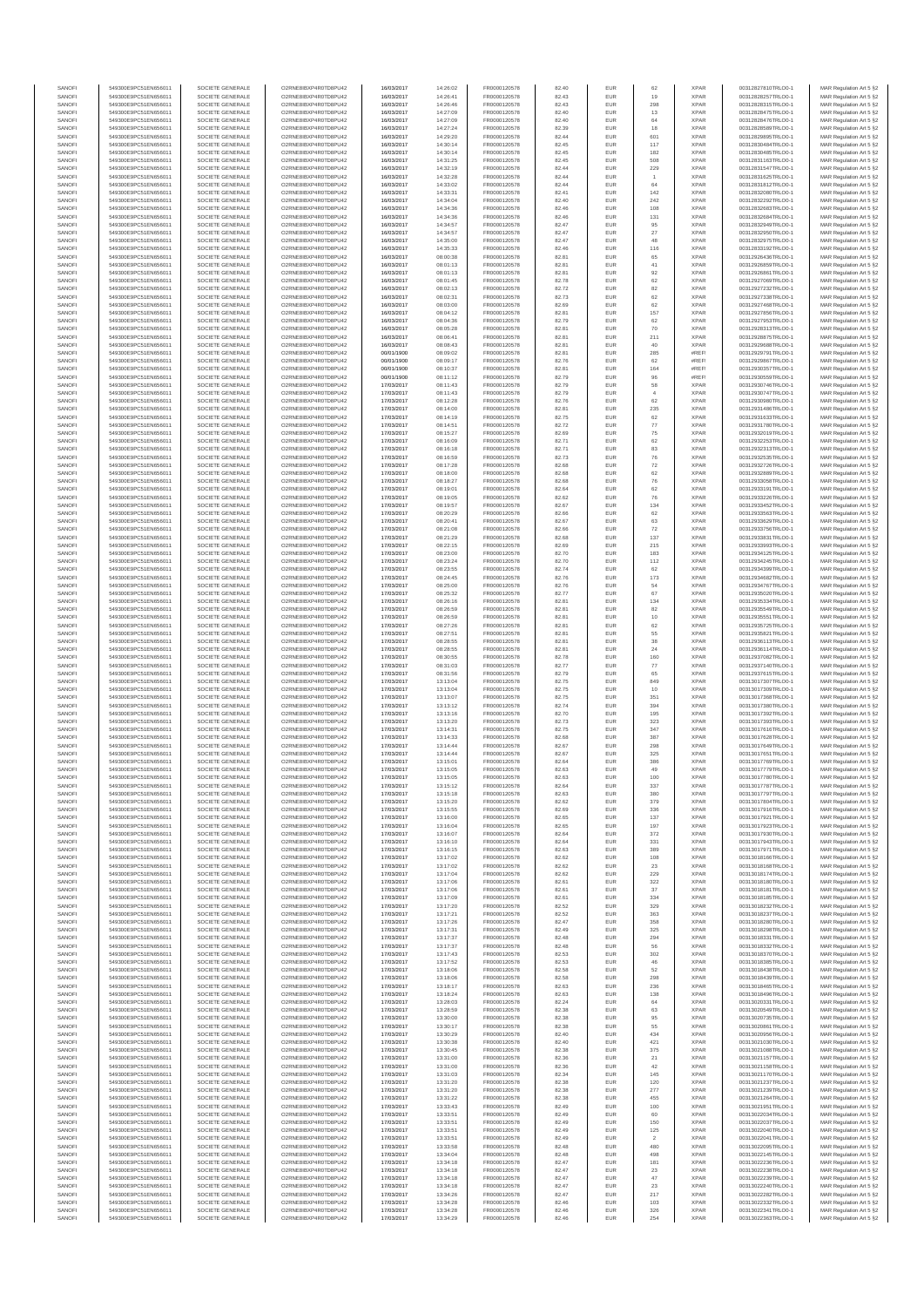| | | | | | | | | | | | | |
|---|---|---|---|---|---|---|---|---|---|---|---|---|
| SANOFI | 549300E9PC51EN656011 | SOCIETE GENERALE | O2RNE8IBXP4R0TD8PU42 | 16/03/2017 | 14:26:02 | FR0000120578 | 82.40 | EUR | 62 | XPAR | 00312827810TRLO0-1 | MAR Regulation Art 5 §2 |
| SANOFI | 549300E9PC51EN656011 | SOCIETE GENERALE | O2RNE8IBXP4R0TD8PU42 | 16/03/2017 | 14:26:41 | FR0000120578 | 82.43 | EUR | 19 | XPAR | 00312828257TRLO0-1 | MAR Regulation Art 5 §2 |
| SANOFI | 549300E9PC51EN656011 | SOCIETE GENERALE | O2RNE8IBXP4R0TD8PU42 | 16/03/2017 | 14:26:46 | FR0000120578 | 82.43 | EUR | 298 | XPAR | 00312828315TRLO0-1 | MAR Regulation Art 5 §2 |
| SANOFI | 549300E9PC51EN656011 | SOCIETE GENERALE | O2RNE8IBXP4R0TD8PU42 | 16/03/2017 | 14:27:09 | FR0000120578 | 82.40 | EUR | 13 | XPAR | 00312828475TRLO0-1 | MAR Regulation Art 5 §2 |
| SANOFI | 549300E9PC51EN656011 | SOCIETE GENERALE | O2RNE8IBXP4R0TD8PU42 | 16/03/2017 | 14:27:09 | FR0000120578 | 82.40 | EUR | 64 | XPAR | 00312828476TRLO0-1 | MAR Regulation Art 5 §2 |
| SANOFI | 549300E9PC51EN656011 | SOCIETE GENERALE | O2RNE8IBXP4R0TD8PU42 | 16/03/2017 | 14:27:24 | FR0000120578 | 82.39 | EUR | 18 | XPAR | 00312828589TRLO0-1 | MAR Regulation Art 5 §2 |
| SANOFI | 549300E9PC51EN656011 | SOCIETE GENERALE | O2RNE8IBXP4R0TD8PU42 | 16/03/2017 | 14:29:20 | FR0000120578 | 82.44 | EUR | 601 | XPAR | 00312829895TRLO0-1 | MAR Regulation Art 5 §2 |
| SANOFI | 549300E9PC51EN656011 | SOCIETE GENERALE | O2RNE8IBXP4R0TD8PU42 | 16/03/2017 | 14:30:14 | FR0000120578 | 82.45 | EUR | 117 | XPAR | 00312830484TRLO0-1 | MAR Regulation Art 5 §2 |
| SANOFI | 549300E9PC51EN656011 | SOCIETE GENERALE | O2RNE8IBXP4R0TD8PU42 | 16/03/2017 | 14:30:14 | FR0000120578 | 82.45 | EUR | 182 | XPAR | 00312830485TRLO0-1 | MAR Regulation Art 5 §2 |
| SANOFI | 549300E9PC51EN656011 | SOCIETE GENERALE | O2RNE8IBXP4R0TD8PU42 | 16/03/2017 | 14:31:25 | FR0000120578 | 82.45 | EUR | 508 | XPAR | 00312831163TRLO0-1 | MAR Regulation Art 5 §2 |
| SANOFI | 549300E9PC51EN656011 | SOCIETE GENERALE | O2RNE8IBXP4R0TD8PU42 | 16/03/2017 | 14:32:19 | FR0000120578 | 82.44 | EUR | 229 | XPAR | 00312831547TRLO0-1 | MAR Regulation Art 5 §2 |
| SANOFI | 549300E9PC51EN656011 | SOCIETE GENERALE | O2RNE8IBXP4R0TD8PU42 | 16/03/2017 | 14:32:28 | FR0000120578 | 82.44 | EUR | 1 | XPAR | 00312831625TRLO0-1 | MAR Regulation Art 5 §2 |
| SANOFI | 549300E9PC51EN656011 | SOCIETE GENERALE | O2RNE8IBXP4R0TD8PU42 | 16/03/2017 | 14:33:02 | FR0000120578 | 82.44 | EUR | 64 | XPAR | 00312831812TRLO0-1 | MAR Regulation Art 5 §2 |
| SANOFI | 549300E9PC51EN656011 | SOCIETE GENERALE | O2RNE8IBXP4R0TD8PU42 | 16/03/2017 | 14:33:31 | FR0000120578 | 82.41 | EUR | 142 | XPAR | 00312832080TRLO0-1 | MAR Regulation Art 5 §2 |
| SANOFI | 549300E9PC51EN656011 | SOCIETE GENERALE | O2RNE8IBXP4R0TD8PU42 | 16/03/2017 | 14:34:04 | FR0000120578 | 82.40 | EUR | 242 | XPAR | 00312832292TRLO0-1 | MAR Regulation Art 5 §2 |
| SANOFI | 549300E9PC51EN656011 | SOCIETE GENERALE | O2RNE8IBXP4R0TD8PU42 | 16/03/2017 | 14:34:36 | FR0000120578 | 82.46 | EUR | 108 | XPAR | 00312832683TRLO0-1 | MAR Regulation Art 5 §2 |
| SANOFI | 549300E9PC51EN656011 | SOCIETE GENERALE | O2RNE8IBXP4R0TD8PU42 | 16/03/2017 | 14:34:36 | FR0000120578 | 82.46 | EUR | 131 | XPAR | 00312832684TRLO0-1 | MAR Regulation Art 5 §2 |
| SANOFI | 549300E9PC51EN656011 | SOCIETE GENERALE | O2RNE8IBXP4R0TD8PU42 | 16/03/2017 | 14:34:57 | FR0000120578 | 82.47 | EUR | 95 | XPAR | 00312832949TRLO0-1 | MAR Regulation Art 5 §2 |
| SANOFI | 549300E9PC51EN656011 | SOCIETE GENERALE | O2RNE8IBXP4R0TD8PU42 | 16/03/2017 | 14:34:57 | FR0000120578 | 82.47 | EUR | 27 | XPAR | 00312832950TRLO0-1 | MAR Regulation Art 5 §2 |
| SANOFI | 549300E9PC51EN656011 | SOCIETE GENERALE | O2RNE8IBXP4R0TD8PU42 | 16/03/2017 | 14:35:00 | FR0000120578 | 82.47 | EUR | 48 | XPAR | 00312832970TRLO0-1 | MAR Regulation Art 5 §2 |
| SANOFI | 549300E9PC51EN656011 | SOCIETE GENERALE | O2RNE8IBXP4R0TD8PU42 | 16/03/2017 | 14:35:33 | FR0000120578 | 82.46 | EUR | 116 | XPAR | 00312833192TRLO0-1 | MAR Regulation Art 5 §2 |
| SANOFI | 549300E9PC51EN656011 | SOCIETE GENERALE | O2RNE8IBXP4R0TD8PU42 | 16/03/2017 | 08:00:38 | FR0000120578 | 82.81 | EUR | 65 | XPAR | 00312926436TRLO0-1 | MAR Regulation Art 5 §2 |
| SANOFI | 549300E9PC51EN656011 | SOCIETE GENERALE | O2RNE8IBXP4R0TD8PU42 | 16/03/2017 | 08:01:13 | FR0000120578 | 82.81 | EUR | 41 | XPAR | 00312926859TRLO0-1 | MAR Regulation Art 5 §2 |
| SANOFI | 549300E9PC51EN656011 | SOCIETE GENERALE | O2RNE8IBXP4R0TD8PU42 | 16/03/2017 | 08:01:13 | FR0000120578 | 82.81 | EUR | 92 | XPAR | 00312926861TRLO0-1 | MAR Regulation Art 5 §2 |
| SANOFI | 549300E9PC51EN656011 | SOCIETE GENERALE | O2RNE8IBXP4R0TD8PU42 | 16/03/2017 | 08:01:45 | FR0000120578 | 82.78 | EUR | 62 | XPAR | 00312927069TRLO0-1 | MAR Regulation Art 5 §2 |
| SANOFI | 549300E9PC51EN656011 | SOCIETE GENERALE | O2RNE8IBXP4R0TD8PU42 | 16/03/2017 | 08:02:13 | FR0000120578 | 82.72 | EUR | 82 | XPAR | 00312927232TRLO0-1 | MAR Regulation Art 5 §2 |
| SANOFI | 549300E9PC51EN656011 | SOCIETE GENERALE | O2RNE8IBXP4R0TD8PU42 | 16/03/2017 | 08:02:31 | FR0000120578 | 82.73 | EUR | 62 | XPAR | 00312927338TRLO0-1 | MAR Regulation Art 5 §2 |
| SANOFI | 549300E9PC51EN656011 | SOCIETE GENERALE | O2RNE8IBXP4R0TD8PU42 | 16/03/2017 | 08:03:00 | FR0000120578 | 82.69 | EUR | 62 | XPAR | 00312927468TRLO0-1 | MAR Regulation Art 5 §2 |
| SANOFI | 549300E9PC51EN656011 | SOCIETE GENERALE | O2RNE8IBXP4R0TD8PU42 | 16/03/2017 | 08:04:12 | FR0000120578 | 82.81 | EUR | 157 | XPAR | 00312927856TRLO0-1 | MAR Regulation Art 5 §2 |
| SANOFI | 549300E9PC51EN656011 | SOCIETE GENERALE | O2RNE8IBXP4R0TD8PU42 | 16/03/2017 | 08:04:36 | FR0000120578 | 82.79 | EUR | 62 | XPAR | 00312927953TRLO0-1 | MAR Regulation Art 5 §2 |
| SANOFI | 549300E9PC51EN656011 | SOCIETE GENERALE | O2RNE8IBXP4R0TD8PU42 | 16/03/2017 | 08:05:28 | FR0000120578 | 82.81 | EUR | 70 | XPAR | 00312928313TRLO0-1 | MAR Regulation Art 5 §2 |
| SANOFI | 549300E9PC51EN656011 | SOCIETE GENERALE | O2RNE8IBXP4R0TD8PU42 | 16/03/2017 | 08:06:41 | FR0000120578 | 82.81 | EUR | 211 | XPAR | 00312928875TRLO0-1 | MAR Regulation Art 5 §2 |
| SANOFI | 549300E9PC51EN656011 | SOCIETE GENERALE | O2RNE8IBXP4R0TD8PU42 | 16/03/2017 | 08:08:43 | FR0000120578 | 82.81 | EUR | 40 | XPAR | 00312929688TRLO0-1 | MAR Regulation Art 5 §2 |
| SANOFI | 549300E9PC51EN656011 | SOCIETE GENERALE | O2RNE8IBXP4R0TD8PU42 | 00/01/1900 | 08:09:02 | FR0000120578 | 82.81 | EUR | 285 | #REF! | 00312929791TRLO0-1 | MAR Regulation Art 5 §2 |
| SANOFI | 549300E9PC51EN656011 | SOCIETE GENERALE | O2RNE8IBXP4R0TD8PU42 | 00/01/1900 | 08:09:17 | FR0000120578 | 82.76 | EUR | 62 | #REF! | 00312929867TRLO0-1 | MAR Regulation Art 5 §2 |
| SANOFI | 549300E9PC51EN656011 | SOCIETE GENERALE | O2RNE8IBXP4R0TD8PU42 | 00/01/1900 | 08:10:37 | FR0000120578 | 82.81 | EUR | 164 | #REF! | 00312930357TRLO0-1 | MAR Regulation Art 5 §2 |
| SANOFI | 549300E9PC51EN656011 | SOCIETE GENERALE | O2RNE8IBXP4R0TD8PU42 | 00/01/1900 | 08:11:12 | FR0000120578 | 82.79 | EUR | 96 | #REF! | 00312930550TRLO0-1 | MAR Regulation Art 5 §2 |
| SANOFI | 549300E9PC51EN656011 | SOCIETE GENERALE | O2RNE8IBXP4R0TD8PU42 | 17/03/2017 | 08:11:43 | FR0000120578 | 82.79 | EUR | 58 | XPAR | 00312930746TRLO0-1 | MAR Regulation Art 5 §2 |
| SANOFI | 549300E9PC51EN656011 | SOCIETE GENERALE | O2RNE8IBXP4R0TD8PU42 | 17/03/2017 | 08:11:43 | FR0000120578 | 82.79 | EUR | 4 | XPAR | 00312930747TRLO0-1 | MAR Regulation Art 5 §2 |
| SANOFI | 549300E9PC51EN656011 | SOCIETE GENERALE | O2RNE8IBXP4R0TD8PU42 | 17/03/2017 | 08:12:28 | FR0000120578 | 82.76 | EUR | 62 | XPAR | 00312930889TRLO0-1 | MAR Regulation Art 5 §2 |
| SANOFI | 549300E9PC51EN656011 | SOCIETE GENERALE | O2RNE8IBXP4R0TD8PU42 | 17/03/2017 | 08:14:00 | FR0000120578 | 82.81 | EUR | 235 | XPAR | 00312931486TRLO0-1 | MAR Regulation Art 5 §2 |
| SANOFI | 549300E9PC51EN656011 | SOCIETE GENERALE | O2RNE8IBXP4R0TD8PU42 | 17/03/2017 | 08:14:19 | FR0000120578 | 82.75 | EUR | 62 | XPAR | 00312931633TRLO0-1 | MAR Regulation Art 5 §2 |
| SANOFI | 549300E9PC51EN656011 | SOCIETE GENERALE | O2RNE8IBXP4R0TD8PU42 | 17/03/2017 | 08:14:51 | FR0000120578 | 82.72 | EUR | 77 | XPAR | 00312931780TRLO0-1 | MAR Regulation Art 5 §2 |
| SANOFI | 549300E9PC51EN656011 | SOCIETE GENERALE | O2RNE8IBXP4R0TD8PU42 | 17/03/2017 | 08:15:27 | FR0000120578 | 82.69 | EUR | 75 | XPAR | 00312932019TRLO0-1 | MAR Regulation Art 5 §2 |
| SANOFI | 549300E9PC51EN656011 | SOCIETE GENERALE | O2RNE8IBXP4R0TD8PU42 | 17/03/2017 | 08:16:09 | FR0000120578 | 82.71 | EUR | 62 | XPAR | 00312932253TRLO0-1 | MAR Regulation Art 5 §2 |
| SANOFI | 549300E9PC51EN656011 | SOCIETE GENERALE | O2RNE8IBXP4R0TD8PU42 | 17/03/2017 | 08:16:18 | FR0000120578 | 82.71 | EUR | 83 | XPAR | 00312932313TRLO0-1 | MAR Regulation Art 5 §2 |
| SANOFI | 549300E9PC51EN656011 | SOCIETE GENERALE | O2RNE8IBXP4R0TD8PU42 | 17/03/2017 | 08:16:59 | FR0000120578 | 82.73 | EUR | 76 | XPAR | 00312932535TRLO0-1 | MAR Regulation Art 5 §2 |
| SANOFI | 549300E9PC51EN656011 | SOCIETE GENERALE | O2RNE8IBXP4R0TD8PU42 | 17/03/2017 | 08:17:28 | FR0000120578 | 82.68 | EUR | 72 | XPAR | 00312932728TRLO0-1 | MAR Regulation Art 5 §2 |
| SANOFI | 549300E9PC51EN656011 | SOCIETE GENERALE | O2RNE8IBXP4R0TD8PU42 | 17/03/2017 | 08:18:00 | FR0000120578 | 82.68 | EUR | 62 | XPAR | 00312932889TRLO0-1 | MAR Regulation Art 5 §2 |
| SANOFI | 549300E9PC51EN656011 | SOCIETE GENERALE | O2RNE8IBXP4R0TD8PU42 | 17/03/2017 | 08:18:27 | FR0000120578 | 82.68 | EUR | 76 | XPAR | 00312933058TRLO0-1 | MAR Regulation Art 5 §2 |
| SANOFI | 549300E9PC51EN656011 | SOCIETE GENERALE | O2RNE8IBXP4R0TD8PU42 | 17/03/2017 | 08:19:01 | FR0000120578 | 82.64 | EUR | 62 | XPAR | 00312933191TRLO0-1 | MAR Regulation Art 5 §2 |
| SANOFI | 549300E9PC51EN656011 | SOCIETE GENERALE | O2RNE8IBXP4R0TD8PU42 | 17/03/2017 | 08:19:05 | FR0000120578 | 82.62 | EUR | 76 | XPAR | 00312933226TRLO0-1 | MAR Regulation Art 5 §2 |
| SANOFI | 549300E9PC51EN656011 | SOCIETE GENERALE | O2RNE8IBXP4R0TD8PU42 | 17/03/2017 | 08:19:57 | FR0000120578 | 82.67 | EUR | 134 | XPAR | 00312933452TRLO0-1 | MAR Regulation Art 5 §2 |
| SANOFI | 549300E9PC51EN656011 | SOCIETE GENERALE | O2RNE8IBXP4R0TD8PU42 | 17/03/2017 | 08:20:29 | FR0000120578 | 82.66 | EUR | 62 | XPAR | 00312933563TRLO0-1 | MAR Regulation Art 5 §2 |
| SANOFI | 549300E9PC51EN656011 | SOCIETE GENERALE | O2RNE8IBXP4R0TD8PU42 | 17/03/2017 | 08:20:41 | FR0000120578 | 82.67 | EUR | 63 | XPAR | 00312933629TRLO0-1 | MAR Regulation Art 5 §2 |
| SANOFI | 549300E9PC51EN656011 | SOCIETE GENERALE | O2RNE8IBXP4R0TD8PU42 | 17/03/2017 | 08:21:08 | FR0000120578 | 82.66 | EUR | 72 | XPAR | 00312933756TRLO0-1 | MAR Regulation Art 5 §2 |
| SANOFI | 549300E9PC51EN656011 | SOCIETE GENERALE | O2RNE8IBXP4R0TD8PU42 | 17/03/2017 | 08:21:29 | FR0000120578 | 82.68 | EUR | 137 | XPAR | 00312933831TRLO0-1 | MAR Regulation Art 5 §2 |
| SANOFI | 549300E9PC51EN656011 | SOCIETE GENERALE | O2RNE8IBXP4R0TD8PU42 | 17/03/2017 | 08:22:15 | FR0000120578 | 82.69 | EUR | 215 | XPAR | 00312933993TRLO0-1 | MAR Regulation Art 5 §2 |
| SANOFI | 549300E9PC51EN656011 | SOCIETE GENERALE | O2RNE8IBXP4R0TD8PU42 | 17/03/2017 | 08:23:00 | FR0000120578 | 82.70 | EUR | 183 | XPAR | 00312934125TRLO0-1 | MAR Regulation Art 5 §2 |
| SANOFI | 549300E9PC51EN656011 | SOCIETE GENERALE | O2RNE8IBXP4R0TD8PU42 | 17/03/2017 | 08:23:24 | FR0000120578 | 82.70 | EUR | 112 | XPAR | 00312934245TRLO0-1 | MAR Regulation Art 5 §2 |
| SANOFI | 549300E9PC51EN656011 | SOCIETE GENERALE | O2RNE8IBXP4R0TD8PU42 | 17/03/2017 | 08:23:55 | FR0000120578 | 82.74 | EUR | 62 | XPAR | 00312934399TRLO0-1 | MAR Regulation Art 5 §2 |
| SANOFI | 549300E9PC51EN656011 | SOCIETE GENERALE | O2RNE8IBXP4R0TD8PU42 | 17/03/2017 | 08:24:45 | FR0000120578 | 82.76 | EUR | 173 | XPAR | 00312934682TRLO0-1 | MAR Regulation Art 5 §2 |
| SANOFI | 549300E9PC51EN656011 | SOCIETE GENERALE | O2RNE8IBXP4R0TD8PU42 | 17/03/2017 | 08:25:00 | FR0000120578 | 82.76 | EUR | 54 | XPAR | 00312934747TRLO0-1 | MAR Regulation Art 5 §2 |
| SANOFI | 549300E9PC51EN656011 | SOCIETE GENERALE | O2RNE8IBXP4R0TD8PU42 | 17/03/2017 | 08:25:32 | FR0000120578 | 82.77 | EUR | 67 | XPAR | 00312935020TRLO0-1 | MAR Regulation Art 5 §2 |
| SANOFI | 549300E9PC51EN656011 | SOCIETE GENERALE | O2RNE8IBXP4R0TD8PU42 | 17/03/2017 | 08:26:16 | FR0000120578 | 82.81 | EUR | 134 | XPAR | 00312935334TRLO0-1 | MAR Regulation Art 5 §2 |
| SANOFI | 549300E9PC51EN656011 | SOCIETE GENERALE | O2RNE8IBXP4R0TD8PU42 | 17/03/2017 | 08:26:59 | FR0000120578 | 82.81 | EUR | 82 | XPAR | 00312935549TRLO0-1 | MAR Regulation Art 5 §2 |
| SANOFI | 549300E9PC51EN656011 | SOCIETE GENERALE | O2RNE8IBXP4R0TD8PU42 | 17/03/2017 | 08:26:59 | FR0000120578 | 82.81 | EUR | 10 | XPAR | 00312935551TRLO0-1 | MAR Regulation Art 5 §2 |
| SANOFI | 549300E9PC51EN656011 | SOCIETE GENERALE | O2RNE8IBXP4R0TD8PU42 | 17/03/2017 | 08:27:26 | FR0000120578 | 82.81 | EUR | 62 | XPAR | 00312935725TRLO0-1 | MAR Regulation Art 5 §2 |
| SANOFI | 549300E9PC51EN656011 | SOCIETE GENERALE | O2RNE8IBXP4R0TD8PU42 | 17/03/2017 | 08:27:51 | FR0000120578 | 82.81 | EUR | 55 | XPAR | 00312935823TRLO0-1 | MAR Regulation Art 5 §2 |
| SANOFI | 549300E9PC51EN656011 | SOCIETE GENERALE | O2RNE8IBXP4R0TD8PU42 | 17/03/2017 | 08:28:55 | FR0000120578 | 82.81 | EUR | 38 | XPAR | 00312936113TRLO0-1 | MAR Regulation Art 5 §2 |
| SANOFI | 549300E9PC51EN656011 | SOCIETE GENERALE | O2RNE8IBXP4R0TD8PU42 | 17/03/2017 | 08:28:55 | FR0000120578 | 82.81 | EUR | 24 | XPAR | 00312936114TRLO0-1 | MAR Regulation Art 5 §2 |
| SANOFI | 549300E9PC51EN656011 | SOCIETE GENERALE | O2RNE8IBXP4R0TD8PU42 | 17/03/2017 | 08:30:55 | FR0000120578 | 82.78 | EUR | 160 | XPAR | 00312937082TRLO0-1 | MAR Regulation Art 5 §2 |
| SANOFI | 549300E9PC51EN656011 | SOCIETE GENERALE | O2RNE8IBXP4R0TD8PU42 | 17/03/2017 | 08:31:03 | FR0000120578 | 82.77 | EUR | 77 | XPAR | 00312937140TRLO0-1 | MAR Regulation Art 5 §2 |
| SANOFI | 549300E9PC51EN656011 | SOCIETE GENERALE | O2RNE8IBXP4R0TD8PU42 | 17/03/2017 | 08:31:56 | FR0000120578 | 82.79 | EUR | 65 | XPAR | 00312937615TRLO0-1 | MAR Regulation Art 5 §2 |
| SANOFI | 549300E9PC51EN656011 | SOCIETE GENERALE | O2RNE8IBXP4R0TD8PU42 | 17/03/2017 | 13:13:04 | FR0000120578 | 82.75 | EUR | 649 | XPAR | 00313017307TRLO0-1 | MAR Regulation Art 5 §2 |
| SANOFI | 549300E9PC51EN656011 | SOCIETE GENERALE | O2RNE8IBXP4R0TD8PU42 | 17/03/2017 | 13:13:04 | FR0000120578 | 82.75 | EUR | 10 | XPAR | 00313017309TRLO0-1 | MAR Regulation Art 5 §2 |
| SANOFI | 549300E9PC51EN656011 | SOCIETE GENERALE | O2RNE8IBXP4R0TD8PU42 | 17/03/2017 | 13:13:07 | FR0000120578 | 82.75 | EUR | 351 | XPAR | 00313017368TRLO0-1 | MAR Regulation Art 5 §2 |
| SANOFI | 549300E9PC51EN656011 | SOCIETE GENERALE | O2RNE8IBXP4R0TD8PU42 | 17/03/2017 | 13:13:12 | FR0000120578 | 82.74 | EUR | 394 | XPAR | 00313017380TRLO0-1 | MAR Regulation Art 5 §2 |
| SANOFI | 549300E9PC51EN656011 | SOCIETE GENERALE | O2RNE8IBXP4R0TD8PU42 | 17/03/2017 | 13:13:16 | FR0000120578 | 82.70 | EUR | 195 | XPAR | 00313017392TRLO0-1 | MAR Regulation Art 5 §2 |
| SANOFI | 549300E9PC51EN656011 | SOCIETE GENERALE | O2RNE8IBXP4R0TD8PU42 | 17/03/2017 | 13:13:20 | FR0000120578 | 82.73 | EUR | 323 | XPAR | 00313017393TRLO0-1 | MAR Regulation Art 5 §2 |
| SANOFI | 549300E9PC51EN656011 | SOCIETE GENERALE | O2RNE8IBXP4R0TD8PU42 | 17/03/2017 | 13:14:31 | FR0000120578 | 82.75 | EUR | 347 | XPAR | 00313017616TRLO0-1 | MAR Regulation Art 5 §2 |
| SANOFI | 549300E9PC51EN656011 | SOCIETE GENERALE | O2RNE8IBXP4R0TD8PU42 | 17/03/2017 | 13:14:33 | FR0000120578 | 82.68 | EUR | 387 | XPAR | 00313017628TRLO0-1 | MAR Regulation Art 5 §2 |
| SANOFI | 549300E9PC51EN656011 | SOCIETE GENERALE | O2RNE8IBXP4R0TD8PU42 | 17/03/2017 | 13:14:44 | FR0000120578 | 82.67 | EUR | 298 | XPAR | 00313017649TRLO0-1 | MAR Regulation Art 5 §2 |
| SANOFI | 549300E9PC51EN656011 | SOCIETE GENERALE | O2RNE8IBXP4R0TD8PU42 | 17/03/2017 | 13:14:44 | FR0000120578 | 82.67 | EUR | 325 | XPAR | 00313017651TRLO0-1 | MAR Regulation Art 5 §2 |
| SANOFI | 549300E9PC51EN656011 | SOCIETE GENERALE | O2RNE8IBXP4R0TD8PU42 | 17/03/2017 | 13:15:01 | FR0000120578 | 82.64 | EUR | 386 | XPAR | 00313017769TRLO0-1 | MAR Regulation Art 5 §2 |
| SANOFI | 549300E9PC51EN656011 | SOCIETE GENERALE | O2RNE8IBXP4R0TD8PU42 | 17/03/2017 | 13:15:05 | FR0000120578 | 82.63 | EUR | 49 | XPAR | 00313017779TRLO0-1 | MAR Regulation Art 5 §2 |
| SANOFI | 549300E9PC51EN656011 | SOCIETE GENERALE | O2RNE8IBXP4R0TD8PU42 | 17/03/2017 | 13:15:05 | FR0000120578 | 82.63 | EUR | 100 | XPAR | 00313017780TRLO0-1 | MAR Regulation Art 5 §2 |
| SANOFI | 549300E9PC51EN656011 | SOCIETE GENERALE | O2RNE8IBXP4R0TD8PU42 | 17/03/2017 | 13:15:12 | FR0000120578 | 82.64 | EUR | 337 | XPAR | 00313017787TRLO0-1 | MAR Regulation Art 5 §2 |
| SANOFI | 549300E9PC51EN656011 | SOCIETE GENERALE | O2RNE8IBXP4R0TD8PU42 | 17/03/2017 | 13:15:18 | FR0000120578 | 82.63 | EUR | 380 | XPAR | 00313017797TRLO0-1 | MAR Regulation Art 5 §2 |
| SANOFI | 549300E9PC51EN656011 | SOCIETE GENERALE | O2RNE8IBXP4R0TD8PU42 | 17/03/2017 | 13:15:20 | FR0000120578 | 82.62 | EUR | 379 | XPAR | 00313017804TRLO0-1 | MAR Regulation Art 5 §2 |
| SANOFI | 549300E9PC51EN656011 | SOCIETE GENERALE | O2RNE8IBXP4R0TD8PU42 | 17/03/2017 | 13:15:55 | FR0000120578 | 82.69 | EUR | 336 | XPAR | 00313017916TRLO0-1 | MAR Regulation Art 5 §2 |
| SANOFI | 549300E9PC51EN656011 | SOCIETE GENERALE | O2RNE8IBXP4R0TD8PU42 | 17/03/2017 | 13:16:00 | FR0000120578 | 82.65 | EUR | 137 | XPAR | 00313017921TRLO0-1 | MAR Regulation Art 5 §2 |
| SANOFI | 549300E9PC51EN656011 | SOCIETE GENERALE | O2RNE8IBXP4R0TD8PU42 | 17/03/2017 | 13:16:04 | FR0000120578 | 82.65 | EUR | 197 | XPAR | 00313017923TRLO0-1 | MAR Regulation Art 5 §2 |
| SANOFI | 549300E9PC51EN656011 | SOCIETE GENERALE | O2RNE8IBXP4R0TD8PU42 | 17/03/2017 | 13:16:07 | FR0000120578 | 82.64 | EUR | 372 | XPAR | 00313017930TRLO0-1 | MAR Regulation Art 5 §2 |
| SANOFI | 549300E9PC51EN656011 | SOCIETE GENERALE | O2RNE8IBXP4R0TD8PU42 | 17/03/2017 | 13:16:10 | FR0000120578 | 82.64 | EUR | 331 | XPAR | 00313017943TRLO0-1 | MAR Regulation Art 5 §2 |
| SANOFI | 549300E9PC51EN656011 | SOCIETE GENERALE | O2RNE8IBXP4R0TD8PU42 | 17/03/2017 | 13:16:15 | FR0000120578 | 82.63 | EUR | 389 | XPAR | 00313017971TRLO0-1 | MAR Regulation Art 5 §2 |
| SANOFI | 549300E9PC51EN656011 | SOCIETE GENERALE | O2RNE8IBXP4R0TD8PU42 | 17/03/2017 | 13:17:02 | FR0000120578 | 82.62 | EUR | 108 | XPAR | 00313018166TRLO0-1 | MAR Regulation Art 5 §2 |
| SANOFI | 549300E9PC51EN656011 | SOCIETE GENERALE | O2RNE8IBXP4R0TD8PU42 | 17/03/2017 | 13:17:02 | FR0000120578 | 82.62 | EUR | 23 | XPAR | 00313018168TRLO0-1 | MAR Regulation Art 5 §2 |
| SANOFI | 549300E9PC51EN656011 | SOCIETE GENERALE | O2RNE8IBXP4R0TD8PU42 | 17/03/2017 | 13:17:04 | FR0000120578 | 82.62 | EUR | 229 | XPAR | 00313018174TRLO0-1 | MAR Regulation Art 5 §2 |
| SANOFI | 549300E9PC51EN656011 | SOCIETE GENERALE | O2RNE8IBXP4R0TD8PU42 | 17/03/2017 | 13:17:06 | FR0000120578 | 82.61 | EUR | 322 | XPAR | 00313018180TRLO0-1 | MAR Regulation Art 5 §2 |
| SANOFI | 549300E9PC51EN656011 | SOCIETE GENERALE | O2RNE8IBXP4R0TD8PU42 | 17/03/2017 | 13:17:06 | FR0000120578 | 82.61 | EUR | 37 | XPAR | 00313018181TRLO0-1 | MAR Regulation Art 5 §2 |
| SANOFI | 549300E9PC51EN656011 | SOCIETE GENERALE | O2RNE8IBXP4R0TD8PU42 | 17/03/2017 | 13:17:09 | FR0000120578 | 82.61 | EUR | 334 | XPAR | 00313018185TRLO0-1 | MAR Regulation Art 5 §2 |
| SANOFI | 549300E9PC51EN656011 | SOCIETE GENERALE | O2RNE8IBXP4R0TD8PU42 | 17/03/2017 | 13:17:20 | FR0000120578 | 82.52 | EUR | 329 | XPAR | 00313018232TRLO0-1 | MAR Regulation Art 5 §2 |
| SANOFI | 549300E9PC51EN656011 | SOCIETE GENERALE | O2RNE8IBXP4R0TD8PU42 | 17/03/2017 | 13:17:21 | FR0000120578 | 82.52 | EUR | 363 | XPAR | 00313018237TRLO0-1 | MAR Regulation Art 5 §2 |
| SANOFI | 549300E9PC51EN656011 | SOCIETE GENERALE | O2RNE8IBXP4R0TD8PU42 | 17/03/2017 | 13:17:26 | FR0000120578 | 82.47 | EUR | 358 | XPAR | 00313018280TRLO0-1 | MAR Regulation Art 5 §2 |
| SANOFI | 549300E9PC51EN656011 | SOCIETE GENERALE | O2RNE8IBXP4R0TD8PU42 | 17/03/2017 | 13:17:31 | FR0000120578 | 82.49 | EUR | 325 | XPAR | 00313018298TRLO0-1 | MAR Regulation Art 5 §2 |
| SANOFI | 549300E9PC51EN656011 | SOCIETE GENERALE | O2RNE8IBXP4R0TD8PU42 | 17/03/2017 | 13:17:37 | FR0000120578 | 82.48 | EUR | 294 | XPAR | 00313018331TRLO0-1 | MAR Regulation Art 5 §2 |
| SANOFI | 549300E9PC51EN656011 | SOCIETE GENERALE | O2RNE8IBXP4R0TD8PU42 | 17/03/2017 | 13:17:37 | FR0000120578 | 82.48 | EUR | 56 | XPAR | 00313018332TRLO0-1 | MAR Regulation Art 5 §2 |
| SANOFI | 549300E9PC51EN656011 | SOCIETE GENERALE | O2RNE8IBXP4R0TD8PU42 | 17/03/2017 | 13:17:43 | FR0000120578 | 82.53 | EUR | 302 | XPAR | 00313018370TRLO0-1 | MAR Regulation Art 5 §2 |
| SANOFI | 549300E9PC51EN656011 | SOCIETE GENERALE | O2RNE8IBXP4R0TD8PU42 | 17/03/2017 | 13:17:52 | FR0000120578 | 82.53 | EUR | 46 | XPAR | 00313018385TRLO0-1 | MAR Regulation Art 5 §2 |
| SANOFI | 549300E9PC51EN656011 | SOCIETE GENERALE | O2RNE8IBXP4R0TD8PU42 | 17/03/2017 | 13:18:06 | FR0000120578 | 82.58 | EUR | 52 | XPAR | 00313018438TRLO0-1 | MAR Regulation Art 5 §2 |
| SANOFI | 549300E9PC51EN656011 | SOCIETE GENERALE | O2RNE8IBXP4R0TD8PU42 | 17/03/2017 | 13:18:06 | FR0000120578 | 82.58 | EUR | 298 | XPAR | 00313018439TRLO0-1 | MAR Regulation Art 5 §2 |
| SANOFI | 549300E9PC51EN656011 | SOCIETE GENERALE | O2RNE8IBXP4R0TD8PU42 | 17/03/2017 | 13:18:17 | FR0000120578 | 82.63 | EUR | 236 | XPAR | 00313018465TRLO0-1 | MAR Regulation Art 5 §2 |
| SANOFI | 549300E9PC51EN656011 | SOCIETE GENERALE | O2RNE8IBXP4R0TD8PU42 | 17/03/2017 | 13:18:24 | FR0000120578 | 82.63 | EUR | 138 | XPAR | 00313018496TRLO0-1 | MAR Regulation Art 5 §2 |
| SANOFI | 549300E9PC51EN656011 | SOCIETE GENERALE | O2RNE8IBXP4R0TD8PU42 | 17/03/2017 | 13:28:03 | FR0000120578 | 82.24 | EUR | 84 | XPAR | 00313020331TRLO0-1 | MAR Regulation Art 5 §2 |
| SANOFI | 549300E9PC51EN656011 | SOCIETE GENERALE | O2RNE8IBXP4R0TD8PU42 | 17/03/2017 | 13:28:59 | FR0000120578 | 82.38 | EUR | 63 | XPAR | 00313020549TRLO0-1 | MAR Regulation Art 5 §2 |
| SANOFI | 549300E9PC51EN656011 | SOCIETE GENERALE | O2RNE8IBXP4R0TD8PU42 | 17/03/2017 | 13:30:00 | FR0000120578 | 82.38 | EUR | 95 | XPAR | 00313020735TRLO0-1 | MAR Regulation Art 5 §2 |
| SANOFI | 549300E9PC51EN656011 | SOCIETE GENERALE | O2RNE8IBXP4R0TD8PU42 | 17/03/2017 | 13:30:17 | FR0000120578 | 82.38 | EUR | 55 | XPAR | 00313020861TRLO0-1 | MAR Regulation Art 5 §2 |
| SANOFI | 549300E9PC51EN656011 | SOCIETE GENERALE | O2RNE8IBXP4R0TD8PU42 | 17/03/2017 | 13:30:29 | FR0000120578 | 82.40 | EUR | 434 | XPAR | 00313020956TRLO0-1 | MAR Regulation Art 5 §2 |
| SANOFI | 549300E9PC51EN656011 | SOCIETE GENERALE | O2RNE8IBXP4R0TD8PU42 | 17/03/2017 | 13:30:38 | FR0000120578 | 82.40 | EUR | 421 | XPAR | 00313021030TRLO0-1 | MAR Regulation Art 5 §2 |
| SANOFI | 549300E9PC51EN656011 | SOCIETE GENERALE | O2RNE8IBXP4R0TD8PU42 | 17/03/2017 | 13:30:45 | FR0000120578 | 82.38 | EUR | 375 | XPAR | 00313021088TRLO0-1 | MAR Regulation Art 5 §2 |
| SANOFI | 549300E9PC51EN656011 | SOCIETE GENERALE | O2RNE8IBXP4R0TD8PU42 | 17/03/2017 | 13:31:00 | FR0000120578 | 82.36 | EUR | 21 | XPAR | 00313021157TRLO0-1 | MAR Regulation Art 5 §2 |
| SANOFI | 549300E9PC51EN656011 | SOCIETE GENERALE | O2RNE8IBXP4R0TD8PU42 | 17/03/2017 | 13:31:00 | FR0000120578 | 82.36 | EUR | 42 | XPAR | 00313021158TRLO0-1 | MAR Regulation Art 5 §2 |
| SANOFI | 549300E9PC51EN656011 | SOCIETE GENERALE | O2RNE8IBXP4R0TD8PU42 | 17/03/2017 | 13:31:03 | FR0000120578 | 82.34 | EUR | 145 | XPAR | 00313021170TRLO0-1 | MAR Regulation Art 5 §2 |
| SANOFI | 549300E9PC51EN656011 | SOCIETE GENERALE | O2RNE8IBXP4R0TD8PU42 | 17/03/2017 | 13:31:20 | FR0000120578 | 82.38 | EUR | 120 | XPAR | 00313021237TRLO0-1 | MAR Regulation Art 5 §2 |
| SANOFI | 549300E9PC51EN656011 | SOCIETE GENERALE | O2RNE8IBXP4R0TD8PU42 | 17/03/2017 | 13:31:20 | FR0000120578 | 82.38 | EUR | 277 | XPAR | 00313021239TRLO0-1 | MAR Regulation Art 5 §2 |
| SANOFI | 549300E9PC51EN656011 | SOCIETE GENERALE | O2RNE8IBXP4R0TD8PU42 | 17/03/2017 | 13:31:22 | FR0000120578 | 82.38 | EUR | 455 | XPAR | 00313021264TRLO0-1 | MAR Regulation Art 5 §2 |
| SANOFI | 549300E9PC51EN656011 | SOCIETE GENERALE | O2RNE8IBXP4R0TD8PU42 | 17/03/2017 | 13:33:43 | FR0000120578 | 82.49 | EUR | 100 | XPAR | 00313021951TRLO0-1 | MAR Regulation Art 5 §2 |
| SANOFI | 549300E9PC51EN656011 | SOCIETE GENERALE | O2RNE8IBXP4R0TD8PU42 | 17/03/2017 | 13:33:51 | FR0000120578 | 82.49 | EUR | 60 | XPAR | 00313022034TRLO0-1 | MAR Regulation Art 5 §2 |
| SANOFI | 549300E9PC51EN656011 | SOCIETE GENERALE | O2RNE8IBXP4R0TD8PU42 | 17/03/2017 | 13:33:51 | FR0000120578 | 82.49 | EUR | 150 | XPAR | 00313022037TRLO0-1 | MAR Regulation Art 5 §2 |
| SANOFI | 549300E9PC51EN656011 | SOCIETE GENERALE | O2RNE8IBXP4R0TD8PU42 | 17/03/2017 | 13:33:51 | FR0000120578 | 82.49 | EUR | 125 | XPAR | 00313022040TRLO0-1 | MAR Regulation Art 5 §2 |
| SANOFI | 549300E9PC51EN656011 | SOCIETE GENERALE | O2RNE8IBXP4R0TD8PU42 | 17/03/2017 | 13:33:51 | FR0000120578 | 82.49 | EUR | 2 | XPAR | 00313022041TRLO0-1 | MAR Regulation Art 5 §2 |
| SANOFI | 549300E9PC51EN656011 | SOCIETE GENERALE | O2RNE8IBXP4R0TD8PU42 | 17/03/2017 | 13:33:58 | FR0000120578 | 82.48 | EUR | 480 | XPAR | 00313022095TRLO0-1 | MAR Regulation Art 5 §2 |
| SANOFI | 549300E9PC51EN656011 | SOCIETE GENERALE | O2RNE8IBXP4R0TD8PU42 | 17/03/2017 | 13:34:04 | FR0000120578 | 82.48 | EUR | 498 | XPAR | 00313022145TRLO0-1 | MAR Regulation Art 5 §2 |
| SANOFI | 549300E9PC51EN656011 | SOCIETE GENERALE | O2RNE8IBXP4R0TD8PU42 | 17/03/2017 | 13:34:18 | FR0000120578 | 82.47 | EUR | 181 | XPAR | 00313022236TRLO0-1 | MAR Regulation Art 5 §2 |
| SANOFI | 549300E9PC51EN656011 | SOCIETE GENERALE | O2RNE8IBXP4R0TD8PU42 | 17/03/2017 | 13:34:18 | FR0000120578 | 82.47 | EUR | 23 | XPAR | 00313022238TRLO0-1 | MAR Regulation Art 5 §2 |
| SANOFI | 549300E9PC51EN656011 | SOCIETE GENERALE | O2RNE8IBXP4R0TD8PU42 | 17/03/2017 | 13:34:18 | FR0000120578 | 82.47 | EUR | 47 | XPAR | 00313022239TRLO0-1 | MAR Regulation Art 5 §2 |
| SANOFI | 549300E9PC51EN656011 | SOCIETE GENERALE | O2RNE8IBXP4R0TD8PU42 | 17/03/2017 | 13:34:18 | FR0000120578 | 82.47 | EUR | 23 | XPAR | 00313022240TRLO0-1 | MAR Regulation Art 5 §2 |
| SANOFI | 549300E9PC51EN656011 | SOCIETE GENERALE | O2RNE8IBXP4R0TD8PU42 | 17/03/2017 | 13:34:26 | FR0000120578 | 82.47 | EUR | 217 | XPAR | 00313022282TRLO0-1 | MAR Regulation Art 5 §2 |
| SANOFI | 549300E9PC51EN656011 | SOCIETE GENERALE | O2RNE8IBXP4R0TD8PU42 | 17/03/2017 | 13:34:28 | FR0000120578 | 82.46 | EUR | 103 | XPAR | 00313022332TRLO0-1 | MAR Regulation Art 5 §2 |
| SANOFI | 549300E9PC51EN656011 | SOCIETE GENERALE | O2RNE8IBXP4R0TD8PU42 | 17/03/2017 | 13:34:28 | FR0000120578 | 82.46 | EUR | 326 | XPAR | 00313022341TRLO0-1 | MAR Regulation Art 5 §2 |
| SANOFI | 549300E9PC51EN656011 | SOCIETE GENERALE | O2RNE8IBXP4R0TD8PU42 | 17/03/2017 | 13:34:29 | FR0000120578 | 82.46 | EUR | 254 | XPAR | 00313022363TRLO0-1 | MAR Regulation Art 5 §2 |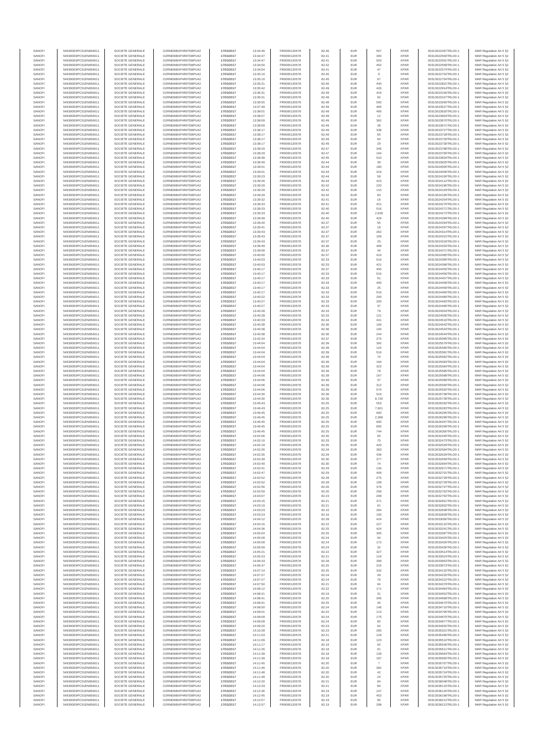| SANOFI | 549300E9PC51EN656011 | SOCIETE GENERALE | O2RNE8IBXP4R0TD8PU42 | 17/03/2017 | 13:34:46 | FR0000120578 | 82.46 | EUR | 507 | XPAR | 00313022497TRLO0-1 | MAR Regulation Art 5 §2 |
|---|---|---|---|---|---|---|---|---|---|---|---|---|
| SANOFI | 549300E9PC51EN656011 | SOCIETE GENERALE | O2RNE8IBXP4R0TD8PU42 | 17/03/2017 | 13:34:47 | FR0000120578 | 82.41 | EUR | 300 | XPAR | 00313022500TRLO0-1 | MAR Regulation Art 5 §2 |
| SANOFI | 549300E9PC51EN656011 | SOCIETE GENERALE | O2RNE8IBXP4R0TD8PU42 | 17/03/2017 | 13:34:47 | FR0000120578 | 82.41 | EUR | 503 | XPAR | 00313022501TRLO0-1 | MAR Regulation Art 5 §2 |
| SANOFI | 549300E9PC51EN656011 | SOCIETE GENERALE | O2RNE8IBXP4R0TD8PU42 | 17/03/2017 | 13:34:50 | FR0000120578 | 82.42 | EUR | 452 | XPAR | 00313022558TRLO0-1 | MAR Regulation Art 5 §2 |
| SANOFI | 549300E9PC51EN656011 | SOCIETE GENERALE | O2RNE8IBXP4R0TD8PU42 | 17/03/2017 | 13:34:54 | FR0000120578 | 82.41 | EUR | 47 | XPAR | 00313022574TRLO0-1 | MAR Regulation Art 5 §2 |
| SANOFI | 549300E9PC51EN656011 | SOCIETE GENERALE | O2RNE8IBXP4R0TD8PU42 | 17/03/2017 | 13:35:10 | FR0000120578 | 82.45 | EUR | 9 | XPAR | 00313022702TRLO0-1 | MAR Regulation Art 5 §2 |
| SANOFI | 549300E9PC51EN656011 | SOCIETE GENERALE | O2RNE8IBXP4R0TD8PU42 | 17/03/2017 | 13:35:10 | FR0000120578 | 82.45 | EUR | 67 | XPAR | 00313022704TRLO0-1 | MAR Regulation Art 5 §2 |
| SANOFI | 549300E9PC51EN656011 | SOCIETE GENERALE | O2RNE8IBXP4R0TD8PU42 | 17/03/2017 | 13:35:21 | FR0000120578 | 82.46 | EUR | 440 | XPAR | 00313022821TRLO0-1 | MAR Regulation Art 5 §2 |
| SANOFI | 549300E9PC51EN656011 | SOCIETE GENERALE | O2RNE8IBXP4R0TD8PU42 | 17/03/2017 | 13:35:42 | FR0000120578 | 82.49 | EUR | 426 | XPAR | 00313022914TRLO0-1 | MAR Regulation Art 5 §2 |
| SANOFI | 549300E9PC51EN656011 | SOCIETE GENERALE | O2RNE8IBXP4R0TD8PU42 | 17/03/2017 | 13:36:31 | FR0000120578 | 82.49 | EUR | 416 | XPAR | 00313023156TRLO0-1 | MAR Regulation Art 5 §2 |
| SANOFI | 549300E9PC51EN656011 | SOCIETE GENERALE | O2RNE8IBXP4R0TD8PU42 | 17/03/2017 | 13:36:31 | FR0000120578 | 82.49 | EUR | 92 | XPAR | 00313023157TRLO0-1 | MAR Regulation Art 5 §2 |
| SANOFI | 549300E9PC51EN656011 | SOCIETE GENERALE | O2RNE8IBXP4R0TD8PU42 | 17/03/2017 | 13:36:55 | FR0000120578 | 82.48 | EUR | 500 | XPAR | 00313023260TRLO0-1 | MAR Regulation Art 5 §2 |
| SANOFI | 549300E9PC51EN656011 | SOCIETE GENERALE | O2RNE8IBXP4R0TD8PU42 | 17/03/2017 | 13:37:49 | FR0000120578 | 82.49 | EUR | 465 | XPAR | 00313023527TRLO0-1 | MAR Regulation Art 5 §2 |
| SANOFI | 549300E9PC51EN656011 | SOCIETE GENERALE | O2RNE8IBXP4R0TD8PU42 | 17/03/2017 | 13:38:01 | FR0000120578 | 82.49 | EUR | 495 | XPAR | 00313023620TRLO0-1 | MAR Regulation Art 5 §2 |
| SANOFI | 549300E9PC51EN656011 | SOCIETE GENERALE | O2RNE8IBXP4R0TD8PU42 | 17/03/2017 | 13:38:07 | FR0000120578 | 82.49 | EUR | 12 | XPAR | 00313023663TRLO0-1 | MAR Regulation Art 5 §2 |
| SANOFI | 549300E9PC51EN656011 | SOCIETE GENERALE | O2RNE8IBXP4R0TD8PU42 | 17/03/2017 | 13:38:09 | FR0000120578 | 82.49 | EUR | 362 | XPAR | 00313023670TRLO0-1 | MAR Regulation Art 5 §2 |
| SANOFI | 549300E9PC51EN656011 | SOCIETE GENERALE | O2RNE8IBXP4R0TD8PU42 | 17/03/2017 | 13:38:09 | FR0000120578 | 82.49 | EUR | 38 | XPAR | 00313023671TRLO0-1 | MAR Regulation Art 5 §2 |
| SANOFI | 549300E9PC51EN656011 | SOCIETE GENERALE | O2RNE8IBXP4R0TD8PU42 | 17/03/2017 | 13:38:17 | FR0000120578 | 82.49 | EUR | 338 | XPAR | 00313023727TRLO0-1 | MAR Regulation Art 5 §2 |
| SANOFI | 549300E9PC51EN656011 | SOCIETE GENERALE | O2RNE8IBXP4R0TD8PU42 | 17/03/2017 | 13:38:17 | FR0000120578 | 82.49 | EUR | 65 | XPAR | 00313023728TRLO0-1 | MAR Regulation Art 5 §2 |
| SANOFI | 549300E9PC51EN656011 | SOCIETE GENERALE | O2RNE8IBXP4R0TD8PU42 | 17/03/2017 | 13:38:17 | FR0000120578 | 82.49 | EUR | 60 | XPAR | 00313023729TRLO0-1 | MAR Regulation Art 5 §2 |
| SANOFI | 549300E9PC51EN656011 | SOCIETE GENERALE | O2RNE8IBXP4R0TD8PU42 | 17/03/2017 | 13:38:17 | FR0000120578 | 82.49 | EUR | 29 | XPAR | 00313023730TRLO0-1 | MAR Regulation Art 5 §2 |
| SANOFI | 549300E9PC51EN656011 | SOCIETE GENERALE | O2RNE8IBXP4R0TD8PU42 | 17/03/2017 | 13:38:29 | FR0000120578 | 82.47 | EUR | 345 | XPAR | 00313023788TRLO0-1 | MAR Regulation Art 5 §2 |
| SANOFI | 549300E9PC51EN656011 | SOCIETE GENERALE | O2RNE8IBXP4R0TD8PU42 | 17/03/2017 | 13:38:29 | FR0000120578 | 82.47 | EUR | 164 | XPAR | 00313023790TRLO0-1 | MAR Regulation Art 5 §2 |
| SANOFI | 549300E9PC51EN656011 | SOCIETE GENERALE | O2RNE8IBXP4R0TD8PU42 | 17/03/2017 | 13:38:38 | FR0000120578 | 82.45 | EUR | 510 | XPAR | 00313023834TRLO0-1 | MAR Regulation Art 5 §2 |
| SANOFI | 549300E9PC51EN656011 | SOCIETE GENERALE | O2RNE8IBXP4R0TD8PU42 | 17/03/2017 | 13:38:49 | FR0000120578 | 82.44 | EUR | 39 | XPAR | 00313023925TRLO0-1 | MAR Regulation Art 5 §2 |
| SANOFI | 549300E9PC51EN656011 | SOCIETE GENERALE | O2RNE8IBXP4R0TD8PU42 | 17/03/2017 | 13:39:01 | FR0000120578 | 82.44 | EUR | 180 | XPAR | 00313024005TRLO0-1 | MAR Regulation Art 5 §2 |
| SANOFI | 549300E9PC51EN656011 | SOCIETE GENERALE | O2RNE8IBXP4R0TD8PU42 | 17/03/2017 | 13:39:01 | FR0000120578 | 82.44 | EUR | 319 | XPAR | 00313024008TRLO0-1 | MAR Regulation Art 5 §2 |
| SANOFI | 549300E9PC51EN656011 | SOCIETE GENERALE | O2RNE8IBXP4R0TD8PU42 | 17/03/2017 | 13:39:23 | FR0000120578 | 82.44 | EUR | 56 | XPAR | 00313024100TRLO0-1 | MAR Regulation Art 5 §2 |
| SANOFI | 549300E9PC51EN656011 | SOCIETE GENERALE | O2RNE8IBXP4R0TD8PU42 | 17/03/2017 | 13:39:26 | FR0000120578 | 82.44 | EUR | 423 | XPAR | 00313024112TRLO0-1 | MAR Regulation Art 5 §2 |
| SANOFI | 549300E9PC51EN656011 | SOCIETE GENERALE | O2RNE8IBXP4R0TD8PU42 | 17/03/2017 | 13:39:29 | FR0000120578 | 82.42 | EUR | 220 | XPAR | 00313024190TRLO0-1 | MAR Regulation Art 5 §2 |
| SANOFI | 549300E9PC51EN656011 | SOCIETE GENERALE | O2RNE8IBXP4R0TD8PU42 | 17/03/2017 | 13:39:29 | FR0000120578 | 82.42 | EUR | 110 | XPAR | 00313024193TRLO0-1 | MAR Regulation Art 5 §2 |
| SANOFI | 549300E9PC51EN656011 | SOCIETE GENERALE | O2RNE8IBXP4R0TD8PU42 | 17/03/2017 | 13:39:29 | FR0000120578 | 82.42 | EUR | 83 | XPAR | 00313024195TRLO0-1 | MAR Regulation Art 5 §2 |
| SANOFI | 549300E9PC51EN656011 | SOCIETE GENERALE | O2RNE8IBXP4R0TD8PU42 | 17/03/2017 | 13:39:32 | FR0000120578 | 82.41 | EUR | 16 | XPAR | 00313024254TRLO0-1 | MAR Regulation Art 5 §2 |
| SANOFI | 549300E9PC51EN656011 | SOCIETE GENERALE | O2RNE8IBXP4R0TD8PU42 | 17/03/2017 | 13:39:33 | FR0000120578 | 82.41 | EUR | 421 | XPAR | 00313024270TRLO0-1 | MAR Regulation Art 5 §2 |
| SANOFI | 549300E9PC51EN656011 | SOCIETE GENERALE | O2RNE8IBXP4R0TD8PU42 | 17/03/2017 | 13:39:33 | FR0000120578 | 82.40 | EUR | 516 | XPAR | 00313024271TRLO0-1 | MAR Regulation Art 5 §2 |
| SANOFI | 549300E9PC51EN656011 | SOCIETE GENERALE | O2RNE8IBXP4R0TD8PU42 | 17/03/2017 | 13:39:33 | FR0000120578 | 82.40 | EUR | 2,628 | XPAR | 00313024272TRLO0-1 | MAR Regulation Art 5 §2 |
| SANOFI | 549300E9PC51EN656011 | SOCIETE GENERALE | O2RNE8IBXP4R0TD8PU42 | 17/03/2017 | 13:39:39 | FR0000120578 | 82.40 | EUR | 429 | XPAR | 00313024289TRLO0-1 | MAR Regulation Art 5 §2 |
| SANOFI | 549300E9PC51EN656011 | SOCIETE GENERALE | O2RNE8IBXP4R0TD8PU42 | 17/03/2017 | 13:39:40 | FR0000120578 | 82.37 | EUR | 55 | XPAR | 00313024294TRLO0-1 | MAR Regulation Art 5 §2 |
| SANOFI | 549300E9PC51EN656011 | SOCIETE GENERALE | O2RNE8IBXP4R0TD8PU42 | 17/03/2017 | 13:39:41 | FR0000120578 | 82.37 | EUR | 18 | XPAR | 00313024297TRLO0-1 | MAR Regulation Art 5 §2 |
| SANOFI | 549300E9PC51EN656011 | SOCIETE GENERALE | O2RNE8IBXP4R0TD8PU42 | 17/03/2017 | 13:39:43 | FR0000120578 | 82.37 | EUR | 262 | XPAR | 00313024314TRLO0-1 | MAR Regulation Art 5 §2 |
| SANOFI | 549300E9PC51EN656011 | SOCIETE GENERALE | O2RNE8IBXP4R0TD8PU42 | 17/03/2017 | 13:39:43 | FR0000120578 | 82.37 | EUR | 169 | XPAR | 00313024315TRLO0-1 | MAR Regulation Art 5 §2 |
| SANOFI | 549300E9PC51EN656011 | SOCIETE GENERALE | O2RNE8IBXP4R0TD8PU42 | 17/03/2017 | 13:39:43 | FR0000120578 | 82.37 | EUR | 25 | XPAR | 00313024318TRLO0-1 | MAR Regulation Art 5 §2 |
| SANOFI | 549300E9PC51EN656011 | SOCIETE GENERALE | O2RNE8IBXP4R0TD8PU42 | 17/03/2017 | 13:39:49 | FR0000120578 | 82.36 | EUR | 499 | XPAR | 00313024330TRLO0-1 | MAR Regulation Art 5 §2 |
| SANOFI | 549300E9PC51EN656011 | SOCIETE GENERALE | O2RNE8IBXP4R0TD8PU42 | 17/03/2017 | 13:39:58 | FR0000120578 | 82.37 | EUR | 44 | XPAR | 00313024371TRLO0-1 | MAR Regulation Art 5 §2 |
| SANOFI | 549300E9PC51EN656011 | SOCIETE GENERALE | O2RNE8IBXP4R0TD8PU42 | 17/03/2017 | 13:40:00 | FR0000120578 | 82.37 | EUR | 416 | XPAR | 00313024385TRLO0-1 | MAR Regulation Art 5 §2 |
| SANOFI | 549300E9PC51EN656011 | SOCIETE GENERALE | O2RNE8IBXP4R0TD8PU42 | 17/03/2017 | 13:40:03 | FR0000120578 | 82.33 | EUR | 516 | XPAR | 00313024395TRLO0-1 | MAR Regulation Art 5 §2 |
| SANOFI | 549300E9PC51EN656011 | SOCIETE GENERALE | O2RNE8IBXP4R0TD8PU42 | 17/03/2017 | 13:40:03 | FR0000120578 | 82.33 | EUR | 421 | XPAR | 00313024398TRLO0-1 | MAR Regulation Art 5 §2 |
| SANOFI | 549300E9PC51EN656011 | SOCIETE GENERALE | O2RNE8IBXP4R0TD8PU42 | 17/03/2017 | 13:40:17 | FR0000120578 | 82.37 | EUR | 450 | XPAR | 00313024455TRLO0-1 | MAR Regulation Art 5 §2 |
| SANOFI | 549300E9PC51EN656011 | SOCIETE GENERALE | O2RNE8IBXP4R0TD8PU42 | 17/03/2017 | 13:40:17 | FR0000120578 | 82.33 | EUR | 516 | XPAR | 00313024456TRLO0-1 | MAR Regulation Art 5 §2 |
| SANOFI | 549300E9PC51EN656011 | SOCIETE GENERALE | O2RNE8IBXP4R0TD8PU42 | 17/03/2017 | 13:40:17 | FR0000120578 | 82.33 | EUR | 91 | XPAR | 00313024457TRLO0-1 | MAR Regulation Art 5 §2 |
| SANOFI | 549300E9PC51EN656011 | SOCIETE GENERALE | O2RNE8IBXP4R0TD8PU42 | 17/03/2017 | 13:40:17 | FR0000120578 | 82.33 | EUR | 400 | XPAR | 00313024458TRLO0-1 | MAR Regulation Art 5 §2 |
| SANOFI | 549300E9PC51EN656011 | SOCIETE GENERALE | O2RNE8IBXP4R0TD8PU42 | 17/03/2017 | 13:40:17 | FR0000120578 | 82.33 | EUR | 25 | XPAR | 00313024459TRLO0-1 | MAR Regulation Art 5 §2 |
| SANOFI | 549300E9PC51EN656011 | SOCIETE GENERALE | O2RNE8IBXP4R0TD8PU42 | 17/03/2017 | 13:40:17 | FR0000120578 | 82.33 | EUR | 516 | XPAR | 00313024460TRLO0-1 | MAR Regulation Art 5 §2 |
| SANOFI | 549300E9PC51EN656011 | SOCIETE GENERALE | O2RNE8IBXP4R0TD8PU42 | 17/03/2017 | 13:40:22 | FR0000120578 | 82.33 | EUR | 200 | XPAR | 00313024480TRLO0-1 | MAR Regulation Art 5 §2 |
| SANOFI | 549300E9PC51EN656011 | SOCIETE GENERALE | O2RNE8IBXP4R0TD8PU42 | 17/03/2017 | 13:40:27 | FR0000120578 | 82.33 | EUR | 200 | XPAR | 00313024493TRLO0-1 | MAR Regulation Art 5 §2 |
| SANOFI | 549300E9PC51EN656011 | SOCIETE GENERALE | O2RNE8IBXP4R0TD8PU42 | 17/03/2017 | 13:40:27 | FR0000120578 | 82.33 | EUR | 37 | XPAR | 00313024495TRLO0-1 | MAR Regulation Art 5 §2 |
| SANOFI | 549300E9PC51EN656011 | SOCIETE GENERALE | O2RNE8IBXP4R0TD8PU42 | 17/03/2017 | 13:40:28 | FR0000120578 | 82.33 | EUR | 79 | XPAR | 00313024504TRLO0-1 | MAR Regulation Art 5 §2 |
| SANOFI | 549300E9PC51EN656011 | SOCIETE GENERALE | O2RNE8IBXP4R0TD8PU42 | 17/03/2017 | 13:40:28 | FR0000120578 | 82.33 | EUR | 121 | XPAR | 00313024505TRLO0-1 | MAR Regulation Art 5 §2 |
| SANOFI | 549300E9PC51EN656011 | SOCIETE GENERALE | O2RNE8IBXP4R0TD8PU42 | 17/03/2017 | 13:40:33 | FR0000120578 | 82.34 | EUR | 441 | XPAR | 00313024516TRLO0-1 | MAR Regulation Art 5 §2 |
| SANOFI | 549300E9PC51EN656011 | SOCIETE GENERALE | O2RNE8IBXP4R0TD8PU42 | 17/03/2017 | 13:40:38 | FR0000120578 | 82.36 | EUR | 100 | XPAR | 00313024542TRLO0-1 | MAR Regulation Art 5 §2 |
| SANOFI | 549300E9PC51EN656011 | SOCIETE GENERALE | O2RNE8IBXP4R0TD8PU42 | 17/03/2017 | 13:40:38 | FR0000120578 | 82.36 | EUR | 100 | XPAR | 00313024543TRLO0-1 | MAR Regulation Art 5 §2 |
| SANOFI | 549300E9PC51EN656011 | SOCIETE GENERALE | O2RNE8IBXP4R0TD8PU42 | 17/03/2017 | 13:40:38 | FR0000120578 | 82.36 | EUR | 244 | XPAR | 00313024544TRLO0-1 | MAR Regulation Art 5 §2 |
| SANOFI | 549300E9PC51EN656011 | SOCIETE GENERALE | O2RNE8IBXP4R0TD8PU42 | 17/03/2017 | 13:42:34 | FR0000120578 | 82.37 | EUR | 275 | XPAR | 00313025085TRLO0-1 | MAR Regulation Art 5 §2 |
| SANOFI | 549300E9PC51EN656011 | SOCIETE GENERALE | O2RNE8IBXP4R0TD8PU42 | 17/03/2017 | 13:44:04 | FR0000120578 | 82.39 | EUR | 392 | XPAR | 00313025579TRLO0-1 | MAR Regulation Art 5 §2 |
| SANOFI | 549300E9PC51EN656011 | SOCIETE GENERALE | O2RNE8IBXP4R0TD8PU42 | 17/03/2017 | 13:44:04 | FR0000120578 | 82.39 | EUR | 124 | XPAR | 00313025580TRLO0-1 | MAR Regulation Art 5 §2 |
| SANOFI | 549300E9PC51EN656011 | SOCIETE GENERALE | O2RNE8IBXP4R0TD8PU42 | 17/03/2017 | 13:44:04 | FR0000120578 | 82.39 | EUR | 516 | XPAR | 00313025581TRLO0-1 | MAR Regulation Art 5 §2 |
| SANOFI | 549300E9PC51EN656011 | SOCIETE GENERALE | O2RNE8IBXP4R0TD8PU42 | 17/03/2017 | 13:44:04 | FR0000120578 | 82.39 | EUR | 70 | XPAR | 00313025582TRLO0-1 | MAR Regulation Art 5 §2 |
| SANOFI | 549300E9PC51EN656011 | SOCIETE GENERALE | O2RNE8IBXP4R0TD8PU42 | 17/03/2017 | 13:44:04 | FR0000120578 | 82.39 | EUR | 194 | XPAR | 00313025583TRLO0-1 | MAR Regulation Art 5 §2 |
| SANOFI | 549300E9PC51EN656011 | SOCIETE GENERALE | O2RNE8IBXP4R0TD8PU42 | 17/03/2017 | 13:44:04 | FR0000120578 | 82.39 | EUR | 322 | XPAR | 00313025584TRLO0-1 | MAR Regulation Art 5 §2 |
| SANOFI | 549300E9PC51EN656011 | SOCIETE GENERALE | O2RNE8IBXP4R0TD8PU42 | 17/03/2017 | 13:44:04 | FR0000120578 | 82.39 | EUR | 78 | XPAR | 00313025585TRLO0-1 | MAR Regulation Art 5 §2 |
| SANOFI | 549300E9PC51EN656011 | SOCIETE GENERALE | O2RNE8IBXP4R0TD8PU42 | 17/03/2017 | 13:44:06 | FR0000120578 | 82.39 | EUR | 167 | XPAR | 00313025588TRLO0-1 | MAR Regulation Art 5 §2 |
| SANOFI | 549300E9PC51EN656011 | SOCIETE GENERALE | O2RNE8IBXP4R0TD8PU42 | 17/03/2017 | 13:44:06 | FR0000120578 | 82.39 | EUR | 37 | XPAR | 00313025589TRLO0-1 | MAR Regulation Art 5 §2 |
| SANOFI | 549300E9PC51EN656011 | SOCIETE GENERALE | O2RNE8IBXP4R0TD8PU42 | 17/03/2017 | 13:44:06 | FR0000120578 | 82.39 | EUR | 312 | XPAR | 00313025590TRLO0-1 | MAR Regulation Art 5 §2 |
| SANOFI | 549300E9PC51EN656011 | SOCIETE GENERALE | O2RNE8IBXP4R0TD8PU42 | 17/03/2017 | 13:44:06 | FR0000120578 | 82.39 | EUR | 574 | XPAR | 00313025592TRLO0-1 | MAR Regulation Art 5 §2 |
| SANOFI | 549300E9PC51EN656011 | SOCIETE GENERALE | O2RNE8IBXP4R0TD8PU42 | 17/03/2017 | 13:44:30 | FR0000120578 | 82.36 | EUR | 516 | XPAR | 00313025738TRLO0-1 | MAR Regulation Art 5 §2 |
| SANOFI | 549300E9PC51EN656011 | SOCIETE GENERALE | O2RNE8IBXP4R0TD8PU42 | 17/03/2017 | 13:44:30 | FR0000120578 | 82.36 | EUR | 8,720 | XPAR | 00313025739TRLO0-1 | MAR Regulation Art 5 §2 |
| SANOFI | 549300E9PC51EN656011 | SOCIETE GENERALE | O2RNE8IBXP4R0TD8PU42 | 17/03/2017 | 13:46:43 | FR0000120578 | 82.25 | EUR | 553 | XPAR | 00313026292TRLO0-1 | MAR Regulation Art 5 §2 |
| SANOFI | 549300E9PC51EN656011 | SOCIETE GENERALE | O2RNE8IBXP4R0TD8PU42 | 17/03/2017 | 13:46:43 | FR0000120578 | 82.25 | EUR | 7,921 | XPAR | 00313026293TRLO0-1 | MAR Regulation Art 5 §2 |
| SANOFI | 549300E9PC51EN656011 | SOCIETE GENERALE | O2RNE8IBXP4R0TD8PU42 | 17/03/2017 | 13:46:45 | FR0000120578 | 82.25 | EUR | 600 | XPAR | 00313026295TRLO0-1 | MAR Regulation Art 5 §2 |
| SANOFI | 549300E9PC51EN656011 | SOCIETE GENERALE | O2RNE8IBXP4R0TD8PU42 | 17/03/2017 | 13:46:45 | FR0000120578 | 82.25 | EUR | 2,368 | XPAR | 00313026296TRLO0-1 | MAR Regulation Art 5 §2 |
| SANOFI | 549300E9PC51EN656011 | SOCIETE GENERALE | O2RNE8IBXP4R0TD8PU42 | 17/03/2017 | 13:46:45 | FR0000120578 | 82.25 | EUR | 600 | XPAR | 00313026297TRLO0-1 | MAR Regulation Art 5 §2 |
| SANOFI | 549300E9PC51EN656011 | SOCIETE GENERALE | O2RNE8IBXP4R0TD8PU42 | 17/03/2017 | 13:46:45 | FR0000120578 | 82.25 | EUR | 600 | XPAR | 00313026299TRLO0-1 | MAR Regulation Art 5 §2 |
| SANOFI | 549300E9PC51EN656011 | SOCIETE GENERALE | O2RNE8IBXP4R0TD8PU42 | 17/03/2017 | 13:46:45 | FR0000120578 | 82.25 | EUR | 744 | XPAR | 00313026300TRLO0-1 | MAR Regulation Art 5 §2 |
| SANOFI | 549300E9PC51EN656011 | SOCIETE GENERALE | O2RNE8IBXP4R0TD8PU42 | 17/03/2017 | 14:02:06 | FR0000120578 | 82.35 | EUR | 65 | XPAR | 00313032445TRLO0-1 | MAR Regulation Art 5 §2 |
| SANOFI | 549300E9PC51EN656011 | SOCIETE GENERALE | O2RNE8IBXP4R0TD8PU42 | 17/03/2017 | 14:02:10 | FR0000120578 | 82.33 | EUR | 75 | XPAR | 00313032473TRLO0-1 | MAR Regulation Art 5 §2 |
| SANOFI | 549300E9PC51EN656011 | SOCIETE GENERALE | O2RNE8IBXP4R0TD8PU42 | 17/03/2017 | 14:02:19 | FR0000120578 | 82.35 | EUR | 420 | XPAR | 00313032529TRLO0-1 | MAR Regulation Art 5 §2 |
| SANOFI | 549300E9PC51EN656011 | SOCIETE GENERALE | O2RNE8IBXP4R0TD8PU42 | 17/03/2017 | 14:02:26 | FR0000120578 | 82.34 | EUR | 383 | XPAR | 00313032584TRLO0-1 | MAR Regulation Art 5 §2 |
| SANOFI | 549300E9PC51EN656011 | SOCIETE GENERALE | O2RNE8IBXP4R0TD8PU42 | 17/03/2017 | 14:02:35 | FR0000120578 | 82.29 | EUR | 439 | XPAR | 00313032629TRLO0-1 | MAR Regulation Art 5 §2 |
| SANOFI | 549300E9PC51EN656011 | SOCIETE GENERALE | O2RNE8IBXP4R0TD8PU42 | 17/03/2017 | 14:02:39 | FR0000120578 | 82.30 | EUR | 377 | XPAR | 00313032659TRLO0-1 | MAR Regulation Art 5 §2 |
| SANOFI | 549300E9PC51EN656011 | SOCIETE GENERALE | O2RNE8IBXP4R0TD8PU42 | 17/03/2017 | 14:02:40 | FR0000120578 | 82.30 | EUR | 74 | XPAR | 00313032664TRLO0-1 | MAR Regulation Art 5 §2 |
| SANOFI | 549300E9PC51EN656011 | SOCIETE GENERALE | O2RNE8IBXP4R0TD8PU42 | 17/03/2017 | 14:02:41 | FR0000120578 | 82.29 | EUR | 134 | XPAR | 00313032671TRLO0-1 | MAR Regulation Art 5 §2 |
| SANOFI | 549300E9PC51EN656011 | SOCIETE GENERALE | O2RNE8IBXP4R0TD8PU42 | 17/03/2017 | 14:02:47 | FR0000120578 | 82.29 | EUR | 409 | XPAR | 00313032701TRLO0-1 | MAR Regulation Art 5 §2 |
| SANOFI | 549300E9PC51EN656011 | SOCIETE GENERALE | O2RNE8IBXP4R0TD8PU42 | 17/03/2017 | 14:02:52 | FR0000120578 | 82.28 | EUR | 275 | XPAR | 00313032728TRLO0-1 | MAR Regulation Art 5 §2 |
| SANOFI | 549300E9PC51EN656011 | SOCIETE GENERALE | O2RNE8IBXP4R0TD8PU42 | 17/03/2017 | 14:02:52 | FR0000120578 | 82.28 | EUR | 199 | XPAR | 00313032729TRLO0-1 | MAR Regulation Art 5 §2 |
| SANOFI | 549300E9PC51EN656011 | SOCIETE GENERALE | O2RNE8IBXP4R0TD8PU42 | 17/03/2017 | 14:02:56 | FR0000120578 | 82.26 | EUR | 376 | XPAR | 00313032747TRLO0-1 | MAR Regulation Art 5 §2 |
| SANOFI | 549300E9PC51EN656011 | SOCIETE GENERALE | O2RNE8IBXP4R0TD8PU42 | 17/03/2017 | 14:02:59 | FR0000120578 | 82.20 | EUR | 258 | XPAR | 00313032762TRLO0-1 | MAR Regulation Art 5 §2 |
| SANOFI | 549300E9PC51EN656011 | SOCIETE GENERALE | O2RNE8IBXP4R0TD8PU42 | 17/03/2017 | 14:03:07 | FR0000120578 | 82.23 | EUR | 208 | XPAR | 00313032792TRLO0-1 | MAR Regulation Art 5 §2 |
| SANOFI | 549300E9PC51EN656011 | SOCIETE GENERALE | O2RNE8IBXP4R0TD8PU42 | 17/03/2017 | 14:03:15 | FR0000120578 | 82.21 | EUR | 371 | XPAR | 00313032815TRLO0-1 | MAR Regulation Art 5 §2 |
| SANOFI | 549300E9PC51EN656011 | SOCIETE GENERALE | O2RNE8IBXP4R0TD8PU42 | 17/03/2017 | 14:03:19 | FR0000120578 | 82.21 | EUR | 91 | XPAR | 00313032832TRLO0-1 | MAR Regulation Art 5 §2 |
| SANOFI | 549300E9PC51EN656011 | SOCIETE GENERALE | O2RNE8IBXP4R0TD8PU42 | 17/03/2017 | 14:03:23 | FR0000120578 | 82.16 | EUR | 284 | XPAR | 00313032838TRLO0-1 | MAR Regulation Art 5 §2 |
| SANOFI | 549300E9PC51EN656011 | SOCIETE GENERALE | O2RNE8IBXP4R0TD8PU42 | 17/03/2017 | 14:03:23 | FR0000120578 | 82.16 | EUR | 100 | XPAR | 00313032839TRLO0-1 | MAR Regulation Art 5 §2 |
| SANOFI | 549300E9PC51EN656011 | SOCIETE GENERALE | O2RNE8IBXP4R0TD8PU42 | 17/03/2017 | 14:04:12 | FR0000120578 | 82.28 | EUR | 424 | XPAR | 00313033090TRLO0-1 | MAR Regulation Art 5 §2 |
| SANOFI | 549300E9PC51EN656011 | SOCIETE GENERALE | O2RNE8IBXP4R0TD8PU42 | 17/03/2017 | 14:04:15 | FR0000120578 | 82.22 | EUR | 227 | XPAR | 00313033115TRLO0-1 | MAR Regulation Art 5 §2 |
| SANOFI | 549300E9PC51EN656011 | SOCIETE GENERALE | O2RNE8IBXP4R0TD8PU42 | 17/03/2017 | 14:04:36 | FR0000120578 | 82.25 | EUR | 424 | XPAR | 00313033243TRLO0-1 | MAR Regulation Art 5 §2 |
| SANOFI | 549300E9PC51EN656011 | SOCIETE GENERALE | O2RNE8IBXP4R0TD8PU42 | 17/03/2017 | 14:05:04 | FR0000120578 | 82.25 | EUR | 305 | XPAR | 00313033387TRLO0-1 | MAR Regulation Art 5 §2 |
| SANOFI | 549300E9PC51EN656011 | SOCIETE GENERALE | O2RNE8IBXP4R0TD8PU42 | 17/03/2017 | 14:05:09 | FR0000120578 | 82.24 | EUR | 64 | XPAR | 00313033425TRLO0-1 | MAR Regulation Art 5 §2 |
| SANOFI | 549300E9PC51EN656011 | SOCIETE GENERALE | O2RNE8IBXP4R0TD8PU42 | 17/03/2017 | 14:05:09 | FR0000120578 | 82.24 | EUR | 172 | XPAR | 00313033426TRLO0-1 | MAR Regulation Art 5 §2 |
| SANOFI | 549300E9PC51EN656011 | SOCIETE GENERALE | O2RNE8IBXP4R0TD8PU42 | 17/03/2017 | 14:05:09 | FR0000120578 | 82.24 | EUR | 32 | XPAR | 00313033430TRLO0-1 | MAR Regulation Art 5 §2 |
| SANOFI | 549300E9PC51EN656011 | SOCIETE GENERALE | O2RNE8IBXP4R0TD8PU42 | 17/03/2017 | 14:05:21 | FR0000120578 | 82.22 | EUR | 327 | XPAR | 00313033514TRLO0-1 | MAR Regulation Art 5 §2 |
| SANOFI | 549300E9PC51EN656011 | SOCIETE GENERALE | O2RNE8IBXP4R0TD8PU42 | 17/03/2017 | 14:05:23 | FR0000120578 | 82.21 | EUR | 124 | XPAR | 00313033524TRLO0-1 | MAR Regulation Art 5 §2 |
| SANOFI | 549300E9PC51EN656011 | SOCIETE GENERALE | O2RNE8IBXP4R0TD8PU42 | 17/03/2017 | 14:06:33 | FR0000120578 | 82.28 | EUR | 399 | XPAR | 00313033953TRLO0-1 | MAR Regulation Art 5 §2 |
| SANOFI | 549300E9PC51EN656011 | SOCIETE GENERALE | O2RNE8IBXP4R0TD8PU42 | 17/03/2017 | 14:06:37 | FR0000120578 | 82.25 | EUR | 216 | XPAR | 00313033973TRLO0-1 | MAR Regulation Art 5 §2 |
| SANOFI | 549300E9PC51EN656011 | SOCIETE GENERALE | O2RNE8IBXP4R0TD8PU42 | 17/03/2017 | 14:07:14 | FR0000120578 | 82.25 | EUR | 332 | XPAR | 00313034132TRLO0-1 | MAR Regulation Art 5 §2 |
| SANOFI | 549300E9PC51EN656011 | SOCIETE GENERALE | O2RNE8IBXP4R0TD8PU42 | 17/03/2017 | 14:07:27 | FR0000120578 | 82.24 | EUR | 39 | XPAR | 00313034220TRLO0-1 | MAR Regulation Art 5 §2 |
| SANOFI | 549300E9PC51EN656011 | SOCIETE GENERALE | O2RNE8IBXP4R0TD8PU42 | 17/03/2017 | 14:07:27 | FR0000120578 | 82.24 | EUR | 76 | XPAR | 00313034222TRLO0-1 | MAR Regulation Art 5 §2 |
| SANOFI | 549300E9PC51EN656011 | SOCIETE GENERALE | O2RNE8IBXP4R0TD8PU42 | 17/03/2017 | 14:07:50 | FR0000120578 | 82.21 | EUR | 64 | XPAR | 00313034376TRLO0-1 | MAR Regulation Art 5 §2 |
| SANOFI | 549300E9PC51EN656011 | SOCIETE GENERALE | O2RNE8IBXP4R0TD8PU42 | 17/03/2017 | 14:08:12 | FR0000120578 | 82.22 | EUR | 171 | XPAR | 00313034484TRLO0-1 | MAR Regulation Art 5 §2 |
| SANOFI | 549300E9PC51EN656011 | SOCIETE GENERALE | O2RNE8IBXP4R0TD8PU42 | 17/03/2017 | 14:08:21 | FR0000120578 | 82.24 | EUR | 31 | XPAR | 00313034552TRLO0-1 | MAR Regulation Art 5 §2 |
| SANOFI | 549300E9PC51EN656011 | SOCIETE GENERALE | O2RNE8IBXP4R0TD8PU42 | 17/03/2017 | 14:08:41 | FR0000120578 | 82.25 | EUR | 345 | XPAR | 00313034668TRLO0-1 | MAR Regulation Art 5 §2 |
| SANOFI | 549300E9PC51EN656011 | SOCIETE GENERALE | O2RNE8IBXP4R0TD8PU42 | 17/03/2017 | 14:08:41 | FR0000120578 | 82.25 | EUR | 45 | XPAR | 00313034670TRLO0-1 | MAR Regulation Art 5 §2 |
| SANOFI | 549300E9PC51EN656011 | SOCIETE GENERALE | O2RNE8IBXP4R0TD8PU42 | 17/03/2017 | 14:08:50 | FR0000120578 | 82.24 | EUR | 146 | XPAR | 00313034710TRLO0-1 | MAR Regulation Art 5 §2 |
| SANOFI | 549300E9PC51EN656011 | SOCIETE GENERALE | O2RNE8IBXP4R0TD8PU42 | 17/03/2017 | 14:09:01 | FR0000120578 | 82.22 | EUR | 113 | XPAR | 00313034795TRLO0-1 | MAR Regulation Art 5 §2 |
| SANOFI | 549300E9PC51EN656011 | SOCIETE GENERALE | O2RNE8IBXP4R0TD8PU42 | 17/03/2017 | 14:09:09 | FR0000120578 | 82.24 | EUR | 175 | XPAR | 00313034875TRLO0-1 | MAR Regulation Art 5 §2 |
| SANOFI | 549300E9PC51EN656011 | SOCIETE GENERALE | O2RNE8IBXP4R0TD8PU42 | 17/03/2017 | 14:09:09 | FR0000120578 | 82.24 | EUR | 80 | XPAR | 00313034877TRLO0-1 | MAR Regulation Art 5 §2 |
| SANOFI | 549300E9PC51EN656011 | SOCIETE GENERALE | O2RNE8IBXP4R0TD8PU42 | 17/03/2017 | 14:09:20 | FR0000120578 | 82.23 | EUR | 64 | XPAR | 00313034932TRLO0-1 | MAR Regulation Art 5 §2 |
| SANOFI | 549300E9PC51EN656011 | SOCIETE GENERALE | O2RNE8IBXP4R0TD8PU42 | 17/03/2017 | 14:10:28 | FR0000120578 | 82.23 | EUR | 260 | XPAR | 00313035321TRLO0-1 | MAR Regulation Art 5 §2 |
| SANOFI | 549300E9PC51EN656011 | SOCIETE GENERALE | O2RNE8IBXP4R0TD8PU42 | 17/03/2017 | 14:11:03 | FR0000120578 | 82.21 | EUR | 129 | XPAR | 00313035496TRLO0-1 | MAR Regulation Art 5 §2 |
| SANOFI | 549300E9PC51EN656011 | SOCIETE GENERALE | O2RNE8IBXP4R0TD8PU42 | 17/03/2017 | 14:11:09 | FR0000120578 | 82.18 | EUR | 123 | XPAR | 00313035516TRLO0-1 | MAR Regulation Art 5 §2 |
| SANOFI | 549300E9PC51EN656011 | SOCIETE GENERALE | O2RNE8IBXP4R0TD8PU42 | 17/03/2017 | 14:11:17 | FR0000120578 | 82.19 | EUR | 92 | XPAR | 00313035548TRLO0-1 | MAR Regulation Art 5 §2 |
| SANOFI | 549300E9PC51EN656011 | SOCIETE GENERALE | O2RNE8IBXP4R0TD8PU42 | 17/03/2017 | 14:11:26 | FR0000120578 | 82.18 | EUR | 91 | XPAR | 00313035611TRLO0-1 | MAR Regulation Art 5 §2 |
| SANOFI | 549300E9PC51EN656011 | SOCIETE GENERALE | O2RNE8IBXP4R0TD8PU42 | 17/03/2017 | 14:11:39 | FR0000120578 | 82.18 | EUR | 139 | XPAR | 00313035660TRLO0-1 | MAR Regulation Art 5 §2 |
| SANOFI | 549300E9PC51EN656011 | SOCIETE GENERALE | O2RNE8IBXP4R0TD8PU42 | 17/03/2017 | 14:11:39 | FR0000120578 | 82.18 | EUR | 197 | XPAR | 00313035665TRLO0-1 | MAR Regulation Art 5 §2 |
| SANOFI | 549300E9PC51EN656011 | SOCIETE GENERALE | O2RNE8IBXP4R0TD8PU42 | 17/03/2017 | 14:11:45 | FR0000120578 | 82.20 | EUR | 7 | XPAR | 00313035707TRLO0-1 | MAR Regulation Art 5 §2 |
| SANOFI | 549300E9PC51EN656011 | SOCIETE GENERALE | O2RNE8IBXP4R0TD8PU42 | 17/03/2017 | 14:11:46 | FR0000120578 | 82.20 | EUR | 382 | XPAR | 00313035710TRLO0-1 | MAR Regulation Art 5 §2 |
| SANOFI | 549300E9PC51EN656011 | SOCIETE GENERALE | O2RNE8IBXP4R0TD8PU42 | 17/03/2017 | 14:11:48 | FR0000120578 | 82.20 | EUR | 42 | XPAR | 00313035724TRLO0-1 | MAR Regulation Art 5 §2 |
| SANOFI | 549300E9PC51EN656011 | SOCIETE GENERALE | O2RNE8IBXP4R0TD8PU42 | 17/03/2017 | 14:11:48 | FR0000120578 | 82.20 | EUR | 24 | XPAR | 00313035725TRLO0-1 | MAR Regulation Art 5 §2 |
| SANOFI | 549300E9PC51EN656011 | SOCIETE GENERALE | O2RNE8IBXP4R0TD8PU42 | 17/03/2017 | 14:12:20 | FR0000120578 | 82.21 | EUR | 64 | XPAR | 00313036048TRLO0-1 | MAR Regulation Art 5 §2 |
| SANOFI | 549300E9PC51EN656011 | SOCIETE GENERALE | O2RNE8IBXP4R0TD8PU42 | 17/03/2017 | 14:12:33 | FR0000120578 | 82.21 | EUR | 80 | XPAR | 00313036115TRLO0-1 | MAR Regulation Art 5 §2 |
| SANOFI | 549300E9PC51EN656011 | SOCIETE GENERALE | O2RNE8IBXP4R0TD8PU42 | 17/03/2017 | 14:12:36 | FR0000120578 | 82.19 | EUR | 147 | XPAR | 00313036126TRLO0-1 | MAR Regulation Art 5 §2 |
| SANOFI | 549300E9PC51EN656011 | SOCIETE GENERALE | O2RNE8IBXP4R0TD8PU42 | 17/03/2017 | 14:12:45 | FR0000120578 | 82.19 | EUR | 453 | XPAR | 00313036168TRLO0-1 | MAR Regulation Art 5 §2 |
| SANOFI | 549300E9PC51EN656011 | SOCIETE GENERALE | O2RNE8IBXP4R0TD8PU42 | 17/03/2017 | 14:12:57 | FR0000120578 | 82.19 | EUR | 95 | XPAR | 00313036212TRLO0-1 | MAR Regulation Art 5 §2 |
| SANOFI | 549300E9PC51EN656011 | SOCIETE GENERALE | O2RNE8IBXP4R0TD8PU42 | 17/03/2017 | 14:12:57 | FR0000120578 | 82.19 | EUR | 298 | XPAR | 00313036213TRLO0-1 | MAR Regulation Art 5 §2 |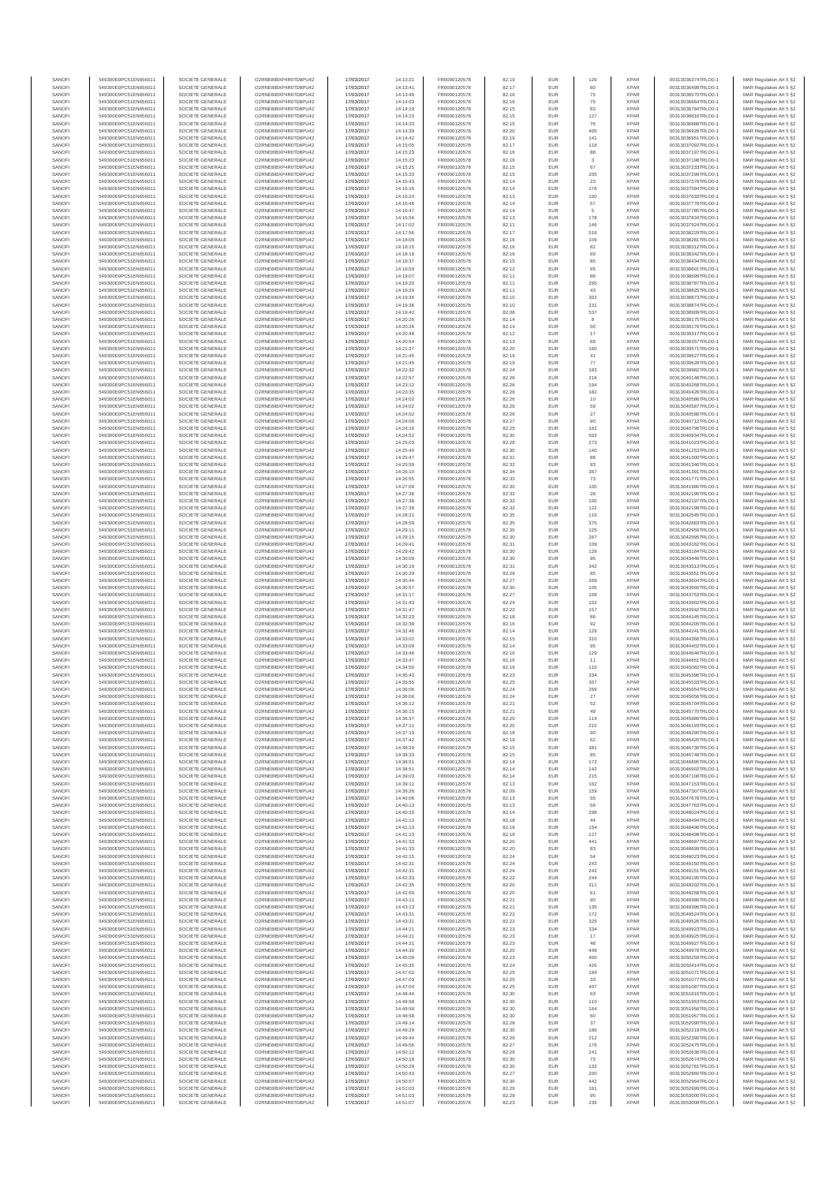| SANOFI | 549300E9PC51EN656011 | SOCIETE GENERALE | O2RNE8IBXP4R0TD8PU42 | 17/03/2017 | 14:13:21 | FR0000120578 | 82.19 | EUR | 126 | XPAR | 00313036374TRLO0-1 | MAR Regulation Art 5 §2 |
|---|---|---|---|---|---|---|---|---|---|---|---|---|
| SANOFI | 549300E9PC51EN656011 | SOCIETE GENERALE | O2RNE8IBXP4R0TD8PU42 | 17/03/2017 | 14:13:41 | FR0000120578 | 82.17 | EUR | 80 | XPAR | 00313036498TRLO0-1 | MAR Regulation Art 5 §2 |
| SANOFI | 549300E9PC51EN656011 | SOCIETE GENERALE | O2RNE8IBXP4R0TD8PU42 | 17/03/2017 | 14:13:49 | FR0000120578 | 82.16 | EUR | 75 | XPAR | 00313036570TRLO0-1 | MAR Regulation Art 5 §2 |
| SANOFI | 549300E9PC51EN656011 | SOCIETE GENERALE | O2RNE8IBXP4R0TD8PU42 | 17/03/2017 | 14:14:03 | FR0000120578 | 82.16 | EUR | 75 | XPAR | 00313036664TRLO0-1 | MAR Regulation Art 5 §2 |
| SANOFI | 549300E9PC51EN656011 | SOCIETE GENERALE | O2RNE8IBXP4R0TD8PU42 | 17/03/2017 | 14:14:19 | FR0000120578 | 82.15 | EUR | 83 | XPAR | 00313036784TRLO0-1 | MAR Regulation Art 5 §2 |
| SANOFI | 549300E9PC51EN656011 | SOCIETE GENERALE | O2RNE8IBXP4R0TD8PU42 | 17/03/2017 | 14:14:23 | FR0000120578 | 82.15 | EUR | 127 | XPAR | 00313036816TRLO0-1 | MAR Regulation Art 5 §2 |
| SANOFI | 549300E9PC51EN656011 | SOCIETE GENERALE | O2RNE8IBXP4R0TD8PU42 | 17/03/2017 | 14:14:33 | FR0000120578 | 82.15 | EUR | 76 | XPAR | 00313036888TRLO0-1 | MAR Regulation Art 5 §2 |
| SANOFI | 549300E9PC51EN656011 | SOCIETE GENERALE | O2RNE8IBXP4R0TD8PU42 | 17/03/2017 | 14:14:39 | FR0000120578 | 82.20 | EUR | 405 | XPAR | 00313036926TRLO0-1 | MAR Regulation Art 5 §2 |
| SANOFI | 549300E9PC51EN656011 | SOCIETE GENERALE | O2RNE8IBXP4R0TD8PU42 | 17/03/2017 | 14:14:42 | FR0000120578 | 82.19 | EUR | 141 | XPAR | 00313036951TRLO0-1 | MAR Regulation Art 5 §2 |
| SANOFI | 549300E9PC51EN656011 | SOCIETE GENERALE | O2RNE8IBXP4R0TD8PU42 | 17/03/2017 | 14:15:05 | FR0000120578 | 82.17 | EUR | 118 | XPAR | 00313037092TRLO0-1 | MAR Regulation Art 5 §2 |
| SANOFI | 549300E9PC51EN656011 | SOCIETE GENERALE | O2RNE8IBXP4R0TD8PU42 | 17/03/2017 | 14:15:23 | FR0000120578 | 82.16 | EUR | 88 | XPAR | 00313037197TRLO0-1 | MAR Regulation Art 5 §2 |
| SANOFI | 549300E9PC51EN656011 | SOCIETE GENERALE | O2RNE8IBXP4R0TD8PU42 | 17/03/2017 | 14:15:23 | FR0000120578 | 82.16 | EUR | 3 | XPAR | 00313037198TRLO0-1 | MAR Regulation Art 5 §2 |
| SANOFI | 549300E9PC51EN656011 | SOCIETE GENERALE | O2RNE8IBXP4R0TD8PU42 | 17/03/2017 | 14:15:25 | FR0000120578 | 82.15 | EUR | 67 | XPAR | 00313037233TRLO0-1 | MAR Regulation Art 5 §2 |
| SANOFI | 549300E9PC51EN656011 | SOCIETE GENERALE | O2RNE8IBXP4R0TD8PU42 | 17/03/2017 | 14:15:33 | FR0000120578 | 82.15 | EUR | 205 | XPAR | 00313037299TRLO0-1 | MAR Regulation Art 5 §2 |
| SANOFI | 549300E9PC51EN656011 | SOCIETE GENERALE | O2RNE8IBXP4R0TD8PU42 | 17/03/2017 | 14:15:43 | FR0000120578 | 82.14 | EUR | 23 | XPAR | 00313037376TRLO0-1 | MAR Regulation Art 5 §2 |
| SANOFI | 549300E9PC51EN656011 | SOCIETE GENERALE | O2RNE8IBXP4R0TD8PU42 | 17/03/2017 | 14:16:16 | FR0000120578 | 82.14 | EUR | 176 | XPAR | 00313037594TRLO0-1 | MAR Regulation Art 5 §2 |
| SANOFI | 549300E9PC51EN656011 | SOCIETE GENERALE | O2RNE8IBXP4R0TD8PU42 | 17/03/2017 | 14:16:24 | FR0000120578 | 82.13 | EUR | 100 | XPAR | 00313037633TRLO0-1 | MAR Regulation Art 5 §2 |
| SANOFI | 549300E9PC51EN656011 | SOCIETE GENERALE | O2RNE8IBXP4R0TD8PU42 | 17/03/2017 | 14:16:46 | FR0000120578 | 82.14 | EUR | 57 | XPAR | 00313037778TRLO0-1 | MAR Regulation Art 5 §2 |
| SANOFI | 549300E9PC51EN656011 | SOCIETE GENERALE | O2RNE8IBXP4R0TD8PU42 | 17/03/2017 | 14:16:47 | FR0000120578 | 82.14 | EUR | 5 | XPAR | 00313037785TRLO0-1 | MAR Regulation Art 5 §2 |
| SANOFI | 549300E9PC51EN656011 | SOCIETE GENERALE | O2RNE8IBXP4R0TD8PU42 | 17/03/2017 | 14:16:56 | FR0000120578 | 82.13 | EUR | 178 | XPAR | 00313037834TRLO0-1 | MAR Regulation Art 5 §2 |
| SANOFI | 549300E9PC51EN656011 | SOCIETE GENERALE | O2RNE8IBXP4R0TD8PU42 | 17/03/2017 | 14:17:02 | FR0000120578 | 82.11 | EUR | 146 | XPAR | 00313037924TRLO0-1 | MAR Regulation Art 5 §2 |
| SANOFI | 549300E9PC51EN656011 | SOCIETE GENERALE | O2RNE8IBXP4R0TD8PU42 | 17/03/2017 | 14:17:56 | FR0000120578 | 82.17 | EUR | 516 | XPAR | 00313038229TRLO0-1 | MAR Regulation Art 5 §2 |
| SANOFI | 549300E9PC51EN656011 | SOCIETE GENERALE | O2RNE8IBXP4R0TD8PU42 | 17/03/2017 | 14:18:09 | FR0000120578 | 82.16 | EUR | 109 | XPAR | 00313038281TRLO0-1 | MAR Regulation Art 5 §2 |
| SANOFI | 549300E9PC51EN656011 | SOCIETE GENERALE | O2RNE8IBXP4R0TD8PU42 | 17/03/2017 | 14:18:15 | FR0000120578 | 82.16 | EUR | 82 | XPAR | 00313038312TRLO0-1 | MAR Regulation Art 5 §2 |
| SANOFI | 549300E9PC51EN656011 | SOCIETE GENERALE | O2RNE8IBXP4R0TD8PU42 | 17/03/2017 | 14:18:19 | FR0000120578 | 82.16 | EUR | 69 | XPAR | 00313038342TRLO0-1 | MAR Regulation Art 5 §2 |
| SANOFI | 549300E9PC51EN656011 | SOCIETE GENERALE | O2RNE8IBXP4R0TD8PU42 | 17/03/2017 | 14:18:37 | FR0000120578 | 82.15 | EUR | 85 | XPAR | 00313038434TRLO0-1 | MAR Regulation Art 5 §2 |
| SANOFI | 549300E9PC51EN656011 | SOCIETE GENERALE | O2RNE8IBXP4R0TD8PU42 | 17/03/2017 | 14:18:59 | FR0000120578 | 82.12 | EUR | 65 | XPAR | 00313038601TRLO0-1 | MAR Regulation Art 5 §2 |
| SANOFI | 549300E9PC51EN656011 | SOCIETE GENERALE | O2RNE8IBXP4R0TD8PU42 | 17/03/2017 | 14:19:07 | FR0000120578 | 82.11 | EUR | 86 | XPAR | 00313038669TRLO0-1 | MAR Regulation Art 5 §2 |
| SANOFI | 549300E9PC51EN656011 | SOCIETE GENERALE | O2RNE8IBXP4R0TD8PU42 | 17/03/2017 | 14:19:20 | FR0000120578 | 82.11 | EUR | 295 | XPAR | 00313038787TRLO0-1 | MAR Regulation Art 5 §2 |
| SANOFI | 549300E9PC51EN656011 | SOCIETE GENERALE | O2RNE8IBXP4R0TD8PU42 | 17/03/2017 | 14:19:29 | FR0000120578 | 82.11 | EUR | 43 | XPAR | 00313038825TRLO0-1 | MAR Regulation Art 5 §2 |
| SANOFI | 549300E9PC51EN656011 | SOCIETE GENERALE | O2RNE8IBXP4R0TD8PU42 | 17/03/2017 | 14:19:36 | FR0000120578 | 82.10 | EUR | 302 | XPAR | 00313038873TRLO0-1 | MAR Regulation Art 5 §2 |
| SANOFI | 549300E9PC51EN656011 | SOCIETE GENERALE | O2RNE8IBXP4R0TD8PU42 | 17/03/2017 | 14:19:36 | FR0000120578 | 82.10 | EUR | 231 | XPAR | 00313038874TRLO0-1 | MAR Regulation Art 5 §2 |
| SANOFI | 549300E9PC51EN656011 | SOCIETE GENERALE | O2RNE8IBXP4R0TD8PU42 | 17/03/2017 | 14:19:42 | FR0000120578 | 82.08 | EUR | 537 | XPAR | 00313038909TRLO0-1 | MAR Regulation Art 5 §2 |
| SANOFI | 549300E9PC51EN656011 | SOCIETE GENERALE | O2RNE8IBXP4R0TD8PU42 | 17/03/2017 | 14:20:26 | FR0000120578 | 82.14 | EUR | 8 | XPAR | 00313039175TRLO0-1 | MAR Regulation Art 5 §2 |
| SANOFI | 549300E9PC51EN656011 | SOCIETE GENERALE | O2RNE8IBXP4R0TD8PU42 | 17/03/2017 | 14:20:26 | FR0000120578 | 82.14 | EUR | 50 | XPAR | 00313039176TRLO0-1 | MAR Regulation Art 5 §2 |
| SANOFI | 549300E9PC51EN656011 | SOCIETE GENERALE | O2RNE8IBXP4R0TD8PU42 | 17/03/2017 | 14:20:48 | FR0000120578 | 82.12 | EUR | 17 | XPAR | 00313039317TRLO0-1 | MAR Regulation Art 5 §2 |
| SANOFI | 549300E9PC51EN656011 | SOCIETE GENERALE | O2RNE8IBXP4R0TD8PU42 | 17/03/2017 | 14:20:54 | FR0000120578 | 82.13 | EUR | 68 | XPAR | 00313039357TRLO0-1 | MAR Regulation Art 5 §2 |
| SANOFI | 549300E9PC51EN656011 | SOCIETE GENERALE | O2RNE8IBXP4R0TD8PU42 | 17/03/2017 | 14:21:37 | FR0000120578 | 82.20 | EUR | 160 | XPAR | 00313039571TRLO0-1 | MAR Regulation Art 5 §2 |
| SANOFI | 549300E9PC51EN656011 | SOCIETE GENERALE | O2RNE8IBXP4R0TD8PU42 | 17/03/2017 | 14:21:45 | FR0000120578 | 82.19 | EUR | 41 | XPAR | 00313039627TRLO0-1 | MAR Regulation Art 5 §2 |
| SANOFI | 549300E9PC51EN656011 | SOCIETE GENERALE | O2RNE8IBXP4R0TD8PU42 | 17/03/2017 | 14:21:45 | FR0000120578 | 82.19 | EUR | 77 | XPAR | 00313039628TRLO0-1 | MAR Regulation Art 5 §2 |
| SANOFI | 549300E9PC51EN656011 | SOCIETE GENERALE | O2RNE8IBXP4R0TD8PU42 | 17/03/2017 | 14:22:32 | FR0000120578 | 82.24 | EUR | 183 | XPAR | 00313039982TRLO0-1 | MAR Regulation Art 5 §2 |
| SANOFI | 549300E9PC51EN656011 | SOCIETE GENERALE | O2RNE8IBXP4R0TD8PU42 | 17/03/2017 | 14:22:57 | FR0000120578 | 82.26 | EUR | 216 | XPAR | 00313040148TRLO0-1 | MAR Regulation Art 5 §2 |
| SANOFI | 549300E9PC51EN656011 | SOCIETE GENERALE | O2RNE8IBXP4R0TD8PU42 | 17/03/2017 | 14:23:12 | FR0000120578 | 82.26 | EUR | 194 | XPAR | 00313040268TRLO0-1 | MAR Regulation Art 5 §2 |
| SANOFI | 549300E9PC51EN656011 | SOCIETE GENERALE | O2RNE8IBXP4R0TD8PU42 | 17/03/2017 | 14:23:35 | FR0000120578 | 82.26 | EUR | 182 | XPAR | 00313040426TRLO0-1 | MAR Regulation Art 5 §2 |
| SANOFI | 549300E9PC51EN656011 | SOCIETE GENERALE | O2RNE8IBXP4R0TD8PU42 | 17/03/2017 | 14:24:02 | FR0000120578 | 82.26 | EUR | 10 | XPAR | 00313040586TRLO0-1 | MAR Regulation Art 5 §2 |
| SANOFI | 549300E9PC51EN656011 | SOCIETE GENERALE | O2RNE8IBXP4R0TD8PU42 | 17/03/2017 | 14:24:02 | FR0000120578 | 82.26 | EUR | 59 | XPAR | 00313040587TRLO0-1 | MAR Regulation Art 5 §2 |
| SANOFI | 549300E9PC51EN656011 | SOCIETE GENERALE | O2RNE8IBXP4R0TD8PU42 | 17/03/2017 | 14:24:02 | FR0000120578 | 82.26 | EUR | 27 | XPAR | 00313040588TRLO0-1 | MAR Regulation Art 5 §2 |
| SANOFI | 549300E9PC51EN656011 | SOCIETE GENERALE | O2RNE8IBXP4R0TD8PU42 | 17/03/2017 | 14:24:06 | FR0000120578 | 82.27 | EUR | 90 | XPAR | 00313040712TRLO0-1 | MAR Regulation Art 5 §2 |
| SANOFI | 549300E9PC51EN656011 | SOCIETE GENERALE | O2RNE8IBXP4R0TD8PU42 | 17/03/2017 | 14:24:16 | FR0000120578 | 82.25 | EUR | 162 | XPAR | 00313040796TRLO0-1 | MAR Regulation Art 5 §2 |
| SANOFI | 549300E9PC51EN656011 | SOCIETE GENERALE | O2RNE8IBXP4R0TD8PU42 | 17/03/2017 | 14:24:52 | FR0000120578 | 82.30 | EUR | 502 | XPAR | 00313040934TRLO0-1 | MAR Regulation Art 5 §2 |
| SANOFI | 549300E9PC51EN656011 | SOCIETE GENERALE | O2RNE8IBXP4R0TD8PU42 | 17/03/2017 | 14:25:03 | FR0000120578 | 82.28 | EUR | 273 | XPAR | 00313041023TRLO0-1 | MAR Regulation Art 5 §2 |
| SANOFI | 549300E9PC51EN656011 | SOCIETE GENERALE | O2RNE8IBXP4R0TD8PU42 | 17/03/2017 | 14:25:40 | FR0000120578 | 82.30 | EUR | 140 | XPAR | 00313041257TRLO0-1 | MAR Regulation Art 5 §2 |
| SANOFI | 549300E9PC51EN656011 | SOCIETE GENERALE | O2RNE8IBXP4R0TD8PU42 | 17/03/2017 | 14:25:47 | FR0000120578 | 82.31 | EUR | 88 | XPAR | 00313041300TRLO0-1 | MAR Regulation Art 5 §2 |
| SANOFI | 549300E9PC51EN656011 | SOCIETE GENERALE | O2RNE8IBXP4R0TD8PU42 | 17/03/2017 | 14:25:59 | FR0000120578 | 82.32 | EUR | 93 | XPAR | 00313041346TRLO0-1 | MAR Regulation Art 5 §2 |
| SANOFI | 549300E9PC51EN656011 | SOCIETE GENERALE | O2RNE8IBXP4R0TD8PU42 | 17/03/2017 | 14:26:10 | FR0000120578 | 82.34 | EUR | 367 | XPAR | 00313041391TRLO0-1 | MAR Regulation Art 5 §2 |
| SANOFI | 549300E9PC51EN656011 | SOCIETE GENERALE | O2RNE8IBXP4R0TD8PU42 | 17/03/2017 | 14:26:55 | FR0000120578 | 82.33 | EUR | 73 | XPAR | 00313041771TRLO0-1 | MAR Regulation Art 5 §2 |
| SANOFI | 549300E9PC51EN656011 | SOCIETE GENERALE | O2RNE8IBXP4R0TD8PU42 | 17/03/2017 | 14:27:09 | FR0000120578 | 82.30 | EUR | 100 | XPAR | 00313041980TRLO0-1 | MAR Regulation Art 5 §2 |
| SANOFI | 549300E9PC51EN656011 | SOCIETE GENERALE | O2RNE8IBXP4R0TD8PU42 | 17/03/2017 | 14:27:38 | FR0000120578 | 82.32 | EUR | 28 | XPAR | 00313042196TRLO0-1 | MAR Regulation Art 5 §2 |
| SANOFI | 549300E9PC51EN656011 | SOCIETE GENERALE | O2RNE8IBXP4R0TD8PU42 | 17/03/2017 | 14:27:38 | FR0000120578 | 82.32 | EUR | 100 | XPAR | 00313042197TRLO0-1 | MAR Regulation Art 5 §2 |
| SANOFI | 549300E9PC51EN656011 | SOCIETE GENERALE | O2RNE8IBXP4R0TD8PU42 | 17/03/2017 | 14:27:39 | FR0000120578 | 82.32 | EUR | 122 | XPAR | 00313042198TRLO0-1 | MAR Regulation Art 5 §2 |
| SANOFI | 549300E9PC51EN656011 | SOCIETE GENERALE | O2RNE8IBXP4R0TD8PU42 | 17/03/2017 | 14:28:21 | FR0000120578 | 82.35 | EUR | 116 | XPAR | 00313042545TRLO0-1 | MAR Regulation Art 5 §2 |
| SANOFI | 549300E9PC51EN656011 | SOCIETE GENERALE | O2RNE8IBXP4R0TD8PU42 | 17/03/2017 | 14:28:59 | FR0000120578 | 82.35 | EUR | 375 | XPAR | 00313042883TRLO0-1 | MAR Regulation Art 5 §2 |
| SANOFI | 549300E9PC51EN656011 | SOCIETE GENERALE | O2RNE8IBXP4R0TD8PU42 | 17/03/2017 | 14:29:11 | FR0000120578 | 82.35 | EUR | 125 | XPAR | 00313042959TRLO0-1 | MAR Regulation Art 5 §2 |
| SANOFI | 549300E9PC51EN656011 | SOCIETE GENERALE | O2RNE8IBXP4R0TD8PU42 | 17/03/2017 | 14:29:15 | FR0000120578 | 82.30 | EUR | 267 | XPAR | 00313042995TRLO0-1 | MAR Regulation Art 5 §2 |
| SANOFI | 549300E9PC51EN656011 | SOCIETE GENERALE | O2RNE8IBXP4R0TD8PU42 | 17/03/2017 | 14:29:41 | FR0000120578 | 82.31 | EUR | 109 | XPAR | 00313043162TRLO0-1 | MAR Regulation Art 5 §2 |
| SANOFI | 549300E9PC51EN656011 | SOCIETE GENERALE | O2RNE8IBXP4R0TD8PU42 | 17/03/2017 | 14:29:42 | FR0000120578 | 82.30 | EUR | 129 | XPAR | 00313043184TRLO0-1 | MAR Regulation Art 5 §2 |
| SANOFI | 549300E9PC51EN656011 | SOCIETE GENERALE | O2RNE8IBXP4R0TD8PU42 | 17/03/2017 | 14:30:09 | FR0000120578 | 82.30 | EUR | 96 | XPAR | 00313043446TRLO0-1 | MAR Regulation Art 5 §2 |
| SANOFI | 549300E9PC51EN656011 | SOCIETE GENERALE | O2RNE8IBXP4R0TD8PU42 | 17/03/2017 | 14:30:19 | FR0000120578 | 82.31 | EUR | 342 | XPAR | 00313043513TRLO0-1 | MAR Regulation Art 5 §2 |
| SANOFI | 549300E9PC51EN656011 | SOCIETE GENERALE | O2RNE8IBXP4R0TD8PU42 | 17/03/2017 | 14:30:29 | FR0000120578 | 82.29 | EUR | 85 | XPAR | 00313043551TRLO0-1 | MAR Regulation Art 5 §2 |
| SANOFI | 549300E9PC51EN656011 | SOCIETE GENERALE | O2RNE8IBXP4R0TD8PU42 | 17/03/2017 | 14:30:44 | FR0000120578 | 82.27 | EUR | 269 | XPAR | 00313043604TRLO0-1 | MAR Regulation Art 5 §2 |
| SANOFI | 549300E9PC51EN656011 | SOCIETE GENERALE | O2RNE8IBXP4R0TD8PU42 | 17/03/2017 | 14:30:57 | FR0000120578 | 82.30 | EUR | 105 | XPAR | 00313043660TRLO0-1 | MAR Regulation Art 5 §2 |
| SANOFI | 549300E9PC51EN656011 | SOCIETE GENERALE | O2RNE8IBXP4R0TD8PU42 | 17/03/2017 | 14:31:17 | FR0000120578 | 82.27 | EUR | 108 | XPAR | 00313043753TRLO0-1 | MAR Regulation Art 5 §2 |
| SANOFI | 549300E9PC51EN656011 | SOCIETE GENERALE | O2RNE8IBXP4R0TD8PU42 | 17/03/2017 | 14:31:43 | FR0000120578 | 82.24 | EUR | 102 | XPAR | 00313043902TRLO0-1 | MAR Regulation Art 5 §2 |
| SANOFI | 549300E9PC51EN656011 | SOCIETE GENERALE | O2RNE8IBXP4R0TD8PU42 | 17/03/2017 | 14:31:47 | FR0000120578 | 82.22 | EUR | 157 | XPAR | 00313043942TRLO0-1 | MAR Regulation Art 5 §2 |
| SANOFI | 549300E9PC51EN656011 | SOCIETE GENERALE | O2RNE8IBXP4R0TD8PU42 | 17/03/2017 | 14:32:23 | FR0000120578 | 82.18 | EUR | 86 | XPAR | 00313044146TRLO0-1 | MAR Regulation Art 5 §2 |
| SANOFI | 549300E9PC51EN656011 | SOCIETE GENERALE | O2RNE8IBXP4R0TD8PU42 | 17/03/2017 | 14:32:39 | FR0000120578 | 82.16 | EUR | 92 | XPAR | 00313044205TRLO0-1 | MAR Regulation Art 5 §2 |
| SANOFI | 549300E9PC51EN656011 | SOCIETE GENERALE | O2RNE8IBXP4R0TD8PU42 | 17/03/2017 | 14:32:46 | FR0000120578 | 82.14 | EUR | 129 | XPAR | 00313044241TRLO0-1 | MAR Regulation Art 5 §2 |
| SANOFI | 549300E9PC51EN656011 | SOCIETE GENERALE | O2RNE8IBXP4R0TD8PU42 | 17/03/2017 | 14:33:02 | FR0000120578 | 82.15 | EUR | 310 | XPAR | 00313044386TRLO0-1 | MAR Regulation Art 5 §2 |
| SANOFI | 549300E9PC51EN656011 | SOCIETE GENERALE | O2RNE8IBXP4R0TD8PU42 | 17/03/2017 | 14:33:09 | FR0000120578 | 82.14 | EUR | 95 | XPAR | 00313044412TRLO0-1 | MAR Regulation Art 5 §2 |
| SANOFI | 549300E9PC51EN656011 | SOCIETE GENERALE | O2RNE8IBXP4R0TD8PU42 | 17/03/2017 | 14:33:46 | FR0000120578 | 82.16 | EUR | 129 | XPAR | 00313044646TRLO0-1 | MAR Regulation Art 5 §2 |
| SANOFI | 549300E9PC51EN656011 | SOCIETE GENERALE | O2RNE8IBXP4R0TD8PU42 | 17/03/2017 | 14:33:47 | FR0000120578 | 82.16 | EUR | 11 | XPAR | 00313044651TRLO0-1 | MAR Regulation Art 5 §2 |
| SANOFI | 549300E9PC51EN656011 | SOCIETE GENERALE | O2RNE8IBXP4R0TD8PU42 | 17/03/2017 | 14:34:50 | FR0000120578 | 82.19 | EUR | 110 | XPAR | 00313045082TRLO0-1 | MAR Regulation Art 5 §2 |
| SANOFI | 549300E9PC51EN656011 | SOCIETE GENERALE | O2RNE8IBXP4R0TD8PU42 | 17/03/2017 | 14:35:43 | FR0000120578 | 82.23 | EUR | 334 | XPAR | 00313045396TRLO0-1 | MAR Regulation Art 5 §2 |
| SANOFI | 549300E9PC51EN656011 | SOCIETE GENERALE | O2RNE8IBXP4R0TD8PU42 | 17/03/2017 | 14:35:55 | FR0000120578 | 82.25 | EUR | 307 | XPAR | 00313045525TRLO0-1 | MAR Regulation Art 5 §2 |
| SANOFI | 549300E9PC51EN656011 | SOCIETE GENERALE | O2RNE8IBXP4R0TD8PU42 | 17/03/2017 | 14:36:06 | FR0000120578 | 82.24 | EUR | 269 | XPAR | 00313045654TRLO0-1 | MAR Regulation Art 5 §2 |
| SANOFI | 549300E9PC51EN656011 | SOCIETE GENERALE | O2RNE8IBXP4R0TD8PU42 | 17/03/2017 | 14:36:06 | FR0000120578 | 82.24 | EUR | 27 | XPAR | 00313045656TRLO0-1 | MAR Regulation Art 5 §2 |
| SANOFI | 549300E9PC51EN656011 | SOCIETE GENERALE | O2RNE8IBXP4R0TD8PU42 | 17/03/2017 | 14:36:12 | FR0000120578 | 82.21 | EUR | 52 | XPAR | 00313045709TRLO0-1 | MAR Regulation Art 5 §2 |
| SANOFI | 549300E9PC51EN656011 | SOCIETE GENERALE | O2RNE8IBXP4R0TD8PU42 | 17/03/2017 | 14:36:15 | FR0000120578 | 82.21 | EUR | 49 | XPAR | 00313045770TRLO0-1 | MAR Regulation Art 5 §2 |
| SANOFI | 549300E9PC51EN656011 | SOCIETE GENERALE | O2RNE8IBXP4R0TD8PU42 | 17/03/2017 | 14:36:37 | FR0000120578 | 82.20 | EUR | 114 | XPAR | 00313045989TRLO0-1 | MAR Regulation Art 5 §2 |
| SANOFI | 549300E9PC51EN656011 | SOCIETE GENERALE | O2RNE8IBXP4R0TD8PU42 | 17/03/2017 | 14:37:11 | FR0000120578 | 82.20 | EUR | 215 | XPAR | 00313046193TRLO0-1 | MAR Regulation Art 5 §2 |
| SANOFI | 549300E9PC51EN656011 | SOCIETE GENERALE | O2RNE8IBXP4R0TD8PU42 | 17/03/2017 | 14:37:19 | FR0000120578 | 82.18 | EUR | 90 | XPAR | 00313046290TRLO0-1 | MAR Regulation Art 5 §2 |
| SANOFI | 549300E9PC51EN656011 | SOCIETE GENERALE | O2RNE8IBXP4R0TD8PU42 | 17/03/2017 | 14:37:42 | FR0000120578 | 82.19 | EUR | 62 | XPAR | 00313046420TRLO0-1 | MAR Regulation Art 5 §2 |
| SANOFI | 549300E9PC51EN656011 | SOCIETE GENERALE | O2RNE8IBXP4R0TD8PU42 | 17/03/2017 | 14:38:29 | FR0000120578 | 82.15 | EUR | 381 | XPAR | 00313046730TRLO0-1 | MAR Regulation Art 5 §2 |
| SANOFI | 549300E9PC51EN656011 | SOCIETE GENERALE | O2RNE8IBXP4R0TD8PU42 | 17/03/2017 | 14:38:33 | FR0000120578 | 82.15 | EUR | 85 | XPAR | 00313046748TRLO0-1 | MAR Regulation Art 5 §2 |
| SANOFI | 549300E9PC51EN656011 | SOCIETE GENERALE | O2RNE8IBXP4R0TD8PU42 | 17/03/2017 | 14:38:51 | FR0000120578 | 82.14 | EUR | 172 | XPAR | 00313046885TRLO0-1 | MAR Regulation Art 5 §2 |
| SANOFI | 549300E9PC51EN656011 | SOCIETE GENERALE | O2RNE8IBXP4R0TD8PU42 | 17/03/2017 | 14:38:51 | FR0000120578 | 82.14 | EUR | 142 | XPAR | 00313046902TRLO0-1 | MAR Regulation Art 5 §2 |
| SANOFI | 549300E9PC51EN656011 | SOCIETE GENERALE | O2RNE8IBXP4R0TD8PU42 | 17/03/2017 | 14:39:03 | FR0000120578 | 82.14 | EUR | 215 | XPAR | 00313047108TRLO0-1 | MAR Regulation Art 5 §2 |
| SANOFI | 549300E9PC51EN656011 | SOCIETE GENERALE | O2RNE8IBXP4R0TD8PU42 | 17/03/2017 | 14:39:11 | FR0000120578 | 82.13 | EUR | 162 | XPAR | 00313047153TRLO0-1 | MAR Regulation Art 5 §2 |
| SANOFI | 549300E9PC51EN656011 | SOCIETE GENERALE | O2RNE8IBXP4R0TD8PU42 | 17/03/2017 | 14:39:26 | FR0000120578 | 82.09 | EUR | 159 | XPAR | 00313047307TRLO0-1 | MAR Regulation Art 5 §2 |
| SANOFI | 549300E9PC51EN656011 | SOCIETE GENERALE | O2RNE8IBXP4R0TD8PU42 | 17/03/2017 | 14:40:06 | FR0000120578 | 82.13 | EUR | 56 | XPAR | 00313047678TRLO0-1 | MAR Regulation Art 5 §2 |
| SANOFI | 549300E9PC51EN656011 | SOCIETE GENERALE | O2RNE8IBXP4R0TD8PU42 | 17/03/2017 | 14:40:13 | FR0000120578 | 82.13 | EUR | 56 | XPAR | 00313047763TRLO0-1 | MAR Regulation Art 5 §2 |
| SANOFI | 549300E9PC51EN656011 | SOCIETE GENERALE | O2RNE8IBXP4R0TD8PU42 | 17/03/2017 | 14:40:33 | FR0000120578 | 82.14 | EUR | 298 | XPAR | 00313048024TRLO0-1 | MAR Regulation Art 5 §2 |
| SANOFI | 549300E9PC51EN656011 | SOCIETE GENERALE | O2RNE8IBXP4R0TD8PU42 | 17/03/2017 | 14:41:13 | FR0000120578 | 82.18 | EUR | 44 | XPAR | 00313048494TRLO0-1 | MAR Regulation Art 5 §2 |
| SANOFI | 549300E9PC51EN656011 | SOCIETE GENERALE | O2RNE8IBXP4R0TD8PU42 | 17/03/2017 | 14:41:13 | FR0000120578 | 82.18 | EUR | 154 | XPAR | 00313048496TRLO0-1 | MAR Regulation Art 5 §2 |
| SANOFI | 549300E9PC51EN656011 | SOCIETE GENERALE | O2RNE8IBXP4R0TD8PU42 | 17/03/2017 | 14:41:13 | FR0000120578 | 82.18 | EUR | 127 | XPAR | 00313048498TRLO0-1 | MAR Regulation Art 5 §2 |
| SANOFI | 549300E9PC51EN656011 | SOCIETE GENERALE | O2RNE8IBXP4R0TD8PU42 | 17/03/2017 | 14:41:33 | FR0000120578 | 82.20 | EUR | 441 | XPAR | 00313048697TRLO0-1 | MAR Regulation Art 5 §2 |
| SANOFI | 549300E9PC51EN656011 | SOCIETE GENERALE | O2RNE8IBXP4R0TD8PU42 | 17/03/2017 | 14:41:33 | FR0000120578 | 82.20 | EUR | 83 | XPAR | 00313048699TRLO0-1 | MAR Regulation Art 5 §2 |
| SANOFI | 549300E9PC51EN656011 | SOCIETE GENERALE | O2RNE8IBXP4R0TD8PU42 | 17/03/2017 | 14:42:15 | FR0000120578 | 82.24 | EUR | 54 | XPAR | 00313049023TRLO0-1 | MAR Regulation Art 5 §2 |
| SANOFI | 549300E9PC51EN656011 | SOCIETE GENERALE | O2RNE8IBXP4R0TD8PU42 | 17/03/2017 | 14:42:31 | FR0000120578 | 82.24 | EUR | 243 | XPAR | 00313049150TRLO0-1 | MAR Regulation Art 5 §2 |
| SANOFI | 549300E9PC51EN656011 | SOCIETE GENERALE | O2RNE8IBXP4R0TD8PU42 | 17/03/2017 | 14:42:31 | FR0000120578 | 82.24 | EUR | 242 | XPAR | 00313049151TRLO0-1 | MAR Regulation Art 5 §2 |
| SANOFI | 549300E9PC51EN656011 | SOCIETE GENERALE | O2RNE8IBXP4R0TD8PU42 | 17/03/2017 | 14:42:33 | FR0000120578 | 82.22 | EUR | 244 | XPAR | 00313049195TRLO0-1 | MAR Regulation Art 5 §2 |
| SANOFI | 549300E9PC51EN656011 | SOCIETE GENERALE | O2RNE8IBXP4R0TD8PU42 | 17/03/2017 | 14:42:35 | FR0000120578 | 82.20 | EUR | 311 | XPAR | 00313049202TRLO0-1 | MAR Regulation Art 5 §2 |
| SANOFI | 549300E9PC51EN656011 | SOCIETE GENERALE | O2RNE8IBXP4R0TD8PU42 | 17/03/2017 | 14:42:50 | FR0000120578 | 82.20 | EUR | 61 | XPAR | 00313049258TRLO0-1 | MAR Regulation Art 5 §2 |
| SANOFI | 549300E9PC51EN656011 | SOCIETE GENERALE | O2RNE8IBXP4R0TD8PU42 | 17/03/2017 | 14:43:11 | FR0000120578 | 82.21 | EUR | 90 | XPAR | 00313049380TRLO0-1 | MAR Regulation Art 5 §2 |
| SANOFI | 549300E9PC51EN656011 | SOCIETE GENERALE | O2RNE8IBXP4R0TD8PU42 | 17/03/2017 | 14:43:13 | FR0000120578 | 82.21 | EUR | 135 | XPAR | 00313049396TRLO0-1 | MAR Regulation Art 5 §2 |
| SANOFI | 549300E9PC51EN656011 | SOCIETE GENERALE | O2RNE8IBXP4R0TD8PU42 | 17/03/2017 | 14:43:31 | FR0000120578 | 82.22 | EUR | 173 | XPAR | 00313049524TRLO0-1 | MAR Regulation Art 5 §2 |
| SANOFI | 549300E9PC51EN656011 | SOCIETE GENERALE | O2RNE8IBXP4R0TD8PU42 | 17/03/2017 | 14:43:31 | FR0000120578 | 82.22 | EUR | 325 | XPAR | 00313049526TRLO0-1 | MAR Regulation Art 5 §2 |
| SANOFI | 549300E9PC51EN656011 | SOCIETE GENERALE | O2RNE8IBXP4R0TD8PU42 | 17/03/2017 | 14:44:21 | FR0000120578 | 82.23 | EUR | 334 | XPAR | 00313049923TRLO0-1 | MAR Regulation Art 5 §2 |
| SANOFI | 549300E9PC51EN656011 | SOCIETE GENERALE | O2RNE8IBXP4R0TD8PU42 | 17/03/2017 | 14:44:21 | FR0000120578 | 82.23 | EUR | 17 | XPAR | 00313049925TRLO0-1 | MAR Regulation Art 5 §2 |
| SANOFI | 549300E9PC51EN656011 | SOCIETE GENERALE | O2RNE8IBXP4R0TD8PU42 | 17/03/2017 | 14:44:21 | FR0000120578 | 82.23 | EUR | 48 | XPAR | 00313049927TRLO0-1 | MAR Regulation Art 5 §2 |
| SANOFI | 549300E9PC51EN656011 | SOCIETE GENERALE | O2RNE8IBXP4R0TD8PU42 | 17/03/2017 | 14:44:30 | FR0000120578 | 82.20 | EUR | 448 | XPAR | 00313049976TRLO0-1 | MAR Regulation Art 5 §2 |
| SANOFI | 549300E9PC51EN656011 | SOCIETE GENERALE | O2RNE8IBXP4R0TD8PU42 | 17/03/2017 | 14:45:09 | FR0000120578 | 82.23 | EUR | 400 | XPAR | 00313050256TRLO0-1 | MAR Regulation Art 5 §2 |
| SANOFI | 549300E9PC51EN656011 | SOCIETE GENERALE | O2RNE8IBXP4R0TD8PU42 | 17/03/2017 | 14:45:35 | FR0000120578 | 82.24 | EUR | 426 | XPAR | 00313050414TRLO0-1 | MAR Regulation Art 5 §2 |
| SANOFI | 549300E9PC51EN656011 | SOCIETE GENERALE | O2RNE8IBXP4R0TD8PU42 | 17/03/2017 | 14:47:02 | FR0000120578 | 82.25 | EUR | 184 | XPAR | 00313051071TRLO0-1 | MAR Regulation Art 5 §2 |
| SANOFI | 549300E9PC51EN656011 | SOCIETE GENERALE | O2RNE8IBXP4R0TD8PU42 | 17/03/2017 | 14:47:03 | FR0000120578 | 82.25 | EUR | 33 | XPAR | 00313051077TRLO0-1 | MAR Regulation Art 5 §2 |
| SANOFI | 549300E9PC51EN656011 | SOCIETE GENERALE | O2RNE8IBXP4R0TD8PU42 | 17/03/2017 | 14:47:04 | FR0000120578 | 82.25 | EUR | 407 | XPAR | 00313051087TRLO0-1 | MAR Regulation Art 5 §2 |
| SANOFI | 549300E9PC51EN656011 | SOCIETE GENERALE | O2RNE8IBXP4R0TD8PU42 | 17/03/2017 | 14:48:44 | FR0000120578 | 82.30 | EUR | 63 | XPAR | 00313051815TRLO0-1 | MAR Regulation Art 5 §2 |
| SANOFI | 549300E9PC51EN656011 | SOCIETE GENERALE | O2RNE8IBXP4R0TD8PU42 | 17/03/2017 | 14:48:58 | FR0000120578 | 82.30 | EUR | 110 | XPAR | 00313051953TRLO0-1 | MAR Regulation Art 5 §2 |
| SANOFI | 549300E9PC51EN656011 | SOCIETE GENERALE | O2RNE8IBXP4R0TD8PU42 | 17/03/2017 | 14:48:58 | FR0000120578 | 82.30 | EUR | 164 | XPAR | 00313051956TRLO0-1 | MAR Regulation Art 5 §2 |
| SANOFI | 549300E9PC51EN656011 | SOCIETE GENERALE | O2RNE8IBXP4R0TD8PU42 | 17/03/2017 | 14:48:58 | FR0000120578 | 82.30 | EUR | 60 | XPAR | 00313051957TRLO0-1 | MAR Regulation Art 5 §2 |
| SANOFI | 549300E9PC51EN656011 | SOCIETE GENERALE | O2RNE8IBXP4R0TD8PU42 | 17/03/2017 | 14:49:14 | FR0000120578 | 82.28 | EUR | 37 | XPAR | 00313052090TRLO0-1 | MAR Regulation Art 5 §2 |
| SANOFI | 549300E9PC51EN656011 | SOCIETE GENERALE | O2RNE8IBXP4R0TD8PU42 | 17/03/2017 | 14:49:29 | FR0000120578 | 82.30 | EUR | 186 | XPAR | 00313052219TRLO0-1 | MAR Regulation Art 5 §2 |
| SANOFI | 549300E9PC51EN656011 | SOCIETE GENERALE | O2RNE8IBXP4R0TD8PU42 | 17/03/2017 | 14:49:44 | FR0000120578 | 82.29 | EUR | 212 | XPAR | 00313052330TRLO0-1 | MAR Regulation Art 5 §2 |
| SANOFI | 549300E9PC51EN656011 | SOCIETE GENERALE | O2RNE8IBXP4R0TD8PU42 | 17/03/2017 | 14:49:56 | FR0000120578 | 82.27 | EUR | 176 | XPAR | 00313052475TRLO0-1 | MAR Regulation Art 5 §2 |
| SANOFI | 549300E9PC51EN656011 | SOCIETE GENERALE | O2RNE8IBXP4R0TD8PU42 | 17/03/2017 | 14:50:12 | FR0000120578 | 82.29 | EUR | 241 | XPAR | 00313052638TRLO0-1 | MAR Regulation Art 5 §2 |
| SANOFI | 549300E9PC51EN656011 | SOCIETE GENERALE | O2RNE8IBXP4R0TD8PU42 | 17/03/2017 | 14:50:18 | FR0000120578 | 82.30 | EUR | 73 | XPAR | 00313052676TRLO0-1 | MAR Regulation Art 5 §2 |
| SANOFI | 549300E9PC51EN656011 | SOCIETE GENERALE | O2RNE8IBXP4R0TD8PU42 | 17/03/2017 | 14:50:29 | FR0000120578 | 82.30 | EUR | 132 | XPAR | 00313052781TRLO0-1 | MAR Regulation Art 5 §2 |
| SANOFI | 549300E9PC51EN656011 | SOCIETE GENERALE | O2RNE8IBXP4R0TD8PU42 | 17/03/2017 | 14:50:43 | FR0000120578 | 82.27 | EUR | 200 | XPAR | 00313052860TRLO0-1 | MAR Regulation Art 5 §2 |
| SANOFI | 549300E9PC51EN656011 | SOCIETE GENERALE | O2RNE8IBXP4R0TD8PU42 | 17/03/2017 | 14:50:57 | FR0000120578 | 82.30 | EUR | 442 | XPAR | 00313052964TRLO0-1 | MAR Regulation Art 5 §2 |
| SANOFI | 549300E9PC51EN656011 | SOCIETE GENERALE | O2RNE8IBXP4R0TD8PU42 | 17/03/2017 | 14:51:03 | FR0000120578 | 82.29 | EUR | 161 | XPAR | 00313052999TRLO0-1 | MAR Regulation Art 5 §2 |
| SANOFI | 549300E9PC51EN656011 | SOCIETE GENERALE | O2RNE8IBXP4R0TD8PU42 | 17/03/2017 | 14:51:03 | FR0000120578 | 82.29 | EUR | 95 | XPAR | 00313053000TRLO0-1 | MAR Regulation Art 5 §2 |
| SANOFI | 549300E9PC51EN656011 | SOCIETE GENERALE | O2RNE8IBXP4R0TD8PU42 | 17/03/2017 | 14:51:07 | FR0000120578 | 82.23 | EUR | 235 | XPAR | 00313053008TRLO0-1 | MAR Regulation Art 5 §2 |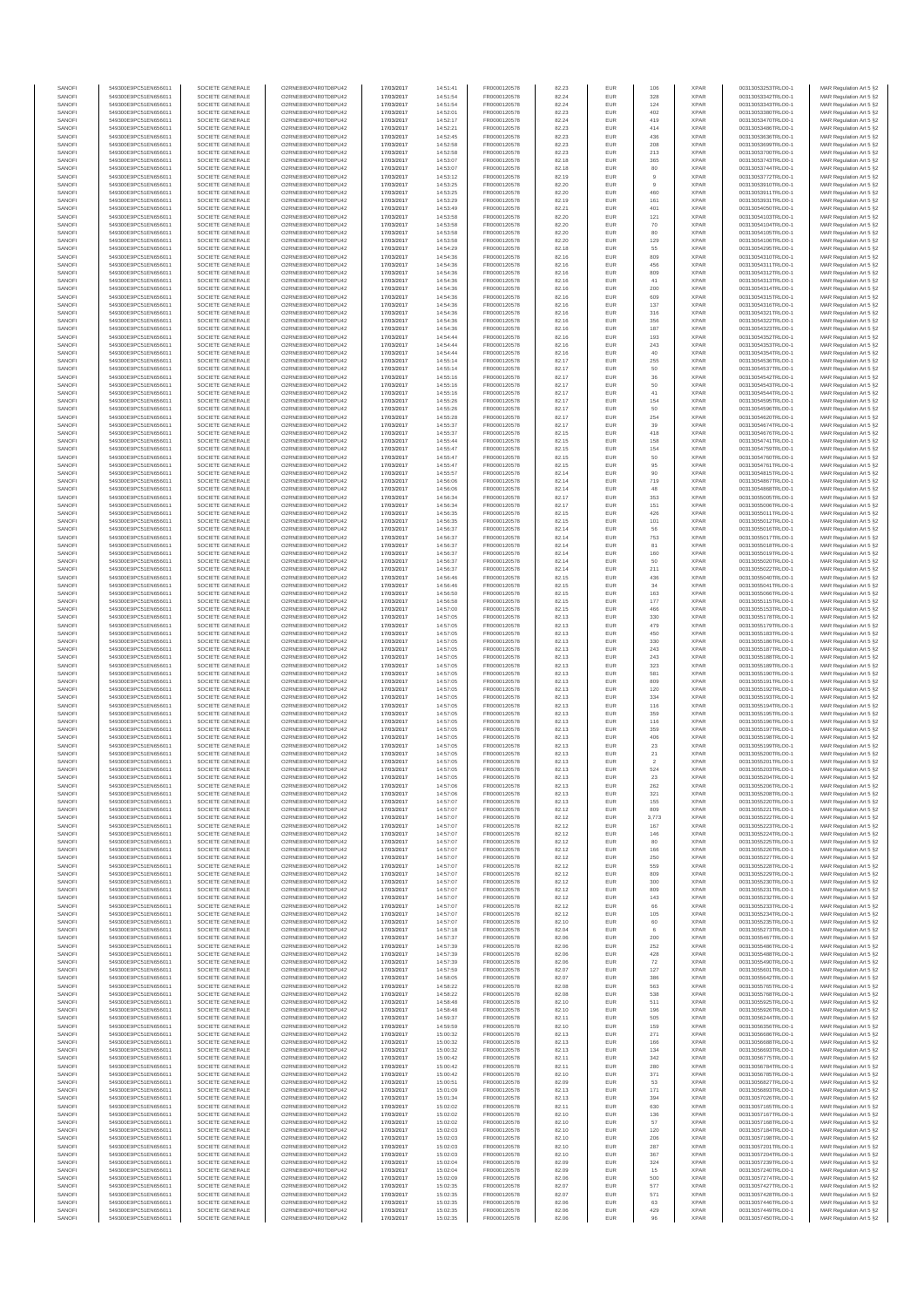| SANOFI | 549300E9PC51EN656011 | SOCIETE GENERALE | O2RNE8IBXP4R0TD8PU42 | 17/03/2017 | 14:51:41 | FR0000120578 | 82.23 | EUR | 106 | XPAR | 00313053253TRLO0-1 | MAR Regulation Art 5 §2 |
|---|---|---|---|---|---|---|---|---|---|---|---|---|
| SANOFI | 549300E9PC51EN656011 | SOCIETE GENERALE | O2RNE8IBXP4R0TD8PU42 | 17/03/2017 | 14:51:54 | FR0000120578 | 82.24 | EUR | 328 | XPAR | 00313053342TRLO0-1 | MAR Regulation Art 5 §2 |
| SANOFI | 549300E9PC51EN656011 | SOCIETE GENERALE | O2RNE8IBXP4R0TD8PU42 | 17/03/2017 | 14:51:54 | FR0000120578 | 82.24 | EUR | 124 | XPAR | 00313053343TRLO0-1 | MAR Regulation Art 5 §2 |
| SANOFI | 549300E9PC51EN656011 | SOCIETE GENERALE | O2RNE8IBXP4R0TD8PU42 | 17/03/2017 | 14:52:01 | FR0000120578 | 82.23 | EUR | 402 | XPAR | 00313053380TRLO0-1 | MAR Regulation Art 5 §2 |
| SANOFI | 549300E9PC51EN656011 | SOCIETE GENERALE | O2RNE8IBXP4R0TD8PU42 | 17/03/2017 | 14:52:17 | FR0000120578 | 82.24 | EUR | 419 | XPAR | 00313053470TRLO0-1 | MAR Regulation Art 5 §2 |
| SANOFI | 549300E9PC51EN656011 | SOCIETE GENERALE | O2RNE8IBXP4R0TD8PU42 | 17/03/2017 | 14:52:21 | FR0000120578 | 82.23 | EUR | 414 | XPAR | 00313053486TRLO0-1 | MAR Regulation Art 5 §2 |
| SANOFI | 549300E9PC51EN656011 | SOCIETE GENERALE | O2RNE8IBXP4R0TD8PU42 | 17/03/2017 | 14:52:45 | FR0000120578 | 82.23 | EUR | 436 | XPAR | 00313053636TRLO0-1 | MAR Regulation Art 5 §2 |
| SANOFI | 549300E9PC51EN656011 | SOCIETE GENERALE | O2RNE8IBXP4R0TD8PU42 | 17/03/2017 | 14:52:58 | FR0000120578 | 82.23 | EUR | 208 | XPAR | 00313053699TRLO0-1 | MAR Regulation Art 5 §2 |
| SANOFI | 549300E9PC51EN656011 | SOCIETE GENERALE | O2RNE8IBXP4R0TD8PU42 | 17/03/2017 | 14:52:58 | FR0000120578 | 82.23 | EUR | 213 | XPAR | 00313053700TRLO0-1 | MAR Regulation Art 5 §2 |
| SANOFI | 549300E9PC51EN656011 | SOCIETE GENERALE | O2RNE8IBXP4R0TD8PU42 | 17/03/2017 | 14:53:07 | FR0000120578 | 82.18 | EUR | 365 | XPAR | 00313053743TRLO0-1 | MAR Regulation Art 5 §2 |
| SANOFI | 549300E9PC51EN656011 | SOCIETE GENERALE | O2RNE8IBXP4R0TD8PU42 | 17/03/2017 | 14:53:07 | FR0000120578 | 82.18 | EUR | 80 | XPAR | 00313053744TRLO0-1 | MAR Regulation Art 5 §2 |
| SANOFI | 549300E9PC51EN656011 | SOCIETE GENERALE | O2RNE8IBXP4R0TD8PU42 | 17/03/2017 | 14:53:12 | FR0000120578 | 82.19 | EUR | 9 | XPAR | 00313053772TRLO0-1 | MAR Regulation Art 5 §2 |
| SANOFI | 549300E9PC51EN656011 | SOCIETE GENERALE | O2RNE8IBXP4R0TD8PU42 | 17/03/2017 | 14:53:25 | FR0000120578 | 82.20 | EUR | 9 | XPAR | 00313053910TRLO0-1 | MAR Regulation Art 5 §2 |
| SANOFI | 549300E9PC51EN656011 | SOCIETE GENERALE | O2RNE8IBXP4R0TD8PU42 | 17/03/2017 | 14:53:25 | FR0000120578 | 82.20 | EUR | 460 | XPAR | 00313053911TRLO0-1 | MAR Regulation Art 5 §2 |
| SANOFI | 549300E9PC51EN656011 | SOCIETE GENERALE | O2RNE8IBXP4R0TD8PU42 | 17/03/2017 | 14:53:29 | FR0000120578 | 82.19 | EUR | 161 | XPAR | 00313053931TRLO0-1 | MAR Regulation Art 5 §2 |
| SANOFI | 549300E9PC51EN656011 | SOCIETE GENERALE | O2RNE8IBXP4R0TD8PU42 | 17/03/2017 | 14:53:49 | FR0000120578 | 82.21 | EUR | 401 | XPAR | 00313054050TRLO0-1 | MAR Regulation Art 5 §2 |
| SANOFI | 549300E9PC51EN656011 | SOCIETE GENERALE | O2RNE8IBXP4R0TD8PU42 | 17/03/2017 | 14:53:58 | FR0000120578 | 82.20 | EUR | 121 | XPAR | 00313054103TRLO0-1 | MAR Regulation Art 5 §2 |
| SANOFI | 549300E9PC51EN656011 | SOCIETE GENERALE | O2RNE8IBXP4R0TD8PU42 | 17/03/2017 | 14:53:58 | FR0000120578 | 82.20 | EUR | 70 | XPAR | 00313054104TRLO0-1 | MAR Regulation Art 5 §2 |
| SANOFI | 549300E9PC51EN656011 | SOCIETE GENERALE | O2RNE8IBXP4R0TD8PU42 | 17/03/2017 | 14:53:58 | FR0000120578 | 82.20 | EUR | 80 | XPAR | 00313054105TRLO0-1 | MAR Regulation Art 5 §2 |
| SANOFI | 549300E9PC51EN656011 | SOCIETE GENERALE | O2RNE8IBXP4R0TD8PU42 | 17/03/2017 | 14:53:58 | FR0000120578 | 82.20 | EUR | 129 | XPAR | 00313054106TRLO0-1 | MAR Regulation Art 5 §2 |
| SANOFI | 549300E9PC51EN656011 | SOCIETE GENERALE | O2RNE8IBXP4R0TD8PU42 | 17/03/2017 | 14:54:29 | FR0000120578 | 82.18 | EUR | 55 | XPAR | 00313054295TRLO0-1 | MAR Regulation Art 5 §2 |
| SANOFI | 549300E9PC51EN656011 | SOCIETE GENERALE | O2RNE8IBXP4R0TD8PU42 | 17/03/2017 | 14:54:36 | FR0000120578 | 82.16 | EUR | 809 | XPAR | 00313054310TRLO0-1 | MAR Regulation Art 5 §2 |
| SANOFI | 549300E9PC51EN656011 | SOCIETE GENERALE | O2RNE8IBXP4R0TD8PU42 | 17/03/2017 | 14:54:36 | FR0000120578 | 82.16 | EUR | 456 | XPAR | 00313054311TRLO0-1 | MAR Regulation Art 5 §2 |
| SANOFI | 549300E9PC51EN656011 | SOCIETE GENERALE | O2RNE8IBXP4R0TD8PU42 | 17/03/2017 | 14:54:36 | FR0000120578 | 82.16 | EUR | 809 | XPAR | 00313054312TRLO0-1 | MAR Regulation Art 5 §2 |
| SANOFI | 549300E9PC51EN656011 | SOCIETE GENERALE | O2RNE8IBXP4R0TD8PU42 | 17/03/2017 | 14:54:36 | FR0000120578 | 82.16 | EUR | 41 | XPAR | 00313054313TRLO0-1 | MAR Regulation Art 5 §2 |
| SANOFI | 549300E9PC51EN656011 | SOCIETE GENERALE | O2RNE8IBXP4R0TD8PU42 | 17/03/2017 | 14:54:36 | FR0000120578 | 82.16 | EUR | 200 | XPAR | 00313054314TRLO0-1 | MAR Regulation Art 5 §2 |
| SANOFI | 549300E9PC51EN656011 | SOCIETE GENERALE | O2RNE8IBXP4R0TD8PU42 | 17/03/2017 | 14:54:36 | FR0000120578 | 82.16 | EUR | 609 | XPAR | 00313054315TRLO0-1 | MAR Regulation Art 5 §2 |
| SANOFI | 549300E9PC51EN656011 | SOCIETE GENERALE | O2RNE8IBXP4R0TD8PU42 | 17/03/2017 | 14:54:36 | FR0000120578 | 82.16 | EUR | 137 | XPAR | 00313054316TRLO0-1 | MAR Regulation Art 5 §2 |
| SANOFI | 549300E9PC51EN656011 | SOCIETE GENERALE | O2RNE8IBXP4R0TD8PU42 | 17/03/2017 | 14:54:36 | FR0000120578 | 82.16 | EUR | 316 | XPAR | 00313054321TRLO0-1 | MAR Regulation Art 5 §2 |
| SANOFI | 549300E9PC51EN656011 | SOCIETE GENERALE | O2RNE8IBXP4R0TD8PU42 | 17/03/2017 | 14:54:36 | FR0000120578 | 82.16 | EUR | 356 | XPAR | 00313054322TRLO0-1 | MAR Regulation Art 5 §2 |
| SANOFI | 549300E9PC51EN656011 | SOCIETE GENERALE | O2RNE8IBXP4R0TD8PU42 | 17/03/2017 | 14:54:36 | FR0000120578 | 82.16 | EUR | 187 | XPAR | 00313054323TRLO0-1 | MAR Regulation Art 5 §2 |
| SANOFI | 549300E9PC51EN656011 | SOCIETE GENERALE | O2RNE8IBXP4R0TD8PU42 | 17/03/2017 | 14:54:44 | FR0000120578 | 82.16 | EUR | 193 | XPAR | 00313054352TRLO0-1 | MAR Regulation Art 5 §2 |
| SANOFI | 549300E9PC51EN656011 | SOCIETE GENERALE | O2RNE8IBXP4R0TD8PU42 | 17/03/2017 | 14:54:44 | FR0000120578 | 82.16 | EUR | 243 | XPAR | 00313054353TRLO0-1 | MAR Regulation Art 5 §2 |
| SANOFI | 549300E9PC51EN656011 | SOCIETE GENERALE | O2RNE8IBXP4R0TD8PU42 | 17/03/2017 | 14:54:44 | FR0000120578 | 82.16 | EUR | 40 | XPAR | 00313054354TRLO0-1 | MAR Regulation Art 5 §2 |
| SANOFI | 549300E9PC51EN656011 | SOCIETE GENERALE | O2RNE8IBXP4R0TD8PU42 | 17/03/2017 | 14:55:14 | FR0000120578 | 82.17 | EUR | 255 | XPAR | 00313054536TRLO0-1 | MAR Regulation Art 5 §2 |
| SANOFI | 549300E9PC51EN656011 | SOCIETE GENERALE | O2RNE8IBXP4R0TD8PU42 | 17/03/2017 | 14:55:14 | FR0000120578 | 82.17 | EUR | 50 | XPAR | 00313054537TRLO0-1 | MAR Regulation Art 5 §2 |
| SANOFI | 549300E9PC51EN656011 | SOCIETE GENERALE | O2RNE8IBXP4R0TD8PU42 | 17/03/2017 | 14:55:16 | FR0000120578 | 82.17 | EUR | 36 | XPAR | 00313054542TRLO0-1 | MAR Regulation Art 5 §2 |
| SANOFI | 549300E9PC51EN656011 | SOCIETE GENERALE | O2RNE8IBXP4R0TD8PU42 | 17/03/2017 | 14:55:16 | FR0000120578 | 82.17 | EUR | 50 | XPAR | 00313054543TRLO0-1 | MAR Regulation Art 5 §2 |
| SANOFI | 549300E9PC51EN656011 | SOCIETE GENERALE | O2RNE8IBXP4R0TD8PU42 | 17/03/2017 | 14:55:16 | FR0000120578 | 82.17 | EUR | 41 | XPAR | 00313054544TRLO0-1 | MAR Regulation Art 5 §2 |
| SANOFI | 549300E9PC51EN656011 | SOCIETE GENERALE | O2RNE8IBXP4R0TD8PU42 | 17/03/2017 | 14:55:26 | FR0000120578 | 82.17 | EUR | 154 | XPAR | 00313054595TRLO0-1 | MAR Regulation Art 5 §2 |
| SANOFI | 549300E9PC51EN656011 | SOCIETE GENERALE | O2RNE8IBXP4R0TD8PU42 | 17/03/2017 | 14:55:26 | FR0000120578 | 82.17 | EUR | 50 | XPAR | 00313054596TRLO0-1 | MAR Regulation Art 5 §2 |
| SANOFI | 549300E9PC51EN656011 | SOCIETE GENERALE | O2RNE8IBXP4R0TD8PU42 | 17/03/2017 | 14:55:28 | FR0000120578 | 82.17 | EUR | 254 | XPAR | 00313054620TRLO0-1 | MAR Regulation Art 5 §2 |
| SANOFI | 549300E9PC51EN656011 | SOCIETE GENERALE | O2RNE8IBXP4R0TD8PU42 | 17/03/2017 | 14:55:37 | FR0000120578 | 82.17 | EUR | 39 | XPAR | 00313054674TRLO0-1 | MAR Regulation Art 5 §2 |
| SANOFI | 549300E9PC51EN656011 | SOCIETE GENERALE | O2RNE8IBXP4R0TD8PU42 | 17/03/2017 | 14:55:37 | FR0000120578 | 82.15 | EUR | 418 | XPAR | 00313054676TRLO0-1 | MAR Regulation Art 5 §2 |
| SANOFI | 549300E9PC51EN656011 | SOCIETE GENERALE | O2RNE8IBXP4R0TD8PU42 | 17/03/2017 | 14:55:44 | FR0000120578 | 82.15 | EUR | 158 | XPAR | 00313054741TRLO0-1 | MAR Regulation Art 5 §2 |
| SANOFI | 549300E9PC51EN656011 | SOCIETE GENERALE | O2RNE8IBXP4R0TD8PU42 | 17/03/2017 | 14:55:47 | FR0000120578 | 82.15 | EUR | 154 | XPAR | 00313054759TRLO0-1 | MAR Regulation Art 5 §2 |
| SANOFI | 549300E9PC51EN656011 | SOCIETE GENERALE | O2RNE8IBXP4R0TD8PU42 | 17/03/2017 | 14:55:47 | FR0000120578 | 82.15 | EUR | 50 | XPAR | 00313054760TRLO0-1 | MAR Regulation Art 5 §2 |
| SANOFI | 549300E9PC51EN656011 | SOCIETE GENERALE | O2RNE8IBXP4R0TD8PU42 | 17/03/2017 | 14:55:47 | FR0000120578 | 82.15 | EUR | 95 | XPAR | 00313054761TRLO0-1 | MAR Regulation Art 5 §2 |
| SANOFI | 549300E9PC51EN656011 | SOCIETE GENERALE | O2RNE8IBXP4R0TD8PU42 | 17/03/2017 | 14:55:57 | FR0000120578 | 82.14 | EUR | 90 | XPAR | 00313054815TRLO0-1 | MAR Regulation Art 5 §2 |
| SANOFI | 549300E9PC51EN656011 | SOCIETE GENERALE | O2RNE8IBXP4R0TD8PU42 | 17/03/2017 | 14:56:06 | FR0000120578 | 82.14 | EUR | 719 | XPAR | 00313054867TRLO0-1 | MAR Regulation Art 5 §2 |
| SANOFI | 549300E9PC51EN656011 | SOCIETE GENERALE | O2RNE8IBXP4R0TD8PU42 | 17/03/2017 | 14:56:06 | FR0000120578 | 82.14 | EUR | 48 | XPAR | 00313054868TRLO0-1 | MAR Regulation Art 5 §2 |
| SANOFI | 549300E9PC51EN656011 | SOCIETE GENERALE | O2RNE8IBXP4R0TD8PU42 | 17/03/2017 | 14:56:34 | FR0000120578 | 82.17 | EUR | 353 | XPAR | 00313055005TRLO0-1 | MAR Regulation Art 5 §2 |
| SANOFI | 549300E9PC51EN656011 | SOCIETE GENERALE | O2RNE8IBXP4R0TD8PU42 | 17/03/2017 | 14:56:34 | FR0000120578 | 82.17 | EUR | 151 | XPAR | 00313055006TRLO0-1 | MAR Regulation Art 5 §2 |
| SANOFI | 549300E9PC51EN656011 | SOCIETE GENERALE | O2RNE8IBXP4R0TD8PU42 | 17/03/2017 | 14:56:35 | FR0000120578 | 82.15 | EUR | 426 | XPAR | 00313055011TRLO0-1 | MAR Regulation Art 5 §2 |
| SANOFI | 549300E9PC51EN656011 | SOCIETE GENERALE | O2RNE8IBXP4R0TD8PU42 | 17/03/2017 | 14:56:35 | FR0000120578 | 82.15 | EUR | 101 | XPAR | 00313055012TRLO0-1 | MAR Regulation Art 5 §2 |
| SANOFI | 549300E9PC51EN656011 | SOCIETE GENERALE | O2RNE8IBXP4R0TD8PU42 | 17/03/2017 | 14:56:37 | FR0000120578 | 82.14 | EUR | 56 | XPAR | 00313055016TRLO0-1 | MAR Regulation Art 5 §2 |
| SANOFI | 549300E9PC51EN656011 | SOCIETE GENERALE | O2RNE8IBXP4R0TD8PU42 | 17/03/2017 | 14:56:37 | FR0000120578 | 82.14 | EUR | 753 | XPAR | 00313055017TRLO0-1 | MAR Regulation Art 5 §2 |
| SANOFI | 549300E9PC51EN656011 | SOCIETE GENERALE | O2RNE8IBXP4R0TD8PU42 | 17/03/2017 | 14:56:37 | FR0000120578 | 82.14 | EUR | 81 | XPAR | 00313055018TRLO0-1 | MAR Regulation Art 5 §2 |
| SANOFI | 549300E9PC51EN656011 | SOCIETE GENERALE | O2RNE8IBXP4R0TD8PU42 | 17/03/2017 | 14:56:37 | FR0000120578 | 82.14 | EUR | 160 | XPAR | 00313055019TRLO0-1 | MAR Regulation Art 5 §2 |
| SANOFI | 549300E9PC51EN656011 | SOCIETE GENERALE | O2RNE8IBXP4R0TD8PU42 | 17/03/2017 | 14:56:37 | FR0000120578 | 82.14 | EUR | 50 | XPAR | 00313055020TRLO0-1 | MAR Regulation Art 5 §2 |
| SANOFI | 549300E9PC51EN656011 | SOCIETE GENERALE | O2RNE8IBXP4R0TD8PU42 | 17/03/2017 | 14:56:37 | FR0000120578 | 82.14 | EUR | 211 | XPAR | 00313055022TRLO0-1 | MAR Regulation Art 5 §2 |
| SANOFI | 549300E9PC51EN656011 | SOCIETE GENERALE | O2RNE8IBXP4R0TD8PU42 | 17/03/2017 | 14:56:46 | FR0000120578 | 82.15 | EUR | 436 | XPAR | 00313055040TRLO0-1 | MAR Regulation Art 5 §2 |
| SANOFI | 549300E9PC51EN656011 | SOCIETE GENERALE | O2RNE8IBXP4R0TD8PU42 | 17/03/2017 | 14:56:46 | FR0000120578 | 82.15 | EUR | 34 | XPAR | 00313055041TRLO0-1 | MAR Regulation Art 5 §2 |
| SANOFI | 549300E9PC51EN656011 | SOCIETE GENERALE | O2RNE8IBXP4R0TD8PU42 | 17/03/2017 | 14:56:50 | FR0000120578 | 82.15 | EUR | 163 | XPAR | 00313055066TRLO0-1 | MAR Regulation Art 5 §2 |
| SANOFI | 549300E9PC51EN656011 | SOCIETE GENERALE | O2RNE8IBXP4R0TD8PU42 | 17/03/2017 | 14:56:58 | FR0000120578 | 82.15 | EUR | 177 | XPAR | 00313055115TRLO0-1 | MAR Regulation Art 5 §2 |
| SANOFI | 549300E9PC51EN656011 | SOCIETE GENERALE | O2RNE8IBXP4R0TD8PU42 | 17/03/2017 | 14:57:00 | FR0000120578 | 82.15 | EUR | 466 | XPAR | 00313055153TRLO0-1 | MAR Regulation Art 5 §2 |
| SANOFI | 549300E9PC51EN656011 | SOCIETE GENERALE | O2RNE8IBXP4R0TD8PU42 | 17/03/2017 | 14:57:05 | FR0000120578 | 82.13 | EUR | 330 | XPAR | 00313055178TRLO0-1 | MAR Regulation Art 5 §2 |
| SANOFI | 549300E9PC51EN656011 | SOCIETE GENERALE | O2RNE8IBXP4R0TD8PU42 | 17/03/2017 | 14:57:05 | FR0000120578 | 82.13 | EUR | 479 | XPAR | 00313055179TRLO0-1 | MAR Regulation Art 5 §2 |
| SANOFI | 549300E9PC51EN656011 | SOCIETE GENERALE | O2RNE8IBXP4R0TD8PU42 | 17/03/2017 | 14:57:05 | FR0000120578 | 82.13 | EUR | 450 | XPAR | 00313055183TRLO0-1 | MAR Regulation Art 5 §2 |
| SANOFI | 549300E9PC51EN656011 | SOCIETE GENERALE | O2RNE8IBXP4R0TD8PU42 | 17/03/2017 | 14:57:05 | FR0000120578 | 82.13 | EUR | 330 | XPAR | 00313055186TRLO0-1 | MAR Regulation Art 5 §2 |
| SANOFI | 549300E9PC51EN656011 | SOCIETE GENERALE | O2RNE8IBXP4R0TD8PU42 | 17/03/2017 | 14:57:05 | FR0000120578 | 82.13 | EUR | 243 | XPAR | 00313055187TRLO0-1 | MAR Regulation Art 5 §2 |
| SANOFI | 549300E9PC51EN656011 | SOCIETE GENERALE | O2RNE8IBXP4R0TD8PU42 | 17/03/2017 | 14:57:05 | FR0000120578 | 82.13 | EUR | 243 | XPAR | 00313055188TRLO0-1 | MAR Regulation Art 5 §2 |
| SANOFI | 549300E9PC51EN656011 | SOCIETE GENERALE | O2RNE8IBXP4R0TD8PU42 | 17/03/2017 | 14:57:05 | FR0000120578 | 82.13 | EUR | 323 | XPAR | 00313055189TRLO0-1 | MAR Regulation Art 5 §2 |
| SANOFI | 549300E9PC51EN656011 | SOCIETE GENERALE | O2RNE8IBXP4R0TD8PU42 | 17/03/2017 | 14:57:05 | FR0000120578 | 82.13 | EUR | 581 | XPAR | 00313055190TRLO0-1 | MAR Regulation Art 5 §2 |
| SANOFI | 549300E9PC51EN656011 | SOCIETE GENERALE | O2RNE8IBXP4R0TD8PU42 | 17/03/2017 | 14:57:05 | FR0000120578 | 82.13 | EUR | 809 | XPAR | 00313055191TRLO0-1 | MAR Regulation Art 5 §2 |
| SANOFI | 549300E9PC51EN656011 | SOCIETE GENERALE | O2RNE8IBXP4R0TD8PU42 | 17/03/2017 | 14:57:05 | FR0000120578 | 82.13 | EUR | 120 | XPAR | 00313055192TRLO0-1 | MAR Regulation Art 5 §2 |
| SANOFI | 549300E9PC51EN656011 | SOCIETE GENERALE | O2RNE8IBXP4R0TD8PU42 | 17/03/2017 | 14:57:05 | FR0000120578 | 82.13 | EUR | 334 | XPAR | 00313055193TRLO0-1 | MAR Regulation Art 5 §2 |
| SANOFI | 549300E9PC51EN656011 | SOCIETE GENERALE | O2RNE8IBXP4R0TD8PU42 | 17/03/2017 | 14:57:05 | FR0000120578 | 82.13 | EUR | 116 | XPAR | 00313055194TRLO0-1 | MAR Regulation Art 5 §2 |
| SANOFI | 549300E9PC51EN656011 | SOCIETE GENERALE | O2RNE8IBXP4R0TD8PU42 | 17/03/2017 | 14:57:05 | FR0000120578 | 82.13 | EUR | 359 | XPAR | 00313055195TRLO0-1 | MAR Regulation Art 5 §2 |
| SANOFI | 549300E9PC51EN656011 | SOCIETE GENERALE | O2RNE8IBXP4R0TD8PU42 | 17/03/2017 | 14:57:05 | FR0000120578 | 82.13 | EUR | 116 | XPAR | 00313055196TRLO0-1 | MAR Regulation Art 5 §2 |
| SANOFI | 549300E9PC51EN656011 | SOCIETE GENERALE | O2RNE8IBXP4R0TD8PU42 | 17/03/2017 | 14:57:05 | FR0000120578 | 82.13 | EUR | 359 | XPAR | 00313055197TRLO0-1 | MAR Regulation Art 5 §2 |
| SANOFI | 549300E9PC51EN656011 | SOCIETE GENERALE | O2RNE8IBXP4R0TD8PU42 | 17/03/2017 | 14:57:05 | FR0000120578 | 82.13 | EUR | 406 | XPAR | 00313055198TRLO0-1 | MAR Regulation Art 5 §2 |
| SANOFI | 549300E9PC51EN656011 | SOCIETE GENERALE | O2RNE8IBXP4R0TD8PU42 | 17/03/2017 | 14:57:05 | FR0000120578 | 82.13 | EUR | 23 | XPAR | 00313055199TRLO0-1 | MAR Regulation Art 5 §2 |
| SANOFI | 549300E9PC51EN656011 | SOCIETE GENERALE | O2RNE8IBXP4R0TD8PU42 | 17/03/2017 | 14:57:05 | FR0000120578 | 82.13 | EUR | 21 | XPAR | 00313055200TRLO0-1 | MAR Regulation Art 5 §2 |
| SANOFI | 549300E9PC51EN656011 | SOCIETE GENERALE | O2RNE8IBXP4R0TD8PU42 | 17/03/2017 | 14:57:05 | FR0000120578 | 82.13 | EUR | 2 | XPAR | 00313055201TRLO0-1 | MAR Regulation Art 5 §2 |
| SANOFI | 549300E9PC51EN656011 | SOCIETE GENERALE | O2RNE8IBXP4R0TD8PU42 | 17/03/2017 | 14:57:05 | FR0000120578 | 82.13 | EUR | 524 | XPAR | 00313055203TRLO0-1 | MAR Regulation Art 5 §2 |
| SANOFI | 549300E9PC51EN656011 | SOCIETE GENERALE | O2RNE8IBXP4R0TD8PU42 | 17/03/2017 | 14:57:05 | FR0000120578 | 82.13 | EUR | 23 | XPAR | 00313055204TRLO0-1 | MAR Regulation Art 5 §2 |
| SANOFI | 549300E9PC51EN656011 | SOCIETE GENERALE | O2RNE8IBXP4R0TD8PU42 | 17/03/2017 | 14:57:06 | FR0000120578 | 82.13 | EUR | 262 | XPAR | 00313055206TRLO0-1 | MAR Regulation Art 5 §2 |
| SANOFI | 549300E9PC51EN656011 | SOCIETE GENERALE | O2RNE8IBXP4R0TD8PU42 | 17/03/2017 | 14:57:06 | FR0000120578 | 82.13 | EUR | 321 | XPAR | 00313055208TRLO0-1 | MAR Regulation Art 5 §2 |
| SANOFI | 549300E9PC51EN656011 | SOCIETE GENERALE | O2RNE8IBXP4R0TD8PU42 | 17/03/2017 | 14:57:07 | FR0000120578 | 82.13 | EUR | 155 | XPAR | 00313055220TRLO0-1 | MAR Regulation Art 5 §2 |
| SANOFI | 549300E9PC51EN656011 | SOCIETE GENERALE | O2RNE8IBXP4R0TD8PU42 | 17/03/2017 | 14:57:07 | FR0000120578 | 82.12 | EUR | 809 | XPAR | 00313055221TRLO0-1 | MAR Regulation Art 5 §2 |
| SANOFI | 549300E9PC51EN656011 | SOCIETE GENERALE | O2RNE8IBXP4R0TD8PU42 | 17/03/2017 | 14:57:07 | FR0000120578 | 82.12 | EUR | 3,773 | XPAR | 00313055222TRLO0-1 | MAR Regulation Art 5 §2 |
| SANOFI | 549300E9PC51EN656011 | SOCIETE GENERALE | O2RNE8IBXP4R0TD8PU42 | 17/03/2017 | 14:57:07 | FR0000120578 | 82.12 | EUR | 167 | XPAR | 00313055223TRLO0-1 | MAR Regulation Art 5 §2 |
| SANOFI | 549300E9PC51EN656011 | SOCIETE GENERALE | O2RNE8IBXP4R0TD8PU42 | 17/03/2017 | 14:57:07 | FR0000120578 | 82.12 | EUR | 146 | XPAR | 00313055224TRLO0-1 | MAR Regulation Art 5 §2 |
| SANOFI | 549300E9PC51EN656011 | SOCIETE GENERALE | O2RNE8IBXP4R0TD8PU42 | 17/03/2017 | 14:57:07 | FR0000120578 | 82.12 | EUR | 80 | XPAR | 00313055225TRLO0-1 | MAR Regulation Art 5 §2 |
| SANOFI | 549300E9PC51EN656011 | SOCIETE GENERALE | O2RNE8IBXP4R0TD8PU42 | 17/03/2017 | 14:57:07 | FR0000120578 | 82.12 | EUR | 166 | XPAR | 00313055226TRLO0-1 | MAR Regulation Art 5 §2 |
| SANOFI | 549300E9PC51EN656011 | SOCIETE GENERALE | O2RNE8IBXP4R0TD8PU42 | 17/03/2017 | 14:57:07 | FR0000120578 | 82.12 | EUR | 250 | XPAR | 00313055227TRLO0-1 | MAR Regulation Art 5 §2 |
| SANOFI | 549300E9PC51EN656011 | SOCIETE GENERALE | O2RNE8IBXP4R0TD8PU42 | 17/03/2017 | 14:57:07 | FR0000120578 | 82.12 | EUR | 559 | XPAR | 00313055228TRLO0-1 | MAR Regulation Art 5 §2 |
| SANOFI | 549300E9PC51EN656011 | SOCIETE GENERALE | O2RNE8IBXP4R0TD8PU42 | 17/03/2017 | 14:57:07 | FR0000120578 | 82.12 | EUR | 809 | XPAR | 00313055229TRLO0-1 | MAR Regulation Art 5 §2 |
| SANOFI | 549300E9PC51EN656011 | SOCIETE GENERALE | O2RNE8IBXP4R0TD8PU42 | 17/03/2017 | 14:57:07 | FR0000120578 | 82.12 | EUR | 300 | XPAR | 00313055230TRLO0-1 | MAR Regulation Art 5 §2 |
| SANOFI | 549300E9PC51EN656011 | SOCIETE GENERALE | O2RNE8IBXP4R0TD8PU42 | 17/03/2017 | 14:57:07 | FR0000120578 | 82.12 | EUR | 809 | XPAR | 00313055231TRLO0-1 | MAR Regulation Art 5 §2 |
| SANOFI | 549300E9PC51EN656011 | SOCIETE GENERALE | O2RNE8IBXP4R0TD8PU42 | 17/03/2017 | 14:57:07 | FR0000120578 | 82.12 | EUR | 143 | XPAR | 00313055232TRLO0-1 | MAR Regulation Art 5 §2 |
| SANOFI | 549300E9PC51EN656011 | SOCIETE GENERALE | O2RNE8IBXP4R0TD8PU42 | 17/03/2017 | 14:57:07 | FR0000120578 | 82.12 | EUR | 66 | XPAR | 00313055233TRLO0-1 | MAR Regulation Art 5 §2 |
| SANOFI | 549300E9PC51EN656011 | SOCIETE GENERALE | O2RNE8IBXP4R0TD8PU42 | 17/03/2017 | 14:57:07 | FR0000120578 | 82.12 | EUR | 105 | XPAR | 00313055234TRLO0-1 | MAR Regulation Art 5 §2 |
| SANOFI | 549300E9PC51EN656011 | SOCIETE GENERALE | O2RNE8IBXP4R0TD8PU42 | 17/03/2017 | 14:57:07 | FR0000120578 | 82.10 | EUR | 60 | XPAR | 00313055235TRLO0-1 | MAR Regulation Art 5 §2 |
| SANOFI | 549300E9PC51EN656011 | SOCIETE GENERALE | O2RNE8IBXP4R0TD8PU42 | 17/03/2017 | 14:57:18 | FR0000120578 | 82.04 | EUR | 6 | XPAR | 00313055273TRLO0-1 | MAR Regulation Art 5 §2 |
| SANOFI | 549300E9PC51EN656011 | SOCIETE GENERALE | O2RNE8IBXP4R0TD8PU42 | 17/03/2017 | 14:57:37 | FR0000120578 | 82.06 | EUR | 200 | XPAR | 00313055407TRLO0-1 | MAR Regulation Art 5 §2 |
| SANOFI | 549300E9PC51EN656011 | SOCIETE GENERALE | O2RNE8IBXP4R0TD8PU42 | 17/03/2017 | 14:57:39 | FR0000120578 | 82.06 | EUR | 252 | XPAR | 00313055486TRLO0-1 | MAR Regulation Art 5 §2 |
| SANOFI | 549300E9PC51EN656011 | SOCIETE GENERALE | O2RNE8IBXP4R0TD8PU42 | 17/03/2017 | 14:57:39 | FR0000120578 | 82.06 | EUR | 428 | XPAR | 00313055488TRLO0-1 | MAR Regulation Art 5 §2 |
| SANOFI | 549300E9PC51EN656011 | SOCIETE GENERALE | O2RNE8IBXP4R0TD8PU42 | 17/03/2017 | 14:57:39 | FR0000120578 | 82.06 | EUR | 72 | XPAR | 00313055490TRLO0-1 | MAR Regulation Art 5 §2 |
| SANOFI | 549300E9PC51EN656011 | SOCIETE GENERALE | O2RNE8IBXP4R0TD8PU42 | 17/03/2017 | 14:57:59 | FR0000120578 | 82.07 | EUR | 127 | XPAR | 00313055601TRLO0-1 | MAR Regulation Art 5 §2 |
| SANOFI | 549300E9PC51EN656011 | SOCIETE GENERALE | O2RNE8IBXP4R0TD8PU42 | 17/03/2017 | 14:58:05 | FR0000120578 | 82.07 | EUR | 386 | XPAR | 00313055642TRLO0-1 | MAR Regulation Art 5 §2 |
| SANOFI | 549300E9PC51EN656011 | SOCIETE GENERALE | O2RNE8IBXP4R0TD8PU42 | 17/03/2017 | 14:58:22 | FR0000120578 | 82.08 | EUR | 563 | XPAR | 00313055765TRLO0-1 | MAR Regulation Art 5 §2 |
| SANOFI | 549300E9PC51EN656011 | SOCIETE GENERALE | O2RNE8IBXP4R0TD8PU42 | 17/03/2017 | 14:58:22 | FR0000120578 | 82.08 | EUR | 538 | XPAR | 00313055768TRLO0-1 | MAR Regulation Art 5 §2 |
| SANOFI | 549300E9PC51EN656011 | SOCIETE GENERALE | O2RNE8IBXP4R0TD8PU42 | 17/03/2017 | 14:58:48 | FR0000120578 | 82.10 | EUR | 511 | XPAR | 00313055925TRLO0-1 | MAR Regulation Art 5 §2 |
| SANOFI | 549300E9PC51EN656011 | SOCIETE GENERALE | O2RNE8IBXP4R0TD8PU42 | 17/03/2017 | 14:58:48 | FR0000120578 | 82.10 | EUR | 196 | XPAR | 00313055926TRLO0-1 | MAR Regulation Art 5 §2 |
| SANOFI | 549300E9PC51EN656011 | SOCIETE GENERALE | O2RNE8IBXP4R0TD8PU42 | 17/03/2017 | 14:59:37 | FR0000120578 | 82.11 | EUR | 505 | XPAR | 00313056244TRLO0-1 | MAR Regulation Art 5 §2 |
| SANOFI | 549300E9PC51EN656011 | SOCIETE GENERALE | O2RNE8IBXP4R0TD8PU42 | 17/03/2017 | 14:59:59 | FR0000120578 | 82.10 | EUR | 159 | XPAR | 00313056356TRLO0-1 | MAR Regulation Art 5 §2 |
| SANOFI | 549300E9PC51EN656011 | SOCIETE GENERALE | O2RNE8IBXP4R0TD8PU42 | 17/03/2017 | 15:00:32 | FR0000120578 | 82.13 | EUR | 271 | XPAR | 00313056686TRLO0-1 | MAR Regulation Art 5 §2 |
| SANOFI | 549300E9PC51EN656011 | SOCIETE GENERALE | O2RNE8IBXP4R0TD8PU42 | 17/03/2017 | 15:00:32 | FR0000120578 | 82.13 | EUR | 166 | XPAR | 00313056688TRLO0-1 | MAR Regulation Art 5 §2 |
| SANOFI | 549300E9PC51EN656011 | SOCIETE GENERALE | O2RNE8IBXP4R0TD8PU42 | 17/03/2017 | 15:00:32 | FR0000120578 | 82.13 | EUR | 134 | XPAR | 00313056693TRLO0-1 | MAR Regulation Art 5 §2 |
| SANOFI | 549300E9PC51EN656011 | SOCIETE GENERALE | O2RNE8IBXP4R0TD8PU42 | 17/03/2017 | 15:00:42 | FR0000120578 | 82.11 | EUR | 342 | XPAR | 00313056775TRLO0-1 | MAR Regulation Art 5 §2 |
| SANOFI | 549300E9PC51EN656011 | SOCIETE GENERALE | O2RNE8IBXP4R0TD8PU42 | 17/03/2017 | 15:00:42 | FR0000120578 | 82.11 | EUR | 280 | XPAR | 00313056784TRLO0-1 | MAR Regulation Art 5 §2 |
| SANOFI | 549300E9PC51EN656011 | SOCIETE GENERALE | O2RNE8IBXP4R0TD8PU42 | 17/03/2017 | 15:00:42 | FR0000120578 | 82.10 | EUR | 371 | XPAR | 00313056785TRLO0-1 | MAR Regulation Art 5 §2 |
| SANOFI | 549300E9PC51EN656011 | SOCIETE GENERALE | O2RNE8IBXP4R0TD8PU42 | 17/03/2017 | 15:00:51 | FR0000120578 | 82.09 | EUR | 53 | XPAR | 00313056827TRLO0-1 | MAR Regulation Art 5 §2 |
| SANOFI | 549300E9PC51EN656011 | SOCIETE GENERALE | O2RNE8IBXP4R0TD8PU42 | 17/03/2017 | 15:01:09 | FR0000120578 | 82.13 | EUR | 171 | XPAR | 00313056893TRLO0-1 | MAR Regulation Art 5 §2 |
| SANOFI | 549300E9PC51EN656011 | SOCIETE GENERALE | O2RNE8IBXP4R0TD8PU42 | 17/03/2017 | 15:01:34 | FR0000120578 | 82.13 | EUR | 394 | XPAR | 00313057026TRLO0-1 | MAR Regulation Art 5 §2 |
| SANOFI | 549300E9PC51EN656011 | SOCIETE GENERALE | O2RNE8IBXP4R0TD8PU42 | 17/03/2017 | 15:02:02 | FR0000120578 | 82.11 | EUR | 630 | XPAR | 00313057165TRLO0-1 | MAR Regulation Art 5 §2 |
| SANOFI | 549300E9PC51EN656011 | SOCIETE GENERALE | O2RNE8IBXP4R0TD8PU42 | 17/03/2017 | 15:02:02 | FR0000120578 | 82.10 | EUR | 136 | XPAR | 00313057167TRLO0-1 | MAR Regulation Art 5 §2 |
| SANOFI | 549300E9PC51EN656011 | SOCIETE GENERALE | O2RNE8IBXP4R0TD8PU42 | 17/03/2017 | 15:02:02 | FR0000120578 | 82.10 | EUR | 57 | XPAR | 00313057168TRLO0-1 | MAR Regulation Art 5 §2 |
| SANOFI | 549300E9PC51EN656011 | SOCIETE GENERALE | O2RNE8IBXP4R0TD8PU42 | 17/03/2017 | 15:02:03 | FR0000120578 | 82.10 | EUR | 120 | XPAR | 00313057184TRLO0-1 | MAR Regulation Art 5 §2 |
| SANOFI | 549300E9PC51EN656011 | SOCIETE GENERALE | O2RNE8IBXP4R0TD8PU42 | 17/03/2017 | 15:02:03 | FR0000120578 | 82.10 | EUR | 206 | XPAR | 00313057198TRLO0-1 | MAR Regulation Art 5 §2 |
| SANOFI | 549300E9PC51EN656011 | SOCIETE GENERALE | O2RNE8IBXP4R0TD8PU42 | 17/03/2017 | 15:02:03 | FR0000120578 | 82.10 | EUR | 287 | XPAR | 00313057201TRLO0-1 | MAR Regulation Art 5 §2 |
| SANOFI | 549300E9PC51EN656011 | SOCIETE GENERALE | O2RNE8IBXP4R0TD8PU42 | 17/03/2017 | 15:02:03 | FR0000120578 | 82.10 | EUR | 367 | XPAR | 00313057204TRLO0-1 | MAR Regulation Art 5 §2 |
| SANOFI | 549300E9PC51EN656011 | SOCIETE GENERALE | O2RNE8IBXP4R0TD8PU42 | 17/03/2017 | 15:02:04 | FR0000120578 | 82.09 | EUR | 324 | XPAR | 00313057239TRLO0-1 | MAR Regulation Art 5 §2 |
| SANOFI | 549300E9PC51EN656011 | SOCIETE GENERALE | O2RNE8IBXP4R0TD8PU42 | 17/03/2017 | 15:02:04 | FR0000120578 | 82.09 | EUR | 15 | XPAR | 00313057240TRLO0-1 | MAR Regulation Art 5 §2 |
| SANOFI | 549300E9PC51EN656011 | SOCIETE GENERALE | O2RNE8IBXP4R0TD8PU42 | 17/03/2017 | 15:02:09 | FR0000120578 | 82.06 | EUR | 500 | XPAR | 00313057274TRLO0-1 | MAR Regulation Art 5 §2 |
| SANOFI | 549300E9PC51EN656011 | SOCIETE GENERALE | O2RNE8IBXP4R0TD8PU42 | 17/03/2017 | 15:02:35 | FR0000120578 | 82.07 | EUR | 577 | XPAR | 00313057427TRLO0-1 | MAR Regulation Art 5 §2 |
| SANOFI | 549300E9PC51EN656011 | SOCIETE GENERALE | O2RNE8IBXP4R0TD8PU42 | 17/03/2017 | 15:02:35 | FR0000120578 | 82.07 | EUR | 571 | XPAR | 00313057428TRLO0-1 | MAR Regulation Art 5 §2 |
| SANOFI | 549300E9PC51EN656011 | SOCIETE GENERALE | O2RNE8IBXP4R0TD8PU42 | 17/03/2017 | 15:02:35 | FR0000120578 | 82.06 | EUR | 63 | XPAR | 00313057446TRLO0-1 | MAR Regulation Art 5 §2 |
| SANOFI | 549300E9PC51EN656011 | SOCIETE GENERALE | O2RNE8IBXP4R0TD8PU42 | 17/03/2017 | 15:02:35 | FR0000120578 | 82.06 | EUR | 429 | XPAR | 00313057449TRLO0-1 | MAR Regulation Art 5 §2 |
| SANOFI | 549300E9PC51EN656011 | SOCIETE GENERALE | O2RNE8IBXP4R0TD8PU42 | 17/03/2017 | 15:02:35 | FR0000120578 | 82.06 | EUR | 96 | XPAR | 00313057450TRLO0-1 | MAR Regulation Art 5 §2 |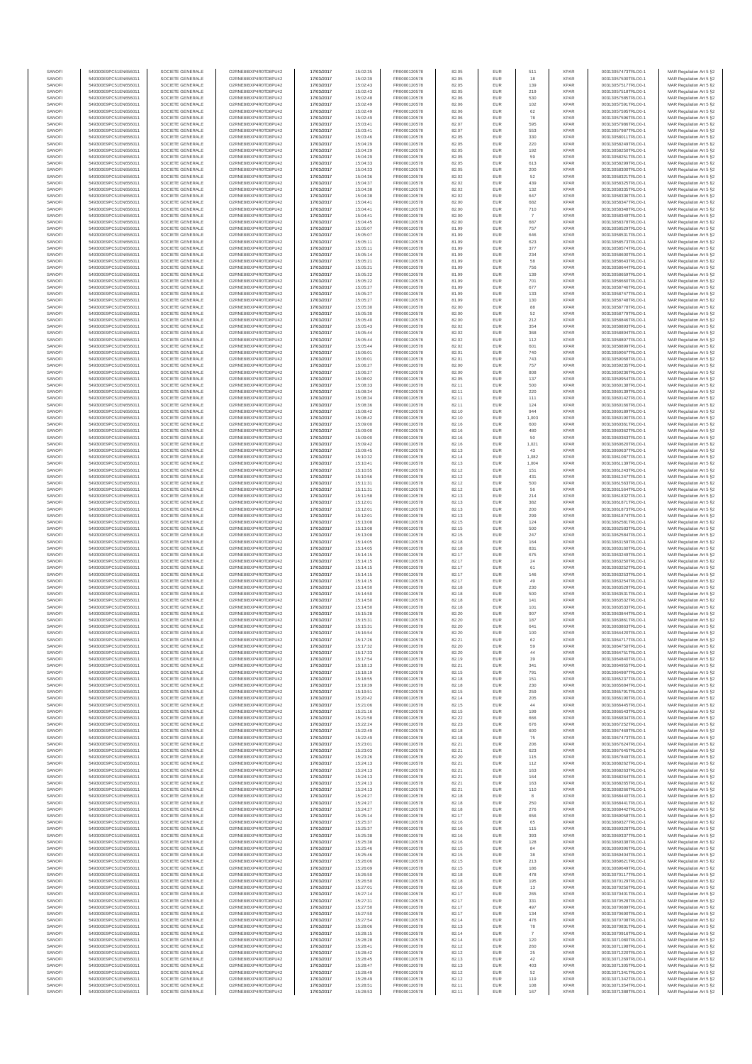| SANOFI | 549300E9PC51EN656011 | SOCIETE GENERALE | O2RNE8IBXP4R0TD8PU42 | 17/03/2017 | 15:02:35 | FR0000120578 | 82.05 | EUR | 511 | XPAR | 00313057473TRLO0-1 | MAR Regulation Art 5 §2 |
|---|---|---|---|---|---|---|---|---|---|---|---|---|
| SANOFI | 549300E9PC51EN656011 | SOCIETE GENERALE | O2RNE8IBXP4R0TD8PU42 | 17/03/2017 | 15:02:39 | FR0000120578 | 82.05 | EUR | 18 | XPAR | 00313057500TRLO0-1 | MAR Regulation Art 5 §2 |
| SANOFI | 549300E9PC51EN656011 | SOCIETE GENERALE | O2RNE8IBXP4R0TD8PU42 | 17/03/2017 | 15:02:43 | FR0000120578 | 82.05 | EUR | 139 | XPAR | 00313057517TRLO0-1 | MAR Regulation Art 5 §2 |
| SANOFI | 549300E9PC51EN656011 | SOCIETE GENERALE | O2RNE8IBXP4R0TD8PU42 | 17/03/2017 | 15:02:43 | FR0000120578 | 82.05 | EUR | 219 | XPAR | 00313057518TRLO0-1 | MAR Regulation Art 5 §2 |
| SANOFI | 549300E9PC51EN656011 | SOCIETE GENERALE | O2RNE8IBXP4R0TD8PU42 | 17/03/2017 | 15:02:48 | FR0000120578 | 82.06 | EUR | 530 | XPAR | 00313057585TRLO0-1 | MAR Regulation Art 5 §2 |
| SANOFI | 549300E9PC51EN656011 | SOCIETE GENERALE | O2RNE8IBXP4R0TD8PU42 | 17/03/2017 | 15:02:49 | FR0000120578 | 82.06 | EUR | 102 | XPAR | 00313057591TRLO0-1 | MAR Regulation Art 5 §2 |
| SANOFI | 549300E9PC51EN656011 | SOCIETE GENERALE | O2RNE8IBXP4R0TD8PU42 | 17/03/2017 | 15:02:49 | FR0000120578 | 82.06 | EUR | 62 | XPAR | 00313057595TRLO0-1 | MAR Regulation Art 5 §2 |
| SANOFI | 549300E9PC51EN656011 | SOCIETE GENERALE | O2RNE8IBXP4R0TD8PU42 | 17/03/2017 | 15:02:49 | FR0000120578 | 82.06 | EUR | 78 | XPAR | 00313057596TRLO0-1 | MAR Regulation Art 5 §2 |
| SANOFI | 549300E9PC51EN656011 | SOCIETE GENERALE | O2RNE8IBXP4R0TD8PU42 | 17/03/2017 | 15:03:41 | FR0000120578 | 82.07 | EUR | 595 | XPAR | 00313057986TRLO0-1 | MAR Regulation Art 5 §2 |
| SANOFI | 549300E9PC51EN656011 | SOCIETE GENERALE | O2RNE8IBXP4R0TD8PU42 | 17/03/2017 | 15:03:41 | FR0000120578 | 82.07 | EUR | 553 | XPAR | 00313057987TRLO0-1 | MAR Regulation Art 5 §2 |
| SANOFI | 549300E9PC51EN656011 | SOCIETE GENERALE | O2RNE8IBXP4R0TD8PU42 | 17/03/2017 | 15:03:46 | FR0000120578 | 82.05 | EUR | 330 | XPAR | 00313058021TRLO0-1 | MAR Regulation Art 5 §2 |
| SANOFI | 549300E9PC51EN656011 | SOCIETE GENERALE | O2RNE8IBXP4R0TD8PU42 | 17/03/2017 | 15:04:29 | FR0000120578 | 82.05 | EUR | 220 | XPAR | 00313058249TRLO0-1 | MAR Regulation Art 5 §2 |
| SANOFI | 549300E9PC51EN656011 | SOCIETE GENERALE | O2RNE8IBXP4R0TD8PU42 | 17/03/2017 | 15:04:29 | FR0000120578 | 82.05 | EUR | 192 | XPAR | 00313058250TRLO0-1 | MAR Regulation Art 5 §2 |
| SANOFI | 549300E9PC51EN656011 | SOCIETE GENERALE | O2RNE8IBXP4R0TD8PU42 | 17/03/2017 | 15:04:29 | FR0000120578 | 82.05 | EUR | 59 | XPAR | 00313058251TRLO0-1 | MAR Regulation Art 5 §2 |
| SANOFI | 549300E9PC51EN656011 | SOCIETE GENERALE | O2RNE8IBXP4R0TD8PU42 | 17/03/2017 | 15:04:33 | FR0000120578 | 82.05 | EUR | 613 | XPAR | 00313058299TRLO0-1 | MAR Regulation Art 5 §2 |
| SANOFI | 549300E9PC51EN656011 | SOCIETE GENERALE | O2RNE8IBXP4R0TD8PU42 | 17/03/2017 | 15:04:33 | FR0000120578 | 82.05 | EUR | 200 | XPAR | 00313058300TRLO0-1 | MAR Regulation Art 5 §2 |
| SANOFI | 549300E9PC51EN656011 | SOCIETE GENERALE | O2RNE8IBXP4R0TD8PU42 | 17/03/2017 | 15:04:36 | FR0000120578 | 82.02 | EUR | 52 | XPAR | 00313058321TRLO0-1 | MAR Regulation Art 5 §2 |
| SANOFI | 549300E9PC51EN656011 | SOCIETE GENERALE | O2RNE8IBXP4R0TD8PU42 | 17/03/2017 | 15:04:37 | FR0000120578 | 82.02 | EUR | 439 | XPAR | 00313058325TRLO0-1 | MAR Regulation Art 5 §2 |
| SANOFI | 549300E9PC51EN656011 | SOCIETE GENERALE | O2RNE8IBXP4R0TD8PU42 | 17/03/2017 | 15:04:38 | FR0000120578 | 82.02 | EUR | 132 | XPAR | 00313058335TRLO0-1 | MAR Regulation Art 5 §2 |
| SANOFI | 549300E9PC51EN656011 | SOCIETE GENERALE | O2RNE8IBXP4R0TD8PU42 | 17/03/2017 | 15:04:38 | FR0000120578 | 82.02 | EUR | 647 | XPAR | 00313058336TRLO0-1 | MAR Regulation Art 5 §2 |
| SANOFI | 549300E9PC51EN656011 | SOCIETE GENERALE | O2RNE8IBXP4R0TD8PU42 | 17/03/2017 | 15:04:41 | FR0000120578 | 82.00 | EUR | 682 | XPAR | 00313058347TRLO0-1 | MAR Regulation Art 5 §2 |
| SANOFI | 549300E9PC51EN656011 | SOCIETE GENERALE | O2RNE8IBXP4R0TD8PU42 | 17/03/2017 | 15:04:41 | FR0000120578 | 82.00 | EUR | 710 | XPAR | 00313058348TRLO0-1 | MAR Regulation Art 5 §2 |
| SANOFI | 549300E9PC51EN656011 | SOCIETE GENERALE | O2RNE8IBXP4R0TD8PU42 | 17/03/2017 | 15:04:41 | FR0000120578 | 82.00 | EUR | 7 | XPAR | 00313058349TRLO0-1 | MAR Regulation Art 5 §2 |
| SANOFI | 549300E9PC51EN656011 | SOCIETE GENERALE | O2RNE8IBXP4R0TD8PU42 | 17/03/2017 | 15:04:45 | FR0000120578 | 82.00 | EUR | 687 | XPAR | 00313058378TRLO0-1 | MAR Regulation Art 5 §2 |
| SANOFI | 549300E9PC51EN656011 | SOCIETE GENERALE | O2RNE8IBXP4R0TD8PU42 | 17/03/2017 | 15:05:07 | FR0000120578 | 81.99 | EUR | 757 | XPAR | 00313058529TRLO0-1 | MAR Regulation Art 5 §2 |
| SANOFI | 549300E9PC51EN656011 | SOCIETE GENERALE | O2RNE8IBXP4R0TD8PU42 | 17/03/2017 | 15:05:07 | FR0000120578 | 81.99 | EUR | 646 | XPAR | 00313058531TRLO0-1 | MAR Regulation Art 5 §2 |
| SANOFI | 549300E9PC51EN656011 | SOCIETE GENERALE | O2RNE8IBXP4R0TD8PU42 | 17/03/2017 | 15:05:11 | FR0000120578 | 81.99 | EUR | 623 | XPAR | 00313058573TRLO0-1 | MAR Regulation Art 5 §2 |
| SANOFI | 549300E9PC51EN656011 | SOCIETE GENERALE | O2RNE8IBXP4R0TD8PU42 | 17/03/2017 | 15:05:11 | FR0000120578 | 81.99 | EUR | 377 | XPAR | 00313058574TRLO0-1 | MAR Regulation Art 5 §2 |
| SANOFI | 549300E9PC51EN656011 | SOCIETE GENERALE | O2RNE8IBXP4R0TD8PU42 | 17/03/2017 | 15:05:14 | FR0000120578 | 81.99 | EUR | 234 | XPAR | 00313058600TRLO0-1 | MAR Regulation Art 5 §2 |
| SANOFI | 549300E9PC51EN656011 | SOCIETE GENERALE | O2RNE8IBXP4R0TD8PU42 | 17/03/2017 | 15:05:21 | FR0000120578 | 81.99 | EUR | 58 | XPAR | 00313058643TRLO0-1 | MAR Regulation Art 5 §2 |
| SANOFI | 549300E9PC51EN656011 | SOCIETE GENERALE | O2RNE8IBXP4R0TD8PU42 | 17/03/2017 | 15:05:21 | FR0000120578 | 81.99 | EUR | 756 | XPAR | 00313058644TRLO0-1 | MAR Regulation Art 5 §2 |
| SANOFI | 549300E9PC51EN656011 | SOCIETE GENERALE | O2RNE8IBXP4R0TD8PU42 | 17/03/2017 | 15:05:22 | FR0000120578 | 81.99 | EUR | 139 | XPAR | 00313058659TRLO0-1 | MAR Regulation Art 5 §2 |
| SANOFI | 549300E9PC51EN656011 | SOCIETE GENERALE | O2RNE8IBXP4R0TD8PU42 | 17/03/2017 | 15:05:22 | FR0000120578 | 81.99 | EUR | 701 | XPAR | 00313058660TRLO0-1 | MAR Regulation Art 5 §2 |
| SANOFI | 549300E9PC51EN656011 | SOCIETE GENERALE | O2RNE8IBXP4R0TD8PU42 | 17/03/2017 | 15:05:27 | FR0000120578 | 81.99 | EUR | 677 | XPAR | 00313058746TRLO0-1 | MAR Regulation Art 5 §2 |
| SANOFI | 549300E9PC51EN656011 | SOCIETE GENERALE | O2RNE8IBXP4R0TD8PU42 | 17/03/2017 | 15:05:27 | FR0000120578 | 81.99 | EUR | 133 | XPAR | 00313058747TRLO0-1 | MAR Regulation Art 5 §2 |
| SANOFI | 549300E9PC51EN656011 | SOCIETE GENERALE | O2RNE8IBXP4R0TD8PU42 | 17/03/2017 | 15:05:27 | FR0000120578 | 81.99 | EUR | 130 | XPAR | 00313058748TRLO0-1 | MAR Regulation Art 5 §2 |
| SANOFI | 549300E9PC51EN656011 | SOCIETE GENERALE | O2RNE8IBXP4R0TD8PU42 | 17/03/2017 | 15:05:30 | FR0000120578 | 82.00 | EUR | 88 | XPAR | 00313058778TRLO0-1 | MAR Regulation Art 5 §2 |
| SANOFI | 549300E9PC51EN656011 | SOCIETE GENERALE | O2RNE8IBXP4R0TD8PU42 | 17/03/2017 | 15:05:30 | FR0000120578 | 82.00 | EUR | 52 | XPAR | 00313058779TRLO0-1 | MAR Regulation Art 5 §2 |
| SANOFI | 549300E9PC51EN656011 | SOCIETE GENERALE | O2RNE8IBXP4R0TD8PU42 | 17/03/2017 | 15:05:40 | FR0000120578 | 82.00 | EUR | 212 | XPAR | 00313058846TRLO0-1 | MAR Regulation Art 5 §2 |
| SANOFI | 549300E9PC51EN656011 | SOCIETE GENERALE | O2RNE8IBXP4R0TD8PU42 | 17/03/2017 | 15:05:43 | FR0000120578 | 82.02 | EUR | 354 | XPAR | 00313058893TRLO0-1 | MAR Regulation Art 5 §2 |
| SANOFI | 549300E9PC51EN656011 | SOCIETE GENERALE | O2RNE8IBXP4R0TD8PU42 | 17/03/2017 | 15:05:44 | FR0000120578 | 82.02 | EUR | 368 | XPAR | 00313058894TRLO0-1 | MAR Regulation Art 5 §2 |
| SANOFI | 549300E9PC51EN656011 | SOCIETE GENERALE | O2RNE8IBXP4R0TD8PU42 | 17/03/2017 | 15:05:44 | FR0000120578 | 82.02 | EUR | 112 | XPAR | 00313058897TRLO0-1 | MAR Regulation Art 5 §2 |
| SANOFI | 549300E9PC51EN656011 | SOCIETE GENERALE | O2RNE8IBXP4R0TD8PU42 | 17/03/2017 | 15:05:44 | FR0000120578 | 82.02 | EUR | 601 | XPAR | 00313058898TRLO0-1 | MAR Regulation Art 5 §2 |
| SANOFI | 549300E9PC51EN656011 | SOCIETE GENERALE | O2RNE8IBXP4R0TD8PU42 | 17/03/2017 | 15:06:01 | FR0000120578 | 82.01 | EUR | 740 | XPAR | 00313059067TRLO0-1 | MAR Regulation Art 5 §2 |
| SANOFI | 549300E9PC51EN656011 | SOCIETE GENERALE | O2RNE8IBXP4R0TD8PU42 | 17/03/2017 | 15:06:01 | FR0000120578 | 82.01 | EUR | 743 | XPAR | 00313059068TRLO0-1 | MAR Regulation Art 5 §2 |
| SANOFI | 549300E9PC51EN656011 | SOCIETE GENERALE | O2RNE8IBXP4R0TD8PU42 | 17/03/2017 | 15:06:27 | FR0000120578 | 82.00 | EUR | 757 | XPAR | 00313059225TRLO0-1 | MAR Regulation Art 5 §2 |
| SANOFI | 549300E9PC51EN656011 | SOCIETE GENERALE | O2RNE8IBXP4R0TD8PU42 | 17/03/2017 | 15:06:27 | FR0000120578 | 82.00 | EUR | 808 | XPAR | 00313059238TRLO0-1 | MAR Regulation Art 5 §2 |
| SANOFI | 549300E9PC51EN656011 | SOCIETE GENERALE | O2RNE8IBXP4R0TD8PU42 | 17/03/2017 | 15:08:02 | FR0000120578 | 82.05 | EUR | 137 | XPAR | 00313059954TRLO0-1 | MAR Regulation Art 5 §2 |
| SANOFI | 549300E9PC51EN656011 | SOCIETE GENERALE | O2RNE8IBXP4R0TD8PU42 | 17/03/2017 | 15:08:33 | FR0000120578 | 82.11 | EUR | 500 | XPAR | 00313060138TRLO0-1 | MAR Regulation Art 5 §2 |
| SANOFI | 549300E9PC51EN656011 | SOCIETE GENERALE | O2RNE8IBXP4R0TD8PU42 | 17/03/2017 | 15:08:34 | FR0000120578 | 82.11 | EUR | 220 | XPAR | 00313060139TRLO0-1 | MAR Regulation Art 5 §2 |
| SANOFI | 549300E9PC51EN656011 | SOCIETE GENERALE | O2RNE8IBXP4R0TD8PU42 | 17/03/2017 | 15:08:34 | FR0000120578 | 82.11 | EUR | 111 | XPAR | 00313060142TRLO0-1 | MAR Regulation Art 5 §2 |
| SANOFI | 549300E9PC51EN656011 | SOCIETE GENERALE | O2RNE8IBXP4R0TD8PU42 | 17/03/2017 | 15:08:36 | FR0000120578 | 82.11 | EUR | 124 | XPAR | 00313060166TRLO0-1 | MAR Regulation Art 5 §2 |
| SANOFI | 549300E9PC51EN656011 | SOCIETE GENERALE | O2RNE8IBXP4R0TD8PU42 | 17/03/2017 | 15:08:42 | FR0000120578 | 82.10 | EUR | 944 | XPAR | 00313060189TRLO0-1 | MAR Regulation Art 5 §2 |
| SANOFI | 549300E9PC51EN656011 | SOCIETE GENERALE | O2RNE8IBXP4R0TD8PU42 | 17/03/2017 | 15:08:42 | FR0000120578 | 82.10 | EUR | 1,003 | XPAR | 00313060190TRLO0-1 | MAR Regulation Art 5 §2 |
| SANOFI | 549300E9PC51EN656011 | SOCIETE GENERALE | O2RNE8IBXP4R0TD8PU42 | 17/03/2017 | 15:09:00 | FR0000120578 | 82.16 | EUR | 600 | XPAR | 00313060361TRLO0-1 | MAR Regulation Art 5 §2 |
| SANOFI | 549300E9PC51EN656011 | SOCIETE GENERALE | O2RNE8IBXP4R0TD8PU42 | 17/03/2017 | 15:09:00 | FR0000120578 | 82.16 | EUR | 480 | XPAR | 00313060362TRLO0-1 | MAR Regulation Art 5 §2 |
| SANOFI | 549300E9PC51EN656011 | SOCIETE GENERALE | O2RNE8IBXP4R0TD8PU42 | 17/03/2017 | 15:09:00 | FR0000120578 | 82.16 | EUR | 50 | XPAR | 00313060363TRLO0-1 | MAR Regulation Art 5 §2 |
| SANOFI | 549300E9PC51EN656011 | SOCIETE GENERALE | O2RNE8IBXP4R0TD8PU42 | 17/03/2017 | 15:09:42 | FR0000120578 | 82.16 | EUR | 1,021 | XPAR | 00313060629TRLO0-1 | MAR Regulation Art 5 §2 |
| SANOFI | 549300E9PC51EN656011 | SOCIETE GENERALE | O2RNE8IBXP4R0TD8PU42 | 17/03/2017 | 15:09:45 | FR0000120578 | 82.13 | EUR | 43 | XPAR | 00313060637TRLO0-1 | MAR Regulation Art 5 §2 |
| SANOFI | 549300E9PC51EN656011 | SOCIETE GENERALE | O2RNE8IBXP4R0TD8PU42 | 17/03/2017 | 15:10:32 | FR0000120578 | 82.14 | EUR | 1,082 | XPAR | 00313061087TRLO0-1 | MAR Regulation Art 5 §2 |
| SANOFI | 549300E9PC51EN656011 | SOCIETE GENERALE | O2RNE8IBXP4R0TD8PU42 | 17/03/2017 | 15:10:41 | FR0000120578 | 82.13 | EUR | 1,004 | XPAR | 00313061139TRLO0-1 | MAR Regulation Art 5 §2 |
| SANOFI | 549300E9PC51EN656011 | SOCIETE GENERALE | O2RNE8IBXP4R0TD8PU42 | 17/03/2017 | 15:10:55 | FR0000120578 | 82.12 | EUR | 151 | XPAR | 00313061243TRLO0-1 | MAR Regulation Art 5 §2 |
| SANOFI | 549300E9PC51EN656011 | SOCIETE GENERALE | O2RNE8IBXP4R0TD8PU42 | 17/03/2017 | 15:10:56 | FR0000120578 | 82.12 | EUR | 431 | XPAR | 00313061247TRLO0-1 | MAR Regulation Art 5 §2 |
| SANOFI | 549300E9PC51EN656011 | SOCIETE GENERALE | O2RNE8IBXP4R0TD8PU42 | 17/03/2017 | 15:11:31 | FR0000120578 | 82.12 | EUR | 500 | XPAR | 00313061563TRLO0-1 | MAR Regulation Art 5 §2 |
| SANOFI | 549300E9PC51EN656011 | SOCIETE GENERALE | O2RNE8IBXP4R0TD8PU42 | 17/03/2017 | 15:11:31 | FR0000120578 | 82.12 | EUR | 56 | XPAR | 00313061564TRLO0-1 | MAR Regulation Art 5 §2 |
| SANOFI | 549300E9PC51EN656011 | SOCIETE GENERALE | O2RNE8IBXP4R0TD8PU42 | 17/03/2017 | 15:11:58 | FR0000120578 | 82.13 | EUR | 214 | XPAR | 00313061832TRLO0-1 | MAR Regulation Art 5 §2 |
| SANOFI | 549300E9PC51EN656011 | SOCIETE GENERALE | O2RNE8IBXP4R0TD8PU42 | 17/03/2017 | 15:12:01 | FR0000120578 | 82.13 | EUR | 382 | XPAR | 00313061871TRLO0-1 | MAR Regulation Art 5 §2 |
| SANOFI | 549300E9PC51EN656011 | SOCIETE GENERALE | O2RNE8IBXP4R0TD8PU42 | 17/03/2017 | 15:12:01 | FR0000120578 | 82.13 | EUR | 200 | XPAR | 00313061873TRLO0-1 | MAR Regulation Art 5 §2 |
| SANOFI | 549300E9PC51EN656011 | SOCIETE GENERALE | O2RNE8IBXP4R0TD8PU42 | 17/03/2017 | 15:12:01 | FR0000120578 | 82.13 | EUR | 299 | XPAR | 00313061874TRLO0-1 | MAR Regulation Art 5 §2 |
| SANOFI | 549300E9PC51EN656011 | SOCIETE GENERALE | O2RNE8IBXP4R0TD8PU42 | 17/03/2017 | 15:13:08 | FR0000120578 | 82.15 | EUR | 124 | XPAR | 00313062581TRLO0-1 | MAR Regulation Art 5 §2 |
| SANOFI | 549300E9PC51EN656011 | SOCIETE GENERALE | O2RNE8IBXP4R0TD8PU42 | 17/03/2017 | 15:13:08 | FR0000120578 | 82.15 | EUR | 500 | XPAR | 00313062583TRLO0-1 | MAR Regulation Art 5 §2 |
| SANOFI | 549300E9PC51EN656011 | SOCIETE GENERALE | O2RNE8IBXP4R0TD8PU42 | 17/03/2017 | 15:13:08 | FR0000120578 | 82.15 | EUR | 247 | XPAR | 00313062584TRLO0-1 | MAR Regulation Art 5 §2 |
| SANOFI | 549300E9PC51EN656011 | SOCIETE GENERALE | O2RNE8IBXP4R0TD8PU42 | 17/03/2017 | 15:14:05 | FR0000120578 | 82.18 | EUR | 164 | XPAR | 00313063159TRLO0-1 | MAR Regulation Art 5 §2 |
| SANOFI | 549300E9PC51EN656011 | SOCIETE GENERALE | O2RNE8IBXP4R0TD8PU42 | 17/03/2017 | 15:14:05 | FR0000120578 | 82.18 | EUR | 831 | XPAR | 00313063160TRLO0-1 | MAR Regulation Art 5 §2 |
| SANOFI | 549300E9PC51EN656011 | SOCIETE GENERALE | O2RNE8IBXP4R0TD8PU42 | 17/03/2017 | 15:14:15 | FR0000120578 | 82.17 | EUR | 675 | XPAR | 00313063249TRLO0-1 | MAR Regulation Art 5 §2 |
| SANOFI | 549300E9PC51EN656011 | SOCIETE GENERALE | O2RNE8IBXP4R0TD8PU42 | 17/03/2017 | 15:14:15 | FR0000120578 | 82.17 | EUR | 24 | XPAR | 00313063250TRLO0-1 | MAR Regulation Art 5 §2 |
| SANOFI | 549300E9PC51EN656011 | SOCIETE GENERALE | O2RNE8IBXP4R0TD8PU42 | 17/03/2017 | 15:14:15 | FR0000120578 | 82.17 | EUR | 61 | XPAR | 00313063252TRLO0-1 | MAR Regulation Art 5 §2 |
| SANOFI | 549300E9PC51EN656011 | SOCIETE GENERALE | O2RNE8IBXP4R0TD8PU42 | 17/03/2017 | 15:14:15 | FR0000120578 | 82.17 | EUR | 146 | XPAR | 00313063253TRLO0-1 | MAR Regulation Art 5 §2 |
| SANOFI | 549300E9PC51EN656011 | SOCIETE GENERALE | O2RNE8IBXP4R0TD8PU42 | 17/03/2017 | 15:14:15 | FR0000120578 | 82.17 | EUR | 49 | XPAR | 00313063254TRLO0-1 | MAR Regulation Art 5 §2 |
| SANOFI | 549300E9PC51EN656011 | SOCIETE GENERALE | O2RNE8IBXP4R0TD8PU42 | 17/03/2017 | 15:14:50 | FR0000120578 | 82.18 | EUR | 230 | XPAR | 00313063528TRLO0-1 | MAR Regulation Art 5 §2 |
| SANOFI | 549300E9PC51EN656011 | SOCIETE GENERALE | O2RNE8IBXP4R0TD8PU42 | 17/03/2017 | 15:14:50 | FR0000120578 | 82.18 | EUR | 500 | XPAR | 00313063531TRLO0-1 | MAR Regulation Art 5 §2 |
| SANOFI | 549300E9PC51EN656011 | SOCIETE GENERALE | O2RNE8IBXP4R0TD8PU42 | 17/03/2017 | 15:14:50 | FR0000120578 | 82.18 | EUR | 141 | XPAR | 00313063532TRLO0-1 | MAR Regulation Art 5 §2 |
| SANOFI | 549300E9PC51EN656011 | SOCIETE GENERALE | O2RNE8IBXP4R0TD8PU42 | 17/03/2017 | 15:14:50 | FR0000120578 | 82.18 | EUR | 101 | XPAR | 00313063533TRLO0-1 | MAR Regulation Art 5 §2 |
| SANOFI | 549300E9PC51EN656011 | SOCIETE GENERALE | O2RNE8IBXP4R0TD8PU42 | 17/03/2017 | 15:15:28 | FR0000120578 | 82.20 | EUR | 907 | XPAR | 00313063844TRLO0-1 | MAR Regulation Art 5 §2 |
| SANOFI | 549300E9PC51EN656011 | SOCIETE GENERALE | O2RNE8IBXP4R0TD8PU42 | 17/03/2017 | 15:15:31 | FR0000120578 | 82.20 | EUR | 187 | XPAR | 00313063861TRLO0-1 | MAR Regulation Art 5 §2 |
| SANOFI | 549300E9PC51EN656011 | SOCIETE GENERALE | O2RNE8IBXP4R0TD8PU42 | 17/03/2017 | 15:15:31 | FR0000120578 | 82.20 | EUR | 641 | XPAR | 00313063863TRLO0-1 | MAR Regulation Art 5 §2 |
| SANOFI | 549300E9PC51EN656011 | SOCIETE GENERALE | O2RNE8IBXP4R0TD8PU42 | 17/03/2017 | 15:16:54 | FR0000120578 | 82.20 | EUR | 100 | XPAR | 00313064429TRLO0-1 | MAR Regulation Art 5 §2 |
| SANOFI | 549300E9PC51EN656011 | SOCIETE GENERALE | O2RNE8IBXP4R0TD8PU42 | 17/03/2017 | 15:17:26 | FR0000120578 | 82.21 | EUR | 62 | XPAR | 00313064717TRLO0-1 | MAR Regulation Art 5 §2 |
| SANOFI | 549300E9PC51EN656011 | SOCIETE GENERALE | O2RNE8IBXP4R0TD8PU42 | 17/03/2017 | 15:17:32 | FR0000120578 | 82.20 | EUR | 59 | XPAR | 00313064750TRLO0-1 | MAR Regulation Art 5 §2 |
| SANOFI | 549300E9PC51EN656011 | SOCIETE GENERALE | O2RNE8IBXP4R0TD8PU42 | 17/03/2017 | 15:17:33 | FR0000120578 | 82.20 | EUR | 44 | XPAR | 00313064751TRLO0-1 | MAR Regulation Art 5 §2 |
| SANOFI | 549300E9PC51EN656011 | SOCIETE GENERALE | O2RNE8IBXP4R0TD8PU42 | 17/03/2017 | 15:17:54 | FR0000120578 | 82.19 | EUR | 39 | XPAR | 00313064840TRLO0-1 | MAR Regulation Art 5 §2 |
| SANOFI | 549300E9PC51EN656011 | SOCIETE GENERALE | O2RNE8IBXP4R0TD8PU42 | 17/03/2017 | 15:18:13 | FR0000120578 | 82.21 | EUR | 341 | XPAR | 00313064955TRLO0-1 | MAR Regulation Art 5 §2 |
| SANOFI | 549300E9PC51EN656011 | SOCIETE GENERALE | O2RNE8IBXP4R0TD8PU42 | 17/03/2017 | 15:18:19 | FR0000120578 | 82.15 | EUR | 791 | XPAR | 00313064987TRLO0-1 | MAR Regulation Art 5 §2 |
| SANOFI | 549300E9PC51EN656011 | SOCIETE GENERALE | O2RNE8IBXP4R0TD8PU42 | 17/03/2017 | 15:18:55 | FR0000120578 | 82.18 | EUR | 151 | XPAR | 00313065237TRLO0-1 | MAR Regulation Art 5 §2 |
| SANOFI | 549300E9PC51EN656011 | SOCIETE GENERALE | O2RNE8IBXP4R0TD8PU42 | 17/03/2017 | 15:19:39 | FR0000120578 | 82.18 | EUR | 230 | XPAR | 00313065584TRLO0-1 | MAR Regulation Art 5 §2 |
| SANOFI | 549300E9PC51EN656011 | SOCIETE GENERALE | O2RNE8IBXP4R0TD8PU42 | 17/03/2017 | 15:19:51 | FR0000120578 | 82.15 | EUR | 259 | XPAR | 00313065761TRLO0-1 | MAR Regulation Art 5 §2 |
| SANOFI | 549300E9PC51EN656011 | SOCIETE GENERALE | O2RNE8IBXP4R0TD8PU42 | 17/03/2017 | 15:20:42 | FR0000120578 | 82.14 | EUR | 205 | XPAR | 00313066190TRLO0-1 | MAR Regulation Art 5 §2 |
| SANOFI | 549300E9PC51EN656011 | SOCIETE GENERALE | O2RNE8IBXP4R0TD8PU42 | 17/03/2017 | 15:21:06 | FR0000120578 | 82.15 | EUR | 44 | XPAR | 00313066445TRLO0-1 | MAR Regulation Art 5 §2 |
| SANOFI | 549300E9PC51EN656011 | SOCIETE GENERALE | O2RNE8IBXP4R0TD8PU42 | 17/03/2017 | 15:21:16 | FR0000120578 | 82.15 | EUR | 199 | XPAR | 00313066540TRLO0-1 | MAR Regulation Art 5 §2 |
| SANOFI | 549300E9PC51EN656011 | SOCIETE GENERALE | O2RNE8IBXP4R0TD8PU42 | 17/03/2017 | 15:21:58 | FR0000120578 | 82.22 | EUR | 666 | XPAR | 00313066834TRLO0-1 | MAR Regulation Art 5 §2 |
| SANOFI | 549300E9PC51EN656011 | SOCIETE GENERALE | O2RNE8IBXP4R0TD8PU42 | 17/03/2017 | 15:22:24 | FR0000120578 | 82.23 | EUR | 676 | XPAR | 00313067252TRLO0-1 | MAR Regulation Art 5 §2 |
| SANOFI | 549300E9PC51EN656011 | SOCIETE GENERALE | O2RNE8IBXP4R0TD8PU42 | 17/03/2017 | 15:22:49 | FR0000120578 | 82.18 | EUR | 600 | XPAR | 00313067469TRLO0-1 | MAR Regulation Art 5 §2 |
| SANOFI | 549300E9PC51EN656011 | SOCIETE GENERALE | O2RNE8IBXP4R0TD8PU42 | 17/03/2017 | 15:22:49 | FR0000120578 | 82.18 | EUR | 75 | XPAR | 00313067473TRLO0-1 | MAR Regulation Art 5 §2 |
| SANOFI | 549300E9PC51EN656011 | SOCIETE GENERALE | O2RNE8IBXP4R0TD8PU42 | 17/03/2017 | 15:23:01 | FR0000120578 | 82.21 | EUR | 206 | XPAR | 00313067624TRLO0-1 | MAR Regulation Art 5 §2 |
| SANOFI | 549300E9PC51EN656011 | SOCIETE GENERALE | O2RNE8IBXP4R0TD8PU42 | 17/03/2017 | 15:23:03 | FR0000120578 | 82.21 | EUR | 623 | XPAR | 00313067645TRLO0-1 | MAR Regulation Art 5 §2 |
| SANOFI | 549300E9PC51EN656011 | SOCIETE GENERALE | O2RNE8IBXP4R0TD8PU42 | 17/03/2017 | 15:23:26 | FR0000120578 | 82.20 | EUR | 115 | XPAR | 00313067849TRLO0-1 | MAR Regulation Art 5 §2 |
| SANOFI | 549300E9PC51EN656011 | SOCIETE GENERALE | O2RNE8IBXP4R0TD8PU42 | 17/03/2017 | 15:24:13 | FR0000120578 | 82.21 | EUR | 112 | XPAR | 00313068262TRLO0-1 | MAR Regulation Art 5 §2 |
| SANOFI | 549300E9PC51EN656011 | SOCIETE GENERALE | O2RNE8IBXP4R0TD8PU42 | 17/03/2017 | 15:24:13 | FR0000120578 | 82.21 | EUR | 163 | XPAR | 00313068263TRLO0-1 | MAR Regulation Art 5 §2 |
| SANOFI | 549300E9PC51EN656011 | SOCIETE GENERALE | O2RNE8IBXP4R0TD8PU42 | 17/03/2017 | 15:24:13 | FR0000120578 | 82.21 | EUR | 164 | XPAR | 00313068264TRLO0-1 | MAR Regulation Art 5 §2 |
| SANOFI | 549300E9PC51EN656011 | SOCIETE GENERALE | O2RNE8IBXP4R0TD8PU42 | 17/03/2017 | 15:24:13 | FR0000120578 | 82.21 | EUR | 163 | XPAR | 00313068265TRLO0-1 | MAR Regulation Art 5 §2 |
| SANOFI | 549300E9PC51EN656011 | SOCIETE GENERALE | O2RNE8IBXP4R0TD8PU42 | 17/03/2017 | 15:24:13 | FR0000120578 | 82.21 | EUR | 110 | XPAR | 00313068266TRLO0-1 | MAR Regulation Art 5 §2 |
| SANOFI | 549300E9PC51EN656011 | SOCIETE GENERALE | O2RNE8IBXP4R0TD8PU42 | 17/03/2017 | 15:24:27 | FR0000120578 | 82.18 | EUR | 8 | XPAR | 00313068440TRLO0-1 | MAR Regulation Art 5 §2 |
| SANOFI | 549300E9PC51EN656011 | SOCIETE GENERALE | O2RNE8IBXP4R0TD8PU42 | 17/03/2017 | 15:24:27 | FR0000120578 | 82.18 | EUR | 250 | XPAR | 00313068441TRLO0-1 | MAR Regulation Art 5 §2 |
| SANOFI | 549300E9PC51EN656011 | SOCIETE GENERALE | O2RNE8IBXP4R0TD8PU42 | 17/03/2017 | 15:24:27 | FR0000120578 | 82.18 | EUR | 276 | XPAR | 00313068442TRLO0-1 | MAR Regulation Art 5 §2 |
| SANOFI | 549300E9PC51EN656011 | SOCIETE GENERALE | O2RNE8IBXP4R0TD8PU42 | 17/03/2017 | 15:25:14 | FR0000120578 | 82.17 | EUR | 656 | XPAR | 00313069058TRLO0-1 | MAR Regulation Art 5 §2 |
| SANOFI | 549300E9PC51EN656011 | SOCIETE GENERALE | O2RNE8IBXP4R0TD8PU42 | 17/03/2017 | 15:25:37 | FR0000120578 | 82.16 | EUR | 65 | XPAR | 00313069327TRLO0-1 | MAR Regulation Art 5 §2 |
| SANOFI | 549300E9PC51EN656011 | SOCIETE GENERALE | O2RNE8IBXP4R0TD8PU42 | 17/03/2017 | 15:25:37 | FR0000120578 | 82.16 | EUR | 115 | XPAR | 00313069328TRLO0-1 | MAR Regulation Art 5 §2 |
| SANOFI | 549300E9PC51EN656011 | SOCIETE GENERALE | O2RNE8IBXP4R0TD8PU42 | 17/03/2017 | 15:25:38 | FR0000120578 | 82.16 | EUR | 393 | XPAR | 00313069337TRLO0-1 | MAR Regulation Art 5 §2 |
| SANOFI | 549300E9PC51EN656011 | SOCIETE GENERALE | O2RNE8IBXP4R0TD8PU42 | 17/03/2017 | 15:25:38 | FR0000120578 | 82.16 | EUR | 128 | XPAR | 00313069338TRLO0-1 | MAR Regulation Art 5 §2 |
| SANOFI | 549300E9PC51EN656011 | SOCIETE GENERALE | O2RNE8IBXP4R0TD8PU42 | 17/03/2017 | 15:25:46 | FR0000120578 | 82.15 | EUR | 84 | XPAR | 00313069396TRLO0-1 | MAR Regulation Art 5 §2 |
| SANOFI | 549300E9PC51EN656011 | SOCIETE GENERALE | O2RNE8IBXP4R0TD8PU42 | 17/03/2017 | 15:25:46 | FR0000120578 | 82.15 | EUR | 38 | XPAR | 00313069404TRLO0-1 | MAR Regulation Art 5 §2 |
| SANOFI | 549300E9PC51EN656011 | SOCIETE GENERALE | O2RNE8IBXP4R0TD8PU42 | 17/03/2017 | 15:26:06 | FR0000120578 | 82.15 | EUR | 213 | XPAR | 00313069621TRLO0-1 | MAR Regulation Art 5 §2 |
| SANOFI | 549300E9PC51EN656011 | SOCIETE GENERALE | O2RNE8IBXP4R0TD8PU42 | 17/03/2017 | 15:26:09 | FR0000120578 | 82.15 | EUR | 186 | XPAR | 00313069649TRLO0-1 | MAR Regulation Art 5 §2 |
| SANOFI | 549300E9PC51EN656011 | SOCIETE GENERALE | O2RNE8IBXP4R0TD8PU42 | 17/03/2017 | 15:26:50 | FR0000120578 | 82.18 | EUR | 478 | XPAR | 00313070117TRLO0-1 | MAR Regulation Art 5 §2 |
| SANOFI | 549300E9PC51EN656011 | SOCIETE GENERALE | O2RNE8IBXP4R0TD8PU42 | 17/03/2017 | 15:26:50 | FR0000120578 | 82.18 | EUR | 195 | XPAR | 00313070129TRLO0-1 | MAR Regulation Art 5 §2 |
| SANOFI | 549300E9PC51EN656011 | SOCIETE GENERALE | O2RNE8IBXP4R0TD8PU42 | 17/03/2017 | 15:27:01 | FR0000120578 | 82.16 | EUR | 13 | XPAR | 00313070256TRLO0-1 | MAR Regulation Art 5 §2 |
| SANOFI | 549300E9PC51EN656011 | SOCIETE GENERALE | O2RNE8IBXP4R0TD8PU42 | 17/03/2017 | 15:27:14 | FR0000120578 | 82.17 | EUR | 265 | XPAR | 00313070401TRLO0-1 | MAR Regulation Art 5 §2 |
| SANOFI | 549300E9PC51EN656011 | SOCIETE GENERALE | O2RNE8IBXP4R0TD8PU42 | 17/03/2017 | 15:27:31 | FR0000120578 | 82.17 | EUR | 331 | XPAR | 00313070526TRLO0-1 | MAR Regulation Art 5 §2 |
| SANOFI | 549300E9PC51EN656011 | SOCIETE GENERALE | O2RNE8IBXP4R0TD8PU42 | 17/03/2017 | 15:27:50 | FR0000120578 | 82.17 | EUR | 497 | XPAR | 00313070689TRLO0-1 | MAR Regulation Art 5 §2 |
| SANOFI | 549300E9PC51EN656011 | SOCIETE GENERALE | O2RNE8IBXP4R0TD8PU42 | 17/03/2017 | 15:27:50 | FR0000120578 | 82.17 | EUR | 134 | XPAR | 00313070690TRLO0-1 | MAR Regulation Art 5 §2 |
| SANOFI | 549300E9PC51EN656011 | SOCIETE GENERALE | O2RNE8IBXP4R0TD8PU42 | 17/03/2017 | 15:27:54 | FR0000120578 | 82.14 | EUR | 476 | XPAR | 00313070708TRLO0-1 | MAR Regulation Art 5 §2 |
| SANOFI | 549300E9PC51EN656011 | SOCIETE GENERALE | O2RNE8IBXP4R0TD8PU42 | 17/03/2017 | 15:28:06 | FR0000120578 | 82.13 | EUR | 78 | XPAR | 00313070831TRLO0-1 | MAR Regulation Art 5 §2 |
| SANOFI | 549300E9PC51EN656011 | SOCIETE GENERALE | O2RNE8IBXP4R0TD8PU42 | 17/03/2017 | 15:28:15 | FR0000120578 | 82.14 | EUR | 7 | XPAR | 00313070916TRLO0-1 | MAR Regulation Art 5 §2 |
| SANOFI | 549300E9PC51EN656011 | SOCIETE GENERALE | O2RNE8IBXP4R0TD8PU42 | 17/03/2017 | 15:28:28 | FR0000120578 | 82.14 | EUR | 120 | XPAR | 00313071080TRLO0-1 | MAR Regulation Art 5 §2 |
| SANOFI | 549300E9PC51EN656011 | SOCIETE GENERALE | O2RNE8IBXP4R0TD8PU42 | 17/03/2017 | 15:28:41 | FR0000120578 | 82.12 | EUR | 260 | XPAR | 00313071198TRLO0-1 | MAR Regulation Art 5 §2 |
| SANOFI | 549300E9PC51EN656011 | SOCIETE GENERALE | O2RNE8IBXP4R0TD8PU42 | 17/03/2017 | 15:28:42 | FR0000120578 | 82.12 | EUR | 25 | XPAR | 00313071220TRLO0-1 | MAR Regulation Art 5 §2 |
| SANOFI | 549300E9PC51EN656011 | SOCIETE GENERALE | O2RNE8IBXP4R0TD8PU42 | 17/03/2017 | 15:28:45 | FR0000120578 | 82.13 | EUR | 42 | XPAR | 00313071269TRLO0-1 | MAR Regulation Art 5 §2 |
| SANOFI | 549300E9PC51EN656011 | SOCIETE GENERALE | O2RNE8IBXP4R0TD8PU42 | 17/03/2017 | 15:28:47 | FR0000120578 | 82.13 | EUR | 403 | XPAR | 00313071305TRLO0-1 | MAR Regulation Art 5 §2 |
| SANOFI | 549300E9PC51EN656011 | SOCIETE GENERALE | O2RNE8IBXP4R0TD8PU42 | 17/03/2017 | 15:28:49 | FR0000120578 | 82.12 | EUR | 52 | XPAR | 00313071341TRLO0-1 | MAR Regulation Art 5 §2 |
| SANOFI | 549300E9PC51EN656011 | SOCIETE GENERALE | O2RNE8IBXP4R0TD8PU42 | 17/03/2017 | 15:28:49 | FR0000120578 | 82.12 | EUR | 119 | XPAR | 00313071342TRLO0-1 | MAR Regulation Art 5 §2 |
| SANOFI | 549300E9PC51EN656011 | SOCIETE GENERALE | O2RNE8IBXP4R0TD8PU42 | 17/03/2017 | 15:28:51 | FR0000120578 | 82.11 | EUR | 108 | XPAR | 00313071354TRLO0-1 | MAR Regulation Art 5 §2 |
| SANOFI | 549300E9PC51EN656011 | SOCIETE GENERALE | O2RNE8IBXP4R0TD8PU42 | 17/03/2017 | 15:28:53 | FR0000120578 | 82.11 | EUR | 167 | XPAR | 00313071388TRLO0-1 | MAR Regulation Art 5 §2 |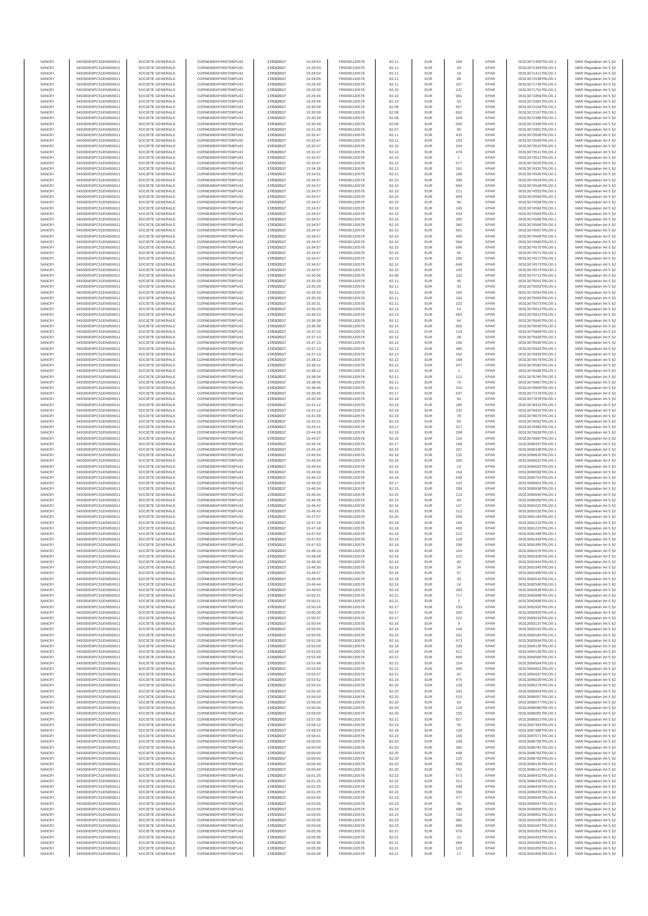| SANOFI | 549300E9PC51EN656011 | SOCIETE GENERALE | O2RNE8IBXP4R0TD8PU42 | 17/03/2017 | 15:28:53 | FR0000120578 | 82.11 | EUR | 199 | XPAR | 00313071393TRLO0-1 | MAR Regulation Art 5 §2 |
|---|---|---|---|---|---|---|---|---|---|---|---|---|
| SANOFI | 549300E9PC51EN656011 | SOCIETE GENERALE | O2RNE8IBXP4R0TD8PU42 | 17/03/2017 | 15:28:53 | FR0000120578 | 82.11 | EUR | 20 | XPAR | 00313071394TRLO0-1 | MAR Regulation Art 5 §2 |
| SANOFI | 549300E9PC51EN656011 | SOCIETE GENERALE | O2RNE8IBXP4R0TD8PU42 | 17/03/2017 | 15:28:54 | FR0000120578 | 82.11 | EUR | 18 | XPAR | 00313071411TRLO0-1 | MAR Regulation Art 5 §2 |
| SANOFI | 549300E9PC51EN656011 | SOCIETE GENERALE | O2RNE8IBXP4R0TD8PU42 | 17/03/2017 | 15:29:05 | FR0000120578 | 82.11 | EUR | 66 | XPAR | 00313071548TRLO0-1 | MAR Regulation Art 5 §2 |
| SANOFI | 549300E9PC51EN656011 | SOCIETE GENERALE | O2RNE8IBXP4R0TD8PU42 | 17/03/2017 | 15:29:30 | FR0000120578 | 82.11 | EUR | 107 | XPAR | 00313071749TRLO0-1 | MAR Regulation Art 5 §2 |
| SANOFI | 549300E9PC51EN656011 | SOCIETE GENERALE | O2RNE8IBXP4R0TD8PU42 | 17/03/2017 | 15:29:30 | FR0000120578 | 82.10 | EUR | 137 | XPAR | 00313071751TRLO0-1 | MAR Regulation Art 5 §2 |
| SANOFI | 549300E9PC51EN656011 | SOCIETE GENERALE | O2RNE8IBXP4R0TD8PU42 | 17/03/2017 | 15:29:46 | FR0000120578 | 82.10 | EUR | 991 | XPAR | 00313071859TRLO0-1 | MAR Regulation Art 5 §2 |
| SANOFI | 549300E9PC51EN656011 | SOCIETE GENERALE | O2RNE8IBXP4R0TD8PU42 | 17/03/2017 | 15:29:46 | FR0000120578 | 82.10 | EUR | 93 | XPAR | 00313071861TRLO0-1 | MAR Regulation Art 5 §2 |
| SANOFI | 549300E9PC51EN656011 | SOCIETE GENERALE | O2RNE8IBXP4R0TD8PU42 | 17/03/2017 | 15:30:09 | FR0000120578 | 82.08 | EUR | 557 | XPAR | 00313072104TRLO0-1 | MAR Regulation Art 5 §2 |
| SANOFI | 549300E9PC51EN656011 | SOCIETE GENERALE | O2RNE8IBXP4R0TD8PU42 | 17/03/2017 | 15:30:09 | FR0000120578 | 82.08 | EUR | 602 | XPAR | 00313072107TRLO0-1 | MAR Regulation Art 5 §2 |
| SANOFI | 549300E9PC51EN656011 | SOCIETE GENERALE | O2RNE8IBXP4R0TD8PU42 | 17/03/2017 | 15:30:39 | FR0000120578 | 82.08 | EUR | 329 | XPAR | 00313072386TRLO0-1 | MAR Regulation Art 5 §2 |
| SANOFI | 549300E9PC51EN656011 | SOCIETE GENERALE | O2RNE8IBXP4R0TD8PU42 | 17/03/2017 | 15:30:39 | FR0000120578 | 82.08 | EUR | 645 | XPAR | 00313072390TRLO0-1 | MAR Regulation Art 5 §2 |
| SANOFI | 549300E9PC51EN656011 | SOCIETE GENERALE | O2RNE8IBXP4R0TD8PU42 | 17/03/2017 | 15:31:28 | FR0000120578 | 82.07 | EUR | 80 | XPAR | 00313072901TRLO0-1 | MAR Regulation Art 5 §2 |
| SANOFI | 549300E9PC51EN656011 | SOCIETE GENERALE | O2RNE8IBXP4R0TD8PU42 | 17/03/2017 | 15:32:47 | FR0000120578 | 82.11 | EUR | 433 | XPAR | 00313073508TRLO0-1 | MAR Regulation Art 5 §2 |
| SANOFI | 549300E9PC51EN656011 | SOCIETE GENERALE | O2RNE8IBXP4R0TD8PU42 | 17/03/2017 | 15:32:47 | FR0000120578 | 82.11 | EUR | 193 | XPAR | 00313073509TRLO0-1 | MAR Regulation Art 5 §2 |
| SANOFI | 549300E9PC51EN656011 | SOCIETE GENERALE | O2RNE8IBXP4R0TD8PU42 | 17/03/2017 | 15:32:47 | FR0000120578 | 82.10 | EUR | 204 | XPAR | 00313073510TRLO0-1 | MAR Regulation Art 5 §2 |
| SANOFI | 549300E9PC51EN656011 | SOCIETE GENERALE | O2RNE8IBXP4R0TD8PU42 | 17/03/2017 | 15:32:47 | FR0000120578 | 82.10 | EUR | 479 | XPAR | 00313073511TRLO0-1 | MAR Regulation Art 5 §2 |
| SANOFI | 549300E9PC51EN656011 | SOCIETE GENERALE | O2RNE8IBXP4R0TD8PU42 | 17/03/2017 | 15:32:47 | FR0000120578 | 82.10 | EUR | 1 | XPAR | 00313073512TRLO0-1 | MAR Regulation Art 5 §2 |
| SANOFI | 549300E9PC51EN656011 | SOCIETE GENERALE | O2RNE8IBXP4R0TD8PU42 | 17/03/2017 | 15:33:47 | FR0000120578 | 82.12 | EUR | 577 | XPAR | 00313074025TRLO0-1 | MAR Regulation Art 5 §2 |
| SANOFI | 549300E9PC51EN656011 | SOCIETE GENERALE | O2RNE8IBXP4R0TD8PU42 | 17/03/2017 | 15:34:26 | FR0000120578 | 82.12 | EUR | 161 | XPAR | 00313074331TRLO0-1 | MAR Regulation Art 5 §2 |
| SANOFI | 549300E9PC51EN656011 | SOCIETE GENERALE | O2RNE8IBXP4R0TD8PU42 | 17/03/2017 | 15:34:51 | FR0000120578 | 82.11 | EUR | 189 | XPAR | 00313074500TRLO0-1 | MAR Regulation Art 5 §2 |
| SANOFI | 549300E9PC51EN656011 | SOCIETE GENERALE | O2RNE8IBXP4R0TD8PU42 | 17/03/2017 | 15:34:57 | FR0000120578 | 82.10 | EUR | 399 | XPAR | 00313074544TRLO0-1 | MAR Regulation Art 5 §2 |
| SANOFI | 549300E9PC51EN656011 | SOCIETE GENERALE | O2RNE8IBXP4R0TD8PU42 | 17/03/2017 | 15:34:57 | FR0000120578 | 82.10 | EUR | 994 | XPAR | 00313074548TRLO0-1 | MAR Regulation Art 5 §2 |
| SANOFI | 549300E9PC51EN656011 | SOCIETE GENERALE | O2RNE8IBXP4R0TD8PU42 | 17/03/2017 | 15:34:57 | FR0000120578 | 82.10 | EUR | 211 | XPAR | 00313074553TRLO0-1 | MAR Regulation Art 5 §2 |
| SANOFI | 549300E9PC51EN656011 | SOCIETE GENERALE | O2RNE8IBXP4R0TD8PU42 | 17/03/2017 | 15:34:57 | FR0000120578 | 82.10 | EUR | 904 | XPAR | 00313074556TRLO0-1 | MAR Regulation Art 5 §2 |
| SANOFI | 549300E9PC51EN656011 | SOCIETE GENERALE | O2RNE8IBXP4R0TD8PU42 | 17/03/2017 | 15:34:57 | FR0000120578 | 82.10 | EUR | 90 | XPAR | 00313074558TRLO0-1 | MAR Regulation Art 5 §2 |
| SANOFI | 549300E9PC51EN656011 | SOCIETE GENERALE | O2RNE8IBXP4R0TD8PU42 | 17/03/2017 | 15:34:57 | FR0000120578 | 82.10 | EUR | 160 | XPAR | 00313074560TRLO0-1 | MAR Regulation Art 5 §2 |
| SANOFI | 549300E9PC51EN656011 | SOCIETE GENERALE | O2RNE8IBXP4R0TD8PU42 | 17/03/2017 | 15:34:57 | FR0000120578 | 82.10 | EUR | 434 | XPAR | 00313074563TRLO0-1 | MAR Regulation Art 5 §2 |
| SANOFI | 549300E9PC51EN656011 | SOCIETE GENERALE | O2RNE8IBXP4R0TD8PU42 | 17/03/2017 | 15:34:57 | FR0000120578 | 82.10 | EUR | 200 | XPAR | 00313074565TRLO0-1 | MAR Regulation Art 5 §2 |
| SANOFI | 549300E9PC51EN656011 | SOCIETE GENERALE | O2RNE8IBXP4R0TD8PU42 | 17/03/2017 | 15:34:57 | FR0000120578 | 82.10 | EUR | 360 | XPAR | 00313074566TRLO0-1 | MAR Regulation Art 5 §2 |
| SANOFI | 549300E9PC51EN656011 | SOCIETE GENERALE | O2RNE8IBXP4R0TD8PU42 | 17/03/2017 | 15:34:57 | FR0000120578 | 82.10 | EUR | 981 | XPAR | 00313074567TRLO0-1 | MAR Regulation Art 5 §2 |
| SANOFI | 549300E9PC51EN656011 | SOCIETE GENERALE | O2RNE8IBXP4R0TD8PU42 | 17/03/2017 | 15:34:57 | FR0000120578 | 82.10 | EUR | 400 | XPAR | 00313074568TRLO0-1 | MAR Regulation Art 5 §2 |
| SANOFI | 549300E9PC51EN656011 | SOCIETE GENERALE | O2RNE8IBXP4R0TD8PU42 | 17/03/2017 | 15:34:57 | FR0000120578 | 82.10 | EUR | 594 | XPAR | 00313074569TRLO0-1 | MAR Regulation Art 5 §2 |
| SANOFI | 549300E9PC51EN656011 | SOCIETE GENERALE | O2RNE8IBXP4R0TD8PU42 | 17/03/2017 | 15:34:57 | FR0000120578 | 82.10 | EUR | 696 | XPAR | 00313074570TRLO0-1 | MAR Regulation Art 5 §2 |
| SANOFI | 549300E9PC51EN656011 | SOCIETE GENERALE | O2RNE8IBXP4R0TD8PU42 | 17/03/2017 | 15:34:57 | FR0000120578 | 82.10 | EUR | 96 | XPAR | 00313074571TRLO0-1 | MAR Regulation Art 5 §2 |
| SANOFI | 549300E9PC51EN656011 | SOCIETE GENERALE | O2RNE8IBXP4R0TD8PU42 | 17/03/2017 | 15:34:57 | FR0000120578 | 82.10 | EUR | 250 | XPAR | 00313074572TRLO0-1 | MAR Regulation Art 5 §2 |
| SANOFI | 549300E9PC51EN656011 | SOCIETE GENERALE | O2RNE8IBXP4R0TD8PU42 | 17/03/2017 | 15:34:57 | FR0000120578 | 82.10 | EUR | 648 | XPAR | 00313074573TRLO0-1 | MAR Regulation Art 5 §2 |
| SANOFI | 549300E9PC51EN656011 | SOCIETE GENERALE | O2RNE8IBXP4R0TD8PU42 | 17/03/2017 | 15:34:57 | FR0000120578 | 82.10 | EUR | 193 | XPAR | 00313074574TRLO0-1 | MAR Regulation Art 5 §2 |
| SANOFI | 549300E9PC51EN656011 | SOCIETE GENERALE | O2RNE8IBXP4R0TD8PU42 | 17/03/2017 | 15:35:06 | FR0000120578 | 82.08 | EUR | 132 | XPAR | 00313074712TRLO0-1 | MAR Regulation Art 5 §2 |
| SANOFI | 549300E9PC51EN656011 | SOCIETE GENERALE | O2RNE8IBXP4R0TD8PU42 | 17/03/2017 | 15:35:29 | FR0000120578 | 82.11 | EUR | 45 | XPAR | 00313075051TRLO0-1 | MAR Regulation Art 5 §2 |
| SANOFI | 549300E9PC51EN656011 | SOCIETE GENERALE | O2RNE8IBXP4R0TD8PU42 | 17/03/2017 | 15:35:29 | FR0000120578 | 82.11 | EUR | 33 | XPAR | 00313075053TRLO0-1 | MAR Regulation Art 5 §2 |
| SANOFI | 549300E9PC51EN656011 | SOCIETE GENERALE | O2RNE8IBXP4R0TD8PU42 | 17/03/2017 | 15:35:29 | FR0000120578 | 82.11 | EUR | 155 | XPAR | 00313075054TRLO0-1 | MAR Regulation Art 5 §2 |
| SANOFI | 549300E9PC51EN656011 | SOCIETE GENERALE | O2RNE8IBXP4R0TD8PU42 | 17/03/2017 | 15:35:29 | FR0000120578 | 82.11 | EUR | 192 | XPAR | 00313075056TRLO0-1 | MAR Regulation Art 5 §2 |
| SANOFI | 549300E9PC51EN656011 | SOCIETE GENERALE | O2RNE8IBXP4R0TD8PU42 | 17/03/2017 | 15:35:31 | FR0000120578 | 82.11 | EUR | 222 | XPAR | 00313075073TRLO0-1 | MAR Regulation Art 5 §2 |
| SANOFI | 549300E9PC51EN656011 | SOCIETE GENERALE | O2RNE8IBXP4R0TD8PU42 | 17/03/2017 | 15:36:33 | FR0000120578 | 82.13 | EUR | 14 | XPAR | 00313075612TRLO0-1 | MAR Regulation Art 5 §2 |
| SANOFI | 549300E9PC51EN656011 | SOCIETE GENERALE | O2RNE8IBXP4R0TD8PU42 | 17/03/2017 | 15:36:33 | FR0000120578 | 82.13 | EUR | 663 | XPAR | 00313075613TRLO0-1 | MAR Regulation Art 5 §2 |
| SANOFI | 549300E9PC51EN656011 | SOCIETE GENERALE | O2RNE8IBXP4R0TD8PU42 | 17/03/2017 | 15:36:39 | FR0000120578 | 82.12 | EUR | 64 | XPAR | 00313075645TRLO0-1 | MAR Regulation Art 5 §2 |
| SANOFI | 549300E9PC51EN656011 | SOCIETE GENERALE | O2RNE8IBXP4R0TD8PU42 | 17/03/2017 | 15:36:39 | FR0000120578 | 82.12 | EUR | 650 | XPAR | 00313075646TRLO0-1 | MAR Regulation Art 5 §2 |
| SANOFI | 549300E9PC51EN656011 | SOCIETE GENERALE | O2RNE8IBXP4R0TD8PU42 | 17/03/2017 | 15:37:10 | FR0000120578 | 82.12 | EUR | 114 | XPAR | 00313075899TRLO0-1 | MAR Regulation Art 5 §2 |
| SANOFI | 549300E9PC51EN656011 | SOCIETE GENERALE | O2RNE8IBXP4R0TD8PU42 | 17/03/2017 | 15:37:13 | FR0000120578 | 82.12 | EUR | 28 | XPAR | 00313075928TRLO0-1 | MAR Regulation Art 5 §2 |
| SANOFI | 549300E9PC51EN656011 | SOCIETE GENERALE | O2RNE8IBXP4R0TD8PU42 | 17/03/2017 | 15:37:13 | FR0000120578 | 82.12 | EUR | 156 | XPAR | 00313075930TRLO0-1 | MAR Regulation Art 5 §2 |
| SANOFI | 549300E9PC51EN656011 | SOCIETE GENERALE | O2RNE8IBXP4R0TD8PU42 | 17/03/2017 | 15:37:13 | FR0000120578 | 82.12 | EUR | 380 | XPAR | 00313075932TRLO0-1 | MAR Regulation Art 5 §2 |
| SANOFI | 549300E9PC51EN656011 | SOCIETE GENERALE | O2RNE8IBXP4R0TD8PU42 | 17/03/2017 | 15:37:13 | FR0000120578 | 82.12 | EUR | 292 | XPAR | 00313075933TRLO0-1 | MAR Regulation Art 5 §2 |
| SANOFI | 549300E9PC51EN656011 | SOCIETE GENERALE | O2RNE8IBXP4R0TD8PU42 | 17/03/2017 | 15:38:12 | FR0000120578 | 82.12 | EUR | 168 | XPAR | 00313076579TRLO0-1 | MAR Regulation Art 5 §2 |
| SANOFI | 549300E9PC51EN656011 | SOCIETE GENERALE | O2RNE8IBXP4R0TD8PU42 | 17/03/2017 | 15:38:12 | FR0000120578 | 82.12 | EUR | 247 | XPAR | 00313076582TRLO0-1 | MAR Regulation Art 5 §2 |
| SANOFI | 549300E9PC51EN656011 | SOCIETE GENERALE | O2RNE8IBXP4R0TD8PU42 | 17/03/2017 | 15:38:12 | FR0000120578 | 82.12 | EUR | 1 | XPAR | 00313076586TRLO0-1 | MAR Regulation Art 5 §2 |
| SANOFI | 549300E9PC51EN656011 | SOCIETE GENERALE | O2RNE8IBXP4R0TD8PU42 | 17/03/2017 | 15:38:34 | FR0000120578 | 82.11 | EUR | 111 | XPAR | 00313076785TRLO0-1 | MAR Regulation Art 5 §2 |
| SANOFI | 549300E9PC51EN656011 | SOCIETE GENERALE | O2RNE8IBXP4R0TD8PU42 | 17/03/2017 | 15:38:46 | FR0000120578 | 82.11 | EUR | 70 | XPAR | 00313076867TRLO0-1 | MAR Regulation Art 5 §2 |
| SANOFI | 549300E9PC51EN656011 | SOCIETE GENERALE | O2RNE8IBXP4R0TD8PU42 | 17/03/2017 | 15:38:46 | FR0000120578 | 82.11 | EUR | 216 | XPAR | 00313076868TRLO0-1 | MAR Regulation Art 5 §2 |
| SANOFI | 549300E9PC51EN656011 | SOCIETE GENERALE | O2RNE8IBXP4R0TD8PU42 | 17/03/2017 | 15:39:45 | FR0000120578 | 82.17 | EUR | 537 | XPAR | 00313077278TRLO0-1 | MAR Regulation Art 5 §2 |
| SANOFI | 549300E9PC51EN656011 | SOCIETE GENERALE | O2RNE8IBXP4R0TD8PU42 | 17/03/2017 | 15:40:28 | FR0000120578 | 82.18 | EUR | 50 | XPAR | 00313077878TRLO0-1 | MAR Regulation Art 5 §2 |
| SANOFI | 549300E9PC51EN656011 | SOCIETE GENERALE | O2RNE8IBXP4R0TD8PU42 | 17/03/2017 | 15:41:12 | FR0000120578 | 82.19 | EUR | 185 | XPAR | 00313078410TRLO0-1 | MAR Regulation Art 5 §2 |
| SANOFI | 549300E9PC51EN656011 | SOCIETE GENERALE | O2RNE8IBXP4R0TD8PU42 | 17/03/2017 | 15:41:12 | FR0000120578 | 82.19 | EUR | 132 | XPAR | 00313078422TRLO0-1 | MAR Regulation Art 5 §2 |
| SANOFI | 549300E9PC51EN656011 | SOCIETE GENERALE | O2RNE8IBXP4R0TD8PU42 | 17/03/2017 | 15:41:39 | FR0000120578 | 82.19 | EUR | 78 | XPAR | 00313078675TRLO0-1 | MAR Regulation Art 5 §2 |
| SANOFI | 549300E9PC51EN656011 | SOCIETE GENERALE | O2RNE8IBXP4R0TD8PU42 | 17/03/2017 | 15:42:21 | FR0000120578 | 82.19 | EUR | 60 | XPAR | 00313079052TRLO0-1 | MAR Regulation Art 5 §2 |
| SANOFI | 549300E9PC51EN656011 | SOCIETE GENERALE | O2RNE8IBXP4R0TD8PU42 | 17/03/2017 | 15:43:11 | FR0000120578 | 82.17 | EUR | 317 | XPAR | 00313079383TRLO0-1 | MAR Regulation Art 5 §2 |
| SANOFI | 549300E9PC51EN656011 | SOCIETE GENERALE | O2RNE8IBXP4R0TD8PU42 | 17/03/2017 | 15:44:28 | FR0000120578 | 82.18 | EUR | 298 | XPAR | 00313079939TRLO0-1 | MAR Regulation Art 5 §2 |
| SANOFI | 549300E9PC51EN656011 | SOCIETE GENERALE | O2RNE8IBXP4R0TD8PU42 | 17/03/2017 | 15:44:37 | FR0000120578 | 82.18 | EUR | 116 | XPAR | 00313079987TRLO0-1 | MAR Regulation Art 5 §2 |
| SANOFI | 549300E9PC51EN656011 | SOCIETE GENERALE | O2RNE8IBXP4R0TD8PU42 | 17/03/2017 | 15:45:16 | FR0000120578 | 82.17 | EUR | 198 | XPAR | 00313080337TRLO0-1 | MAR Regulation Art 5 §2 |
| SANOFI | 549300E9PC51EN656011 | SOCIETE GENERALE | O2RNE8IBXP4R0TD8PU42 | 17/03/2017 | 15:45:16 | FR0000120578 | 82.15 | EUR | 297 | XPAR | 00313080338TRLO0-1 | MAR Regulation Art 5 §2 |
| SANOFI | 549300E9PC51EN656011 | SOCIETE GENERALE | O2RNE8IBXP4R0TD8PU42 | 17/03/2017 | 15:45:54 | FR0000120578 | 82.16 | EUR | 132 | XPAR | 00313080620TRLO0-1 | MAR Regulation Art 5 §2 |
| SANOFI | 549300E9PC51EN656011 | SOCIETE GENERALE | O2RNE8IBXP4R0TD8PU42 | 17/03/2017 | 15:45:54 | FR0000120578 | 82.16 | EUR | 250 | XPAR | 00313080621TRLO0-1 | MAR Regulation Art 5 §2 |
| SANOFI | 549300E9PC51EN656011 | SOCIETE GENERALE | O2RNE8IBXP4R0TD8PU42 | 17/03/2017 | 15:45:54 | FR0000120578 | 82.16 | EUR | 19 | XPAR | 00313080622TRLO0-1 | MAR Regulation Art 5 §2 |
| SANOFI | 549300E9PC51EN656011 | SOCIETE GENERALE | O2RNE8IBXP4R0TD8PU42 | 17/03/2017 | 15:46:00 | FR0000120578 | 82.16 | EUR | 164 | XPAR | 00313080656TRLO0-1 | MAR Regulation Art 5 §2 |
| SANOFI | 549300E9PC51EN656011 | SOCIETE GENERALE | O2RNE8IBXP4R0TD8PU42 | 17/03/2017 | 15:46:13 | FR0000120578 | 82.18 | EUR | 639 | XPAR | 00313080759TRLO0-1 | MAR Regulation Art 5 §2 |
| SANOFI | 549300E9PC51EN656011 | SOCIETE GENERALE | O2RNE8IBXP4R0TD8PU42 | 17/03/2017 | 15:46:33 | FR0000120578 | 82.17 | EUR | 142 | XPAR | 00313080901TRLO0-1 | MAR Regulation Art 5 §2 |
| SANOFI | 549300E9PC51EN656011 | SOCIETE GENERALE | O2RNE8IBXP4R0TD8PU42 | 17/03/2017 | 15:46:34 | FR0000120578 | 82.15 | EUR | 259 | XPAR | 00313080938TRLO0-1 | MAR Regulation Art 5 §2 |
| SANOFI | 549300E9PC51EN656011 | SOCIETE GENERALE | O2RNE8IBXP4R0TD8PU42 | 17/03/2017 | 15:46:34 | FR0000120578 | 82.15 | EUR | 113 | XPAR | 00313080940TRLO0-1 | MAR Regulation Art 5 §2 |
| SANOFI | 549300E9PC51EN656011 | SOCIETE GENERALE | O2RNE8IBXP4R0TD8PU42 | 17/03/2017 | 15:46:35 | FR0000120578 | 82.15 | EUR | 94 | XPAR | 00313080959TRLO0-1 | MAR Regulation Art 5 §2 |
| SANOFI | 549300E9PC51EN656011 | SOCIETE GENERALE | O2RNE8IBXP4R0TD8PU42 | 17/03/2017 | 15:46:42 | FR0000120578 | 82.16 | EUR | 147 | XPAR | 00313081031TRLO0-1 | MAR Regulation Art 5 §2 |
| SANOFI | 549300E9PC51EN656011 | SOCIETE GENERALE | O2RNE8IBXP4R0TD8PU42 | 17/03/2017 | 15:46:42 | FR0000120578 | 82.16 | EUR | 212 | XPAR | 00313081032TRLO0-1 | MAR Regulation Art 5 §2 |
| SANOFI | 549300E9PC51EN656011 | SOCIETE GENERALE | O2RNE8IBXP4R0TD8PU42 | 17/03/2017 | 15:47:07 | FR0000120578 | 82.20 | EUR | 559 | XPAR | 00313081184TRLO0-1 | MAR Regulation Art 5 §2 |
| SANOFI | 549300E9PC51EN656011 | SOCIETE GENERALE | O2RNE8IBXP4R0TD8PU42 | 17/03/2017 | 15:47:18 | FR0000120578 | 82.18 | EUR | 158 | XPAR | 00313081222TRLO0-1 | MAR Regulation Art 5 §2 |
| SANOFI | 549300E9PC51EN656011 | SOCIETE GENERALE | O2RNE8IBXP4R0TD8PU42 | 17/03/2017 | 15:47:18 | FR0000120578 | 82.18 | EUR | 400 | XPAR | 00313081223TRLO0-1 | MAR Regulation Art 5 §2 |
| SANOFI | 549300E9PC51EN656011 | SOCIETE GENERALE | O2RNE8IBXP4R0TD8PU42 | 17/03/2017 | 15:47:53 | FR0000120578 | 82.19 | EUR | 213 | XPAR | 00313081488TRLO0-1 | MAR Regulation Art 5 §2 |
| SANOFI | 549300E9PC51EN656011 | SOCIETE GENERALE | O2RNE8IBXP4R0TD8PU42 | 17/03/2017 | 15:47:53 | FR0000120578 | 82.19 | EUR | 128 | XPAR | 00313081494TRLO0-1 | MAR Regulation Art 5 §2 |
| SANOFI | 549300E9PC51EN656011 | SOCIETE GENERALE | O2RNE8IBXP4R0TD8PU42 | 17/03/2017 | 15:47:53 | FR0000120578 | 82.19 | EUR | 299 | XPAR | 00313081495TRLO0-1 | MAR Regulation Art 5 §2 |
| SANOFI | 549300E9PC51EN656011 | SOCIETE GENERALE | O2RNE8IBXP4R0TD8PU42 | 17/03/2017 | 15:48:10 | FR0000120578 | 82.19 | EUR | 164 | XPAR | 00313081678TRLO0-1 | MAR Regulation Art 5 §2 |
| SANOFI | 549300E9PC51EN656011 | SOCIETE GENERALE | O2RNE8IBXP4R0TD8PU42 | 17/03/2017 | 15:48:28 | FR0000120578 | 82.19 | EUR | 222 | XPAR | 00313081928TRLO0-1 | MAR Regulation Art 5 §2 |
| SANOFI | 549300E9PC51EN656011 | SOCIETE GENERALE | O2RNE8IBXP4R0TD8PU42 | 17/03/2017 | 15:48:30 | FR0000120578 | 82.19 | EUR | 80 | XPAR | 00313081944TRLO0-1 | MAR Regulation Art 5 §2 |
| SANOFI | 549300E9PC51EN656011 | SOCIETE GENERALE | O2RNE8IBXP4R0TD8PU42 | 17/03/2017 | 15:48:30 | FR0000120578 | 82.19 | EUR | 34 | XPAR | 00313081945TRLO0-1 | MAR Regulation Art 5 §2 |
| SANOFI | 549300E9PC51EN656011 | SOCIETE GENERALE | O2RNE8IBXP4R0TD8PU42 | 17/03/2017 | 15:48:37 | FR0000120578 | 82.18 | EUR | 57 | XPAR | 00313081990TRLO0-1 | MAR Regulation Art 5 §2 |
| SANOFI | 549300E9PC51EN656011 | SOCIETE GENERALE | O2RNE8IBXP4R0TD8PU42 | 17/03/2017 | 15:48:45 | FR0000120578 | 82.18 | EUR | 33 | XPAR | 00313082016TRLO0-1 | MAR Regulation Art 5 §2 |
| SANOFI | 549300E9PC51EN656011 | SOCIETE GENERALE | O2RNE8IBXP4R0TD8PU42 | 17/03/2017 | 15:49:44 | FR0000120578 | 82.19 | EUR | 24 | XPAR | 00313082580TRLO0-1 | MAR Regulation Art 5 §2 |
| SANOFI | 549300E9PC51EN656011 | SOCIETE GENERALE | O2RNE8IBXP4R0TD8PU42 | 17/03/2017 | 15:49:53 | FR0000120578 | 82.19 | EUR | 283 | XPAR | 00313082638TRLO0-1 | MAR Regulation Art 5 §2 |
| SANOFI | 549300E9PC51EN656011 | SOCIETE GENERALE | O2RNE8IBXP4R0TD8PU42 | 17/03/2017 | 15:50:21 | FR0000120578 | 82.21 | EUR | 717 | XPAR | 00313082898TRLO0-1 | MAR Regulation Art 5 §2 |
| SANOFI | 549300E9PC51EN656011 | SOCIETE GENERALE | O2RNE8IBXP4R0TD8PU42 | 17/03/2017 | 15:50:21 | FR0000120578 | 82.21 | EUR | 2 | XPAR | 00313082899TRLO0-1 | MAR Regulation Art 5 §2 |
| SANOFI | 549300E9PC51EN656011 | SOCIETE GENERALE | O2RNE8IBXP4R0TD8PU42 | 17/03/2017 | 15:50:24 | FR0000120578 | 82.17 | EUR | 233 | XPAR | 00313082920TRLO0-1 | MAR Regulation Art 5 §2 |
| SANOFI | 549300E9PC51EN656011 | SOCIETE GENERALE | O2RNE8IBXP4R0TD8PU42 | 17/03/2017 | 15:50:30 | FR0000120578 | 82.17 | EUR | 250 | XPAR | 00313082958TRLO0-1 | MAR Regulation Art 5 §2 |
| SANOFI | 549300E9PC51EN656011 | SOCIETE GENERALE | O2RNE8IBXP4R0TD8PU42 | 17/03/2017 | 15:50:37 | FR0000120578 | 82.17 | EUR | 222 | XPAR | 00313083019TRLO0-1 | MAR Regulation Art 5 §2 |
| SANOFI | 549300E9PC51EN656011 | SOCIETE GENERALE | O2RNE8IBXP4R0TD8PU42 | 17/03/2017 | 15:50:54 | FR0000120578 | 82.16 | EUR | 9 | XPAR | 00313083137TRLO0-1 | MAR Regulation Art 5 §2 |
| SANOFI | 549300E9PC51EN656011 | SOCIETE GENERALE | O2RNE8IBXP4R0TD8PU42 | 17/03/2017 | 15:50:54 | FR0000120578 | 82.16 | EUR | 146 | XPAR | 00313083141TRLO0-1 | MAR Regulation Art 5 §2 |
| SANOFI | 549300E9PC51EN656011 | SOCIETE GENERALE | O2RNE8IBXP4R0TD8PU42 | 17/03/2017 | 15:50:55 | FR0000120578 | 82.15 | EUR | 201 | XPAR | 00313083184TRLO0-1 | MAR Regulation Art 5 §2 |
| SANOFI | 549300E9PC51EN656011 | SOCIETE GENERALE | O2RNE8IBXP4R0TD8PU42 | 17/03/2017 | 15:51:28 | FR0000120578 | 82.16 | EUR | 673 | XPAR | 00313083564TRLO0-1 | MAR Regulation Art 5 §2 |
| SANOFI | 549300E9PC51EN656011 | SOCIETE GENERALE | O2RNE8IBXP4R0TD8PU42 | 17/03/2017 | 15:52:00 | FR0000120578 | 82.18 | EUR | 339 | XPAR | 00313084135TRLO0-1 | MAR Regulation Art 5 §2 |
| SANOFI | 549300E9PC51EN656011 | SOCIETE GENERALE | O2RNE8IBXP4R0TD8PU42 | 17/03/2017 | 15:52:00 | FR0000120578 | 82.18 | EUR | 412 | XPAR | 00313084136TRLO0-1 | MAR Regulation Art 5 §2 |
| SANOFI | 549300E9PC51EN656011 | SOCIETE GENERALE | O2RNE8IBXP4R0TD8PU42 | 17/03/2017 | 15:52:48 | FR0000120578 | 82.21 | EUR | 809 | XPAR | 00313084580TRLO0-1 | MAR Regulation Art 5 §2 |
| SANOFI | 549300E9PC51EN656011 | SOCIETE GENERALE | O2RNE8IBXP4R0TD8PU42 | 17/03/2017 | 15:52:48 | FR0000120578 | 82.21 | EUR | 154 | XPAR | 00313084584TRLO0-1 | MAR Regulation Art 5 §2 |
| SANOFI | 549300E9PC51EN656011 | SOCIETE GENERALE | O2RNE8IBXP4R0TD8PU42 | 17/03/2017 | 15:52:50 | FR0000120578 | 82.21 | EUR | 406 | XPAR | 00313084601TRLO0-1 | MAR Regulation Art 5 §2 |
| SANOFI | 549300E9PC51EN656011 | SOCIETE GENERALE | O2RNE8IBXP4R0TD8PU42 | 17/03/2017 | 15:53:37 | FR0000120578 | 82.21 | EUR | 62 | XPAR | 00313084937TRLO0-1 | MAR Regulation Art 5 §2 |
| SANOFI | 549300E9PC51EN656011 | SOCIETE GENERALE | O2RNE8IBXP4R0TD8PU42 | 17/03/2017 | 15:53:52 | FR0000120578 | 82.19 | EUR | 475 | XPAR | 00313085028TRLO0-1 | MAR Regulation Art 5 §2 |
| SANOFI | 549300E9PC51EN656011 | SOCIETE GENERALE | O2RNE8IBXP4R0TD8PU42 | 17/03/2017 | 15:54:24 | FR0000120578 | 82.20 | EUR | 129 | XPAR | 00313085279TRLO0-1 | MAR Regulation Art 5 §2 |
| SANOFI | 549300E9PC51EN656011 | SOCIETE GENERALE | O2RNE8IBXP4R0TD8PU42 | 17/03/2017 | 15:55:40 | FR0000120578 | 82.20 | EUR | 242 | XPAR | 00313085904TRLO0-1 | MAR Regulation Art 5 §2 |
| SANOFI | 549300E9PC51EN656011 | SOCIETE GENERALE | O2RNE8IBXP4R0TD8PU42 | 17/03/2017 | 15:56:00 | FR0000120578 | 82.20 | EUR | 515 | XPAR | 00313086057TRLO0-1 | MAR Regulation Art 5 §2 |
| SANOFI | 549300E9PC51EN656011 | SOCIETE GENERALE | O2RNE8IBXP4R0TD8PU42 | 17/03/2017 | 15:56:00 | FR0000120578 | 82.20 | EUR | 50 | XPAR | 00313086077TRLO0-1 | MAR Regulation Art 5 §2 |
| SANOFI | 549300E9PC51EN656011 | SOCIETE GENERALE | O2RNE8IBXP4R0TD8PU42 | 17/03/2017 | 15:56:00 | FR0000120578 | 82.20 | EUR | 118 | XPAR | 00313086080TRLO0-1 | MAR Regulation Art 5 §2 |
| SANOFI | 549300E9PC51EN656011 | SOCIETE GENERALE | O2RNE8IBXP4R0TD8PU42 | 17/03/2017 | 15:56:00 | FR0000120578 | 82.20 | EUR | 155 | XPAR | 00313086081TRLO0-1 | MAR Regulation Art 5 §2 |
| SANOFI | 549300E9PC51EN656011 | SOCIETE GENERALE | O2RNE8IBXP4R0TD8PU42 | 17/03/2017 | 15:57:35 | FR0000120578 | 82.21 | EUR | 827 | XPAR | 00313086921TRLO0-1 | MAR Regulation Art 5 §2 |
| SANOFI | 549300E9PC51EN656011 | SOCIETE GENERALE | O2RNE8IBXP4R0TD8PU42 | 17/03/2017 | 15:58:12 | FR0000120578 | 82.19 | EUR | 56 | XPAR | 00313087304TRLO0-1 | MAR Regulation Art 5 §2 |
| SANOFI | 549300E9PC51EN656011 | SOCIETE GENERALE | O2RNE8IBXP4R0TD8PU42 | 17/03/2017 | 15:58:20 | FR0000120578 | 82.18 | EUR | 139 | XPAR | 00313087388TRLO0-1 | MAR Regulation Art 5 §2 |
| SANOFI | 549300E9PC51EN656011 | SOCIETE GENERALE | O2RNE8IBXP4R0TD8PU42 | 17/03/2017 | 15:58:41 | FR0000120578 | 82.19 | EUR | 159 | XPAR | 00313087571TRLO0-1 | MAR Regulation Art 5 §2 |
| SANOFI | 549300E9PC51EN656011 | SOCIETE GENERALE | O2RNE8IBXP4R0TD8PU42 | 17/03/2017 | 16:00:00 | FR0000120578 | 82.20 | EUR | 108 | XPAR | 00313088780TRLO0-1 | MAR Regulation Art 5 §2 |
| SANOFI | 549300E9PC51EN656011 | SOCIETE GENERALE | O2RNE8IBXP4R0TD8PU42 | 17/03/2017 | 16:00:00 | FR0000120578 | 82.20 | EUR | 300 | XPAR | 00313088781TRLO0-1 | MAR Regulation Art 5 §2 |
| SANOFI | 549300E9PC51EN656011 | SOCIETE GENERALE | O2RNE8IBXP4R0TD8PU42 | 17/03/2017 | 16:00:00 | FR0000120578 | 82.20 | EUR | 448 | XPAR | 00313088782TRLO0-1 | MAR Regulation Art 5 §2 |
| SANOFI | 549300E9PC51EN656011 | SOCIETE GENERALE | O2RNE8IBXP4R0TD8PU42 | 17/03/2017 | 16:00:00 | FR0000120578 | 82.20 | EUR | 125 | XPAR | 00313088783TRLO0-1 | MAR Regulation Art 5 §2 |
| SANOFI | 549300E9PC51EN656011 | SOCIETE GENERALE | O2RNE8IBXP4R0TD8PU42 | 17/03/2017 | 16:00:49 | FR0000120578 | 82.20 | EUR | 839 | XPAR | 00313089145TRLO0-1 | MAR Regulation Art 5 §2 |
| SANOFI | 549300E9PC51EN656011 | SOCIETE GENERALE | O2RNE8IBXP4R0TD8PU42 | 17/03/2017 | 16:00:49 | FR0000120578 | 82.20 | EUR | 762 | XPAR | 00313089147TRLO0-1 | MAR Regulation Art 5 §2 |
| SANOFI | 549300E9PC51EN656011 | SOCIETE GENERALE | O2RNE8IBXP4R0TD8PU42 | 17/03/2017 | 16:01:25 | FR0000120578 | 82.22 | EUR | 573 | XPAR | 00313089432TRLO0-1 | MAR Regulation Art 5 §2 |
| SANOFI | 549300E9PC51EN656011 | SOCIETE GENERALE | O2RNE8IBXP4R0TD8PU42 | 17/03/2017 | 16:01:25 | FR0000120578 | 82.22 | EUR | 312 | XPAR | 00313089433TRLO0-1 | MAR Regulation Art 5 §2 |
| SANOFI | 549300E9PC51EN656011 | SOCIETE GENERALE | O2RNE8IBXP4R0TD8PU42 | 17/03/2017 | 16:01:25 | FR0000120578 | 82.22 | EUR | 438 | XPAR | 00313089434TRLO0-1 | MAR Regulation Art 5 §2 |
| SANOFI | 549300E9PC51EN656011 | SOCIETE GENERALE | O2RNE8IBXP4R0TD8PU42 | 17/03/2017 | 16:01:25 | FR0000120578 | 82.22 | EUR | 356 | XPAR | 00313089435TRLO0-1 | MAR Regulation Art 5 §2 |
| SANOFI | 549300E9PC51EN656011 | SOCIETE GENERALE | O2RNE8IBXP4R0TD8PU42 | 17/03/2017 | 16:03:55 | FR0000120578 | 82.23 | EUR | 377 | XPAR | 00313090846TRLO0-1 | MAR Regulation Art 5 §2 |
| SANOFI | 549300E9PC51EN656011 | SOCIETE GENERALE | O2RNE8IBXP4R0TD8PU42 | 17/03/2017 | 16:03:55 | FR0000120578 | 82.23 | EUR | 55 | XPAR | 00313090847TRLO0-1 | MAR Regulation Art 5 §2 |
| SANOFI | 549300E9PC51EN656011 | SOCIETE GENERALE | O2RNE8IBXP4R0TD8PU42 | 17/03/2017 | 16:03:55 | FR0000120578 | 82.23 | EUR | 498 | XPAR | 00313090850TRLO0-1 | MAR Regulation Art 5 §2 |
| SANOFI | 549300E9PC51EN656011 | SOCIETE GENERALE | O2RNE8IBXP4R0TD8PU42 | 17/03/2017 | 16:03:55 | FR0000120578 | 82.23 | EUR | 716 | XPAR | 00313090851TRLO0-1 | MAR Regulation Art 5 §2 |
| SANOFI | 549300E9PC51EN656011 | SOCIETE GENERALE | O2RNE8IBXP4R0TD8PU42 | 17/03/2017 | 16:05:06 | FR0000120578 | 82.23 | EUR | 982 | XPAR | 00313091566TRLO0-1 | MAR Regulation Art 5 §2 |
| SANOFI | 549300E9PC51EN656011 | SOCIETE GENERALE | O2RNE8IBXP4R0TD8PU42 | 17/03/2017 | 16:05:06 | FR0000120578 | 82.23 | EUR | 669 | XPAR | 00313091567TRLO0-1 | MAR Regulation Art 5 §2 |
| SANOFI | 549300E9PC51EN656011 | SOCIETE GENERALE | O2RNE8IBXP4R0TD8PU42 | 17/03/2017 | 16:05:36 | FR0000120578 | 82.21 | EUR | 979 | XPAR | 00313091852TRLO0-1 | MAR Regulation Art 5 §2 |
| SANOFI | 549300E9PC51EN656011 | SOCIETE GENERALE | O2RNE8IBXP4R0TD8PU42 | 17/03/2017 | 16:05:36 | FR0000120578 | 82.21 | EUR | 21 | XPAR | 00313091853TRLO0-1 | MAR Regulation Art 5 §2 |
| SANOFI | 549300E9PC51EN656011 | SOCIETE GENERALE | O2RNE8IBXP4R0TD8PU42 | 17/03/2017 | 16:05:36 | FR0000120578 | 82.21 | EUR | 584 | XPAR | 00313091854TRLO0-1 | MAR Regulation Art 5 §2 |
| SANOFI | 549300E9PC51EN656011 | SOCIETE GENERALE | O2RNE8IBXP4R0TD8PU42 | 17/03/2017 | 16:05:36 | FR0000120578 | 82.21 | EUR | 125 | XPAR | 00313091855TRLO0-1 | MAR Regulation Art 5 §2 |
| SANOFI | 549300E9PC51EN656011 | SOCIETE GENERALE | O2RNE8IBXP4R0TD8PU42 | 17/03/2017 | 16:05:36 | FR0000120578 | 82.21 | EUR | 17 | XPAR | 00313091856TRLO0-1 | MAR Regulation Art 5 §2 |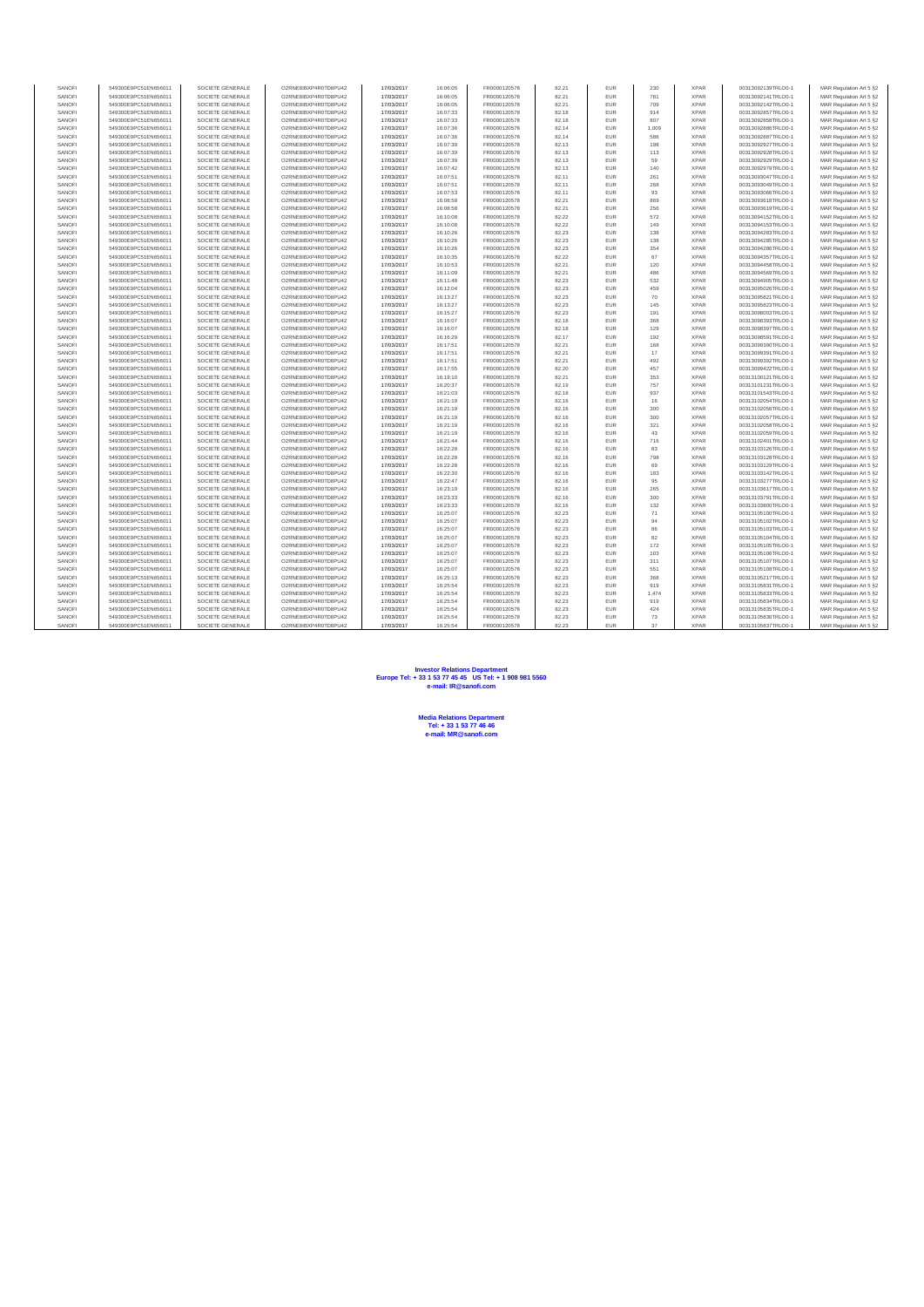| | | | | | | | | | | | | |
|---|---|---|---|---|---|---|---|---|---|---|---|---|
| SANOFI | 549300E9PC51EN656011 | SOCIETE GENERALE | O2RNE8IBXP4R0TD8PU42 | 17/03/2017 | 16:06:05 | FR0000120578 | 82.21 | EUR | 230 | XPAR | 00313092139TRLO0-1 | MAR Regulation Art 5 §2 |
| SANOFI | 549300E9PC51EN656011 | SOCIETE GENERALE | O2RNE8IBXP4R0TD8PU42 | 17/03/2017 | 16:06:05 | FR0000120578 | 82.21 | EUR | 781 | XPAR | 00313092141TRLO0-1 | MAR Regulation Art 5 §2 |
| SANOFI | 549300E9PC51EN656011 | SOCIETE GENERALE | O2RNE8IBXP4R0TD8PU42 | 17/03/2017 | 16:06:05 | FR0000120578 | 82.21 | EUR | 709 | XPAR | 00313092142TRLO0-1 | MAR Regulation Art 5 §2 |
| SANOFI | 549300E9PC51EN656011 | SOCIETE GENERALE | O2RNE8IBXP4R0TD8PU42 | 17/03/2017 | 16:07:33 | FR0000120578 | 82.18 | EUR | 914 | XPAR | 00313092857TRLO0-1 | MAR Regulation Art 5 §2 |
| SANOFI | 549300E9PC51EN656011 | SOCIETE GENERALE | O2RNE8IBXP4R0TD8PU42 | 17/03/2017 | 16:07:33 | FR0000120578 | 82.18 | EUR | 807 | XPAR | 00313092858TRLO0-1 | MAR Regulation Art 5 §2 |
| SANOFI | 549300E9PC51EN656011 | SOCIETE GENERALE | O2RNE8IBXP4R0TD8PU42 | 17/03/2017 | 16:07:36 | FR0000120578 | 82.14 | EUR | 1,009 | XPAR | 00313092886TRLO0-1 | MAR Regulation Art 5 §2 |
| SANOFI | 549300E9PC51EN656011 | SOCIETE GENERALE | O2RNE8IBXP4R0TD8PU42 | 17/03/2017 | 16:07:36 | FR0000120578 | 82.14 | EUR | 586 | XPAR | 00313092887TRLO0-1 | MAR Regulation Art 5 §2 |
| SANOFI | 549300E9PC51EN656011 | SOCIETE GENERALE | O2RNE8IBXP4R0TD8PU42 | 17/03/2017 | 16:07:39 | FR0000120578 | 82.13 | EUR | 198 | XPAR | 00313092927TRLO0-1 | MAR Regulation Art 5 §2 |
| SANOFI | 549300E9PC51EN656011 | SOCIETE GENERALE | O2RNE8IBXP4R0TD8PU42 | 17/03/2017 | 16:07:39 | FR0000120578 | 82.13 | EUR | 113 | XPAR | 00313092928TRLO0-1 | MAR Regulation Art 5 §2 |
| SANOFI | 549300E9PC51EN656011 | SOCIETE GENERALE | O2RNE8IBXP4R0TD8PU42 | 17/03/2017 | 16:07:39 | FR0000120578 | 82.13 | EUR | 59 | XPAR | 00313092929TRLO0-1 | MAR Regulation Art 5 §2 |
| SANOFI | 549300E9PC51EN656011 | SOCIETE GENERALE | O2RNE8IBXP4R0TD8PU42 | 17/03/2017 | 16:07:42 | FR0000120578 | 82.13 | EUR | 140 | XPAR | 00313092979TRLO0-1 | MAR Regulation Art 5 §2 |
| SANOFI | 549300E9PC51EN656011 | SOCIETE GENERALE | O2RNE8IBXP4R0TD8PU42 | 17/03/2017 | 16:07:51 | FR0000120578 | 82.11 | EUR | 261 | XPAR | 00313093047TRLO0-1 | MAR Regulation Art 5 §2 |
| SANOFI | 549300E9PC51EN656011 | SOCIETE GENERALE | O2RNE8IBXP4R0TD8PU42 | 17/03/2017 | 16:07:51 | FR0000120578 | 82.11 | EUR | 268 | XPAR | 00313093049TRLO0-1 | MAR Regulation Art 5 §2 |
| SANOFI | 549300E9PC51EN656011 | SOCIETE GENERALE | O2RNE8IBXP4R0TD8PU42 | 17/03/2017 | 16:07:53 | FR0000120578 | 82.11 | EUR | 93 | XPAR | 00313093066TRLO0-1 | MAR Regulation Art 5 §2 |
| SANOFI | 549300E9PC51EN656011 | SOCIETE GENERALE | O2RNE8IBXP4R0TD8PU42 | 17/03/2017 | 16:08:58 | FR0000120578 | 82.21 | EUR | 869 | XPAR | 00313093618TRLO0-1 | MAR Regulation Art 5 §2 |
| SANOFI | 549300E9PC51EN656011 | SOCIETE GENERALE | O2RNE8IBXP4R0TD8PU42 | 17/03/2017 | 16:08:58 | FR0000120578 | 82.21 | EUR | 256 | XPAR | 00313093619TRLO0-1 | MAR Regulation Art 5 §2 |
| SANOFI | 549300E9PC51EN656011 | SOCIETE GENERALE | O2RNE8IBXP4R0TD8PU42 | 17/03/2017 | 16:10:08 | FR0000120578 | 82.22 | EUR | 572 | XPAR | 00313094152TRLO0-1 | MAR Regulation Art 5 §2 |
| SANOFI | 549300E9PC51EN656011 | SOCIETE GENERALE | O2RNE8IBXP4R0TD8PU42 | 17/03/2017 | 16:10:08 | FR0000120578 | 82.22 | EUR | 149 | XPAR | 00313094153TRLO0-1 | MAR Regulation Art 5 §2 |
| SANOFI | 549300E9PC51EN656011 | SOCIETE GENERALE | O2RNE8IBXP4R0TD8PU42 | 17/03/2017 | 16:10:26 | FR0000120578 | 82.23 | EUR | 138 | XPAR | 00313094283TRLO0-1 | MAR Regulation Art 5 §2 |
| SANOFI | 549300E9PC51EN656011 | SOCIETE GENERALE | O2RNE8IBXP4R0TD8PU42 | 17/03/2017 | 16:10:26 | FR0000120578 | 82.23 | EUR | 138 | XPAR | 00313094285TRLO0-1 | MAR Regulation Art 5 §2 |
| SANOFI | 549300E9PC51EN656011 | SOCIETE GENERALE | O2RNE8IBXP4R0TD8PU42 | 17/03/2017 | 16:10:26 | FR0000120578 | 82.23 | EUR | 354 | XPAR | 00313094286TRLO0-1 | MAR Regulation Art 5 §2 |
| SANOFI | 549300E9PC51EN656011 | SOCIETE GENERALE | O2RNE8IBXP4R0TD8PU42 | 17/03/2017 | 16:10:35 | FR0000120578 | 82.22 | EUR | 67 | XPAR | 00313094357TRLO0-1 | MAR Regulation Art 5 §2 |
| SANOFI | 549300E9PC51EN656011 | SOCIETE GENERALE | O2RNE8IBXP4R0TD8PU42 | 17/03/2017 | 16:10:53 | FR0000120578 | 82.21 | EUR | 120 | XPAR | 00313094458TRLO0-1 | MAR Regulation Art 5 §2 |
| SANOFI | 549300E9PC51EN656011 | SOCIETE GENERALE | O2RNE8IBXP4R0TD8PU42 | 17/03/2017 | 16:11:09 | FR0000120578 | 82.21 | EUR | 486 | XPAR | 00313094569TRLO0-1 | MAR Regulation Art 5 §2 |
| SANOFI | 549300E9PC51EN656011 | SOCIETE GENERALE | O2RNE8IBXP4R0TD8PU42 | 17/03/2017 | 16:11:48 | FR0000120578 | 82.23 | EUR | 532 | XPAR | 00313094905TRLO0-1 | MAR Regulation Art 5 §2 |
| SANOFI | 549300E9PC51EN656011 | SOCIETE GENERALE | O2RNE8IBXP4R0TD8PU42 | 17/03/2017 | 16:12:04 | FR0000120578 | 82.23 | EUR | 459 | XPAR | 00313095026TRLO0-1 | MAR Regulation Art 5 §2 |
| SANOFI | 549300E9PC51EN656011 | SOCIETE GENERALE | O2RNE8IBXP4R0TD8PU42 | 17/03/2017 | 16:13:27 | FR0000120578 | 82.23 | EUR | 70 | XPAR | 00313095821TRLO0-1 | MAR Regulation Art 5 §2 |
| SANOFI | 549300E9PC51EN656011 | SOCIETE GENERALE | O2RNE8IBXP4R0TD8PU42 | 17/03/2017 | 16:13:27 | FR0000120578 | 82.23 | EUR | 145 | XPAR | 00313095823TRLO0-1 | MAR Regulation Art 5 §2 |
| SANOFI | 549300E9PC51EN656011 | SOCIETE GENERALE | O2RNE8IBXP4R0TD8PU42 | 17/03/2017 | 16:15:27 | FR0000120578 | 82.23 | EUR | 191 | XPAR | 00313098003TRLO0-1 | MAR Regulation Art 5 §2 |
| SANOFI | 549300E9PC51EN656011 | SOCIETE GENERALE | O2RNE8IBXP4R0TD8PU42 | 17/03/2017 | 16:16:07 | FR0000120578 | 82.18 | EUR | 368 | XPAR | 00313098393TRLO0-1 | MAR Regulation Art 5 §2 |
| SANOFI | 549300E9PC51EN656011 | SOCIETE GENERALE | O2RNE8IBXP4R0TD8PU42 | 17/03/2017 | 16:16:07 | FR0000120578 | 82.18 | EUR | 129 | XPAR | 00313098397TRLO0-1 | MAR Regulation Art 5 §2 |
| SANOFI | 549300E9PC51EN656011 | SOCIETE GENERALE | O2RNE8IBXP4R0TD8PU42 | 17/03/2017 | 16:16:29 | FR0000120578 | 82.17 | EUR | 192 | XPAR | 00313098591TRLO0-1 | MAR Regulation Art 5 §2 |
| SANOFI | 549300E9PC51EN656011 | SOCIETE GENERALE | O2RNE8IBXP4R0TD8PU42 | 17/03/2017 | 16:17:51 | FR0000120578 | 82.21 | EUR | 168 | XPAR | 00313099390TRLO0-1 | MAR Regulation Art 5 §2 |
| SANOFI | 549300E9PC51EN656011 | SOCIETE GENERALE | O2RNE8IBXP4R0TD8PU42 | 17/03/2017 | 16:17:51 | FR0000120578 | 82.21 | EUR | 17 | XPAR | 00313099391TRLO0-1 | MAR Regulation Art 5 §2 |
| SANOFI | 549300E9PC51EN656011 | SOCIETE GENERALE | O2RNE8IBXP4R0TD8PU42 | 17/03/2017 | 16:17:51 | FR0000120578 | 82.21 | EUR | 492 | XPAR | 00313099392TRLO0-1 | MAR Regulation Art 5 §2 |
| SANOFI | 549300E9PC51EN656011 | SOCIETE GENERALE | O2RNE8IBXP4R0TD8PU42 | 17/03/2017 | 16:17:55 | FR0000120578 | 82.20 | EUR | 457 | XPAR | 00313099422TRLO0-1 | MAR Regulation Art 5 §2 |
| SANOFI | 549300E9PC51EN656011 | SOCIETE GENERALE | O2RNE8IBXP4R0TD8PU42 | 17/03/2017 | 16:19:10 | FR0000120578 | 82.21 | EUR | 353 | XPAR | 00313100121TRLO0-1 | MAR Regulation Art 5 §2 |
| SANOFI | 549300E9PC51EN656011 | SOCIETE GENERALE | O2RNE8IBXP4R0TD8PU42 | 17/03/2017 | 16:20:37 | FR0000120578 | 82.19 | EUR | 757 | XPAR | 00313101231TRLO0-1 | MAR Regulation Art 5 §2 |
| SANOFI | 549300E9PC51EN656011 | SOCIETE GENERALE | O2RNE8IBXP4R0TD8PU42 | 17/03/2017 | 16:21:03 | FR0000120578 | 82.18 | EUR | 937 | XPAR | 00313101543TRLO0-1 | MAR Regulation Art 5 §2 |
| SANOFI | 549300E9PC51EN656011 | SOCIETE GENERALE | O2RNE8IBXP4R0TD8PU42 | 17/03/2017 | 16:21:19 | FR0000120578 | 82.16 | EUR | 16 | XPAR | 00313102054TRLO0-1 | MAR Regulation Art 5 §2 |
| SANOFI | 549300E9PC51EN656011 | SOCIETE GENERALE | O2RNE8IBXP4R0TD8PU42 | 17/03/2017 | 16:21:19 | FR0000120578 | 82.16 | EUR | 300 | XPAR | 00313102056TRLO0-1 | MAR Regulation Art 5 §2 |
| SANOFI | 549300E9PC51EN656011 | SOCIETE GENERALE | O2RNE8IBXP4R0TD8PU42 | 17/03/2017 | 16:21:19 | FR0000120578 | 82.16 | EUR | 300 | XPAR | 00313102057TRLO0-1 | MAR Regulation Art 5 §2 |
| SANOFI | 549300E9PC51EN656011 | SOCIETE GENERALE | O2RNE8IBXP4R0TD8PU42 | 17/03/2017 | 16:21:19 | FR0000120578 | 82.16 | EUR | 321 | XPAR | 00313102058TRLO0-1 | MAR Regulation Art 5 §2 |
| SANOFI | 549300E9PC51EN656011 | SOCIETE GENERALE | O2RNE8IBXP4R0TD8PU42 | 17/03/2017 | 16:21:19 | FR0000120578 | 82.16 | EUR | 43 | XPAR | 00313102059TRLO0-1 | MAR Regulation Art 5 §2 |
| SANOFI | 549300E9PC51EN656011 | SOCIETE GENERALE | O2RNE8IBXP4R0TD8PU42 | 17/03/2017 | 16:21:44 | FR0000120578 | 82.16 | EUR | 716 | XPAR | 00313102401TRLO0-1 | MAR Regulation Art 5 §2 |
| SANOFI | 549300E9PC51EN656011 | SOCIETE GENERALE | O2RNE8IBXP4R0TD8PU42 | 17/03/2017 | 16:22:28 | FR0000120578 | 82.16 | EUR | 83 | XPAR | 00313103126TRLO0-1 | MAR Regulation Art 5 §2 |
| SANOFI | 549300E9PC51EN656011 | SOCIETE GENERALE | O2RNE8IBXP4R0TD8PU42 | 17/03/2017 | 16:22:28 | FR0000120578 | 82.16 | EUR | 798 | XPAR | 00313103128TRLO0-1 | MAR Regulation Art 5 §2 |
| SANOFI | 549300E9PC51EN656011 | SOCIETE GENERALE | O2RNE8IBXP4R0TD8PU42 | 17/03/2017 | 16:22:28 | FR0000120578 | 82.16 | EUR | 69 | XPAR | 00313103129TRLO0-1 | MAR Regulation Art 5 §2 |
| SANOFI | 549300E9PC51EN656011 | SOCIETE GENERALE | O2RNE8IBXP4R0TD8PU42 | 17/03/2017 | 16:22:30 | FR0000120578 | 82.16 | EUR | 183 | XPAR | 00313103142TRLO0-1 | MAR Regulation Art 5 §2 |
| SANOFI | 549300E9PC51EN656011 | SOCIETE GENERALE | O2RNE8IBXP4R0TD8PU42 | 17/03/2017 | 16:22:47 | FR0000120578 | 82.16 | EUR | 95 | XPAR | 00313103277TRLO0-1 | MAR Regulation Art 5 §2 |
| SANOFI | 549300E9PC51EN656011 | SOCIETE GENERALE | O2RNE8IBXP4R0TD8PU42 | 17/03/2017 | 16:23:19 | FR0000120578 | 82.16 | EUR | 265 | XPAR | 00313103617TRLO0-1 | MAR Regulation Art 5 §2 |
| SANOFI | 549300E9PC51EN656011 | SOCIETE GENERALE | O2RNE8IBXP4R0TD8PU42 | 17/03/2017 | 16:23:33 | FR0000120578 | 82.16 | EUR | 300 | XPAR | 00313103791TRLO0-1 | MAR Regulation Art 5 §2 |
| SANOFI | 549300E9PC51EN656011 | SOCIETE GENERALE | O2RNE8IBXP4R0TD8PU42 | 17/03/2017 | 16:23:33 | FR0000120578 | 82.16 | EUR | 132 | XPAR | 00313103800TRLO0-1 | MAR Regulation Art 5 §2 |
| SANOFI | 549300E9PC51EN656011 | SOCIETE GENERALE | O2RNE8IBXP4R0TD8PU42 | 17/03/2017 | 16:25:07 | FR0000120578 | 82.23 | EUR | 71 | XPAR | 00313105100TRLO0-1 | MAR Regulation Art 5 §2 |
| SANOFI | 549300E9PC51EN656011 | SOCIETE GENERALE | O2RNE8IBXP4R0TD8PU42 | 17/03/2017 | 16:25:07 | FR0000120578 | 82.23 | EUR | 94 | XPAR | 00313105102TRLO0-1 | MAR Regulation Art 5 §2 |
| SANOFI | 549300E9PC51EN656011 | SOCIETE GENERALE | O2RNE8IBXP4R0TD8PU42 | 17/03/2017 | 16:25:07 | FR0000120578 | 82.23 | EUR | 86 | XPAR | 00313105103TRLO0-1 | MAR Regulation Art 5 §2 |
| SANOFI | 549300E9PC51EN656011 | SOCIETE GENERALE | O2RNE8IBXP4R0TD8PU42 | 17/03/2017 | 16:25:07 | FR0000120578 | 82.23 | EUR | 82 | XPAR | 00313105104TRLO0-1 | MAR Regulation Art 5 §2 |
| SANOFI | 549300E9PC51EN656011 | SOCIETE GENERALE | O2RNE8IBXP4R0TD8PU42 | 17/03/2017 | 16:25:07 | FR0000120578 | 82.23 | EUR | 172 | XPAR | 00313105105TRLO0-1 | MAR Regulation Art 5 §2 |
| SANOFI | 549300E9PC51EN656011 | SOCIETE GENERALE | O2RNE8IBXP4R0TD8PU42 | 17/03/2017 | 16:25:07 | FR0000120578 | 82.23 | EUR | 103 | XPAR | 00313105106TRLO0-1 | MAR Regulation Art 5 §2 |
| SANOFI | 549300E9PC51EN656011 | SOCIETE GENERALE | O2RNE8IBXP4R0TD8PU42 | 17/03/2017 | 16:25:07 | FR0000120578 | 82.23 | EUR | 311 | XPAR | 00313105107TRLO0-1 | MAR Regulation Art 5 §2 |
| SANOFI | 549300E9PC51EN656011 | SOCIETE GENERALE | O2RNE8IBXP4R0TD8PU42 | 17/03/2017 | 16:25:07 | FR0000120578 | 82.23 | EUR | 551 | XPAR | 00313105108TRLO0-1 | MAR Regulation Art 5 §2 |
| SANOFI | 549300E9PC51EN656011 | SOCIETE GENERALE | O2RNE8IBXP4R0TD8PU42 | 17/03/2017 | 16:25:13 | FR0000120578 | 82.23 | EUR | 368 | XPAR | 00313105217TRLO0-1 | MAR Regulation Art 5 §2 |
| SANOFI | 549300E9PC51EN656011 | SOCIETE GENERALE | O2RNE8IBXP4R0TD8PU42 | 17/03/2017 | 16:25:54 | FR0000120578 | 82.23 | EUR | 919 | XPAR | 00313105831TRLO0-1 | MAR Regulation Art 5 §2 |
| SANOFI | 549300E9PC51EN656011 | SOCIETE GENERALE | O2RNE8IBXP4R0TD8PU42 | 17/03/2017 | 16:25:54 | FR0000120578 | 82.23 | EUR | 1,474 | XPAR | 00313105833TRLO0-1 | MAR Regulation Art 5 §2 |
| SANOFI | 549300E9PC51EN656011 | SOCIETE GENERALE | O2RNE8IBXP4R0TD8PU42 | 17/03/2017 | 16:25:54 | FR0000120578 | 82.23 | EUR | 919 | XPAR | 00313105834TRLO0-1 | MAR Regulation Art 5 §2 |
| SANOFI | 549300E9PC51EN656011 | SOCIETE GENERALE | O2RNE8IBXP4R0TD8PU42 | 17/03/2017 | 16:25:54 | FR0000120578 | 82.23 | EUR | 424 | XPAR | 00313105835TRLO0-1 | MAR Regulation Art 5 §2 |
| SANOFI | 549300E9PC51EN656011 | SOCIETE GENERALE | O2RNE8IBXP4R0TD8PU42 | 17/03/2017 | 16:25:54 | FR0000120578 | 82.23 | EUR | 73 | XPAR | 00313105836TRLO0-1 | MAR Regulation Art 5 §2 |
| SANOFI | 549300E9PC51EN656011 | SOCIETE GENERALE | O2RNE8IBXP4R0TD8PU42 | 17/03/2017 | 16:25:54 | FR0000120578 | 82.23 | EUR | 37 | XPAR | 00313105837TRLO0-1 | MAR Regulation Art 5 §2 |

**Investor Relations Department**
**Europe Tel: + 33 1 53 77 45 45 US Tel: + 1 908 981 5560**
**e-mail: IR@sanofi.com**

**Media Relations Department**
**Tel: + 33 1 53 77 46 46**
**e-mail: MR@sanofi.com**